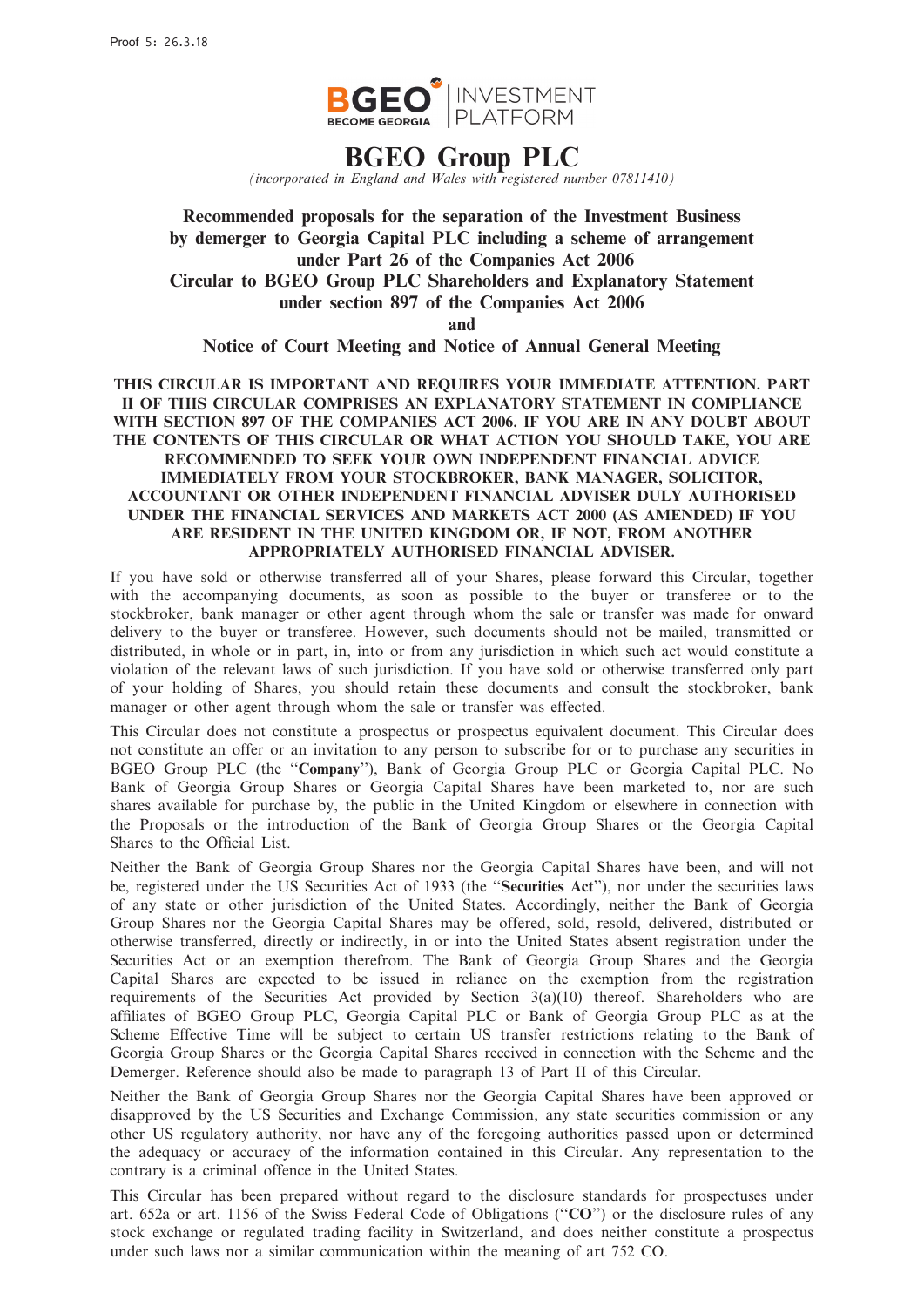Proof 5: 26.3.18

BGEO BECOME GEORGIA | INVESTMENT PLATFORM

# BGEO Group PLC

*(incorporated in England and Wales with registered number 07811410)*

## Recommended proposals for the separation of the Investment Business by demerger to Georgia Capital PLC including a scheme of arrangement under Part 26 of the Companies Act 2006 Circular to BGEO Group PLC Shareholders and Explanatory Statement under section 897 of the Companies Act 2006 and Notice of Court Meeting and Notice of Annual General Meeting

**THIS CIRCULAR IS IMPORTANT AND REQUIRES YOUR IMMEDIATE ATTENTION. PART II OF THIS CIRCULAR COMPRISES AN EXPLANATORY STATEMENT IN COMPLIANCE WITH SECTION 897 OF THE COMPANIES ACT 2006. IF YOU ARE IN ANY DOUBT ABOUT THE CONTENTS OF THIS CIRCULAR OR WHAT ACTION YOU SHOULD TAKE, YOU ARE RECOMMENDED TO SEEK YOUR OWN INDEPENDENT FINANCIAL ADVICE IMMEDIATELY FROM YOUR STOCKBROKER, BANK MANAGER, SOLICITOR, ACCOUNTANT OR OTHER INDEPENDENT FINANCIAL ADVISER DULY AUTHORISED UNDER THE FINANCIAL SERVICES AND MARKETS ACT 2000 (AS AMENDED) IF YOU ARE RESIDENT IN THE UNITED KINGDOM OR, IF NOT, FROM ANOTHER APPROPRIATELY AUTHORISED FINANCIAL ADVISER.**

If you have sold or otherwise transferred all of your Shares, please forward this Circular, together with the accompanying documents, as soon as possible to the buyer or transferee or to the stockbroker, bank manager or other agent through whom the sale or transfer was made for onward delivery to the buyer or transferee. However, such documents should not be mailed, transmitted or distributed, in whole or in part, in, into or from any jurisdiction in which such act would constitute a violation of the relevant laws of such jurisdiction. If you have sold or otherwise transferred only part of your holding of Shares, you should retain these documents and consult the stockbroker, bank manager or other agent through whom the sale or transfer was effected.

This Circular does not constitute a prospectus or prospectus equivalent document. This Circular does not constitute an offer or an invitation to any person to subscribe for or to purchase any securities in BGEO Group PLC (the "**Company**"), Bank of Georgia Group PLC or Georgia Capital PLC. No Bank of Georgia Group Shares or Georgia Capital Shares have been marketed to, nor are such shares available for purchase by, the public in the United Kingdom or elsewhere in connection with the Proposals or the introduction of the Bank of Georgia Group Shares or the Georgia Capital Shares to the Official List.

Neither the Bank of Georgia Group Shares nor the Georgia Capital Shares have been, and will not be, registered under the US Securities Act of 1933 (the "**Securities Act**"), nor under the securities laws of any state or other jurisdiction of the United States. Accordingly, neither the Bank of Georgia Group Shares nor the Georgia Capital Shares may be offered, sold, resold, delivered, distributed or otherwise transferred, directly or indirectly, in or into the United States absent registration under the Securities Act or an exemption therefrom. The Bank of Georgia Group Shares and the Georgia Capital Shares are expected to be issued in reliance on the exemption from the registration requirements of the Securities Act provided by Section 3(a)(10) thereof. Shareholders who are affiliates of BGEO Group PLC, Georgia Capital PLC or Bank of Georgia Group PLC as at the Scheme Effective Time will be subject to certain US transfer restrictions relating to the Bank of Georgia Group Shares or the Georgia Capital Shares received in connection with the Scheme and the Demerger. Reference should also be made to paragraph 13 of Part II of this Circular.

Neither the Bank of Georgia Group Shares nor the Georgia Capital Shares have been approved or disapproved by the US Securities and Exchange Commission, any state securities commission or any other US regulatory authority, nor have any of the foregoing authorities passed upon or determined the adequacy or accuracy of the information contained in this Circular. Any representation to the contrary is a criminal offence in the United States.

This Circular has been prepared without regard to the disclosure standards for prospectuses under art. 652a or art. 1156 of the Swiss Federal Code of Obligations ("**CO**") or the disclosure rules of any stock exchange or regulated trading facility in Switzerland, and does neither constitute a prospectus under such laws nor a similar communication within the meaning of art 752 CO.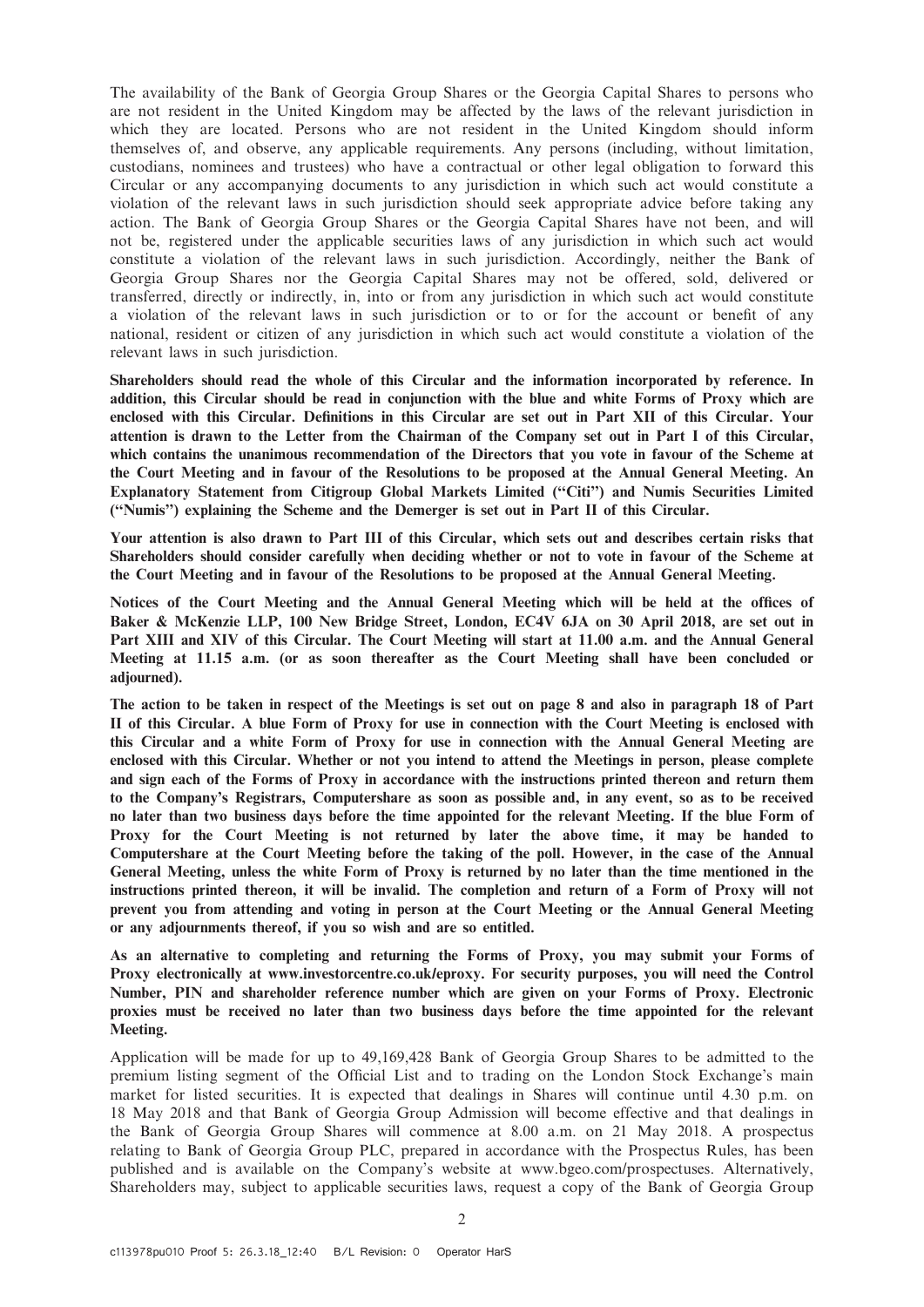The availability of the Bank of Georgia Group Shares or the Georgia Capital Shares to persons who are not resident in the United Kingdom may be affected by the laws of the relevant jurisdiction in which they are located. Persons who are not resident in the United Kingdom should inform themselves of, and observe, any applicable requirements. Any persons (including, without limitation, custodians, nominees and trustees) who have a contractual or other legal obligation to forward this Circular or any accompanying documents to any jurisdiction in which such act would constitute a violation of the relevant laws in such jurisdiction should seek appropriate advice before taking any action. The Bank of Georgia Group Shares or the Georgia Capital Shares have not been, and will not be, registered under the applicable securities laws of any jurisdiction in which such act would constitute a violation of the relevant laws in such jurisdiction. Accordingly, neither the Bank of Georgia Group Shares nor the Georgia Capital Shares may not be offered, sold, delivered or transferred, directly or indirectly, in, into or from any jurisdiction in which such act would constitute a violation of the relevant laws in such jurisdiction or to or for the account or benefit of any national, resident or citizen of any jurisdiction in which such act would constitute a violation of the relevant laws in such jurisdiction.

**Shareholders should read the whole of this Circular and the information incorporated by reference. In addition, this Circular should be read in conjunction with the blue and white Forms of Proxy which are enclosed with this Circular. Definitions in this Circular are set out in Part XII of this Circular. Your attention is drawn to the Letter from the Chairman of the Company set out in Part I of this Circular, which contains the unanimous recommendation of the Directors that you vote in favour of the Scheme at the Court Meeting and in favour of the Resolutions to be proposed at the Annual General Meeting. An Explanatory Statement from Citigroup Global Markets Limited ("Citi") and Numis Securities Limited ("Numis") explaining the Scheme and the Demerger is set out in Part II of this Circular.**

**Your attention is also drawn to Part III of this Circular, which sets out and describes certain risks that Shareholders should consider carefully when deciding whether or not to vote in favour of the Scheme at the Court Meeting and in favour of the Resolutions to be proposed at the Annual General Meeting.**

**Notices of the Court Meeting and the Annual General Meeting which will be held at the offices of Baker & McKenzie LLP, 100 New Bridge Street, London, EC4V 6JA on 30 April 2018, are set out in Part XIII and XIV of this Circular. The Court Meeting will start at 11.00 a.m. and the Annual General Meeting at 11.15 a.m. (or as soon thereafter as the Court Meeting shall have been concluded or adjourned).**

**The action to be taken in respect of the Meetings is set out on page 8 and also in paragraph 18 of Part II of this Circular. A blue Form of Proxy for use in connection with the Court Meeting is enclosed with this Circular and a white Form of Proxy for use in connection with the Annual General Meeting are enclosed with this Circular. Whether or not you intend to attend the Meetings in person, please complete and sign each of the Forms of Proxy in accordance with the instructions printed thereon and return them to the Company's Registrars, Computershare as soon as possible and, in any event, so as to be received no later than two business days before the time appointed for the relevant Meeting. If the blue Form of Proxy for the Court Meeting is not returned by later the above time, it may be handed to Computershare at the Court Meeting before the taking of the poll. However, in the case of the Annual General Meeting, unless the white Form of Proxy is returned by no later than the time mentioned in the instructions printed thereon, it will be invalid. The completion and return of a Form of Proxy will not prevent you from attending and voting in person at the Court Meeting or the Annual General Meeting or any adjournments thereof, if you so wish and are so entitled.**

**As an alternative to completing and returning the Forms of Proxy, you may submit your Forms of Proxy electronically at www.investorcentre.co.uk/eproxy. For security purposes, you will need the Control Number, PIN and shareholder reference number which are given on your Forms of Proxy. Electronic proxies must be received no later than two business days before the time appointed for the relevant Meeting.**

Application will be made for up to 49,169,428 Bank of Georgia Group Shares to be admitted to the premium listing segment of the Official List and to trading on the London Stock Exchange's main market for listed securities. It is expected that dealings in Shares will continue until 4.30 p.m. on 18 May 2018 and that Bank of Georgia Group Admission will become effective and that dealings in the Bank of Georgia Group Shares will commence at 8.00 a.m. on 21 May 2018. A prospectus relating to Bank of Georgia Group PLC, prepared in accordance with the Prospectus Rules, has been published and is available on the Company's website at www.bgeo.com/prospectuses. Alternatively, Shareholders may, subject to applicable securities laws, request a copy of the Bank of Georgia Group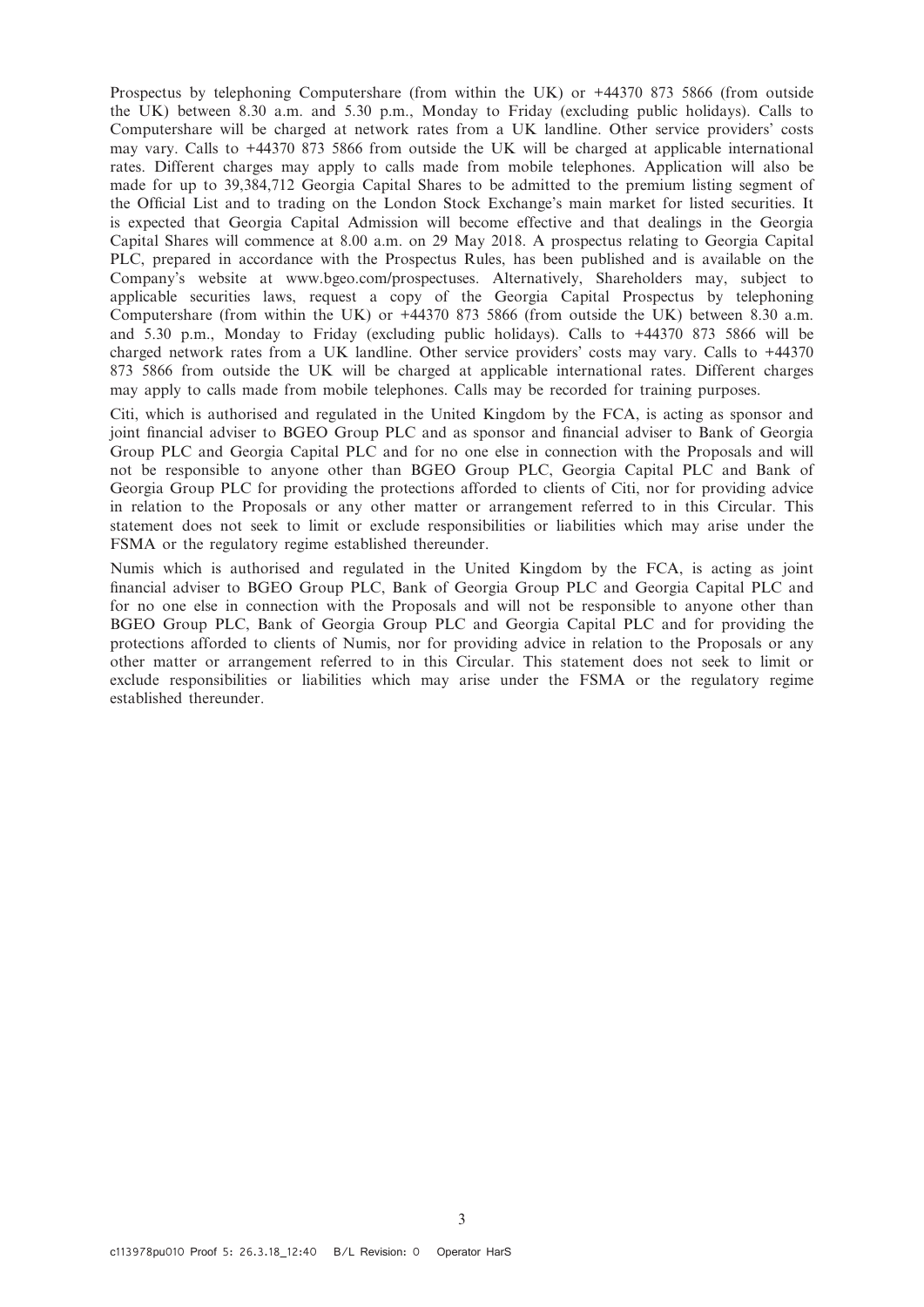Prospectus by telephoning Computershare (from within the UK) or +44370 873 5866 (from outside the UK) between 8.30 a.m. and 5.30 p.m., Monday to Friday (excluding public holidays). Calls to Computershare will be charged at network rates from a UK landline. Other service providers' costs may vary. Calls to +44370 873 5866 from outside the UK will be charged at applicable international rates. Different charges may apply to calls made from mobile telephones. Application will also be made for up to 39,384,712 Georgia Capital Shares to be admitted to the premium listing segment of the Official List and to trading on the London Stock Exchange's main market for listed securities. It is expected that Georgia Capital Admission will become effective and that dealings in the Georgia Capital Shares will commence at 8.00 a.m. on 29 May 2018. A prospectus relating to Georgia Capital PLC, prepared in accordance with the Prospectus Rules, has been published and is available on the Company's website at www.bgeo.com/prospectuses. Alternatively, Shareholders may, subject to applicable securities laws, request a copy of the Georgia Capital Prospectus by telephoning Computershare (from within the UK) or +44370 873 5866 (from outside the UK) between 8.30 a.m. and 5.30 p.m., Monday to Friday (excluding public holidays). Calls to +44370 873 5866 will be charged network rates from a UK landline. Other service providers' costs may vary. Calls to +44370 873 5866 from outside the UK will be charged at applicable international rates. Different charges may apply to calls made from mobile telephones. Calls may be recorded for training purposes.

Citi, which is authorised and regulated in the United Kingdom by the FCA, is acting as sponsor and joint financial adviser to BGEO Group PLC and as sponsor and financial adviser to Bank of Georgia Group PLC and Georgia Capital PLC and for no one else in connection with the Proposals and will not be responsible to anyone other than BGEO Group PLC, Georgia Capital PLC and Bank of Georgia Group PLC for providing the protections afforded to clients of Citi, nor for providing advice in relation to the Proposals or any other matter or arrangement referred to in this Circular. This statement does not seek to limit or exclude responsibilities or liabilities which may arise under the FSMA or the regulatory regime established thereunder.

Numis which is authorised and regulated in the United Kingdom by the FCA, is acting as joint financial adviser to BGEO Group PLC, Bank of Georgia Group PLC and Georgia Capital PLC and for no one else in connection with the Proposals and will not be responsible to anyone other than BGEO Group PLC, Bank of Georgia Group PLC and Georgia Capital PLC and for providing the protections afforded to clients of Numis, nor for providing advice in relation to the Proposals or any other matter or arrangement referred to in this Circular. This statement does not seek to limit or exclude responsibilities or liabilities which may arise under the FSMA or the regulatory regime established thereunder.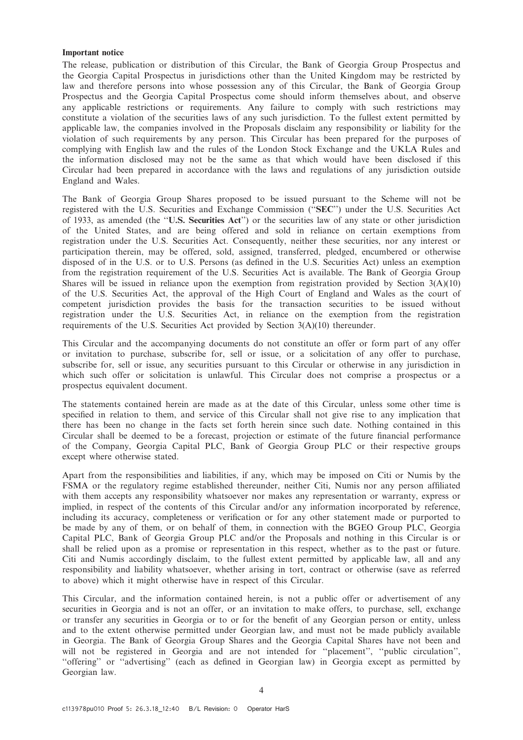**Important notice**

The release, publication or distribution of this Circular, the Bank of Georgia Group Prospectus and the Georgia Capital Prospectus in jurisdictions other than the United Kingdom may be restricted by law and therefore persons into whose possession any of this Circular, the Bank of Georgia Group Prospectus and the Georgia Capital Prospectus come should inform themselves about, and observe any applicable restrictions or requirements. Any failure to comply with such restrictions may constitute a violation of the securities laws of any such jurisdiction. To the fullest extent permitted by applicable law, the companies involved in the Proposals disclaim any responsibility or liability for the violation of such requirements by any person. This Circular has been prepared for the purposes of complying with English law and the rules of the London Stock Exchange and the UKLA Rules and the information disclosed may not be the same as that which would have been disclosed if this Circular had been prepared in accordance with the laws and regulations of any jurisdiction outside England and Wales.

The Bank of Georgia Group Shares proposed to be issued pursuant to the Scheme will not be registered with the U.S. Securities and Exchange Commission ("**SEC**") under the U.S. Securities Act of 1933, as amended (the "**U.S. Securities Act**") or the securities law of any state or other jurisdiction of the United States, and are being offered and sold in reliance on certain exemptions from registration under the U.S. Securities Act. Consequently, neither these securities, nor any interest or participation therein, may be offered, sold, assigned, transferred, pledged, encumbered or otherwise disposed of in the U.S. or to U.S. Persons (as defined in the U.S. Securities Act) unless an exemption from the registration requirement of the U.S. Securities Act is available. The Bank of Georgia Group Shares will be issued in reliance upon the exemption from registration provided by Section 3(A)(10) of the U.S. Securities Act, the approval of the High Court of England and Wales as the court of competent jurisdiction provides the basis for the transaction securities to be issued without registration under the U.S. Securities Act, in reliance on the exemption from the registration requirements of the U.S. Securities Act provided by Section 3(A)(10) thereunder.

This Circular and the accompanying documents do not constitute an offer or form part of any offer or invitation to purchase, subscribe for, sell or issue, or a solicitation of any offer to purchase, subscribe for, sell or issue, any securities pursuant to this Circular or otherwise in any jurisdiction in which such offer or solicitation is unlawful. This Circular does not comprise a prospectus or a prospectus equivalent document.

The statements contained herein are made as at the date of this Circular, unless some other time is specified in relation to them, and service of this Circular shall not give rise to any implication that there has been no change in the facts set forth herein since such date. Nothing contained in this Circular shall be deemed to be a forecast, projection or estimate of the future financial performance of the Company, Georgia Capital PLC, Bank of Georgia Group PLC or their respective groups except where otherwise stated.

Apart from the responsibilities and liabilities, if any, which may be imposed on Citi or Numis by the FSMA or the regulatory regime established thereunder, neither Citi, Numis nor any person affiliated with them accepts any responsibility whatsoever nor makes any representation or warranty, express or implied, in respect of the contents of this Circular and/or any information incorporated by reference, including its accuracy, completeness or verification or for any other statement made or purported to be made by any of them, or on behalf of them, in connection with the BGEO Group PLC, Georgia Capital PLC, Bank of Georgia Group PLC and/or the Proposals and nothing in this Circular is or shall be relied upon as a promise or representation in this respect, whether as to the past or future. Citi and Numis accordingly disclaim, to the fullest extent permitted by applicable law, all and any responsibility and liability whatsoever, whether arising in tort, contract or otherwise (save as referred to above) which it might otherwise have in respect of this Circular.

This Circular, and the information contained herein, is not a public offer or advertisement of any securities in Georgia and is not an offer, or an invitation to make offers, to purchase, sell, exchange or transfer any securities in Georgia or to or for the benefit of any Georgian person or entity, unless and to the extent otherwise permitted under Georgian law, and must not be made publicly available in Georgia. The Bank of Georgia Group Shares and the Georgia Capital Shares have not been and will not be registered in Georgia and are not intended for "placement", "public circulation", "offering" or "advertising" (each as defined in Georgian law) in Georgia except as permitted by Georgian law.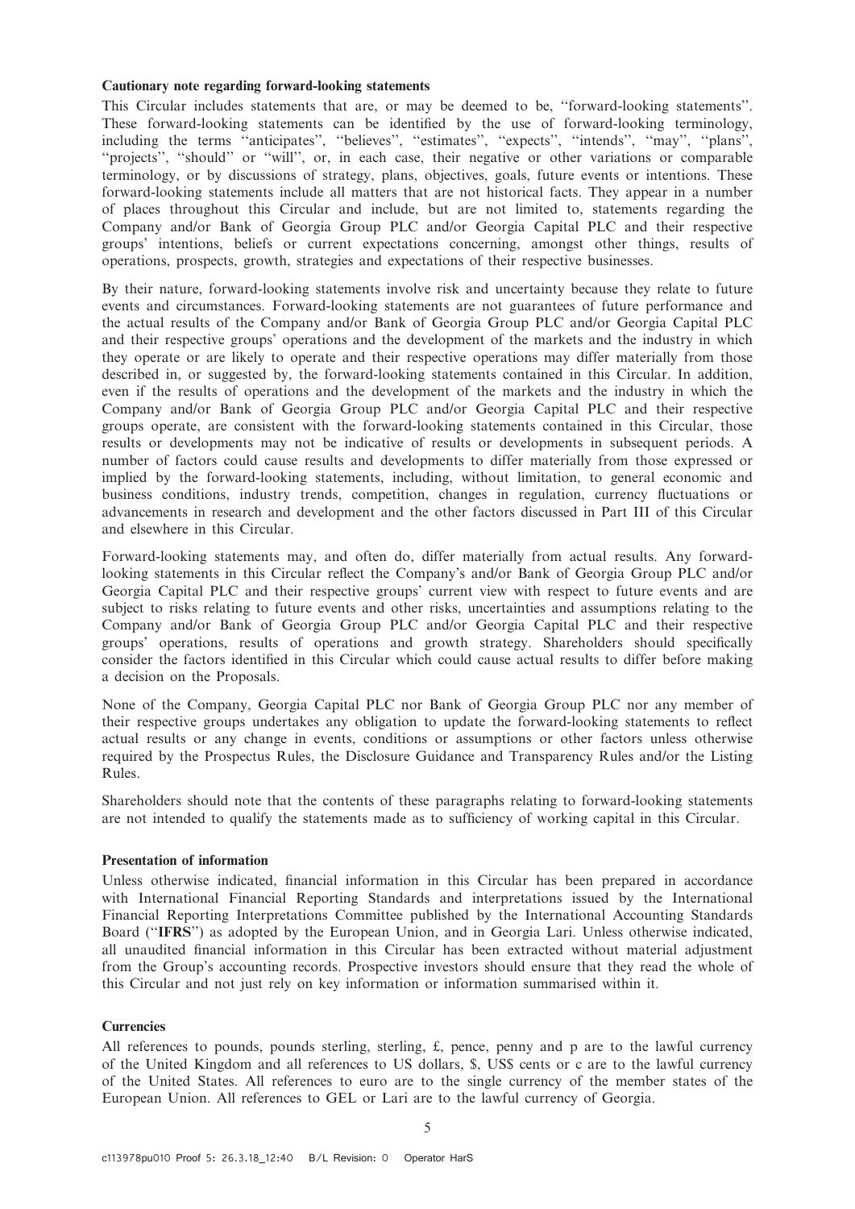**Cautionary note regarding forward-looking statements**

This Circular includes statements that are, or may be deemed to be, "forward-looking statements". These forward-looking statements can be identified by the use of forward-looking terminology, including the terms "anticipates", "believes", "estimates", "expects", "intends", "may", "plans", "projects", "should" or "will", or, in each case, their negative or other variations or comparable terminology, or by discussions of strategy, plans, objectives, goals, future events or intentions. These forward-looking statements include all matters that are not historical facts. They appear in a number of places throughout this Circular and include, but are not limited to, statements regarding the Company and/or Bank of Georgia Group PLC and/or Georgia Capital PLC and their respective groups' intentions, beliefs or current expectations concerning, amongst other things, results of operations, prospects, growth, strategies and expectations of their respective businesses.

By their nature, forward-looking statements involve risk and uncertainty because they relate to future events and circumstances. Forward-looking statements are not guarantees of future performance and the actual results of the Company and/or Bank of Georgia Group PLC and/or Georgia Capital PLC and their respective groups' operations and the development of the markets and the industry in which they operate or are likely to operate and their respective operations may differ materially from those described in, or suggested by, the forward-looking statements contained in this Circular. In addition, even if the results of operations and the development of the markets and the industry in which the Company and/or Bank of Georgia Group PLC and/or Georgia Capital PLC and their respective groups operate, are consistent with the forward-looking statements contained in this Circular, those results or developments may not be indicative of results or developments in subsequent periods. A number of factors could cause results and developments to differ materially from those expressed or implied by the forward-looking statements, including, without limitation, to general economic and business conditions, industry trends, competition, changes in regulation, currency fluctuations or advancements in research and development and the other factors discussed in Part III of this Circular and elsewhere in this Circular.

Forward-looking statements may, and often do, differ materially from actual results. Any forward-looking statements in this Circular reflect the Company's and/or Bank of Georgia Group PLC and/or Georgia Capital PLC and their respective groups' current view with respect to future events and are subject to risks relating to future events and other risks, uncertainties and assumptions relating to the Company and/or Bank of Georgia Group PLC and/or Georgia Capital PLC and their respective groups' operations, results of operations and growth strategy. Shareholders should specifically consider the factors identified in this Circular which could cause actual results to differ before making a decision on the Proposals.

None of the Company, Georgia Capital PLC nor Bank of Georgia Group PLC nor any member of their respective groups undertakes any obligation to update the forward-looking statements to reflect actual results or any change in events, conditions or assumptions or other factors unless otherwise required by the Prospectus Rules, the Disclosure Guidance and Transparency Rules and/or the Listing Rules.

Shareholders should note that the contents of these paragraphs relating to forward-looking statements are not intended to qualify the statements made as to sufficiency of working capital in this Circular.

**Presentation of information**

Unless otherwise indicated, financial information in this Circular has been prepared in accordance with International Financial Reporting Standards and interpretations issued by the International Financial Reporting Interpretations Committee published by the International Accounting Standards Board ("**IFRS**") as adopted by the European Union, and in Georgia Lari. Unless otherwise indicated, all unaudited financial information in this Circular has been extracted without material adjustment from the Group's accounting records. Prospective investors should ensure that they read the whole of this Circular and not just rely on key information or information summarised within it.

**Currencies**

All references to pounds, pounds sterling, sterling, £, pence, penny and p are to the lawful currency of the United Kingdom and all references to US dollars, $, US$ cents or c are to the lawful currency of the United States. All references to euro are to the single currency of the member states of the European Union. All references to GEL or Lari are to the lawful currency of Georgia.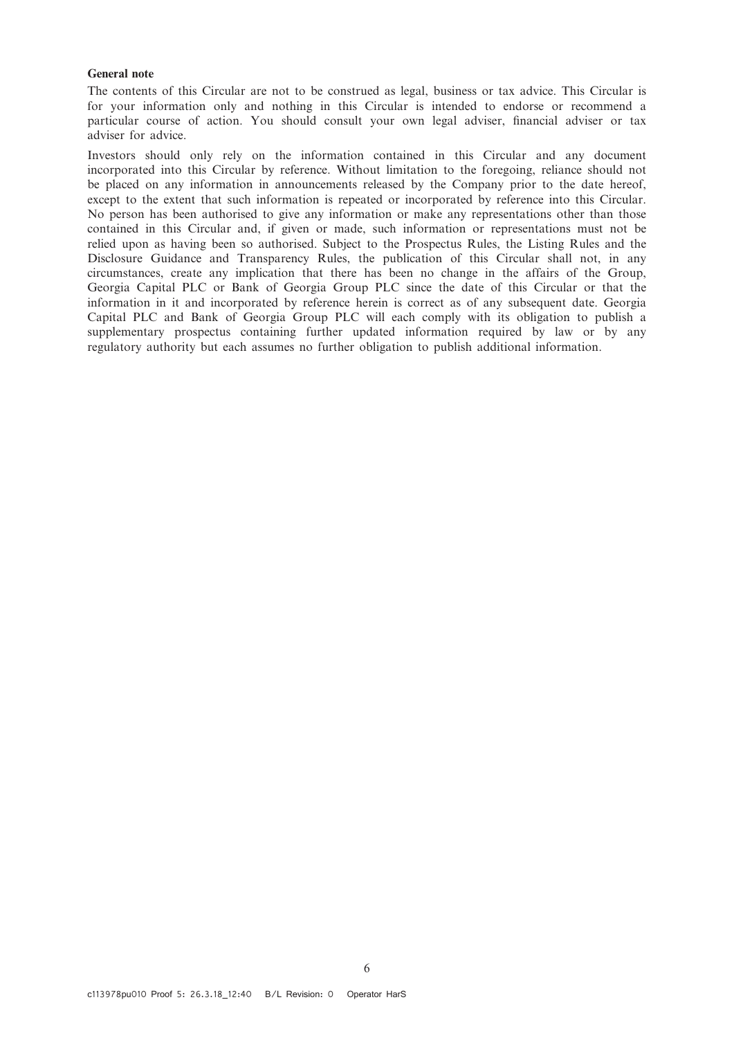**General note**

The contents of this Circular are not to be construed as legal, business or tax advice. This Circular is for your information only and nothing in this Circular is intended to endorse or recommend a particular course of action. You should consult your own legal adviser, financial adviser or tax adviser for advice.

Investors should only rely on the information contained in this Circular and any document incorporated into this Circular by reference. Without limitation to the foregoing, reliance should not be placed on any information in announcements released by the Company prior to the date hereof, except to the extent that such information is repeated or incorporated by reference into this Circular. No person has been authorised to give any information or make any representations other than those contained in this Circular and, if given or made, such information or representations must not be relied upon as having been so authorised. Subject to the Prospectus Rules, the Listing Rules and the Disclosure Guidance and Transparency Rules, the publication of this Circular shall not, in any circumstances, create any implication that there has been no change in the affairs of the Group, Georgia Capital PLC or Bank of Georgia Group PLC since the date of this Circular or that the information in it and incorporated by reference herein is correct as of any subsequent date. Georgia Capital PLC and Bank of Georgia Group PLC will each comply with its obligation to publish a supplementary prospectus containing further updated information required by law or by any regulatory authority but each assumes no further obligation to publish additional information.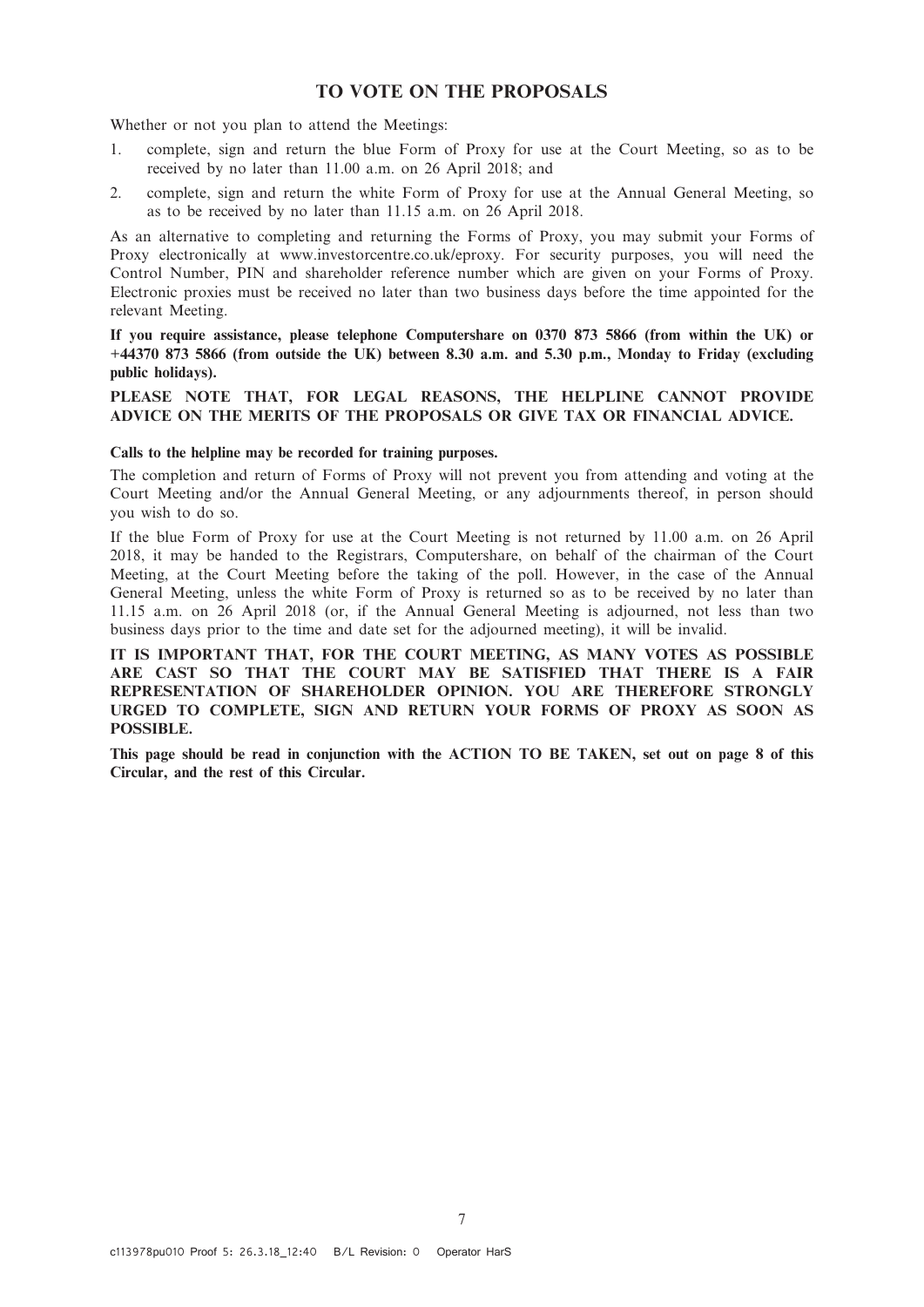## TO VOTE ON THE PROPOSALS

Whether or not you plan to attend the Meetings:

1. complete, sign and return the blue Form of Proxy for use at the Court Meeting, so as to be received by no later than 11.00 a.m. on 26 April 2018; and
2. complete, sign and return the white Form of Proxy for use at the Annual General Meeting, so as to be received by no later than 11.15 a.m. on 26 April 2018.

As an alternative to completing and returning the Forms of Proxy, you may submit your Forms of Proxy electronically at www.investorcentre.co.uk/eproxy. For security purposes, you will need the Control Number, PIN and shareholder reference number which are given on your Forms of Proxy. Electronic proxies must be received no later than two business days before the time appointed for the relevant Meeting.

**If you require assistance, please telephone Computershare on 0370 873 5866 (from within the UK) or +44370 873 5866 (from outside the UK) between 8.30 a.m. and 5.30 p.m., Monday to Friday (excluding public holidays).**

**PLEASE NOTE THAT, FOR LEGAL REASONS, THE HELPLINE CANNOT PROVIDE ADVICE ON THE MERITS OF THE PROPOSALS OR GIVE TAX OR FINANCIAL ADVICE.**

**Calls to the helpline may be recorded for training purposes.**

The completion and return of Forms of Proxy will not prevent you from attending and voting at the Court Meeting and/or the Annual General Meeting, or any adjournments thereof, in person should you wish to do so.

If the blue Form of Proxy for use at the Court Meeting is not returned by 11.00 a.m. on 26 April 2018, it may be handed to the Registrars, Computershare, on behalf of the chairman of the Court Meeting, at the Court Meeting before the taking of the poll. However, in the case of the Annual General Meeting, unless the white Form of Proxy is returned so as to be received by no later than 11.15 a.m. on 26 April 2018 (or, if the Annual General Meeting is adjourned, not less than two business days prior to the time and date set for the adjourned meeting), it will be invalid.

**IT IS IMPORTANT THAT, FOR THE COURT MEETING, AS MANY VOTES AS POSSIBLE ARE CAST SO THAT THE COURT MAY BE SATISFIED THAT THERE IS A FAIR REPRESENTATION OF SHAREHOLDER OPINION. YOU ARE THEREFORE STRONGLY URGED TO COMPLETE, SIGN AND RETURN YOUR FORMS OF PROXY AS SOON AS POSSIBLE.**

**This page should be read in conjunction with the ACTION TO BE TAKEN, set out on page 8 of this Circular, and the rest of this Circular.**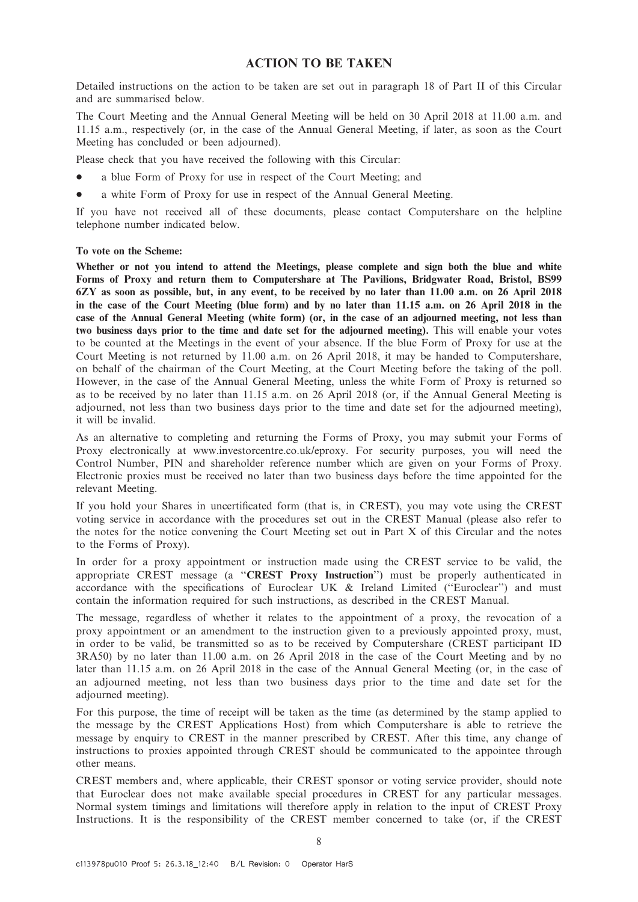## ACTION TO BE TAKEN

Detailed instructions on the action to be taken are set out in paragraph 18 of Part II of this Circular and are summarised below.

The Court Meeting and the Annual General Meeting will be held on 30 April 2018 at 11.00 a.m. and 11.15 a.m., respectively (or, in the case of the Annual General Meeting, if later, as soon as the Court Meeting has concluded or been adjourned).

Please check that you have received the following with this Circular:

- a blue Form of Proxy for use in respect of the Court Meeting; and
- a white Form of Proxy for use in respect of the Annual General Meeting.

If you have not received all of these documents, please contact Computershare on the helpline telephone number indicated below.

**To vote on the Scheme:**

**Whether or not you intend to attend the Meetings, please complete and sign both the blue and white Forms of Proxy and return them to Computershare at The Pavilions, Bridgwater Road, Bristol, BS99 6ZY as soon as possible, but, in any event, to be received by no later than 11.00 a.m. on 26 April 2018 in the case of the Court Meeting (blue form) and by no later than 11.15 a.m. on 26 April 2018 in the case of the Annual General Meeting (white form) (or, in the case of an adjourned meeting, not less than two business days prior to the time and date set for the adjourned meeting).** This will enable your votes to be counted at the Meetings in the event of your absence. If the blue Form of Proxy for use at the Court Meeting is not returned by 11.00 a.m. on 26 April 2018, it may be handed to Computershare, on behalf of the chairman of the Court Meeting, at the Court Meeting before the taking of the poll. However, in the case of the Annual General Meeting, unless the white Form of Proxy is returned so as to be received by no later than 11.15 a.m. on 26 April 2018 (or, if the Annual General Meeting is adjourned, not less than two business days prior to the time and date set for the adjourned meeting), it will be invalid.

As an alternative to completing and returning the Forms of Proxy, you may submit your Forms of Proxy electronically at www.investorcentre.co.uk/eproxy. For security purposes, you will need the Control Number, PIN and shareholder reference number which are given on your Forms of Proxy. Electronic proxies must be received no later than two business days before the time appointed for the relevant Meeting.

If you hold your Shares in uncertificated form (that is, in CREST), you may vote using the CREST voting service in accordance with the procedures set out in the CREST Manual (please also refer to the notes for the notice convening the Court Meeting set out in Part X of this Circular and the notes to the Forms of Proxy).

In order for a proxy appointment or instruction made using the CREST service to be valid, the appropriate CREST message (a "**CREST Proxy Instruction**") must be properly authenticated in accordance with the specifications of Euroclear UK & Ireland Limited ("Euroclear") and must contain the information required for such instructions, as described in the CREST Manual.

The message, regardless of whether it relates to the appointment of a proxy, the revocation of a proxy appointment or an amendment to the instruction given to a previously appointed proxy, must, in order to be valid, be transmitted so as to be received by Computershare (CREST participant ID 3RA50) by no later than 11.00 a.m. on 26 April 2018 in the case of the Court Meeting and by no later than 11.15 a.m. on 26 April 2018 in the case of the Annual General Meeting (or, in the case of an adjourned meeting, not less than two business days prior to the time and date set for the adjourned meeting).

For this purpose, the time of receipt will be taken as the time (as determined by the stamp applied to the message by the CREST Applications Host) from which Computershare is able to retrieve the message by enquiry to CREST in the manner prescribed by CREST. After this time, any change of instructions to proxies appointed through CREST should be communicated to the appointee through other means.

CREST members and, where applicable, their CREST sponsor or voting service provider, should note that Euroclear does not make available special procedures in CREST for any particular messages. Normal system timings and limitations will therefore apply in relation to the input of CREST Proxy Instructions. It is the responsibility of the CREST member concerned to take (or, if the CREST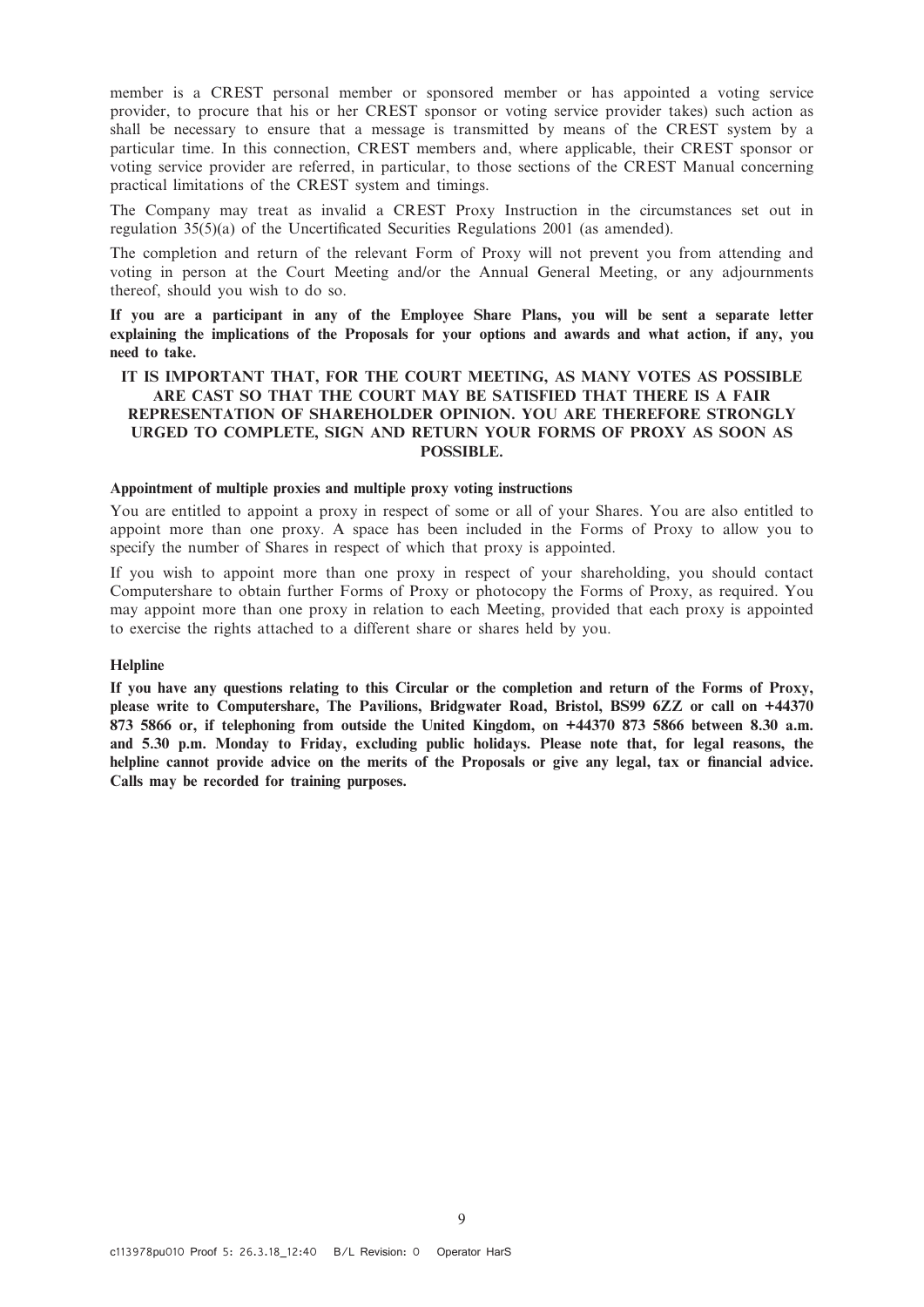member is a CREST personal member or sponsored member or has appointed a voting service provider, to procure that his or her CREST sponsor or voting service provider takes) such action as shall be necessary to ensure that a message is transmitted by means of the CREST system by a particular time. In this connection, CREST members and, where applicable, their CREST sponsor or voting service provider are referred, in particular, to those sections of the CREST Manual concerning practical limitations of the CREST system and timings.

The Company may treat as invalid a CREST Proxy Instruction in the circumstances set out in regulation 35(5)(a) of the Uncertificated Securities Regulations 2001 (as amended).

The completion and return of the relevant Form of Proxy will not prevent you from attending and voting in person at the Court Meeting and/or the Annual General Meeting, or any adjournments thereof, should you wish to do so.

**If you are a participant in any of the Employee Share Plans, you will be sent a separate letter explaining the implications of the Proposals for your options and awards and what action, if any, you need to take.**

**IT IS IMPORTANT THAT, FOR THE COURT MEETING, AS MANY VOTES AS POSSIBLE ARE CAST SO THAT THE COURT MAY BE SATISFIED THAT THERE IS A FAIR REPRESENTATION OF SHAREHOLDER OPINION. YOU ARE THEREFORE STRONGLY URGED TO COMPLETE, SIGN AND RETURN YOUR FORMS OF PROXY AS SOON AS POSSIBLE.**

**Appointment of multiple proxies and multiple proxy voting instructions**

You are entitled to appoint a proxy in respect of some or all of your Shares. You are also entitled to appoint more than one proxy. A space has been included in the Forms of Proxy to allow you to specify the number of Shares in respect of which that proxy is appointed.

If you wish to appoint more than one proxy in respect of your shareholding, you should contact Computershare to obtain further Forms of Proxy or photocopy the Forms of Proxy, as required. You may appoint more than one proxy in relation to each Meeting, provided that each proxy is appointed to exercise the rights attached to a different share or shares held by you.

**Helpline**

**If you have any questions relating to this Circular or the completion and return of the Forms of Proxy, please write to Computershare, The Pavilions, Bridgwater Road, Bristol, BS99 6ZZ or call on +44370 873 5866 or, if telephoning from outside the United Kingdom, on +44370 873 5866 between 8.30 a.m. and 5.30 p.m. Monday to Friday, excluding public holidays. Please note that, for legal reasons, the helpline cannot provide advice on the merits of the Proposals or give any legal, tax or financial advice. Calls may be recorded for training purposes.**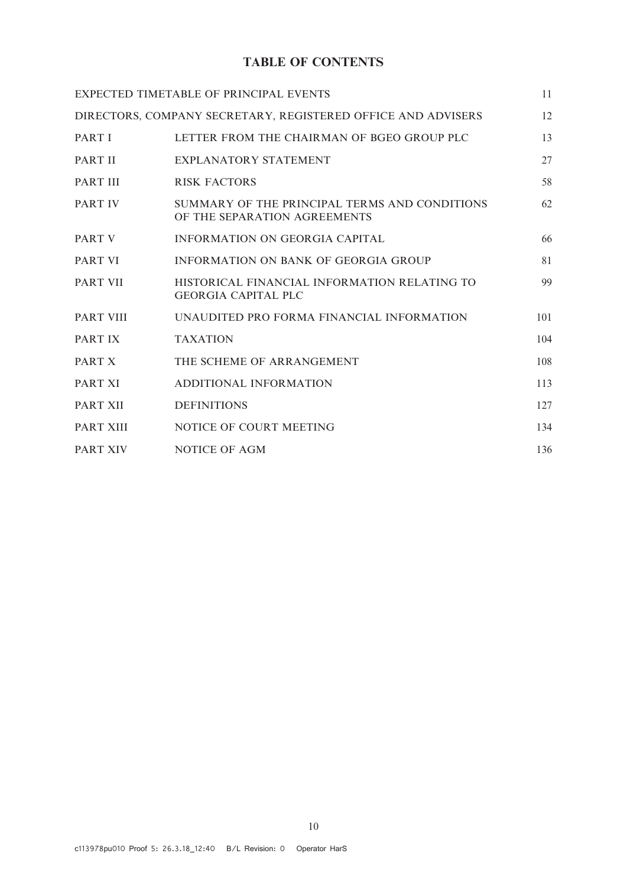# TABLE OF CONTENTS

| | | |
|---|---|---|
| EXPECTED TIMETABLE OF PRINCIPAL EVENTS | | 11 |
| DIRECTORS, COMPANY SECRETARY, REGISTERED OFFICE AND ADVISERS | | 12 |
| PART I | LETTER FROM THE CHAIRMAN OF BGEO GROUP PLC | 13 |
| PART II | EXPLANATORY STATEMENT | 27 |
| PART III | RISK FACTORS | 58 |
| PART IV | SUMMARY OF THE PRINCIPAL TERMS AND CONDITIONS OF THE SEPARATION AGREEMENTS | 62 |
| PART V | INFORMATION ON GEORGIA CAPITAL | 66 |
| PART VI | INFORMATION ON BANK OF GEORGIA GROUP | 81 |
| PART VII | HISTORICAL FINANCIAL INFORMATION RELATING TO GEORGIA CAPITAL PLC | 99 |
| PART VIII | UNAUDITED PRO FORMA FINANCIAL INFORMATION | 101 |
| PART IX | TAXATION | 104 |
| PART X | THE SCHEME OF ARRANGEMENT | 108 |
| PART XI | ADDITIONAL INFORMATION | 113 |
| PART XII | DEFINITIONS | 127 |
| PART XIII | NOTICE OF COURT MEETING | 134 |
| PART XIV | NOTICE OF AGM | 136 |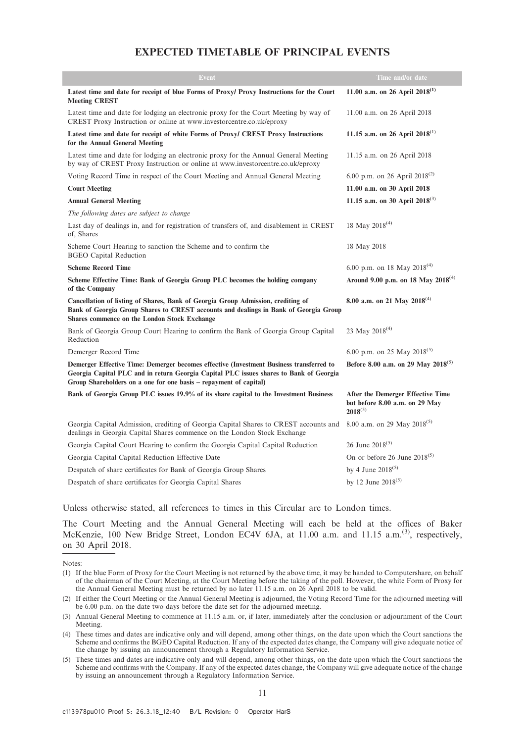# EXPECTED TIMETABLE OF PRINCIPAL EVENTS

| Event | Time and/or date |
|---|---|
| **Latest time and date for receipt of blue Forms of Proxy/ Proxy Instructions for the Court Meeting CREST** | **11.00 a.m. on 26 April 2018[(1)]** |
| Latest time and date for lodging an electronic proxy for the Court Meeting by way of CREST Proxy Instruction or online at www.investorcentre.co.uk/eproxy | 11.00 a.m. on 26 April 2018 |
| **Latest time and date for receipt of white Forms of Proxy/ CREST Proxy Instructions for the Annual General Meeting** | **11.15 a.m. on 26 April 2018[(1)]** |
| Latest time and date for lodging an electronic proxy for the Annual General Meeting by way of CREST Proxy Instruction or online at www.investorcentre.co.uk/eproxy | 11.15 a.m. on 26 April 2018 |
| Voting Record Time in respect of the Court Meeting and Annual General Meeting | 6.00 p.m. on 26 April 2018[(2)] |
| **Court Meeting** | **11.00 a.m. on 30 April 2018** |
| **Annual General Meeting** | **11.15 a.m. on 30 April 2018[(3)]** |
| *The following dates are subject to change* | |
| Last day of dealings in, and for registration of transfers of, and disablement in CREST of, Shares | 18 May 2018[(4)] |
| Scheme Court Hearing to sanction the Scheme and to confirm the BGEO Capital Reduction | 18 May 2018 |
| **Scheme Record Time** | 6.00 p.m. on 18 May 2018[(4)] |
| **Scheme Effective Time: Bank of Georgia Group PLC becomes the holding company of the Company** | **Around 9.00 p.m. on 18 May 2018[(4)]** |
| **Cancellation of listing of Shares, Bank of Georgia Group Admission, crediting of Bank of Georgia Group Shares to CREST accounts and dealings in Bank of Georgia Group Shares commence on the London Stock Exchange** | **8.00 a.m. on 21 May 2018[(4)]** |
| Bank of Georgia Group Court Hearing to confirm the Bank of Georgia Group Capital Reduction | 23 May 2018[(4)] |
| Demerger Record Time | 6.00 p.m. on 25 May 2018[(5)] |
| **Demerger Effective Time: Demerger becomes effective (Investment Business transferred to Georgia Capital PLC and in return Georgia Capital PLC issues shares to Bank of Georgia Group Shareholders on a one for one basis – repayment of capital)** | **Before 8.00 a.m. on 29 May 2018[(5)]** |
| **Bank of Georgia Group PLC issues 19.9% of its share capital to the Investment Business** | **After the Demerger Effective Time but before 8.00 a.m. on 29 May 2018[(5)]** |
| Georgia Capital Admission, crediting of Georgia Capital Shares to CREST accounts and dealings in Georgia Capital Shares commence on the London Stock Exchange | 8.00 a.m. on 29 May 2018[(5)] |
| Georgia Capital Court Hearing to confirm the Georgia Capital Capital Reduction | 26 June 2018[(5)] |
| Georgia Capital Capital Reduction Effective Date | On or before 26 June 2018[(5)] |
| Despatch of share certificates for Bank of Georgia Group Shares | by 4 June 2018[(5)] |
| Despatch of share certificates for Georgia Capital Shares | by 12 June 2018[(5)] |

Unless otherwise stated, all references to times in this Circular are to London times.

The Court Meeting and the Annual General Meeting will each be held at the offices of Baker McKenzie, 100 New Bridge Street, London EC4V 6JA, at 11.00 a.m. and 11.15 a.m.[(3)], respectively, on 30 April 2018.

Notes:

(1) If the blue Form of Proxy for the Court Meeting is not returned by the above time, it may be handed to Computershare, on behalf of the chairman of the Court Meeting, at the Court Meeting before the taking of the poll. However, the white Form of Proxy for the Annual General Meeting must be returned by no later 11.15 a.m. on 26 April 2018 to be valid.

(2) If either the Court Meeting or the Annual General Meeting is adjourned, the Voting Record Time for the adjourned meeting will be 6.00 p.m. on the date two days before the date set for the adjourned meeting.

(3) Annual General Meeting to commence at 11.15 a.m. or, if later, immediately after the conclusion or adjournment of the Court Meeting.

(4) These times and dates are indicative only and will depend, among other things, on the date upon which the Court sanctions the Scheme and confirms the BGEO Capital Reduction. If any of the expected dates change, the Company will give adequate notice of the change by issuing an announcement through a Regulatory Information Service.

(5) These times and dates are indicative only and will depend, among other things, on the date upon which the Court sanctions the Scheme and confirms with the Company. If any of the expected dates change, the Company will give adequate notice of the change by issuing an announcement through a Regulatory Information Service.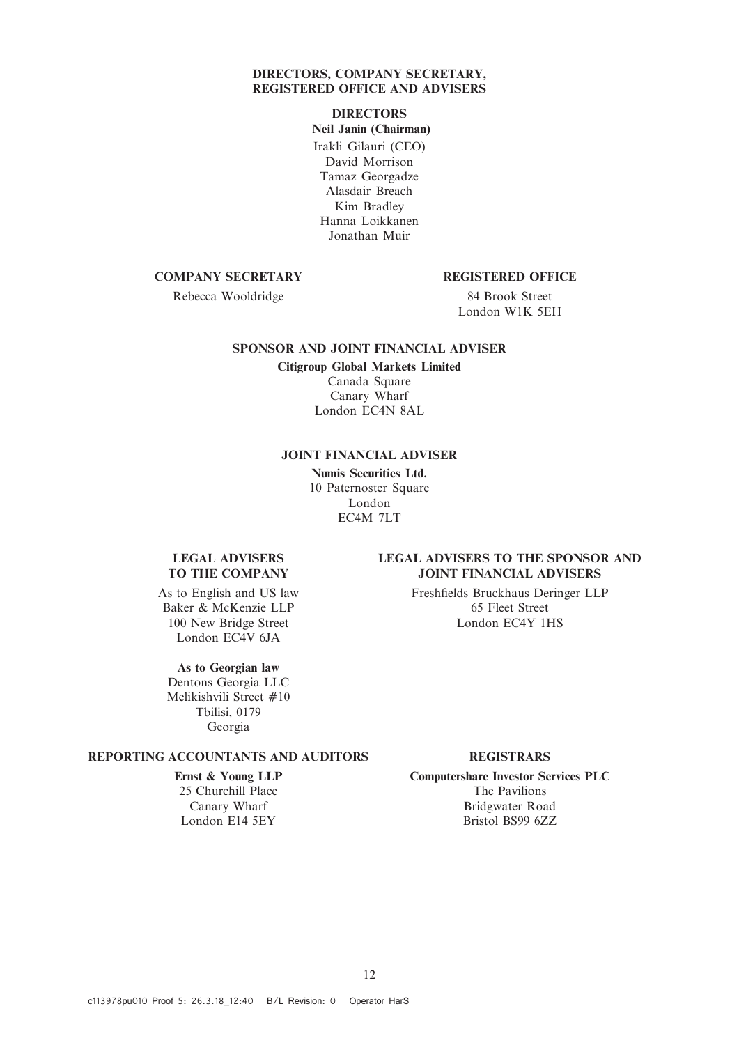# DIRECTORS, COMPANY SECRETARY, REGISTERED OFFICE AND ADVISERS

## DIRECTORS

**Neil Janin (Chairman)**
Irakli Gilauri (CEO)
David Morrison
Tamaz Georgadze
Alasdair Breach
Kim Bradley
Hanna Loikkanen
Jonathan Muir

## COMPANY SECRETARY

Rebecca Wooldridge

## REGISTERED OFFICE

84 Brook Street
London W1K 5EH

## SPONSOR AND JOINT FINANCIAL ADVISER

**Citigroup Global Markets Limited**
Canada Square
Canary Wharf
London EC4N 8AL

## JOINT FINANCIAL ADVISER

**Numis Securities Ltd.**
10 Paternoster Square
London
EC4M 7LT

## LEGAL ADVISERS TO THE COMPANY

As to English and US law
Baker & McKenzie LLP
100 New Bridge Street
London EC4V 6JA

**As to Georgian law**
Dentons Georgia LLC
Melikishvili Street #10
Tbilisi, 0179
Georgia

## LEGAL ADVISERS TO THE SPONSOR AND JOINT FINANCIAL ADVISERS

Freshfields Bruckhaus Deringer LLP
65 Fleet Street
London EC4Y 1HS

## REPORTING ACCOUNTANTS AND AUDITORS

**Ernst & Young LLP**
25 Churchill Place
Canary Wharf
London E14 5EY

## REGISTRARS

**Computershare Investor Services PLC**
The Pavilions
Bridgwater Road
Bristol BS99 6ZZ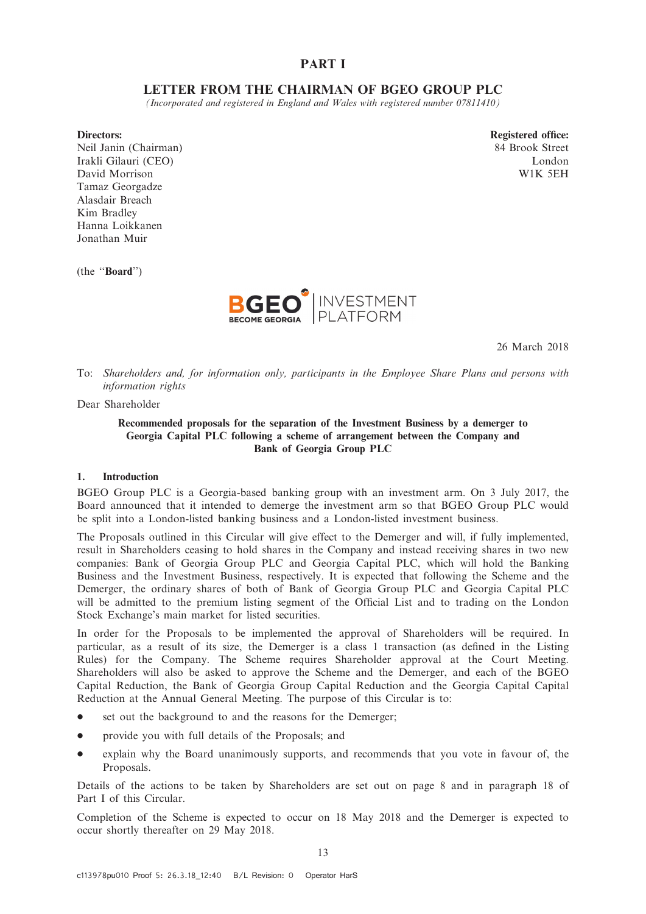# PART I

## LETTER FROM THE CHAIRMAN OF BGEO GROUP PLC

*(Incorporated and registered in England and Wales with registered number 07811410)*

**Directors:**
Neil Janin (Chairman)
Irakli Gilauri (CEO)
David Morrison
Tamaz Georgadze
Alasdair Breach
Kim Bradley
Hanna Loikkanen
Jonathan Muir

(the "**Board**")

**Registered office:**
84 Brook Street
London
W1K 5EH

BGEO BECOME GEORGIA | INVESTMENT PLATFORM

26 March 2018

To: *Shareholders and, for information only, participants in the Employee Share Plans and persons with information rights*

Dear Shareholder

**Recommended proposals for the separation of the Investment Business by a demerger to Georgia Capital PLC following a scheme of arrangement between the Company and Bank of Georgia Group PLC**

### 1. Introduction

BGEO Group PLC is a Georgia-based banking group with an investment arm. On 3 July 2017, the Board announced that it intended to demerge the investment arm so that BGEO Group PLC would be split into a London-listed banking business and a London-listed investment business.

The Proposals outlined in this Circular will give effect to the Demerger and will, if fully implemented, result in Shareholders ceasing to hold shares in the Company and instead receiving shares in two new companies: Bank of Georgia Group PLC and Georgia Capital PLC, which will hold the Banking Business and the Investment Business, respectively. It is expected that following the Scheme and the Demerger, the ordinary shares of both of Bank of Georgia Group PLC and Georgia Capital PLC will be admitted to the premium listing segment of the Official List and to trading on the London Stock Exchange's main market for listed securities.

In order for the Proposals to be implemented the approval of Shareholders will be required. In particular, as a result of its size, the Demerger is a class 1 transaction (as defined in the Listing Rules) for the Company. The Scheme requires Shareholder approval at the Court Meeting. Shareholders will also be asked to approve the Scheme and the Demerger, and each of the BGEO Capital Reduction, the Bank of Georgia Group Capital Reduction and the Georgia Capital Capital Reduction at the Annual General Meeting. The purpose of this Circular is to:

- set out the background to and the reasons for the Demerger;
- provide you with full details of the Proposals; and
- explain why the Board unanimously supports, and recommends that you vote in favour of, the Proposals.

Details of the actions to be taken by Shareholders are set out on page 8 and in paragraph 18 of Part I of this Circular.

Completion of the Scheme is expected to occur on 18 May 2018 and the Demerger is expected to occur shortly thereafter on 29 May 2018.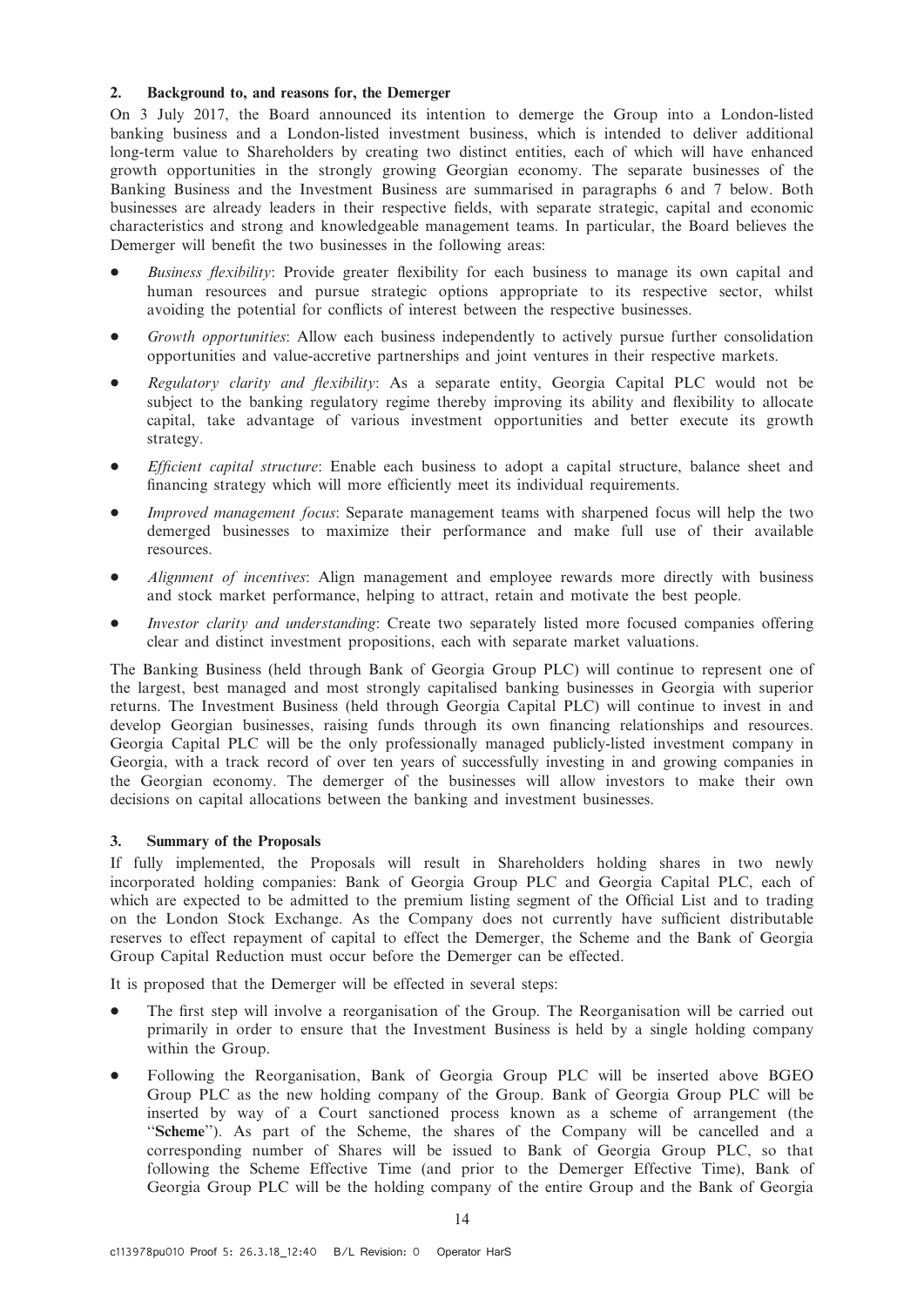## 2. Background to, and reasons for, the Demerger

On 3 July 2017, the Board announced its intention to demerge the Group into a London-listed banking business and a London-listed investment business, which is intended to deliver additional long-term value to Shareholders by creating two distinct entities, each of which will have enhanced growth opportunities in the strongly growing Georgian economy. The separate businesses of the Banking Business and the Investment Business are summarised in paragraphs 6 and 7 below. Both businesses are already leaders in their respective fields, with separate strategic, capital and economic characteristics and strong and knowledgeable management teams. In particular, the Board believes the Demerger will benefit the two businesses in the following areas:

- *Business flexibility*: Provide greater flexibility for each business to manage its own capital and human resources and pursue strategic options appropriate to its respective sector, whilst avoiding the potential for conflicts of interest between the respective businesses.
- *Growth opportunities*: Allow each business independently to actively pursue further consolidation opportunities and value-accretive partnerships and joint ventures in their respective markets.
- *Regulatory clarity and flexibility*: As a separate entity, Georgia Capital PLC would not be subject to the banking regulatory regime thereby improving its ability and flexibility to allocate capital, take advantage of various investment opportunities and better execute its growth strategy.
- *Efficient capital structure*: Enable each business to adopt a capital structure, balance sheet and financing strategy which will more efficiently meet its individual requirements.
- *Improved management focus*: Separate management teams with sharpened focus will help the two demerged businesses to maximize their performance and make full use of their available resources.
- *Alignment of incentives*: Align management and employee rewards more directly with business and stock market performance, helping to attract, retain and motivate the best people.
- *Investor clarity and understanding*: Create two separately listed more focused companies offering clear and distinct investment propositions, each with separate market valuations.

The Banking Business (held through Bank of Georgia Group PLC) will continue to represent one of the largest, best managed and most strongly capitalised banking businesses in Georgia with superior returns. The Investment Business (held through Georgia Capital PLC) will continue to invest in and develop Georgian businesses, raising funds through its own financing relationships and resources. Georgia Capital PLC will be the only professionally managed publicly-listed investment company in Georgia, with a track record of over ten years of successfully investing in and growing companies in the Georgian economy. The demerger of the businesses will allow investors to make their own decisions on capital allocations between the banking and investment businesses.

## 3. Summary of the Proposals

If fully implemented, the Proposals will result in Shareholders holding shares in two newly incorporated holding companies: Bank of Georgia Group PLC and Georgia Capital PLC, each of which are expected to be admitted to the premium listing segment of the Official List and to trading on the London Stock Exchange. As the Company does not currently have sufficient distributable reserves to effect repayment of capital to effect the Demerger, the Scheme and the Bank of Georgia Group Capital Reduction must occur before the Demerger can be effected.

It is proposed that the Demerger will be effected in several steps:

- The first step will involve a reorganisation of the Group. The Reorganisation will be carried out primarily in order to ensure that the Investment Business is held by a single holding company within the Group.
- Following the Reorganisation, Bank of Georgia Group PLC will be inserted above BGEO Group PLC as the new holding company of the Group. Bank of Georgia Group PLC will be inserted by way of a Court sanctioned process known as a scheme of arrangement (the "**Scheme**"). As part of the Scheme, the shares of the Company will be cancelled and a corresponding number of Shares will be issued to Bank of Georgia Group PLC, so that following the Scheme Effective Time (and prior to the Demerger Effective Time), Bank of Georgia Group PLC will be the holding company of the entire Group and the Bank of Georgia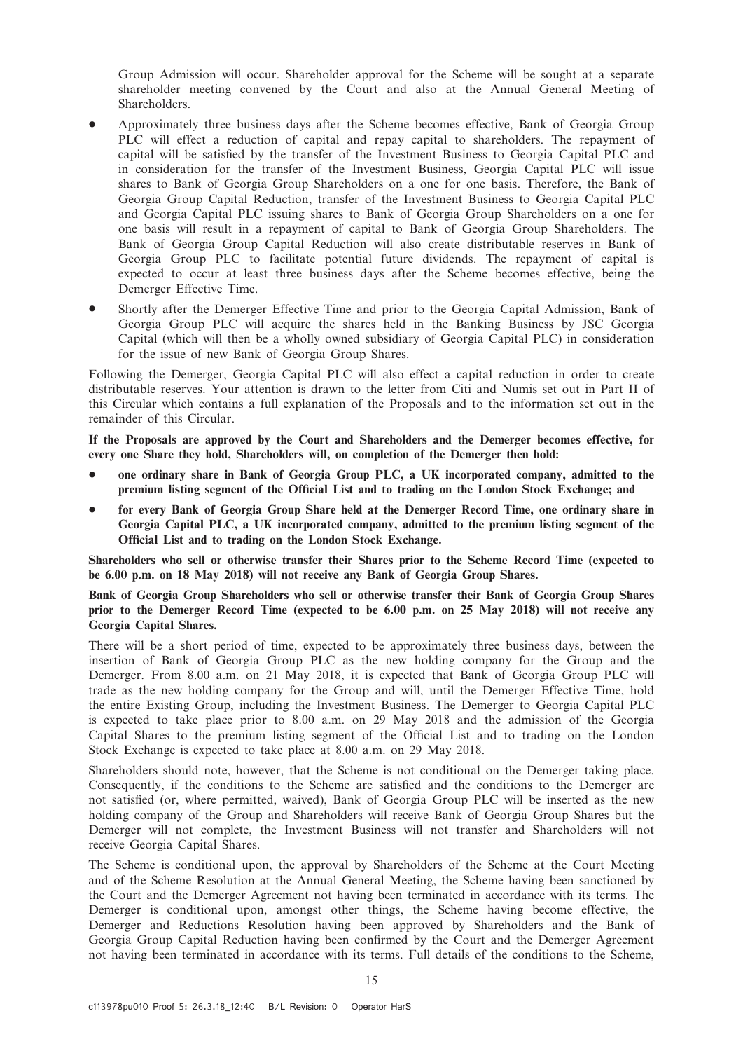Group Admission will occur. Shareholder approval for the Scheme will be sought at a separate shareholder meeting convened by the Court and also at the Annual General Meeting of Shareholders.

- Approximately three business days after the Scheme becomes effective, Bank of Georgia Group PLC will effect a reduction of capital and repay capital to shareholders. The repayment of capital will be satisfied by the transfer of the Investment Business to Georgia Capital PLC and in consideration for the transfer of the Investment Business, Georgia Capital PLC will issue shares to Bank of Georgia Group Shareholders on a one for one basis. Therefore, the Bank of Georgia Group Capital Reduction, transfer of the Investment Business to Georgia Capital PLC and Georgia Capital PLC issuing shares to Bank of Georgia Group Shareholders on a one for one basis will result in a repayment of capital to Bank of Georgia Group Shareholders. The Bank of Georgia Group Capital Reduction will also create distributable reserves in Bank of Georgia Group PLC to facilitate potential future dividends. The repayment of capital is expected to occur at least three business days after the Scheme becomes effective, being the Demerger Effective Time.
- Shortly after the Demerger Effective Time and prior to the Georgia Capital Admission, Bank of Georgia Group PLC will acquire the shares held in the Banking Business by JSC Georgia Capital (which will then be a wholly owned subsidiary of Georgia Capital PLC) in consideration for the issue of new Bank of Georgia Group Shares.

Following the Demerger, Georgia Capital PLC will also effect a capital reduction in order to create distributable reserves. Your attention is drawn to the letter from Citi and Numis set out in Part II of this Circular which contains a full explanation of the Proposals and to the information set out in the remainder of this Circular.

**If the Proposals are approved by the Court and Shareholders and the Demerger becomes effective, for every one Share they hold, Shareholders will, on completion of the Demerger then hold:**

- **one ordinary share in Bank of Georgia Group PLC, a UK incorporated company, admitted to the premium listing segment of the Official List and to trading on the London Stock Exchange; and**
- **for every Bank of Georgia Group Share held at the Demerger Record Time, one ordinary share in Georgia Capital PLC, a UK incorporated company, admitted to the premium listing segment of the Official List and to trading on the London Stock Exchange.**

**Shareholders who sell or otherwise transfer their Shares prior to the Scheme Record Time (expected to be 6.00 p.m. on 18 May 2018) will not receive any Bank of Georgia Group Shares.**

**Bank of Georgia Group Shareholders who sell or otherwise transfer their Bank of Georgia Group Shares prior to the Demerger Record Time (expected to be 6.00 p.m. on 25 May 2018) will not receive any Georgia Capital Shares.**

There will be a short period of time, expected to be approximately three business days, between the insertion of Bank of Georgia Group PLC as the new holding company for the Group and the Demerger. From 8.00 a.m. on 21 May 2018, it is expected that Bank of Georgia Group PLC will trade as the new holding company for the Group and will, until the Demerger Effective Time, hold the entire Existing Group, including the Investment Business. The Demerger to Georgia Capital PLC is expected to take place prior to 8.00 a.m. on 29 May 2018 and the admission of the Georgia Capital Shares to the premium listing segment of the Official List and to trading on the London Stock Exchange is expected to take place at 8.00 a.m. on 29 May 2018.

Shareholders should note, however, that the Scheme is not conditional on the Demerger taking place. Consequently, if the conditions to the Scheme are satisfied and the conditions to the Demerger are not satisfied (or, where permitted, waived), Bank of Georgia Group PLC will be inserted as the new holding company of the Group and Shareholders will receive Bank of Georgia Group Shares but the Demerger will not complete, the Investment Business will not transfer and Shareholders will not receive Georgia Capital Shares.

The Scheme is conditional upon, the approval by Shareholders of the Scheme at the Court Meeting and of the Scheme Resolution at the Annual General Meeting, the Scheme having been sanctioned by the Court and the Demerger Agreement not having been terminated in accordance with its terms. The Demerger is conditional upon, amongst other things, the Scheme having become effective, the Demerger and Reductions Resolution having been approved by Shareholders and the Bank of Georgia Group Capital Reduction having been confirmed by the Court and the Demerger Agreement not having been terminated in accordance with its terms. Full details of the conditions to the Scheme,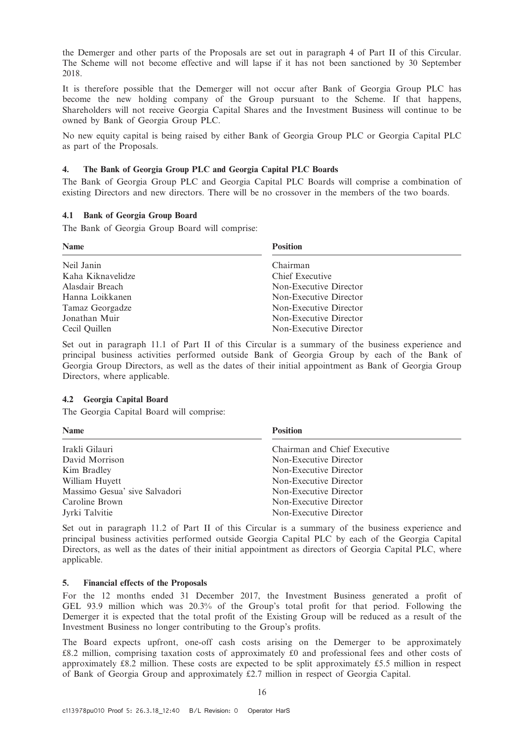the Demerger and other parts of the Proposals are set out in paragraph 4 of Part II of this Circular. The Scheme will not become effective and will lapse if it has not been sanctioned by 30 September 2018.

It is therefore possible that the Demerger will not occur after Bank of Georgia Group PLC has become the new holding company of the Group pursuant to the Scheme. If that happens, Shareholders will not receive Georgia Capital Shares and the Investment Business will continue to be owned by Bank of Georgia Group PLC.

No new equity capital is being raised by either Bank of Georgia Group PLC or Georgia Capital PLC as part of the Proposals.

## 4. The Bank of Georgia Group PLC and Georgia Capital PLC Boards

The Bank of Georgia Group PLC and Georgia Capital PLC Boards will comprise a combination of existing Directors and new directors. There will be no crossover in the members of the two boards.

### 4.1 Bank of Georgia Group Board

The Bank of Georgia Group Board will comprise:

| Name | Position |
|---|---|
| Neil Janin | Chairman |
| Kaha Kiknavelidze | Chief Executive |
| Alasdair Breach | Non-Executive Director |
| Hanna Loikkanen | Non-Executive Director |
| Tamaz Georgadze | Non-Executive Director |
| Jonathan Muir | Non-Executive Director |
| Cecil Quillen | Non-Executive Director |

Set out in paragraph 11.1 of Part II of this Circular is a summary of the business experience and principal business activities performed outside Bank of Georgia Group by each of the Bank of Georgia Group Directors, as well as the dates of their initial appointment as Bank of Georgia Group Directors, where applicable.

### 4.2 Georgia Capital Board

The Georgia Capital Board will comprise:

| Name | Position |
|---|---|
| Irakli Gilauri | Chairman and Chief Executive |
| David Morrison | Non-Executive Director |
| Kim Bradley | Non-Executive Director |
| William Huyett | Non-Executive Director |
| Massimo Gesua' sive Salvadori | Non-Executive Director |
| Caroline Brown | Non-Executive Director |
| Jyrki Talvitie | Non-Executive Director |

Set out in paragraph 11.2 of Part II of this Circular is a summary of the business experience and principal business activities performed outside Georgia Capital PLC by each of the Georgia Capital Directors, as well as the dates of their initial appointment as directors of Georgia Capital PLC, where applicable.

## 5. Financial effects of the Proposals

For the 12 months ended 31 December 2017, the Investment Business generated a profit of GEL 93.9 million which was 20.3% of the Group's total profit for that period. Following the Demerger it is expected that the total profit of the Existing Group will be reduced as a result of the Investment Business no longer contributing to the Group's profits.

The Board expects upfront, one-off cash costs arising on the Demerger to be approximately £8.2 million, comprising taxation costs of approximately £0 and professional fees and other costs of approximately £8.2 million. These costs are expected to be split approximately £5.5 million in respect of Bank of Georgia Group and approximately £2.7 million in respect of Georgia Capital.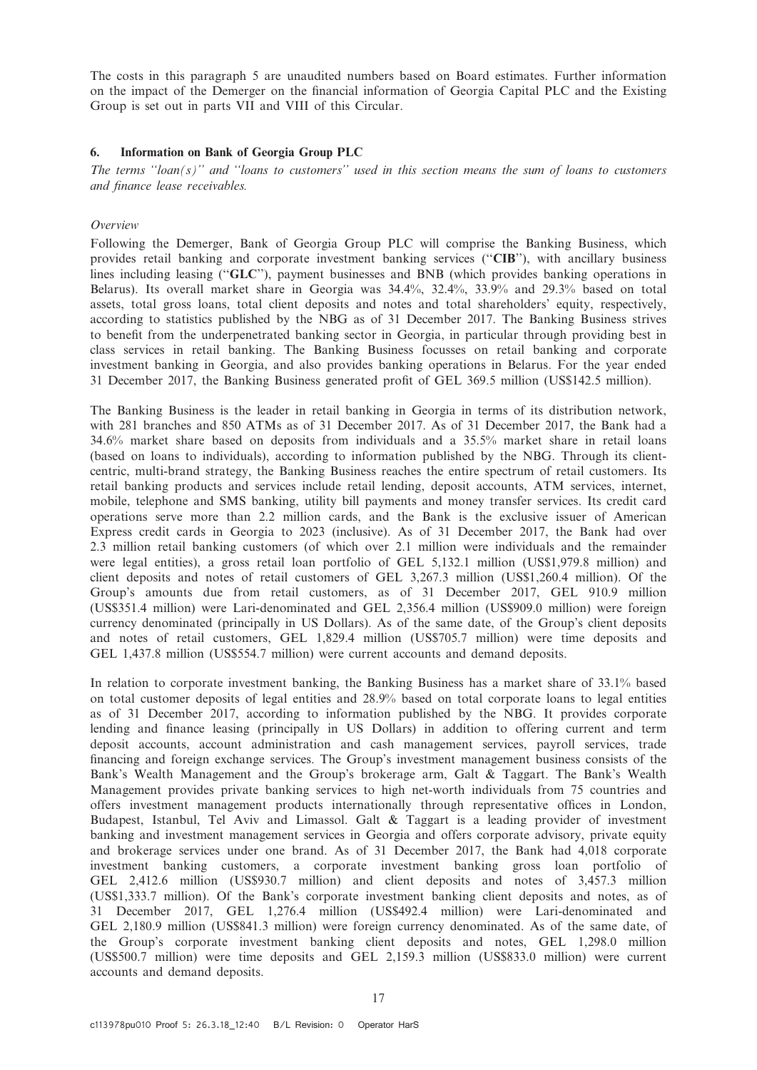The costs in this paragraph 5 are unaudited numbers based on Board estimates. Further information on the impact of the Demerger on the financial information of Georgia Capital PLC and the Existing Group is set out in parts VII and VIII of this Circular.

## 6. Information on Bank of Georgia Group PLC

*The terms "loan(s)" and "loans to customers" used in this section means the sum of loans to customers and finance lease receivables.*

*Overview*

Following the Demerger, Bank of Georgia Group PLC will comprise the Banking Business, which provides retail banking and corporate investment banking services ("**CIB**"), with ancillary business lines including leasing ("**GLC**"), payment businesses and BNB (which provides banking operations in Belarus). Its overall market share in Georgia was 34.4%, 32.4%, 33.9% and 29.3% based on total assets, total gross loans, total client deposits and notes and total shareholders' equity, respectively, according to statistics published by the NBG as of 31 December 2017. The Banking Business strives to benefit from the underpenetrated banking sector in Georgia, in particular through providing best in class services in retail banking. The Banking Business focusses on retail banking and corporate investment banking in Georgia, and also provides banking operations in Belarus. For the year ended 31 December 2017, the Banking Business generated profit of GEL 369.5 million (US$142.5 million).

The Banking Business is the leader in retail banking in Georgia in terms of its distribution network, with 281 branches and 850 ATMs as of 31 December 2017. As of 31 December 2017, the Bank had a 34.6% market share based on deposits from individuals and a 35.5% market share in retail loans (based on loans to individuals), according to information published by the NBG. Through its client-centric, multi-brand strategy, the Banking Business reaches the entire spectrum of retail customers. Its retail banking products and services include retail lending, deposit accounts, ATM services, internet, mobile, telephone and SMS banking, utility bill payments and money transfer services. Its credit card operations serve more than 2.2 million cards, and the Bank is the exclusive issuer of American Express credit cards in Georgia to 2023 (inclusive). As of 31 December 2017, the Bank had over 2.3 million retail banking customers (of which over 2.1 million were individuals and the remainder were legal entities), a gross retail loan portfolio of GEL 5,132.1 million (US$1,979.8 million) and client deposits and notes of retail customers of GEL 3,267.3 million (US$1,260.4 million). Of the Group's amounts due from retail customers, as of 31 December 2017, GEL 910.9 million (US$351.4 million) were Lari-denominated and GEL 2,356.4 million (US$909.0 million) were foreign currency denominated (principally in US Dollars). As of the same date, of the Group's client deposits and notes of retail customers, GEL 1,829.4 million (US$705.7 million) were time deposits and GEL 1,437.8 million (US$554.7 million) were current accounts and demand deposits.

In relation to corporate investment banking, the Banking Business has a market share of 33.1% based on total customer deposits of legal entities and 28.9% based on total corporate loans to legal entities as of 31 December 2017, according to information published by the NBG. It provides corporate lending and finance leasing (principally in US Dollars) in addition to offering current and term deposit accounts, account administration and cash management services, payroll services, trade financing and foreign exchange services. The Group's investment management business consists of the Bank's Wealth Management and the Group's brokerage arm, Galt & Taggart. The Bank's Wealth Management provides private banking services to high net-worth individuals from 75 countries and offers investment management products internationally through representative offices in London, Budapest, Istanbul, Tel Aviv and Limassol. Galt & Taggart is a leading provider of investment banking and investment management services in Georgia and offers corporate advisory, private equity and brokerage services under one brand. As of 31 December 2017, the Bank had 4,018 corporate investment banking customers, a corporate investment banking gross loan portfolio of GEL 2,412.6 million (US$930.7 million) and client deposits and notes of 3,457.3 million (US$1,333.7 million). Of the Bank's corporate investment banking client deposits and notes, as of 31 December 2017, GEL 1,276.4 million (US$492.4 million) were Lari-denominated and GEL 2,180.9 million (US$841.3 million) were foreign currency denominated. As of the same date, of the Group's corporate investment banking client deposits and notes, GEL 1,298.0 million (US$500.7 million) were time deposits and GEL 2,159.3 million (US$833.0 million) were current accounts and demand deposits.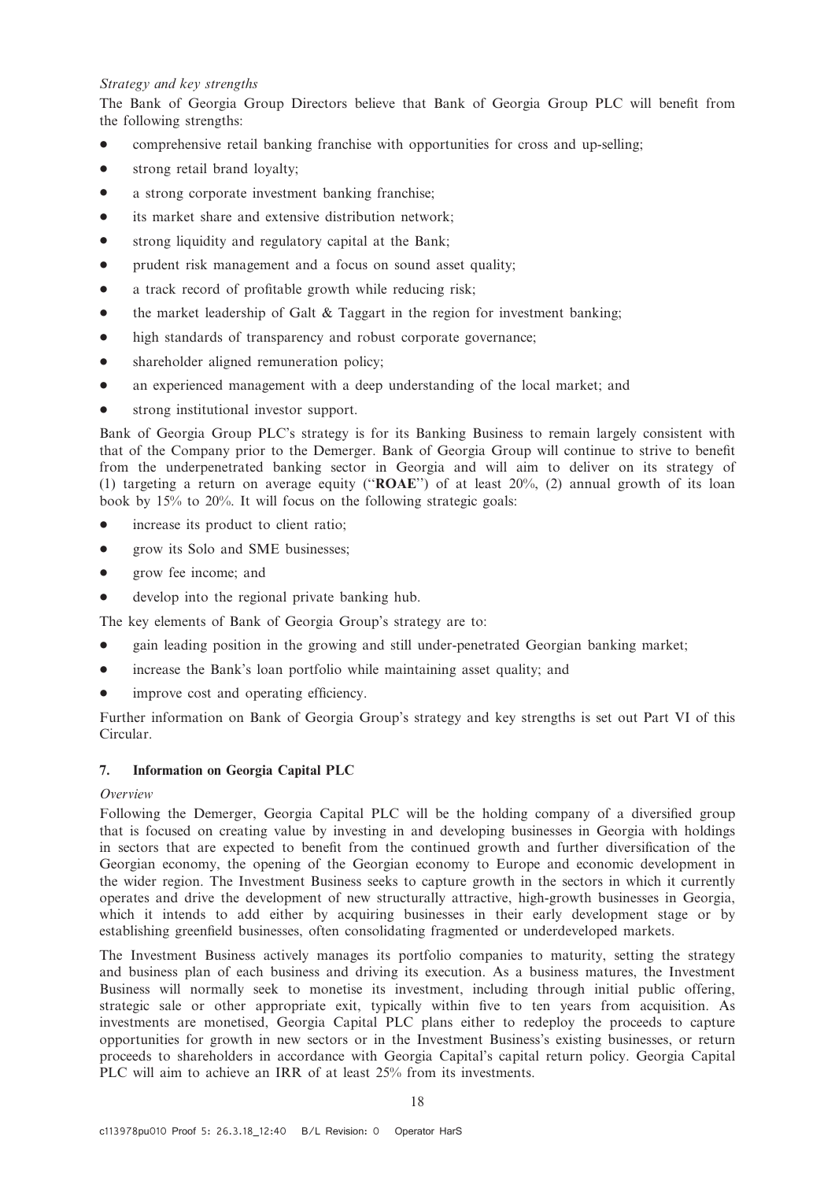*Strategy and key strengths*

The Bank of Georgia Group Directors believe that Bank of Georgia Group PLC will benefit from the following strengths:

- comprehensive retail banking franchise with opportunities for cross and up-selling;
- strong retail brand loyalty;
- a strong corporate investment banking franchise;
- its market share and extensive distribution network;
- strong liquidity and regulatory capital at the Bank;
- prudent risk management and a focus on sound asset quality;
- a track record of profitable growth while reducing risk;
- the market leadership of Galt & Taggart in the region for investment banking;
- high standards of transparency and robust corporate governance;
- shareholder aligned remuneration policy;
- an experienced management with a deep understanding of the local market; and
- strong institutional investor support.

Bank of Georgia Group PLC's strategy is for its Banking Business to remain largely consistent with that of the Company prior to the Demerger. Bank of Georgia Group will continue to strive to benefit from the underpenetrated banking sector in Georgia and will aim to deliver on its strategy of (1) targeting a return on average equity ("**ROAE**") of at least 20%, (2) annual growth of its loan book by 15% to 20%. It will focus on the following strategic goals:

- increase its product to client ratio;
- grow its Solo and SME businesses;
- grow fee income; and
- develop into the regional private banking hub.

The key elements of Bank of Georgia Group's strategy are to:

- gain leading position in the growing and still under-penetrated Georgian banking market;
- increase the Bank's loan portfolio while maintaining asset quality; and
- improve cost and operating efficiency.

Further information on Bank of Georgia Group's strategy and key strengths is set out Part VI of this Circular.

## 7. Information on Georgia Capital PLC

*Overview*

Following the Demerger, Georgia Capital PLC will be the holding company of a diversified group that is focused on creating value by investing in and developing businesses in Georgia with holdings in sectors that are expected to benefit from the continued growth and further diversification of the Georgian economy, the opening of the Georgian economy to Europe and economic development in the wider region. The Investment Business seeks to capture growth in the sectors in which it currently operates and drive the development of new structurally attractive, high-growth businesses in Georgia, which it intends to add either by acquiring businesses in their early development stage or by establishing greenfield businesses, often consolidating fragmented or underdeveloped markets.

The Investment Business actively manages its portfolio companies to maturity, setting the strategy and business plan of each business and driving its execution. As a business matures, the Investment Business will normally seek to monetise its investment, including through initial public offering, strategic sale or other appropriate exit, typically within five to ten years from acquisition. As investments are monetised, Georgia Capital PLC plans either to redeploy the proceeds to capture opportunities for growth in new sectors or in the Investment Business's existing businesses, or return proceeds to shareholders in accordance with Georgia Capital's capital return policy. Georgia Capital PLC will aim to achieve an IRR of at least 25% from its investments.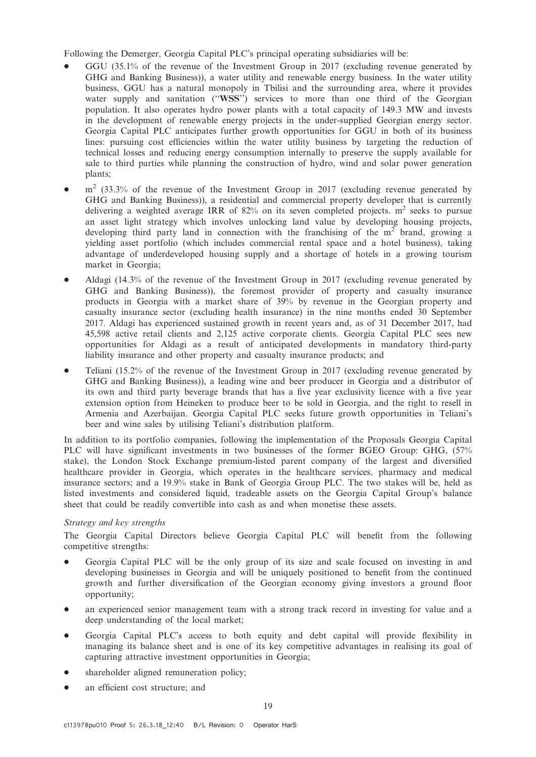Following the Demerger, Georgia Capital PLC's principal operating subsidiaries will be:

- GGU (35.1% of the revenue of the Investment Group in 2017 (excluding revenue generated by GHG and Banking Business)), a water utility and renewable energy business. In the water utility business, GGU has a natural monopoly in Tbilisi and the surrounding area, where it provides water supply and sanitation ("**WSS**") services to more than one third of the Georgian population. It also operates hydro power plants with a total capacity of 149.3 MW and invests in the development of renewable energy projects in the under-supplied Georgian energy sector. Georgia Capital PLC anticipates further growth opportunities for GGU in both of its business lines: pursuing cost efficiencies within the water utility business by targeting the reduction of technical losses and reducing energy consumption internally to preserve the supply available for sale to third parties while planning the construction of hydro, wind and solar power generation plants;
- $m^2$ (33.3% of the revenue of the Investment Group in 2017 (excluding revenue generated by GHG and Banking Business)), a residential and commercial property developer that is currently delivering a weighted average IRR of 82% on its seven completed projects. $m^2$ seeks to pursue an asset light strategy which involves unlocking land value by developing housing projects, developing third party land in connection with the franchising of the $m^2$ brand, growing a yielding asset portfolio (which includes commercial rental space and a hotel business), taking advantage of underdeveloped housing supply and a shortage of hotels in a growing tourism market in Georgia;
- Aldagi (14.3% of the revenue of the Investment Group in 2017 (excluding revenue generated by GHG and Banking Business)), the foremost provider of property and casualty insurance products in Georgia with a market share of 39% by revenue in the Georgian property and casualty insurance sector (excluding health insurance) in the nine months ended 30 September 2017. Aldagi has experienced sustained growth in recent years and, as of 31 December 2017, had 45,598 active retail clients and 2,125 active corporate clients. Georgia Capital PLC sees new opportunities for Aldagi as a result of anticipated developments in mandatory third-party liability insurance and other property and casualty insurance products; and
- Teliani (15.2% of the revenue of the Investment Group in 2017 (excluding revenue generated by GHG and Banking Business)), a leading wine and beer producer in Georgia and a distributor of its own and third party beverage brands that has a five year exclusivity licence with a five year extension option from Heineken to produce beer to be sold in Georgia, and the right to resell in Armenia and Azerbaijan. Georgia Capital PLC seeks future growth opportunities in Teliani's beer and wine sales by utilising Teliani's distribution platform.

In addition to its portfolio companies, following the implementation of the Proposals Georgia Capital PLC will have significant investments in two businesses of the former BGEO Group: GHG, (57% stake), the London Stock Exchange premium-listed parent company of the largest and diversified healthcare provider in Georgia, which operates in the healthcare services, pharmacy and medical insurance sectors; and a 19.9% stake in Bank of Georgia Group PLC. The two stakes will be, held as listed investments and considered liquid, tradeable assets on the Georgia Capital Group's balance sheet that could be readily convertible into cash as and when monetise these assets.

*Strategy and key strengths*

The Georgia Capital Directors believe Georgia Capital PLC will benefit from the following competitive strengths:

- Georgia Capital PLC will be the only group of its size and scale focused on investing in and developing businesses in Georgia and will be uniquely positioned to benefit from the continued growth and further diversification of the Georgian economy giving investors a ground floor opportunity;
- an experienced senior management team with a strong track record in investing for value and a deep understanding of the local market;
- Georgia Capital PLC's access to both equity and debt capital will provide flexibility in managing its balance sheet and is one of its key competitive advantages in realising its goal of capturing attractive investment opportunities in Georgia;
- shareholder aligned remuneration policy;
- an efficient cost structure; and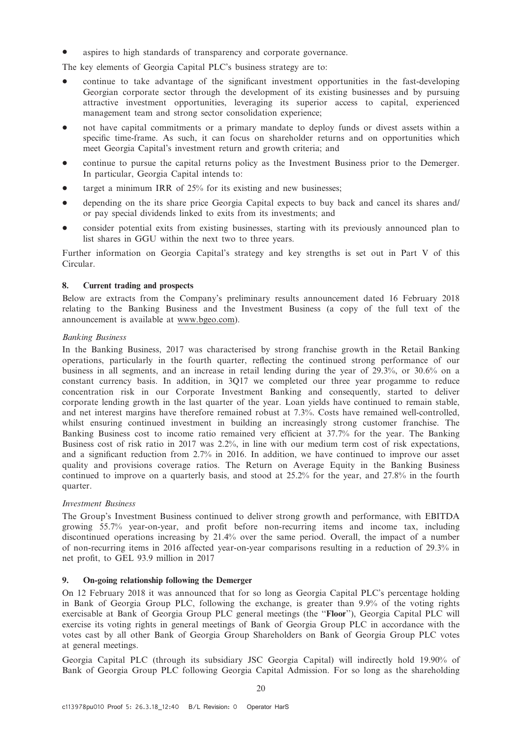- aspires to high standards of transparency and corporate governance.

The key elements of Georgia Capital PLC's business strategy are to:

- continue to take advantage of the significant investment opportunities in the fast-developing Georgian corporate sector through the development of its existing businesses and by pursuing attractive investment opportunities, leveraging its superior access to capital, experienced management team and strong sector consolidation experience;
- not have capital commitments or a primary mandate to deploy funds or divest assets within a specific time-frame. As such, it can focus on shareholder returns and on opportunities which meet Georgia Capital's investment return and growth criteria; and
- continue to pursue the capital returns policy as the Investment Business prior to the Demerger. In particular, Georgia Capital intends to:
- target a minimum IRR of 25% for its existing and new businesses;
- depending on the its share price Georgia Capital expects to buy back and cancel its shares and/ or pay special dividends linked to exits from its investments; and
- consider potential exits from existing businesses, starting with its previously announced plan to list shares in GGU within the next two to three years.

Further information on Georgia Capital's strategy and key strengths is set out in Part V of this Circular.

## 8. Current trading and prospects

Below are extracts from the Company's preliminary results announcement dated 16 February 2018 relating to the Banking Business and the Investment Business (a copy of the full text of the announcement is available at www.bgeo.com).

*Banking Business*

In the Banking Business, 2017 was characterised by strong franchise growth in the Retail Banking operations, particularly in the fourth quarter, reflecting the continued strong performance of our business in all segments, and an increase in retail lending during the year of 29.3%, or 30.6% on a constant currency basis. In addition, in 3Q17 we completed our three year progamme to reduce concentration risk in our Corporate Investment Banking and consequently, started to deliver corporate lending growth in the last quarter of the year. Loan yields have continued to remain stable, and net interest margins have therefore remained robust at 7.3%. Costs have remained well-controlled, whilst ensuring continued investment in building an increasingly strong customer franchise. The Banking Business cost to income ratio remained very efficient at 37.7% for the year. The Banking Business cost of risk ratio in 2017 was 2.2%, in line with our medium term cost of risk expectations, and a significant reduction from 2.7% in 2016. In addition, we have continued to improve our asset quality and provisions coverage ratios. The Return on Average Equity in the Banking Business continued to improve on a quarterly basis, and stood at 25.2% for the year, and 27.8% in the fourth quarter.

*Investment Business*

The Group's Investment Business continued to deliver strong growth and performance, with EBITDA growing 55.7% year-on-year, and profit before non-recurring items and income tax, including discontinued operations increasing by 21.4% over the same period. Overall, the impact of a number of non-recurring items in 2016 affected year-on-year comparisons resulting in a reduction of 29.3% in net profit, to GEL 93.9 million in 2017

## 9. On-going relationship following the Demerger

On 12 February 2018 it was announced that for so long as Georgia Capital PLC's percentage holding in Bank of Georgia Group PLC, following the exchange, is greater than 9.9% of the voting rights exercisable at Bank of Georgia Group PLC general meetings (the "**Floor**"), Georgia Capital PLC will exercise its voting rights in general meetings of Bank of Georgia Group PLC in accordance with the votes cast by all other Bank of Georgia Group Shareholders on Bank of Georgia Group PLC votes at general meetings.

Georgia Capital PLC (through its subsidiary JSC Georgia Capital) will indirectly hold 19.90% of Bank of Georgia Group PLC following Georgia Capital Admission. For so long as the shareholding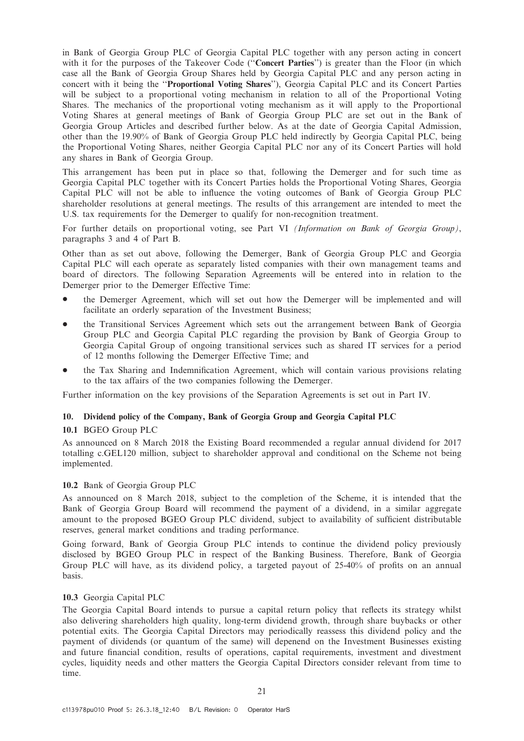in Bank of Georgia Group PLC of Georgia Capital PLC together with any person acting in concert with it for the purposes of the Takeover Code (''**Concert Parties**'') is greater than the Floor (in which case all the Bank of Georgia Group Shares held by Georgia Capital PLC and any person acting in concert with it being the ''**Proportional Voting Shares**''), Georgia Capital PLC and its Concert Parties will be subject to a proportional voting mechanism in relation to all of the Proportional Voting Shares. The mechanics of the proportional voting mechanism as it will apply to the Proportional Voting Shares at general meetings of Bank of Georgia Group PLC are set out in the Bank of Georgia Group Articles and described further below. As at the date of Georgia Capital Admission, other than the 19.90% of Bank of Georgia Group PLC held indirectly by Georgia Capital PLC, being the Proportional Voting Shares, neither Georgia Capital PLC nor any of its Concert Parties will hold any shares in Bank of Georgia Group.

This arrangement has been put in place so that, following the Demerger and for such time as Georgia Capital PLC together with its Concert Parties holds the Proportional Voting Shares, Georgia Capital PLC will not be able to influence the voting outcomes of Bank of Georgia Group PLC shareholder resolutions at general meetings. The results of this arrangement are intended to meet the U.S. tax requirements for the Demerger to qualify for non-recognition treatment.

For further details on proportional voting, see Part VI *(Information on Bank of Georgia Group)*, paragraphs 3 and 4 of Part B.

Other than as set out above, following the Demerger, Bank of Georgia Group PLC and Georgia Capital PLC will each operate as separately listed companies with their own management teams and board of directors. The following Separation Agreements will be entered into in relation to the Demerger prior to the Demerger Effective Time:

- the Demerger Agreement, which will set out how the Demerger will be implemented and will facilitate an orderly separation of the Investment Business;
- the Transitional Services Agreement which sets out the arrangement between Bank of Georgia Group PLC and Georgia Capital PLC regarding the provision by Bank of Georgia Group to Georgia Capital Group of ongoing transitional services such as shared IT services for a period of 12 months following the Demerger Effective Time; and
- the Tax Sharing and Indemnification Agreement, which will contain various provisions relating to the tax affairs of the two companies following the Demerger.

Further information on the key provisions of the Separation Agreements is set out in Part IV.

## 10. Dividend policy of the Company, Bank of Georgia Group and Georgia Capital PLC

### 10.1 BGEO Group PLC

As announced on 8 March 2018 the Existing Board recommended a regular annual dividend for 2017 totalling c.GEL120 million, subject to shareholder approval and conditional on the Scheme not being implemented.

### 10.2 Bank of Georgia Group PLC

As announced on 8 March 2018, subject to the completion of the Scheme, it is intended that the Bank of Georgia Group Board will recommend the payment of a dividend, in a similar aggregate amount to the proposed BGEO Group PLC dividend, subject to availability of sufficient distributable reserves, general market conditions and trading performance.

Going forward, Bank of Georgia Group PLC intends to continue the dividend policy previously disclosed by BGEO Group PLC in respect of the Banking Business. Therefore, Bank of Georgia Group PLC will have, as its dividend policy, a targeted payout of 25-40% of profits on an annual basis.

### 10.3 Georgia Capital PLC

The Georgia Capital Board intends to pursue a capital return policy that reflects its strategy whilst also delivering shareholders high quality, long-term dividend growth, through share buybacks or other potential exits. The Georgia Capital Directors may periodically reassess this dividend policy and the payment of dividends (or quantum of the same) will depenend on the Investment Businesses existing and future financial condition, results of operations, capital requirements, investment and divestment cycles, liquidity needs and other matters the Georgia Capital Directors consider relevant from time to time.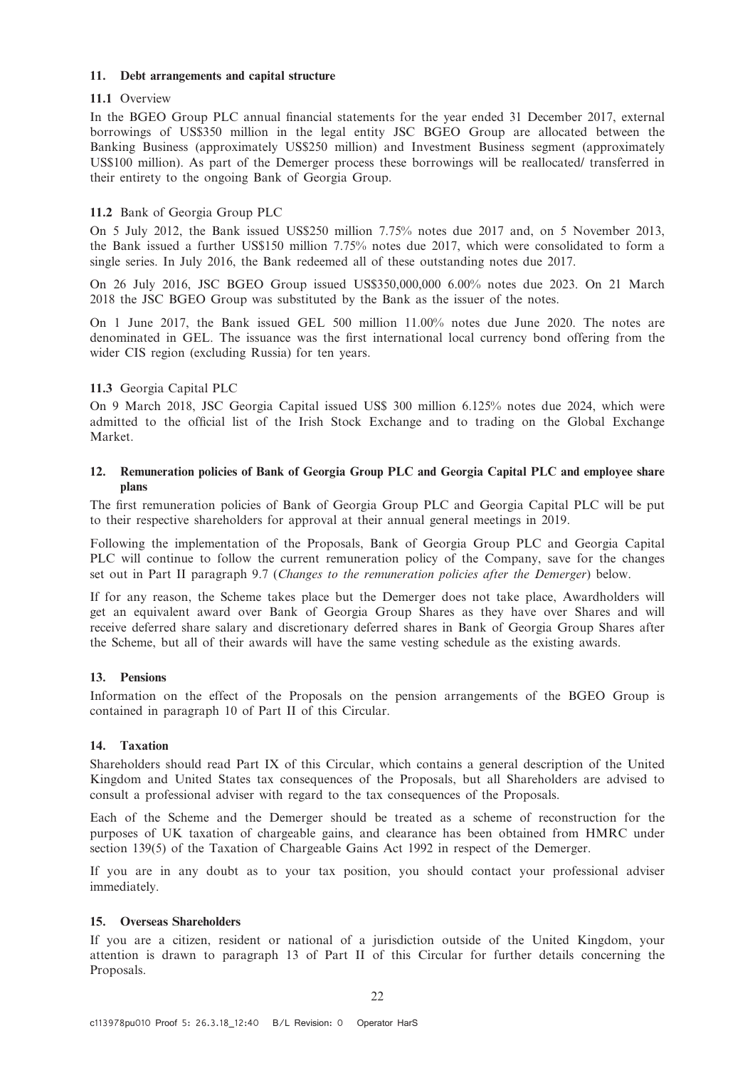## 11. Debt arrangements and capital structure

### 11.1 Overview

In the BGEO Group PLC annual financial statements for the year ended 31 December 2017, external borrowings of US$350 million in the legal entity JSC BGEO Group are allocated between the Banking Business (approximately US$250 million) and Investment Business segment (approximately US$100 million). As part of the Demerger process these borrowings will be reallocated/ transferred in their entirety to the ongoing Bank of Georgia Group.

### 11.2 Bank of Georgia Group PLC

On 5 July 2012, the Bank issued US$250 million 7.75% notes due 2017 and, on 5 November 2013, the Bank issued a further US$150 million 7.75% notes due 2017, which were consolidated to form a single series. In July 2016, the Bank redeemed all of these outstanding notes due 2017.

On 26 July 2016, JSC BGEO Group issued US$350,000,000 6.00% notes due 2023. On 21 March 2018 the JSC BGEO Group was substituted by the Bank as the issuer of the notes.

On 1 June 2017, the Bank issued GEL 500 million 11.00% notes due June 2020. The notes are denominated in GEL. The issuance was the first international local currency bond offering from the wider CIS region (excluding Russia) for ten years.

### 11.3 Georgia Capital PLC

On 9 March 2018, JSC Georgia Capital issued US$ 300 million 6.125% notes due 2024, which were admitted to the official list of the Irish Stock Exchange and to trading on the Global Exchange Market.

## 12. Remuneration policies of Bank of Georgia Group PLC and Georgia Capital PLC and employee share plans

The first remuneration policies of Bank of Georgia Group PLC and Georgia Capital PLC will be put to their respective shareholders for approval at their annual general meetings in 2019.

Following the implementation of the Proposals, Bank of Georgia Group PLC and Georgia Capital PLC will continue to follow the current remuneration policy of the Company, save for the changes set out in Part II paragraph 9.7 (*Changes to the remuneration policies after the Demerger*) below.

If for any reason, the Scheme takes place but the Demerger does not take place, Awardholders will get an equivalent award over Bank of Georgia Group Shares as they have over Shares and will receive deferred share salary and discretionary deferred shares in Bank of Georgia Group Shares after the Scheme, but all of their awards will have the same vesting schedule as the existing awards.

## 13. Pensions

Information on the effect of the Proposals on the pension arrangements of the BGEO Group is contained in paragraph 10 of Part II of this Circular.

## 14. Taxation

Shareholders should read Part IX of this Circular, which contains a general description of the United Kingdom and United States tax consequences of the Proposals, but all Shareholders are advised to consult a professional adviser with regard to the tax consequences of the Proposals.

Each of the Scheme and the Demerger should be treated as a scheme of reconstruction for the purposes of UK taxation of chargeable gains, and clearance has been obtained from HMRC under section 139(5) of the Taxation of Chargeable Gains Act 1992 in respect of the Demerger.

If you are in any doubt as to your tax position, you should contact your professional adviser immediately.

## 15. Overseas Shareholders

If you are a citizen, resident or national of a jurisdiction outside of the United Kingdom, your attention is drawn to paragraph 13 of Part II of this Circular for further details concerning the Proposals.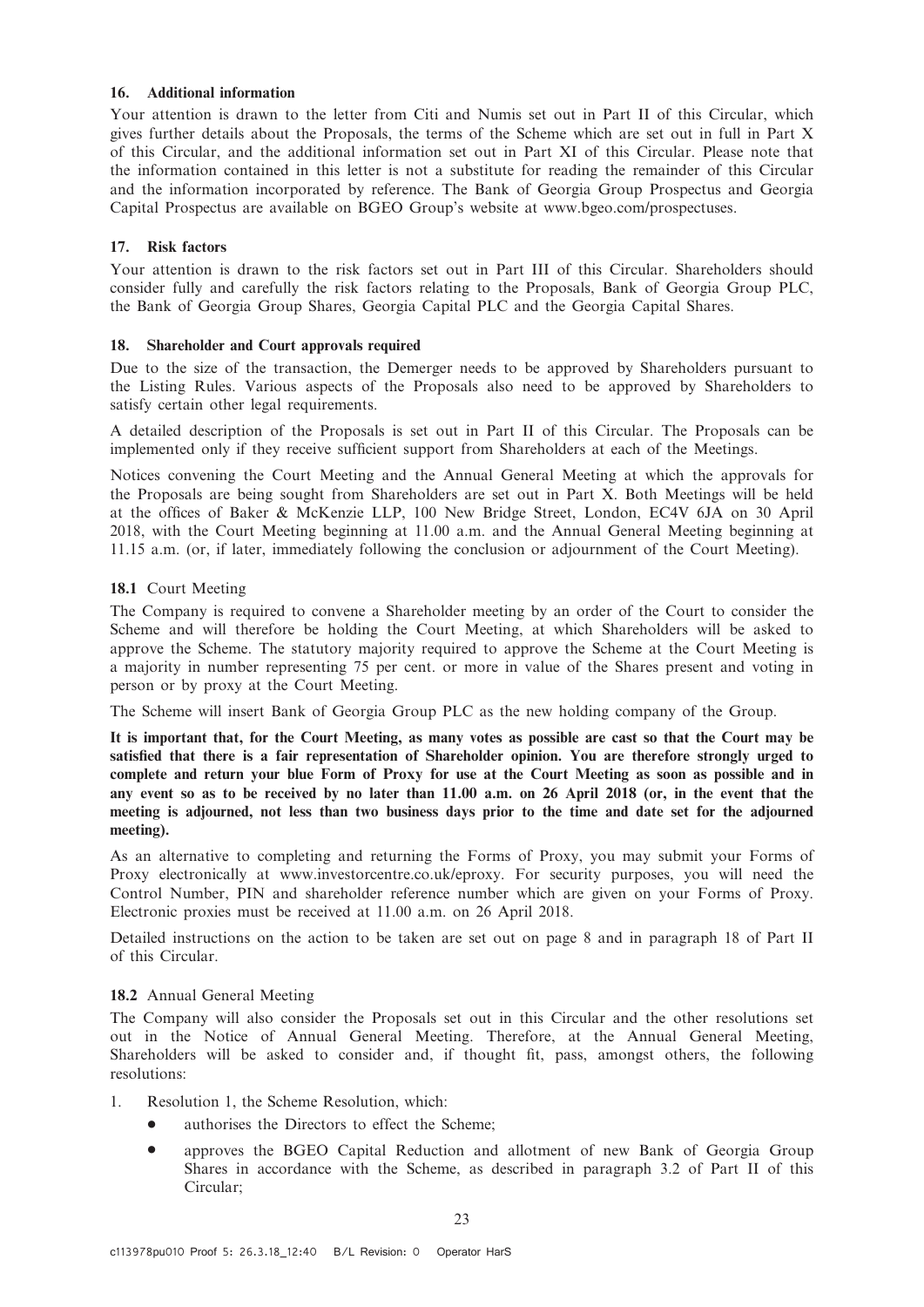## 16. Additional information

Your attention is drawn to the letter from Citi and Numis set out in Part II of this Circular, which gives further details about the Proposals, the terms of the Scheme which are set out in full in Part X of this Circular, and the additional information set out in Part XI of this Circular. Please note that the information contained in this letter is not a substitute for reading the remainder of this Circular and the information incorporated by reference. The Bank of Georgia Group Prospectus and Georgia Capital Prospectus are available on BGEO Group's website at www.bgeo.com/prospectuses.

## 17. Risk factors

Your attention is drawn to the risk factors set out in Part III of this Circular. Shareholders should consider fully and carefully the risk factors relating to the Proposals, Bank of Georgia Group PLC, the Bank of Georgia Group Shares, Georgia Capital PLC and the Georgia Capital Shares.

## 18. Shareholder and Court approvals required

Due to the size of the transaction, the Demerger needs to be approved by Shareholders pursuant to the Listing Rules. Various aspects of the Proposals also need to be approved by Shareholders to satisfy certain other legal requirements.

A detailed description of the Proposals is set out in Part II of this Circular. The Proposals can be implemented only if they receive sufficient support from Shareholders at each of the Meetings.

Notices convening the Court Meeting and the Annual General Meeting at which the approvals for the Proposals are being sought from Shareholders are set out in Part X. Both Meetings will be held at the offices of Baker & McKenzie LLP, 100 New Bridge Street, London, EC4V 6JA on 30 April 2018, with the Court Meeting beginning at 11.00 a.m. and the Annual General Meeting beginning at 11.15 a.m. (or, if later, immediately following the conclusion or adjournment of the Court Meeting).

### 18.1 Court Meeting

The Company is required to convene a Shareholder meeting by an order of the Court to consider the Scheme and will therefore be holding the Court Meeting, at which Shareholders will be asked to approve the Scheme. The statutory majority required to approve the Scheme at the Court Meeting is a majority in number representing 75 per cent. or more in value of the Shares present and voting in person or by proxy at the Court Meeting.

The Scheme will insert Bank of Georgia Group PLC as the new holding company of the Group.

**It is important that, for the Court Meeting, as many votes as possible are cast so that the Court may be satisfied that there is a fair representation of Shareholder opinion. You are therefore strongly urged to complete and return your blue Form of Proxy for use at the Court Meeting as soon as possible and in any event so as to be received by no later than 11.00 a.m. on 26 April 2018 (or, in the event that the meeting is adjourned, not less than two business days prior to the time and date set for the adjourned meeting).**

As an alternative to completing and returning the Forms of Proxy, you may submit your Forms of Proxy electronically at www.investorcentre.co.uk/eproxy. For security purposes, you will need the Control Number, PIN and shareholder reference number which are given on your Forms of Proxy. Electronic proxies must be received at 11.00 a.m. on 26 April 2018.

Detailed instructions on the action to be taken are set out on page 8 and in paragraph 18 of Part II of this Circular.

### 18.2 Annual General Meeting

The Company will also consider the Proposals set out in this Circular and the other resolutions set out in the Notice of Annual General Meeting. Therefore, at the Annual General Meeting, Shareholders will be asked to consider and, if thought fit, pass, amongst others, the following resolutions:

1. Resolution 1, the Scheme Resolution, which:
   - authorises the Directors to effect the Scheme;
   - approves the BGEO Capital Reduction and allotment of new Bank of Georgia Group Shares in accordance with the Scheme, as described in paragraph 3.2 of Part II of this Circular;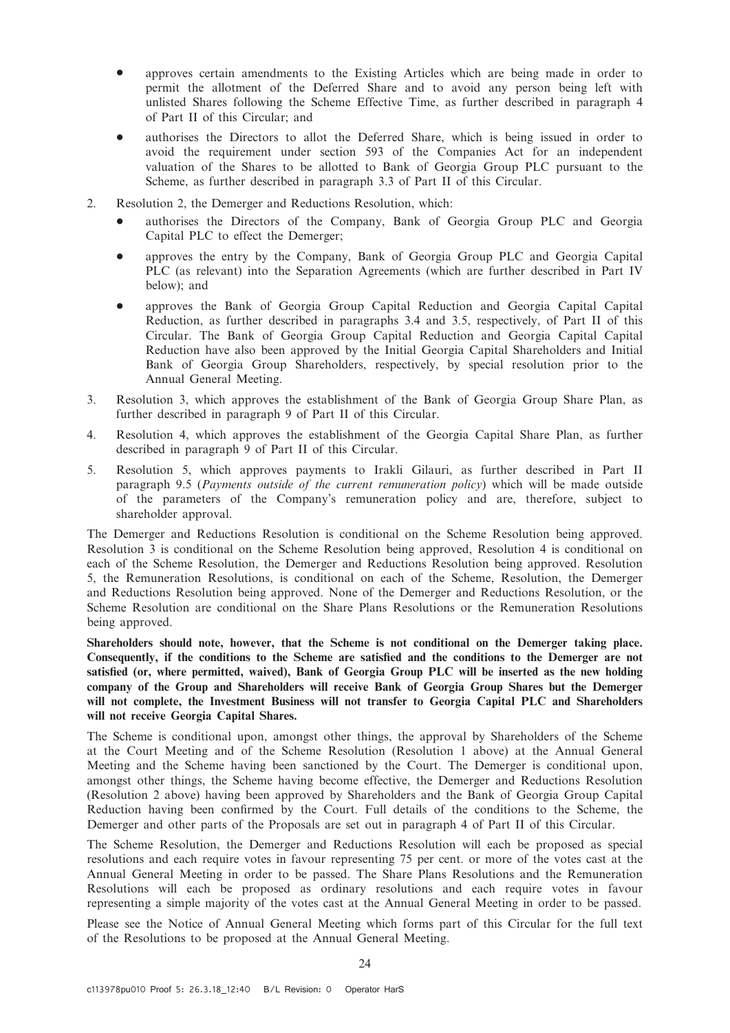- approves certain amendments to the Existing Articles which are being made in order to permit the allotment of the Deferred Share and to avoid any person being left with unlisted Shares following the Scheme Effective Time, as further described in paragraph 4 of Part II of this Circular; and
- authorises the Directors to allot the Deferred Share, which is being issued in order to avoid the requirement under section 593 of the Companies Act for an independent valuation of the Shares to be allotted to Bank of Georgia Group PLC pursuant to the Scheme, as further described in paragraph 3.3 of Part II of this Circular.

2. Resolution 2, the Demerger and Reductions Resolution, which:
   - authorises the Directors of the Company, Bank of Georgia Group PLC and Georgia Capital PLC to effect the Demerger;
   - approves the entry by the Company, Bank of Georgia Group PLC and Georgia Capital PLC (as relevant) into the Separation Agreements (which are further described in Part IV below); and
   - approves the Bank of Georgia Group Capital Reduction and Georgia Capital Capital Reduction, as further described in paragraphs 3.4 and 3.5, respectively, of Part II of this Circular. The Bank of Georgia Group Capital Reduction and Georgia Capital Capital Reduction have also been approved by the Initial Georgia Capital Shareholders and Initial Bank of Georgia Group Shareholders, respectively, by special resolution prior to the Annual General Meeting.
3. Resolution 3, which approves the establishment of the Bank of Georgia Group Share Plan, as further described in paragraph 9 of Part II of this Circular.
4. Resolution 4, which approves the establishment of the Georgia Capital Share Plan, as further described in paragraph 9 of Part II of this Circular.
5. Resolution 5, which approves payments to Irakli Gilauri, as further described in Part II paragraph 9.5 (*Payments outside of the current remuneration policy*) which will be made outside of the parameters of the Company's remuneration policy and are, therefore, subject to shareholder approval.

The Demerger and Reductions Resolution is conditional on the Scheme Resolution being approved. Resolution 3 is conditional on the Scheme Resolution being approved, Resolution 4 is conditional on each of the Scheme Resolution, the Demerger and Reductions Resolution being approved. Resolution 5, the Remuneration Resolutions, is conditional on each of the Scheme, Resolution, the Demerger and Reductions Resolution being approved. None of the Demerger and Reductions Resolution, or the Scheme Resolution are conditional on the Share Plans Resolutions or the Remuneration Resolutions being approved.

**Shareholders should note, however, that the Scheme is not conditional on the Demerger taking place. Consequently, if the conditions to the Scheme are satisfied and the conditions to the Demerger are not satisfied (or, where permitted, waived), Bank of Georgia Group PLC will be inserted as the new holding company of the Group and Shareholders will receive Bank of Georgia Group Shares but the Demerger will not complete, the Investment Business will not transfer to Georgia Capital PLC and Shareholders will not receive Georgia Capital Shares.**

The Scheme is conditional upon, amongst other things, the approval by Shareholders of the Scheme at the Court Meeting and of the Scheme Resolution (Resolution 1 above) at the Annual General Meeting and the Scheme having been sanctioned by the Court. The Demerger is conditional upon, amongst other things, the Scheme having become effective, the Demerger and Reductions Resolution (Resolution 2 above) having been approved by Shareholders and the Bank of Georgia Group Capital Reduction having been confirmed by the Court. Full details of the conditions to the Scheme, the Demerger and other parts of the Proposals are set out in paragraph 4 of Part II of this Circular.

The Scheme Resolution, the Demerger and Reductions Resolution will each be proposed as special resolutions and each require votes in favour representing 75 per cent. or more of the votes cast at the Annual General Meeting in order to be passed. The Share Plans Resolutions and the Remuneration Resolutions will each be proposed as ordinary resolutions and each require votes in favour representing a simple majority of the votes cast at the Annual General Meeting in order to be passed.

Please see the Notice of Annual General Meeting which forms part of this Circular for the full text of the Resolutions to be proposed at the Annual General Meeting.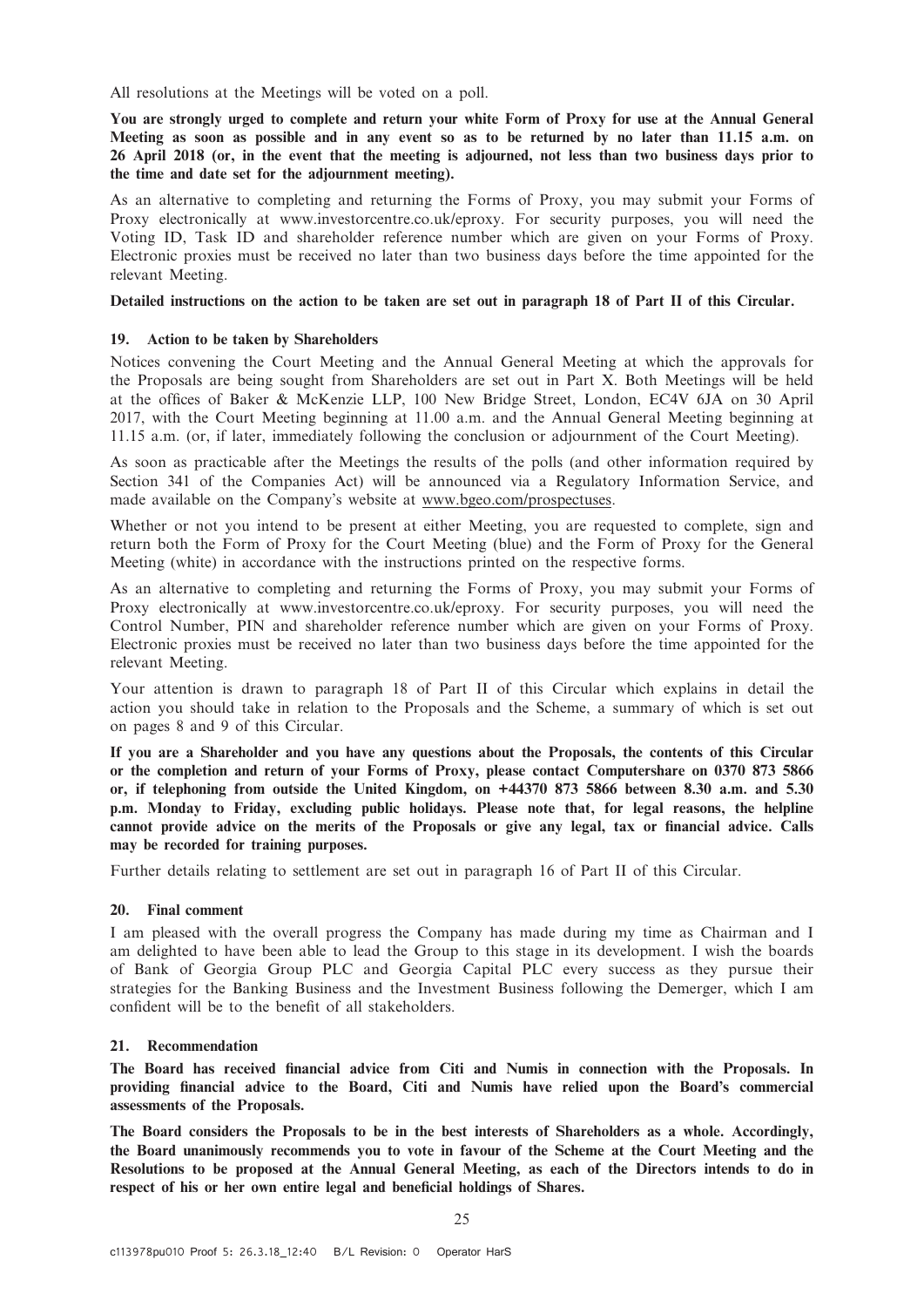All resolutions at the Meetings will be voted on a poll.

**You are strongly urged to complete and return your white Form of Proxy for use at the Annual General Meeting as soon as possible and in any event so as to be returned by no later than 11.15 a.m. on 26 April 2018 (or, in the event that the meeting is adjourned, not less than two business days prior to the time and date set for the adjournment meeting).**

As an alternative to completing and returning the Forms of Proxy, you may submit your Forms of Proxy electronically at www.investorcentre.co.uk/eproxy. For security purposes, you will need the Voting ID, Task ID and shareholder reference number which are given on your Forms of Proxy. Electronic proxies must be received no later than two business days before the time appointed for the relevant Meeting.

**Detailed instructions on the action to be taken are set out in paragraph 18 of Part II of this Circular.**

### 19. Action to be taken by Shareholders

Notices convening the Court Meeting and the Annual General Meeting at which the approvals for the Proposals are being sought from Shareholders are set out in Part X. Both Meetings will be held at the offices of Baker & McKenzie LLP, 100 New Bridge Street, London, EC4V 6JA on 30 April 2017, with the Court Meeting beginning at 11.00 a.m. and the Annual General Meeting beginning at 11.15 a.m. (or, if later, immediately following the conclusion or adjournment of the Court Meeting).

As soon as practicable after the Meetings the results of the polls (and other information required by Section 341 of the Companies Act) will be announced via a Regulatory Information Service, and made available on the Company's website at www.bgeo.com/prospectuses.

Whether or not you intend to be present at either Meeting, you are requested to complete, sign and return both the Form of Proxy for the Court Meeting (blue) and the Form of Proxy for the General Meeting (white) in accordance with the instructions printed on the respective forms.

As an alternative to completing and returning the Forms of Proxy, you may submit your Forms of Proxy electronically at www.investorcentre.co.uk/eproxy. For security purposes, you will need the Control Number, PIN and shareholder reference number which are given on your Forms of Proxy. Electronic proxies must be received no later than two business days before the time appointed for the relevant Meeting.

Your attention is drawn to paragraph 18 of Part II of this Circular which explains in detail the action you should take in relation to the Proposals and the Scheme, a summary of which is set out on pages 8 and 9 of this Circular.

**If you are a Shareholder and you have any questions about the Proposals, the contents of this Circular or the completion and return of your Forms of Proxy, please contact Computershare on 0370 873 5866 or, if telephoning from outside the United Kingdom, on +44370 873 5866 between 8.30 a.m. and 5.30 p.m. Monday to Friday, excluding public holidays. Please note that, for legal reasons, the helpline cannot provide advice on the merits of the Proposals or give any legal, tax or financial advice. Calls may be recorded for training purposes.**

Further details relating to settlement are set out in paragraph 16 of Part II of this Circular.

### 20. Final comment

I am pleased with the overall progress the Company has made during my time as Chairman and I am delighted to have been able to lead the Group to this stage in its development. I wish the boards of Bank of Georgia Group PLC and Georgia Capital PLC every success as they pursue their strategies for the Banking Business and the Investment Business following the Demerger, which I am confident will be to the benefit of all stakeholders.

### 21. Recommendation

**The Board has received financial advice from Citi and Numis in connection with the Proposals. In providing financial advice to the Board, Citi and Numis have relied upon the Board's commercial assessments of the Proposals.**

**The Board considers the Proposals to be in the best interests of Shareholders as a whole. Accordingly, the Board unanimously recommends you to vote in favour of the Scheme at the Court Meeting and the Resolutions to be proposed at the Annual General Meeting, as each of the Directors intends to do in respect of his or her own entire legal and beneficial holdings of Shares.**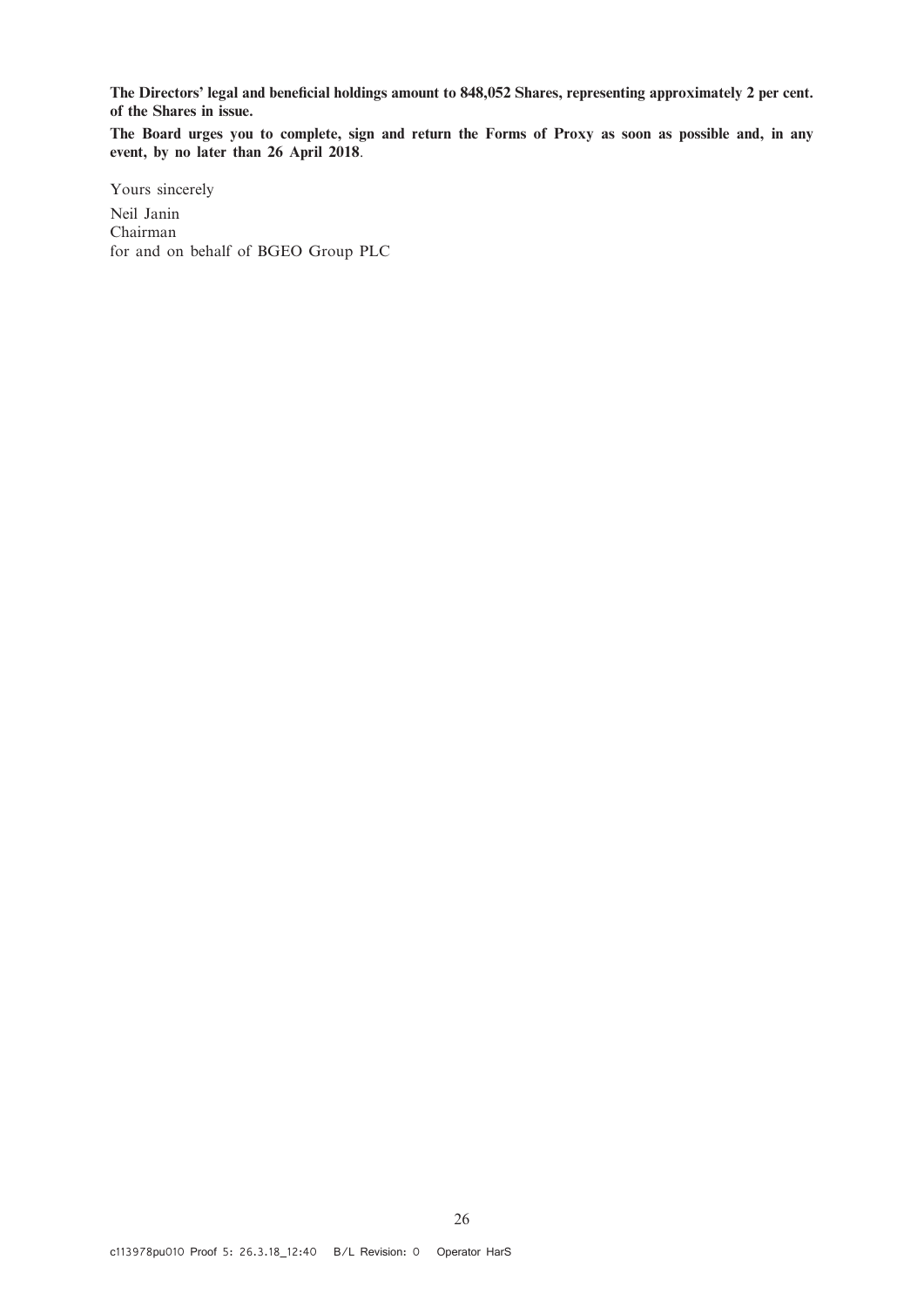**The Directors' legal and beneficial holdings amount to 848,052 Shares, representing approximately 2 per cent. of the Shares in issue.**

**The Board urges you to complete, sign and return the Forms of Proxy as soon as possible and, in any event, by no later than 26 April 2018**.

Yours sincerely

Neil Janin
Chairman
for and on behalf of BGEO Group PLC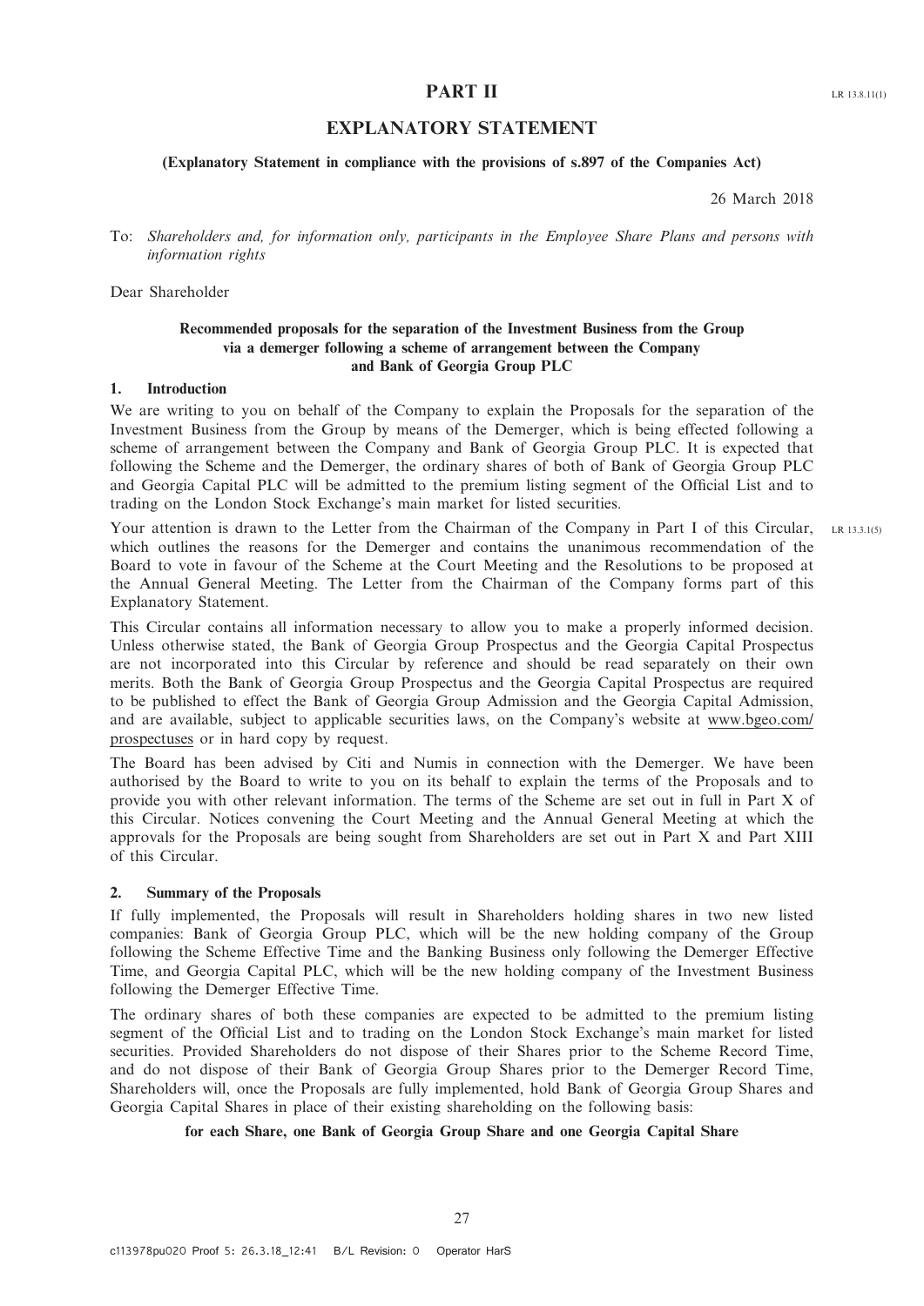# PART II

## EXPLANATORY STATEMENT

**(Explanatory Statement in compliance with the provisions of s.897 of the Companies Act)**

26 March 2018

To: *Shareholders and, for information only, participants in the Employee Share Plans and persons with information rights*

Dear Shareholder

**Recommended proposals for the separation of the Investment Business from the Group via a demerger following a scheme of arrangement between the Company and Bank of Georgia Group PLC**

### 1. Introduction

We are writing to you on behalf of the Company to explain the Proposals for the separation of the Investment Business from the Group by means of the Demerger, which is being effected following a scheme of arrangement between the Company and Bank of Georgia Group PLC. It is expected that following the Scheme and the Demerger, the ordinary shares of both of Bank of Georgia Group PLC and Georgia Capital PLC will be admitted to the premium listing segment of the Official List and to trading on the London Stock Exchange's main market for listed securities.

Your attention is drawn to the Letter from the Chairman of the Company in Part I of this Circular, which outlines the reasons for the Demerger and contains the unanimous recommendation of the Board to vote in favour of the Scheme at the Court Meeting and the Resolutions to be proposed at the Annual General Meeting. The Letter from the Chairman of the Company forms part of this Explanatory Statement.

This Circular contains all information necessary to allow you to make a properly informed decision. Unless otherwise stated, the Bank of Georgia Group Prospectus and the Georgia Capital Prospectus are not incorporated into this Circular by reference and should be read separately on their own merits. Both the Bank of Georgia Group Prospectus and the Georgia Capital Prospectus are required to be published to effect the Bank of Georgia Group Admission and the Georgia Capital Admission, and are available, subject to applicable securities laws, on the Company's website at www.bgeo.com/prospectuses or in hard copy by request.

The Board has been advised by Citi and Numis in connection with the Demerger. We have been authorised by the Board to write to you on its behalf to explain the terms of the Proposals and to provide you with other relevant information. The terms of the Scheme are set out in full in Part X of this Circular. Notices convening the Court Meeting and the Annual General Meeting at which the approvals for the Proposals are being sought from Shareholders are set out in Part X and Part XIII of this Circular.

### 2. Summary of the Proposals

If fully implemented, the Proposals will result in Shareholders holding shares in two new listed companies: Bank of Georgia Group PLC, which will be the new holding company of the Group following the Scheme Effective Time and the Banking Business only following the Demerger Effective Time, and Georgia Capital PLC, which will be the new holding company of the Investment Business following the Demerger Effective Time.

The ordinary shares of both these companies are expected to be admitted to the premium listing segment of the Official List and to trading on the London Stock Exchange's main market for listed securities. Provided Shareholders do not dispose of their Shares prior to the Scheme Record Time, and do not dispose of their Bank of Georgia Group Shares prior to the Demerger Record Time, Shareholders will, once the Proposals are fully implemented, hold Bank of Georgia Group Shares and Georgia Capital Shares in place of their existing shareholding on the following basis:

**for each Share, one Bank of Georgia Group Share and one Georgia Capital Share**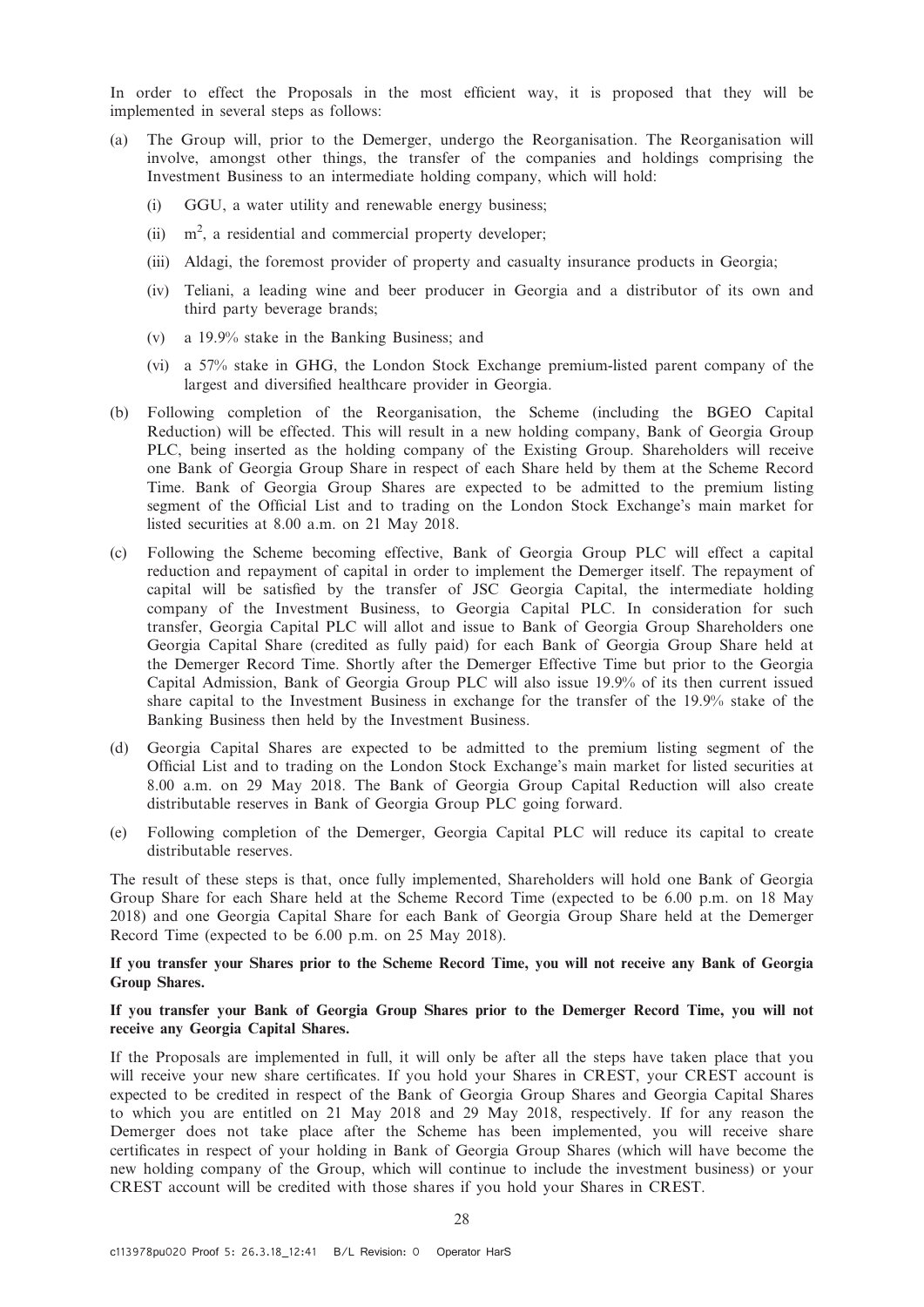In order to effect the Proposals in the most efficient way, it is proposed that they will be implemented in several steps as follows:

(a) The Group will, prior to the Demerger, undergo the Reorganisation. The Reorganisation will involve, amongst other things, the transfer of the companies and holdings comprising the Investment Business to an intermediate holding company, which will hold:

  (i) GGU, a water utility and renewable energy business;

  (ii) $m^2$, a residential and commercial property developer;

  (iii) Aldagi, the foremost provider of property and casualty insurance products in Georgia;

  (iv) Teliani, a leading wine and beer producer in Georgia and a distributor of its own and third party beverage brands;

  (v) a 19.9% stake in the Banking Business; and

  (vi) a 57% stake in GHG, the London Stock Exchange premium-listed parent company of the largest and diversified healthcare provider in Georgia.

(b) Following completion of the Reorganisation, the Scheme (including the BGEO Capital Reduction) will be effected. This will result in a new holding company, Bank of Georgia Group PLC, being inserted as the holding company of the Existing Group. Shareholders will receive one Bank of Georgia Group Share in respect of each Share held by them at the Scheme Record Time. Bank of Georgia Group Shares are expected to be admitted to the premium listing segment of the Official List and to trading on the London Stock Exchange's main market for listed securities at 8.00 a.m. on 21 May 2018.

(c) Following the Scheme becoming effective, Bank of Georgia Group PLC will effect a capital reduction and repayment of capital in order to implement the Demerger itself. The repayment of capital will be satisfied by the transfer of JSC Georgia Capital, the intermediate holding company of the Investment Business, to Georgia Capital PLC. In consideration for such transfer, Georgia Capital PLC will allot and issue to Bank of Georgia Group Shareholders one Georgia Capital Share (credited as fully paid) for each Bank of Georgia Group Share held at the Demerger Record Time. Shortly after the Demerger Effective Time but prior to the Georgia Capital Admission, Bank of Georgia Group PLC will also issue 19.9% of its then current issued share capital to the Investment Business in exchange for the transfer of the 19.9% stake of the Banking Business then held by the Investment Business.

(d) Georgia Capital Shares are expected to be admitted to the premium listing segment of the Official List and to trading on the London Stock Exchange's main market for listed securities at 8.00 a.m. on 29 May 2018. The Bank of Georgia Group Capital Reduction will also create distributable reserves in Bank of Georgia Group PLC going forward.

(e) Following completion of the Demerger, Georgia Capital PLC will reduce its capital to create distributable reserves.

The result of these steps is that, once fully implemented, Shareholders will hold one Bank of Georgia Group Share for each Share held at the Scheme Record Time (expected to be 6.00 p.m. on 18 May 2018) and one Georgia Capital Share for each Bank of Georgia Group Share held at the Demerger Record Time (expected to be 6.00 p.m. on 25 May 2018).

**If you transfer your Shares prior to the Scheme Record Time, you will not receive any Bank of Georgia Group Shares.**

**If you transfer your Bank of Georgia Group Shares prior to the Demerger Record Time, you will not receive any Georgia Capital Shares.**

If the Proposals are implemented in full, it will only be after all the steps have taken place that you will receive your new share certificates. If you hold your Shares in CREST, your CREST account is expected to be credited in respect of the Bank of Georgia Group Shares and Georgia Capital Shares to which you are entitled on 21 May 2018 and 29 May 2018, respectively. If for any reason the Demerger does not take place after the Scheme has been implemented, you will receive share certificates in respect of your holding in Bank of Georgia Group Shares (which will have become the new holding company of the Group, which will continue to include the investment business) or your CREST account will be credited with those shares if you hold your Shares in CREST.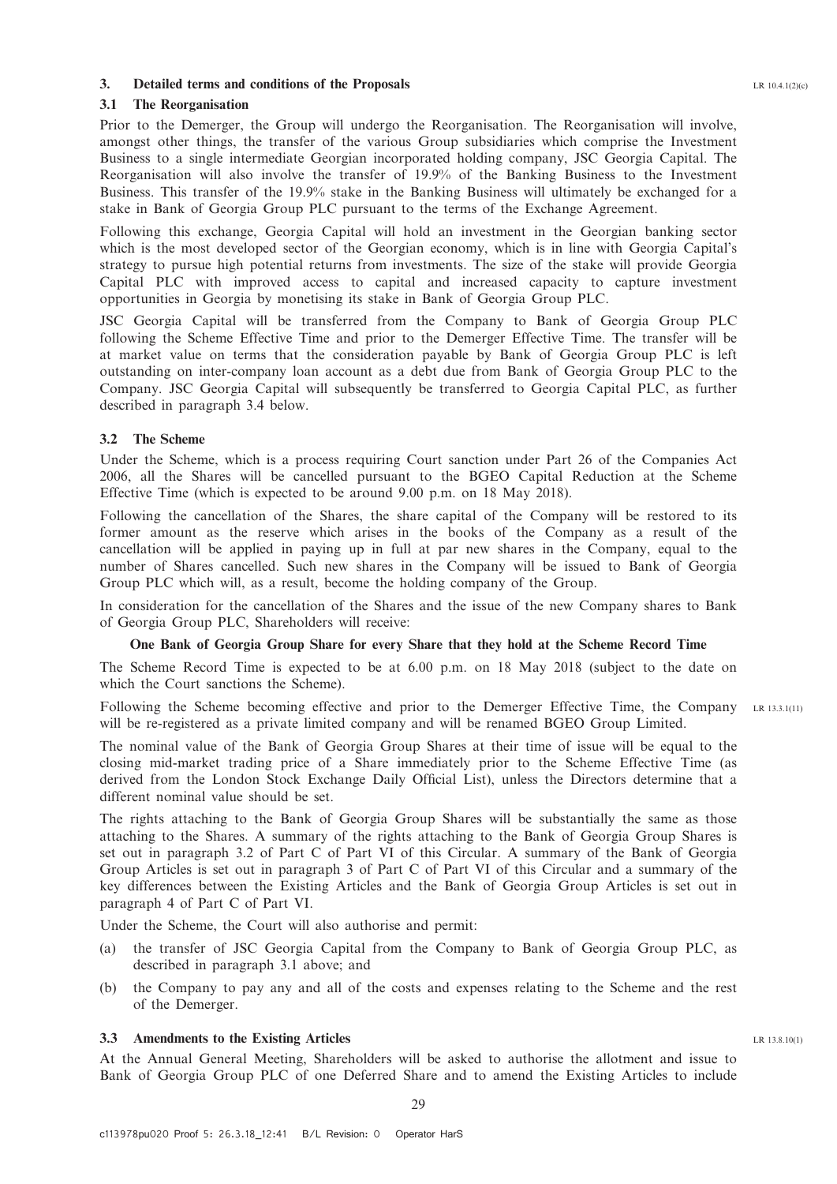## 3. Detailed terms and conditions of the Proposals

LR 10.4.1(2)(c)

### 3.1 The Reorganisation

Prior to the Demerger, the Group will undergo the Reorganisation. The Reorganisation will involve, amongst other things, the transfer of the various Group subsidiaries which comprise the Investment Business to a single intermediate Georgian incorporated holding company, JSC Georgia Capital. The Reorganisation will also involve the transfer of 19.9% of the Banking Business to the Investment Business. This transfer of the 19.9% stake in the Banking Business will ultimately be exchanged for a stake in Bank of Georgia Group PLC pursuant to the terms of the Exchange Agreement.

Following this exchange, Georgia Capital will hold an investment in the Georgian banking sector which is the most developed sector of the Georgian economy, which is in line with Georgia Capital's strategy to pursue high potential returns from investments. The size of the stake will provide Georgia Capital PLC with improved access to capital and increased capacity to capture investment opportunities in Georgia by monetising its stake in Bank of Georgia Group PLC.

JSC Georgia Capital will be transferred from the Company to Bank of Georgia Group PLC following the Scheme Effective Time and prior to the Demerger Effective Time. The transfer will be at market value on terms that the consideration payable by Bank of Georgia Group PLC is left outstanding on inter-company loan account as a debt due from Bank of Georgia Group PLC to the Company. JSC Georgia Capital will subsequently be transferred to Georgia Capital PLC, as further described in paragraph 3.4 below.

### 3.2 The Scheme

Under the Scheme, which is a process requiring Court sanction under Part 26 of the Companies Act 2006, all the Shares will be cancelled pursuant to the BGEO Capital Reduction at the Scheme Effective Time (which is expected to be around 9.00 p.m. on 18 May 2018).

Following the cancellation of the Shares, the share capital of the Company will be restored to its former amount as the reserve which arises in the books of the Company as a result of the cancellation will be applied in paying up in full at par new shares in the Company, equal to the number of Shares cancelled. Such new shares in the Company will be issued to Bank of Georgia Group PLC which will, as a result, become the holding company of the Group.

In consideration for the cancellation of the Shares and the issue of the new Company shares to Bank of Georgia Group PLC, Shareholders will receive:

**One Bank of Georgia Group Share for every Share that they hold at the Scheme Record Time**

The Scheme Record Time is expected to be at 6.00 p.m. on 18 May 2018 (subject to the date on which the Court sanctions the Scheme).

Following the Scheme becoming effective and prior to the Demerger Effective Time, the Company will be re-registered as a private limited company and will be renamed BGEO Group Limited.

LR 13.3.1(11)

The nominal value of the Bank of Georgia Group Shares at their time of issue will be equal to the closing mid-market trading price of a Share immediately prior to the Scheme Effective Time (as derived from the London Stock Exchange Daily Official List), unless the Directors determine that a different nominal value should be set.

The rights attaching to the Bank of Georgia Group Shares will be substantially the same as those attaching to the Shares. A summary of the rights attaching to the Bank of Georgia Group Shares is set out in paragraph 3.2 of Part C of Part VI of this Circular. A summary of the Bank of Georgia Group Articles is set out in paragraph 3 of Part C of Part VI of this Circular and a summary of the key differences between the Existing Articles and the Bank of Georgia Group Articles is set out in paragraph 4 of Part C of Part VI.

Under the Scheme, the Court will also authorise and permit:

(a) the transfer of JSC Georgia Capital from the Company to Bank of Georgia Group PLC, as described in paragraph 3.1 above; and

(b) the Company to pay any and all of the costs and expenses relating to the Scheme and the rest of the Demerger.

### 3.3 Amendments to the Existing Articles

LR 13.8.10(1)

At the Annual General Meeting, Shareholders will be asked to authorise the allotment and issue to Bank of Georgia Group PLC of one Deferred Share and to amend the Existing Articles to include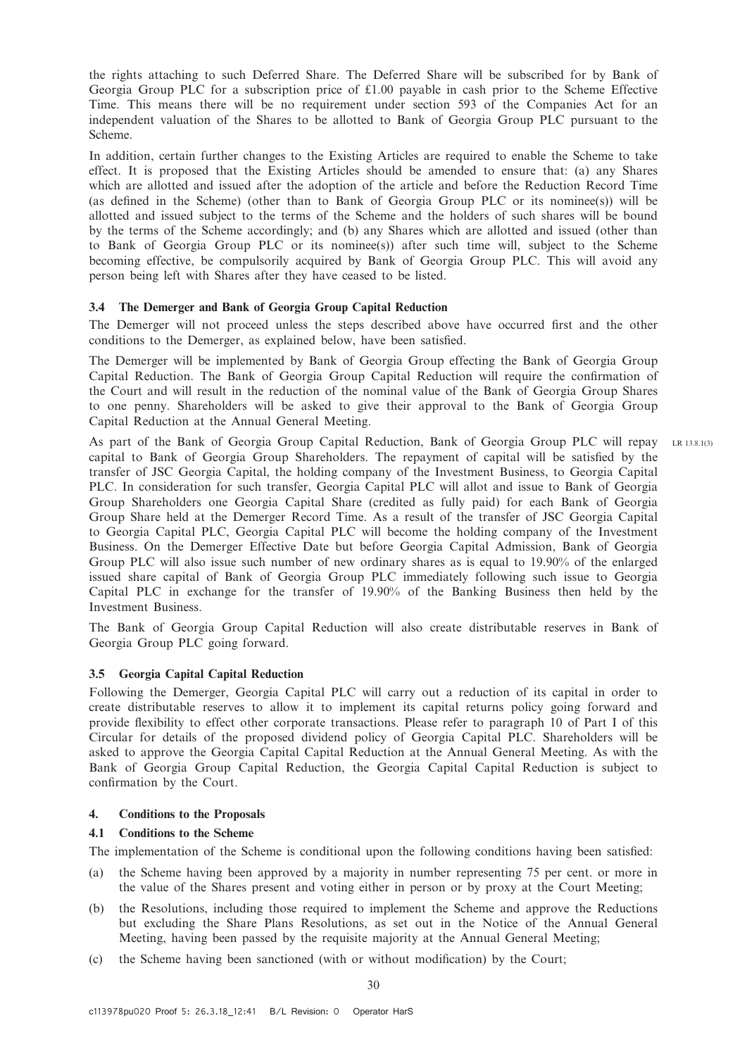the rights attaching to such Deferred Share. The Deferred Share will be subscribed for by Bank of Georgia Group PLC for a subscription price of £1.00 payable in cash prior to the Scheme Effective Time. This means there will be no requirement under section 593 of the Companies Act for an independent valuation of the Shares to be allotted to Bank of Georgia Group PLC pursuant to the Scheme.

In addition, certain further changes to the Existing Articles are required to enable the Scheme to take effect. It is proposed that the Existing Articles should be amended to ensure that: (a) any Shares which are allotted and issued after the adoption of the article and before the Reduction Record Time (as defined in the Scheme) (other than to Bank of Georgia Group PLC or its nominee(s)) will be allotted and issued subject to the terms of the Scheme and the holders of such shares will be bound by the terms of the Scheme accordingly; and (b) any Shares which are allotted and issued (other than to Bank of Georgia Group PLC or its nominee(s)) after such time will, subject to the Scheme becoming effective, be compulsorily acquired by Bank of Georgia Group PLC. This will avoid any person being left with Shares after they have ceased to be listed.

### 3.4 The Demerger and Bank of Georgia Group Capital Reduction

The Demerger will not proceed unless the steps described above have occurred first and the other conditions to the Demerger, as explained below, have been satisfied.

The Demerger will be implemented by Bank of Georgia Group effecting the Bank of Georgia Group Capital Reduction. The Bank of Georgia Group Capital Reduction will require the confirmation of the Court and will result in the reduction of the nominal value of the Bank of Georgia Group Shares to one penny. Shareholders will be asked to give their approval to the Bank of Georgia Group Capital Reduction at the Annual General Meeting.

LR 13.8.1(3)

As part of the Bank of Georgia Group Capital Reduction, Bank of Georgia Group PLC will repay capital to Bank of Georgia Group Shareholders. The repayment of capital will be satisfied by the transfer of JSC Georgia Capital, the holding company of the Investment Business, to Georgia Capital PLC. In consideration for such transfer, Georgia Capital PLC will allot and issue to Bank of Georgia Group Shareholders one Georgia Capital Share (credited as fully paid) for each Bank of Georgia Group Share held at the Demerger Record Time. As a result of the transfer of JSC Georgia Capital to Georgia Capital PLC, Georgia Capital PLC will become the holding company of the Investment Business. On the Demerger Effective Date but before Georgia Capital Admission, Bank of Georgia Group PLC will also issue such number of new ordinary shares as is equal to 19.90% of the enlarged issued share capital of Bank of Georgia Group PLC immediately following such issue to Georgia Capital PLC in exchange for the transfer of 19.90% of the Banking Business then held by the Investment Business.

The Bank of Georgia Group Capital Reduction will also create distributable reserves in Bank of Georgia Group PLC going forward.

### 3.5 Georgia Capital Capital Reduction

Following the Demerger, Georgia Capital PLC will carry out a reduction of its capital in order to create distributable reserves to allow it to implement its capital returns policy going forward and provide flexibility to effect other corporate transactions. Please refer to paragraph 10 of Part I of this Circular for details of the proposed dividend policy of Georgia Capital PLC. Shareholders will be asked to approve the Georgia Capital Capital Reduction at the Annual General Meeting. As with the Bank of Georgia Group Capital Reduction, the Georgia Capital Capital Reduction is subject to confirmation by the Court.

## 4. Conditions to the Proposals

### 4.1 Conditions to the Scheme

The implementation of the Scheme is conditional upon the following conditions having been satisfied:

(a) the Scheme having been approved by a majority in number representing 75 per cent. or more in the value of the Shares present and voting either in person or by proxy at the Court Meeting;

(b) the Resolutions, including those required to implement the Scheme and approve the Reductions but excluding the Share Plans Resolutions, as set out in the Notice of the Annual General Meeting, having been passed by the requisite majority at the Annual General Meeting;

(c) the Scheme having been sanctioned (with or without modification) by the Court;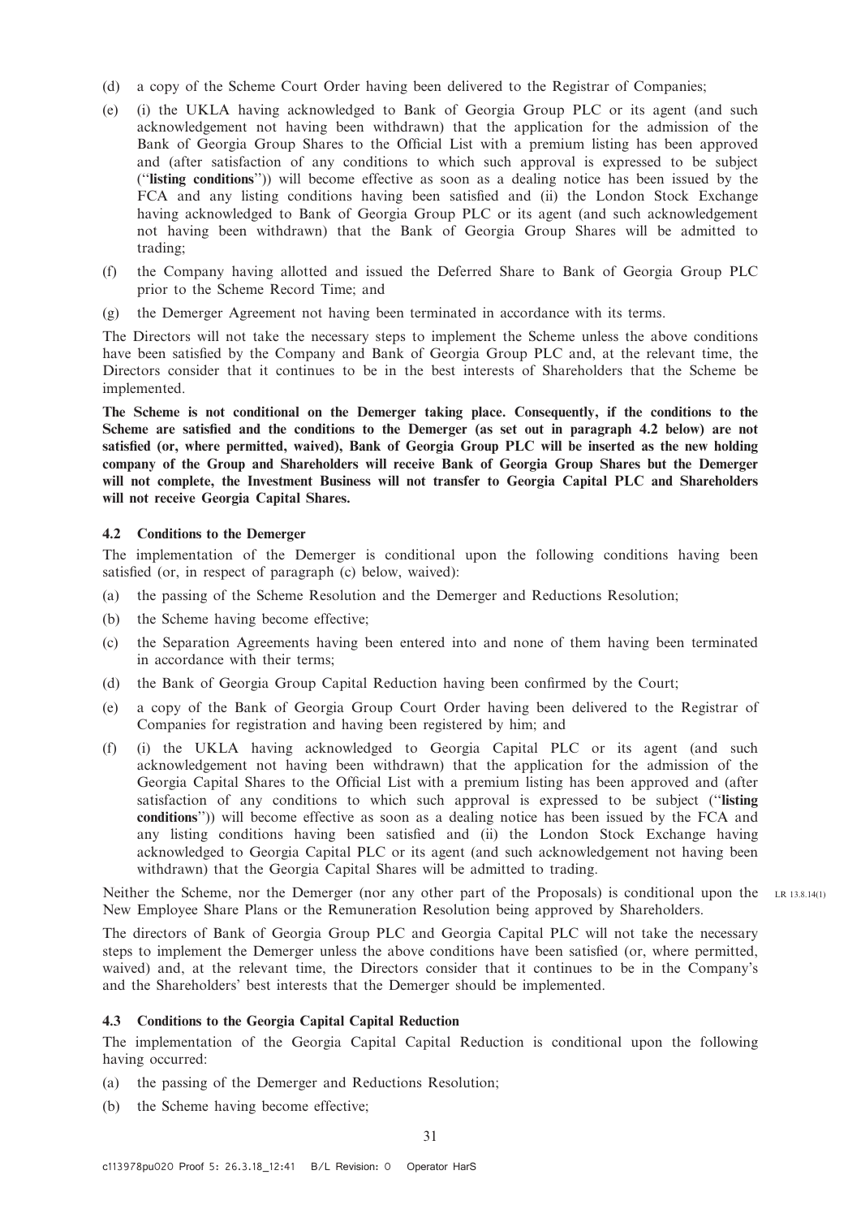(d) a copy of the Scheme Court Order having been delivered to the Registrar of Companies;

(e) (i) the UKLA having acknowledged to Bank of Georgia Group PLC or its agent (and such acknowledgement not having been withdrawn) that the application for the admission of the Bank of Georgia Group Shares to the Official List with a premium listing has been approved and (after satisfaction of any conditions to which such approval is expressed to be subject ("**listing conditions**")) will become effective as soon as a dealing notice has been issued by the FCA and any listing conditions having been satisfied and (ii) the London Stock Exchange having acknowledged to Bank of Georgia Group PLC or its agent (and such acknowledgement not having been withdrawn) that the Bank of Georgia Group Shares will be admitted to trading;

(f) the Company having allotted and issued the Deferred Share to Bank of Georgia Group PLC prior to the Scheme Record Time; and

(g) the Demerger Agreement not having been terminated in accordance with its terms.

The Directors will not take the necessary steps to implement the Scheme unless the above conditions have been satisfied by the Company and Bank of Georgia Group PLC and, at the relevant time, the Directors consider that it continues to be in the best interests of Shareholders that the Scheme be implemented.

**The Scheme is not conditional on the Demerger taking place. Consequently, if the conditions to the Scheme are satisfied and the conditions to the Demerger (as set out in paragraph 4.2 below) are not satisfied (or, where permitted, waived), Bank of Georgia Group PLC will be inserted as the new holding company of the Group and Shareholders will receive Bank of Georgia Group Shares but the Demerger will not complete, the Investment Business will not transfer to Georgia Capital PLC and Shareholders will not receive Georgia Capital Shares.**

### 4.2 Conditions to the Demerger

The implementation of the Demerger is conditional upon the following conditions having been satisfied (or, in respect of paragraph (c) below, waived):

(a) the passing of the Scheme Resolution and the Demerger and Reductions Resolution;

(b) the Scheme having become effective;

(c) the Separation Agreements having been entered into and none of them having been terminated in accordance with their terms;

(d) the Bank of Georgia Group Capital Reduction having been confirmed by the Court;

(e) a copy of the Bank of Georgia Group Court Order having been delivered to the Registrar of Companies for registration and having been registered by him; and

(f) (i) the UKLA having acknowledged to Georgia Capital PLC or its agent (and such acknowledgement not having been withdrawn) that the application for the admission of the Georgia Capital Shares to the Official List with a premium listing has been approved and (after satisfaction of any conditions to which such approval is expressed to be subject ("**listing conditions**")) will become effective as soon as a dealing notice has been issued by the FCA and any listing conditions having been satisfied and (ii) the London Stock Exchange having acknowledged to Georgia Capital PLC or its agent (and such acknowledgement not having been withdrawn) that the Georgia Capital Shares will be admitted to trading.

Neither the Scheme, nor the Demerger (nor any other part of the Proposals) is conditional upon the New Employee Share Plans or the Remuneration Resolution being approved by Shareholders. LR 13.8.14(1)

The directors of Bank of Georgia Group PLC and Georgia Capital PLC will not take the necessary steps to implement the Demerger unless the above conditions have been satisfied (or, where permitted, waived) and, at the relevant time, the Directors consider that it continues to be in the Company's and the Shareholders' best interests that the Demerger should be implemented.

### 4.3 Conditions to the Georgia Capital Capital Reduction

The implementation of the Georgia Capital Capital Reduction is conditional upon the following having occurred:

(a) the passing of the Demerger and Reductions Resolution;

(b) the Scheme having become effective;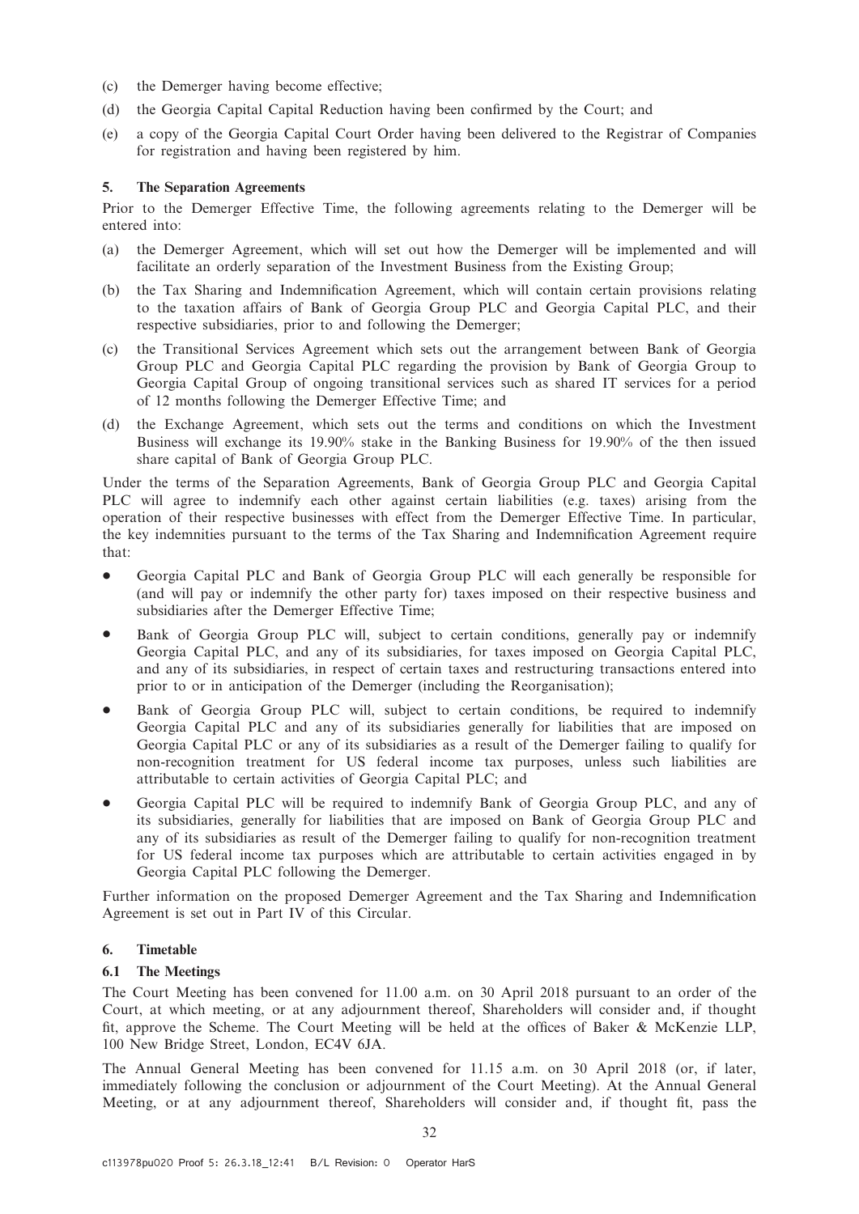(c) the Demerger having become effective;

(d) the Georgia Capital Capital Reduction having been confirmed by the Court; and

(e) a copy of the Georgia Capital Court Order having been delivered to the Registrar of Companies for registration and having been registered by him.

### 5. The Separation Agreements

Prior to the Demerger Effective Time, the following agreements relating to the Demerger will be entered into:

(a) the Demerger Agreement, which will set out how the Demerger will be implemented and will facilitate an orderly separation of the Investment Business from the Existing Group;

(b) the Tax Sharing and Indemnification Agreement, which will contain certain provisions relating to the taxation affairs of Bank of Georgia Group PLC and Georgia Capital PLC, and their respective subsidiaries, prior to and following the Demerger;

(c) the Transitional Services Agreement which sets out the arrangement between Bank of Georgia Group PLC and Georgia Capital PLC regarding the provision by Bank of Georgia Group to Georgia Capital Group of ongoing transitional services such as shared IT services for a period of 12 months following the Demerger Effective Time; and

(d) the Exchange Agreement, which sets out the terms and conditions on which the Investment Business will exchange its 19.90% stake in the Banking Business for 19.90% of the then issued share capital of Bank of Georgia Group PLC.

Under the terms of the Separation Agreements, Bank of Georgia Group PLC and Georgia Capital PLC will agree to indemnify each other against certain liabilities (e.g. taxes) arising from the operation of their respective businesses with effect from the Demerger Effective Time. In particular, the key indemnities pursuant to the terms of the Tax Sharing and Indemnification Agreement require that:

- Georgia Capital PLC and Bank of Georgia Group PLC will each generally be responsible for (and will pay or indemnify the other party for) taxes imposed on their respective business and subsidiaries after the Demerger Effective Time;
- Bank of Georgia Group PLC will, subject to certain conditions, generally pay or indemnify Georgia Capital PLC, and any of its subsidiaries, for taxes imposed on Georgia Capital PLC, and any of its subsidiaries, in respect of certain taxes and restructuring transactions entered into prior to or in anticipation of the Demerger (including the Reorganisation);
- Bank of Georgia Group PLC will, subject to certain conditions, be required to indemnify Georgia Capital PLC and any of its subsidiaries generally for liabilities that are imposed on Georgia Capital PLC or any of its subsidiaries as a result of the Demerger failing to qualify for non-recognition treatment for US federal income tax purposes, unless such liabilities are attributable to certain activities of Georgia Capital PLC; and
- Georgia Capital PLC will be required to indemnify Bank of Georgia Group PLC, and any of its subsidiaries, generally for liabilities that are imposed on Bank of Georgia Group PLC and any of its subsidiaries as result of the Demerger failing to qualify for non-recognition treatment for US federal income tax purposes which are attributable to certain activities engaged in by Georgia Capital PLC following the Demerger.

Further information on the proposed Demerger Agreement and the Tax Sharing and Indemnification Agreement is set out in Part IV of this Circular.

### 6. Timetable

#### 6.1 The Meetings

The Court Meeting has been convened for 11.00 a.m. on 30 April 2018 pursuant to an order of the Court, at which meeting, or at any adjournment thereof, Shareholders will consider and, if thought fit, approve the Scheme. The Court Meeting will be held at the offices of Baker & McKenzie LLP, 100 New Bridge Street, London, EC4V 6JA.

The Annual General Meeting has been convened for 11.15 a.m. on 30 April 2018 (or, if later, immediately following the conclusion or adjournment of the Court Meeting). At the Annual General Meeting, or at any adjournment thereof, Shareholders will consider and, if thought fit, pass the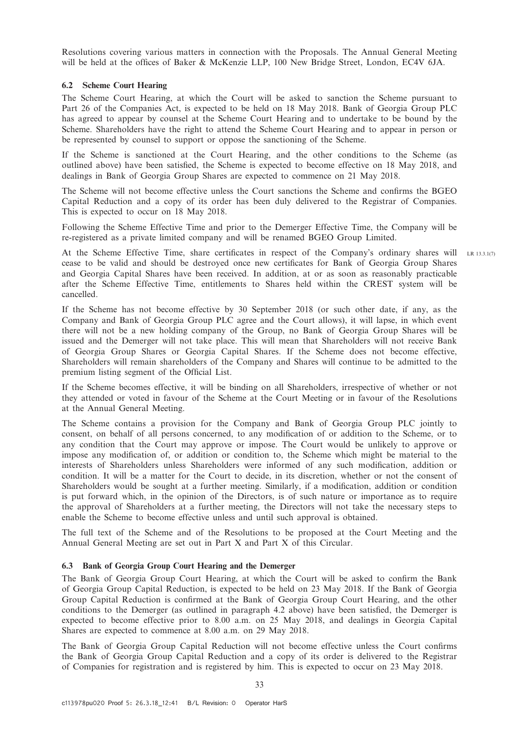Resolutions covering various matters in connection with the Proposals. The Annual General Meeting will be held at the offices of Baker & McKenzie LLP, 100 New Bridge Street, London, EC4V 6JA.

### 6.2 Scheme Court Hearing

The Scheme Court Hearing, at which the Court will be asked to sanction the Scheme pursuant to Part 26 of the Companies Act, is expected to be held on 18 May 2018. Bank of Georgia Group PLC has agreed to appear by counsel at the Scheme Court Hearing and to undertake to be bound by the Scheme. Shareholders have the right to attend the Scheme Court Hearing and to appear in person or be represented by counsel to support or oppose the sanctioning of the Scheme.

If the Scheme is sanctioned at the Court Hearing, and the other conditions to the Scheme (as outlined above) have been satisfied, the Scheme is expected to become effective on 18 May 2018, and dealings in Bank of Georgia Group Shares are expected to commence on 21 May 2018.

The Scheme will not become effective unless the Court sanctions the Scheme and confirms the BGEO Capital Reduction and a copy of its order has been duly delivered to the Registrar of Companies. This is expected to occur on 18 May 2018.

Following the Scheme Effective Time and prior to the Demerger Effective Time, the Company will be re-registered as a private limited company and will be renamed BGEO Group Limited.

At the Scheme Effective Time, share certificates in respect of the Company's ordinary shares will cease to be valid and should be destroyed once new certificates for Bank of Georgia Group Shares and Georgia Capital Shares have been received. In addition, at or as soon as reasonably practicable after the Scheme Effective Time, entitlements to Shares held within the CREST system will be cancelled.

LR 13.3.1(7)

If the Scheme has not become effective by 30 September 2018 (or such other date, if any, as the Company and Bank of Georgia Group PLC agree and the Court allows), it will lapse, in which event there will not be a new holding company of the Group, no Bank of Georgia Group Shares will be issued and the Demerger will not take place. This will mean that Shareholders will not receive Bank of Georgia Group Shares or Georgia Capital Shares. If the Scheme does not become effective, Shareholders will remain shareholders of the Company and Shares will continue to be admitted to the premium listing segment of the Official List.

If the Scheme becomes effective, it will be binding on all Shareholders, irrespective of whether or not they attended or voted in favour of the Scheme at the Court Meeting or in favour of the Resolutions at the Annual General Meeting.

The Scheme contains a provision for the Company and Bank of Georgia Group PLC jointly to consent, on behalf of all persons concerned, to any modification of or addition to the Scheme, or to any condition that the Court may approve or impose. The Court would be unlikely to approve or impose any modification of, or addition or condition to, the Scheme which might be material to the interests of Shareholders unless Shareholders were informed of any such modification, addition or condition. It will be a matter for the Court to decide, in its discretion, whether or not the consent of Shareholders would be sought at a further meeting. Similarly, if a modification, addition or condition is put forward which, in the opinion of the Directors, is of such nature or importance as to require the approval of Shareholders at a further meeting, the Directors will not take the necessary steps to enable the Scheme to become effective unless and until such approval is obtained.

The full text of the Scheme and of the Resolutions to be proposed at the Court Meeting and the Annual General Meeting are set out in Part X and Part X of this Circular.

### 6.3 Bank of Georgia Group Court Hearing and the Demerger

The Bank of Georgia Group Court Hearing, at which the Court will be asked to confirm the Bank of Georgia Group Capital Reduction, is expected to be held on 23 May 2018. If the Bank of Georgia Group Capital Reduction is confirmed at the Bank of Georgia Group Court Hearing, and the other conditions to the Demerger (as outlined in paragraph 4.2 above) have been satisfied, the Demerger is expected to become effective prior to 8.00 a.m. on 25 May 2018, and dealings in Georgia Capital Shares are expected to commence at 8.00 a.m. on 29 May 2018.

The Bank of Georgia Group Capital Reduction will not become effective unless the Court confirms the Bank of Georgia Group Capital Reduction and a copy of its order is delivered to the Registrar of Companies for registration and is registered by him. This is expected to occur on 23 May 2018.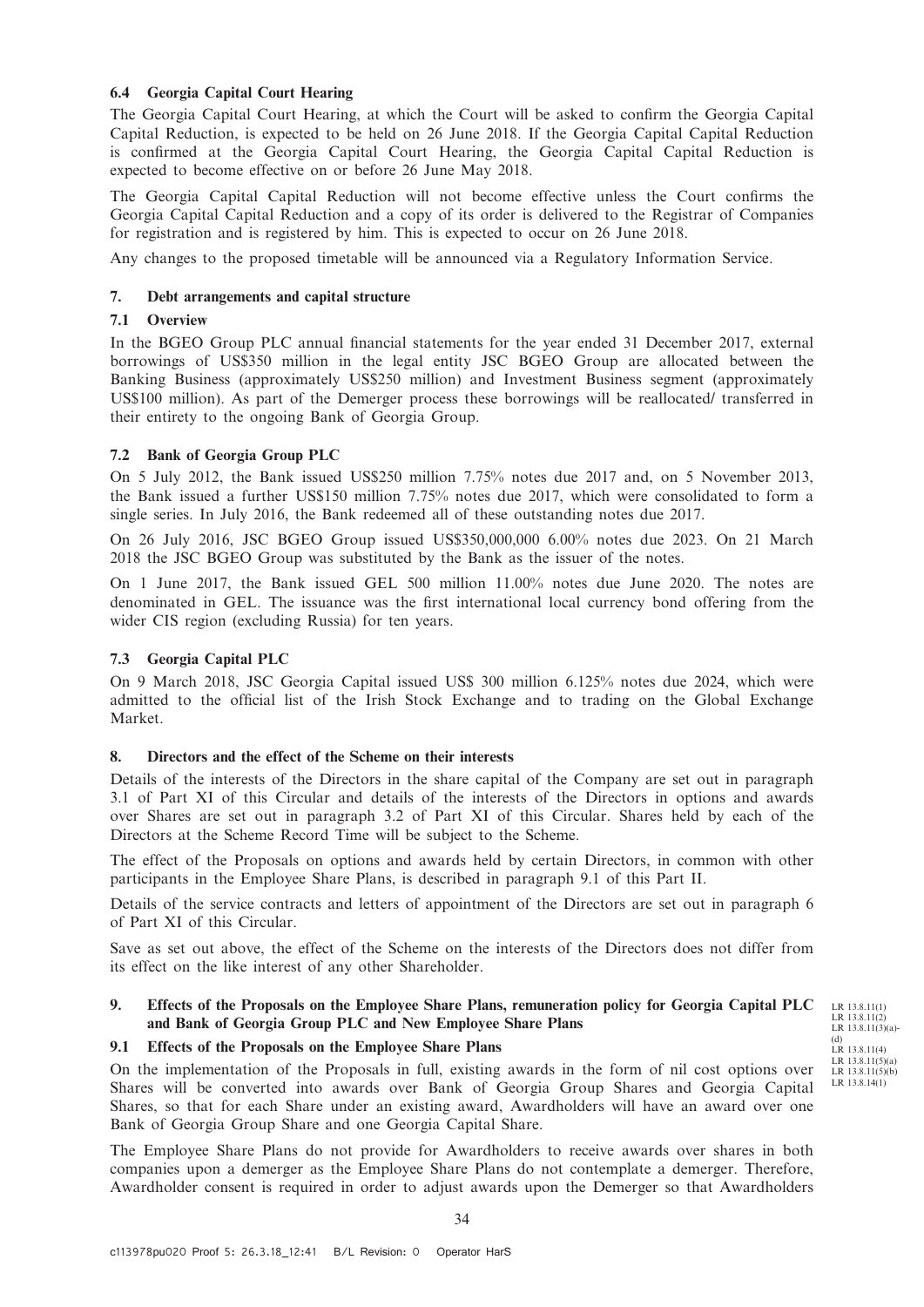### 6.4 Georgia Capital Court Hearing

The Georgia Capital Court Hearing, at which the Court will be asked to confirm the Georgia Capital Capital Reduction, is expected to be held on 26 June 2018. If the Georgia Capital Capital Reduction is confirmed at the Georgia Capital Court Hearing, the Georgia Capital Capital Reduction is expected to become effective on or before 26 June May 2018.

The Georgia Capital Capital Reduction will not become effective unless the Court confirms the Georgia Capital Capital Reduction and a copy of its order is delivered to the Registrar of Companies for registration and is registered by him. This is expected to occur on 26 June 2018.

Any changes to the proposed timetable will be announced via a Regulatory Information Service.

## 7. Debt arrangements and capital structure

### 7.1 Overview

In the BGEO Group PLC annual financial statements for the year ended 31 December 2017, external borrowings of US$350 million in the legal entity JSC BGEO Group are allocated between the Banking Business (approximately US$250 million) and Investment Business segment (approximately US$100 million). As part of the Demerger process these borrowings will be reallocated/ transferred in their entirety to the ongoing Bank of Georgia Group.

### 7.2 Bank of Georgia Group PLC

On 5 July 2012, the Bank issued US$250 million 7.75% notes due 2017 and, on 5 November 2013, the Bank issued a further US$150 million 7.75% notes due 2017, which were consolidated to form a single series. In July 2016, the Bank redeemed all of these outstanding notes due 2017.

On 26 July 2016, JSC BGEO Group issued US$350,000,000 6.00% notes due 2023. On 21 March 2018 the JSC BGEO Group was substituted by the Bank as the issuer of the notes.

On 1 June 2017, the Bank issued GEL 500 million 11.00% notes due June 2020. The notes are denominated in GEL. The issuance was the first international local currency bond offering from the wider CIS region (excluding Russia) for ten years.

### 7.3 Georgia Capital PLC

On 9 March 2018, JSC Georgia Capital issued US$ 300 million 6.125% notes due 2024, which were admitted to the official list of the Irish Stock Exchange and to trading on the Global Exchange Market.

## 8. Directors and the effect of the Scheme on their interests

Details of the interests of the Directors in the share capital of the Company are set out in paragraph 3.1 of Part XI of this Circular and details of the interests of the Directors in options and awards over Shares are set out in paragraph 3.2 of Part XI of this Circular. Shares held by each of the Directors at the Scheme Record Time will be subject to the Scheme.

The effect of the Proposals on options and awards held by certain Directors, in common with other participants in the Employee Share Plans, is described in paragraph 9.1 of this Part II.

Details of the service contracts and letters of appointment of the Directors are set out in paragraph 6 of Part XI of this Circular.

Save as set out above, the effect of the Scheme on the interests of the Directors does not differ from its effect on the like interest of any other Shareholder.

## 9. Effects of the Proposals on the Employee Share Plans, remuneration policy for Georgia Capital PLC and Bank of Georgia Group PLC and New Employee Share Plans

LR 13.8.11(1)
LR 13.8.11(2)
LR 13.8.11(3)(a)-(d)
LR 13.8.11(4)
LR 13.8.11(5)(a)
LR 13.8.11(5)(b)
LR 13.8.14(1)

### 9.1 Effects of the Proposals on the Employee Share Plans

On the implementation of the Proposals in full, existing awards in the form of nil cost options over Shares will be converted into awards over Bank of Georgia Group Shares and Georgia Capital Shares, so that for each Share under an existing award, Awardholders will have an award over one Bank of Georgia Group Share and one Georgia Capital Share.

The Employee Share Plans do not provide for Awardholders to receive awards over shares in both companies upon a demerger as the Employee Share Plans do not contemplate a demerger. Therefore, Awardholder consent is required in order to adjust awards upon the Demerger so that Awardholders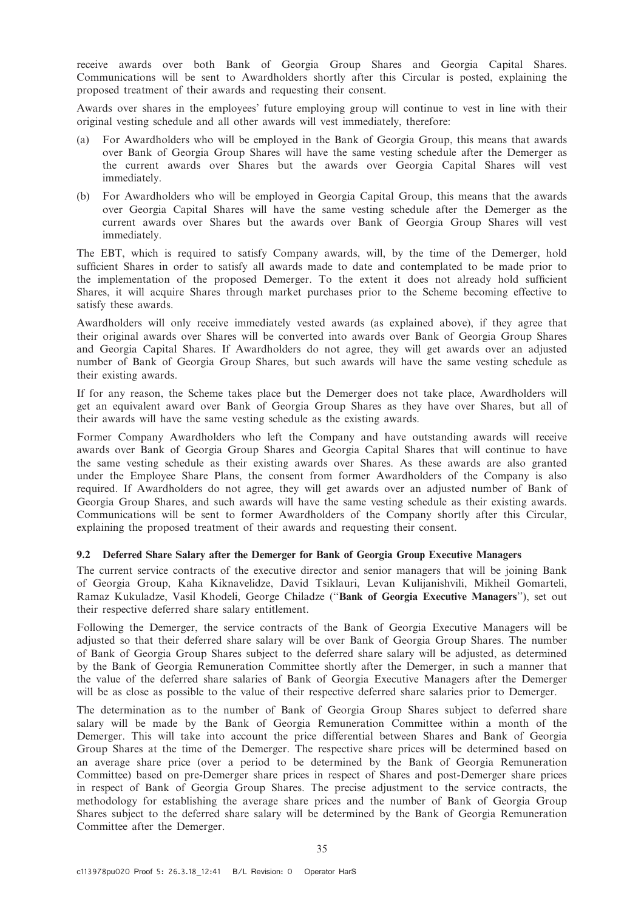receive awards over both Bank of Georgia Group Shares and Georgia Capital Shares. Communications will be sent to Awardholders shortly after this Circular is posted, explaining the proposed treatment of their awards and requesting their consent.

Awards over shares in the employees' future employing group will continue to vest in line with their original vesting schedule and all other awards will vest immediately, therefore:

(a) For Awardholders who will be employed in the Bank of Georgia Group, this means that awards over Bank of Georgia Group Shares will have the same vesting schedule after the Demerger as the current awards over Shares but the awards over Georgia Capital Shares will vest immediately.

(b) For Awardholders who will be employed in Georgia Capital Group, this means that the awards over Georgia Capital Shares will have the same vesting schedule after the Demerger as the current awards over Shares but the awards over Bank of Georgia Group Shares will vest immediately.

The EBT, which is required to satisfy Company awards, will, by the time of the Demerger, hold sufficient Shares in order to satisfy all awards made to date and contemplated to be made prior to the implementation of the proposed Demerger. To the extent it does not already hold sufficient Shares, it will acquire Shares through market purchases prior to the Scheme becoming effective to satisfy these awards.

Awardholders will only receive immediately vested awards (as explained above), if they agree that their original awards over Shares will be converted into awards over Bank of Georgia Group Shares and Georgia Capital Shares. If Awardholders do not agree, they will get awards over an adjusted number of Bank of Georgia Group Shares, but such awards will have the same vesting schedule as their existing awards.

If for any reason, the Scheme takes place but the Demerger does not take place, Awardholders will get an equivalent award over Bank of Georgia Group Shares as they have over Shares, but all of their awards will have the same vesting schedule as the existing awards.

Former Company Awardholders who left the Company and have outstanding awards will receive awards over Bank of Georgia Group Shares and Georgia Capital Shares that will continue to have the same vesting schedule as their existing awards over Shares. As these awards are also granted under the Employee Share Plans, the consent from former Awardholders of the Company is also required. If Awardholders do not agree, they will get awards over an adjusted number of Bank of Georgia Group Shares, and such awards will have the same vesting schedule as their existing awards. Communications will be sent to former Awardholders of the Company shortly after this Circular, explaining the proposed treatment of their awards and requesting their consent.

### 9.2 Deferred Share Salary after the Demerger for Bank of Georgia Group Executive Managers

The current service contracts of the executive director and senior managers that will be joining Bank of Georgia Group, Kaha Kiknavelidze, David Tsiklauri, Levan Kulijanishvili, Mikheil Gomarteli, Ramaz Kukuladze, Vasil Khodeli, George Chiladze ("**Bank of Georgia Executive Managers**"), set out their respective deferred share salary entitlement.

Following the Demerger, the service contracts of the Bank of Georgia Executive Managers will be adjusted so that their deferred share salary will be over Bank of Georgia Group Shares. The number of Bank of Georgia Group Shares subject to the deferred share salary will be adjusted, as determined by the Bank of Georgia Remuneration Committee shortly after the Demerger, in such a manner that the value of the deferred share salaries of Bank of Georgia Executive Managers after the Demerger will be as close as possible to the value of their respective deferred share salaries prior to Demerger.

The determination as to the number of Bank of Georgia Group Shares subject to deferred share salary will be made by the Bank of Georgia Remuneration Committee within a month of the Demerger. This will take into account the price differential between Shares and Bank of Georgia Group Shares at the time of the Demerger. The respective share prices will be determined based on an average share price (over a period to be determined by the Bank of Georgia Remuneration Committee) based on pre-Demerger share prices in respect of Shares and post-Demerger share prices in respect of Bank of Georgia Group Shares. The precise adjustment to the service contracts, the methodology for establishing the average share prices and the number of Bank of Georgia Group Shares subject to the deferred share salary will be determined by the Bank of Georgia Remuneration Committee after the Demerger.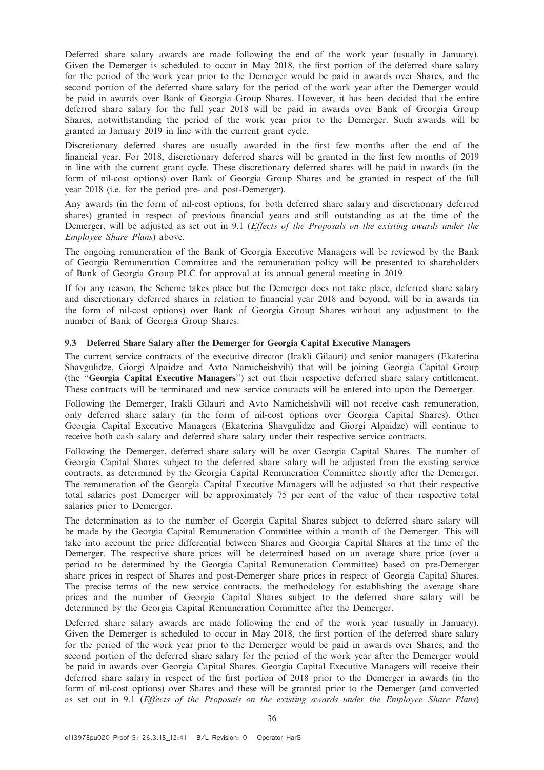Deferred share salary awards are made following the end of the work year (usually in January). Given the Demerger is scheduled to occur in May 2018, the first portion of the deferred share salary for the period of the work year prior to the Demerger would be paid in awards over Shares, and the second portion of the deferred share salary for the period of the work year after the Demerger would be paid in awards over Bank of Georgia Group Shares. However, it has been decided that the entire deferred share salary for the full year 2018 will be paid in awards over Bank of Georgia Group Shares, notwithstanding the period of the work year prior to the Demerger. Such awards will be granted in January 2019 in line with the current grant cycle.

Discretionary deferred shares are usually awarded in the first few months after the end of the financial year. For 2018, discretionary deferred shares will be granted in the first few months of 2019 in line with the current grant cycle. These discretionary deferred shares will be paid in awards (in the form of nil-cost options) over Bank of Georgia Group Shares and be granted in respect of the full year 2018 (i.e. for the period pre- and post-Demerger).

Any awards (in the form of nil-cost options, for both deferred share salary and discretionary deferred shares) granted in respect of previous financial years and still outstanding as at the time of the Demerger, will be adjusted as set out in 9.1 (*Effects of the Proposals on the existing awards under the Employee Share Plans*) above.

The ongoing remuneration of the Bank of Georgia Executive Managers will be reviewed by the Bank of Georgia Remuneration Committee and the remuneration policy will be presented to shareholders of Bank of Georgia Group PLC for approval at its annual general meeting in 2019.

If for any reason, the Scheme takes place but the Demerger does not take place, deferred share salary and discretionary deferred shares in relation to financial year 2018 and beyond, will be in awards (in the form of nil-cost options) over Bank of Georgia Group Shares without any adjustment to the number of Bank of Georgia Group Shares.

### 9.3 Deferred Share Salary after the Demerger for Georgia Capital Executive Managers

The current service contracts of the executive director (Irakli Gilauri) and senior managers (Ekaterina Shavgulidze, Giorgi Alpaidze and Avto Namicheishvili) that will be joining Georgia Capital Group (the "**Georgia Capital Executive Managers**") set out their respective deferred share salary entitlement. These contracts will be terminated and new service contracts will be entered into upon the Demerger.

Following the Demerger, Irakli Gilauri and Avto Namicheishvili will not receive cash remuneration, only deferred share salary (in the form of nil-cost options over Georgia Capital Shares). Other Georgia Capital Executive Managers (Ekaterina Shavgulidze and Giorgi Alpaidze) will continue to receive both cash salary and deferred share salary under their respective service contracts.

Following the Demerger, deferred share salary will be over Georgia Capital Shares. The number of Georgia Capital Shares subject to the deferred share salary will be adjusted from the existing service contracts, as determined by the Georgia Capital Remuneration Committee shortly after the Demerger. The remuneration of the Georgia Capital Executive Managers will be adjusted so that their respective total salaries post Demerger will be approximately 75 per cent of the value of their respective total salaries prior to Demerger.

The determination as to the number of Georgia Capital Shares subject to deferred share salary will be made by the Georgia Capital Remuneration Committee within a month of the Demerger. This will take into account the price differential between Shares and Georgia Capital Shares at the time of the Demerger. The respective share prices will be determined based on an average share price (over a period to be determined by the Georgia Capital Remuneration Committee) based on pre-Demerger share prices in respect of Shares and post-Demerger share prices in respect of Georgia Capital Shares. The precise terms of the new service contracts, the methodology for establishing the average share prices and the number of Georgia Capital Shares subject to the deferred share salary will be determined by the Georgia Capital Remuneration Committee after the Demerger.

Deferred share salary awards are made following the end of the work year (usually in January). Given the Demerger is scheduled to occur in May 2018, the first portion of the deferred share salary for the period of the work year prior to the Demerger would be paid in awards over Shares, and the second portion of the deferred share salary for the period of the work year after the Demerger would be paid in awards over Georgia Capital Shares. Georgia Capital Executive Managers will receive their deferred share salary in respect of the first portion of 2018 prior to the Demerger in awards (in the form of nil-cost options) over Shares and these will be granted prior to the Demerger (and converted as set out in 9.1 (*Effects of the Proposals on the existing awards under the Employee Share Plans*)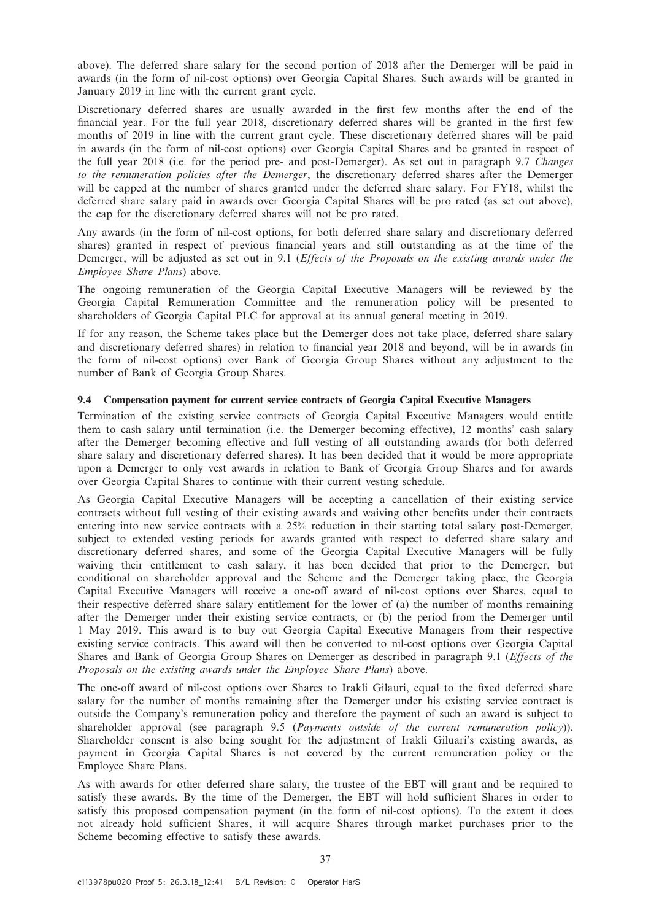above). The deferred share salary for the second portion of 2018 after the Demerger will be paid in awards (in the form of nil-cost options) over Georgia Capital Shares. Such awards will be granted in January 2019 in line with the current grant cycle.

Discretionary deferred shares are usually awarded in the first few months after the end of the financial year. For the full year 2018, discretionary deferred shares will be granted in the first few months of 2019 in line with the current grant cycle. These discretionary deferred shares will be paid in awards (in the form of nil-cost options) over Georgia Capital Shares and be granted in respect of the full year 2018 (i.e. for the period pre- and post-Demerger). As set out in paragraph 9.7 *Changes to the remuneration policies after the Demerger*, the discretionary deferred shares after the Demerger will be capped at the number of shares granted under the deferred share salary. For FY18, whilst the deferred share salary paid in awards over Georgia Capital Shares will be pro rated (as set out above), the cap for the discretionary deferred shares will not be pro rated.

Any awards (in the form of nil-cost options, for both deferred share salary and discretionary deferred shares) granted in respect of previous financial years and still outstanding as at the time of the Demerger, will be adjusted as set out in 9.1 (*Effects of the Proposals on the existing awards under the Employee Share Plans*) above.

The ongoing remuneration of the Georgia Capital Executive Managers will be reviewed by the Georgia Capital Remuneration Committee and the remuneration policy will be presented to shareholders of Georgia Capital PLC for approval at its annual general meeting in 2019.

If for any reason, the Scheme takes place but the Demerger does not take place, deferred share salary and discretionary deferred shares) in relation to financial year 2018 and beyond, will be in awards (in the form of nil-cost options) over Bank of Georgia Group Shares without any adjustment to the number of Bank of Georgia Group Shares.

### 9.4 Compensation payment for current service contracts of Georgia Capital Executive Managers

Termination of the existing service contracts of Georgia Capital Executive Managers would entitle them to cash salary until termination (i.e. the Demerger becoming effective), 12 months' cash salary after the Demerger becoming effective and full vesting of all outstanding awards (for both deferred share salary and discretionary deferred shares). It has been decided that it would be more appropriate upon a Demerger to only vest awards in relation to Bank of Georgia Group Shares and for awards over Georgia Capital Shares to continue with their current vesting schedule.

As Georgia Capital Executive Managers will be accepting a cancellation of their existing service contracts without full vesting of their existing awards and waiving other benefits under their contracts entering into new service contracts with a 25% reduction in their starting total salary post-Demerger, subject to extended vesting periods for awards granted with respect to deferred share salary and discretionary deferred shares, and some of the Georgia Capital Executive Managers will be fully waiving their entitlement to cash salary, it has been decided that prior to the Demerger, but conditional on shareholder approval and the Scheme and the Demerger taking place, the Georgia Capital Executive Managers will receive a one-off award of nil-cost options over Shares, equal to their respective deferred share salary entitlement for the lower of (a) the number of months remaining after the Demerger under their existing service contracts, or (b) the period from the Demerger until 1 May 2019. This award is to buy out Georgia Capital Executive Managers from their respective existing service contracts. This award will then be converted to nil-cost options over Georgia Capital Shares and Bank of Georgia Group Shares on Demerger as described in paragraph 9.1 (*Effects of the Proposals on the existing awards under the Employee Share Plans*) above.

The one-off award of nil-cost options over Shares to Irakli Gilauri, equal to the fixed deferred share salary for the number of months remaining after the Demerger under his existing service contract is outside the Company's remuneration policy and therefore the payment of such an award is subject to shareholder approval (see paragraph 9.5 (*Payments outside of the current remuneration policy*)). Shareholder consent is also being sought for the adjustment of Irakli Giluari's existing awards, as payment in Georgia Capital Shares is not covered by the current remuneration policy or the Employee Share Plans.

As with awards for other deferred share salary, the trustee of the EBT will grant and be required to satisfy these awards. By the time of the Demerger, the EBT will hold sufficient Shares in order to satisfy this proposed compensation payment (in the form of nil-cost options). To the extent it does not already hold sufficient Shares, it will acquire Shares through market purchases prior to the Scheme becoming effective to satisfy these awards.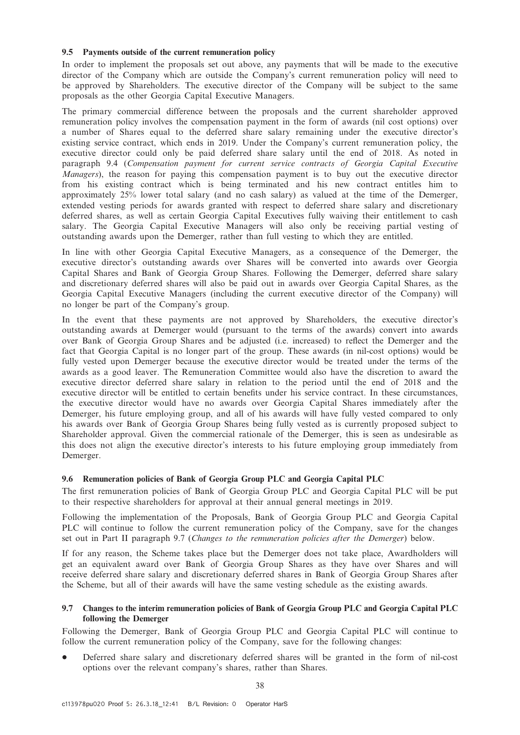### 9.5 Payments outside of the current remuneration policy

In order to implement the proposals set out above, any payments that will be made to the executive director of the Company which are outside the Company's current remuneration policy will need to be approved by Shareholders. The executive director of the Company will be subject to the same proposals as the other Georgia Capital Executive Managers.

The primary commercial difference between the proposals and the current shareholder approved remuneration policy involves the compensation payment in the form of awards (nil cost options) over a number of Shares equal to the deferred share salary remaining under the executive director's existing service contract, which ends in 2019. Under the Company's current remuneration policy, the executive director could only be paid deferred share salary until the end of 2018. As noted in paragraph 9.4 (*Compensation payment for current service contracts of Georgia Capital Executive Managers*), the reason for paying this compensation payment is to buy out the executive director from his existing contract which is being terminated and his new contract entitles him to approximately 25% lower total salary (and no cash salary) as valued at the time of the Demerger, extended vesting periods for awards granted with respect to deferred share salary and discretionary deferred shares, as well as certain Georgia Capital Executives fully waiving their entitlement to cash salary. The Georgia Capital Executive Managers will also only be receiving partial vesting of outstanding awards upon the Demerger, rather than full vesting to which they are entitled.

In line with other Georgia Capital Executive Managers, as a consequence of the Demerger, the executive director's outstanding awards over Shares will be converted into awards over Georgia Capital Shares and Bank of Georgia Group Shares. Following the Demerger, deferred share salary and discretionary deferred shares will also be paid out in awards over Georgia Capital Shares, as the Georgia Capital Executive Managers (including the current executive director of the Company) will no longer be part of the Company's group.

In the event that these payments are not approved by Shareholders, the executive director's outstanding awards at Demerger would (pursuant to the terms of the awards) convert into awards over Bank of Georgia Group Shares and be adjusted (i.e. increased) to reflect the Demerger and the fact that Georgia Capital is no longer part of the group. These awards (in nil-cost options) would be fully vested upon Demerger because the executive director would be treated under the terms of the awards as a good leaver. The Remuneration Committee would also have the discretion to award the executive director deferred share salary in relation to the period until the end of 2018 and the executive director will be entitled to certain benefits under his service contract. In these circumstances, the executive director would have no awards over Georgia Capital Shares immediately after the Demerger, his future employing group, and all of his awards will have fully vested compared to only his awards over Bank of Georgia Group Shares being fully vested as is currently proposed subject to Shareholder approval. Given the commercial rationale of the Demerger, this is seen as undesirable as this does not align the executive director's interests to his future employing group immediately from Demerger.

### 9.6 Remuneration policies of Bank of Georgia Group PLC and Georgia Capital PLC

The first remuneration policies of Bank of Georgia Group PLC and Georgia Capital PLC will be put to their respective shareholders for approval at their annual general meetings in 2019.

Following the implementation of the Proposals, Bank of Georgia Group PLC and Georgia Capital PLC will continue to follow the current remuneration policy of the Company, save for the changes set out in Part II paragraph 9.7 (*Changes to the remuneration policies after the Demerger*) below.

If for any reason, the Scheme takes place but the Demerger does not take place, Awardholders will get an equivalent award over Bank of Georgia Group Shares as they have over Shares and will receive deferred share salary and discretionary deferred shares in Bank of Georgia Group Shares after the Scheme, but all of their awards will have the same vesting schedule as the existing awards.

### 9.7 Changes to the interim remuneration policies of Bank of Georgia Group PLC and Georgia Capital PLC following the Demerger

Following the Demerger, Bank of Georgia Group PLC and Georgia Capital PLC will continue to follow the current remuneration policy of the Company, save for the following changes:

- Deferred share salary and discretionary deferred shares will be granted in the form of nil-cost options over the relevant company's shares, rather than Shares.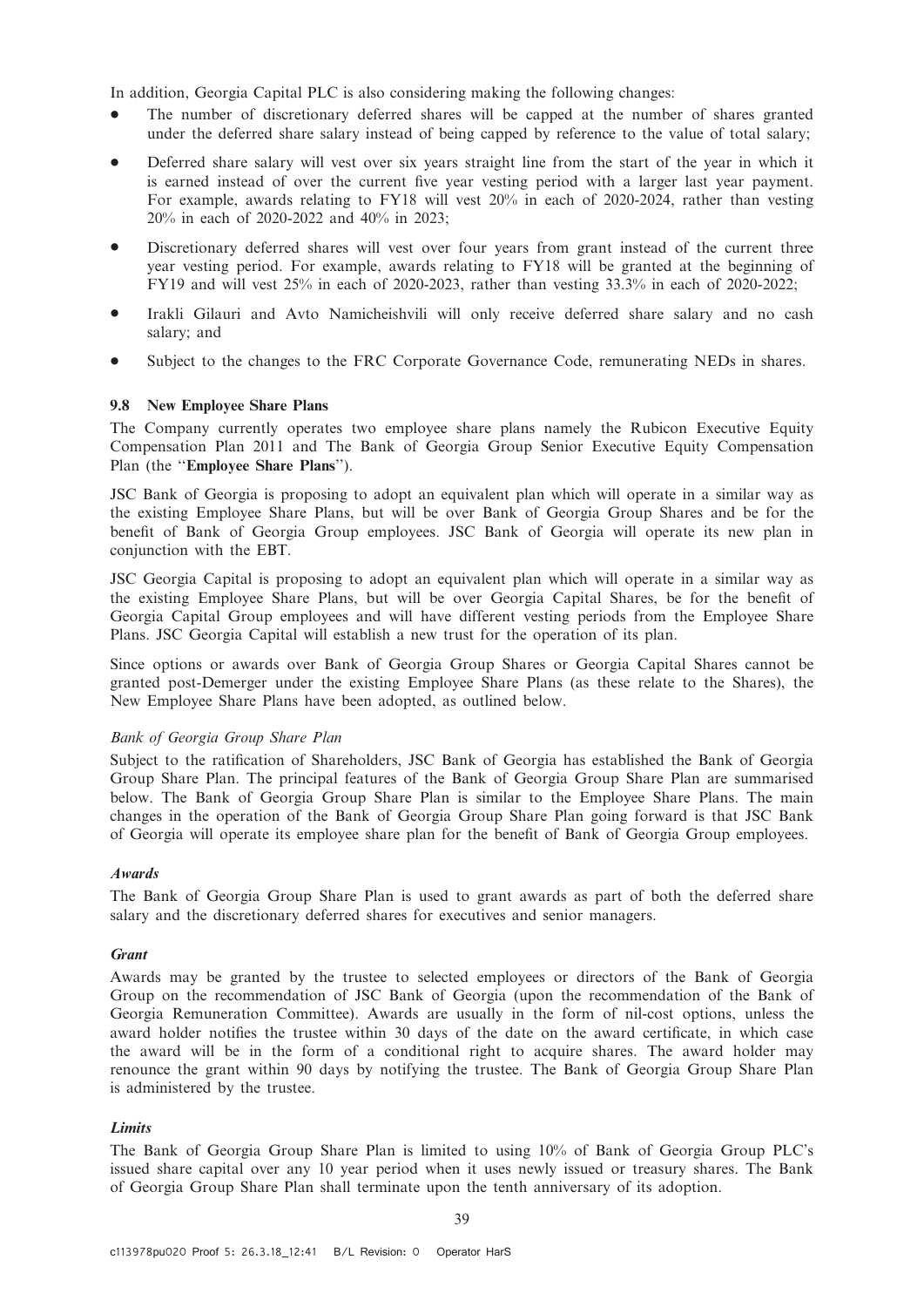In addition, Georgia Capital PLC is also considering making the following changes:

- The number of discretionary deferred shares will be capped at the number of shares granted under the deferred share salary instead of being capped by reference to the value of total salary;
- Deferred share salary will vest over six years straight line from the start of the year in which it is earned instead of over the current five year vesting period with a larger last year payment. For example, awards relating to FY18 will vest 20% in each of 2020-2024, rather than vesting 20% in each of 2020-2022 and 40% in 2023;
- Discretionary deferred shares will vest over four years from grant instead of the current three year vesting period. For example, awards relating to FY18 will be granted at the beginning of FY19 and will vest 25% in each of 2020-2023, rather than vesting 33.3% in each of 2020-2022;
- Irakli Gilauri and Avto Namicheishvili will only receive deferred share salary and no cash salary; and
- Subject to the changes to the FRC Corporate Governance Code, remunerating NEDs in shares.

### 9.8 New Employee Share Plans

The Company currently operates two employee share plans namely the Rubicon Executive Equity Compensation Plan 2011 and The Bank of Georgia Group Senior Executive Equity Compensation Plan (the "**Employee Share Plans**").

JSC Bank of Georgia is proposing to adopt an equivalent plan which will operate in a similar way as the existing Employee Share Plans, but will be over Bank of Georgia Group Shares and be for the benefit of Bank of Georgia Group employees. JSC Bank of Georgia will operate its new plan in conjunction with the EBT.

JSC Georgia Capital is proposing to adopt an equivalent plan which will operate in a similar way as the existing Employee Share Plans, but will be over Georgia Capital Shares, be for the benefit of Georgia Capital Group employees and will have different vesting periods from the Employee Share Plans. JSC Georgia Capital will establish a new trust for the operation of its plan.

Since options or awards over Bank of Georgia Group Shares or Georgia Capital Shares cannot be granted post-Demerger under the existing Employee Share Plans (as these relate to the Shares), the New Employee Share Plans have been adopted, as outlined below.

*Bank of Georgia Group Share Plan*

Subject to the ratification of Shareholders, JSC Bank of Georgia has established the Bank of Georgia Group Share Plan. The principal features of the Bank of Georgia Group Share Plan are summarised below. The Bank of Georgia Group Share Plan is similar to the Employee Share Plans. The main changes in the operation of the Bank of Georgia Group Share Plan going forward is that JSC Bank of Georgia will operate its employee share plan for the benefit of Bank of Georgia Group employees.

***Awards***

The Bank of Georgia Group Share Plan is used to grant awards as part of both the deferred share salary and the discretionary deferred shares for executives and senior managers.

***Grant***

Awards may be granted by the trustee to selected employees or directors of the Bank of Georgia Group on the recommendation of JSC Bank of Georgia (upon the recommendation of the Bank of Georgia Remuneration Committee). Awards are usually in the form of nil-cost options, unless the award holder notifies the trustee within 30 days of the date on the award certificate, in which case the award will be in the form of a conditional right to acquire shares. The award holder may renounce the grant within 90 days by notifying the trustee. The Bank of Georgia Group Share Plan is administered by the trustee.

***Limits***

The Bank of Georgia Group Share Plan is limited to using 10% of Bank of Georgia Group PLC's issued share capital over any 10 year period when it uses newly issued or treasury shares. The Bank of Georgia Group Share Plan shall terminate upon the tenth anniversary of its adoption.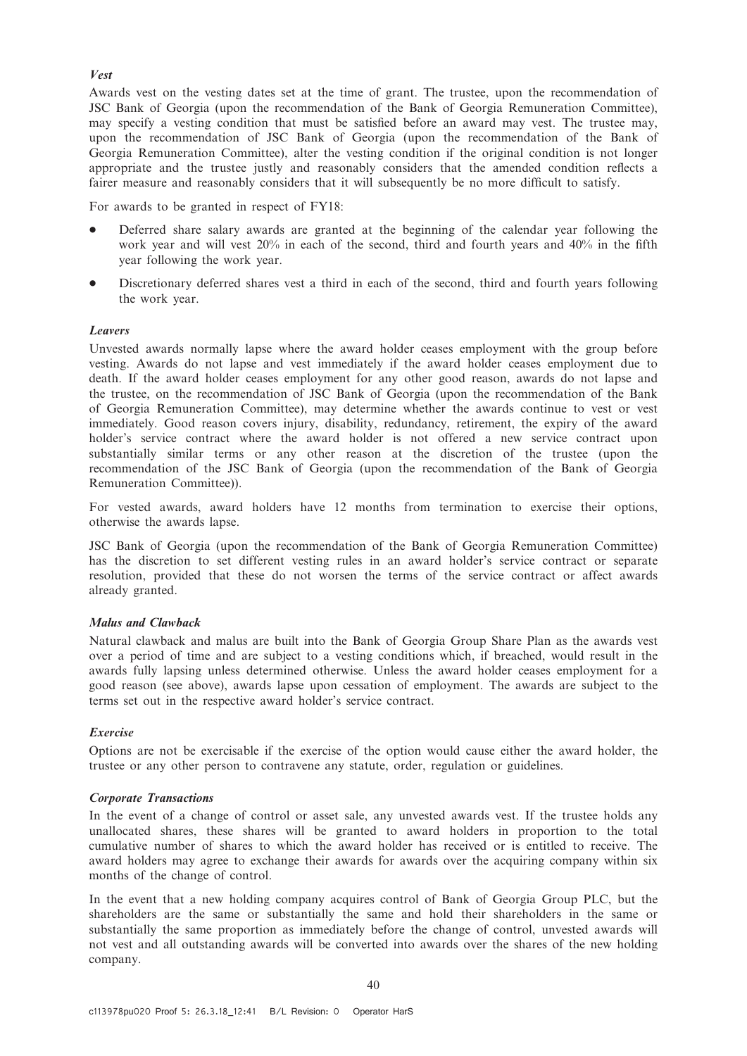***Vest***

Awards vest on the vesting dates set at the time of grant. The trustee, upon the recommendation of JSC Bank of Georgia (upon the recommendation of the Bank of Georgia Remuneration Committee), may specify a vesting condition that must be satisfied before an award may vest. The trustee may, upon the recommendation of JSC Bank of Georgia (upon the recommendation of the Bank of Georgia Remuneration Committee), alter the vesting condition if the original condition is not longer appropriate and the trustee justly and reasonably considers that the amended condition reflects a fairer measure and reasonably considers that it will subsequently be no more difficult to satisfy.

For awards to be granted in respect of FY18:

- Deferred share salary awards are granted at the beginning of the calendar year following the work year and will vest 20% in each of the second, third and fourth years and 40% in the fifth year following the work year.
- Discretionary deferred shares vest a third in each of the second, third and fourth years following the work year.

***Leavers***

Unvested awards normally lapse where the award holder ceases employment with the group before vesting. Awards do not lapse and vest immediately if the award holder ceases employment due to death. If the award holder ceases employment for any other good reason, awards do not lapse and the trustee, on the recommendation of JSC Bank of Georgia (upon the recommendation of the Bank of Georgia Remuneration Committee), may determine whether the awards continue to vest or vest immediately. Good reason covers injury, disability, redundancy, retirement, the expiry of the award holder's service contract where the award holder is not offered a new service contract upon substantially similar terms or any other reason at the discretion of the trustee (upon the recommendation of the JSC Bank of Georgia (upon the recommendation of the Bank of Georgia Remuneration Committee)).

For vested awards, award holders have 12 months from termination to exercise their options, otherwise the awards lapse.

JSC Bank of Georgia (upon the recommendation of the Bank of Georgia Remuneration Committee) has the discretion to set different vesting rules in an award holder's service contract or separate resolution, provided that these do not worsen the terms of the service contract or affect awards already granted.

***Malus and Clawback***

Natural clawback and malus are built into the Bank of Georgia Group Share Plan as the awards vest over a period of time and are subject to a vesting conditions which, if breached, would result in the awards fully lapsing unless determined otherwise. Unless the award holder ceases employment for a good reason (see above), awards lapse upon cessation of employment. The awards are subject to the terms set out in the respective award holder's service contract.

***Exercise***

Options are not be exercisable if the exercise of the option would cause either the award holder, the trustee or any other person to contravene any statute, order, regulation or guidelines.

***Corporate Transactions***

In the event of a change of control or asset sale, any unvested awards vest. If the trustee holds any unallocated shares, these shares will be granted to award holders in proportion to the total cumulative number of shares to which the award holder has received or is entitled to receive. The award holders may agree to exchange their awards for awards over the acquiring company within six months of the change of control.

In the event that a new holding company acquires control of Bank of Georgia Group PLC, but the shareholders are the same or substantially the same and hold their shareholders in the same or substantially the same proportion as immediately before the change of control, unvested awards will not vest and all outstanding awards will be converted into awards over the shares of the new holding company.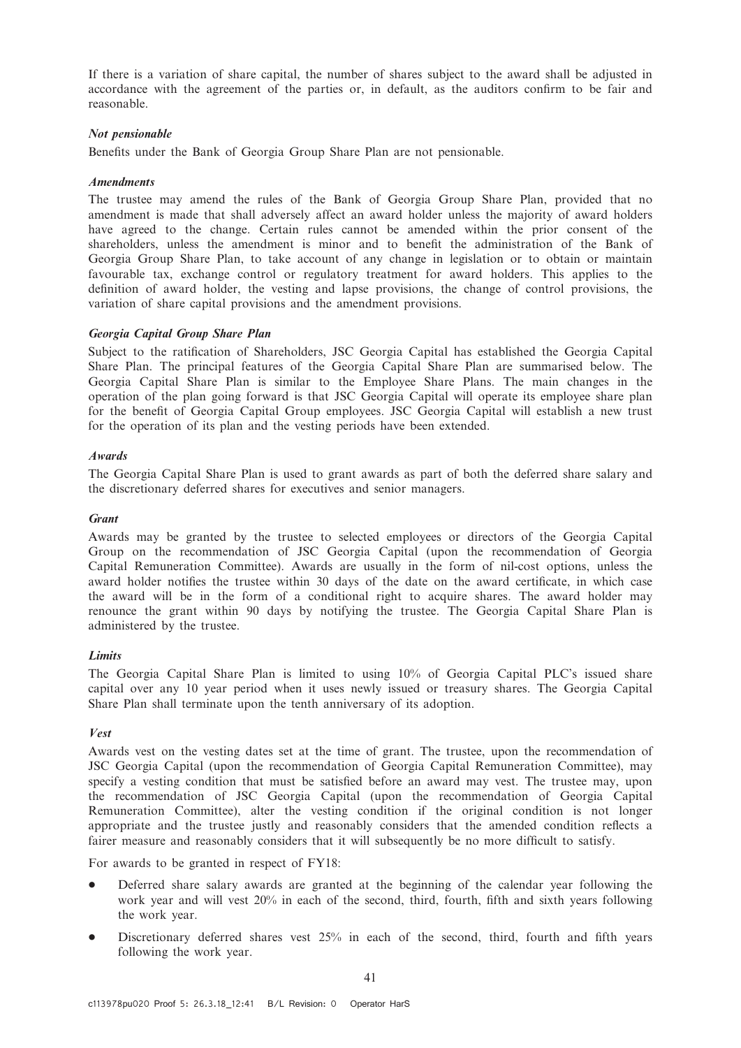If there is a variation of share capital, the number of shares subject to the award shall be adjusted in accordance with the agreement of the parties or, in default, as the auditors confirm to be fair and reasonable.

***Not pensionable***

Benefits under the Bank of Georgia Group Share Plan are not pensionable.

***Amendments***

The trustee may amend the rules of the Bank of Georgia Group Share Plan, provided that no amendment is made that shall adversely affect an award holder unless the majority of award holders have agreed to the change. Certain rules cannot be amended within the prior consent of the shareholders, unless the amendment is minor and to benefit the administration of the Bank of Georgia Group Share Plan, to take account of any change in legislation or to obtain or maintain favourable tax, exchange control or regulatory treatment for award holders. This applies to the definition of award holder, the vesting and lapse provisions, the change of control provisions, the variation of share capital provisions and the amendment provisions.

***Georgia Capital Group Share Plan***

Subject to the ratification of Shareholders, JSC Georgia Capital has established the Georgia Capital Share Plan. The principal features of the Georgia Capital Share Plan are summarised below. The Georgia Capital Share Plan is similar to the Employee Share Plans. The main changes in the operation of the plan going forward is that JSC Georgia Capital will operate its employee share plan for the benefit of Georgia Capital Group employees. JSC Georgia Capital will establish a new trust for the operation of its plan and the vesting periods have been extended.

***Awards***

The Georgia Capital Share Plan is used to grant awards as part of both the deferred share salary and the discretionary deferred shares for executives and senior managers.

***Grant***

Awards may be granted by the trustee to selected employees or directors of the Georgia Capital Group on the recommendation of JSC Georgia Capital (upon the recommendation of Georgia Capital Remuneration Committee). Awards are usually in the form of nil-cost options, unless the award holder notifies the trustee within 30 days of the date on the award certificate, in which case the award will be in the form of a conditional right to acquire shares. The award holder may renounce the grant within 90 days by notifying the trustee. The Georgia Capital Share Plan is administered by the trustee.

***Limits***

The Georgia Capital Share Plan is limited to using 10% of Georgia Capital PLC's issued share capital over any 10 year period when it uses newly issued or treasury shares. The Georgia Capital Share Plan shall terminate upon the tenth anniversary of its adoption.

***Vest***

Awards vest on the vesting dates set at the time of grant. The trustee, upon the recommendation of JSC Georgia Capital (upon the recommendation of Georgia Capital Remuneration Committee), may specify a vesting condition that must be satisfied before an award may vest. The trustee may, upon the recommendation of JSC Georgia Capital (upon the recommendation of Georgia Capital Remuneration Committee), alter the vesting condition if the original condition is not longer appropriate and the trustee justly and reasonably considers that the amended condition reflects a fairer measure and reasonably considers that it will subsequently be no more difficult to satisfy.

For awards to be granted in respect of FY18:

- Deferred share salary awards are granted at the beginning of the calendar year following the work year and will vest 20% in each of the second, third, fourth, fifth and sixth years following the work year.
- Discretionary deferred shares vest 25% in each of the second, third, fourth and fifth years following the work year.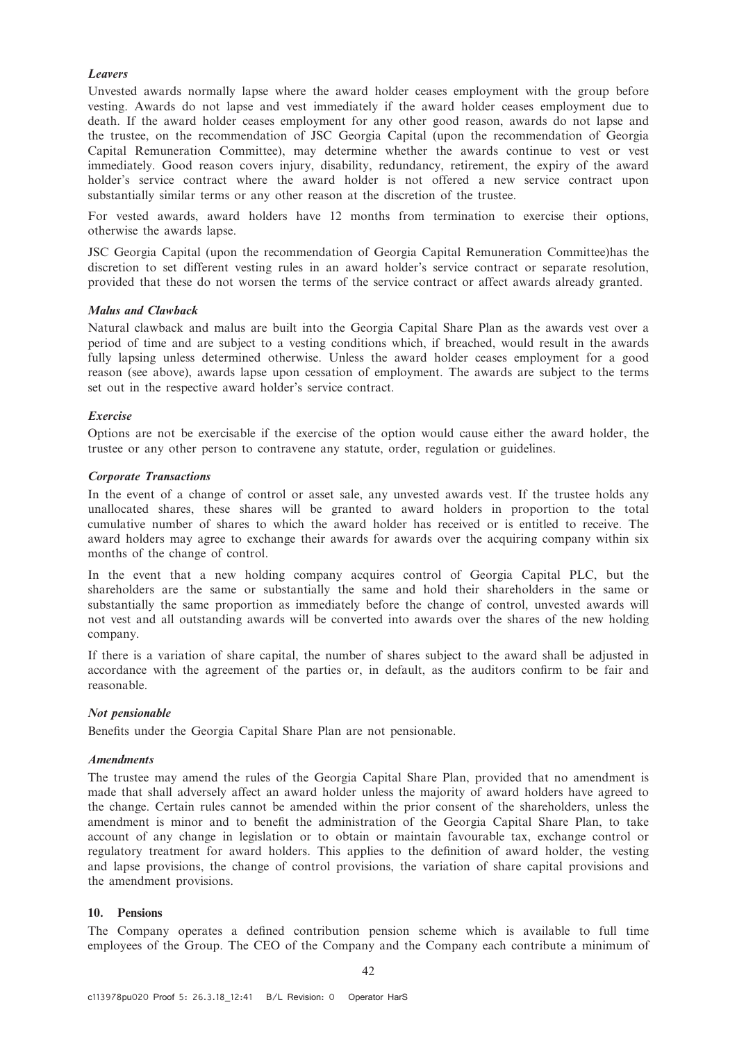### *Leavers*

Unvested awards normally lapse where the award holder ceases employment with the group before vesting. Awards do not lapse and vest immediately if the award holder ceases employment due to death. If the award holder ceases employment for any other good reason, awards do not lapse and the trustee, on the recommendation of JSC Georgia Capital (upon the recommendation of Georgia Capital Remuneration Committee), may determine whether the awards continue to vest or vest immediately. Good reason covers injury, disability, redundancy, retirement, the expiry of the award holder's service contract where the award holder is not offered a new service contract upon substantially similar terms or any other reason at the discretion of the trustee.

For vested awards, award holders have 12 months from termination to exercise their options, otherwise the awards lapse.

JSC Georgia Capital (upon the recommendation of Georgia Capital Remuneration Committee)has the discretion to set different vesting rules in an award holder's service contract or separate resolution, provided that these do not worsen the terms of the service contract or affect awards already granted.

### *Malus and Clawback*

Natural clawback and malus are built into the Georgia Capital Share Plan as the awards vest over a period of time and are subject to a vesting conditions which, if breached, would result in the awards fully lapsing unless determined otherwise. Unless the award holder ceases employment for a good reason (see above), awards lapse upon cessation of employment. The awards are subject to the terms set out in the respective award holder's service contract.

### *Exercise*

Options are not be exercisable if the exercise of the option would cause either the award holder, the trustee or any other person to contravene any statute, order, regulation or guidelines.

### *Corporate Transactions*

In the event of a change of control or asset sale, any unvested awards vest. If the trustee holds any unallocated shares, these shares will be granted to award holders in proportion to the total cumulative number of shares to which the award holder has received or is entitled to receive. The award holders may agree to exchange their awards for awards over the acquiring company within six months of the change of control.

In the event that a new holding company acquires control of Georgia Capital PLC, but the shareholders are the same or substantially the same and hold their shareholders in the same or substantially the same proportion as immediately before the change of control, unvested awards will not vest and all outstanding awards will be converted into awards over the shares of the new holding company.

If there is a variation of share capital, the number of shares subject to the award shall be adjusted in accordance with the agreement of the parties or, in default, as the auditors confirm to be fair and reasonable.

### *Not pensionable*

Benefits under the Georgia Capital Share Plan are not pensionable.

### *Amendments*

The trustee may amend the rules of the Georgia Capital Share Plan, provided that no amendment is made that shall adversely affect an award holder unless the majority of award holders have agreed to the change. Certain rules cannot be amended within the prior consent of the shareholders, unless the amendment is minor and to benefit the administration of the Georgia Capital Share Plan, to take account of any change in legislation or to obtain or maintain favourable tax, exchange control or regulatory treatment for award holders. This applies to the definition of award holder, the vesting and lapse provisions, the change of control provisions, the variation of share capital provisions and the amendment provisions.

## 10. Pensions

The Company operates a defined contribution pension scheme which is available to full time employees of the Group. The CEO of the Company and the Company each contribute a minimum of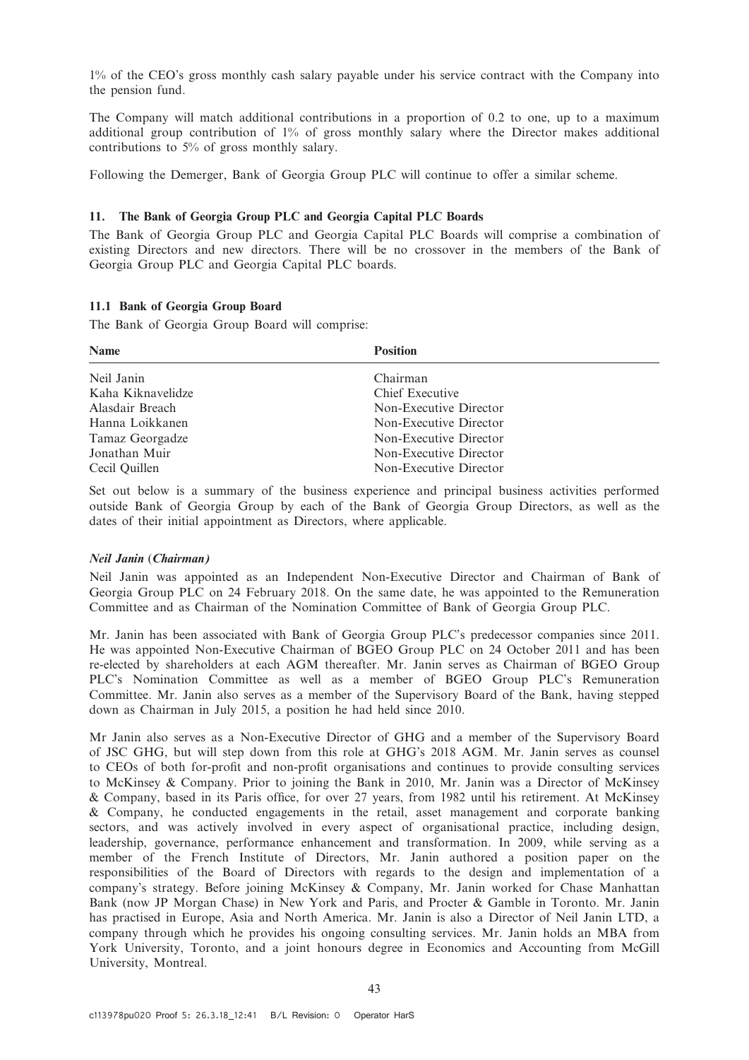1% of the CEO's gross monthly cash salary payable under his service contract with the Company into the pension fund.

The Company will match additional contributions in a proportion of 0.2 to one, up to a maximum additional group contribution of 1% of gross monthly salary where the Director makes additional contributions to 5% of gross monthly salary.

Following the Demerger, Bank of Georgia Group PLC will continue to offer a similar scheme.

## 11. The Bank of Georgia Group PLC and Georgia Capital PLC Boards

The Bank of Georgia Group PLC and Georgia Capital PLC Boards will comprise a combination of existing Directors and new directors. There will be no crossover in the members of the Bank of Georgia Group PLC and Georgia Capital PLC boards.

### 11.1 Bank of Georgia Group Board

The Bank of Georgia Group Board will comprise:

| Name | Position |
|---|---|
| Neil Janin | Chairman |
| Kaha Kiknavelidze | Chief Executive |
| Alasdair Breach | Non-Executive Director |
| Hanna Loikkanen | Non-Executive Director |
| Tamaz Georgadze | Non-Executive Director |
| Jonathan Muir | Non-Executive Director |
| Cecil Quillen | Non-Executive Director |

Set out below is a summary of the business experience and principal business activities performed outside Bank of Georgia Group by each of the Bank of Georgia Group Directors, as well as the dates of their initial appointment as Directors, where applicable.

***Neil Janin (Chairman)***

Neil Janin was appointed as an Independent Non-Executive Director and Chairman of Bank of Georgia Group PLC on 24 February 2018. On the same date, he was appointed to the Remuneration Committee and as Chairman of the Nomination Committee of Bank of Georgia Group PLC.

Mr. Janin has been associated with Bank of Georgia Group PLC's predecessor companies since 2011. He was appointed Non-Executive Chairman of BGEO Group PLC on 24 October 2011 and has been re-elected by shareholders at each AGM thereafter. Mr. Janin serves as Chairman of BGEO Group PLC's Nomination Committee as well as a member of BGEO Group PLC's Remuneration Committee. Mr. Janin also serves as a member of the Supervisory Board of the Bank, having stepped down as Chairman in July 2015, a position he had held since 2010.

Mr Janin also serves as a Non-Executive Director of GHG and a member of the Supervisory Board of JSC GHG, but will step down from this role at GHG's 2018 AGM. Mr. Janin serves as counsel to CEOs of both for-profit and non-profit organisations and continues to provide consulting services to McKinsey & Company. Prior to joining the Bank in 2010, Mr. Janin was a Director of McKinsey & Company, based in its Paris office, for over 27 years, from 1982 until his retirement. At McKinsey & Company, he conducted engagements in the retail, asset management and corporate banking sectors, and was actively involved in every aspect of organisational practice, including design, leadership, governance, performance enhancement and transformation. In 2009, while serving as a member of the French Institute of Directors, Mr. Janin authored a position paper on the responsibilities of the Board of Directors with regards to the design and implementation of a company's strategy. Before joining McKinsey & Company, Mr. Janin worked for Chase Manhattan Bank (now JP Morgan Chase) in New York and Paris, and Procter & Gamble in Toronto. Mr. Janin has practised in Europe, Asia and North America. Mr. Janin is also a Director of Neil Janin LTD, a company through which he provides his ongoing consulting services. Mr. Janin holds an MBA from York University, Toronto, and a joint honours degree in Economics and Accounting from McGill University, Montreal.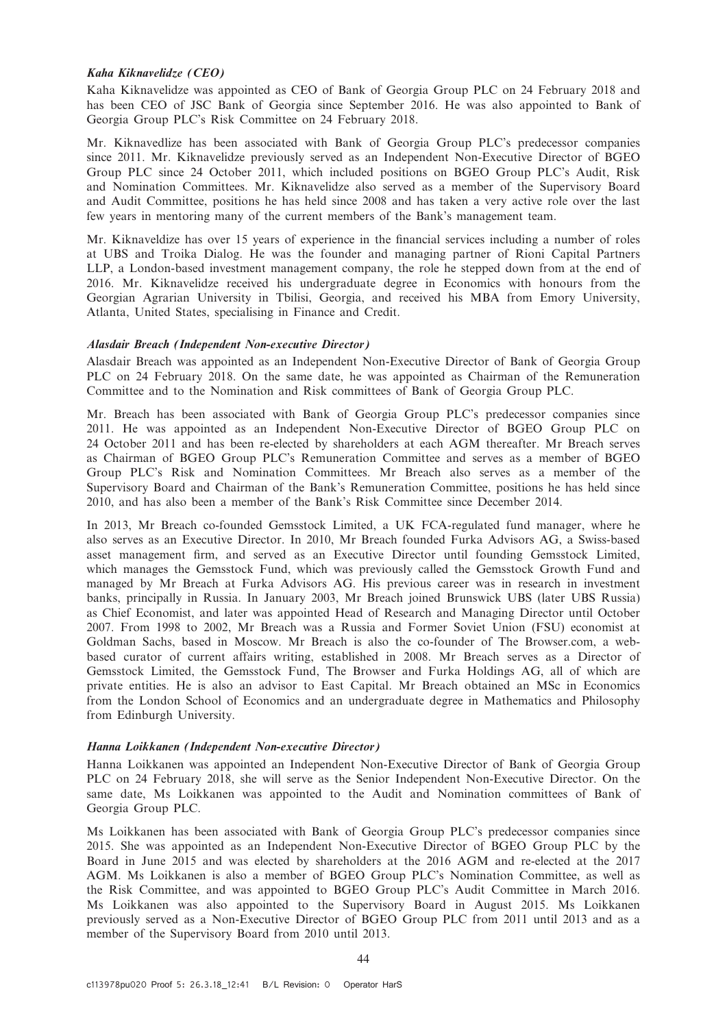***Kaha Kiknavelidze (CEO)***

Kaha Kiknavelidze was appointed as CEO of Bank of Georgia Group PLC on 24 February 2018 and has been CEO of JSC Bank of Georgia since September 2016. He was also appointed to Bank of Georgia Group PLC's Risk Committee on 24 February 2018.

Mr. Kiknavedlize has been associated with Bank of Georgia Group PLC's predecessor companies since 2011. Mr. Kiknavelidze previously served as an Independent Non-Executive Director of BGEO Group PLC since 24 October 2011, which included positions on BGEO Group PLC's Audit, Risk and Nomination Committees. Mr. Kiknavelidze also served as a member of the Supervisory Board and Audit Committee, positions he has held since 2008 and has taken a very active role over the last few years in mentoring many of the current members of the Bank's management team.

Mr. Kiknaveldize has over 15 years of experience in the financial services including a number of roles at UBS and Troika Dialog. He was the founder and managing partner of Rioni Capital Partners LLP, a London-based investment management company, the role he stepped down from at the end of 2016. Mr. Kiknavelidze received his undergraduate degree in Economics with honours from the Georgian Agrarian University in Tbilisi, Georgia, and received his MBA from Emory University, Atlanta, United States, specialising in Finance and Credit.

***Alasdair Breach (Independent Non-executive Director)***

Alasdair Breach was appointed as an Independent Non-Executive Director of Bank of Georgia Group PLC on 24 February 2018. On the same date, he was appointed as Chairman of the Remuneration Committee and to the Nomination and Risk committees of Bank of Georgia Group PLC.

Mr. Breach has been associated with Bank of Georgia Group PLC's predecessor companies since 2011. He was appointed as an Independent Non-Executive Director of BGEO Group PLC on 24 October 2011 and has been re-elected by shareholders at each AGM thereafter. Mr Breach serves as Chairman of BGEO Group PLC's Remuneration Committee and serves as a member of BGEO Group PLC's Risk and Nomination Committees. Mr Breach also serves as a member of the Supervisory Board and Chairman of the Bank's Remuneration Committee, positions he has held since 2010, and has also been a member of the Bank's Risk Committee since December 2014.

In 2013, Mr Breach co-founded Gemsstock Limited, a UK FCA-regulated fund manager, where he also serves as an Executive Director. In 2010, Mr Breach founded Furka Advisors AG, a Swiss-based asset management firm, and served as an Executive Director until founding Gemsstock Limited, which manages the Gemsstock Fund, which was previously called the Gemsstock Growth Fund and managed by Mr Breach at Furka Advisors AG. His previous career was in research in investment banks, principally in Russia. In January 2003, Mr Breach joined Brunswick UBS (later UBS Russia) as Chief Economist, and later was appointed Head of Research and Managing Director until October 2007. From 1998 to 2002, Mr Breach was a Russia and Former Soviet Union (FSU) economist at Goldman Sachs, based in Moscow. Mr Breach is also the co-founder of The Browser.com, a web-based curator of current affairs writing, established in 2008. Mr Breach serves as a Director of Gemsstock Limited, the Gemsstock Fund, The Browser and Furka Holdings AG, all of which are private entities. He is also an advisor to East Capital. Mr Breach obtained an MSc in Economics from the London School of Economics and an undergraduate degree in Mathematics and Philosophy from Edinburgh University.

***Hanna Loikkanen (Independent Non-executive Director)***

Hanna Loikkanen was appointed an Independent Non-Executive Director of Bank of Georgia Group PLC on 24 February 2018, she will serve as the Senior Independent Non-Executive Director. On the same date, Ms Loikkanen was appointed to the Audit and Nomination committees of Bank of Georgia Group PLC.

Ms Loikkanen has been associated with Bank of Georgia Group PLC's predecessor companies since 2015. She was appointed as an Independent Non-Executive Director of BGEO Group PLC by the Board in June 2015 and was elected by shareholders at the 2016 AGM and re-elected at the 2017 AGM. Ms Loikkanen is also a member of BGEO Group PLC's Nomination Committee, as well as the Risk Committee, and was appointed to BGEO Group PLC's Audit Committee in March 2016. Ms Loikkanen was also appointed to the Supervisory Board in August 2015. Ms Loikkanen previously served as a Non-Executive Director of BGEO Group PLC from 2011 until 2013 and as a member of the Supervisory Board from 2010 until 2013.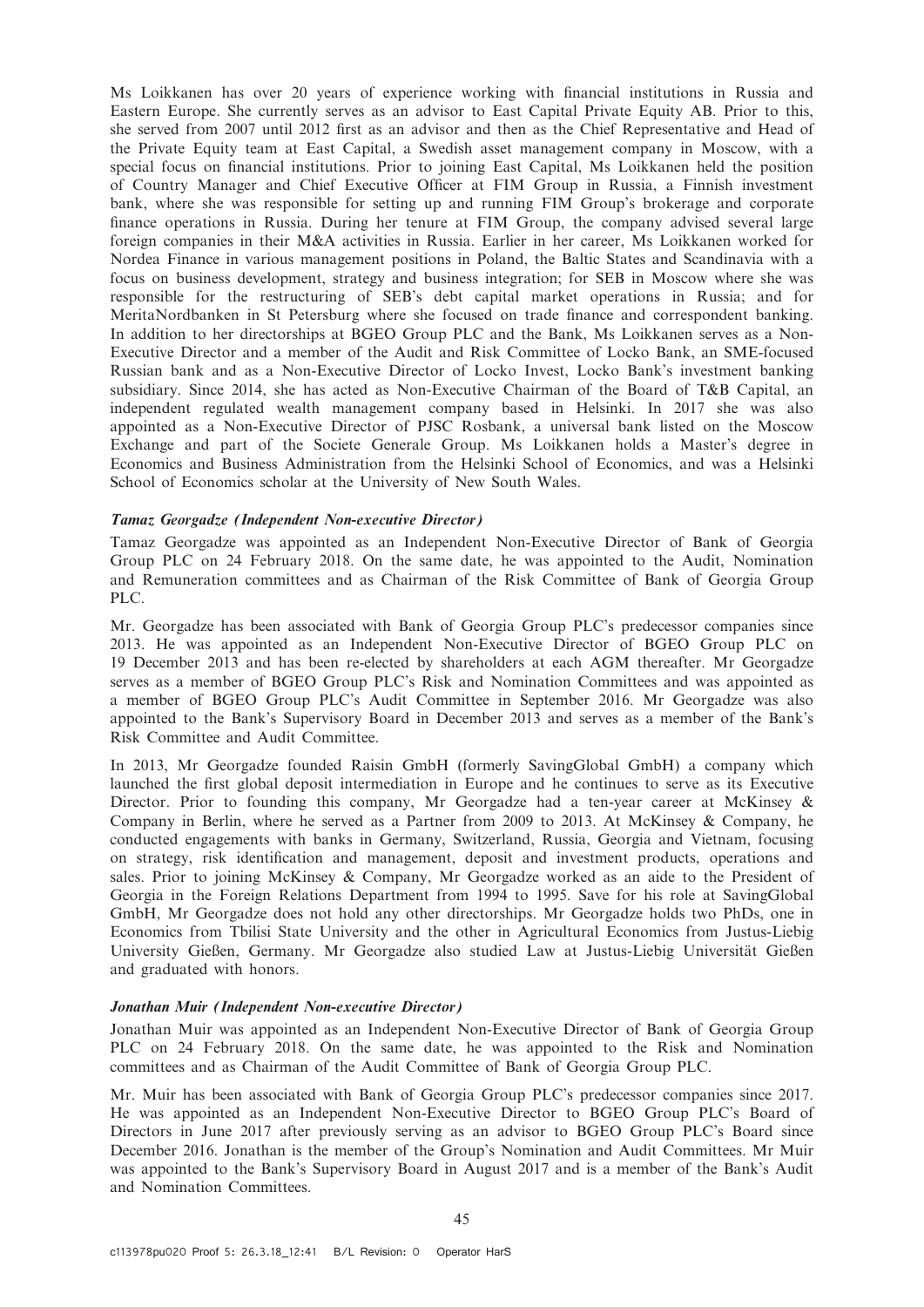Ms Loikkanen has over 20 years of experience working with financial institutions in Russia and Eastern Europe. She currently serves as an advisor to East Capital Private Equity AB. Prior to this, she served from 2007 until 2012 first as an advisor and then as the Chief Representative and Head of the Private Equity team at East Capital, a Swedish asset management company in Moscow, with a special focus on financial institutions. Prior to joining East Capital, Ms Loikkanen held the position of Country Manager and Chief Executive Officer at FIM Group in Russia, a Finnish investment bank, where she was responsible for setting up and running FIM Group's brokerage and corporate finance operations in Russia. During her tenure at FIM Group, the company advised several large foreign companies in their M&A activities in Russia. Earlier in her career, Ms Loikkanen worked for Nordea Finance in various management positions in Poland, the Baltic States and Scandinavia with a focus on business development, strategy and business integration; for SEB in Moscow where she was responsible for the restructuring of SEB's debt capital market operations in Russia; and for MeritaNordbanken in St Petersburg where she focused on trade finance and correspondent banking. In addition to her directorships at BGEO Group PLC and the Bank, Ms Loikkanen serves as a Non-Executive Director and a member of the Audit and Risk Committee of Locko Bank, an SME-focused Russian bank and as a Non-Executive Director of Locko Invest, Locko Bank's investment banking subsidiary. Since 2014, she has acted as Non-Executive Chairman of the Board of T&B Capital, an independent regulated wealth management company based in Helsinki. In 2017 she was also appointed as a Non-Executive Director of PJSC Rosbank, a universal bank listed on the Moscow Exchange and part of the Societe Generale Group. Ms Loikkanen holds a Master's degree in Economics and Business Administration from the Helsinki School of Economics, and was a Helsinki School of Economics scholar at the University of New South Wales.

***Tamaz Georgadze (Independent Non-executive Director)***

Tamaz Georgadze was appointed as an Independent Non-Executive Director of Bank of Georgia Group PLC on 24 February 2018. On the same date, he was appointed to the Audit, Nomination and Remuneration committees and as Chairman of the Risk Committee of Bank of Georgia Group PLC.

Mr. Georgadze has been associated with Bank of Georgia Group PLC's predecessor companies since 2013. He was appointed as an Independent Non-Executive Director of BGEO Group PLC on 19 December 2013 and has been re-elected by shareholders at each AGM thereafter. Mr Georgadze serves as a member of BGEO Group PLC's Risk and Nomination Committees and was appointed as a member of BGEO Group PLC's Audit Committee in September 2016. Mr Georgadze was also appointed to the Bank's Supervisory Board in December 2013 and serves as a member of the Bank's Risk Committee and Audit Committee.

In 2013, Mr Georgadze founded Raisin GmbH (formerly SavingGlobal GmbH) a company which launched the first global deposit intermediation in Europe and he continues to serve as its Executive Director. Prior to founding this company, Mr Georgadze had a ten-year career at McKinsey & Company in Berlin, where he served as a Partner from 2009 to 2013. At McKinsey & Company, he conducted engagements with banks in Germany, Switzerland, Russia, Georgia and Vietnam, focusing on strategy, risk identification and management, deposit and investment products, operations and sales. Prior to joining McKinsey & Company, Mr Georgadze worked as an aide to the President of Georgia in the Foreign Relations Department from 1994 to 1995. Save for his role at SavingGlobal GmbH, Mr Georgadze does not hold any other directorships. Mr Georgadze holds two PhDs, one in Economics from Tbilisi State University and the other in Agricultural Economics from Justus-Liebig University Gießen, Germany. Mr Georgadze also studied Law at Justus-Liebig Universität Gießen and graduated with honors.

***Jonathan Muir (Independent Non-executive Director)***

Jonathan Muir was appointed as an Independent Non-Executive Director of Bank of Georgia Group PLC on 24 February 2018. On the same date, he was appointed to the Risk and Nomination committees and as Chairman of the Audit Committee of Bank of Georgia Group PLC.

Mr. Muir has been associated with Bank of Georgia Group PLC's predecessor companies since 2017. He was appointed as an Independent Non-Executive Director to BGEO Group PLC's Board of Directors in June 2017 after previously serving as an advisor to BGEO Group PLC's Board since December 2016. Jonathan is the member of the Group's Nomination and Audit Committees. Mr Muir was appointed to the Bank's Supervisory Board in August 2017 and is a member of the Bank's Audit and Nomination Committees.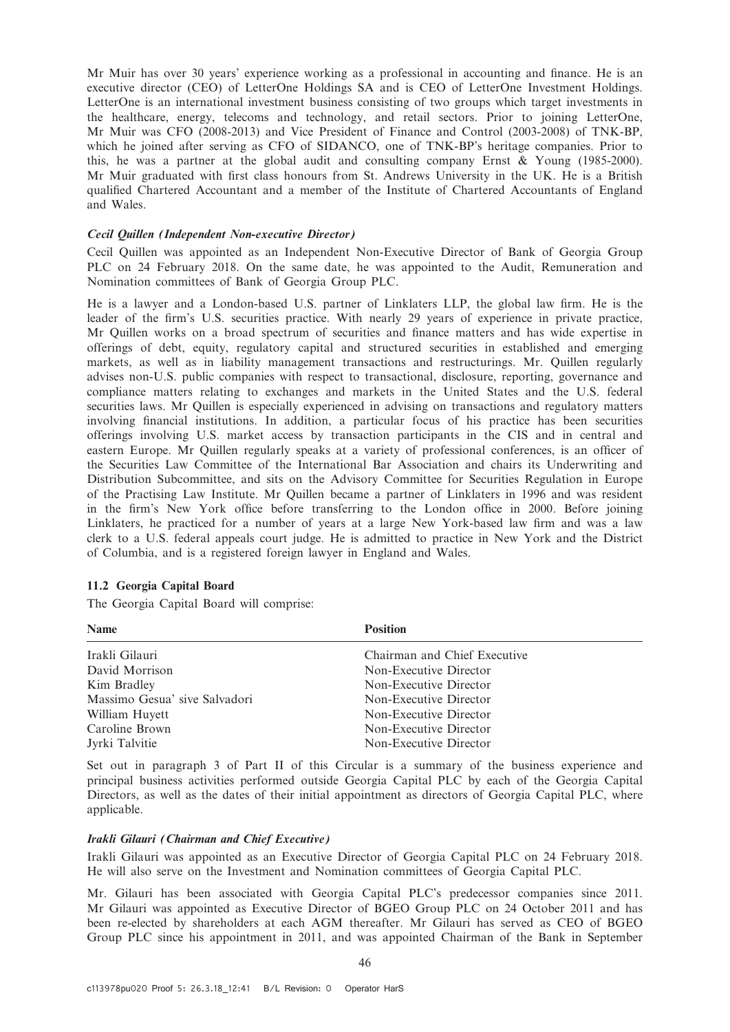Mr Muir has over 30 years' experience working as a professional in accounting and finance. He is an executive director (CEO) of LetterOne Holdings SA and is CEO of LetterOne Investment Holdings. LetterOne is an international investment business consisting of two groups which target investments in the healthcare, energy, telecoms and technology, and retail sectors. Prior to joining LetterOne, Mr Muir was CFO (2008-2013) and Vice President of Finance and Control (2003-2008) of TNK-BP, which he joined after serving as CFO of SIDANCO, one of TNK-BP's heritage companies. Prior to this, he was a partner at the global audit and consulting company Ernst & Young (1985-2000). Mr Muir graduated with first class honours from St. Andrews University in the UK. He is a British qualified Chartered Accountant and a member of the Institute of Chartered Accountants of England and Wales.

***Cecil Quillen (Independent Non-executive Director)***

Cecil Quillen was appointed as an Independent Non-Executive Director of Bank of Georgia Group PLC on 24 February 2018. On the same date, he was appointed to the Audit, Remuneration and Nomination committees of Bank of Georgia Group PLC.

He is a lawyer and a London-based U.S. partner of Linklaters LLP, the global law firm. He is the leader of the firm's U.S. securities practice. With nearly 29 years of experience in private practice, Mr Quillen works on a broad spectrum of securities and finance matters and has wide expertise in offerings of debt, equity, regulatory capital and structured securities in established and emerging markets, as well as in liability management transactions and restructurings. Mr. Quillen regularly advises non-U.S. public companies with respect to transactional, disclosure, reporting, governance and compliance matters relating to exchanges and markets in the United States and the U.S. federal securities laws. Mr Quillen is especially experienced in advising on transactions and regulatory matters involving financial institutions. In addition, a particular focus of his practice has been securities offerings involving U.S. market access by transaction participants in the CIS and in central and eastern Europe. Mr Quillen regularly speaks at a variety of professional conferences, is an officer of the Securities Law Committee of the International Bar Association and chairs its Underwriting and Distribution Subcommittee, and sits on the Advisory Committee for Securities Regulation in Europe of the Practising Law Institute. Mr Quillen became a partner of Linklaters in 1996 and was resident in the firm's New York office before transferring to the London office in 2000. Before joining Linklaters, he practiced for a number of years at a large New York-based law firm and was a law clerk to a U.S. federal appeals court judge. He is admitted to practice in New York and the District of Columbia, and is a registered foreign lawyer in England and Wales.

### 11.2 Georgia Capital Board

The Georgia Capital Board will comprise:

| Name | Position |
|---|---|
| Irakli Gilauri | Chairman and Chief Executive |
| David Morrison | Non-Executive Director |
| Kim Bradley | Non-Executive Director |
| Massimo Gesua' sive Salvadori | Non-Executive Director |
| William Huyett | Non-Executive Director |
| Caroline Brown | Non-Executive Director |
| Jyrki Talvitie | Non-Executive Director |

Set out in paragraph 3 of Part II of this Circular is a summary of the business experience and principal business activities performed outside Georgia Capital PLC by each of the Georgia Capital Directors, as well as the dates of their initial appointment as directors of Georgia Capital PLC, where applicable.

***Irakli Gilauri (Chairman and Chief Executive)***

Irakli Gilauri was appointed as an Executive Director of Georgia Capital PLC on 24 February 2018. He will also serve on the Investment and Nomination committees of Georgia Capital PLC.

Mr. Gilauri has been associated with Georgia Capital PLC's predecessor companies since 2011. Mr Gilauri was appointed as Executive Director of BGEO Group PLC on 24 October 2011 and has been re-elected by shareholders at each AGM thereafter. Mr Gilauri has served as CEO of BGEO Group PLC since his appointment in 2011, and was appointed Chairman of the Bank in September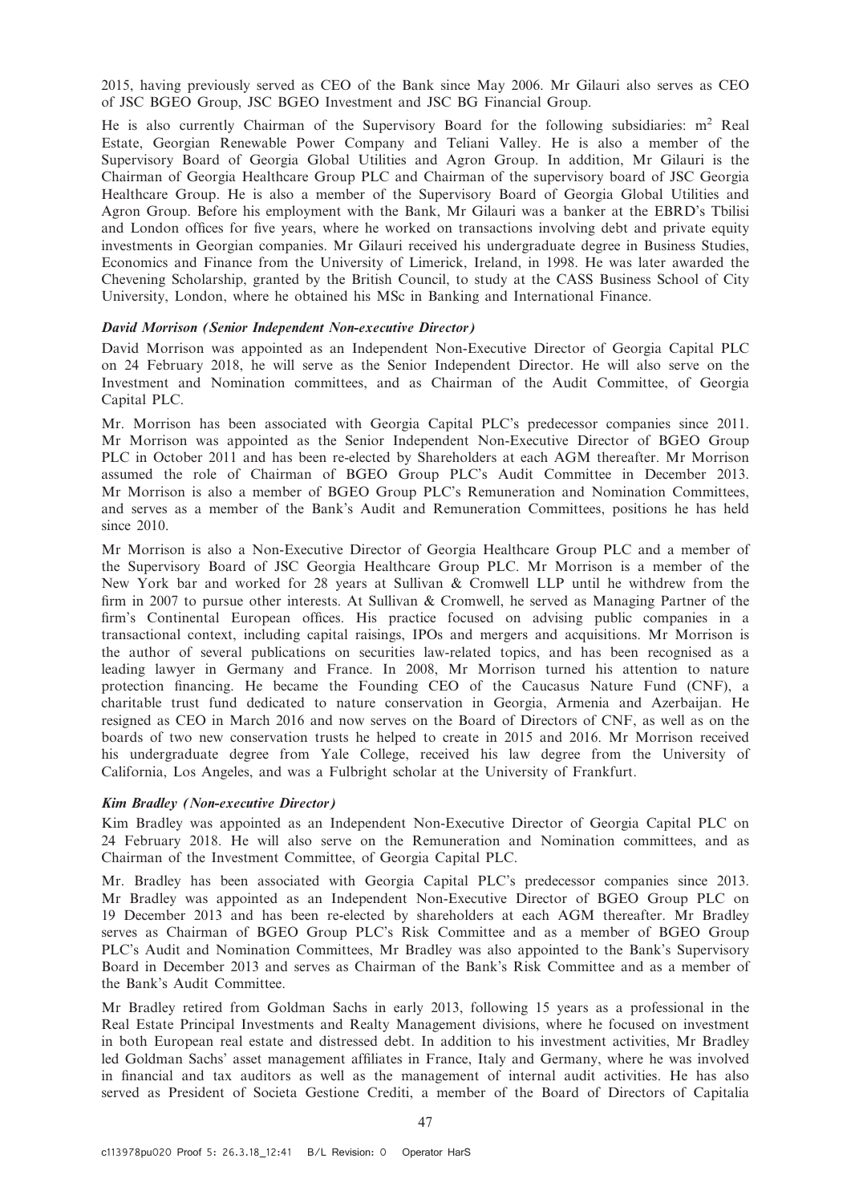2015, having previously served as CEO of the Bank since May 2006. Mr Gilauri also serves as CEO of JSC BGEO Group, JSC BGEO Investment and JSC BG Financial Group.

He is also currently Chairman of the Supervisory Board for the following subsidiaries: m$^2$ Real Estate, Georgian Renewable Power Company and Teliani Valley. He is also a member of the Supervisory Board of Georgia Global Utilities and Agron Group. In addition, Mr Gilauri is the Chairman of Georgia Healthcare Group PLC and Chairman of the supervisory board of JSC Georgia Healthcare Group. He is also a member of the Supervisory Board of Georgia Global Utilities and Agron Group. Before his employment with the Bank, Mr Gilauri was a banker at the EBRD's Tbilisi and London offices for five years, where he worked on transactions involving debt and private equity investments in Georgian companies. Mr Gilauri received his undergraduate degree in Business Studies, Economics and Finance from the University of Limerick, Ireland, in 1998. He was later awarded the Chevening Scholarship, granted by the British Council, to study at the CASS Business School of City University, London, where he obtained his MSc in Banking and International Finance.

***David Morrison (Senior Independent Non-executive Director)***

David Morrison was appointed as an Independent Non-Executive Director of Georgia Capital PLC on 24 February 2018, he will serve as the Senior Independent Director. He will also serve on the Investment and Nomination committees, and as Chairman of the Audit Committee, of Georgia Capital PLC.

Mr. Morrison has been associated with Georgia Capital PLC's predecessor companies since 2011. Mr Morrison was appointed as the Senior Independent Non-Executive Director of BGEO Group PLC in October 2011 and has been re-elected by Shareholders at each AGM thereafter. Mr Morrison assumed the role of Chairman of BGEO Group PLC's Audit Committee in December 2013. Mr Morrison is also a member of BGEO Group PLC's Remuneration and Nomination Committees, and serves as a member of the Bank's Audit and Remuneration Committees, positions he has held since 2010.

Mr Morrison is also a Non-Executive Director of Georgia Healthcare Group PLC and a member of the Supervisory Board of JSC Georgia Healthcare Group PLC. Mr Morrison is a member of the New York bar and worked for 28 years at Sullivan & Cromwell LLP until he withdrew from the firm in 2007 to pursue other interests. At Sullivan & Cromwell, he served as Managing Partner of the firm's Continental European offices. His practice focused on advising public companies in a transactional context, including capital raisings, IPOs and mergers and acquisitions. Mr Morrison is the author of several publications on securities law-related topics, and has been recognised as a leading lawyer in Germany and France. In 2008, Mr Morrison turned his attention to nature protection financing. He became the Founding CEO of the Caucasus Nature Fund (CNF), a charitable trust fund dedicated to nature conservation in Georgia, Armenia and Azerbaijan. He resigned as CEO in March 2016 and now serves on the Board of Directors of CNF, as well as on the boards of two new conservation trusts he helped to create in 2015 and 2016. Mr Morrison received his undergraduate degree from Yale College, received his law degree from the University of California, Los Angeles, and was a Fulbright scholar at the University of Frankfurt.

***Kim Bradley (Non-executive Director)***

Kim Bradley was appointed as an Independent Non-Executive Director of Georgia Capital PLC on 24 February 2018. He will also serve on the Remuneration and Nomination committees, and as Chairman of the Investment Committee, of Georgia Capital PLC.

Mr. Bradley has been associated with Georgia Capital PLC's predecessor companies since 2013. Mr Bradley was appointed as an Independent Non-Executive Director of BGEO Group PLC on 19 December 2013 and has been re-elected by shareholders at each AGM thereafter. Mr Bradley serves as Chairman of BGEO Group PLC's Risk Committee and as a member of BGEO Group PLC's Audit and Nomination Committees, Mr Bradley was also appointed to the Bank's Supervisory Board in December 2013 and serves as Chairman of the Bank's Risk Committee and as a member of the Bank's Audit Committee.

Mr Bradley retired from Goldman Sachs in early 2013, following 15 years as a professional in the Real Estate Principal Investments and Realty Management divisions, where he focused on investment in both European real estate and distressed debt. In addition to his investment activities, Mr Bradley led Goldman Sachs' asset management affiliates in France, Italy and Germany, where he was involved in financial and tax auditors as well as the management of internal audit activities. He has also served as President of Societa Gestione Crediti, a member of the Board of Directors of Capitalia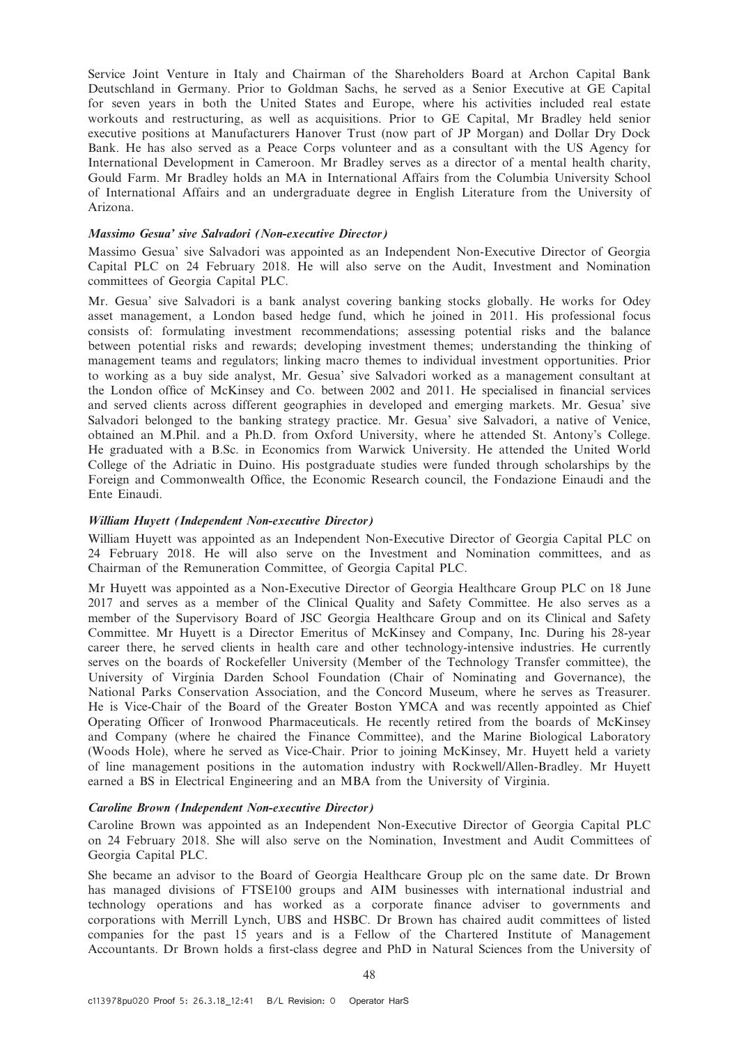Service Joint Venture in Italy and Chairman of the Shareholders Board at Archon Capital Bank Deutschland in Germany. Prior to Goldman Sachs, he served as a Senior Executive at GE Capital for seven years in both the United States and Europe, where his activities included real estate workouts and restructuring, as well as acquisitions. Prior to GE Capital, Mr Bradley held senior executive positions at Manufacturers Hanover Trust (now part of JP Morgan) and Dollar Dry Dock Bank. He has also served as a Peace Corps volunteer and as a consultant with the US Agency for International Development in Cameroon. Mr Bradley serves as a director of a mental health charity, Gould Farm. Mr Bradley holds an MA in International Affairs from the Columbia University School of International Affairs and an undergraduate degree in English Literature from the University of Arizona.

***Massimo Gesua' sive Salvadori (Non-executive Director)***

Massimo Gesua' sive Salvadori was appointed as an Independent Non-Executive Director of Georgia Capital PLC on 24 February 2018. He will also serve on the Audit, Investment and Nomination committees of Georgia Capital PLC.

Mr. Gesua' sive Salvadori is a bank analyst covering banking stocks globally. He works for Odey asset management, a London based hedge fund, which he joined in 2011. His professional focus consists of: formulating investment recommendations; assessing potential risks and the balance between potential risks and rewards; developing investment themes; understanding the thinking of management teams and regulators; linking macro themes to individual investment opportunities. Prior to working as a buy side analyst, Mr. Gesua' sive Salvadori worked as a management consultant at the London office of McKinsey and Co. between 2002 and 2011. He specialised in financial services and served clients across different geographies in developed and emerging markets. Mr. Gesua' sive Salvadori belonged to the banking strategy practice. Mr. Gesua' sive Salvadori, a native of Venice, obtained an M.Phil. and a Ph.D. from Oxford University, where he attended St. Antony's College. He graduated with a B.Sc. in Economics from Warwick University. He attended the United World College of the Adriatic in Duino. His postgraduate studies were funded through scholarships by the Foreign and Commonwealth Office, the Economic Research council, the Fondazione Einaudi and the Ente Einaudi.

***William Huyett (Independent Non-executive Director)***

William Huyett was appointed as an Independent Non-Executive Director of Georgia Capital PLC on 24 February 2018. He will also serve on the Investment and Nomination committees, and as Chairman of the Remuneration Committee, of Georgia Capital PLC.

Mr Huyett was appointed as a Non-Executive Director of Georgia Healthcare Group PLC on 18 June 2017 and serves as a member of the Clinical Quality and Safety Committee. He also serves as a member of the Supervisory Board of JSC Georgia Healthcare Group and on its Clinical and Safety Committee. Mr Huyett is a Director Emeritus of McKinsey and Company, Inc. During his 28-year career there, he served clients in health care and other technology-intensive industries. He currently serves on the boards of Rockefeller University (Member of the Technology Transfer committee), the University of Virginia Darden School Foundation (Chair of Nominating and Governance), the National Parks Conservation Association, and the Concord Museum, where he serves as Treasurer. He is Vice-Chair of the Board of the Greater Boston YMCA and was recently appointed as Chief Operating Officer of Ironwood Pharmaceuticals. He recently retired from the boards of McKinsey and Company (where he chaired the Finance Committee), and the Marine Biological Laboratory (Woods Hole), where he served as Vice-Chair. Prior to joining McKinsey, Mr. Huyett held a variety of line management positions in the automation industry with Rockwell/Allen-Bradley. Mr Huyett earned a BS in Electrical Engineering and an MBA from the University of Virginia.

***Caroline Brown (Independent Non-executive Director)***

Caroline Brown was appointed as an Independent Non-Executive Director of Georgia Capital PLC on 24 February 2018. She will also serve on the Nomination, Investment and Audit Committees of Georgia Capital PLC.

She became an advisor to the Board of Georgia Healthcare Group plc on the same date. Dr Brown has managed divisions of FTSE100 groups and AIM businesses with international industrial and technology operations and has worked as a corporate finance adviser to governments and corporations with Merrill Lynch, UBS and HSBC. Dr Brown has chaired audit committees of listed companies for the past 15 years and is a Fellow of the Chartered Institute of Management Accountants. Dr Brown holds a first-class degree and PhD in Natural Sciences from the University of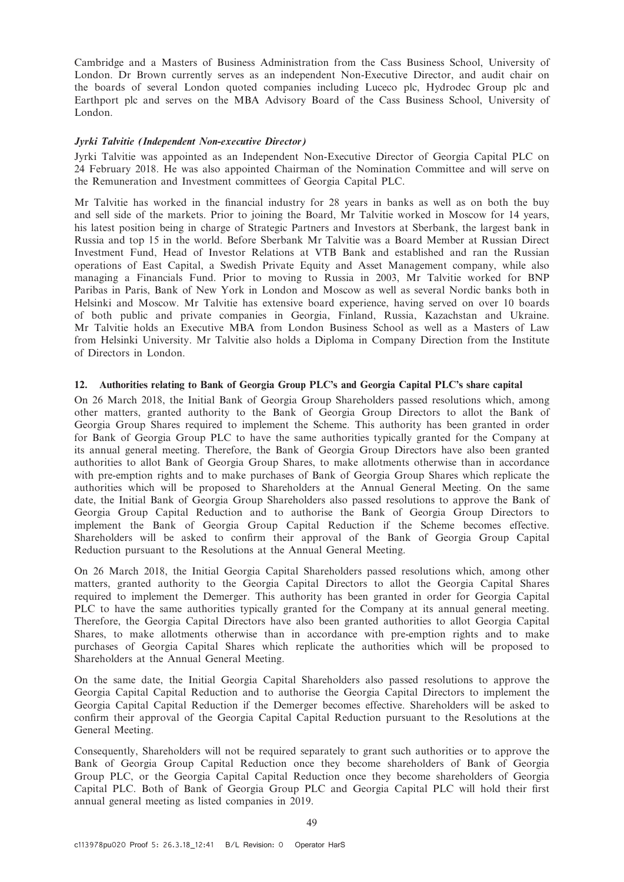Cambridge and a Masters of Business Administration from the Cass Business School, University of London. Dr Brown currently serves as an independent Non-Executive Director, and audit chair on the boards of several London quoted companies including Luceco plc, Hydrodec Group plc and Earthport plc and serves on the MBA Advisory Board of the Cass Business School, University of London.

### *Jyrki Talvitie (Independent Non-executive Director)*

Jyrki Talvitie was appointed as an Independent Non-Executive Director of Georgia Capital PLC on 24 February 2018. He was also appointed Chairman of the Nomination Committee and will serve on the Remuneration and Investment committees of Georgia Capital PLC.

Mr Talvitie has worked in the financial industry for 28 years in banks as well as on both the buy and sell side of the markets. Prior to joining the Board, Mr Talvitie worked in Moscow for 14 years, his latest position being in charge of Strategic Partners and Investors at Sberbank, the largest bank in Russia and top 15 in the world. Before Sberbank Mr Talvitie was a Board Member at Russian Direct Investment Fund, Head of Investor Relations at VTB Bank and established and ran the Russian operations of East Capital, a Swedish Private Equity and Asset Management company, while also managing a Financials Fund. Prior to moving to Russia in 2003, Mr Talvitie worked for BNP Paribas in Paris, Bank of New York in London and Moscow as well as several Nordic banks both in Helsinki and Moscow. Mr Talvitie has extensive board experience, having served on over 10 boards of both public and private companies in Georgia, Finland, Russia, Kazachstan and Ukraine. Mr Talvitie holds an Executive MBA from London Business School as well as a Masters of Law from Helsinki University. Mr Talvitie also holds a Diploma in Company Direction from the Institute of Directors in London.

## 12. Authorities relating to Bank of Georgia Group PLC's and Georgia Capital PLC's share capital

On 26 March 2018, the Initial Bank of Georgia Group Shareholders passed resolutions which, among other matters, granted authority to the Bank of Georgia Group Directors to allot the Bank of Georgia Group Shares required to implement the Scheme. This authority has been granted in order for Bank of Georgia Group PLC to have the same authorities typically granted for the Company at its annual general meeting. Therefore, the Bank of Georgia Group Directors have also been granted authorities to allot Bank of Georgia Group Shares, to make allotments otherwise than in accordance with pre-emption rights and to make purchases of Bank of Georgia Group Shares which replicate the authorities which will be proposed to Shareholders at the Annual General Meeting. On the same date, the Initial Bank of Georgia Group Shareholders also passed resolutions to approve the Bank of Georgia Group Capital Reduction and to authorise the Bank of Georgia Group Directors to implement the Bank of Georgia Group Capital Reduction if the Scheme becomes effective. Shareholders will be asked to confirm their approval of the Bank of Georgia Group Capital Reduction pursuant to the Resolutions at the Annual General Meeting.

On 26 March 2018, the Initial Georgia Capital Shareholders passed resolutions which, among other matters, granted authority to the Georgia Capital Directors to allot the Georgia Capital Shares required to implement the Demerger. This authority has been granted in order for Georgia Capital PLC to have the same authorities typically granted for the Company at its annual general meeting. Therefore, the Georgia Capital Directors have also been granted authorities to allot Georgia Capital Shares, to make allotments otherwise than in accordance with pre-emption rights and to make purchases of Georgia Capital Shares which replicate the authorities which will be proposed to Shareholders at the Annual General Meeting.

On the same date, the Initial Georgia Capital Shareholders also passed resolutions to approve the Georgia Capital Capital Reduction and to authorise the Georgia Capital Directors to implement the Georgia Capital Capital Reduction if the Demerger becomes effective. Shareholders will be asked to confirm their approval of the Georgia Capital Capital Reduction pursuant to the Resolutions at the General Meeting.

Consequently, Shareholders will not be required separately to grant such authorities or to approve the Bank of Georgia Group Capital Reduction once they become shareholders of Bank of Georgia Group PLC, or the Georgia Capital Capital Reduction once they become shareholders of Georgia Capital PLC. Both of Bank of Georgia Group PLC and Georgia Capital PLC will hold their first annual general meeting as listed companies in 2019.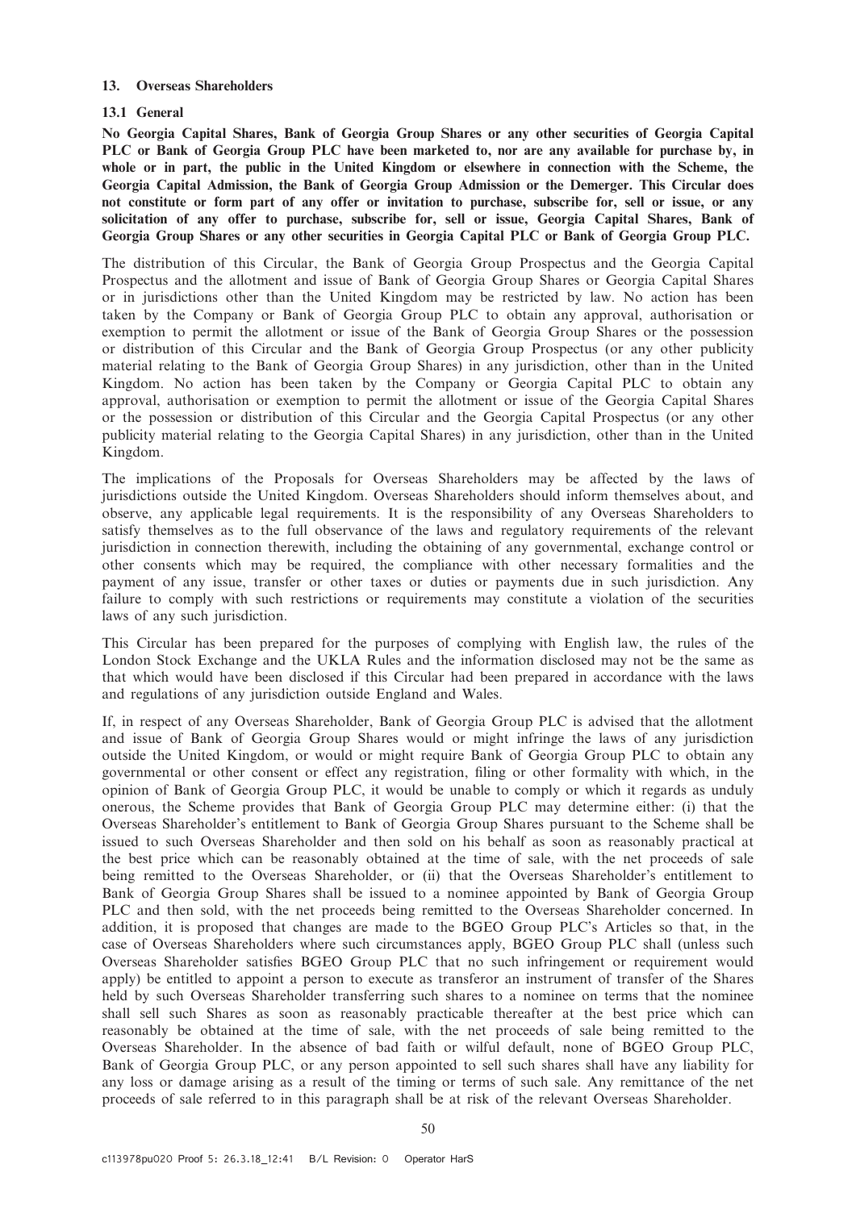## 13. Overseas Shareholders

### 13.1 General

**No Georgia Capital Shares, Bank of Georgia Group Shares or any other securities of Georgia Capital PLC or Bank of Georgia Group PLC have been marketed to, nor are any available for purchase by, in whole or in part, the public in the United Kingdom or elsewhere in connection with the Scheme, the Georgia Capital Admission, the Bank of Georgia Group Admission or the Demerger. This Circular does not constitute or form part of any offer or invitation to purchase, subscribe for, sell or issue, or any solicitation of any offer to purchase, subscribe for, sell or issue, Georgia Capital Shares, Bank of Georgia Group Shares or any other securities in Georgia Capital PLC or Bank of Georgia Group PLC.**

The distribution of this Circular, the Bank of Georgia Group Prospectus and the Georgia Capital Prospectus and the allotment and issue of Bank of Georgia Group Shares or Georgia Capital Shares or in jurisdictions other than the United Kingdom may be restricted by law. No action has been taken by the Company or Bank of Georgia Group PLC to obtain any approval, authorisation or exemption to permit the allotment or issue of the Bank of Georgia Group Shares or the possession or distribution of this Circular and the Bank of Georgia Group Prospectus (or any other publicity material relating to the Bank of Georgia Group Shares) in any jurisdiction, other than in the United Kingdom. No action has been taken by the Company or Georgia Capital PLC to obtain any approval, authorisation or exemption to permit the allotment or issue of the Georgia Capital Shares or the possession or distribution of this Circular and the Georgia Capital Prospectus (or any other publicity material relating to the Georgia Capital Shares) in any jurisdiction, other than in the United Kingdom.

The implications of the Proposals for Overseas Shareholders may be affected by the laws of jurisdictions outside the United Kingdom. Overseas Shareholders should inform themselves about, and observe, any applicable legal requirements. It is the responsibility of any Overseas Shareholders to satisfy themselves as to the full observance of the laws and regulatory requirements of the relevant jurisdiction in connection therewith, including the obtaining of any governmental, exchange control or other consents which may be required, the compliance with other necessary formalities and the payment of any issue, transfer or other taxes or duties or payments due in such jurisdiction. Any failure to comply with such restrictions or requirements may constitute a violation of the securities laws of any such jurisdiction.

This Circular has been prepared for the purposes of complying with English law, the rules of the London Stock Exchange and the UKLA Rules and the information disclosed may not be the same as that which would have been disclosed if this Circular had been prepared in accordance with the laws and regulations of any jurisdiction outside England and Wales.

If, in respect of any Overseas Shareholder, Bank of Georgia Group PLC is advised that the allotment and issue of Bank of Georgia Group Shares would or might infringe the laws of any jurisdiction outside the United Kingdom, or would or might require Bank of Georgia Group PLC to obtain any governmental or other consent or effect any registration, filing or other formality with which, in the opinion of Bank of Georgia Group PLC, it would be unable to comply or which it regards as unduly onerous, the Scheme provides that Bank of Georgia Group PLC may determine either: (i) that the Overseas Shareholder's entitlement to Bank of Georgia Group Shares pursuant to the Scheme shall be issued to such Overseas Shareholder and then sold on his behalf as soon as reasonably practical at the best price which can be reasonably obtained at the time of sale, with the net proceeds of sale being remitted to the Overseas Shareholder, or (ii) that the Overseas Shareholder's entitlement to Bank of Georgia Group Shares shall be issued to a nominee appointed by Bank of Georgia Group PLC and then sold, with the net proceeds being remitted to the Overseas Shareholder concerned. In addition, it is proposed that changes are made to the BGEO Group PLC's Articles so that, in the case of Overseas Shareholders where such circumstances apply, BGEO Group PLC shall (unless such Overseas Shareholder satisfies BGEO Group PLC that no such infringement or requirement would apply) be entitled to appoint a person to execute as transferor an instrument of transfer of the Shares held by such Overseas Shareholder transferring such shares to a nominee on terms that the nominee shall sell such Shares as soon as reasonably practicable thereafter at the best price which can reasonably be obtained at the time of sale, with the net proceeds of sale being remitted to the Overseas Shareholder. In the absence of bad faith or wilful default, none of BGEO Group PLC, Bank of Georgia Group PLC, or any person appointed to sell such shares shall have any liability for any loss or damage arising as a result of the timing or terms of such sale. Any remittance of the net proceeds of sale referred to in this paragraph shall be at risk of the relevant Overseas Shareholder.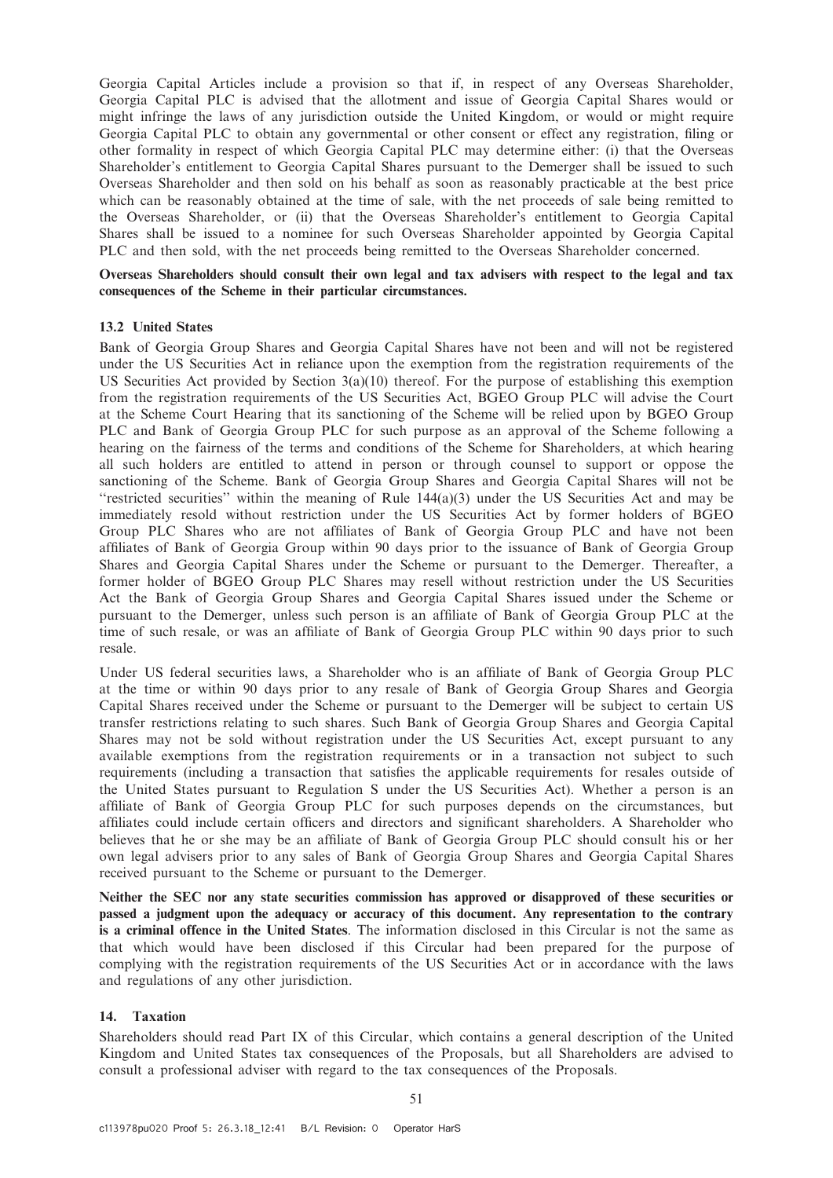Georgia Capital Articles include a provision so that if, in respect of any Overseas Shareholder, Georgia Capital PLC is advised that the allotment and issue of Georgia Capital Shares would or might infringe the laws of any jurisdiction outside the United Kingdom, or would or might require Georgia Capital PLC to obtain any governmental or other consent or effect any registration, filing or other formality in respect of which Georgia Capital PLC may determine either: (i) that the Overseas Shareholder's entitlement to Georgia Capital Shares pursuant to the Demerger shall be issued to such Overseas Shareholder and then sold on his behalf as soon as reasonably practicable at the best price which can be reasonably obtained at the time of sale, with the net proceeds of sale being remitted to the Overseas Shareholder, or (ii) that the Overseas Shareholder's entitlement to Georgia Capital Shares shall be issued to a nominee for such Overseas Shareholder appointed by Georgia Capital PLC and then sold, with the net proceeds being remitted to the Overseas Shareholder concerned.

**Overseas Shareholders should consult their own legal and tax advisers with respect to the legal and tax consequences of the Scheme in their particular circumstances.**

### 13.2 United States

Bank of Georgia Group Shares and Georgia Capital Shares have not been and will not be registered under the US Securities Act in reliance upon the exemption from the registration requirements of the US Securities Act provided by Section 3(a)(10) thereof. For the purpose of establishing this exemption from the registration requirements of the US Securities Act, BGEO Group PLC will advise the Court at the Scheme Court Hearing that its sanctioning of the Scheme will be relied upon by BGEO Group PLC and Bank of Georgia Group PLC for such purpose as an approval of the Scheme following a hearing on the fairness of the terms and conditions of the Scheme for Shareholders, at which hearing all such holders are entitled to attend in person or through counsel to support or oppose the sanctioning of the Scheme. Bank of Georgia Group Shares and Georgia Capital Shares will not be "restricted securities" within the meaning of Rule 144(a)(3) under the US Securities Act and may be immediately resold without restriction under the US Securities Act by former holders of BGEO Group PLC Shares who are not affiliates of Bank of Georgia Group PLC and have not been affiliates of Bank of Georgia Group within 90 days prior to the issuance of Bank of Georgia Group Shares and Georgia Capital Shares under the Scheme or pursuant to the Demerger. Thereafter, a former holder of BGEO Group PLC Shares may resell without restriction under the US Securities Act the Bank of Georgia Group Shares and Georgia Capital Shares issued under the Scheme or pursuant to the Demerger, unless such person is an affiliate of Bank of Georgia Group PLC at the time of such resale, or was an affiliate of Bank of Georgia Group PLC within 90 days prior to such resale.

Under US federal securities laws, a Shareholder who is an affiliate of Bank of Georgia Group PLC at the time or within 90 days prior to any resale of Bank of Georgia Group Shares and Georgia Capital Shares received under the Scheme or pursuant to the Demerger will be subject to certain US transfer restrictions relating to such shares. Such Bank of Georgia Group Shares and Georgia Capital Shares may not be sold without registration under the US Securities Act, except pursuant to any available exemptions from the registration requirements or in a transaction not subject to such requirements (including a transaction that satisfies the applicable requirements for resales outside of the United States pursuant to Regulation S under the US Securities Act). Whether a person is an affiliate of Bank of Georgia Group PLC for such purposes depends on the circumstances, but affiliates could include certain officers and directors and significant shareholders. A Shareholder who believes that he or she may be an affiliate of Bank of Georgia Group PLC should consult his or her own legal advisers prior to any sales of Bank of Georgia Group Shares and Georgia Capital Shares received pursuant to the Scheme or pursuant to the Demerger.

**Neither the SEC nor any state securities commission has approved or disapproved of these securities or passed a judgment upon the adequacy or accuracy of this document. Any representation to the contrary is a criminal offence in the United States**. The information disclosed in this Circular is not the same as that which would have been disclosed if this Circular had been prepared for the purpose of complying with the registration requirements of the US Securities Act or in accordance with the laws and regulations of any other jurisdiction.

## 14. Taxation

Shareholders should read Part IX of this Circular, which contains a general description of the United Kingdom and United States tax consequences of the Proposals, but all Shareholders are advised to consult a professional adviser with regard to the tax consequences of the Proposals.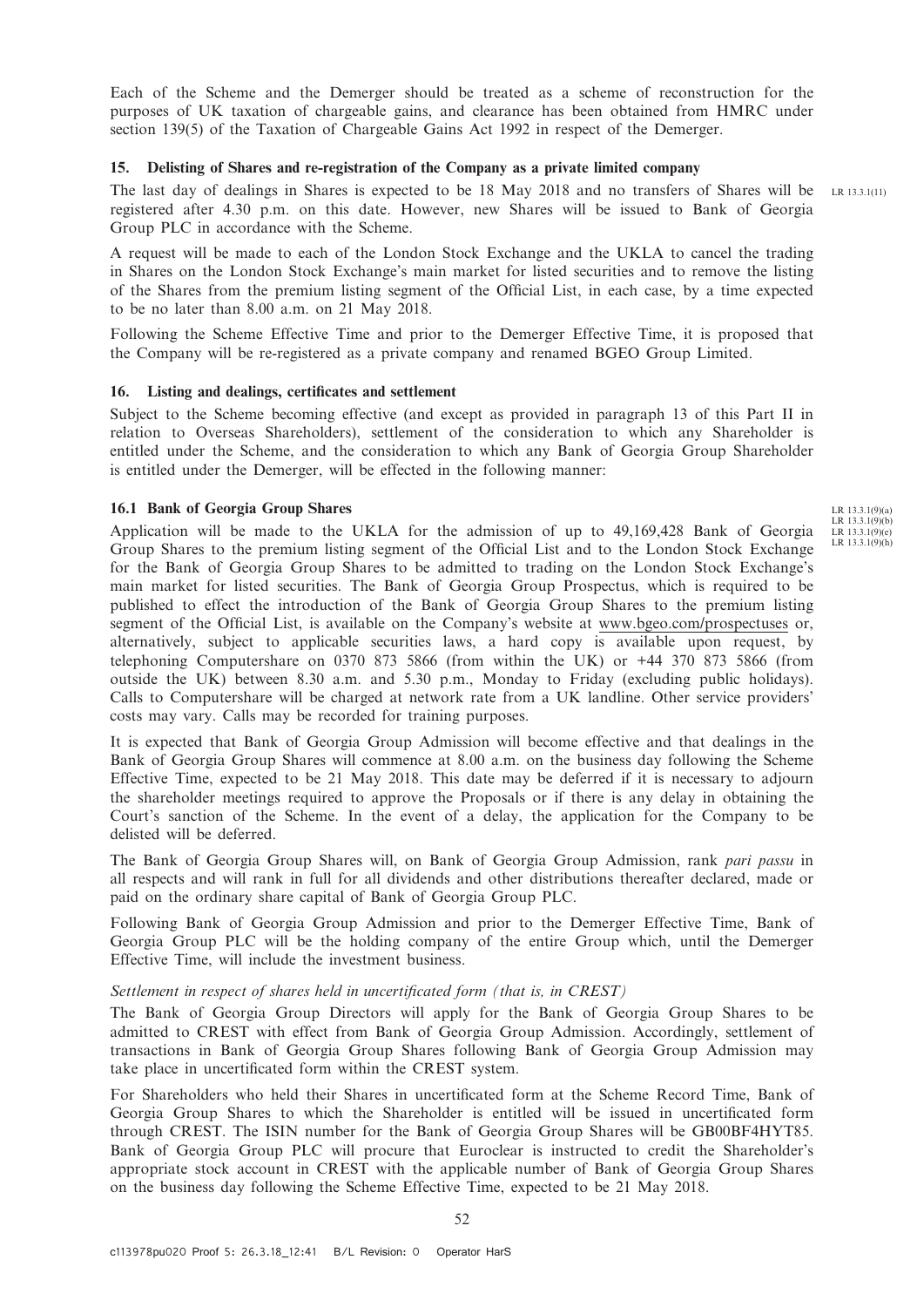Each of the Scheme and the Demerger should be treated as a scheme of reconstruction for the purposes of UK taxation of chargeable gains, and clearance has been obtained from HMRC under section 139(5) of the Taxation of Chargeable Gains Act 1992 in respect of the Demerger.

## 15. Delisting of Shares and re-registration of the Company as a private limited company

LR 13.3.1(11)

The last day of dealings in Shares is expected to be 18 May 2018 and no transfers of Shares will be registered after 4.30 p.m. on this date. However, new Shares will be issued to Bank of Georgia Group PLC in accordance with the Scheme.

A request will be made to each of the London Stock Exchange and the UKLA to cancel the trading in Shares on the London Stock Exchange's main market for listed securities and to remove the listing of the Shares from the premium listing segment of the Official List, in each case, by a time expected to be no later than 8.00 a.m. on 21 May 2018.

Following the Scheme Effective Time and prior to the Demerger Effective Time, it is proposed that the Company will be re-registered as a private company and renamed BGEO Group Limited.

## 16. Listing and dealings, certificates and settlement

Subject to the Scheme becoming effective (and except as provided in paragraph 13 of this Part II in relation to Overseas Shareholders), settlement of the consideration to which any Shareholder is entitled under the Scheme, and the consideration to which any Bank of Georgia Group Shareholder is entitled under the Demerger, will be effected in the following manner:

### 16.1 Bank of Georgia Group Shares

LR 13.3.1(9)(a)
LR 13.3.1(9)(b)
LR 13.3.1(9)(e)
LR 13.3.1(9)(h)

Application will be made to the UKLA for the admission of up to 49,169,428 Bank of Georgia Group Shares to the premium listing segment of the Official List and to the London Stock Exchange for the Bank of Georgia Group Shares to be admitted to trading on the London Stock Exchange's main market for listed securities. The Bank of Georgia Group Prospectus, which is required to be published to effect the introduction of the Bank of Georgia Group Shares to the premium listing segment of the Official List, is available on the Company's website at www.bgeo.com/prospectuses or, alternatively, subject to applicable securities laws, a hard copy is available upon request, by telephoning Computershare on 0370 873 5866 (from within the UK) or +44 370 873 5866 (from outside the UK) between 8.30 a.m. and 5.30 p.m., Monday to Friday (excluding public holidays). Calls to Computershare will be charged at network rate from a UK landline. Other service providers' costs may vary. Calls may be recorded for training purposes.

It is expected that Bank of Georgia Group Admission will become effective and that dealings in the Bank of Georgia Group Shares will commence at 8.00 a.m. on the business day following the Scheme Effective Time, expected to be 21 May 2018. This date may be deferred if it is necessary to adjourn the shareholder meetings required to approve the Proposals or if there is any delay in obtaining the Court's sanction of the Scheme. In the event of a delay, the application for the Company to be delisted will be deferred.

The Bank of Georgia Group Shares will, on Bank of Georgia Group Admission, rank *pari passu* in all respects and will rank in full for all dividends and other distributions thereafter declared, made or paid on the ordinary share capital of Bank of Georgia Group PLC.

Following Bank of Georgia Group Admission and prior to the Demerger Effective Time, Bank of Georgia Group PLC will be the holding company of the entire Group which, until the Demerger Effective Time, will include the investment business.

*Settlement in respect of shares held in uncertificated form (that is, in CREST)*

The Bank of Georgia Group Directors will apply for the Bank of Georgia Group Shares to be admitted to CREST with effect from Bank of Georgia Group Admission. Accordingly, settlement of transactions in Bank of Georgia Group Shares following Bank of Georgia Group Admission may take place in uncertificated form within the CREST system.

For Shareholders who held their Shares in uncertificated form at the Scheme Record Time, Bank of Georgia Group Shares to which the Shareholder is entitled will be issued in uncertificated form through CREST. The ISIN number for the Bank of Georgia Group Shares will be GB00BF4HYT85. Bank of Georgia Group PLC will procure that Euroclear is instructed to credit the Shareholder's appropriate stock account in CREST with the applicable number of Bank of Georgia Group Shares on the business day following the Scheme Effective Time, expected to be 21 May 2018.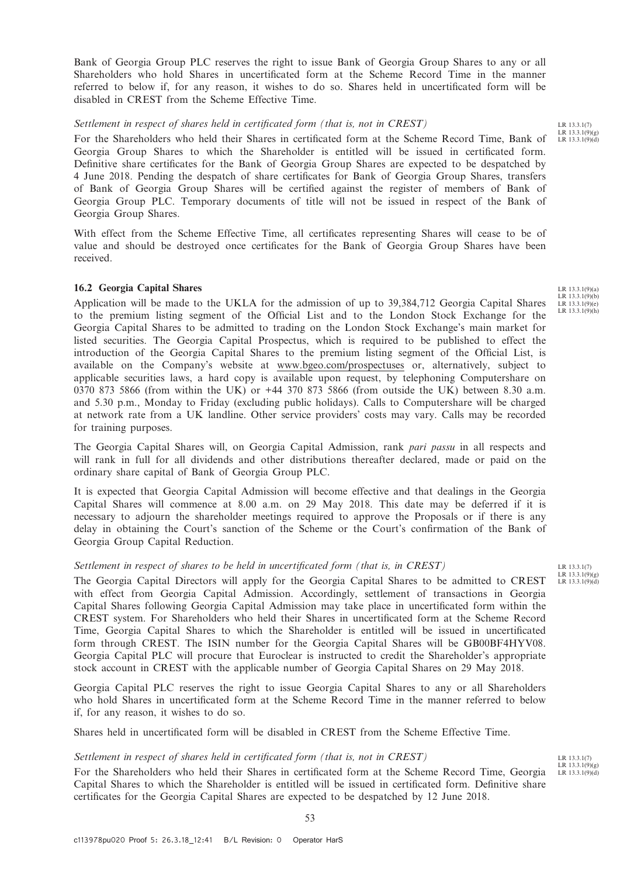Bank of Georgia Group PLC reserves the right to issue Bank of Georgia Group Shares to any or all Shareholders who hold Shares in uncertificated form at the Scheme Record Time in the manner referred to below if, for any reason, it wishes to do so. Shares held in uncertificated form will be disabled in CREST from the Scheme Effective Time.

*Settlement in respect of shares held in certificated form (that is, not in CREST)*

LR 13.3.1(7)
LR 13.3.1(9)(g)
LR 13.3.1(9)(d)

For the Shareholders who held their Shares in certificated form at the Scheme Record Time, Bank of Georgia Group Shares to which the Shareholder is entitled will be issued in certificated form. Definitive share certificates for the Bank of Georgia Group Shares are expected to be despatched by 4 June 2018. Pending the despatch of share certificates for Bank of Georgia Group Shares, transfers of Bank of Georgia Group Shares will be certified against the register of members of Bank of Georgia Group PLC. Temporary documents of title will not be issued in respect of the Bank of Georgia Group Shares.

With effect from the Scheme Effective Time, all certificates representing Shares will cease to be of value and should be destroyed once certificates for the Bank of Georgia Group Shares have been received.

### 16.2 Georgia Capital Shares

LR 13.3.1(9)(a)
LR 13.3.1(9)(b)
LR 13.3.1(9)(e)
LR 13.3.1(9)(h)

Application will be made to the UKLA for the admission of up to 39,384,712 Georgia Capital Shares to the premium listing segment of the Official List and to the London Stock Exchange for the Georgia Capital Shares to be admitted to trading on the London Stock Exchange's main market for listed securities. The Georgia Capital Prospectus, which is required to be published to effect the introduction of the Georgia Capital Shares to the premium listing segment of the Official List, is available on the Company's website at www.bgeo.com/prospectuses or, alternatively, subject to applicable securities laws, a hard copy is available upon request, by telephoning Computershare on 0370 873 5866 (from within the UK) or +44 370 873 5866 (from outside the UK) between 8.30 a.m. and 5.30 p.m., Monday to Friday (excluding public holidays). Calls to Computershare will be charged at network rate from a UK landline. Other service providers' costs may vary. Calls may be recorded for training purposes.

The Georgia Capital Shares will, on Georgia Capital Admission, rank *pari passu* in all respects and will rank in full for all dividends and other distributions thereafter declared, made or paid on the ordinary share capital of Bank of Georgia Group PLC.

It is expected that Georgia Capital Admission will become effective and that dealings in the Georgia Capital Shares will commence at 8.00 a.m. on 29 May 2018. This date may be deferred if it is necessary to adjourn the shareholder meetings required to approve the Proposals or if there is any delay in obtaining the Court's sanction of the Scheme or the Court's confirmation of the Bank of Georgia Group Capital Reduction.

*Settlement in respect of shares to be held in uncertificated form (that is, in CREST)*

LR 13.3.1(7)
LR 13.3.1(9)(g)
LR 13.3.1(9)(d)

The Georgia Capital Directors will apply for the Georgia Capital Shares to be admitted to CREST with effect from Georgia Capital Admission. Accordingly, settlement of transactions in Georgia Capital Shares following Georgia Capital Admission may take place in uncertificated form within the CREST system. For Shareholders who held their Shares in uncertificated form at the Scheme Record Time, Georgia Capital Shares to which the Shareholder is entitled will be issued in uncertificated form through CREST. The ISIN number for the Georgia Capital Shares will be GB00BF4HYV08. Georgia Capital PLC will procure that Euroclear is instructed to credit the Shareholder's appropriate stock account in CREST with the applicable number of Georgia Capital Shares on 29 May 2018.

Georgia Capital PLC reserves the right to issue Georgia Capital Shares to any or all Shareholders who hold Shares in uncertificated form at the Scheme Record Time in the manner referred to below if, for any reason, it wishes to do so.

Shares held in uncertificated form will be disabled in CREST from the Scheme Effective Time.

*Settlement in respect of shares held in certificated form (that is, not in CREST)*

LR 13.3.1(7)
LR 13.3.1(9)(g)
LR 13.3.1(9)(d)

For the Shareholders who held their Shares in certificated form at the Scheme Record Time, Georgia Capital Shares to which the Shareholder is entitled will be issued in certificated form. Definitive share certificates for the Georgia Capital Shares are expected to be despatched by 12 June 2018.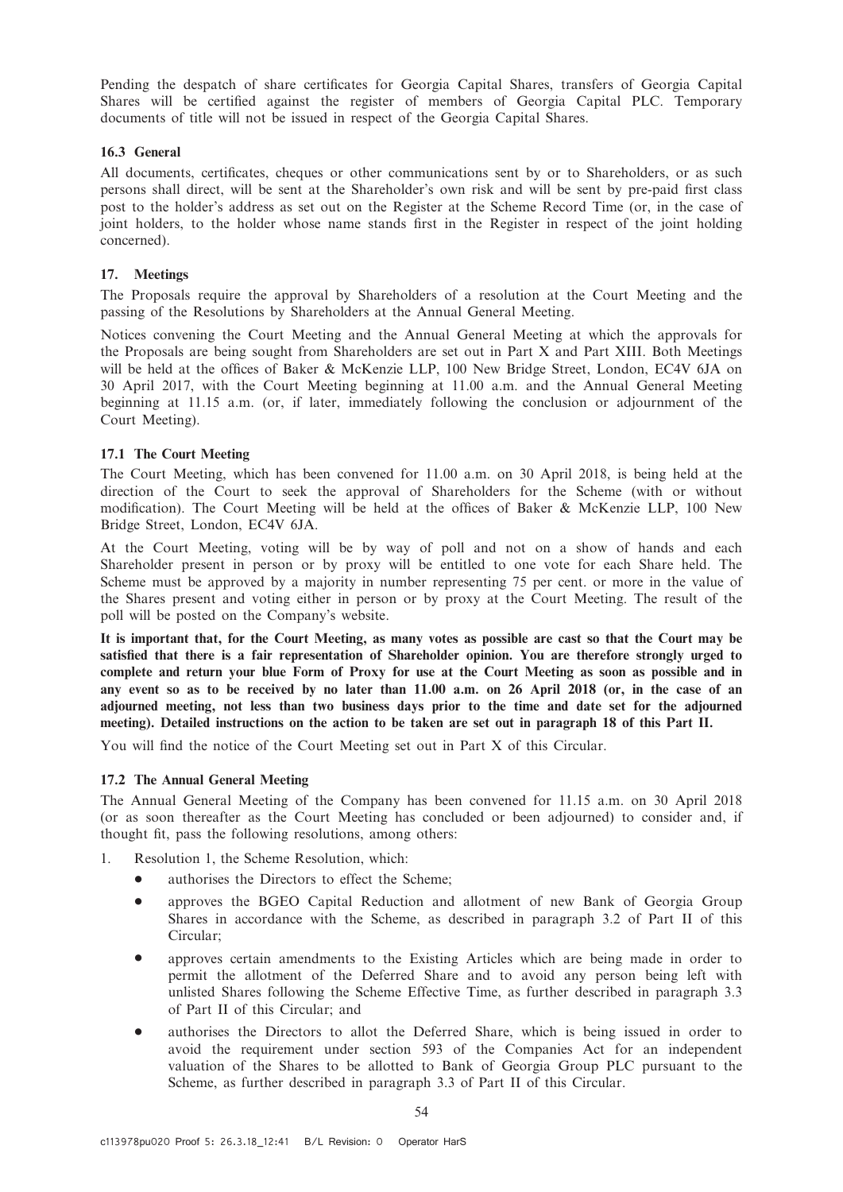Pending the despatch of share certificates for Georgia Capital Shares, transfers of Georgia Capital Shares will be certified against the register of members of Georgia Capital PLC. Temporary documents of title will not be issued in respect of the Georgia Capital Shares.

### 16.3 General

All documents, certificates, cheques or other communications sent by or to Shareholders, or as such persons shall direct, will be sent at the Shareholder's own risk and will be sent by pre-paid first class post to the holder's address as set out on the Register at the Scheme Record Time (or, in the case of joint holders, to the holder whose name stands first in the Register in respect of the joint holding concerned).

## 17. Meetings

The Proposals require the approval by Shareholders of a resolution at the Court Meeting and the passing of the Resolutions by Shareholders at the Annual General Meeting.

Notices convening the Court Meeting and the Annual General Meeting at which the approvals for the Proposals are being sought from Shareholders are set out in Part X and Part XIII. Both Meetings will be held at the offices of Baker & McKenzie LLP, 100 New Bridge Street, London, EC4V 6JA on 30 April 2017, with the Court Meeting beginning at 11.00 a.m. and the Annual General Meeting beginning at 11.15 a.m. (or, if later, immediately following the conclusion or adjournment of the Court Meeting).

### 17.1 The Court Meeting

The Court Meeting, which has been convened for 11.00 a.m. on 30 April 2018, is being held at the direction of the Court to seek the approval of Shareholders for the Scheme (with or without modification). The Court Meeting will be held at the offices of Baker & McKenzie LLP, 100 New Bridge Street, London, EC4V 6JA.

At the Court Meeting, voting will be by way of poll and not on a show of hands and each Shareholder present in person or by proxy will be entitled to one vote for each Share held. The Scheme must be approved by a majority in number representing 75 per cent. or more in the value of the Shares present and voting either in person or by proxy at the Court Meeting. The result of the poll will be posted on the Company's website.

**It is important that, for the Court Meeting, as many votes as possible are cast so that the Court may be satisfied that there is a fair representation of Shareholder opinion. You are therefore strongly urged to complete and return your blue Form of Proxy for use at the Court Meeting as soon as possible and in any event so as to be received by no later than 11.00 a.m. on 26 April 2018 (or, in the case of an adjourned meeting, not less than two business days prior to the time and date set for the adjourned meeting). Detailed instructions on the action to be taken are set out in paragraph 18 of this Part II.**

You will find the notice of the Court Meeting set out in Part X of this Circular.

### 17.2 The Annual General Meeting

The Annual General Meeting of the Company has been convened for 11.15 a.m. on 30 April 2018 (or as soon thereafter as the Court Meeting has concluded or been adjourned) to consider and, if thought fit, pass the following resolutions, among others:

1. Resolution 1, the Scheme Resolution, which:
   - authorises the Directors to effect the Scheme;
   - approves the BGEO Capital Reduction and allotment of new Bank of Georgia Group Shares in accordance with the Scheme, as described in paragraph 3.2 of Part II of this Circular;
   - approves certain amendments to the Existing Articles which are being made in order to permit the allotment of the Deferred Share and to avoid any person being left with unlisted Shares following the Scheme Effective Time, as further described in paragraph 3.3 of Part II of this Circular; and
   - authorises the Directors to allot the Deferred Share, which is being issued in order to avoid the requirement under section 593 of the Companies Act for an independent valuation of the Shares to be allotted to Bank of Georgia Group PLC pursuant to the Scheme, as further described in paragraph 3.3 of Part II of this Circular.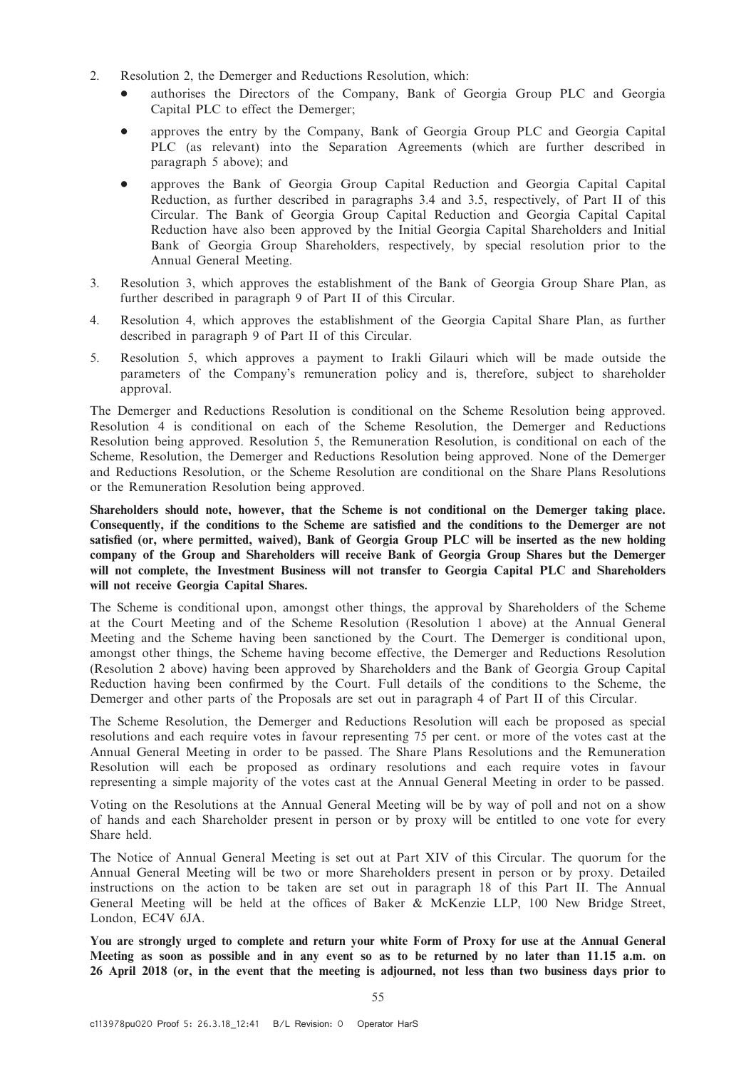2. Resolution 2, the Demerger and Reductions Resolution, which:
   - authorises the Directors of the Company, Bank of Georgia Group PLC and Georgia Capital PLC to effect the Demerger;
   - approves the entry by the Company, Bank of Georgia Group PLC and Georgia Capital PLC (as relevant) into the Separation Agreements (which are further described in paragraph 5 above); and
   - approves the Bank of Georgia Group Capital Reduction and Georgia Capital Capital Reduction, as further described in paragraphs 3.4 and 3.5, respectively, of Part II of this Circular. The Bank of Georgia Group Capital Reduction and Georgia Capital Capital Reduction have also been approved by the Initial Georgia Capital Shareholders and Initial Bank of Georgia Group Shareholders, respectively, by special resolution prior to the Annual General Meeting.
3. Resolution 3, which approves the establishment of the Bank of Georgia Group Share Plan, as further described in paragraph 9 of Part II of this Circular.
4. Resolution 4, which approves the establishment of the Georgia Capital Share Plan, as further described in paragraph 9 of Part II of this Circular.
5. Resolution 5, which approves a payment to Irakli Gilauri which will be made outside the parameters of the Company's remuneration policy and is, therefore, subject to shareholder approval.

The Demerger and Reductions Resolution is conditional on the Scheme Resolution being approved. Resolution 4 is conditional on each of the Scheme Resolution, the Demerger and Reductions Resolution being approved. Resolution 5, the Remuneration Resolution, is conditional on each of the Scheme, Resolution, the Demerger and Reductions Resolution being approved. None of the Demerger and Reductions Resolution, or the Scheme Resolution are conditional on the Share Plans Resolutions or the Remuneration Resolution being approved.

**Shareholders should note, however, that the Scheme is not conditional on the Demerger taking place. Consequently, if the conditions to the Scheme are satisfied and the conditions to the Demerger are not satisfied (or, where permitted, waived), Bank of Georgia Group PLC will be inserted as the new holding company of the Group and Shareholders will receive Bank of Georgia Group Shares but the Demerger will not complete, the Investment Business will not transfer to Georgia Capital PLC and Shareholders will not receive Georgia Capital Shares.**

The Scheme is conditional upon, amongst other things, the approval by Shareholders of the Scheme at the Court Meeting and of the Scheme Resolution (Resolution 1 above) at the Annual General Meeting and the Scheme having been sanctioned by the Court. The Demerger is conditional upon, amongst other things, the Scheme having become effective, the Demerger and Reductions Resolution (Resolution 2 above) having been approved by Shareholders and the Bank of Georgia Group Capital Reduction having been confirmed by the Court. Full details of the conditions to the Scheme, the Demerger and other parts of the Proposals are set out in paragraph 4 of Part II of this Circular.

The Scheme Resolution, the Demerger and Reductions Resolution will each be proposed as special resolutions and each require votes in favour representing 75 per cent. or more of the votes cast at the Annual General Meeting in order to be passed. The Share Plans Resolutions and the Remuneration Resolution will each be proposed as ordinary resolutions and each require votes in favour representing a simple majority of the votes cast at the Annual General Meeting in order to be passed.

Voting on the Resolutions at the Annual General Meeting will be by way of poll and not on a show of hands and each Shareholder present in person or by proxy will be entitled to one vote for every Share held.

The Notice of Annual General Meeting is set out at Part XIV of this Circular. The quorum for the Annual General Meeting will be two or more Shareholders present in person or by proxy. Detailed instructions on the action to be taken are set out in paragraph 18 of this Part II. The Annual General Meeting will be held at the offices of Baker & McKenzie LLP, 100 New Bridge Street, London, EC4V 6JA.

**You are strongly urged to complete and return your white Form of Proxy for use at the Annual General Meeting as soon as possible and in any event so as to be returned by no later than 11.15 a.m. on 26 April 2018 (or, in the event that the meeting is adjourned, not less than two business days prior to**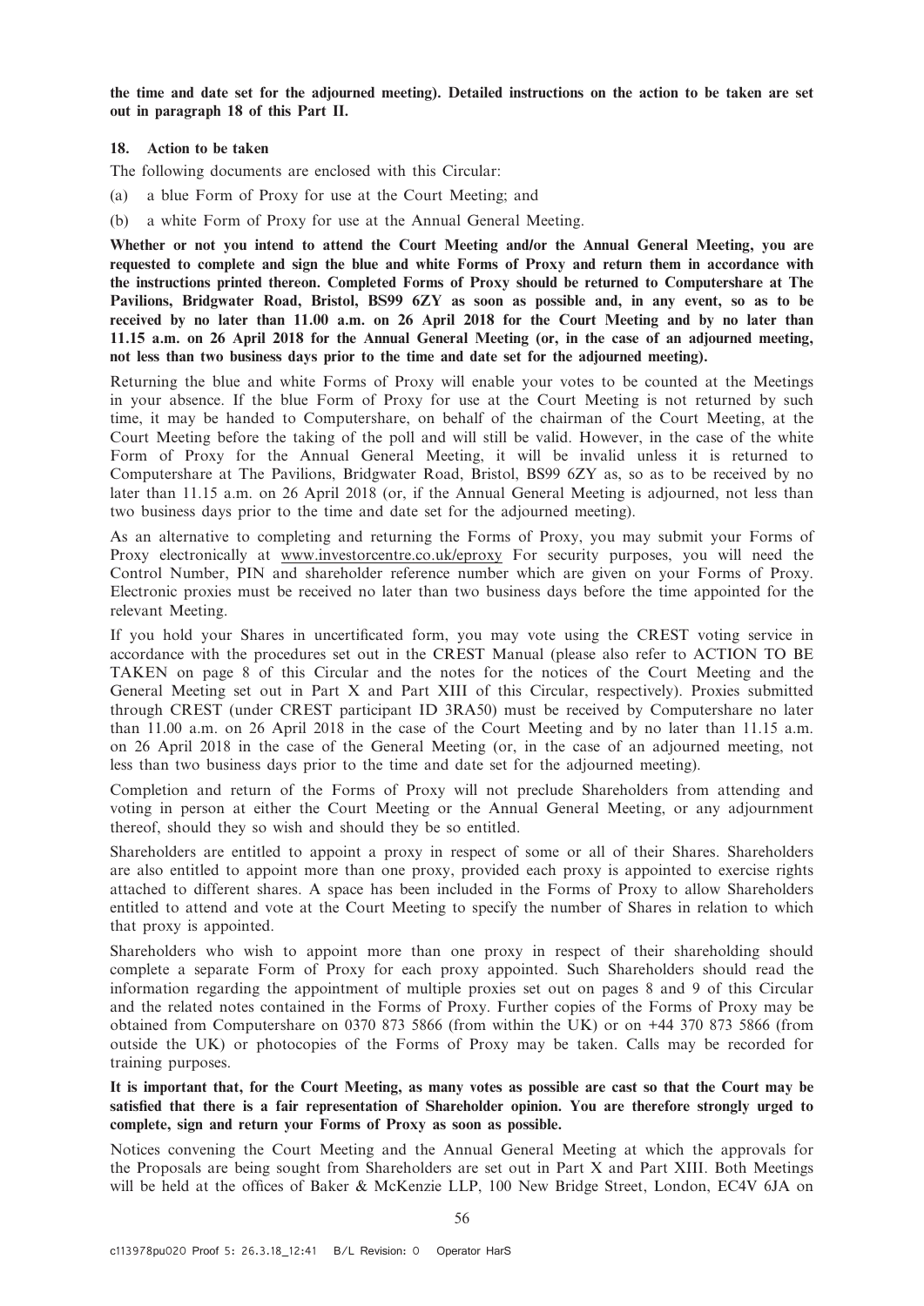**the time and date set for the adjourned meeting). Detailed instructions on the action to be taken are set out in paragraph 18 of this Part II.**

**18. Action to be taken**

The following documents are enclosed with this Circular:

(a) a blue Form of Proxy for use at the Court Meeting; and

(b) a white Form of Proxy for use at the Annual General Meeting.

**Whether or not you intend to attend the Court Meeting and/or the Annual General Meeting, you are requested to complete and sign the blue and white Forms of Proxy and return them in accordance with the instructions printed thereon. Completed Forms of Proxy should be returned to Computershare at The Pavilions, Bridgwater Road, Bristol, BS99 6ZY as soon as possible and, in any event, so as to be received by no later than 11.00 a.m. on 26 April 2018 for the Court Meeting and by no later than 11.15 a.m. on 26 April 2018 for the Annual General Meeting (or, in the case of an adjourned meeting, not less than two business days prior to the time and date set for the adjourned meeting).**

Returning the blue and white Forms of Proxy will enable your votes to be counted at the Meetings in your absence. If the blue Form of Proxy for use at the Court Meeting is not returned by such time, it may be handed to Computershare, on behalf of the chairman of the Court Meeting, at the Court Meeting before the taking of the poll and will still be valid. However, in the case of the white Form of Proxy for the Annual General Meeting, it will be invalid unless it is returned to Computershare at The Pavilions, Bridgwater Road, Bristol, BS99 6ZY as, so as to be received by no later than 11.15 a.m. on 26 April 2018 (or, if the Annual General Meeting is adjourned, not less than two business days prior to the time and date set for the adjourned meeting).

As an alternative to completing and returning the Forms of Proxy, you may submit your Forms of Proxy electronically at www.investorcentre.co.uk/eproxy For security purposes, you will need the Control Number, PIN and shareholder reference number which are given on your Forms of Proxy. Electronic proxies must be received no later than two business days before the time appointed for the relevant Meeting.

If you hold your Shares in uncertificated form, you may vote using the CREST voting service in accordance with the procedures set out in the CREST Manual (please also refer to ACTION TO BE TAKEN on page 8 of this Circular and the notes for the notices of the Court Meeting and the General Meeting set out in Part X and Part XIII of this Circular, respectively). Proxies submitted through CREST (under CREST participant ID 3RA50) must be received by Computershare no later than 11.00 a.m. on 26 April 2018 in the case of the Court Meeting and by no later than 11.15 a.m. on 26 April 2018 in the case of the General Meeting (or, in the case of an adjourned meeting, not less than two business days prior to the time and date set for the adjourned meeting).

Completion and return of the Forms of Proxy will not preclude Shareholders from attending and voting in person at either the Court Meeting or the Annual General Meeting, or any adjournment thereof, should they so wish and should they be so entitled.

Shareholders are entitled to appoint a proxy in respect of some or all of their Shares. Shareholders are also entitled to appoint more than one proxy, provided each proxy is appointed to exercise rights attached to different shares. A space has been included in the Forms of Proxy to allow Shareholders entitled to attend and vote at the Court Meeting to specify the number of Shares in relation to which that proxy is appointed.

Shareholders who wish to appoint more than one proxy in respect of their shareholding should complete a separate Form of Proxy for each proxy appointed. Such Shareholders should read the information regarding the appointment of multiple proxies set out on pages 8 and 9 of this Circular and the related notes contained in the Forms of Proxy. Further copies of the Forms of Proxy may be obtained from Computershare on 0370 873 5866 (from within the UK) or on +44 370 873 5866 (from outside the UK) or photocopies of the Forms of Proxy may be taken. Calls may be recorded for training purposes.

**It is important that, for the Court Meeting, as many votes as possible are cast so that the Court may be satisfied that there is a fair representation of Shareholder opinion. You are therefore strongly urged to complete, sign and return your Forms of Proxy as soon as possible.**

Notices convening the Court Meeting and the Annual General Meeting at which the approvals for the Proposals are being sought from Shareholders are set out in Part X and Part XIII. Both Meetings will be held at the offices of Baker & McKenzie LLP, 100 New Bridge Street, London, EC4V 6JA on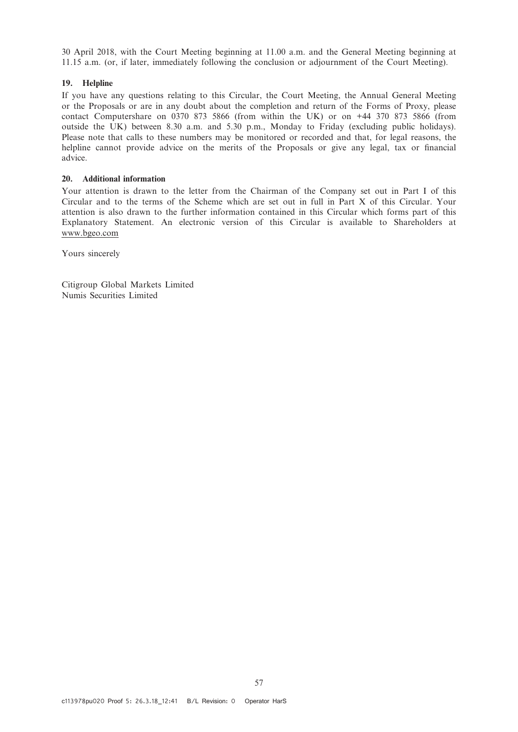30 April 2018, with the Court Meeting beginning at 11.00 a.m. and the General Meeting beginning at 11.15 a.m. (or, if later, immediately following the conclusion or adjournment of the Court Meeting).

## 19. Helpline

If you have any questions relating to this Circular, the Court Meeting, the Annual General Meeting or the Proposals or are in any doubt about the completion and return of the Forms of Proxy, please contact Computershare on 0370 873 5866 (from within the UK) or on +44 370 873 5866 (from outside the UK) between 8.30 a.m. and 5.30 p.m., Monday to Friday (excluding public holidays). Please note that calls to these numbers may be monitored or recorded and that, for legal reasons, the helpline cannot provide advice on the merits of the Proposals or give any legal, tax or financial advice.

## 20. Additional information

Your attention is drawn to the letter from the Chairman of the Company set out in Part I of this Circular and to the terms of the Scheme which are set out in full in Part X of this Circular. Your attention is also drawn to the further information contained in this Circular which forms part of this Explanatory Statement. An electronic version of this Circular is available to Shareholders at www.bgeo.com

Yours sincerely

Citigroup Global Markets Limited
Numis Securities Limited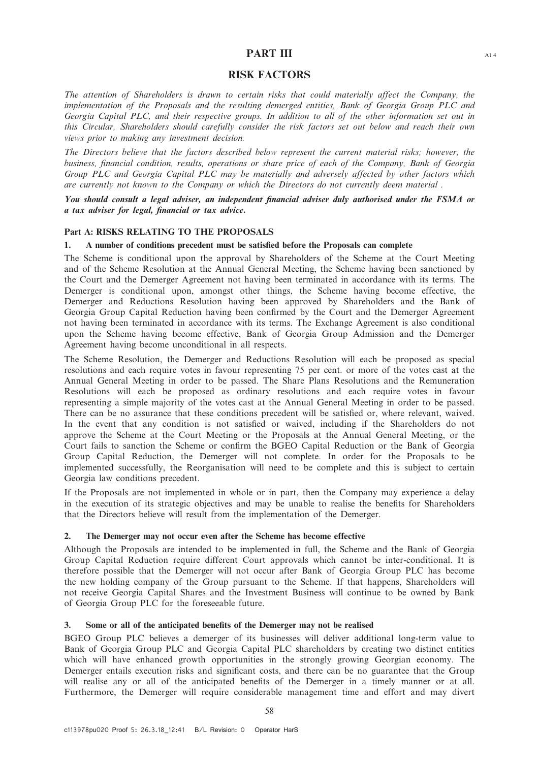# PART III

## RISK FACTORS

*The attention of Shareholders is drawn to certain risks that could materially affect the Company, the implementation of the Proposals and the resulting demerged entities, Bank of Georgia Group PLC and Georgia Capital PLC, and their respective groups. In addition to all of the other information set out in this Circular, Shareholders should carefully consider the risk factors set out below and reach their own views prior to making any investment decision.*

*The Directors believe that the factors described below represent the current material risks; however, the business, financial condition, results, operations or share price of each of the Company, Bank of Georgia Group PLC and Georgia Capital PLC may be materially and adversely affected by other factors which are currently not known to the Company or which the Directors do not currently deem material .*

***You should consult a legal adviser, an independent financial adviser duly authorised under the FSMA or a tax adviser for legal, financial or tax advice.***

### Part A: RISKS RELATING TO THE PROPOSALS

#### 1. A number of conditions precedent must be satisfied before the Proposals can complete

The Scheme is conditional upon the approval by Shareholders of the Scheme at the Court Meeting and of the Scheme Resolution at the Annual General Meeting, the Scheme having been sanctioned by the Court and the Demerger Agreement not having been terminated in accordance with its terms. The Demerger is conditional upon, amongst other things, the Scheme having become effective, the Demerger and Reductions Resolution having been approved by Shareholders and the Bank of Georgia Group Capital Reduction having been confirmed by the Court and the Demerger Agreement not having been terminated in accordance with its terms. The Exchange Agreement is also conditional upon the Scheme having become effective, Bank of Georgia Group Admission and the Demerger Agreement having become unconditional in all respects.

The Scheme Resolution, the Demerger and Reductions Resolution will each be proposed as special resolutions and each require votes in favour representing 75 per cent. or more of the votes cast at the Annual General Meeting in order to be passed. The Share Plans Resolutions and the Remuneration Resolutions will each be proposed as ordinary resolutions and each require votes in favour representing a simple majority of the votes cast at the Annual General Meeting in order to be passed. There can be no assurance that these conditions precedent will be satisfied or, where relevant, waived. In the event that any condition is not satisfied or waived, including if the Shareholders do not approve the Scheme at the Court Meeting or the Proposals at the Annual General Meeting, or the Court fails to sanction the Scheme or confirm the BGEO Capital Reduction or the Bank of Georgia Group Capital Reduction, the Demerger will not complete. In order for the Proposals to be implemented successfully, the Reorganisation will need to be complete and this is subject to certain Georgia law conditions precedent.

If the Proposals are not implemented in whole or in part, then the Company may experience a delay in the execution of its strategic objectives and may be unable to realise the benefits for Shareholders that the Directors believe will result from the implementation of the Demerger.

#### 2. The Demerger may not occur even after the Scheme has become effective

Although the Proposals are intended to be implemented in full, the Scheme and the Bank of Georgia Group Capital Reduction require different Court approvals which cannot be inter-conditional. It is therefore possible that the Demerger will not occur after Bank of Georgia Group PLC has become the new holding company of the Group pursuant to the Scheme. If that happens, Shareholders will not receive Georgia Capital Shares and the Investment Business will continue to be owned by Bank of Georgia Group PLC for the foreseeable future.

#### 3. Some or all of the anticipated benefits of the Demerger may not be realised

BGEO Group PLC believes a demerger of its businesses will deliver additional long-term value to Bank of Georgia Group PLC and Georgia Capital PLC shareholders by creating two distinct entities which will have enhanced growth opportunities in the strongly growing Georgian economy. The Demerger entails execution risks and significant costs, and there can be no guarantee that the Group will realise any or all of the anticipated benefits of the Demerger in a timely manner or at all. Furthermore, the Demerger will require considerable management time and effort and may divert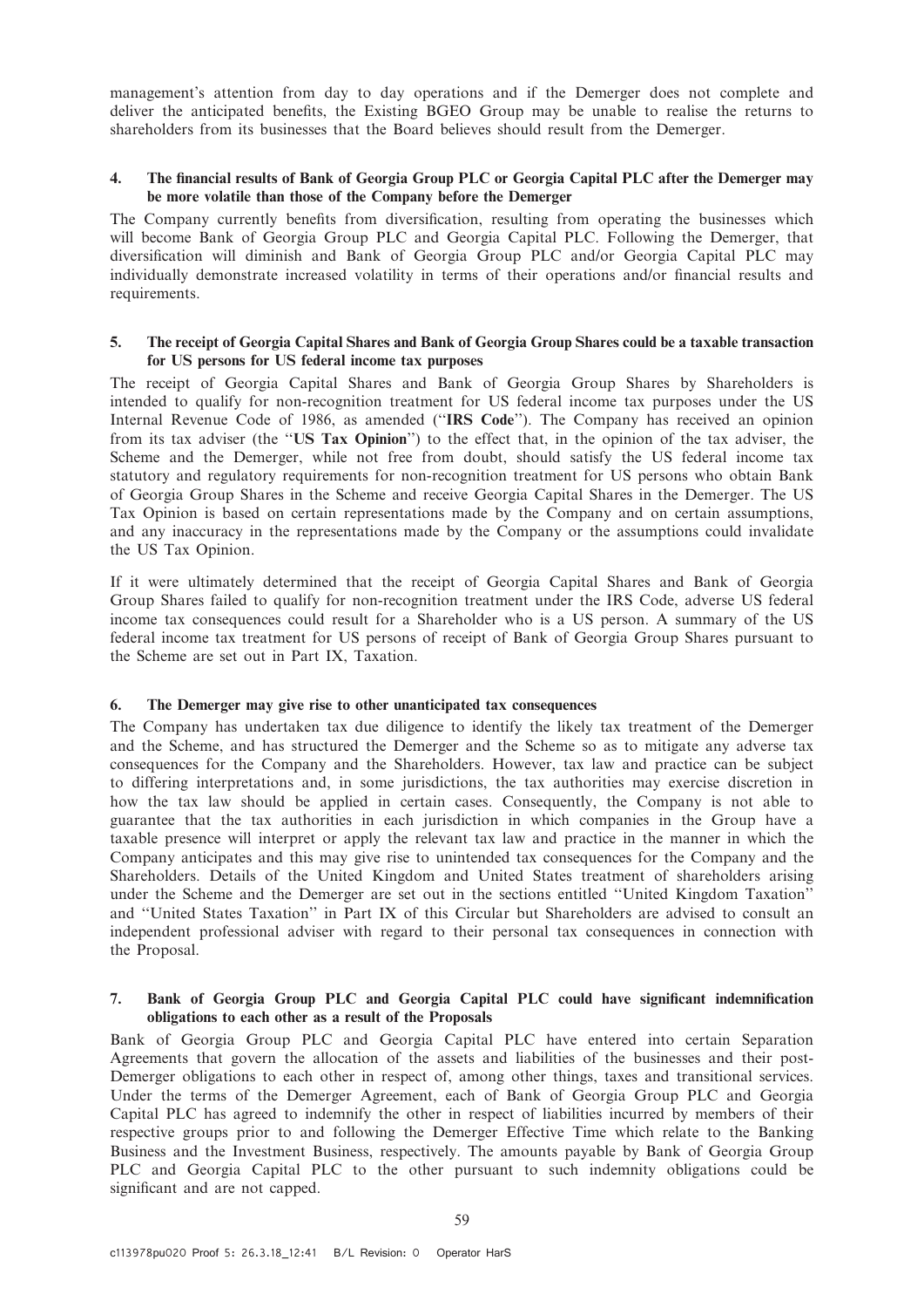management's attention from day to day operations and if the Demerger does not complete and deliver the anticipated benefits, the Existing BGEO Group may be unable to realise the returns to shareholders from its businesses that the Board believes should result from the Demerger.

### 4. The financial results of Bank of Georgia Group PLC or Georgia Capital PLC after the Demerger may be more volatile than those of the Company before the Demerger

The Company currently benefits from diversification, resulting from operating the businesses which will become Bank of Georgia Group PLC and Georgia Capital PLC. Following the Demerger, that diversification will diminish and Bank of Georgia Group PLC and/or Georgia Capital PLC may individually demonstrate increased volatility in terms of their operations and/or financial results and requirements.

### 5. The receipt of Georgia Capital Shares and Bank of Georgia Group Shares could be a taxable transaction for US persons for US federal income tax purposes

The receipt of Georgia Capital Shares and Bank of Georgia Group Shares by Shareholders is intended to qualify for non-recognition treatment for US federal income tax purposes under the US Internal Revenue Code of 1986, as amended ("**IRS Code**"). The Company has received an opinion from its tax adviser (the "**US Tax Opinion**") to the effect that, in the opinion of the tax adviser, the Scheme and the Demerger, while not free from doubt, should satisfy the US federal income tax statutory and regulatory requirements for non-recognition treatment for US persons who obtain Bank of Georgia Group Shares in the Scheme and receive Georgia Capital Shares in the Demerger. The US Tax Opinion is based on certain representations made by the Company and on certain assumptions, and any inaccuracy in the representations made by the Company or the assumptions could invalidate the US Tax Opinion.

If it were ultimately determined that the receipt of Georgia Capital Shares and Bank of Georgia Group Shares failed to qualify for non-recognition treatment under the IRS Code, adverse US federal income tax consequences could result for a Shareholder who is a US person. A summary of the US federal income tax treatment for US persons of receipt of Bank of Georgia Group Shares pursuant to the Scheme are set out in Part IX, Taxation.

### 6. The Demerger may give rise to other unanticipated tax consequences

The Company has undertaken tax due diligence to identify the likely tax treatment of the Demerger and the Scheme, and has structured the Demerger and the Scheme so as to mitigate any adverse tax consequences for the Company and the Shareholders. However, tax law and practice can be subject to differing interpretations and, in some jurisdictions, the tax authorities may exercise discretion in how the tax law should be applied in certain cases. Consequently, the Company is not able to guarantee that the tax authorities in each jurisdiction in which companies in the Group have a taxable presence will interpret or apply the relevant tax law and practice in the manner in which the Company anticipates and this may give rise to unintended tax consequences for the Company and the Shareholders. Details of the United Kingdom and United States treatment of shareholders arising under the Scheme and the Demerger are set out in the sections entitled "United Kingdom Taxation" and "United States Taxation" in Part IX of this Circular but Shareholders are advised to consult an independent professional adviser with regard to their personal tax consequences in connection with the Proposal.

### 7. Bank of Georgia Group PLC and Georgia Capital PLC could have significant indemnification obligations to each other as a result of the Proposals

Bank of Georgia Group PLC and Georgia Capital PLC have entered into certain Separation Agreements that govern the allocation of the assets and liabilities of the businesses and their post-Demerger obligations to each other in respect of, among other things, taxes and transitional services. Under the terms of the Demerger Agreement, each of Bank of Georgia Group PLC and Georgia Capital PLC has agreed to indemnify the other in respect of liabilities incurred by members of their respective groups prior to and following the Demerger Effective Time which relate to the Banking Business and the Investment Business, respectively. The amounts payable by Bank of Georgia Group PLC and Georgia Capital PLC to the other pursuant to such indemnity obligations could be significant and are not capped.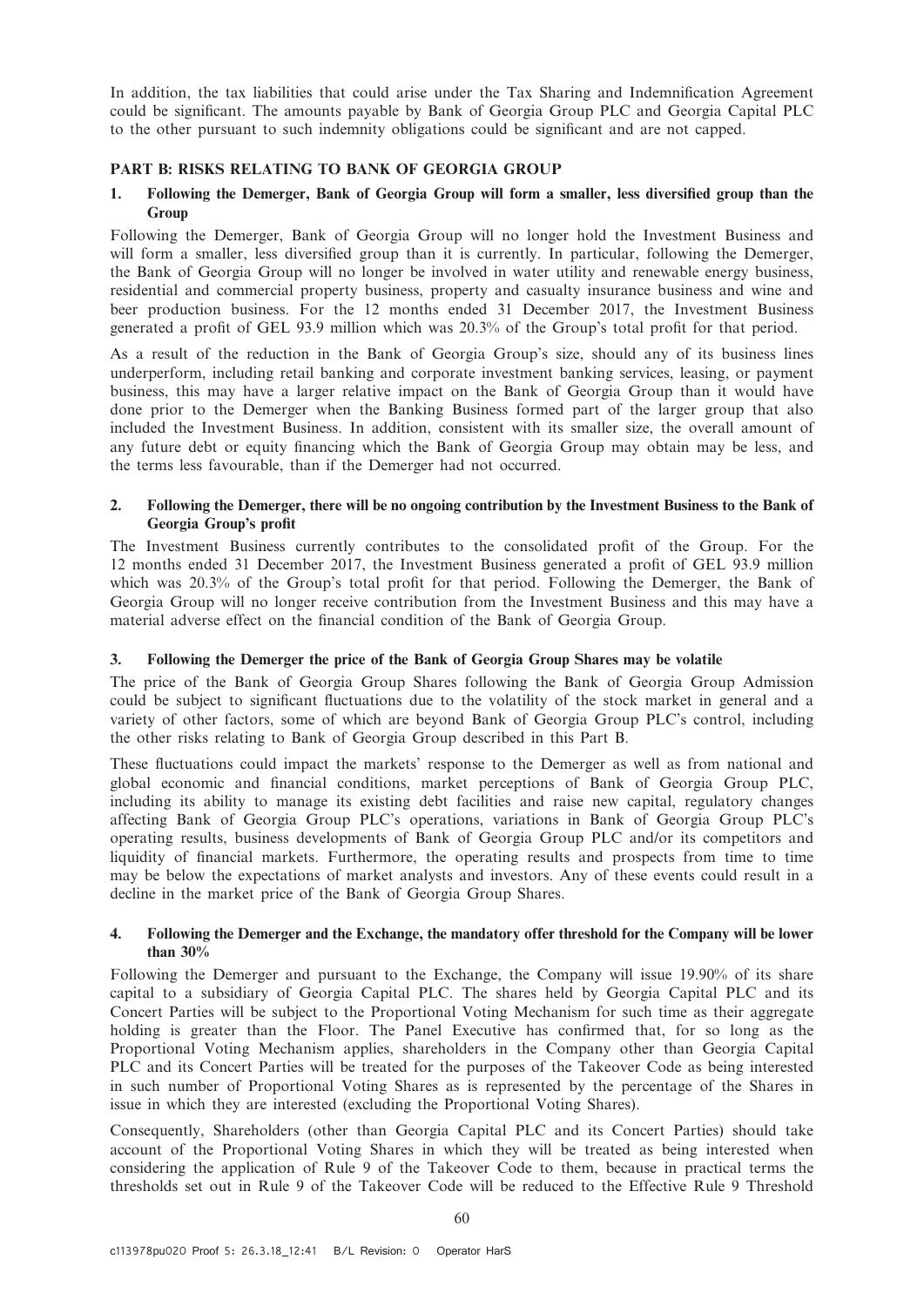In addition, the tax liabilities that could arise under the Tax Sharing and Indemnification Agreement could be significant. The amounts payable by Bank of Georgia Group PLC and Georgia Capital PLC to the other pursuant to such indemnity obligations could be significant and are not capped.

## PART B: RISKS RELATING TO BANK OF GEORGIA GROUP

### 1. Following the Demerger, Bank of Georgia Group will form a smaller, less diversified group than the Group

Following the Demerger, Bank of Georgia Group will no longer hold the Investment Business and will form a smaller, less diversified group than it is currently. In particular, following the Demerger, the Bank of Georgia Group will no longer be involved in water utility and renewable energy business, residential and commercial property business, property and casualty insurance business and wine and beer production business. For the 12 months ended 31 December 2017, the Investment Business generated a profit of GEL 93.9 million which was 20.3% of the Group's total profit for that period.

As a result of the reduction in the Bank of Georgia Group's size, should any of its business lines underperform, including retail banking and corporate investment banking services, leasing, or payment business, this may have a larger relative impact on the Bank of Georgia Group than it would have done prior to the Demerger when the Banking Business formed part of the larger group that also included the Investment Business. In addition, consistent with its smaller size, the overall amount of any future debt or equity financing which the Bank of Georgia Group may obtain may be less, and the terms less favourable, than if the Demerger had not occurred.

### 2. Following the Demerger, there will be no ongoing contribution by the Investment Business to the Bank of Georgia Group's profit

The Investment Business currently contributes to the consolidated profit of the Group. For the 12 months ended 31 December 2017, the Investment Business generated a profit of GEL 93.9 million which was 20.3% of the Group's total profit for that period. Following the Demerger, the Bank of Georgia Group will no longer receive contribution from the Investment Business and this may have a material adverse effect on the financial condition of the Bank of Georgia Group.

### 3. Following the Demerger the price of the Bank of Georgia Group Shares may be volatile

The price of the Bank of Georgia Group Shares following the Bank of Georgia Group Admission could be subject to significant fluctuations due to the volatility of the stock market in general and a variety of other factors, some of which are beyond Bank of Georgia Group PLC's control, including the other risks relating to Bank of Georgia Group described in this Part B.

These fluctuations could impact the markets' response to the Demerger as well as from national and global economic and financial conditions, market perceptions of Bank of Georgia Group PLC, including its ability to manage its existing debt facilities and raise new capital, regulatory changes affecting Bank of Georgia Group PLC's operations, variations in Bank of Georgia Group PLC's operating results, business developments of Bank of Georgia Group PLC and/or its competitors and liquidity of financial markets. Furthermore, the operating results and prospects from time to time may be below the expectations of market analysts and investors. Any of these events could result in a decline in the market price of the Bank of Georgia Group Shares.

### 4. Following the Demerger and the Exchange, the mandatory offer threshold for the Company will be lower than 30%

Following the Demerger and pursuant to the Exchange, the Company will issue 19.90% of its share capital to a subsidiary of Georgia Capital PLC. The shares held by Georgia Capital PLC and its Concert Parties will be subject to the Proportional Voting Mechanism for such time as their aggregate holding is greater than the Floor. The Panel Executive has confirmed that, for so long as the Proportional Voting Mechanism applies, shareholders in the Company other than Georgia Capital PLC and its Concert Parties will be treated for the purposes of the Takeover Code as being interested in such number of Proportional Voting Shares as is represented by the percentage of the Shares in issue in which they are interested (excluding the Proportional Voting Shares).

Consequently, Shareholders (other than Georgia Capital PLC and its Concert Parties) should take account of the Proportional Voting Shares in which they will be treated as being interested when considering the application of Rule 9 of the Takeover Code to them, because in practical terms the thresholds set out in Rule 9 of the Takeover Code will be reduced to the Effective Rule 9 Threshold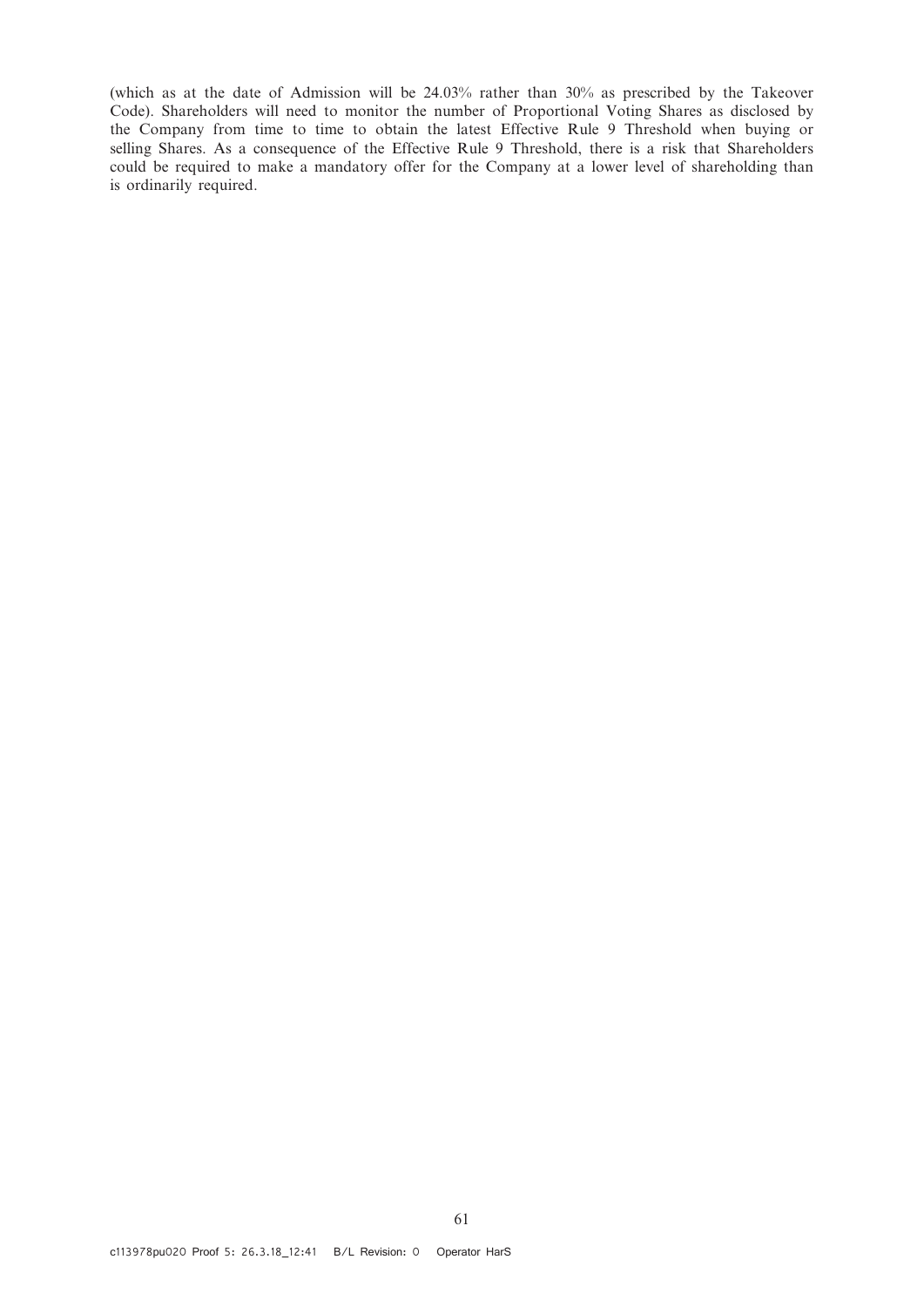(which as at the date of Admission will be 24.03% rather than 30% as prescribed by the Takeover Code). Shareholders will need to monitor the number of Proportional Voting Shares as disclosed by the Company from time to time to obtain the latest Effective Rule 9 Threshold when buying or selling Shares. As a consequence of the Effective Rule 9 Threshold, there is a risk that Shareholders could be required to make a mandatory offer for the Company at a lower level of shareholding than is ordinarily required.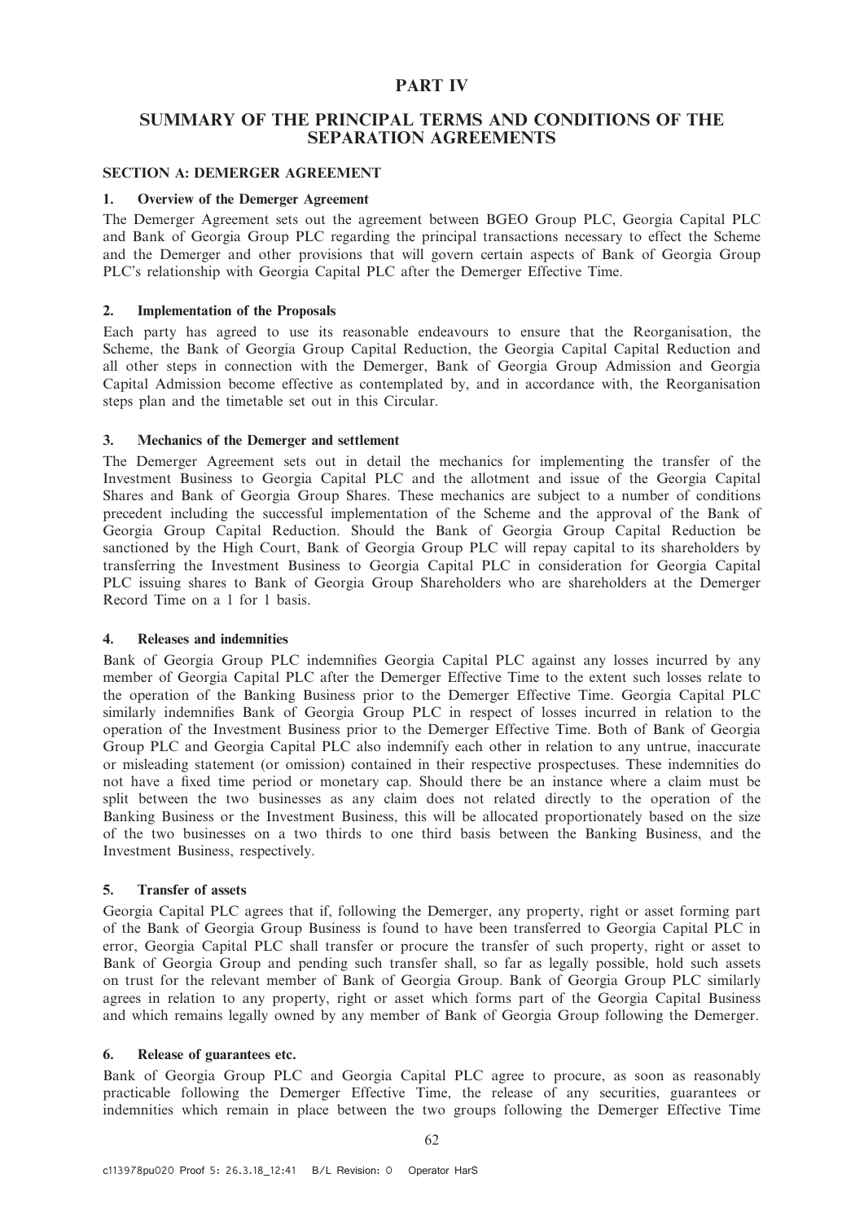# PART IV

## SUMMARY OF THE PRINCIPAL TERMS AND CONDITIONS OF THE SEPARATION AGREEMENTS

### SECTION A: DEMERGER AGREEMENT

#### 1. Overview of the Demerger Agreement

The Demerger Agreement sets out the agreement between BGEO Group PLC, Georgia Capital PLC and Bank of Georgia Group PLC regarding the principal transactions necessary to effect the Scheme and the Demerger and other provisions that will govern certain aspects of Bank of Georgia Group PLC's relationship with Georgia Capital PLC after the Demerger Effective Time.

#### 2. Implementation of the Proposals

Each party has agreed to use its reasonable endeavours to ensure that the Reorganisation, the Scheme, the Bank of Georgia Group Capital Reduction, the Georgia Capital Capital Reduction and all other steps in connection with the Demerger, Bank of Georgia Group Admission and Georgia Capital Admission become effective as contemplated by, and in accordance with, the Reorganisation steps plan and the timetable set out in this Circular.

#### 3. Mechanics of the Demerger and settlement

The Demerger Agreement sets out in detail the mechanics for implementing the transfer of the Investment Business to Georgia Capital PLC and the allotment and issue of the Georgia Capital Shares and Bank of Georgia Group Shares. These mechanics are subject to a number of conditions precedent including the successful implementation of the Scheme and the approval of the Bank of Georgia Group Capital Reduction. Should the Bank of Georgia Group Capital Reduction be sanctioned by the High Court, Bank of Georgia Group PLC will repay capital to its shareholders by transferring the Investment Business to Georgia Capital PLC in consideration for Georgia Capital PLC issuing shares to Bank of Georgia Group Shareholders who are shareholders at the Demerger Record Time on a 1 for 1 basis.

#### 4. Releases and indemnities

Bank of Georgia Group PLC indemnifies Georgia Capital PLC against any losses incurred by any member of Georgia Capital PLC after the Demerger Effective Time to the extent such losses relate to the operation of the Banking Business prior to the Demerger Effective Time. Georgia Capital PLC similarly indemnifies Bank of Georgia Group PLC in respect of losses incurred in relation to the operation of the Investment Business prior to the Demerger Effective Time. Both of Bank of Georgia Group PLC and Georgia Capital PLC also indemnify each other in relation to any untrue, inaccurate or misleading statement (or omission) contained in their respective prospectuses. These indemnities do not have a fixed time period or monetary cap. Should there be an instance where a claim must be split between the two businesses as any claim does not related directly to the operation of the Banking Business or the Investment Business, this will be allocated proportionately based on the size of the two businesses on a two thirds to one third basis between the Banking Business, and the Investment Business, respectively.

#### 5. Transfer of assets

Georgia Capital PLC agrees that if, following the Demerger, any property, right or asset forming part of the Bank of Georgia Group Business is found to have been transferred to Georgia Capital PLC in error, Georgia Capital PLC shall transfer or procure the transfer of such property, right or asset to Bank of Georgia Group and pending such transfer shall, so far as legally possible, hold such assets on trust for the relevant member of Bank of Georgia Group. Bank of Georgia Group PLC similarly agrees in relation to any property, right or asset which forms part of the Georgia Capital Business and which remains legally owned by any member of Bank of Georgia Group following the Demerger.

#### 6. Release of guarantees etc.

Bank of Georgia Group PLC and Georgia Capital PLC agree to procure, as soon as reasonably practicable following the Demerger Effective Time, the release of any securities, guarantees or indemnities which remain in place between the two groups following the Demerger Effective Time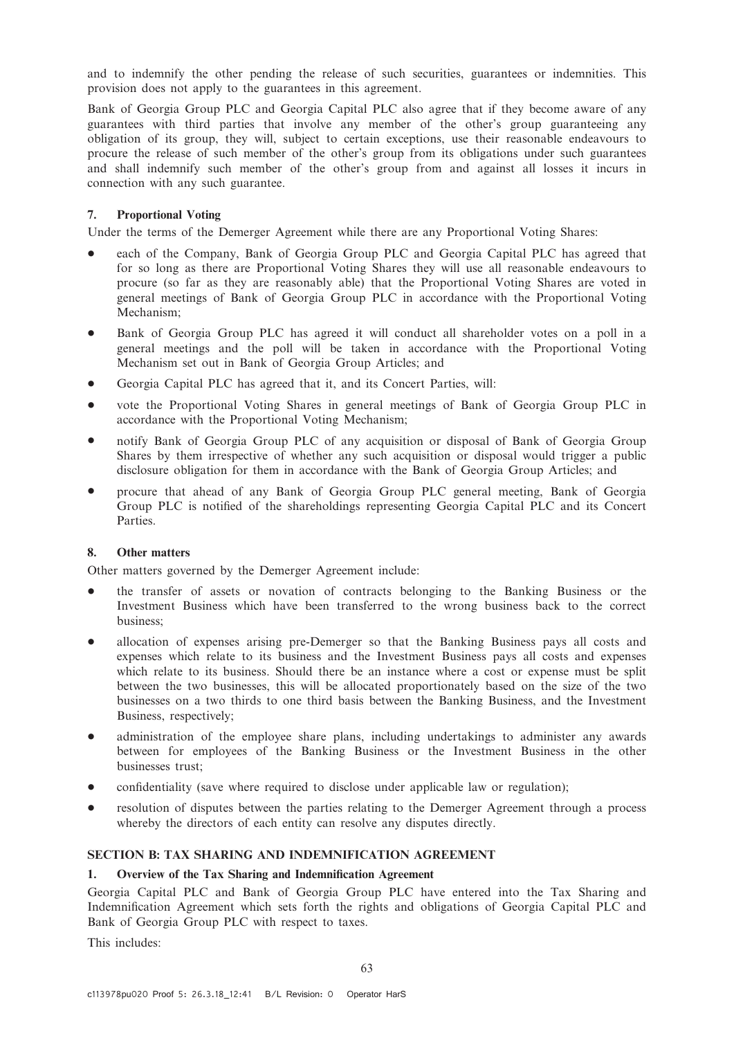and to indemnify the other pending the release of such securities, guarantees or indemnities. This provision does not apply to the guarantees in this agreement.

Bank of Georgia Group PLC and Georgia Capital PLC also agree that if they become aware of any guarantees with third parties that involve any member of the other's group guaranteeing any obligation of its group, they will, subject to certain exceptions, use their reasonable endeavours to procure the release of such member of the other's group from its obligations under such guarantees and shall indemnify such member of the other's group from and against all losses it incurs in connection with any such guarantee.

### 7. Proportional Voting

Under the terms of the Demerger Agreement while there are any Proportional Voting Shares:

- each of the Company, Bank of Georgia Group PLC and Georgia Capital PLC has agreed that for so long as there are Proportional Voting Shares they will use all reasonable endeavours to procure (so far as they are reasonably able) that the Proportional Voting Shares are voted in general meetings of Bank of Georgia Group PLC in accordance with the Proportional Voting Mechanism;
- Bank of Georgia Group PLC has agreed it will conduct all shareholder votes on a poll in a general meetings and the poll will be taken in accordance with the Proportional Voting Mechanism set out in Bank of Georgia Group Articles; and
- Georgia Capital PLC has agreed that it, and its Concert Parties, will:
- vote the Proportional Voting Shares in general meetings of Bank of Georgia Group PLC in accordance with the Proportional Voting Mechanism;
- notify Bank of Georgia Group PLC of any acquisition or disposal of Bank of Georgia Group Shares by them irrespective of whether any such acquisition or disposal would trigger a public disclosure obligation for them in accordance with the Bank of Georgia Group Articles; and
- procure that ahead of any Bank of Georgia Group PLC general meeting, Bank of Georgia Group PLC is notified of the shareholdings representing Georgia Capital PLC and its Concert Parties.

### 8. Other matters

Other matters governed by the Demerger Agreement include:

- the transfer of assets or novation of contracts belonging to the Banking Business or the Investment Business which have been transferred to the wrong business back to the correct business;
- allocation of expenses arising pre-Demerger so that the Banking Business pays all costs and expenses which relate to its business and the Investment Business pays all costs and expenses which relate to its business. Should there be an instance where a cost or expense must be split between the two businesses, this will be allocated proportionately based on the size of the two businesses on a two thirds to one third basis between the Banking Business, and the Investment Business, respectively;
- administration of the employee share plans, including undertakings to administer any awards between for employees of the Banking Business or the Investment Business in the other businesses trust;
- confidentiality (save where required to disclose under applicable law or regulation);
- resolution of disputes between the parties relating to the Demerger Agreement through a process whereby the directors of each entity can resolve any disputes directly.

## SECTION B: TAX SHARING AND INDEMNIFICATION AGREEMENT

### 1. Overview of the Tax Sharing and Indemnification Agreement

Georgia Capital PLC and Bank of Georgia Group PLC have entered into the Tax Sharing and Indemnification Agreement which sets forth the rights and obligations of Georgia Capital PLC and Bank of Georgia Group PLC with respect to taxes.

This includes: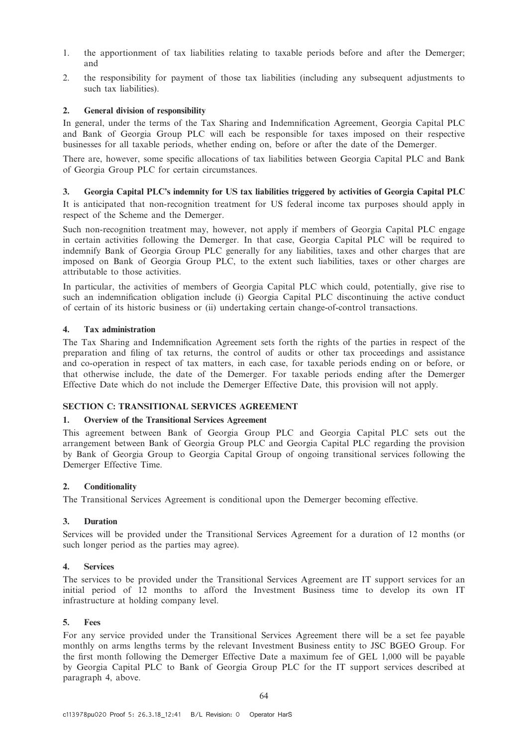1. the apportionment of tax liabilities relating to taxable periods before and after the Demerger; and
2. the responsibility for payment of those tax liabilities (including any subsequent adjustments to such tax liabilities).

**2. General division of responsibility**

In general, under the terms of the Tax Sharing and Indemnification Agreement, Georgia Capital PLC and Bank of Georgia Group PLC will each be responsible for taxes imposed on their respective businesses for all taxable periods, whether ending on, before or after the date of the Demerger.

There are, however, some specific allocations of tax liabilities between Georgia Capital PLC and Bank of Georgia Group PLC for certain circumstances.

**3. Georgia Capital PLC's indemnity for US tax liabilities triggered by activities of Georgia Capital PLC**

It is anticipated that non-recognition treatment for US federal income tax purposes should apply in respect of the Scheme and the Demerger.

Such non-recognition treatment may, however, not apply if members of Georgia Capital PLC engage in certain activities following the Demerger. In that case, Georgia Capital PLC will be required to indemnify Bank of Georgia Group PLC generally for any liabilities, taxes and other charges that are imposed on Bank of Georgia Group PLC, to the extent such liabilities, taxes or other charges are attributable to those activities.

In particular, the activities of members of Georgia Capital PLC which could, potentially, give rise to such an indemnification obligation include (i) Georgia Capital PLC discontinuing the active conduct of certain of its historic business or (ii) undertaking certain change-of-control transactions.

**4. Tax administration**

The Tax Sharing and Indemnification Agreement sets forth the rights of the parties in respect of the preparation and filing of tax returns, the control of audits or other tax proceedings and assistance and co-operation in respect of tax matters, in each case, for taxable periods ending on or before, or that otherwise include, the date of the Demerger. For taxable periods ending after the Demerger Effective Date which do not include the Demerger Effective Date, this provision will not apply.

## SECTION C: TRANSITIONAL SERVICES AGREEMENT

**1. Overview of the Transitional Services Agreement**

This agreement between Bank of Georgia Group PLC and Georgia Capital PLC sets out the arrangement between Bank of Georgia Group PLC and Georgia Capital PLC regarding the provision by Bank of Georgia Group to Georgia Capital Group of ongoing transitional services following the Demerger Effective Time.

**2. Conditionality**

The Transitional Services Agreement is conditional upon the Demerger becoming effective.

**3. Duration**

Services will be provided under the Transitional Services Agreement for a duration of 12 months (or such longer period as the parties may agree).

**4. Services**

The services to be provided under the Transitional Services Agreement are IT support services for an initial period of 12 months to afford the Investment Business time to develop its own IT infrastructure at holding company level.

**5. Fees**

For any service provided under the Transitional Services Agreement there will be a set fee payable monthly on arms lengths terms by the relevant Investment Business entity to JSC BGEO Group. For the first month following the Demerger Effective Date a maximum fee of GEL 1,000 will be payable by Georgia Capital PLC to Bank of Georgia Group PLC for the IT support services described at paragraph 4, above.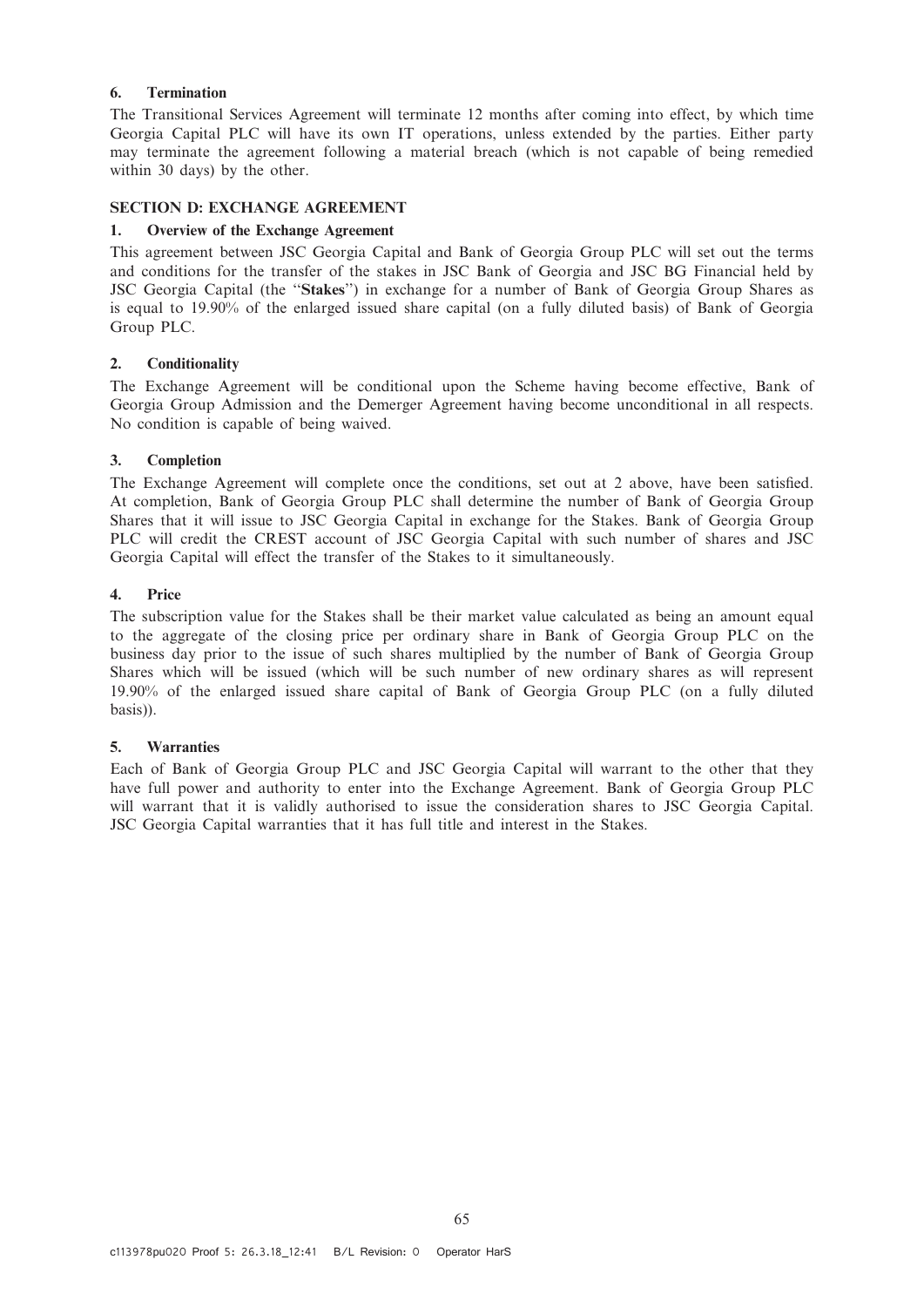### 6. Termination

The Transitional Services Agreement will terminate 12 months after coming into effect, by which time Georgia Capital PLC will have its own IT operations, unless extended by the parties. Either party may terminate the agreement following a material breach (which is not capable of being remedied within 30 days) by the other.

## SECTION D: EXCHANGE AGREEMENT

### 1. Overview of the Exchange Agreement

This agreement between JSC Georgia Capital and Bank of Georgia Group PLC will set out the terms and conditions for the transfer of the stakes in JSC Bank of Georgia and JSC BG Financial held by JSC Georgia Capital (the "**Stakes**") in exchange for a number of Bank of Georgia Group Shares as is equal to 19.90% of the enlarged issued share capital (on a fully diluted basis) of Bank of Georgia Group PLC.

### 2. Conditionality

The Exchange Agreement will be conditional upon the Scheme having become effective, Bank of Georgia Group Admission and the Demerger Agreement having become unconditional in all respects. No condition is capable of being waived.

### 3. Completion

The Exchange Agreement will complete once the conditions, set out at 2 above, have been satisfied. At completion, Bank of Georgia Group PLC shall determine the number of Bank of Georgia Group Shares that it will issue to JSC Georgia Capital in exchange for the Stakes. Bank of Georgia Group PLC will credit the CREST account of JSC Georgia Capital with such number of shares and JSC Georgia Capital will effect the transfer of the Stakes to it simultaneously.

### 4. Price

The subscription value for the Stakes shall be their market value calculated as being an amount equal to the aggregate of the closing price per ordinary share in Bank of Georgia Group PLC on the business day prior to the issue of such shares multiplied by the number of Bank of Georgia Group Shares which will be issued (which will be such number of new ordinary shares as will represent 19.90% of the enlarged issued share capital of Bank of Georgia Group PLC (on a fully diluted basis)).

### 5. Warranties

Each of Bank of Georgia Group PLC and JSC Georgia Capital will warrant to the other that they have full power and authority to enter into the Exchange Agreement. Bank of Georgia Group PLC will warrant that it is validly authorised to issue the consideration shares to JSC Georgia Capital. JSC Georgia Capital warranties that it has full title and interest in the Stakes.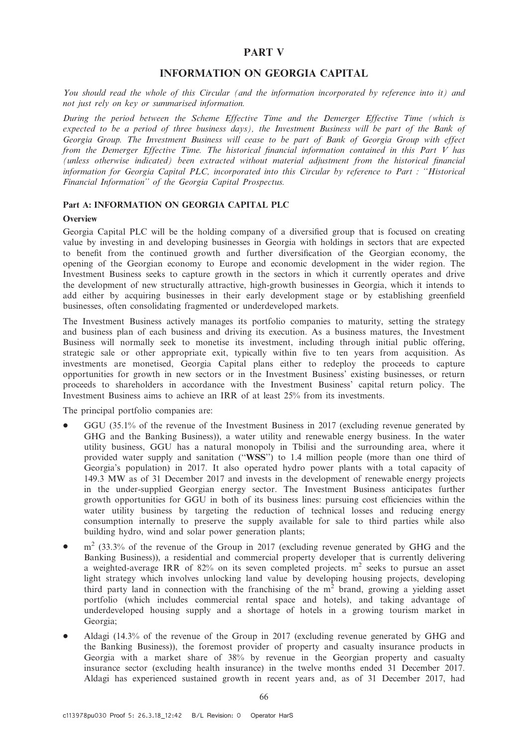# PART V

## INFORMATION ON GEORGIA CAPITAL

*You should read the whole of this Circular (and the information incorporated by reference into it) and not just rely on key or summarised information.*

*During the period between the Scheme Effective Time and the Demerger Effective Time (which is expected to be a period of three business days), the Investment Business will be part of the Bank of Georgia Group. The Investment Business will cease to be part of Bank of Georgia Group with effect from the Demerger Effective Time. The historical financial information contained in this Part V has (unless otherwise indicated) been extracted without material adjustment from the historical financial information for Georgia Capital PLC, incorporated into this Circular by reference to Part : ''Historical Financial Information'' of the Georgia Capital Prospectus.*

### Part A: INFORMATION ON GEORGIA CAPITAL PLC

**Overview**

Georgia Capital PLC will be the holding company of a diversified group that is focused on creating value by investing in and developing businesses in Georgia with holdings in sectors that are expected to benefit from the continued growth and further diversification of the Georgian economy, the opening of the Georgian economy to Europe and economic development in the wider region. The Investment Business seeks to capture growth in the sectors in which it currently operates and drive the development of new structurally attractive, high-growth businesses in Georgia, which it intends to add either by acquiring businesses in their early development stage or by establishing greenfield businesses, often consolidating fragmented or underdeveloped markets.

The Investment Business actively manages its portfolio companies to maturity, setting the strategy and business plan of each business and driving its execution. As a business matures, the Investment Business will normally seek to monetise its investment, including through initial public offering, strategic sale or other appropriate exit, typically within five to ten years from acquisition. As investments are monetised, Georgia Capital plans either to redeploy the proceeds to capture opportunities for growth in new sectors or in the Investment Business' existing businesses, or return proceeds to shareholders in accordance with the Investment Business' capital return policy. The Investment Business aims to achieve an IRR of at least 25% from its investments.

The principal portfolio companies are:

- GGU (35.1% of the revenue of the Investment Business in 2017 (excluding revenue generated by GHG and the Banking Business)), a water utility and renewable energy business. In the water utility business, GGU has a natural monopoly in Tbilisi and the surrounding area, where it provided water supply and sanitation (''**WSS**'') to 1.4 million people (more than one third of Georgia's population) in 2017. It also operated hydro power plants with a total capacity of 149.3 MW as of 31 December 2017 and invests in the development of renewable energy projects in the under-supplied Georgian energy sector. The Investment Business anticipates further growth opportunities for GGU in both of its business lines: pursuing cost efficiencies within the water utility business by targeting the reduction of technical losses and reducing energy consumption internally to preserve the supply available for sale to third parties while also building hydro, wind and solar power generation plants;
- $m^2$ (33.3% of the revenue of the Group in 2017 (excluding revenue generated by GHG and the Banking Business)), a residential and commercial property developer that is currently delivering a weighted-average IRR of 82% on its seven completed projects. $m^2$ seeks to pursue an asset light strategy which involves unlocking land value by developing housing projects, developing third party land in connection with the franchising of the $m^2$ brand, growing a yielding asset portfolio (which includes commercial rental space and hotels), and taking advantage of underdeveloped housing supply and a shortage of hotels in a growing tourism market in Georgia;
- Aldagi (14.3% of the revenue of the Group in 2017 (excluding revenue generated by GHG and the Banking Business)), the foremost provider of property and casualty insurance products in Georgia with a market share of 38% by revenue in the Georgian property and casualty insurance sector (excluding health insurance) in the twelve months ended 31 December 2017. Aldagi has experienced sustained growth in recent years and, as of 31 December 2017, had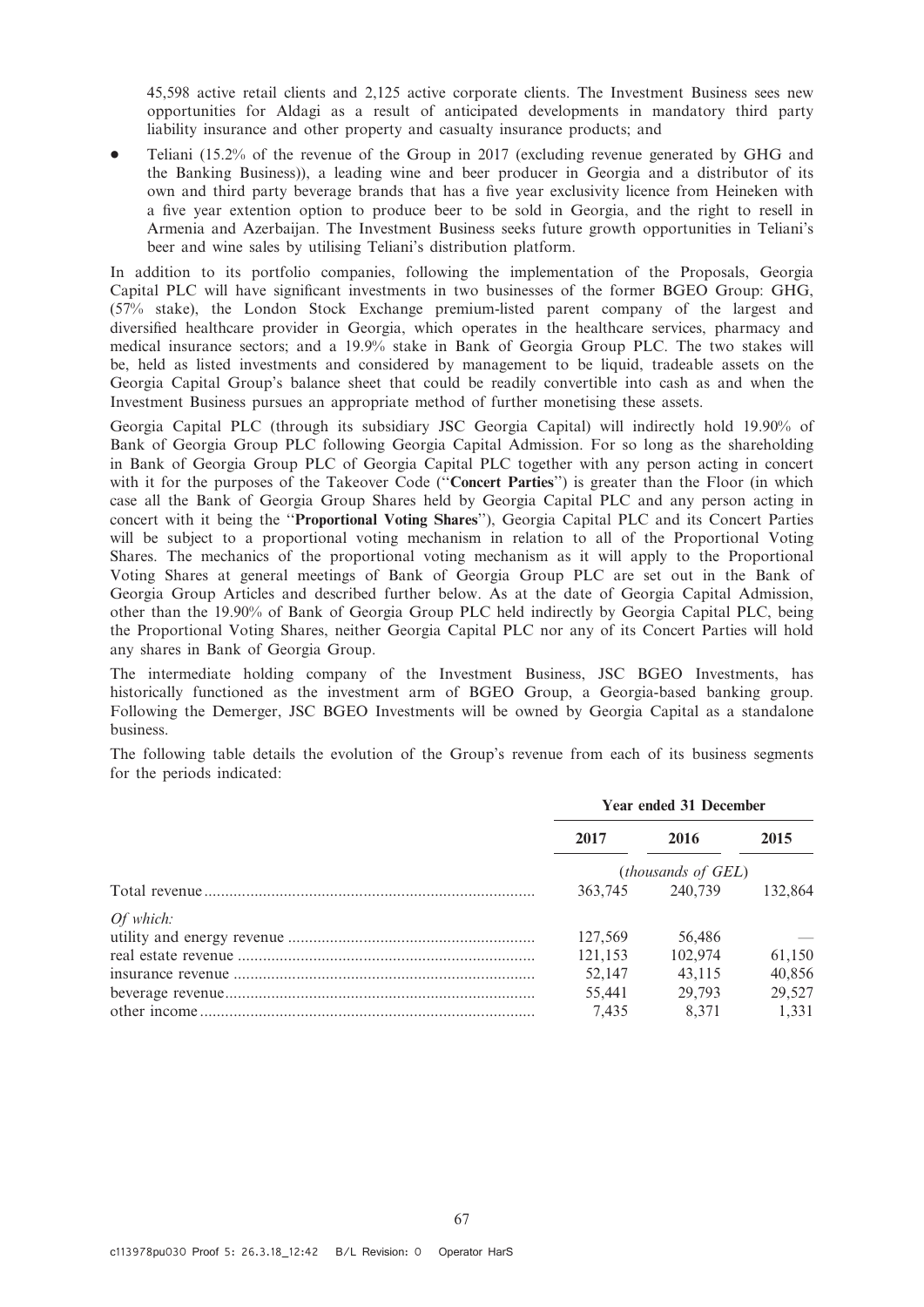45,598 active retail clients and 2,125 active corporate clients. The Investment Business sees new opportunities for Aldagi as a result of anticipated developments in mandatory third party liability insurance and other property and casualty insurance products; and

- Teliani (15.2% of the revenue of the Group in 2017 (excluding revenue generated by GHG and the Banking Business)), a leading wine and beer producer in Georgia and a distributor of its own and third party beverage brands that has a five year exclusivity licence from Heineken with a five year extention option to produce beer to be sold in Georgia, and the right to resell in Armenia and Azerbaijan. The Investment Business seeks future growth opportunities in Teliani's beer and wine sales by utilising Teliani's distribution platform.

In addition to its portfolio companies, following the implementation of the Proposals, Georgia Capital PLC will have significant investments in two businesses of the former BGEO Group: GHG, (57% stake), the London Stock Exchange premium-listed parent company of the largest and diversified healthcare provider in Georgia, which operates in the healthcare services, pharmacy and medical insurance sectors; and a 19.9% stake in Bank of Georgia Group PLC. The two stakes will be, held as listed investments and considered by management to be liquid, tradeable assets on the Georgia Capital Group's balance sheet that could be readily convertible into cash as and when the Investment Business pursues an appropriate method of further monetising these assets.

Georgia Capital PLC (through its subsidiary JSC Georgia Capital) will indirectly hold 19.90% of Bank of Georgia Group PLC following Georgia Capital Admission. For so long as the shareholding in Bank of Georgia Group PLC of Georgia Capital PLC together with any person acting in concert with it for the purposes of the Takeover Code (''**Concert Parties**'') is greater than the Floor (in which case all the Bank of Georgia Group Shares held by Georgia Capital PLC and any person acting in concert with it being the ''**Proportional Voting Shares**''), Georgia Capital PLC and its Concert Parties will be subject to a proportional voting mechanism in relation to all of the Proportional Voting Shares. The mechanics of the proportional voting mechanism as it will apply to the Proportional Voting Shares at general meetings of Bank of Georgia Group PLC are set out in the Bank of Georgia Group Articles and described further below. As at the date of Georgia Capital Admission, other than the 19.90% of Bank of Georgia Group PLC held indirectly by Georgia Capital PLC, being the Proportional Voting Shares, neither Georgia Capital PLC nor any of its Concert Parties will hold any shares in Bank of Georgia Group.

The intermediate holding company of the Investment Business, JSC BGEO Investments, has historically functioned as the investment arm of BGEO Group, a Georgia-based banking group. Following the Demerger, JSC BGEO Investments will be owned by Georgia Capital as a standalone business.

The following table details the evolution of the Group's revenue from each of its business segments for the periods indicated:

| | Year ended 31 December | | |
|---|---|---|---|
| | **2017** | **2016** | **2015** |
| | *(thousands of GEL)* | | |
| Total revenue | 363,745 | 240,739 | 132,864 |
| *Of which:* | | | |
| utility and energy revenue | 127,569 | 56,486 | — |
| real estate revenue | 121,153 | 102,974 | 61,150 |
| insurance revenue | 52,147 | 43,115 | 40,856 |
| beverage revenue | 55,441 | 29,793 | 29,527 |
| other income | 7,435 | 8,371 | 1,331 |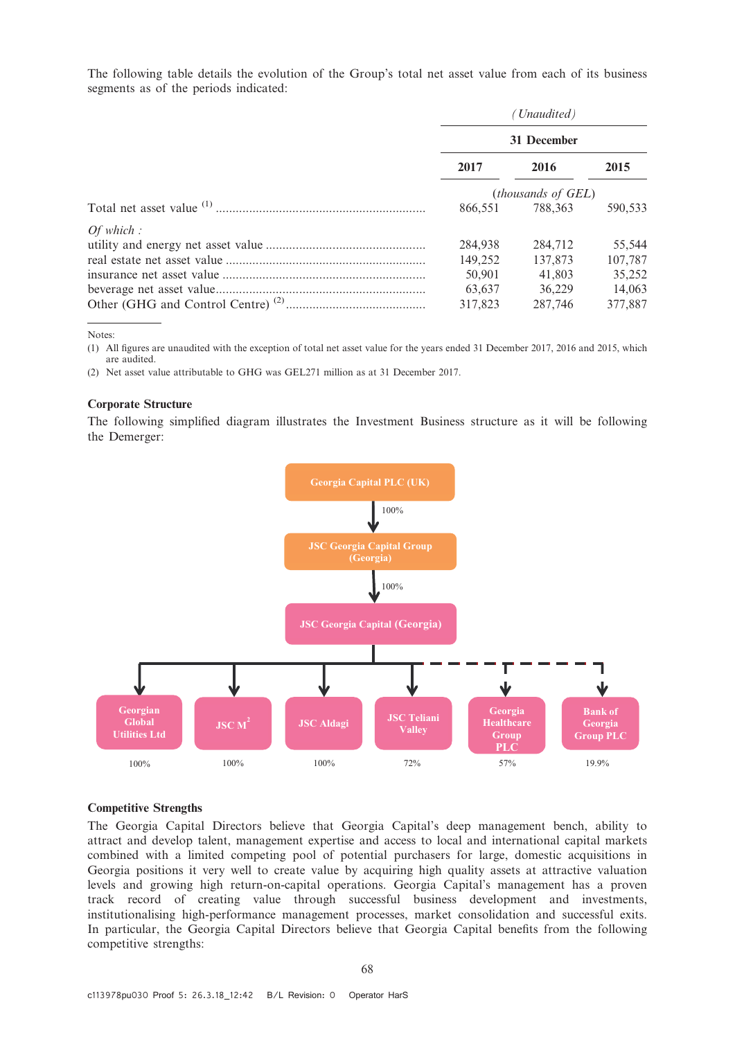The following table details the evolution of the Group's total net asset value from each of its business segments as of the periods indicated:

| | *(Unaudited)* | | |
|---|---|---|---|
| | **31 December** | | |
| | **2017** | **2016** | **2015** |
| | *(thousands of GEL)* | | |
| Total net asset value [(1)] | 866,551 | 788,363 | 590,533 |
| *Of which :* | | | |
| utility and energy net asset value | 284,938 | 284,712 | 55,544 |
| real estate net asset value | 149,252 | 137,873 | 107,787 |
| insurance net asset value | 50,901 | 41,803 | 35,252 |
| beverage net asset value | 63,637 | 36,229 | 14,063 |
| Other (GHG and Control Centre) [(2)] | 317,823 | 287,746 | 377,887 |

Notes:

(1) All figures are unaudited with the exception of total net asset value for the years ended 31 December 2017, 2016 and 2015, which are audited.

(2) Net asset value attributable to GHG was GEL271 million as at 31 December 2017.

### Corporate Structure

The following simplified diagram illustrates the Investment Business structure as it will be following the Demerger:

Georgia Capital PLC (UK)

100%

JSC Georgia Capital Group (Georgia)

100%

JSC Georgia Capital (Georgia)

Georgian Global Utilities Ltd
100%

JSC M$^2$
100%

JSC Aldagi
100%

JSC Teliani Valley
72%

Georgia Healthcare Group PLC
57%

Bank of Georgia Group PLC
19.9%

### Competitive Strengths

The Georgia Capital Directors believe that Georgia Capital's deep management bench, ability to attract and develop talent, management expertise and access to local and international capital markets combined with a limited competing pool of potential purchasers for large, domestic acquisitions in Georgia positions it very well to create value by acquiring high quality assets at attractive valuation levels and growing high return-on-capital operations. Georgia Capital's management has a proven track record of creating value through successful business development and investments, institutionalising high-performance management processes, market consolidation and successful exits. In particular, the Georgia Capital Directors believe that Georgia Capital benefits from the following competitive strengths: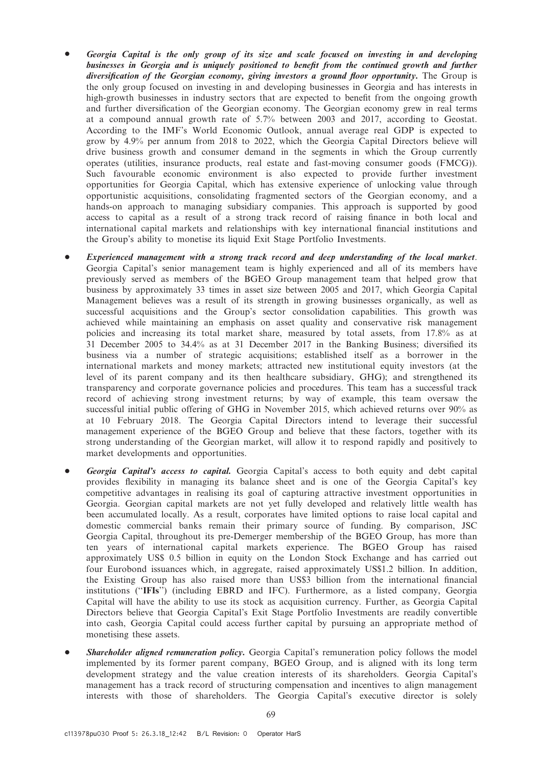- ***Georgia Capital is the only group of its size and scale focused on investing in and developing businesses in Georgia and is uniquely positioned to benefit from the continued growth and further diversification of the Georgian economy, giving investors a ground floor opportunity.*** The Group is the only group focused on investing in and developing businesses in Georgia and has interests in high-growth businesses in industry sectors that are expected to benefit from the ongoing growth and further diversification of the Georgian economy. The Georgian economy grew in real terms at a compound annual growth rate of 5.7% between 2003 and 2017, according to Geostat. According to the IMF's World Economic Outlook, annual average real GDP is expected to grow by 4.9% per annum from 2018 to 2022, which the Georgia Capital Directors believe will drive business growth and consumer demand in the segments in which the Group currently operates (utilities, insurance products, real estate and fast-moving consumer goods (FMCG)). Such favourable economic environment is also expected to provide further investment opportunities for Georgia Capital, which has extensive experience of unlocking value through opportunistic acquisitions, consolidating fragmented sectors of the Georgian economy, and a hands-on approach to managing subsidiary companies. This approach is supported by good access to capital as a result of a strong track record of raising finance in both local and international capital markets and relationships with key international financial institutions and the Group's ability to monetise its liquid Exit Stage Portfolio Investments.

- ***Experienced management with a strong track record and deep understanding of the local market***. Georgia Capital's senior management team is highly experienced and all of its members have previously served as members of the BGEO Group management team that helped grow that business by approximately 33 times in asset size between 2005 and 2017, which Georgia Capital Management believes was a result of its strength in growing businesses organically, as well as successful acquisitions and the Group's sector consolidation capabilities. This growth was achieved while maintaining an emphasis on asset quality and conservative risk management policies and increasing its total market share, measured by total assets, from 17.8% as at 31 December 2005 to 34.4% as at 31 December 2017 in the Banking Business; diversified its business via a number of strategic acquisitions; established itself as a borrower in the international markets and money markets; attracted new institutional equity investors (at the level of its parent company and its then healthcare subsidiary, GHG); and strengthened its transparency and corporate governance policies and procedures. This team has a successful track record of achieving strong investment returns; by way of example, this team oversaw the successful initial public offering of GHG in November 2015, which achieved returns over 90% as at 10 February 2018. The Georgia Capital Directors intend to leverage their successful management experience of the BGEO Group and believe that these factors, together with its strong understanding of the Georgian market, will allow it to respond rapidly and positively to market developments and opportunities.

- ***Georgia Capital's access to capital.*** Georgia Capital's access to both equity and debt capital provides flexibility in managing its balance sheet and is one of the Georgia Capital's key competitive advantages in realising its goal of capturing attractive investment opportunities in Georgia. Georgian capital markets are not yet fully developed and relatively little wealth has been accumulated locally. As a result, corporates have limited options to raise local capital and domestic commercial banks remain their primary source of funding. By comparison, JSC Georgia Capital, throughout its pre-Demerger membership of the BGEO Group, has more than ten years of international capital markets experience. The BGEO Group has raised approximately US$ 0.5 billion in equity on the London Stock Exchange and has carried out four Eurobond issuances which, in aggregate, raised approximately US$1.2 billion. In addition, the Existing Group has also raised more than US$3 billion from the international financial institutions ("**IFIs**") (including EBRD and IFC). Furthermore, as a listed company, Georgia Capital will have the ability to use its stock as acquisition currency. Further, as Georgia Capital Directors believe that Georgia Capital's Exit Stage Portfolio Investments are readily convertible into cash, Georgia Capital could access further capital by pursuing an appropriate method of monetising these assets.

- ***Shareholder aligned remuneration policy.*** Georgia Capital's remuneration policy follows the model implemented by its former parent company, BGEO Group, and is aligned with its long term development strategy and the value creation interests of its shareholders. Georgia Capital's management has a track record of structuring compensation and incentives to align management interests with those of shareholders. The Georgia Capital's executive director is solely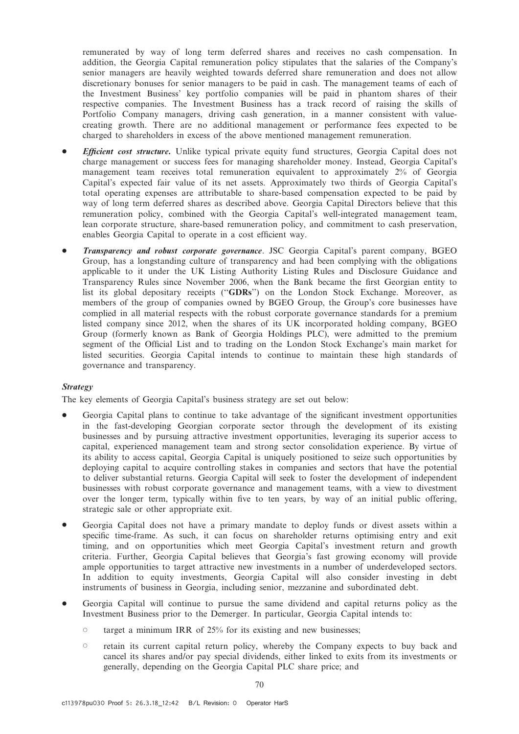remunerated by way of long term deferred shares and receives no cash compensation. In addition, the Georgia Capital remuneration policy stipulates that the salaries of the Company's senior managers are heavily weighted towards deferred share remuneration and does not allow discretionary bonuses for senior managers to be paid in cash. The management teams of each of the Investment Business' key portfolio companies will be paid in phantom shares of their respective companies. The Investment Business has a track record of raising the skills of Portfolio Company managers, driving cash generation, in a manner consistent with value-creating growth. There are no additional management or performance fees expected to be charged to shareholders in excess of the above mentioned management remuneration.

- ***Efficient cost structure.*** Unlike typical private equity fund structures, Georgia Capital does not charge management or success fees for managing shareholder money. Instead, Georgia Capital's management team receives total remuneration equivalent to approximately 2% of Georgia Capital's expected fair value of its net assets. Approximately two thirds of Georgia Capital's total operating expenses are attributable to share-based compensation expected to be paid by way of long term deferred shares as described above. Georgia Capital Directors believe that this remuneration policy, combined with the Georgia Capital's well-integrated management team, lean corporate structure, share-based remuneration policy, and commitment to cash preservation, enables Georgia Capital to operate in a cost efficient way.
- ***Transparency and robust corporate governance***. JSC Georgia Capital's parent company, BGEO Group, has a longstanding culture of transparency and had been complying with the obligations applicable to it under the UK Listing Authority Listing Rules and Disclosure Guidance and Transparency Rules since November 2006, when the Bank became the first Georgian entity to list its global depositary receipts ("**GDRs**") on the London Stock Exchange. Moreover, as members of the group of companies owned by BGEO Group, the Group's core businesses have complied in all material respects with the robust corporate governance standards for a premium listed company since 2012, when the shares of its UK incorporated holding company, BGEO Group (formerly known as Bank of Georgia Holdings PLC), were admitted to the premium segment of the Official List and to trading on the London Stock Exchange's main market for listed securities. Georgia Capital intends to continue to maintain these high standards of governance and transparency.

***Strategy***

The key elements of Georgia Capital's business strategy are set out below:

- Georgia Capital plans to continue to take advantage of the significant investment opportunities in the fast-developing Georgian corporate sector through the development of its existing businesses and by pursuing attractive investment opportunities, leveraging its superior access to capital, experienced management team and strong sector consolidation experience. By virtue of its ability to access capital, Georgia Capital is uniquely positioned to seize such opportunities by deploying capital to acquire controlling stakes in companies and sectors that have the potential to deliver substantial returns. Georgia Capital will seek to foster the development of independent businesses with robust corporate governance and management teams, with a view to divestment over the longer term, typically within five to ten years, by way of an initial public offering, strategic sale or other appropriate exit.
- Georgia Capital does not have a primary mandate to deploy funds or divest assets within a specific time-frame. As such, it can focus on shareholder returns optimising entry and exit timing, and on opportunities which meet Georgia Capital's investment return and growth criteria. Further, Georgia Capital believes that Georgia's fast growing economy will provide ample opportunities to target attractive new investments in a number of underdeveloped sectors. In addition to equity investments, Georgia Capital will also consider investing in debt instruments of business in Georgia, including senior, mezzanine and subordinated debt.
- Georgia Capital will continue to pursue the same dividend and capital returns policy as the Investment Business prior to the Demerger. In particular, Georgia Capital intends to:
  - target a minimum IRR of 25% for its existing and new businesses;
  - retain its current capital return policy, whereby the Company expects to buy back and cancel its shares and/or pay special dividends, either linked to exits from its investments or generally, depending on the Georgia Capital PLC share price; and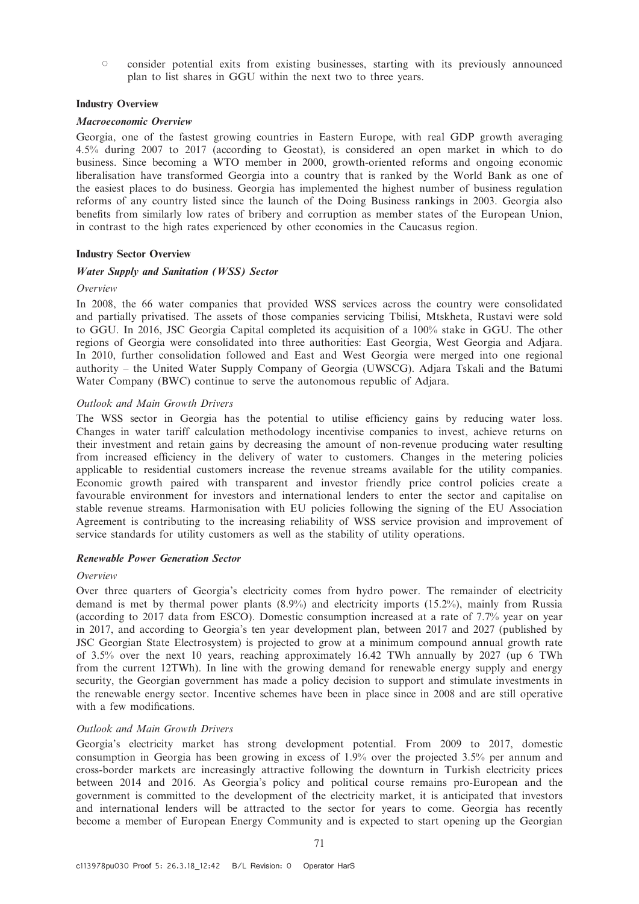- consider potential exits from existing businesses, starting with its previously announced plan to list shares in GGU within the next two to three years.

**Industry Overview**

***Macroeconomic Overview***

Georgia, one of the fastest growing countries in Eastern Europe, with real GDP growth averaging 4.5% during 2007 to 2017 (according to Geostat), is considered an open market in which to do business. Since becoming a WTO member in 2000, growth-oriented reforms and ongoing economic liberalisation have transformed Georgia into a country that is ranked by the World Bank as one of the easiest places to do business. Georgia has implemented the highest number of business regulation reforms of any country listed since the launch of the Doing Business rankings in 2003. Georgia also benefits from similarly low rates of bribery and corruption as member states of the European Union, in contrast to the high rates experienced by other economies in the Caucasus region.

**Industry Sector Overview**

***Water Supply and Sanitation (WSS) Sector***

*Overview*

In 2008, the 66 water companies that provided WSS services across the country were consolidated and partially privatised. The assets of those companies servicing Tbilisi, Mtskheta, Rustavi were sold to GGU. In 2016, JSC Georgia Capital completed its acquisition of a 100% stake in GGU. The other regions of Georgia were consolidated into three authorities: East Georgia, West Georgia and Adjara. In 2010, further consolidation followed and East and West Georgia were merged into one regional authority – the United Water Supply Company of Georgia (UWSCG). Adjara Tskali and the Batumi Water Company (BWC) continue to serve the autonomous republic of Adjara.

*Outlook and Main Growth Drivers*

The WSS sector in Georgia has the potential to utilise efficiency gains by reducing water loss. Changes in water tariff calculation methodology incentivise companies to invest, achieve returns on their investment and retain gains by decreasing the amount of non-revenue producing water resulting from increased efficiency in the delivery of water to customers. Changes in the metering policies applicable to residential customers increase the revenue streams available for the utility companies. Economic growth paired with transparent and investor friendly price control policies create a favourable environment for investors and international lenders to enter the sector and capitalise on stable revenue streams. Harmonisation with EU policies following the signing of the EU Association Agreement is contributing to the increasing reliability of WSS service provision and improvement of service standards for utility customers as well as the stability of utility operations.

***Renewable Power Generation Sector***

*Overview*

Over three quarters of Georgia's electricity comes from hydro power. The remainder of electricity demand is met by thermal power plants (8.9%) and electricity imports (15.2%), mainly from Russia (according to 2017 data from ESCO). Domestic consumption increased at a rate of 7.7% year on year in 2017, and according to Georgia's ten year development plan, between 2017 and 2027 (published by JSC Georgian State Electrosystem) is projected to grow at a minimum compound annual growth rate of 3.5% over the next 10 years, reaching approximately 16.42 TWh annually by 2027 (up 6 TWh from the current 12TWh). In line with the growing demand for renewable energy supply and energy security, the Georgian government has made a policy decision to support and stimulate investments in the renewable energy sector. Incentive schemes have been in place since in 2008 and are still operative with a few modifications.

*Outlook and Main Growth Drivers*

Georgia's electricity market has strong development potential. From 2009 to 2017, domestic consumption in Georgia has been growing in excess of 1.9% over the projected 3.5% per annum and cross-border markets are increasingly attractive following the downturn in Turkish electricity prices between 2014 and 2016. As Georgia's policy and political course remains pro-European and the government is committed to the development of the electricity market, it is anticipated that investors and international lenders will be attracted to the sector for years to come. Georgia has recently become a member of European Energy Community and is expected to start opening up the Georgian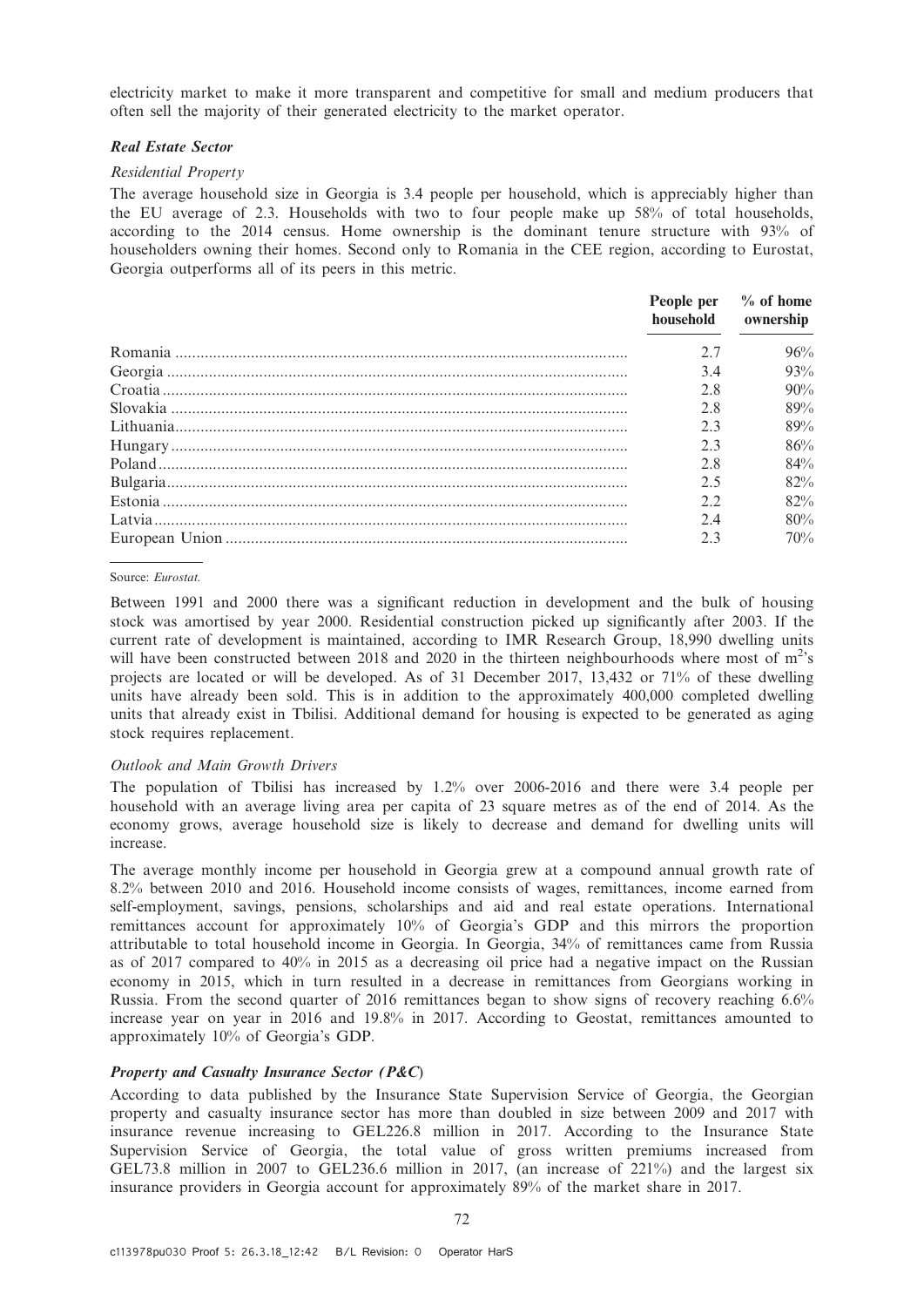electricity market to make it more transparent and competitive for small and medium producers that often sell the majority of their generated electricity to the market operator.

### *Real Estate Sector*

*Residential Property*

The average household size in Georgia is 3.4 people per household, which is appreciably higher than the EU average of 2.3. Households with two to four people make up 58% of total households, according to the 2014 census. Home ownership is the dominant tenure structure with 93% of householders owning their homes. Second only to Romania in the CEE region, according to Eurostat, Georgia outperforms all of its peers in this metric.

| | People per household | % of home ownership |
|---|---|---|
| Romania | 2.7 | 96% |
| Georgia | 3.4 | 93% |
| Croatia | 2.8 | 90% |
| Slovakia | 2.8 | 89% |
| Lithuania | 2.3 | 89% |
| Hungary | 2.3 | 86% |
| Poland | 2.8 | 84% |
| Bulgaria | 2.5 | 82% |
| Estonia | 2.2 | 82% |
| Latvia | 2.4 | 80% |
| European Union | 2.3 | 70% |

Source: *Eurostat.*

Between 1991 and 2000 there was a significant reduction in development and the bulk of housing stock was amortised by year 2000. Residential construction picked up significantly after 2003. If the current rate of development is maintained, according to IMR Research Group, 18,990 dwelling units will have been constructed between 2018 and 2020 in the thirteen neighbourhoods where most of m$^2$'s projects are located or will be developed. As of 31 December 2017, 13,432 or 71% of these dwelling units have already been sold. This is in addition to the approximately 400,000 completed dwelling units that already exist in Tbilisi. Additional demand for housing is expected to be generated as aging stock requires replacement.

*Outlook and Main Growth Drivers*

The population of Tbilisi has increased by 1.2% over 2006-2016 and there were 3.4 people per household with an average living area per capita of 23 square metres as of the end of 2014. As the economy grows, average household size is likely to decrease and demand for dwelling units will increase.

The average monthly income per household in Georgia grew at a compound annual growth rate of 8.2% between 2010 and 2016. Household income consists of wages, remittances, income earned from self-employment, savings, pensions, scholarships and aid and real estate operations. International remittances account for approximately 10% of Georgia's GDP and this mirrors the proportion attributable to total household income in Georgia. In Georgia, 34% of remittances came from Russia as of 2017 compared to 40% in 2015 as a decreasing oil price had a negative impact on the Russian economy in 2015, which in turn resulted in a decrease in remittances from Georgians working in Russia. From the second quarter of 2016 remittances began to show signs of recovery reaching 6.6% increase year on year in 2016 and 19.8% in 2017. According to Geostat, remittances amounted to approximately 10% of Georgia's GDP.

### *Property and Casualty Insurance Sector (P&C)*

According to data published by the Insurance State Supervision Service of Georgia, the Georgian property and casualty insurance sector has more than doubled in size between 2009 and 2017 with insurance revenue increasing to GEL226.8 million in 2017. According to the Insurance State Supervision Service of Georgia, the total value of gross written premiums increased from GEL73.8 million in 2007 to GEL236.6 million in 2017, (an increase of 221%) and the largest six insurance providers in Georgia account for approximately 89% of the market share in 2017.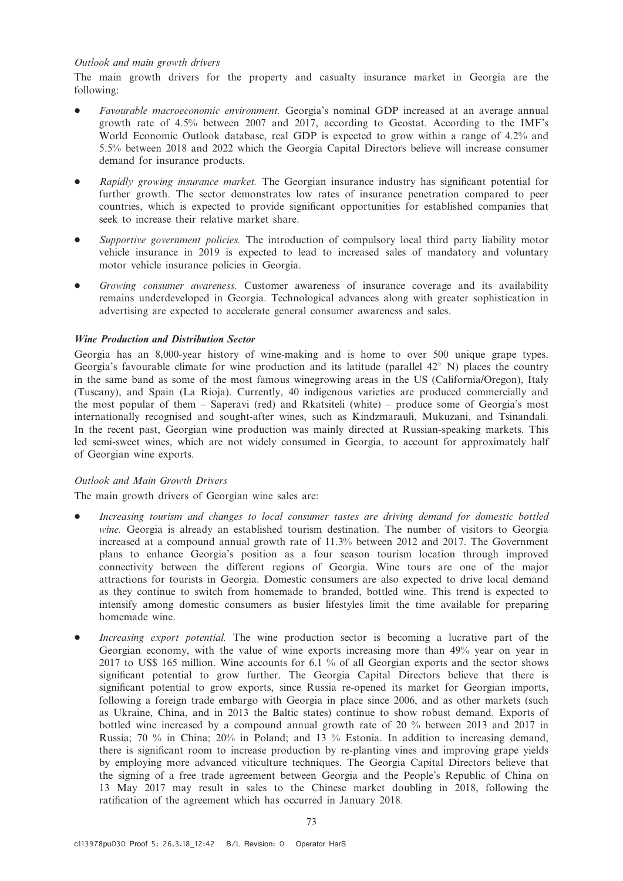*Outlook and main growth drivers*

The main growth drivers for the property and casualty insurance market in Georgia are the following:

- *Favourable macroeconomic environment.* Georgia's nominal GDP increased at an average annual growth rate of 4.5% between 2007 and 2017, according to Geostat. According to the IMF's World Economic Outlook database, real GDP is expected to grow within a range of 4.2% and 5.5% between 2018 and 2022 which the Georgia Capital Directors believe will increase consumer demand for insurance products.
- *Rapidly growing insurance market.* The Georgian insurance industry has significant potential for further growth. The sector demonstrates low rates of insurance penetration compared to peer countries, which is expected to provide significant opportunities for established companies that seek to increase their relative market share.
- *Supportive government policies.* The introduction of compulsory local third party liability motor vehicle insurance in 2019 is expected to lead to increased sales of mandatory and voluntary motor vehicle insurance policies in Georgia.
- *Growing consumer awareness.* Customer awareness of insurance coverage and its availability remains underdeveloped in Georgia. Technological advances along with greater sophistication in advertising are expected to accelerate general consumer awareness and sales.

***Wine Production and Distribution Sector***

Georgia has an 8,000-year history of wine-making and is home to over 500 unique grape types. Georgia's favourable climate for wine production and its latitude (parallel 42° N) places the country in the same band as some of the most famous winegrowing areas in the US (California/Oregon), Italy (Tuscany), and Spain (La Rioja). Currently, 40 indigenous varieties are produced commercially and the most popular of them – Saperavi (red) and Rkatsiteli (white) – produce some of Georgia's most internationally recognised and sought-after wines, such as Kindzmarauli, Mukuzani, and Tsinandali. In the recent past, Georgian wine production was mainly directed at Russian-speaking markets. This led semi-sweet wines, which are not widely consumed in Georgia, to account for approximately half of Georgian wine exports.

*Outlook and Main Growth Drivers*

The main growth drivers of Georgian wine sales are:

- *Increasing tourism and changes to local consumer tastes are driving demand for domestic bottled wine.* Georgia is already an established tourism destination. The number of visitors to Georgia increased at a compound annual growth rate of 11.3% between 2012 and 2017. The Government plans to enhance Georgia's position as a four season tourism location through improved connectivity between the different regions of Georgia. Wine tours are one of the major attractions for tourists in Georgia. Domestic consumers are also expected to drive local demand as they continue to switch from homemade to branded, bottled wine. This trend is expected to intensify among domestic consumers as busier lifestyles limit the time available for preparing homemade wine.
- *Increasing export potential.* The wine production sector is becoming a lucrative part of the Georgian economy, with the value of wine exports increasing more than 49% year on year in 2017 to US$ 165 million. Wine accounts for 6.1 % of all Georgian exports and the sector shows significant potential to grow further. The Georgia Capital Directors believe that there is significant potential to grow exports, since Russia re-opened its market for Georgian imports, following a foreign trade embargo with Georgia in place since 2006, and as other markets (such as Ukraine, China, and in 2013 the Baltic states) continue to show robust demand. Exports of bottled wine increased by a compound annual growth rate of 20 % between 2013 and 2017 in Russia; 70 % in China; 20% in Poland; and 13 % Estonia. In addition to increasing demand, there is significant room to increase production by re-planting vines and improving grape yields by employing more advanced viticulture techniques. The Georgia Capital Directors believe that the signing of a free trade agreement between Georgia and the People's Republic of China on 13 May 2017 may result in sales to the Chinese market doubling in 2018, following the ratification of the agreement which has occurred in January 2018.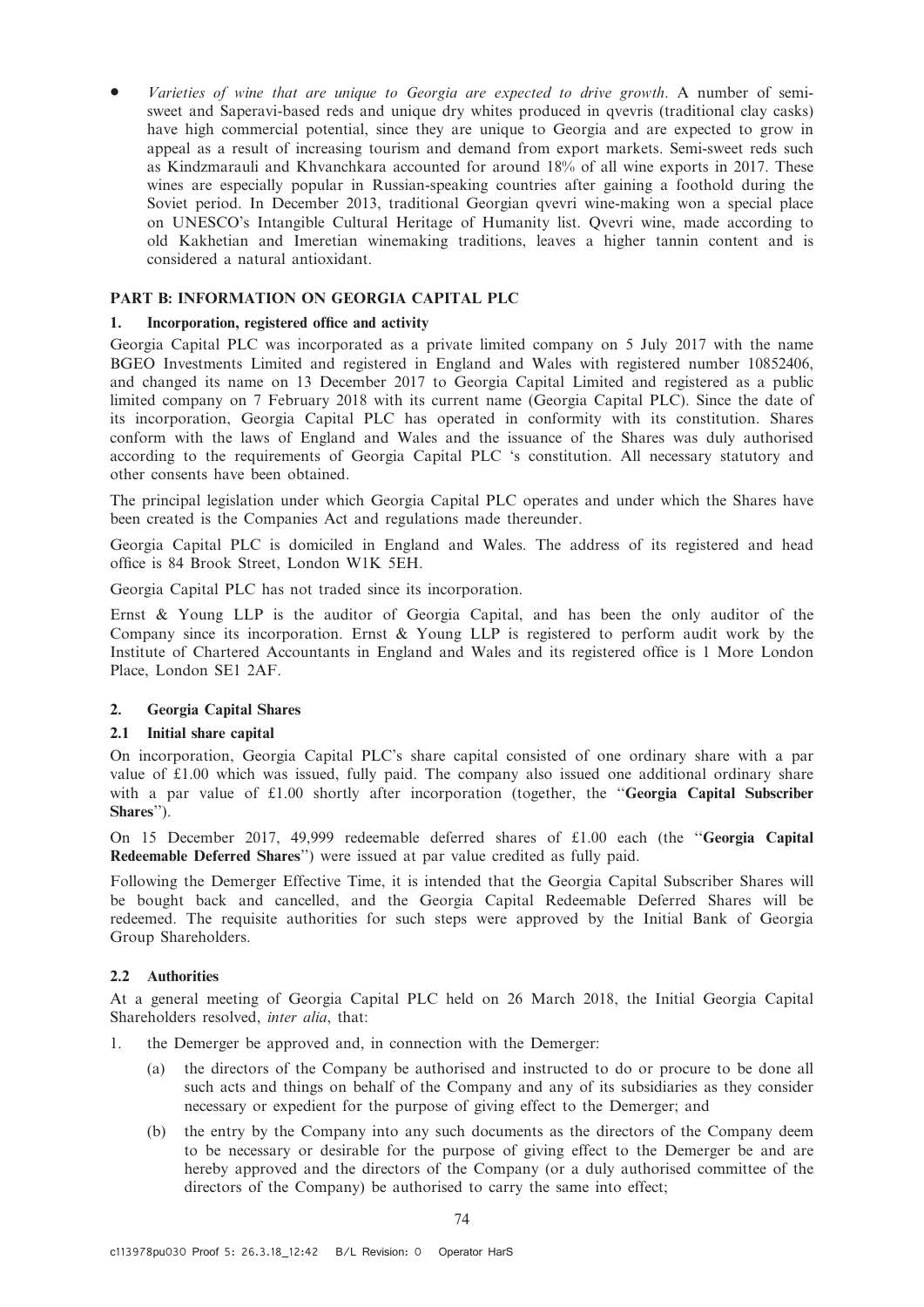- *Varieties of wine that are unique to Georgia are expected to drive growth*. A number of semi-sweet and Saperavi-based reds and unique dry whites produced in qvevris (traditional clay casks) have high commercial potential, since they are unique to Georgia and are expected to grow in appeal as a result of increasing tourism and demand from export markets. Semi-sweet reds such as Kindzmarauli and Khvanchkara accounted for around 18% of all wine exports in 2017. These wines are especially popular in Russian-speaking countries after gaining a foothold during the Soviet period. In December 2013, traditional Georgian qvevri wine-making won a special place on UNESCO's Intangible Cultural Heritage of Humanity list. Qvevri wine, made according to old Kakhetian and Imeretian winemaking traditions, leaves a higher tannin content and is considered a natural antioxidant.

## PART B: INFORMATION ON GEORGIA CAPITAL PLC

### 1. Incorporation, registered office and activity

Georgia Capital PLC was incorporated as a private limited company on 5 July 2017 with the name BGEO Investments Limited and registered in England and Wales with registered number 10852406, and changed its name on 13 December 2017 to Georgia Capital Limited and registered as a public limited company on 7 February 2018 with its current name (Georgia Capital PLC). Since the date of its incorporation, Georgia Capital PLC has operated in conformity with its constitution. Shares conform with the laws of England and Wales and the issuance of the Shares was duly authorised according to the requirements of Georgia Capital PLC 's constitution. All necessary statutory and other consents have been obtained.

The principal legislation under which Georgia Capital PLC operates and under which the Shares have been created is the Companies Act and regulations made thereunder.

Georgia Capital PLC is domiciled in England and Wales. The address of its registered and head office is 84 Brook Street, London W1K 5EH.

Georgia Capital PLC has not traded since its incorporation.

Ernst & Young LLP is the auditor of Georgia Capital, and has been the only auditor of the Company since its incorporation. Ernst & Young LLP is registered to perform audit work by the Institute of Chartered Accountants in England and Wales and its registered office is 1 More London Place, London SE1 2AF.

### 2. Georgia Capital Shares

#### 2.1 Initial share capital

On incorporation, Georgia Capital PLC's share capital consisted of one ordinary share with a par value of £1.00 which was issued, fully paid. The company also issued one additional ordinary share with a par value of £1.00 shortly after incorporation (together, the "**Georgia Capital Subscriber Shares**").

On 15 December 2017, 49,999 redeemable deferred shares of £1.00 each (the "**Georgia Capital Redeemable Deferred Shares**") were issued at par value credited as fully paid.

Following the Demerger Effective Time, it is intended that the Georgia Capital Subscriber Shares will be bought back and cancelled, and the Georgia Capital Redeemable Deferred Shares will be redeemed. The requisite authorities for such steps were approved by the Initial Bank of Georgia Group Shareholders.

#### 2.2 Authorities

At a general meeting of Georgia Capital PLC held on 26 March 2018, the Initial Georgia Capital Shareholders resolved, *inter alia*, that:

1. the Demerger be approved and, in connection with the Demerger:
   - (a) the directors of the Company be authorised and instructed to do or procure to be done all such acts and things on behalf of the Company and any of its subsidiaries as they consider necessary or expedient for the purpose of giving effect to the Demerger; and
   - (b) the entry by the Company into any such documents as the directors of the Company deem to be necessary or desirable for the purpose of giving effect to the Demerger be and are hereby approved and the directors of the Company (or a duly authorised committee of the directors of the Company) be authorised to carry the same into effect;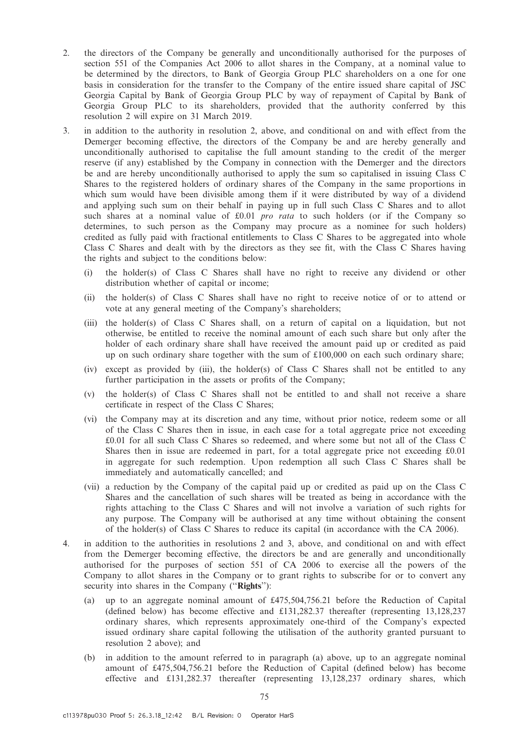2. the directors of the Company be generally and unconditionally authorised for the purposes of section 551 of the Companies Act 2006 to allot shares in the Company, at a nominal value to be determined by the directors, to Bank of Georgia Group PLC shareholders on a one for one basis in consideration for the transfer to the Company of the entire issued share capital of JSC Georgia Capital by Bank of Georgia Group PLC by way of repayment of Capital by Bank of Georgia Group PLC to its shareholders, provided that the authority conferred by this resolution 2 will expire on 31 March 2019.

3. in addition to the authority in resolution 2, above, and conditional on and with effect from the Demerger becoming effective, the directors of the Company be and are hereby generally and unconditionally authorised to capitalise the full amount standing to the credit of the merger reserve (if any) established by the Company in connection with the Demerger and the directors be and are hereby unconditionally authorised to apply the sum so capitalised in issuing Class C Shares to the registered holders of ordinary shares of the Company in the same proportions in which sum would have been divisible among them if it were distributed by way of a dividend and applying such sum on their behalf in paying up in full such Class C Shares and to allot such shares at a nominal value of £0.01 *pro rata* to such holders (or if the Company so determines, to such person as the Company may procure as a nominee for such holders) credited as fully paid with fractional entitlements to Class C Shares to be aggregated into whole Class C Shares and dealt with by the directors as they see fit, with the Class C Shares having the rights and subject to the conditions below:

   (i) the holder(s) of Class C Shares shall have no right to receive any dividend or other distribution whether of capital or income;

   (ii) the holder(s) of Class C Shares shall have no right to receive notice of or to attend or vote at any general meeting of the Company's shareholders;

   (iii) the holder(s) of Class C Shares shall, on a return of capital on a liquidation, but not otherwise, be entitled to receive the nominal amount of each such share but only after the holder of each ordinary share shall have received the amount paid up or credited as paid up on such ordinary share together with the sum of £100,000 on each such ordinary share;

   (iv) except as provided by (iii), the holder(s) of Class C Shares shall not be entitled to any further participation in the assets or profits of the Company;

   (v) the holder(s) of Class C Shares shall not be entitled to and shall not receive a share certificate in respect of the Class C Shares;

   (vi) the Company may at its discretion and any time, without prior notice, redeem some or all of the Class C Shares then in issue, in each case for a total aggregate price not exceeding £0.01 for all such Class C Shares so redeemed, and where some but not all of the Class C Shares then in issue are redeemed in part, for a total aggregate price not exceeding £0.01 in aggregate for such redemption. Upon redemption all such Class C Shares shall be immediately and automatically cancelled; and

   (vii) a reduction by the Company of the capital paid up or credited as paid up on the Class C Shares and the cancellation of such shares will be treated as being in accordance with the rights attaching to the Class C Shares and will not involve a variation of such rights for any purpose. The Company will be authorised at any time without obtaining the consent of the holder(s) of Class C Shares to reduce its capital (in accordance with the CA 2006).

4. in addition to the authorities in resolutions 2 and 3, above, and conditional on and with effect from the Demerger becoming effective, the directors be and are generally and unconditionally authorised for the purposes of section 551 of CA 2006 to exercise all the powers of the Company to allot shares in the Company or to grant rights to subscribe for or to convert any security into shares in the Company ("**Rights**"):

   (a) up to an aggregate nominal amount of £475,504,756.21 before the Reduction of Capital (defined below) has become effective and £131,282.37 thereafter (representing 13,128,237 ordinary shares, which represents approximately one-third of the Company's expected issued ordinary share capital following the utilisation of the authority granted pursuant to resolution 2 above); and

   (b) in addition to the amount referred to in paragraph (a) above, up to an aggregate nominal amount of £475,504,756.21 before the Reduction of Capital (defined below) has become effective and £131,282.37 thereafter (representing 13,128,237 ordinary shares, which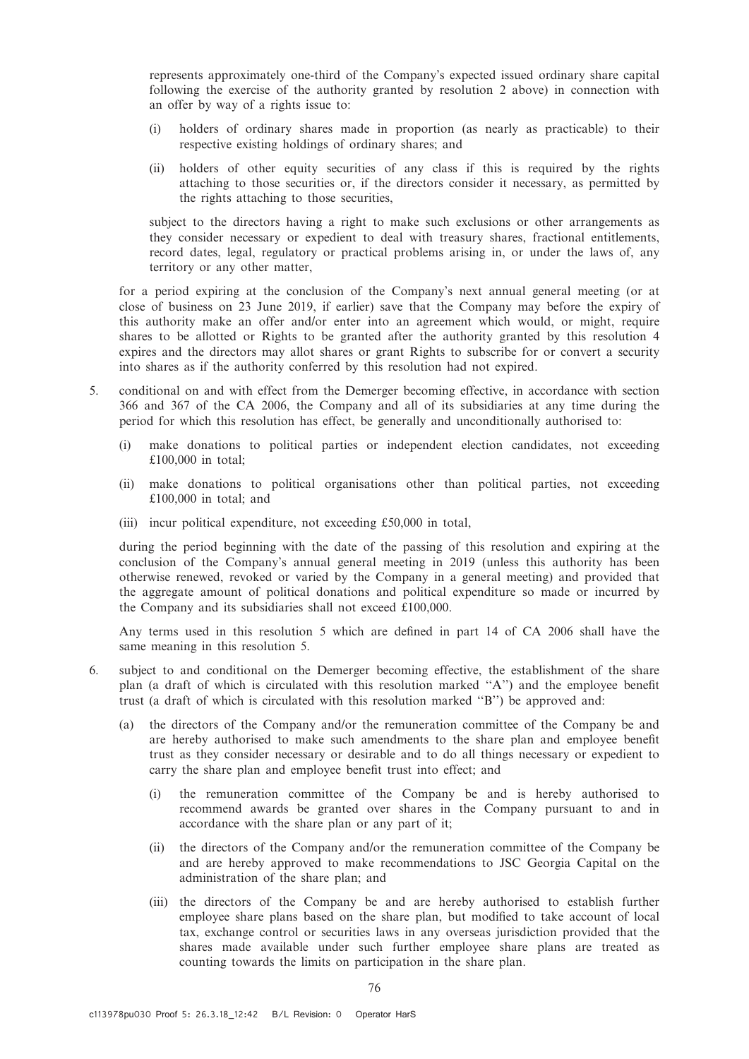represents approximately one-third of the Company's expected issued ordinary share capital following the exercise of the authority granted by resolution 2 above) in connection with an offer by way of a rights issue to:

(i) holders of ordinary shares made in proportion (as nearly as practicable) to their respective existing holdings of ordinary shares; and

(ii) holders of other equity securities of any class if this is required by the rights attaching to those securities or, if the directors consider it necessary, as permitted by the rights attaching to those securities,

subject to the directors having a right to make such exclusions or other arrangements as they consider necessary or expedient to deal with treasury shares, fractional entitlements, record dates, legal, regulatory or practical problems arising in, or under the laws of, any territory or any other matter,

for a period expiring at the conclusion of the Company's next annual general meeting (or at close of business on 23 June 2019, if earlier) save that the Company may before the expiry of this authority make an offer and/or enter into an agreement which would, or might, require shares to be allotted or Rights to be granted after the authority granted by this resolution 4 expires and the directors may allot shares or grant Rights to subscribe for or convert a security into shares as if the authority conferred by this resolution had not expired.

5. conditional on and with effect from the Demerger becoming effective, in accordance with section 366 and 367 of the CA 2006, the Company and all of its subsidiaries at any time during the period for which this resolution has effect, be generally and unconditionally authorised to:

   (i) make donations to political parties or independent election candidates, not exceeding £100,000 in total;

   (ii) make donations to political organisations other than political parties, not exceeding £100,000 in total; and

   (iii) incur political expenditure, not exceeding £50,000 in total,

   during the period beginning with the date of the passing of this resolution and expiring at the conclusion of the Company's annual general meeting in 2019 (unless this authority has been otherwise renewed, revoked or varied by the Company in a general meeting) and provided that the aggregate amount of political donations and political expenditure so made or incurred by the Company and its subsidiaries shall not exceed £100,000.

   Any terms used in this resolution 5 which are defined in part 14 of CA 2006 shall have the same meaning in this resolution 5.

6. subject to and conditional on the Demerger becoming effective, the establishment of the share plan (a draft of which is circulated with this resolution marked ''A'') and the employee benefit trust (a draft of which is circulated with this resolution marked ''B'') be approved and:

   (a) the directors of the Company and/or the remuneration committee of the Company be and are hereby authorised to make such amendments to the share plan and employee benefit trust as they consider necessary or desirable and to do all things necessary or expedient to carry the share plan and employee benefit trust into effect; and

      (i) the remuneration committee of the Company be and is hereby authorised to recommend awards be granted over shares in the Company pursuant to and in accordance with the share plan or any part of it;

      (ii) the directors of the Company and/or the remuneration committee of the Company be and are hereby approved to make recommendations to JSC Georgia Capital on the administration of the share plan; and

      (iii) the directors of the Company be and are hereby authorised to establish further employee share plans based on the share plan, but modified to take account of local tax, exchange control or securities laws in any overseas jurisdiction provided that the shares made available under such further employee share plans are treated as counting towards the limits on participation in the share plan.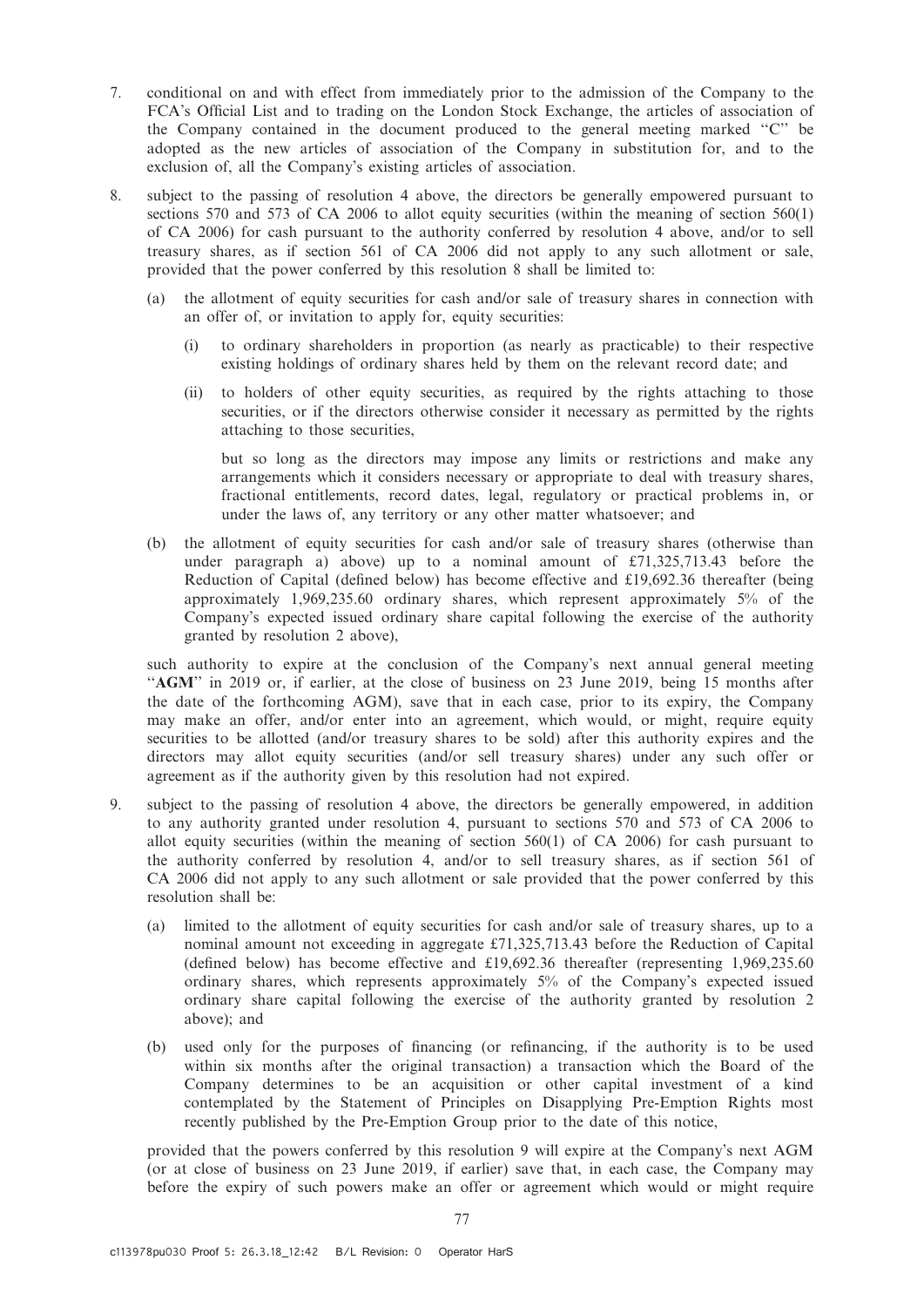7. conditional on and with effect from immediately prior to the admission of the Company to the FCA's Official List and to trading on the London Stock Exchange, the articles of association of the Company contained in the document produced to the general meeting marked "C" be adopted as the new articles of association of the Company in substitution for, and to the exclusion of, all the Company's existing articles of association.

8. subject to the passing of resolution 4 above, the directors be generally empowered pursuant to sections 570 and 573 of CA 2006 to allot equity securities (within the meaning of section 560(1) of CA 2006) for cash pursuant to the authority conferred by resolution 4 above, and/or to sell treasury shares, as if section 561 of CA 2006 did not apply to any such allotment or sale, provided that the power conferred by this resolution 8 shall be limited to:

   (a) the allotment of equity securities for cash and/or sale of treasury shares in connection with an offer of, or invitation to apply for, equity securities:

      (i) to ordinary shareholders in proportion (as nearly as practicable) to their respective existing holdings of ordinary shares held by them on the relevant record date; and

      (ii) to holders of other equity securities, as required by the rights attaching to those securities, or if the directors otherwise consider it necessary as permitted by the rights attaching to those securities,

      but so long as the directors may impose any limits or restrictions and make any arrangements which it considers necessary or appropriate to deal with treasury shares, fractional entitlements, record dates, legal, regulatory or practical problems in, or under the laws of, any territory or any other matter whatsoever; and

   (b) the allotment of equity securities for cash and/or sale of treasury shares (otherwise than under paragraph a) above) up to a nominal amount of £71,325,713.43 before the Reduction of Capital (defined below) has become effective and £19,692.36 thereafter (being approximately 1,969,235.60 ordinary shares, which represent approximately 5% of the Company's expected issued ordinary share capital following the exercise of the authority granted by resolution 2 above),

   such authority to expire at the conclusion of the Company's next annual general meeting "**AGM**" in 2019 or, if earlier, at the close of business on 23 June 2019, being 15 months after the date of the forthcoming AGM), save that in each case, prior to its expiry, the Company may make an offer, and/or enter into an agreement, which would, or might, require equity securities to be allotted (and/or treasury shares to be sold) after this authority expires and the directors may allot equity securities (and/or sell treasury shares) under any such offer or agreement as if the authority given by this resolution had not expired.

9. subject to the passing of resolution 4 above, the directors be generally empowered, in addition to any authority granted under resolution 4, pursuant to sections 570 and 573 of CA 2006 to allot equity securities (within the meaning of section 560(1) of CA 2006) for cash pursuant to the authority conferred by resolution 4, and/or to sell treasury shares, as if section 561 of CA 2006 did not apply to any such allotment or sale provided that the power conferred by this resolution shall be:

   (a) limited to the allotment of equity securities for cash and/or sale of treasury shares, up to a nominal amount not exceeding in aggregate £71,325,713.43 before the Reduction of Capital (defined below) has become effective and £19,692.36 thereafter (representing 1,969,235.60 ordinary shares, which represents approximately 5% of the Company's expected issued ordinary share capital following the exercise of the authority granted by resolution 2 above); and

   (b) used only for the purposes of financing (or refinancing, if the authority is to be used within six months after the original transaction) a transaction which the Board of the Company determines to be an acquisition or other capital investment of a kind contemplated by the Statement of Principles on Disapplying Pre-Emption Rights most recently published by the Pre-Emption Group prior to the date of this notice,

   provided that the powers conferred by this resolution 9 will expire at the Company's next AGM (or at close of business on 23 June 2019, if earlier) save that, in each case, the Company may before the expiry of such powers make an offer or agreement which would or might require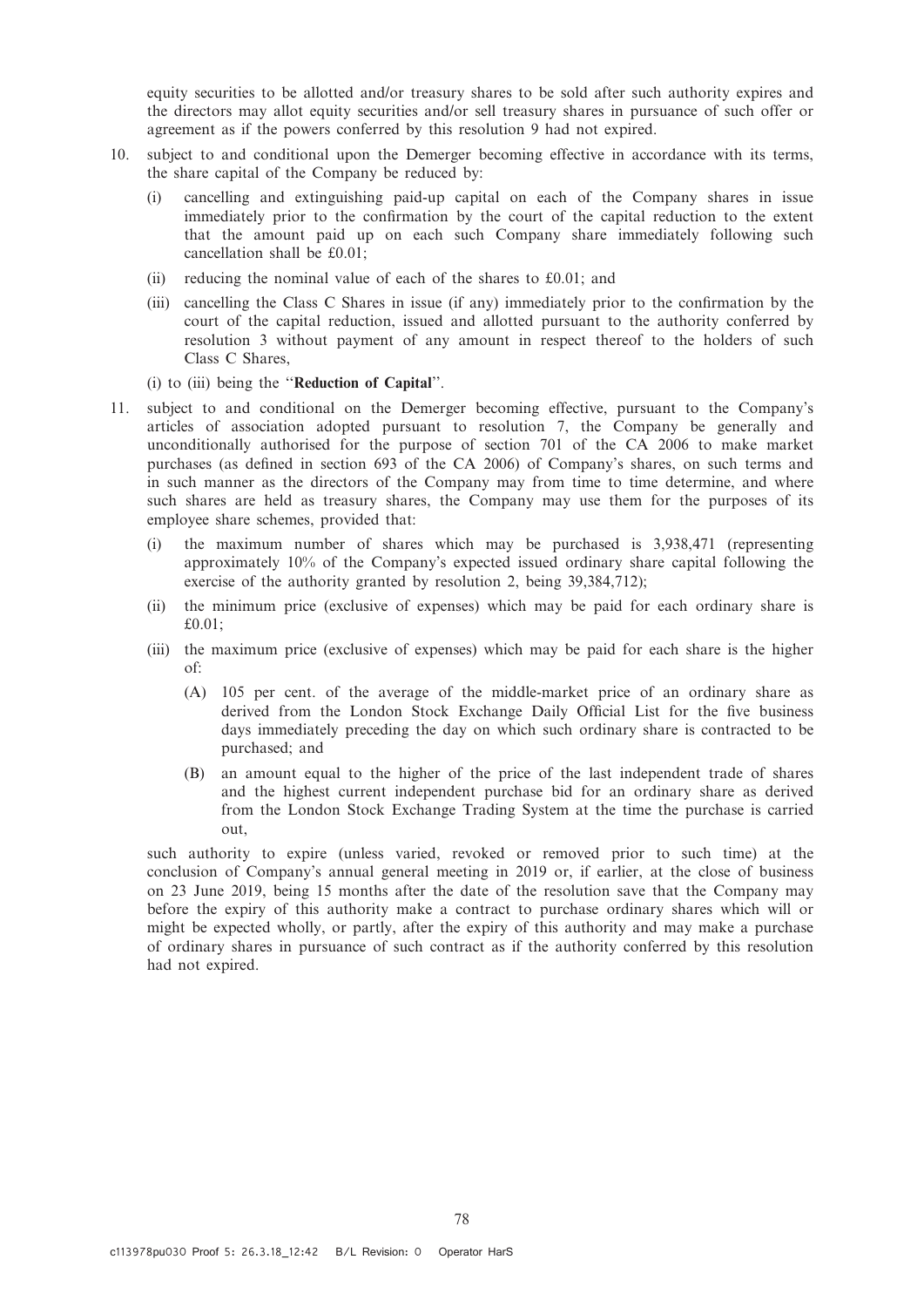equity securities to be allotted and/or treasury shares to be sold after such authority expires and the directors may allot equity securities and/or sell treasury shares in pursuance of such offer or agreement as if the powers conferred by this resolution 9 had not expired.

10. subject to and conditional upon the Demerger becoming effective in accordance with its terms, the share capital of the Company be reduced by:

    (i) cancelling and extinguishing paid-up capital on each of the Company shares in issue immediately prior to the confirmation by the court of the capital reduction to the extent that the amount paid up on each such Company share immediately following such cancellation shall be £0.01;

    (ii) reducing the nominal value of each of the shares to £0.01; and

    (iii) cancelling the Class C Shares in issue (if any) immediately prior to the confirmation by the court of the capital reduction, issued and allotted pursuant to the authority conferred by resolution 3 without payment of any amount in respect thereof to the holders of such Class C Shares,

    (i) to (iii) being the "**Reduction of Capital**".

11. subject to and conditional on the Demerger becoming effective, pursuant to the Company's articles of association adopted pursuant to resolution 7, the Company be generally and unconditionally authorised for the purpose of section 701 of the CA 2006 to make market purchases (as defined in section 693 of the CA 2006) of Company's shares, on such terms and in such manner as the directors of the Company may from time to time determine, and where such shares are held as treasury shares, the Company may use them for the purposes of its employee share schemes, provided that:

    (i) the maximum number of shares which may be purchased is 3,938,471 (representing approximately 10% of the Company's expected issued ordinary share capital following the exercise of the authority granted by resolution 2, being 39,384,712);

    (ii) the minimum price (exclusive of expenses) which may be paid for each ordinary share is £0.01;

    (iii) the maximum price (exclusive of expenses) which may be paid for each share is the higher of:

        (A) 105 per cent. of the average of the middle-market price of an ordinary share as derived from the London Stock Exchange Daily Official List for the five business days immediately preceding the day on which such ordinary share is contracted to be purchased; and

        (B) an amount equal to the higher of the price of the last independent trade of shares and the highest current independent purchase bid for an ordinary share as derived from the London Stock Exchange Trading System at the time the purchase is carried out,

    such authority to expire (unless varied, revoked or removed prior to such time) at the conclusion of Company's annual general meeting in 2019 or, if earlier, at the close of business on 23 June 2019, being 15 months after the date of the resolution save that the Company may before the expiry of this authority make a contract to purchase ordinary shares which will or might be expected wholly, or partly, after the expiry of this authority and may make a purchase of ordinary shares in pursuance of such contract as if the authority conferred by this resolution had not expired.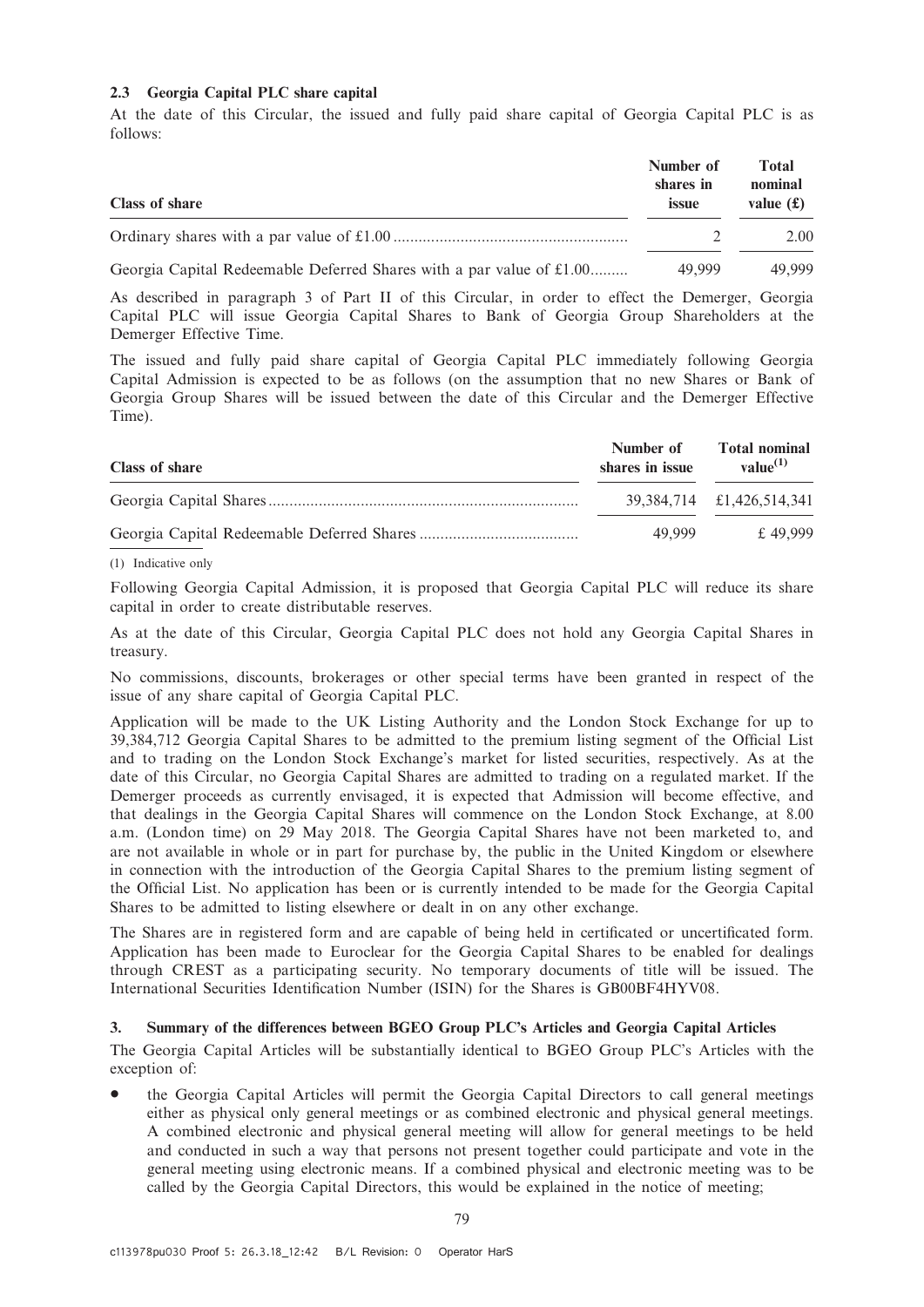### 2.3 Georgia Capital PLC share capital

At the date of this Circular, the issued and fully paid share capital of Georgia Capital PLC is as follows:

| Class of share | Number of shares in issue | Total nominal value (£) |
|---|---|---|
| Ordinary shares with a par value of £1.00 | 2 | 2.00 |
| Georgia Capital Redeemable Deferred Shares with a par value of £1.00 | 49,999 | 49,999 |

As described in paragraph 3 of Part II of this Circular, in order to effect the Demerger, Georgia Capital PLC will issue Georgia Capital Shares to Bank of Georgia Group Shareholders at the Demerger Effective Time.

The issued and fully paid share capital of Georgia Capital PLC immediately following Georgia Capital Admission is expected to be as follows (on the assumption that no new Shares or Bank of Georgia Group Shares will be issued between the date of this Circular and the Demerger Effective Time).

| Class of share | Number of shares in issue | Total nominal value[(1)] |
|---|---|---|
| Georgia Capital Shares | 39,384,714 | £1,426,514,341 |
| Georgia Capital Redeemable Deferred Shares | 49,999 | £ 49,999 |

(1) Indicative only

Following Georgia Capital Admission, it is proposed that Georgia Capital PLC will reduce its share capital in order to create distributable reserves.

As at the date of this Circular, Georgia Capital PLC does not hold any Georgia Capital Shares in treasury.

No commissions, discounts, brokerages or other special terms have been granted in respect of the issue of any share capital of Georgia Capital PLC.

Application will be made to the UK Listing Authority and the London Stock Exchange for up to 39,384,712 Georgia Capital Shares to be admitted to the premium listing segment of the Official List and to trading on the London Stock Exchange's market for listed securities, respectively. As at the date of this Circular, no Georgia Capital Shares are admitted to trading on a regulated market. If the Demerger proceeds as currently envisaged, it is expected that Admission will become effective, and that dealings in the Georgia Capital Shares will commence on the London Stock Exchange, at 8.00 a.m. (London time) on 29 May 2018. The Georgia Capital Shares have not been marketed to, and are not available in whole or in part for purchase by, the public in the United Kingdom or elsewhere in connection with the introduction of the Georgia Capital Shares to the premium listing segment of the Official List. No application has been or is currently intended to be made for the Georgia Capital Shares to be admitted to listing elsewhere or dealt in on any other exchange.

The Shares are in registered form and are capable of being held in certificated or uncertificated form. Application has been made to Euroclear for the Georgia Capital Shares to be enabled for dealings through CREST as a participating security. No temporary documents of title will be issued. The International Securities Identification Number (ISIN) for the Shares is GB00BF4HYV08.

## 3. Summary of the differences between BGEO Group PLC's Articles and Georgia Capital Articles

The Georgia Capital Articles will be substantially identical to BGEO Group PLC's Articles with the exception of:

- the Georgia Capital Articles will permit the Georgia Capital Directors to call general meetings either as physical only general meetings or as combined electronic and physical general meetings. A combined electronic and physical general meeting will allow for general meetings to be held and conducted in such a way that persons not present together could participate and vote in the general meeting using electronic means. If a combined physical and electronic meeting was to be called by the Georgia Capital Directors, this would be explained in the notice of meeting;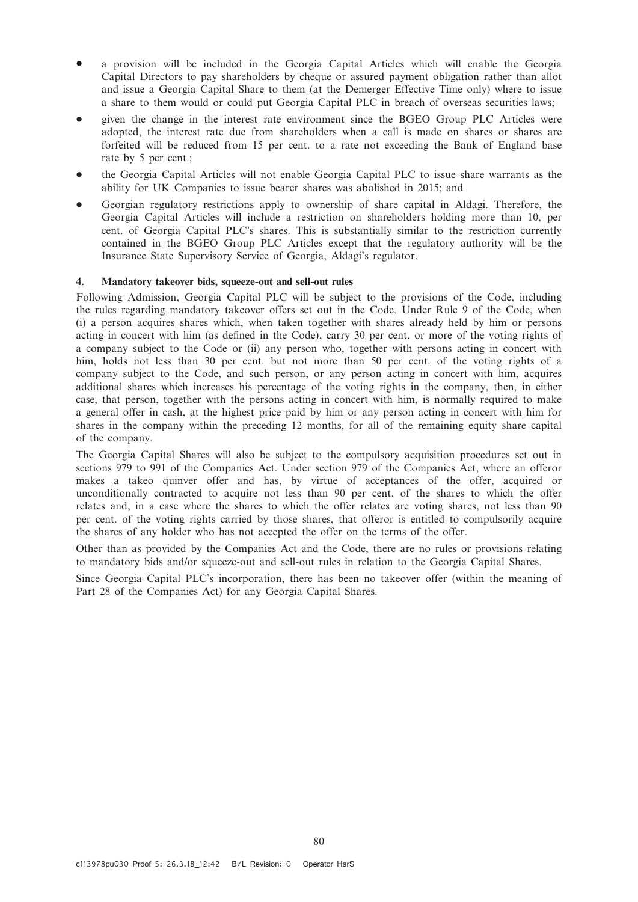- a provision will be included in the Georgia Capital Articles which will enable the Georgia Capital Directors to pay shareholders by cheque or assured payment obligation rather than allot and issue a Georgia Capital Share to them (at the Demerger Effective Time only) where to issue a share to them would or could put Georgia Capital PLC in breach of overseas securities laws;
- given the change in the interest rate environment since the BGEO Group PLC Articles were adopted, the interest rate due from shareholders when a call is made on shares or shares are forfeited will be reduced from 15 per cent. to a rate not exceeding the Bank of England base rate by 5 per cent.;
- the Georgia Capital Articles will not enable Georgia Capital PLC to issue share warrants as the ability for UK Companies to issue bearer shares was abolished in 2015; and
- Georgian regulatory restrictions apply to ownership of share capital in Aldagi. Therefore, the Georgia Capital Articles will include a restriction on shareholders holding more than 10, per cent. of Georgia Capital PLC's shares. This is substantially similar to the restriction currently contained in the BGEO Group PLC Articles except that the regulatory authority will be the Insurance State Supervisory Service of Georgia, Aldagi's regulator.

**4. Mandatory takeover bids, squeeze-out and sell-out rules**

Following Admission, Georgia Capital PLC will be subject to the provisions of the Code, including the rules regarding mandatory takeover offers set out in the Code. Under Rule 9 of the Code, when (i) a person acquires shares which, when taken together with shares already held by him or persons acting in concert with him (as defined in the Code), carry 30 per cent. or more of the voting rights of a company subject to the Code or (ii) any person who, together with persons acting in concert with him, holds not less than 30 per cent. but not more than 50 per cent. of the voting rights of a company subject to the Code, and such person, or any person acting in concert with him, acquires additional shares which increases his percentage of the voting rights in the company, then, in either case, that person, together with the persons acting in concert with him, is normally required to make a general offer in cash, at the highest price paid by him or any person acting in concert with him for shares in the company within the preceding 12 months, for all of the remaining equity share capital of the company.

The Georgia Capital Shares will also be subject to the compulsory acquisition procedures set out in sections 979 to 991 of the Companies Act. Under section 979 of the Companies Act, where an offeror makes a takeo quinver offer and has, by virtue of acceptances of the offer, acquired or unconditionally contracted to acquire not less than 90 per cent. of the shares to which the offer relates and, in a case where the shares to which the offer relates are voting shares, not less than 90 per cent. of the voting rights carried by those shares, that offeror is entitled to compulsorily acquire the shares of any holder who has not accepted the offer on the terms of the offer.

Other than as provided by the Companies Act and the Code, there are no rules or provisions relating to mandatory bids and/or squeeze-out and sell-out rules in relation to the Georgia Capital Shares.

Since Georgia Capital PLC's incorporation, there has been no takeover offer (within the meaning of Part 28 of the Companies Act) for any Georgia Capital Shares.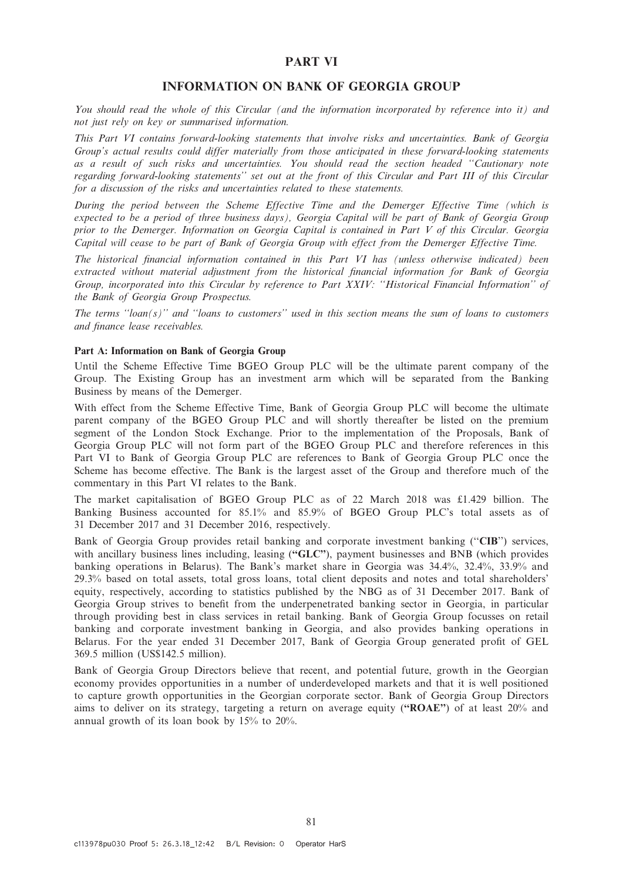# PART VI

## INFORMATION ON BANK OF GEORGIA GROUP

*You should read the whole of this Circular (and the information incorporated by reference into it) and not just rely on key or summarised information.*

*This Part VI contains forward-looking statements that involve risks and uncertainties. Bank of Georgia Group's actual results could differ materially from those anticipated in these forward-looking statements as a result of such risks and uncertainties. You should read the section headed "Cautionary note regarding forward-looking statements" set out at the front of this Circular and Part III of this Circular for a discussion of the risks and uncertainties related to these statements.*

*During the period between the Scheme Effective Time and the Demerger Effective Time (which is expected to be a period of three business days), Georgia Capital will be part of Bank of Georgia Group prior to the Demerger. Information on Georgia Capital is contained in Part V of this Circular. Georgia Capital will cease to be part of Bank of Georgia Group with effect from the Demerger Effective Time.*

*The historical financial information contained in this Part VI has (unless otherwise indicated) been extracted without material adjustment from the historical financial information for Bank of Georgia Group, incorporated into this Circular by reference to Part XXIV: "Historical Financial Information" of the Bank of Georgia Group Prospectus.*

*The terms "loan(s)" and "loans to customers" used in this section means the sum of loans to customers and finance lease receivables.*

### Part A: Information on Bank of Georgia Group

Until the Scheme Effective Time BGEO Group PLC will be the ultimate parent company of the Group. The Existing Group has an investment arm which will be separated from the Banking Business by means of the Demerger.

With effect from the Scheme Effective Time, Bank of Georgia Group PLC will become the ultimate parent company of the BGEO Group PLC and will shortly thereafter be listed on the premium segment of the London Stock Exchange. Prior to the implementation of the Proposals, Bank of Georgia Group PLC will not form part of the BGEO Group PLC and therefore references in this Part VI to Bank of Georgia Group PLC are references to Bank of Georgia Group PLC once the Scheme has become effective. The Bank is the largest asset of the Group and therefore much of the commentary in this Part VI relates to the Bank.

The market capitalisation of BGEO Group PLC as of 22 March 2018 was £1.429 billion. The Banking Business accounted for 85.1% and 85.9% of BGEO Group PLC's total assets as of 31 December 2017 and 31 December 2016, respectively.

Bank of Georgia Group provides retail banking and corporate investment banking ("**CIB**") services, with ancillary business lines including, leasing (**"GLC"**), payment businesses and BNB (which provides banking operations in Belarus). The Bank's market share in Georgia was 34.4%, 32.4%, 33.9% and 29.3% based on total assets, total gross loans, total client deposits and notes and total shareholders' equity, respectively, according to statistics published by the NBG as of 31 December 2017. Bank of Georgia Group strives to benefit from the underpenetrated banking sector in Georgia, in particular through providing best in class services in retail banking. Bank of Georgia Group focusses on retail banking and corporate investment banking in Georgia, and also provides banking operations in Belarus. For the year ended 31 December 2017, Bank of Georgia Group generated profit of GEL 369.5 million (US$142.5 million).

Bank of Georgia Group Directors believe that recent, and potential future, growth in the Georgian economy provides opportunities in a number of underdeveloped markets and that it is well positioned to capture growth opportunities in the Georgian corporate sector. Bank of Georgia Group Directors aims to deliver on its strategy, targeting a return on average equity (**"ROAE"**) of at least 20% and annual growth of its loan book by 15% to 20%.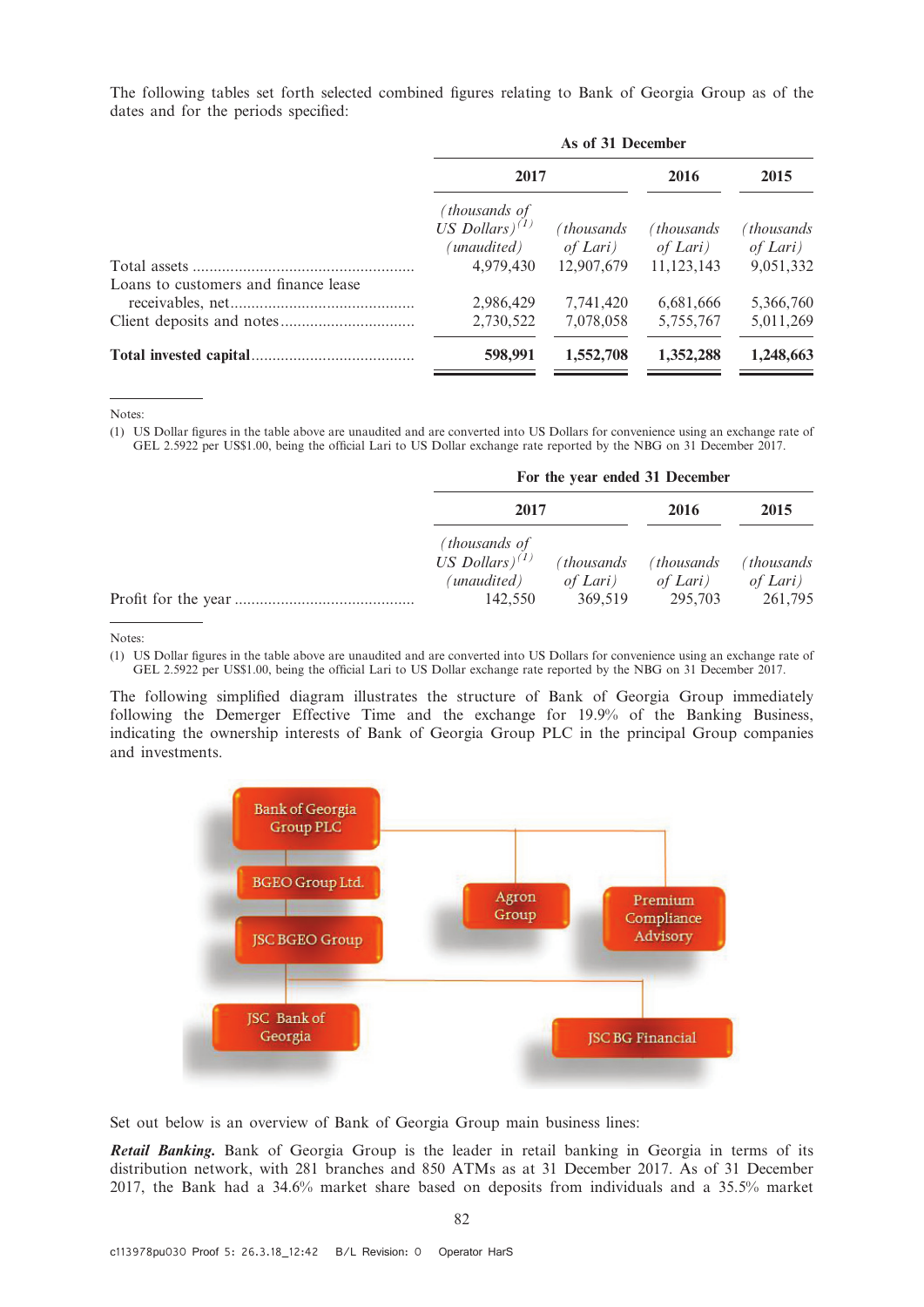The following tables set forth selected combined figures relating to Bank of Georgia Group as of the dates and for the periods specified:

| | As of 31 December | | | |
|---|---|---|---|---|
| | 2017 | | 2016 | 2015 |
| | *(thousands of US Dollars)*[(1)] *(unaudited)* | *(thousands of Lari)* | *(thousands of Lari)* | *(thousands of Lari)* |
| Total assets | 4,979,430 | 12,907,679 | 11,123,143 | 9,051,332 |
| Loans to customers and finance lease receivables, net | 2,986,429 | 7,741,420 | 6,681,666 | 5,366,760 |
| Client deposits and notes | 2,730,522 | 7,078,058 | 5,755,767 | 5,011,269 |
| **Total invested capital** | **598,991** | **1,552,708** | **1,352,288** | **1,248,663** |

Notes:

(1) US Dollar figures in the table above are unaudited and are converted into US Dollars for convenience using an exchange rate of GEL 2.5922 per US$1.00, being the official Lari to US Dollar exchange rate reported by the NBG on 31 December 2017.

| | For the year ended 31 December | | | |
|---|---|---|---|---|
| | 2017 | | 2016 | 2015 |
| | *(thousands of US Dollars)*[(1)] *(unaudited)* | *(thousands of Lari)* | *(thousands of Lari)* | *(thousands of Lari)* |
| Profit for the year | 142,550 | 369,519 | 295,703 | 261,795 |

Notes:

(1) US Dollar figures in the table above are unaudited and are converted into US Dollars for convenience using an exchange rate of GEL 2.5922 per US$1.00, being the official Lari to US Dollar exchange rate reported by the NBG on 31 December 2017.

The following simplified diagram illustrates the structure of Bank of Georgia Group immediately following the Demerger Effective Time and the exchange for 19.9% of the Banking Business, indicating the ownership interests of Bank of Georgia Group PLC in the principal Group companies and investments.

Bank of Georgia Group PLC

BGEO Group Ltd.

JSC BGEO Group

Agron Group

Premium Compliance Advisory

JSC Bank of Georgia

JSC BG Financial

Set out below is an overview of Bank of Georgia Group main business lines:

***Retail Banking.*** Bank of Georgia Group is the leader in retail banking in Georgia in terms of its distribution network, with 281 branches and 850 ATMs as at 31 December 2017. As of 31 December 2017, the Bank had a 34.6% market share based on deposits from individuals and a 35.5% market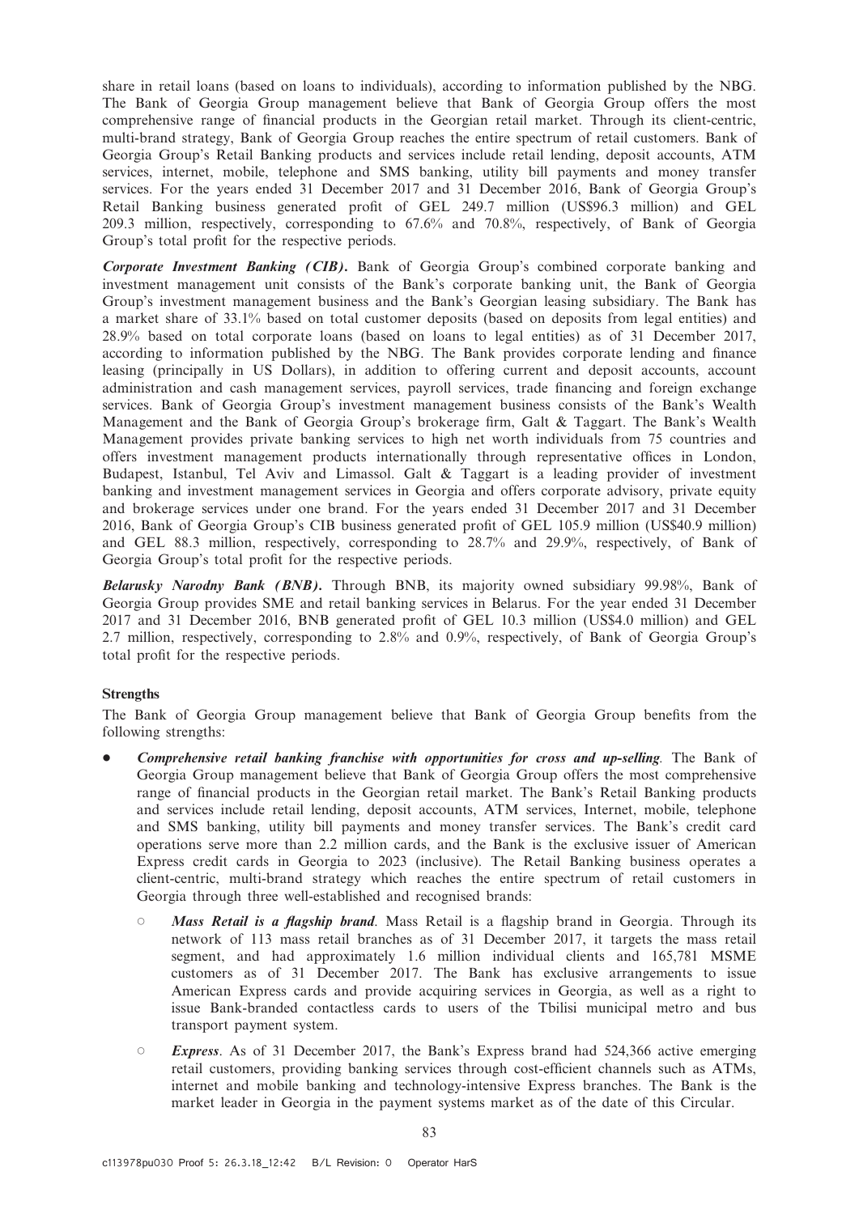share in retail loans (based on loans to individuals), according to information published by the NBG. The Bank of Georgia Group management believe that Bank of Georgia Group offers the most comprehensive range of financial products in the Georgian retail market. Through its client-centric, multi-brand strategy, Bank of Georgia Group reaches the entire spectrum of retail customers. Bank of Georgia Group's Retail Banking products and services include retail lending, deposit accounts, ATM services, internet, mobile, telephone and SMS banking, utility bill payments and money transfer services. For the years ended 31 December 2017 and 31 December 2016, Bank of Georgia Group's Retail Banking business generated profit of GEL 249.7 million (US$96.3 million) and GEL 209.3 million, respectively, corresponding to 67.6% and 70.8%, respectively, of Bank of Georgia Group's total profit for the respective periods.

***Corporate Investment Banking (CIB).*** Bank of Georgia Group's combined corporate banking and investment management unit consists of the Bank's corporate banking unit, the Bank of Georgia Group's investment management business and the Bank's Georgian leasing subsidiary. The Bank has a market share of 33.1% based on total customer deposits (based on deposits from legal entities) and 28.9% based on total corporate loans (based on loans to legal entities) as of 31 December 2017, according to information published by the NBG. The Bank provides corporate lending and finance leasing (principally in US Dollars), in addition to offering current and deposit accounts, account administration and cash management services, payroll services, trade financing and foreign exchange services. Bank of Georgia Group's investment management business consists of the Bank's Wealth Management and the Bank of Georgia Group's brokerage firm, Galt & Taggart. The Bank's Wealth Management provides private banking services to high net worth individuals from 75 countries and offers investment management products internationally through representative offices in London, Budapest, Istanbul, Tel Aviv and Limassol. Galt & Taggart is a leading provider of investment banking and investment management services in Georgia and offers corporate advisory, private equity and brokerage services under one brand. For the years ended 31 December 2017 and 31 December 2016, Bank of Georgia Group's CIB business generated profit of GEL 105.9 million (US$40.9 million) and GEL 88.3 million, respectively, corresponding to 28.7% and 29.9%, respectively, of Bank of Georgia Group's total profit for the respective periods.

***Belarusky Narodny Bank (BNB).*** Through BNB, its majority owned subsidiary 99.98%, Bank of Georgia Group provides SME and retail banking services in Belarus. For the year ended 31 December 2017 and 31 December 2016, BNB generated profit of GEL 10.3 million (US$4.0 million) and GEL 2.7 million, respectively, corresponding to 2.8% and 0.9%, respectively, of Bank of Georgia Group's total profit for the respective periods.

**Strengths**

The Bank of Georgia Group management believe that Bank of Georgia Group benefits from the following strengths:

- ***Comprehensive retail banking franchise with opportunities for cross and up-selling.*** The Bank of Georgia Group management believe that Bank of Georgia Group offers the most comprehensive range of financial products in the Georgian retail market. The Bank's Retail Banking products and services include retail lending, deposit accounts, ATM services, Internet, mobile, telephone and SMS banking, utility bill payments and money transfer services. The Bank's credit card operations serve more than 2.2 million cards, and the Bank is the exclusive issuer of American Express credit cards in Georgia to 2023 (inclusive). The Retail Banking business operates a client-centric, multi-brand strategy which reaches the entire spectrum of retail customers in Georgia through three well-established and recognised brands:
  - ***Mass Retail is a flagship brand.*** Mass Retail is a flagship brand in Georgia. Through its network of 113 mass retail branches as of 31 December 2017, it targets the mass retail segment, and had approximately 1.6 million individual clients and 165,781 MSME customers as of 31 December 2017. The Bank has exclusive arrangements to issue American Express cards and provide acquiring services in Georgia, as well as a right to issue Bank-branded contactless cards to users of the Tbilisi municipal metro and bus transport payment system.
  - ***Express.*** As of 31 December 2017, the Bank's Express brand had 524,366 active emerging retail customers, providing banking services through cost-efficient channels such as ATMs, internet and mobile banking and technology-intensive Express branches. The Bank is the market leader in Georgia in the payment systems market as of the date of this Circular.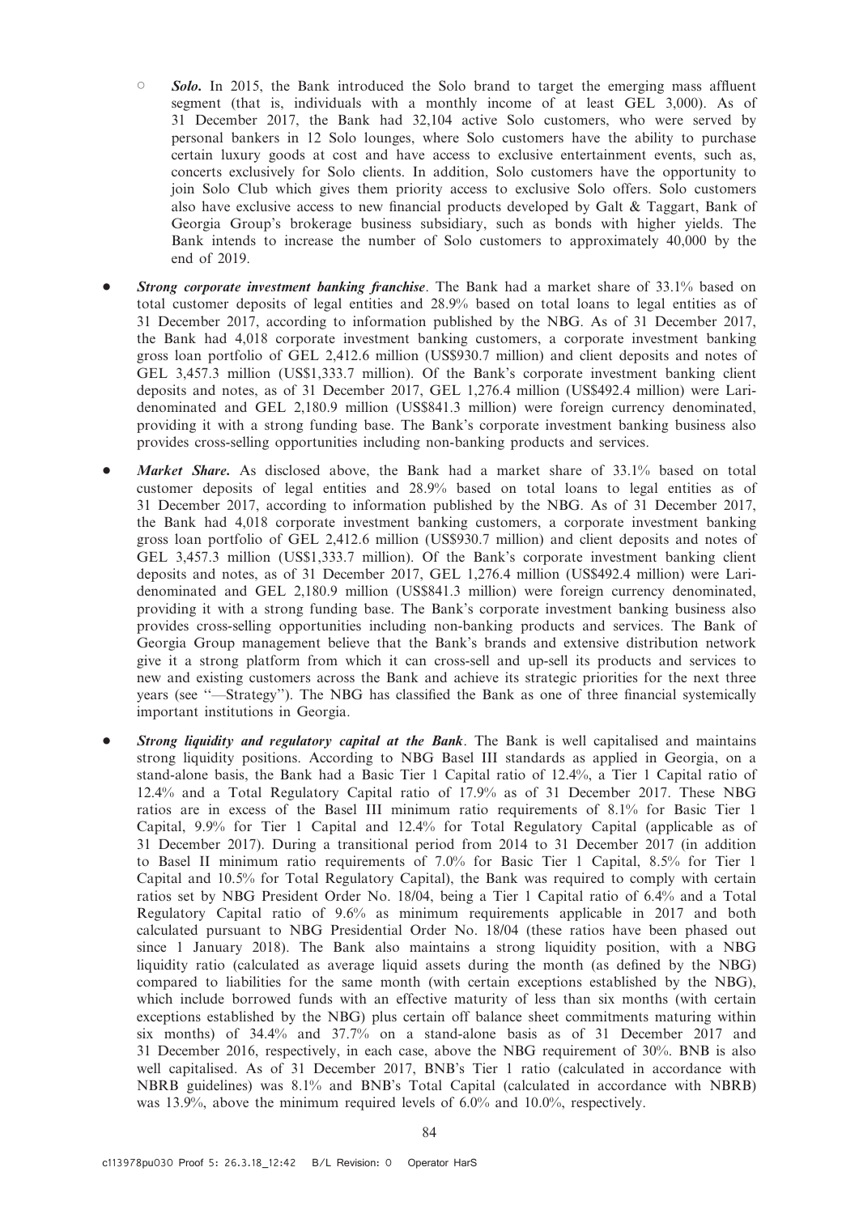- **Solo.** In 2015, the Bank introduced the Solo brand to target the emerging mass affluent segment (that is, individuals with a monthly income of at least GEL 3,000). As of 31 December 2017, the Bank had 32,104 active Solo customers, who were served by personal bankers in 12 Solo lounges, where Solo customers have the ability to purchase certain luxury goods at cost and have access to exclusive entertainment events, such as, concerts exclusively for Solo clients. In addition, Solo customers have the opportunity to join Solo Club which gives them priority access to exclusive Solo offers. Solo customers also have exclusive access to new financial products developed by Galt & Taggart, Bank of Georgia Group's brokerage business subsidiary, such as bonds with higher yields. The Bank intends to increase the number of Solo customers to approximately 40,000 by the end of 2019.

- ***Strong corporate investment banking franchise***. The Bank had a market share of 33.1% based on total customer deposits of legal entities and 28.9% based on total loans to legal entities as of 31 December 2017, according to information published by the NBG. As of 31 December 2017, the Bank had 4,018 corporate investment banking customers, a corporate investment banking gross loan portfolio of GEL 2,412.6 million (US$930.7 million) and client deposits and notes of GEL 3,457.3 million (US$1,333.7 million). Of the Bank's corporate investment banking client deposits and notes, as of 31 December 2017, GEL 1,276.4 million (US$492.4 million) were Lari-denominated and GEL 2,180.9 million (US$841.3 million) were foreign currency denominated, providing it with a strong funding base. The Bank's corporate investment banking business also provides cross-selling opportunities including non-banking products and services.

- ***Market Share.*** As disclosed above, the Bank had a market share of 33.1% based on total customer deposits of legal entities and 28.9% based on total loans to legal entities as of 31 December 2017, according to information published by the NBG. As of 31 December 2017, the Bank had 4,018 corporate investment banking customers, a corporate investment banking gross loan portfolio of GEL 2,412.6 million (US$930.7 million) and client deposits and notes of GEL 3,457.3 million (US$1,333.7 million). Of the Bank's corporate investment banking client deposits and notes, as of 31 December 2017, GEL 1,276.4 million (US$492.4 million) were Lari-denominated and GEL 2,180.9 million (US$841.3 million) were foreign currency denominated, providing it with a strong funding base. The Bank's corporate investment banking business also provides cross-selling opportunities including non-banking products and services. The Bank of Georgia Group management believe that the Bank's brands and extensive distribution network give it a strong platform from which it can cross-sell and up-sell its products and services to new and existing customers across the Bank and achieve its strategic priorities for the next three years (see "—Strategy"). The NBG has classified the Bank as one of three financial systemically important institutions in Georgia.

- ***Strong liquidity and regulatory capital at the Bank***. The Bank is well capitalised and maintains strong liquidity positions. According to NBG Basel III standards as applied in Georgia, on a stand-alone basis, the Bank had a Basic Tier 1 Capital ratio of 12.4%, a Tier 1 Capital ratio of 12.4% and a Total Regulatory Capital ratio of 17.9% as of 31 December 2017. These NBG ratios are in excess of the Basel III minimum ratio requirements of 8.1% for Basic Tier 1 Capital, 9.9% for Tier 1 Capital and 12.4% for Total Regulatory Capital (applicable as of 31 December 2017). During a transitional period from 2014 to 31 December 2017 (in addition to Basel II minimum ratio requirements of 7.0% for Basic Tier 1 Capital, 8.5% for Tier 1 Capital and 10.5% for Total Regulatory Capital), the Bank was required to comply with certain ratios set by NBG President Order No. 18/04, being a Tier 1 Capital ratio of 6.4% and a Total Regulatory Capital ratio of 9.6% as minimum requirements applicable in 2017 and both calculated pursuant to NBG Presidential Order No. 18/04 (these ratios have been phased out since 1 January 2018). The Bank also maintains a strong liquidity position, with a NBG liquidity ratio (calculated as average liquid assets during the month (as defined by the NBG) compared to liabilities for the same month (with certain exceptions established by the NBG), which include borrowed funds with an effective maturity of less than six months (with certain exceptions established by the NBG) plus certain off balance sheet commitments maturing within six months) of 34.4% and 37.7% on a stand-alone basis as of 31 December 2017 and 31 December 2016, respectively, in each case, above the NBG requirement of 30%. BNB is also well capitalised. As of 31 December 2017, BNB's Tier 1 ratio (calculated in accordance with NBRB guidelines) was 8.1% and BNB's Total Capital (calculated in accordance with NBRB) was 13.9%, above the minimum required levels of 6.0% and 10.0%, respectively.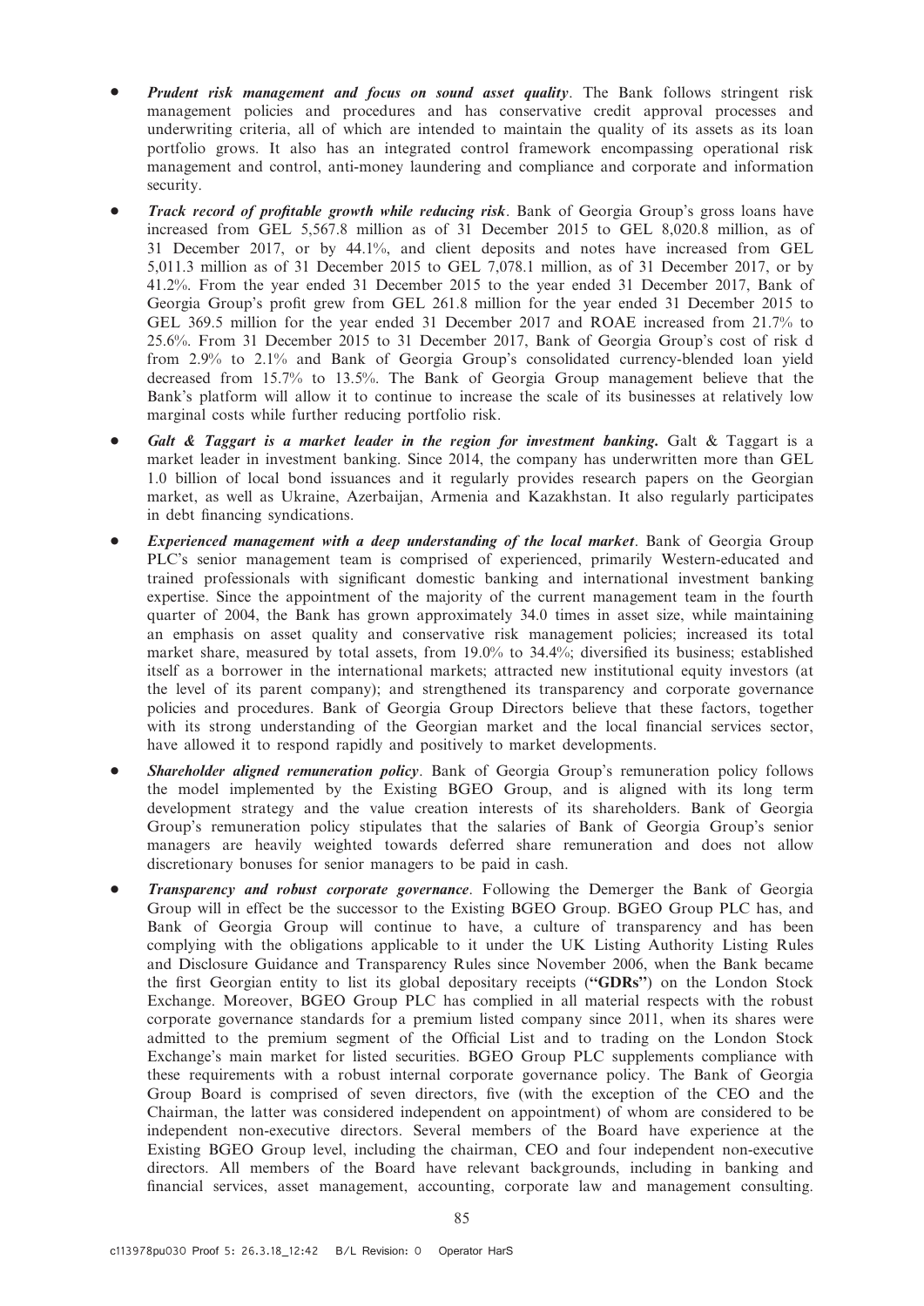- ***Prudent risk management and focus on sound asset quality***. The Bank follows stringent risk management policies and procedures and has conservative credit approval processes and underwriting criteria, all of which are intended to maintain the quality of its assets as its loan portfolio grows. It also has an integrated control framework encompassing operational risk management and control, anti-money laundering and compliance and corporate and information security.
- ***Track record of profitable growth while reducing risk***. Bank of Georgia Group's gross loans have increased from GEL 5,567.8 million as of 31 December 2015 to GEL 8,020.8 million, as of 31 December 2017, or by 44.1%, and client deposits and notes have increased from GEL 5,011.3 million as of 31 December 2015 to GEL 7,078.1 million, as of 31 December 2017, or by 41.2%. From the year ended 31 December 2015 to the year ended 31 December 2017, Bank of Georgia Group's profit grew from GEL 261.8 million for the year ended 31 December 2015 to GEL 369.5 million for the year ended 31 December 2017 and ROAE increased from 21.7% to 25.6%. From 31 December 2015 to 31 December 2017, Bank of Georgia Group's cost of risk d from 2.9% to 2.1% and Bank of Georgia Group's consolidated currency-blended loan yield decreased from 15.7% to 13.5%. The Bank of Georgia Group management believe that the Bank's platform will allow it to continue to increase the scale of its businesses at relatively low marginal costs while further reducing portfolio risk.
- ***Galt & Taggart is a market leader in the region for investment banking.*** Galt & Taggart is a market leader in investment banking. Since 2014, the company has underwritten more than GEL 1.0 billion of local bond issuances and it regularly provides research papers on the Georgian market, as well as Ukraine, Azerbaijan, Armenia and Kazakhstan. It also regularly participates in debt financing syndications.
- ***Experienced management with a deep understanding of the local market***. Bank of Georgia Group PLC's senior management team is comprised of experienced, primarily Western-educated and trained professionals with significant domestic banking and international investment banking expertise. Since the appointment of the majority of the current management team in the fourth quarter of 2004, the Bank has grown approximately 34.0 times in asset size, while maintaining an emphasis on asset quality and conservative risk management policies; increased its total market share, measured by total assets, from 19.0% to 34.4%; diversified its business; established itself as a borrower in the international markets; attracted new institutional equity investors (at the level of its parent company); and strengthened its transparency and corporate governance policies and procedures. Bank of Georgia Group Directors believe that these factors, together with its strong understanding of the Georgian market and the local financial services sector, have allowed it to respond rapidly and positively to market developments.
- ***Shareholder aligned remuneration policy***. Bank of Georgia Group's remuneration policy follows the model implemented by the Existing BGEO Group, and is aligned with its long term development strategy and the value creation interests of its shareholders. Bank of Georgia Group's remuneration policy stipulates that the salaries of Bank of Georgia Group's senior managers are heavily weighted towards deferred share remuneration and does not allow discretionary bonuses for senior managers to be paid in cash.
- ***Transparency and robust corporate governance***. Following the Demerger the Bank of Georgia Group will in effect be the successor to the Existing BGEO Group. BGEO Group PLC has, and Bank of Georgia Group will continue to have, a culture of transparency and has been complying with the obligations applicable to it under the UK Listing Authority Listing Rules and Disclosure Guidance and Transparency Rules since November 2006, when the Bank became the first Georgian entity to list its global depositary receipts (**"GDRs"**) on the London Stock Exchange. Moreover, BGEO Group PLC has complied in all material respects with the robust corporate governance standards for a premium listed company since 2011, when its shares were admitted to the premium segment of the Official List and to trading on the London Stock Exchange's main market for listed securities. BGEO Group PLC supplements compliance with these requirements with a robust internal corporate governance policy. The Bank of Georgia Group Board is comprised of seven directors, five (with the exception of the CEO and the Chairman, the latter was considered independent on appointment) of whom are considered to be independent non-executive directors. Several members of the Board have experience at the Existing BGEO Group level, including the chairman, CEO and four independent non-executive directors. All members of the Board have relevant backgrounds, including in banking and financial services, asset management, accounting, corporate law and management consulting.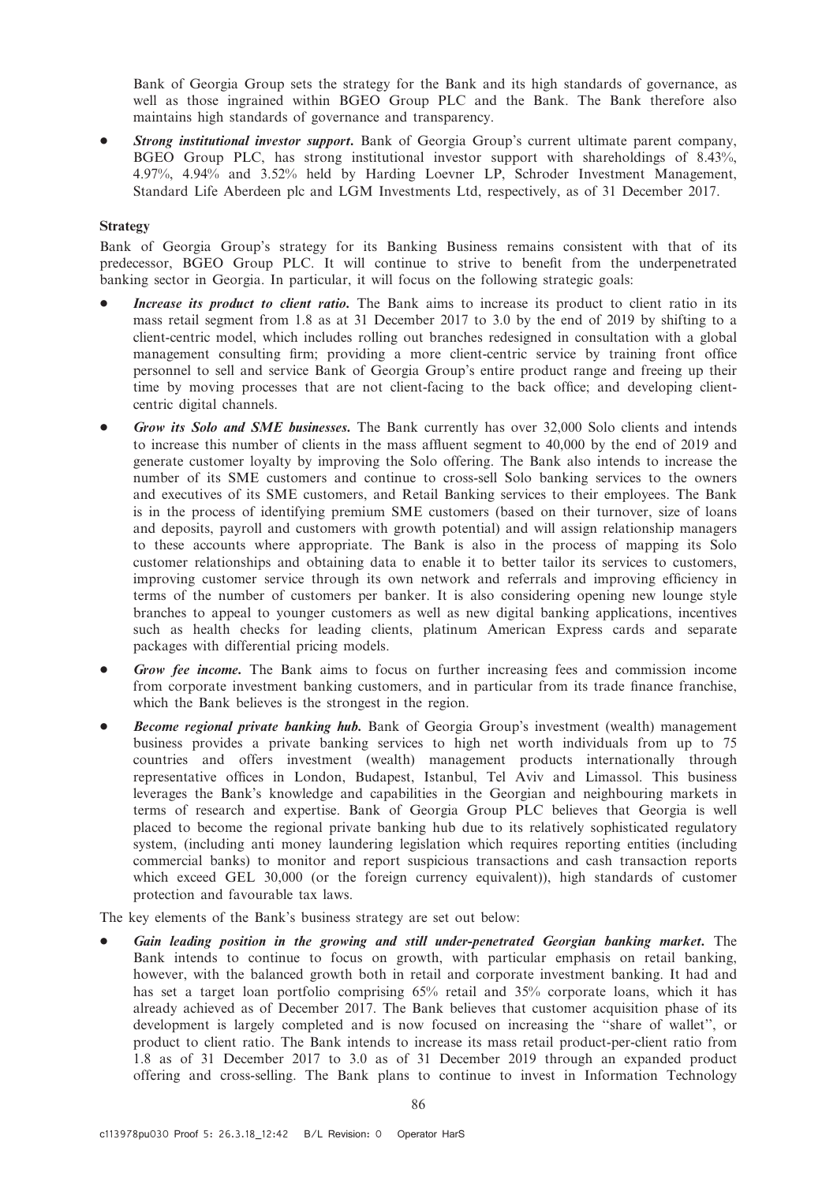Bank of Georgia Group sets the strategy for the Bank and its high standards of governance, as well as those ingrained within BGEO Group PLC and the Bank. The Bank therefore also maintains high standards of governance and transparency.

- ***Strong institutional investor support***. Bank of Georgia Group's current ultimate parent company, BGEO Group PLC, has strong institutional investor support with shareholdings of 8.43%, 4.97%, 4.94% and 3.52% held by Harding Loevner LP, Schroder Investment Management, Standard Life Aberdeen plc and LGM Investments Ltd, respectively, as of 31 December 2017.

**Strategy**

Bank of Georgia Group's strategy for its Banking Business remains consistent with that of its predecessor, BGEO Group PLC. It will continue to strive to benefit from the underpenetrated banking sector in Georgia. In particular, it will focus on the following strategic goals:

- ***Increase its product to client ratio***. The Bank aims to increase its product to client ratio in its mass retail segment from 1.8 as at 31 December 2017 to 3.0 by the end of 2019 by shifting to a client-centric model, which includes rolling out branches redesigned in consultation with a global management consulting firm; providing a more client-centric service by training front office personnel to sell and service Bank of Georgia Group's entire product range and freeing up their time by moving processes that are not client-facing to the back office; and developing client-centric digital channels.
- ***Grow its Solo and SME businesses***. The Bank currently has over 32,000 Solo clients and intends to increase this number of clients in the mass affluent segment to 40,000 by the end of 2019 and generate customer loyalty by improving the Solo offering. The Bank also intends to increase the number of its SME customers and continue to cross-sell Solo banking services to the owners and executives of its SME customers, and Retail Banking services to their employees. The Bank is in the process of identifying premium SME customers (based on their turnover, size of loans and deposits, payroll and customers with growth potential) and will assign relationship managers to these accounts where appropriate. The Bank is also in the process of mapping its Solo customer relationships and obtaining data to enable it to better tailor its services to customers, improving customer service through its own network and referrals and improving efficiency in terms of the number of customers per banker. It is also considering opening new lounge style branches to appeal to younger customers as well as new digital banking applications, incentives such as health checks for leading clients, platinum American Express cards and separate packages with differential pricing models.
- ***Grow fee income***. The Bank aims to focus on further increasing fees and commission income from corporate investment banking customers, and in particular from its trade finance franchise, which the Bank believes is the strongest in the region.
- ***Become regional private banking hub***. Bank of Georgia Group's investment (wealth) management business provides a private banking services to high net worth individuals from up to 75 countries and offers investment (wealth) management products internationally through representative offices in London, Budapest, Istanbul, Tel Aviv and Limassol. This business leverages the Bank's knowledge and capabilities in the Georgian and neighbouring markets in terms of research and expertise. Bank of Georgia Group PLC believes that Georgia is well placed to become the regional private banking hub due to its relatively sophisticated regulatory system, (including anti money laundering legislation which requires reporting entities (including commercial banks) to monitor and report suspicious transactions and cash transaction reports which exceed GEL 30,000 (or the foreign currency equivalent)), high standards of customer protection and favourable tax laws.

The key elements of the Bank's business strategy are set out below:

- ***Gain leading position in the growing and still under-penetrated Georgian banking market***. The Bank intends to continue to focus on growth, with particular emphasis on retail banking, however, with the balanced growth both in retail and corporate investment banking. It had and has set a target loan portfolio comprising 65% retail and 35% corporate loans, which it has already achieved as of December 2017. The Bank believes that customer acquisition phase of its development is largely completed and is now focused on increasing the ''share of wallet'', or product to client ratio. The Bank intends to increase its mass retail product-per-client ratio from 1.8 as of 31 December 2017 to 3.0 as of 31 December 2019 through an expanded product offering and cross-selling. The Bank plans to continue to invest in Information Technology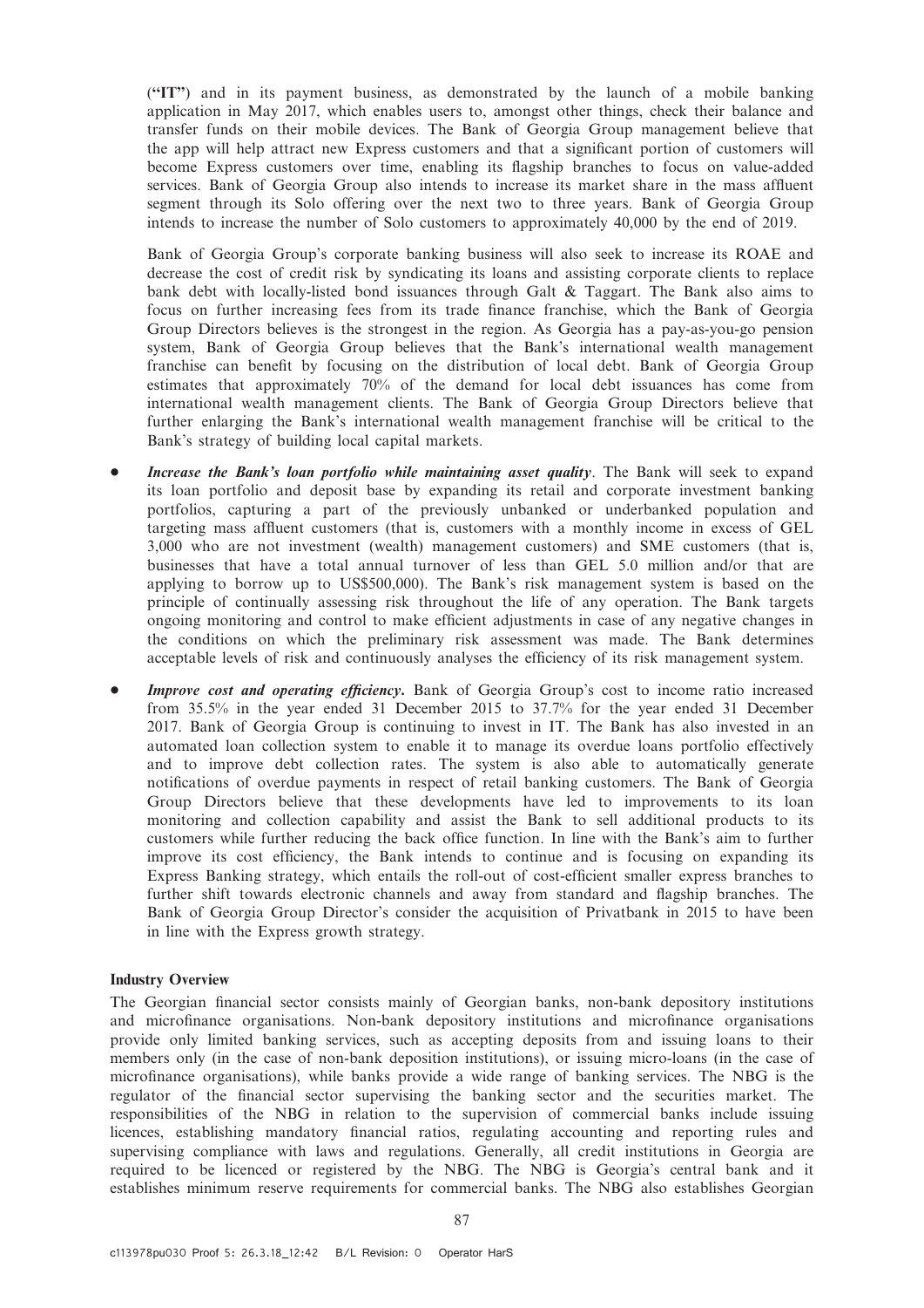("IT") and in its payment business, as demonstrated by the launch of a mobile banking application in May 2017, which enables users to, amongst other things, check their balance and transfer funds on their mobile devices. The Bank of Georgia Group management believe that the app will help attract new Express customers and that a significant portion of customers will become Express customers over time, enabling its flagship branches to focus on value-added services. Bank of Georgia Group also intends to increase its market share in the mass affluent segment through its Solo offering over the next two to three years. Bank of Georgia Group intends to increase the number of Solo customers to approximately 40,000 by the end of 2019.

Bank of Georgia Group's corporate banking business will also seek to increase its ROAE and decrease the cost of credit risk by syndicating its loans and assisting corporate clients to replace bank debt with locally-listed bond issuances through Galt & Taggart. The Bank also aims to focus on further increasing fees from its trade finance franchise, which the Bank of Georgia Group Directors believes is the strongest in the region. As Georgia has a pay-as-you-go pension system, Bank of Georgia Group believes that the Bank's international wealth management franchise can benefit by focusing on the distribution of local debt. Bank of Georgia Group estimates that approximately 70% of the demand for local debt issuances has come from international wealth management clients. The Bank of Georgia Group Directors believe that further enlarging the Bank's international wealth management franchise will be critical to the Bank's strategy of building local capital markets.

- ***Increase the Bank's loan portfolio while maintaining asset quality***. The Bank will seek to expand its loan portfolio and deposit base by expanding its retail and corporate investment banking portfolios, capturing a part of the previously unbanked or underbanked population and targeting mass affluent customers (that is, customers with a monthly income in excess of GEL 3,000 who are not investment (wealth) management customers) and SME customers (that is, businesses that have a total annual turnover of less than GEL 5.0 million and/or that are applying to borrow up to US$500,000). The Bank's risk management system is based on the principle of continually assessing risk throughout the life of any operation. The Bank targets ongoing monitoring and control to make efficient adjustments in case of any negative changes in the conditions on which the preliminary risk assessment was made. The Bank determines acceptable levels of risk and continuously analyses the efficiency of its risk management system.

- ***Improve cost and operating efficiency***. Bank of Georgia Group's cost to income ratio increased from 35.5% in the year ended 31 December 2015 to 37.7% for the year ended 31 December 2017. Bank of Georgia Group is continuing to invest in IT. The Bank has also invested in an automated loan collection system to enable it to manage its overdue loans portfolio effectively and to improve debt collection rates. The system is also able to automatically generate notifications of overdue payments in respect of retail banking customers. The Bank of Georgia Group Directors believe that these developments have led to improvements to its loan monitoring and collection capability and assist the Bank to sell additional products to its customers while further reducing the back office function. In line with the Bank's aim to further improve its cost efficiency, the Bank intends to continue and is focusing on expanding its Express Banking strategy, which entails the roll-out of cost-efficient smaller express branches to further shift towards electronic channels and away from standard and flagship branches. The Bank of Georgia Group Director's consider the acquisition of Privatbank in 2015 to have been in line with the Express growth strategy.

### Industry Overview

The Georgian financial sector consists mainly of Georgian banks, non-bank depository institutions and microfinance organisations. Non-bank depository institutions and microfinance organisations provide only limited banking services, such as accepting deposits from and issuing loans to their members only (in the case of non-bank deposition institutions), or issuing micro-loans (in the case of microfinance organisations), while banks provide a wide range of banking services. The NBG is the regulator of the financial sector supervising the banking sector and the securities market. The responsibilities of the NBG in relation to the supervision of commercial banks include issuing licences, establishing mandatory financial ratios, regulating accounting and reporting rules and supervising compliance with laws and regulations. Generally, all credit institutions in Georgia are required to be licenced or registered by the NBG. The NBG is Georgia's central bank and it establishes minimum reserve requirements for commercial banks. The NBG also establishes Georgian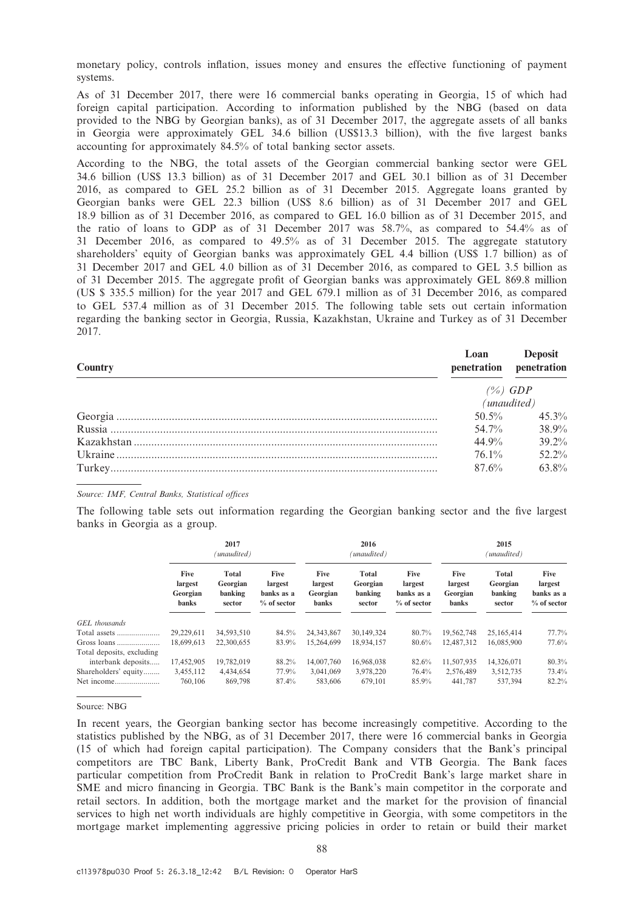monetary policy, controls inflation, issues money and ensures the effective functioning of payment systems.

As of 31 December 2017, there were 16 commercial banks operating in Georgia, 15 of which had foreign capital participation. According to information published by the NBG (based on data provided to the NBG by Georgian banks), as of 31 December 2017, the aggregate assets of all banks in Georgia were approximately GEL 34.6 billion (US$13.3 billion), with the five largest banks accounting for approximately 84.5% of total banking sector assets.

According to the NBG, the total assets of the Georgian commercial banking sector were GEL 34.6 billion (US$ 13.3 billion) as of 31 December 2017 and GEL 30.1 billion as of 31 December 2016, as compared to GEL 25.2 billion as of 31 December 2015. Aggregate loans granted by Georgian banks were GEL 22.3 billion (US$ 8.6 billion) as of 31 December 2017 and GEL 18.9 billion as of 31 December 2016, as compared to GEL 16.0 billion as of 31 December 2015, and the ratio of loans to GDP as of 31 December 2017 was 58.7%, as compared to 54.4% as of 31 December 2016, as compared to 49.5% as of 31 December 2015. The aggregate statutory shareholders' equity of Georgian banks was approximately GEL 4.4 billion (US$ 1.7 billion) as of 31 December 2017 and GEL 4.0 billion as of 31 December 2016, as compared to GEL 3.5 billion as of 31 December 2015. The aggregate profit of Georgian banks was approximately GEL 869.8 million (US $ 335.5 million) for the year 2017 and GEL 679.1 million as of 31 December 2016, as compared to GEL 537.4 million as of 31 December 2015. The following table sets out certain information regarding the banking sector in Georgia, Russia, Kazakhstan, Ukraine and Turkey as of 31 December 2017.

| Country | Loan penetration | Deposit penetration |
|---|---|---|
| | *(%) GDP (unaudited)* | |
| Georgia | 50.5% | 45.3% |
| Russia | 54.7% | 38.9% |
| Kazakhstan | 44.9% | 39.2% |
| Ukraine | 76.1% | 52.2% |
| Turkey | 87.6% | 63.8% |

*Source: IMF, Central Banks, Statistical offices*

The following table sets out information regarding the Georgian banking sector and the five largest banks in Georgia as a group.

| | 2017 *(unaudited)* | | | 2016 *(unaudited)* | | | 2015 *(unaudited)* | | |
|---|---|---|---|---|---|---|---|---|---|
| | Five largest Georgian banks | Total Georgian banking sector | Five largest banks as a % of sector | Five largest Georgian banks | Total Georgian banking sector | Five largest banks as a % of sector | Five largest Georgian banks | Total Georgian banking sector | Five largest banks as a % of sector |
| *GEL thousands* | | | | | | | | | |
| Total assets | 29,229,611 | 34,593,510 | 84.5% | 24,343,867 | 30,149,324 | 80.7% | 19,562,748 | 25,165,414 | 77.7% |
| Gross loans | 18,699,613 | 22,300,655 | 83.9% | 15,264,699 | 18,934,157 | 80.6% | 12,487,312 | 16,085,900 | 77.6% |
| Total deposits, excluding interbank deposits | 17,452,905 | 19,782,019 | 88.2% | 14,007,760 | 16,968,038 | 82.6% | 11,507,935 | 14,326,071 | 80.3% |
| Shareholders' equity | 3,455,112 | 4,434,654 | 77.9% | 3,041,069 | 3,978,220 | 76.4% | 2,576,489 | 3,512,735 | 73.4% |
| Net income | 760,106 | 869,798 | 87.4% | 583,606 | 679,101 | 85.9% | 441,787 | 537,394 | 82.2% |

Source: NBG

In recent years, the Georgian banking sector has become increasingly competitive. According to the statistics published by the NBG, as of 31 December 2017, there were 16 commercial banks in Georgia (15 of which had foreign capital participation). The Company considers that the Bank's principal competitors are TBC Bank, Liberty Bank, ProCredit Bank and VTB Georgia. The Bank faces particular competition from ProCredit Bank in relation to ProCredit Bank's large market share in SME and micro financing in Georgia. TBC Bank is the Bank's main competitor in the corporate and retail sectors. In addition, both the mortgage market and the market for the provision of financial services to high net worth individuals are highly competitive in Georgia, with some competitors in the mortgage market implementing aggressive pricing policies in order to retain or build their market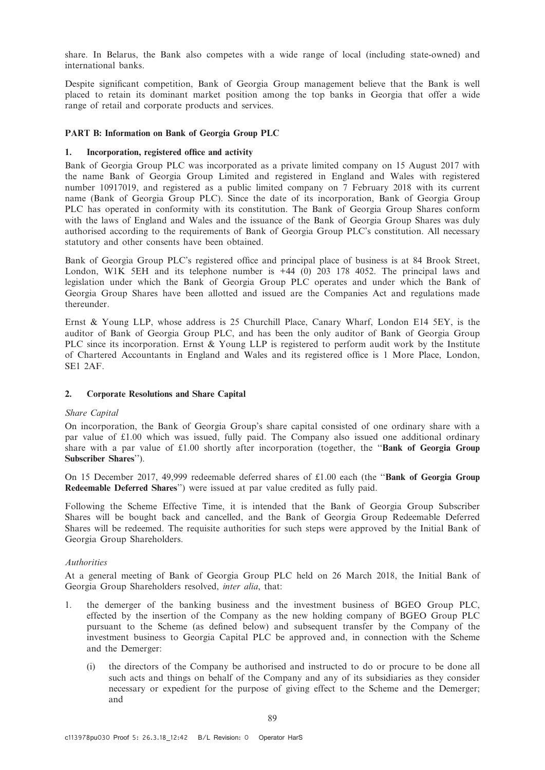share. In Belarus, the Bank also competes with a wide range of local (including state-owned) and international banks.

Despite significant competition, Bank of Georgia Group management believe that the Bank is well placed to retain its dominant market position among the top banks in Georgia that offer a wide range of retail and corporate products and services.

## PART B: Information on Bank of Georgia Group PLC

### 1. Incorporation, registered office and activity

Bank of Georgia Group PLC was incorporated as a private limited company on 15 August 2017 with the name Bank of Georgia Group Limited and registered in England and Wales with registered number 10917019, and registered as a public limited company on 7 February 2018 with its current name (Bank of Georgia Group PLC). Since the date of its incorporation, Bank of Georgia Group PLC has operated in conformity with its constitution. The Bank of Georgia Group Shares conform with the laws of England and Wales and the issuance of the Bank of Georgia Group Shares was duly authorised according to the requirements of Bank of Georgia Group PLC's constitution. All necessary statutory and other consents have been obtained.

Bank of Georgia Group PLC's registered office and principal place of business is at 84 Brook Street, London, W1K 5EH and its telephone number is +44 (0) 203 178 4052. The principal laws and legislation under which the Bank of Georgia Group PLC operates and under which the Bank of Georgia Group Shares have been allotted and issued are the Companies Act and regulations made thereunder.

Ernst & Young LLP, whose address is 25 Churchill Place, Canary Wharf, London E14 5EY, is the auditor of Bank of Georgia Group PLC, and has been the only auditor of Bank of Georgia Group PLC since its incorporation. Ernst & Young LLP is registered to perform audit work by the Institute of Chartered Accountants in England and Wales and its registered office is 1 More Place, London, SE1 2AF.

### 2. Corporate Resolutions and Share Capital

*Share Capital*

On incorporation, the Bank of Georgia Group's share capital consisted of one ordinary share with a par value of £1.00 which was issued, fully paid. The Company also issued one additional ordinary share with a par value of £1.00 shortly after incorporation (together, the "**Bank of Georgia Group Subscriber Shares**").

On 15 December 2017, 49,999 redeemable deferred shares of £1.00 each (the "**Bank of Georgia Group Redeemable Deferred Shares**") were issued at par value credited as fully paid.

Following the Scheme Effective Time, it is intended that the Bank of Georgia Group Subscriber Shares will be bought back and cancelled, and the Bank of Georgia Group Redeemable Deferred Shares will be redeemed. The requisite authorities for such steps were approved by the Initial Bank of Georgia Group Shareholders.

*Authorities*

At a general meeting of Bank of Georgia Group PLC held on 26 March 2018, the Initial Bank of Georgia Group Shareholders resolved, *inter alia*, that:

1. the demerger of the banking business and the investment business of BGEO Group PLC, effected by the insertion of the Company as the new holding company of BGEO Group PLC pursuant to the Scheme (as defined below) and subsequent transfer by the Company of the investment business to Georgia Capital PLC be approved and, in connection with the Scheme and the Demerger:

   (i) the directors of the Company be authorised and instructed to do or procure to be done all such acts and things on behalf of the Company and any of its subsidiaries as they consider necessary or expedient for the purpose of giving effect to the Scheme and the Demerger; and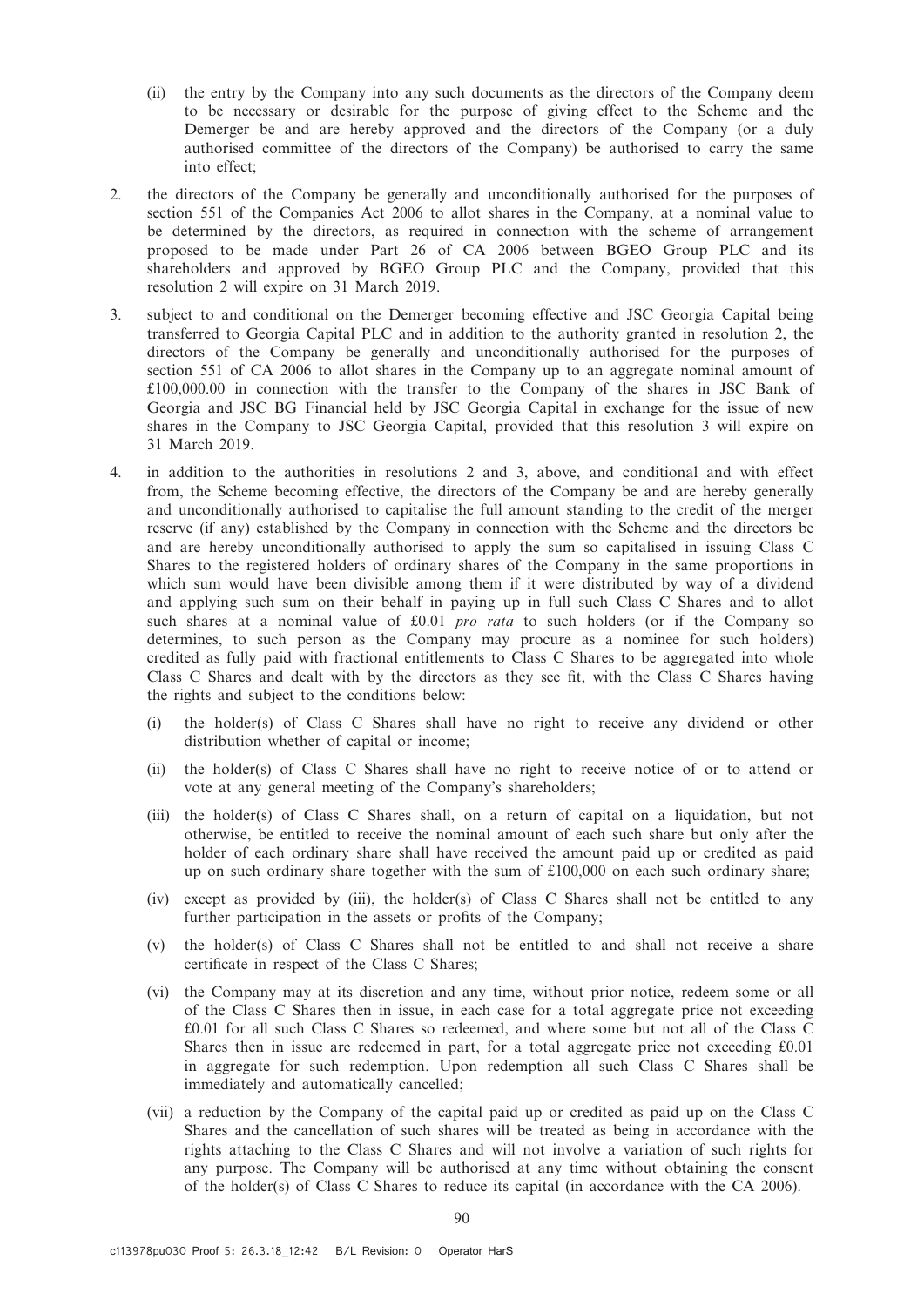(ii) the entry by the Company into any such documents as the directors of the Company deem to be necessary or desirable for the purpose of giving effect to the Scheme and the Demerger be and are hereby approved and the directors of the Company (or a duly authorised committee of the directors of the Company) be authorised to carry the same into effect;

2. the directors of the Company be generally and unconditionally authorised for the purposes of section 551 of the Companies Act 2006 to allot shares in the Company, at a nominal value to be determined by the directors, as required in connection with the scheme of arrangement proposed to be made under Part 26 of CA 2006 between BGEO Group PLC and its shareholders and approved by BGEO Group PLC and the Company, provided that this resolution 2 will expire on 31 March 2019.

3. subject to and conditional on the Demerger becoming effective and JSC Georgia Capital being transferred to Georgia Capital PLC and in addition to the authority granted in resolution 2, the directors of the Company be generally and unconditionally authorised for the purposes of section 551 of CA 2006 to allot shares in the Company up to an aggregate nominal amount of £100,000.00 in connection with the transfer to the Company of the shares in JSC Bank of Georgia and JSC BG Financial held by JSC Georgia Capital in exchange for the issue of new shares in the Company to JSC Georgia Capital, provided that this resolution 3 will expire on 31 March 2019.

4. in addition to the authorities in resolutions 2 and 3, above, and conditional and with effect from, the Scheme becoming effective, the directors of the Company be and are hereby generally and unconditionally authorised to capitalise the full amount standing to the credit of the merger reserve (if any) established by the Company in connection with the Scheme and the directors be and are hereby unconditionally authorised to apply the sum so capitalised in issuing Class C Shares to the registered holders of ordinary shares of the Company in the same proportions in which sum would have been divisible among them if it were distributed by way of a dividend and applying such sum on their behalf in paying up in full such Class C Shares and to allot such shares at a nominal value of £0.01 *pro rata* to such holders (or if the Company so determines, to such person as the Company may procure as a nominee for such holders) credited as fully paid with fractional entitlements to Class C Shares to be aggregated into whole Class C Shares and dealt with by the directors as they see fit, with the Class C Shares having the rights and subject to the conditions below:

   (i) the holder(s) of Class C Shares shall have no right to receive any dividend or other distribution whether of capital or income;

   (ii) the holder(s) of Class C Shares shall have no right to receive notice of or to attend or vote at any general meeting of the Company's shareholders;

   (iii) the holder(s) of Class C Shares shall, on a return of capital on a liquidation, but not otherwise, be entitled to receive the nominal amount of each such share but only after the holder of each ordinary share shall have received the amount paid up or credited as paid up on such ordinary share together with the sum of £100,000 on each such ordinary share;

   (iv) except as provided by (iii), the holder(s) of Class C Shares shall not be entitled to any further participation in the assets or profits of the Company;

   (v) the holder(s) of Class C Shares shall not be entitled to and shall not receive a share certificate in respect of the Class C Shares;

   (vi) the Company may at its discretion and any time, without prior notice, redeem some or all of the Class C Shares then in issue, in each case for a total aggregate price not exceeding £0.01 for all such Class C Shares so redeemed, and where some but not all of the Class C Shares then in issue are redeemed in part, for a total aggregate price not exceeding £0.01 in aggregate for such redemption. Upon redemption all such Class C Shares shall be immediately and automatically cancelled;

   (vii) a reduction by the Company of the capital paid up or credited as paid up on the Class C Shares and the cancellation of such shares will be treated as being in accordance with the rights attaching to the Class C Shares and will not involve a variation of such rights for any purpose. The Company will be authorised at any time without obtaining the consent of the holder(s) of Class C Shares to reduce its capital (in accordance with the CA 2006).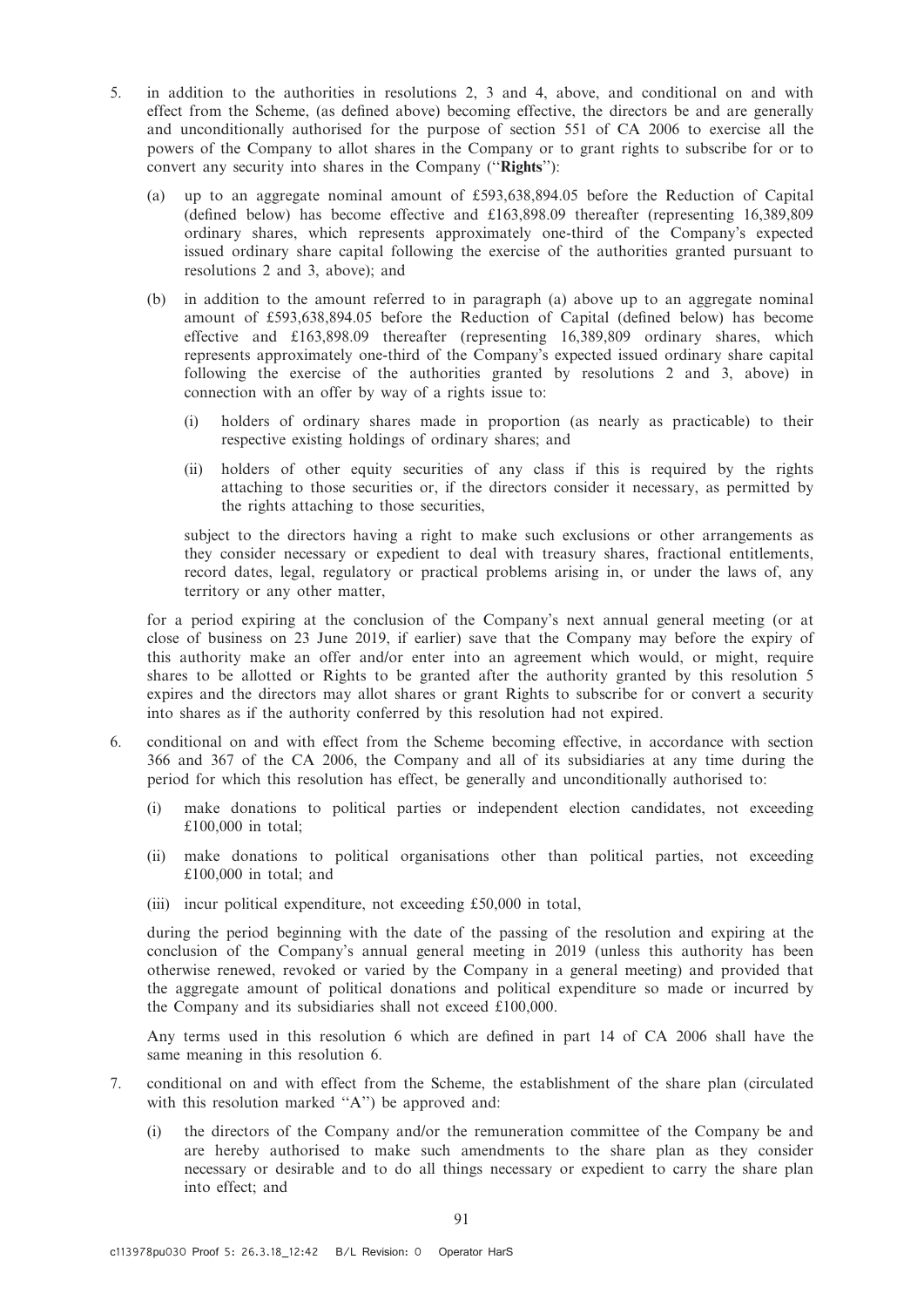5. in addition to the authorities in resolutions 2, 3 and 4, above, and conditional on and with effect from the Scheme, (as defined above) becoming effective, the directors be and are generally and unconditionally authorised for the purpose of section 551 of CA 2006 to exercise all the powers of the Company to allot shares in the Company or to grant rights to subscribe for or to convert any security into shares in the Company (''**Rights**''):

   (a) up to an aggregate nominal amount of £593,638,894.05 before the Reduction of Capital (defined below) has become effective and £163,898.09 thereafter (representing 16,389,809 ordinary shares, which represents approximately one-third of the Company's expected issued ordinary share capital following the exercise of the authorities granted pursuant to resolutions 2 and 3, above); and

   (b) in addition to the amount referred to in paragraph (a) above up to an aggregate nominal amount of £593,638,894.05 before the Reduction of Capital (defined below) has become effective and £163,898.09 thereafter (representing 16,389,809 ordinary shares, which represents approximately one-third of the Company's expected issued ordinary share capital following the exercise of the authorities granted by resolutions 2 and 3, above) in connection with an offer by way of a rights issue to:

      (i) holders of ordinary shares made in proportion (as nearly as practicable) to their respective existing holdings of ordinary shares; and

      (ii) holders of other equity securities of any class if this is required by the rights attaching to those securities or, if the directors consider it necessary, as permitted by the rights attaching to those securities,

   subject to the directors having a right to make such exclusions or other arrangements as they consider necessary or expedient to deal with treasury shares, fractional entitlements, record dates, legal, regulatory or practical problems arising in, or under the laws of, any territory or any other matter,

   for a period expiring at the conclusion of the Company's next annual general meeting (or at close of business on 23 June 2019, if earlier) save that the Company may before the expiry of this authority make an offer and/or enter into an agreement which would, or might, require shares to be allotted or Rights to be granted after the authority granted by this resolution 5 expires and the directors may allot shares or grant Rights to subscribe for or convert a security into shares as if the authority conferred by this resolution had not expired.

6. conditional on and with effect from the Scheme becoming effective, in accordance with section 366 and 367 of the CA 2006, the Company and all of its subsidiaries at any time during the period for which this resolution has effect, be generally and unconditionally authorised to:

   (i) make donations to political parties or independent election candidates, not exceeding £100,000 in total;

   (ii) make donations to political organisations other than political parties, not exceeding £100,000 in total; and

   (iii) incur political expenditure, not exceeding £50,000 in total,

   during the period beginning with the date of the passing of the resolution and expiring at the conclusion of the Company's annual general meeting in 2019 (unless this authority has been otherwise renewed, revoked or varied by the Company in a general meeting) and provided that the aggregate amount of political donations and political expenditure so made or incurred by the Company and its subsidiaries shall not exceed £100,000.

   Any terms used in this resolution 6 which are defined in part 14 of CA 2006 shall have the same meaning in this resolution 6.

7. conditional on and with effect from the Scheme, the establishment of the share plan (circulated with this resolution marked ''A'') be approved and:

   (i) the directors of the Company and/or the remuneration committee of the Company be and are hereby authorised to make such amendments to the share plan as they consider necessary or desirable and to do all things necessary or expedient to carry the share plan into effect; and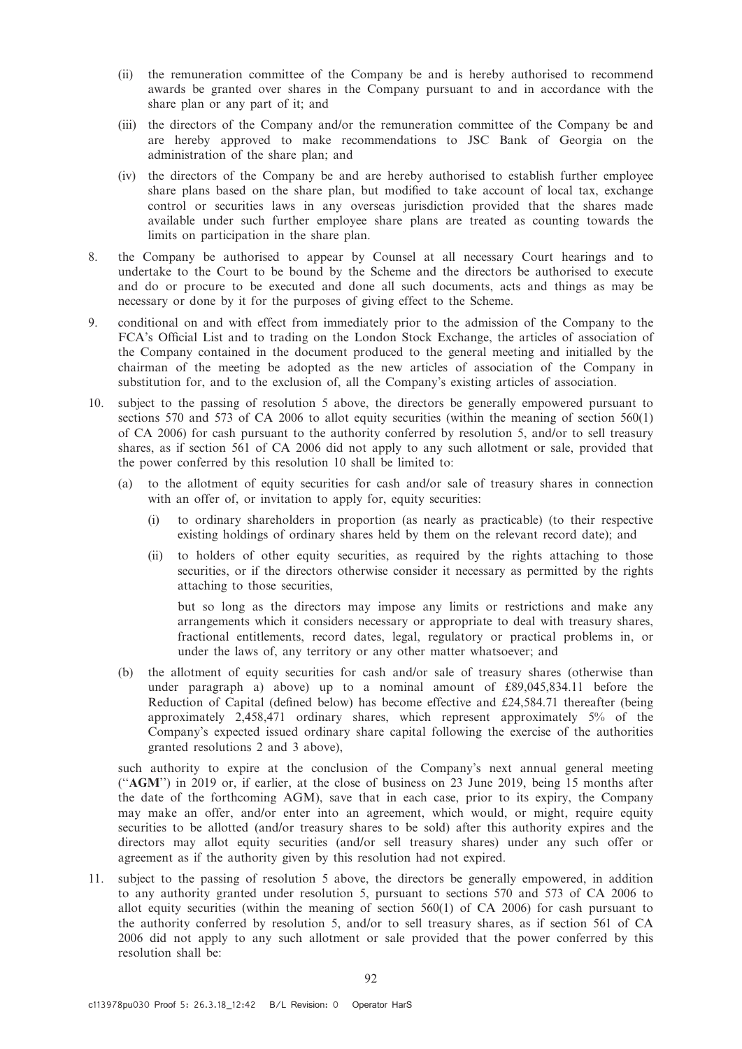(ii) the remuneration committee of the Company be and is hereby authorised to recommend awards be granted over shares in the Company pursuant to and in accordance with the share plan or any part of it; and

(iii) the directors of the Company and/or the remuneration committee of the Company be and are hereby approved to make recommendations to JSC Bank of Georgia on the administration of the share plan; and

(iv) the directors of the Company be and are hereby authorised to establish further employee share plans based on the share plan, but modified to take account of local tax, exchange control or securities laws in any overseas jurisdiction provided that the shares made available under such further employee share plans are treated as counting towards the limits on participation in the share plan.

8. the Company be authorised to appear by Counsel at all necessary Court hearings and to undertake to the Court to be bound by the Scheme and the directors be authorised to execute and do or procure to be executed and done all such documents, acts and things as may be necessary or done by it for the purposes of giving effect to the Scheme.

9. conditional on and with effect from immediately prior to the admission of the Company to the FCA's Official List and to trading on the London Stock Exchange, the articles of association of the Company contained in the document produced to the general meeting and initialled by the chairman of the meeting be adopted as the new articles of association of the Company in substitution for, and to the exclusion of, all the Company's existing articles of association.

10. subject to the passing of resolution 5 above, the directors be generally empowered pursuant to sections 570 and 573 of CA 2006 to allot equity securities (within the meaning of section 560(1) of CA 2006) for cash pursuant to the authority conferred by resolution 5, and/or to sell treasury shares, as if section 561 of CA 2006 did not apply to any such allotment or sale, provided that the power conferred by this resolution 10 shall be limited to:

   (a) to the allotment of equity securities for cash and/or sale of treasury shares in connection with an offer of, or invitation to apply for, equity securities:

      (i) to ordinary shareholders in proportion (as nearly as practicable) (to their respective existing holdings of ordinary shares held by them on the relevant record date); and

      (ii) to holders of other equity securities, as required by the rights attaching to those securities, or if the directors otherwise consider it necessary as permitted by the rights attaching to those securities,

      but so long as the directors may impose any limits or restrictions and make any arrangements which it considers necessary or appropriate to deal with treasury shares, fractional entitlements, record dates, legal, regulatory or practical problems in, or under the laws of, any territory or any other matter whatsoever; and

   (b) the allotment of equity securities for cash and/or sale of treasury shares (otherwise than under paragraph a) above) up to a nominal amount of £89,045,834.11 before the Reduction of Capital (defined below) has become effective and £24,584.71 thereafter (being approximately 2,458,471 ordinary shares, which represent approximately 5% of the Company's expected issued ordinary share capital following the exercise of the authorities granted resolutions 2 and 3 above),

   such authority to expire at the conclusion of the Company's next annual general meeting ("**AGM**") in 2019 or, if earlier, at the close of business on 23 June 2019, being 15 months after the date of the forthcoming AGM), save that in each case, prior to its expiry, the Company may make an offer, and/or enter into an agreement, which would, or might, require equity securities to be allotted (and/or treasury shares to be sold) after this authority expires and the directors may allot equity securities (and/or sell treasury shares) under any such offer or agreement as if the authority given by this resolution had not expired.

11. subject to the passing of resolution 5 above, the directors be generally empowered, in addition to any authority granted under resolution 5, pursuant to sections 570 and 573 of CA 2006 to allot equity securities (within the meaning of section 560(1) of CA 2006) for cash pursuant to the authority conferred by resolution 5, and/or to sell treasury shares, as if section 561 of CA 2006 did not apply to any such allotment or sale provided that the power conferred by this resolution shall be: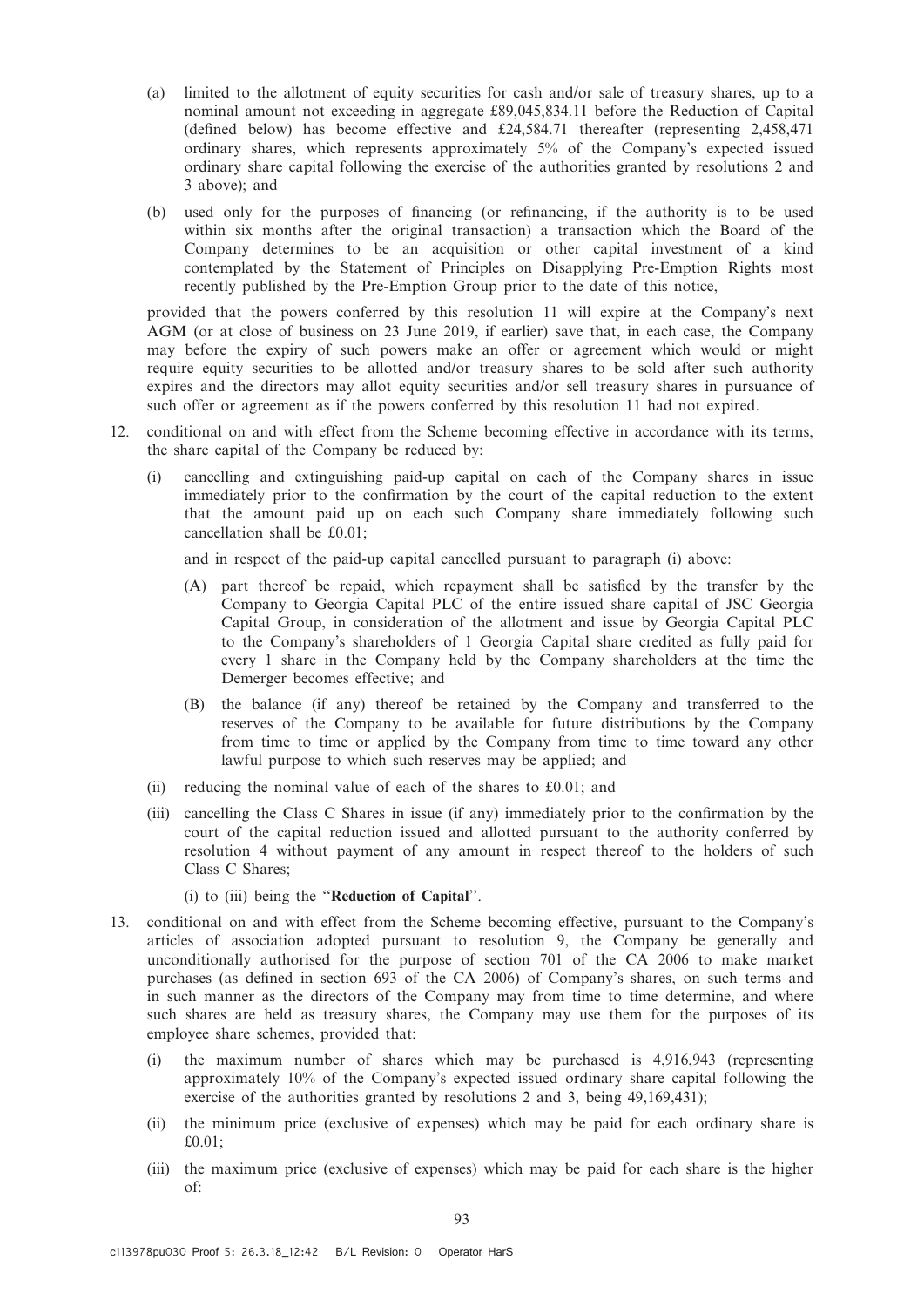(a) limited to the allotment of equity securities for cash and/or sale of treasury shares, up to a nominal amount not exceeding in aggregate £89,045,834.11 before the Reduction of Capital (defined below) has become effective and £24,584.71 thereafter (representing 2,458,471 ordinary shares, which represents approximately 5% of the Company's expected issued ordinary share capital following the exercise of the authorities granted by resolutions 2 and 3 above); and

(b) used only for the purposes of financing (or refinancing, if the authority is to be used within six months after the original transaction) a transaction which the Board of the Company determines to be an acquisition or other capital investment of a kind contemplated by the Statement of Principles on Disapplying Pre-Emption Rights most recently published by the Pre-Emption Group prior to the date of this notice,

provided that the powers conferred by this resolution 11 will expire at the Company's next AGM (or at close of business on 23 June 2019, if earlier) save that, in each case, the Company may before the expiry of such powers make an offer or agreement which would or might require equity securities to be allotted and/or treasury shares to be sold after such authority expires and the directors may allot equity securities and/or sell treasury shares in pursuance of such offer or agreement as if the powers conferred by this resolution 11 had not expired.

12. conditional on and with effect from the Scheme becoming effective in accordance with its terms, the share capital of the Company be reduced by:

    (i) cancelling and extinguishing paid-up capital on each of the Company shares in issue immediately prior to the confirmation by the court of the capital reduction to the extent that the amount paid up on each such Company share immediately following such cancellation shall be £0.01;

    and in respect of the paid-up capital cancelled pursuant to paragraph (i) above:

    (A) part thereof be repaid, which repayment shall be satisfied by the transfer by the Company to Georgia Capital PLC of the entire issued share capital of JSC Georgia Capital Group, in consideration of the allotment and issue by Georgia Capital PLC to the Company's shareholders of 1 Georgia Capital share credited as fully paid for every 1 share in the Company held by the Company shareholders at the time the Demerger becomes effective; and

    (B) the balance (if any) thereof be retained by the Company and transferred to the reserves of the Company to be available for future distributions by the Company from time to time or applied by the Company from time to time toward any other lawful purpose to which such reserves may be applied; and

    (ii) reducing the nominal value of each of the shares to £0.01; and

    (iii) cancelling the Class C Shares in issue (if any) immediately prior to the confirmation by the court of the capital reduction issued and allotted pursuant to the authority conferred by resolution 4 without payment of any amount in respect thereof to the holders of such Class C Shares;

    (i) to (iii) being the "**Reduction of Capital**".

13. conditional on and with effect from the Scheme becoming effective, pursuant to the Company's articles of association adopted pursuant to resolution 9, the Company be generally and unconditionally authorised for the purpose of section 701 of the CA 2006 to make market purchases (as defined in section 693 of the CA 2006) of Company's shares, on such terms and in such manner as the directors of the Company may from time to time determine, and where such shares are held as treasury shares, the Company may use them for the purposes of its employee share schemes, provided that:

    (i) the maximum number of shares which may be purchased is 4,916,943 (representing approximately 10% of the Company's expected issued ordinary share capital following the exercise of the authorities granted by resolutions 2 and 3, being 49,169,431);

    (ii) the minimum price (exclusive of expenses) which may be paid for each ordinary share is £0.01;

    (iii) the maximum price (exclusive of expenses) which may be paid for each share is the higher of: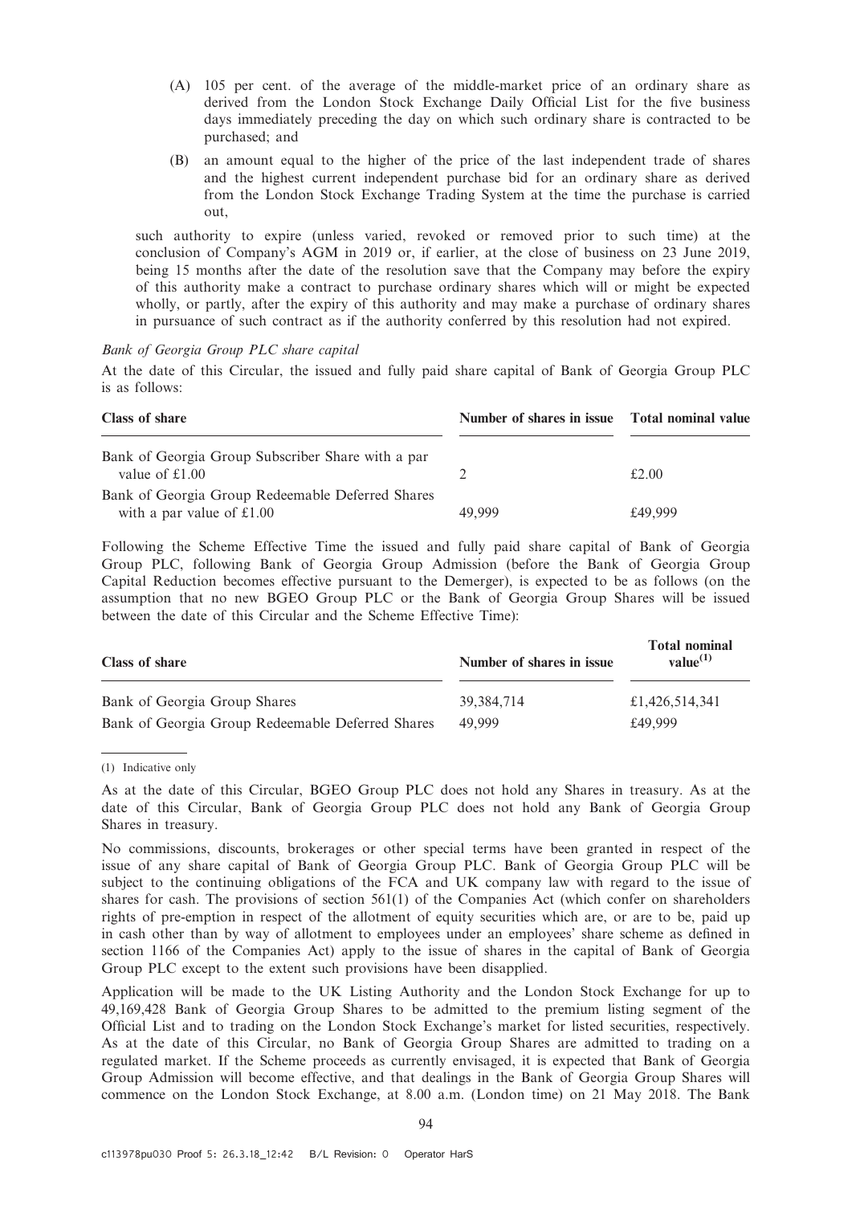(A) 105 per cent. of the average of the middle-market price of an ordinary share as derived from the London Stock Exchange Daily Official List for the five business days immediately preceding the day on which such ordinary share is contracted to be purchased; and

(B) an amount equal to the higher of the price of the last independent trade of shares and the highest current independent purchase bid for an ordinary share as derived from the London Stock Exchange Trading System at the time the purchase is carried out,

such authority to expire (unless varied, revoked or removed prior to such time) at the conclusion of Company's AGM in 2019 or, if earlier, at the close of business on 23 June 2019, being 15 months after the date of the resolution save that the Company may before the expiry of this authority make a contract to purchase ordinary shares which will or might be expected wholly, or partly, after the expiry of this authority and may make a purchase of ordinary shares in pursuance of such contract as if the authority conferred by this resolution had not expired.

*Bank of Georgia Group PLC share capital*

At the date of this Circular, the issued and fully paid share capital of Bank of Georgia Group PLC is as follows:

| Class of share | Number of shares in issue | Total nominal value |
|---|---|---|
| Bank of Georgia Group Subscriber Share with a par value of £1.00 | 2 | £2.00 |
| Bank of Georgia Group Redeemable Deferred Shares with a par value of £1.00 | 49,999 | £49,999 |

Following the Scheme Effective Time the issued and fully paid share capital of Bank of Georgia Group PLC, following Bank of Georgia Group Admission (before the Bank of Georgia Group Capital Reduction becomes effective pursuant to the Demerger), is expected to be as follows (on the assumption that no new BGEO Group PLC or the Bank of Georgia Group Shares will be issued between the date of this Circular and the Scheme Effective Time):

| Class of share | Number of shares in issue | Total nominal value[(1)] |
|---|---|---|
| Bank of Georgia Group Shares | 39,384,714 | £1,426,514,341 |
| Bank of Georgia Group Redeemable Deferred Shares | 49,999 | £49,999 |

(1) Indicative only

As at the date of this Circular, BGEO Group PLC does not hold any Shares in treasury. As at the date of this Circular, Bank of Georgia Group PLC does not hold any Bank of Georgia Group Shares in treasury.

No commissions, discounts, brokerages or other special terms have been granted in respect of the issue of any share capital of Bank of Georgia Group PLC. Bank of Georgia Group PLC will be subject to the continuing obligations of the FCA and UK company law with regard to the issue of shares for cash. The provisions of section 561(1) of the Companies Act (which confer on shareholders rights of pre-emption in respect of the allotment of equity securities which are, or are to be, paid up in cash other than by way of allotment to employees under an employees' share scheme as defined in section 1166 of the Companies Act) apply to the issue of shares in the capital of Bank of Georgia Group PLC except to the extent such provisions have been disapplied.

Application will be made to the UK Listing Authority and the London Stock Exchange for up to 49,169,428 Bank of Georgia Group Shares to be admitted to the premium listing segment of the Official List and to trading on the London Stock Exchange's market for listed securities, respectively. As at the date of this Circular, no Bank of Georgia Group Shares are admitted to trading on a regulated market. If the Scheme proceeds as currently envisaged, it is expected that Bank of Georgia Group Admission will become effective, and that dealings in the Bank of Georgia Group Shares will commence on the London Stock Exchange, at 8.00 a.m. (London time) on 21 May 2018. The Bank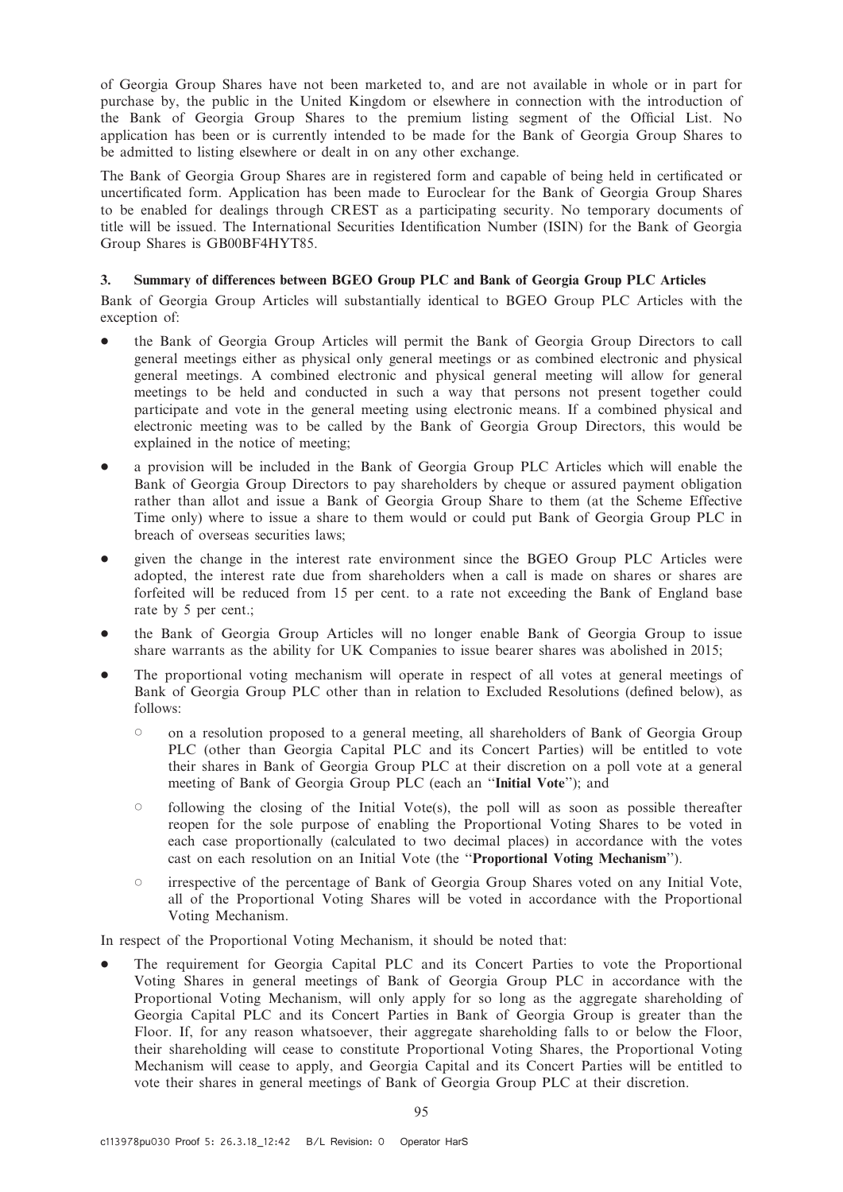of Georgia Group Shares have not been marketed to, and are not available in whole or in part for purchase by, the public in the United Kingdom or elsewhere in connection with the introduction of the Bank of Georgia Group Shares to the premium listing segment of the Official List. No application has been or is currently intended to be made for the Bank of Georgia Group Shares to be admitted to listing elsewhere or dealt in on any other exchange.

The Bank of Georgia Group Shares are in registered form and capable of being held in certificated or uncertificated form. Application has been made to Euroclear for the Bank of Georgia Group Shares to be enabled for dealings through CREST as a participating security. No temporary documents of title will be issued. The International Securities Identification Number (ISIN) for the Bank of Georgia Group Shares is GB00BF4HYT85.

## 3. Summary of differences between BGEO Group PLC and Bank of Georgia Group PLC Articles

Bank of Georgia Group Articles will substantially identical to BGEO Group PLC Articles with the exception of:

- the Bank of Georgia Group Articles will permit the Bank of Georgia Group Directors to call general meetings either as physical only general meetings or as combined electronic and physical general meetings. A combined electronic and physical general meeting will allow for general meetings to be held and conducted in such a way that persons not present together could participate and vote in the general meeting using electronic means. If a combined physical and electronic meeting was to be called by the Bank of Georgia Group Directors, this would be explained in the notice of meeting;
- a provision will be included in the Bank of Georgia Group PLC Articles which will enable the Bank of Georgia Group Directors to pay shareholders by cheque or assured payment obligation rather than allot and issue a Bank of Georgia Group Share to them (at the Scheme Effective Time only) where to issue a share to them would or could put Bank of Georgia Group PLC in breach of overseas securities laws;
- given the change in the interest rate environment since the BGEO Group PLC Articles were adopted, the interest rate due from shareholders when a call is made on shares or shares are forfeited will be reduced from 15 per cent. to a rate not exceeding the Bank of England base rate by 5 per cent.;
- the Bank of Georgia Group Articles will no longer enable Bank of Georgia Group to issue share warrants as the ability for UK Companies to issue bearer shares was abolished in 2015;
- The proportional voting mechanism will operate in respect of all votes at general meetings of Bank of Georgia Group PLC other than in relation to Excluded Resolutions (defined below), as follows:
  - on a resolution proposed to a general meeting, all shareholders of Bank of Georgia Group PLC (other than Georgia Capital PLC and its Concert Parties) will be entitled to vote their shares in Bank of Georgia Group PLC at their discretion on a poll vote at a general meeting of Bank of Georgia Group PLC (each an "**Initial Vote**"); and
  - following the closing of the Initial Vote(s), the poll will as soon as possible thereafter reopen for the sole purpose of enabling the Proportional Voting Shares to be voted in each case proportionally (calculated to two decimal places) in accordance with the votes cast on each resolution on an Initial Vote (the "**Proportional Voting Mechanism**").
  - irrespective of the percentage of Bank of Georgia Group Shares voted on any Initial Vote, all of the Proportional Voting Shares will be voted in accordance with the Proportional Voting Mechanism.

In respect of the Proportional Voting Mechanism, it should be noted that:

- The requirement for Georgia Capital PLC and its Concert Parties to vote the Proportional Voting Shares in general meetings of Bank of Georgia Group PLC in accordance with the Proportional Voting Mechanism, will only apply for so long as the aggregate shareholding of Georgia Capital PLC and its Concert Parties in Bank of Georgia Group is greater than the Floor. If, for any reason whatsoever, their aggregate shareholding falls to or below the Floor, their shareholding will cease to constitute Proportional Voting Shares, the Proportional Voting Mechanism will cease to apply, and Georgia Capital and its Concert Parties will be entitled to vote their shares in general meetings of Bank of Georgia Group PLC at their discretion.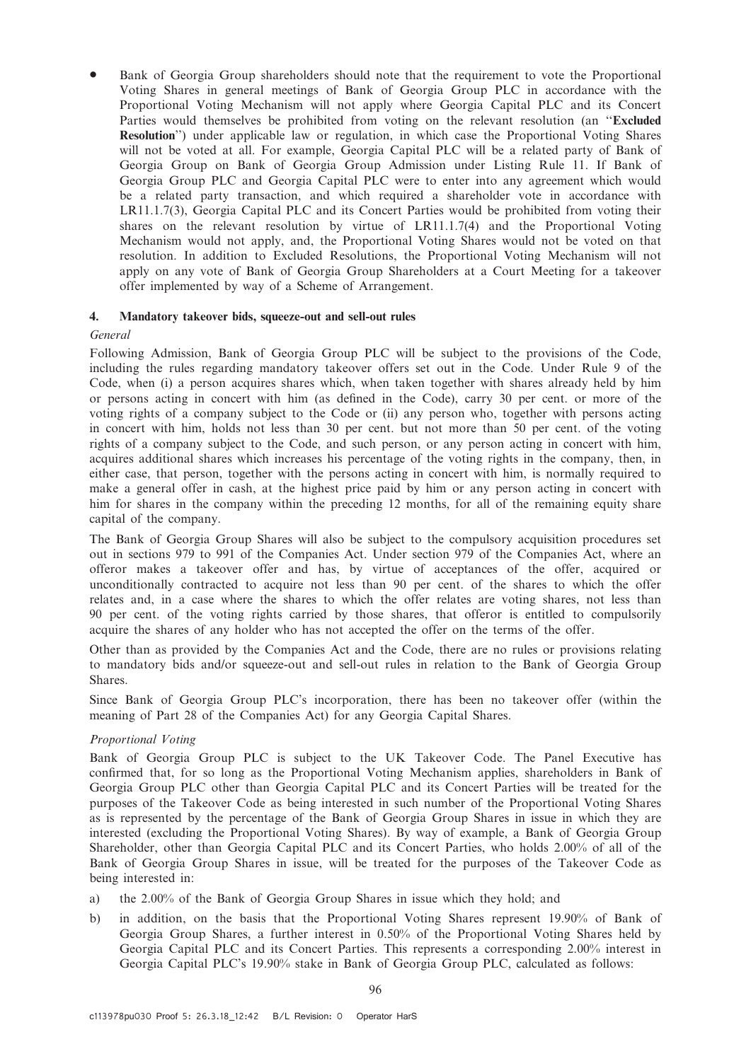- Bank of Georgia Group shareholders should note that the requirement to vote the Proportional Voting Shares in general meetings of Bank of Georgia Group PLC in accordance with the Proportional Voting Mechanism will not apply where Georgia Capital PLC and its Concert Parties would themselves be prohibited from voting on the relevant resolution (an "**Excluded Resolution**") under applicable law or regulation, in which case the Proportional Voting Shares will not be voted at all. For example, Georgia Capital PLC will be a related party of Bank of Georgia Group on Bank of Georgia Group Admission under Listing Rule 11. If Bank of Georgia Group PLC and Georgia Capital PLC were to enter into any agreement which would be a related party transaction, and which required a shareholder vote in accordance with LR11.1.7(3), Georgia Capital PLC and its Concert Parties would be prohibited from voting their shares on the relevant resolution by virtue of LR11.1.7(4) and the Proportional Voting Mechanism would not apply, and, the Proportional Voting Shares would not be voted on that resolution. In addition to Excluded Resolutions, the Proportional Voting Mechanism will not apply on any vote of Bank of Georgia Group Shareholders at a Court Meeting for a takeover offer implemented by way of a Scheme of Arrangement.

## 4. Mandatory takeover bids, squeeze-out and sell-out rules

*General*

Following Admission, Bank of Georgia Group PLC will be subject to the provisions of the Code, including the rules regarding mandatory takeover offers set out in the Code. Under Rule 9 of the Code, when (i) a person acquires shares which, when taken together with shares already held by him or persons acting in concert with him (as defined in the Code), carry 30 per cent. or more of the voting rights of a company subject to the Code or (ii) any person who, together with persons acting in concert with him, holds not less than 30 per cent. but not more than 50 per cent. of the voting rights of a company subject to the Code, and such person, or any person acting in concert with him, acquires additional shares which increases his percentage of the voting rights in the company, then, in either case, that person, together with the persons acting in concert with him, is normally required to make a general offer in cash, at the highest price paid by him or any person acting in concert with him for shares in the company within the preceding 12 months, for all of the remaining equity share capital of the company.

The Bank of Georgia Group Shares will also be subject to the compulsory acquisition procedures set out in sections 979 to 991 of the Companies Act. Under section 979 of the Companies Act, where an offeror makes a takeover offer and has, by virtue of acceptances of the offer, acquired or unconditionally contracted to acquire not less than 90 per cent. of the shares to which the offer relates and, in a case where the shares to which the offer relates are voting shares, not less than 90 per cent. of the voting rights carried by those shares, that offeror is entitled to compulsorily acquire the shares of any holder who has not accepted the offer on the terms of the offer.

Other than as provided by the Companies Act and the Code, there are no rules or provisions relating to mandatory bids and/or squeeze-out and sell-out rules in relation to the Bank of Georgia Group Shares.

Since Bank of Georgia Group PLC's incorporation, there has been no takeover offer (within the meaning of Part 28 of the Companies Act) for any Georgia Capital Shares.

*Proportional Voting*

Bank of Georgia Group PLC is subject to the UK Takeover Code. The Panel Executive has confirmed that, for so long as the Proportional Voting Mechanism applies, shareholders in Bank of Georgia Group PLC other than Georgia Capital PLC and its Concert Parties will be treated for the purposes of the Takeover Code as being interested in such number of the Proportional Voting Shares as is represented by the percentage of the Bank of Georgia Group Shares in issue in which they are interested (excluding the Proportional Voting Shares). By way of example, a Bank of Georgia Group Shareholder, other than Georgia Capital PLC and its Concert Parties, who holds 2.00% of all of the Bank of Georgia Group Shares in issue, will be treated for the purposes of the Takeover Code as being interested in:

a) the 2.00% of the Bank of Georgia Group Shares in issue which they hold; and

b) in addition, on the basis that the Proportional Voting Shares represent 19.90% of Bank of Georgia Group Shares, a further interest in 0.50% of the Proportional Voting Shares held by Georgia Capital PLC and its Concert Parties. This represents a corresponding 2.00% interest in Georgia Capital PLC's 19.90% stake in Bank of Georgia Group PLC, calculated as follows: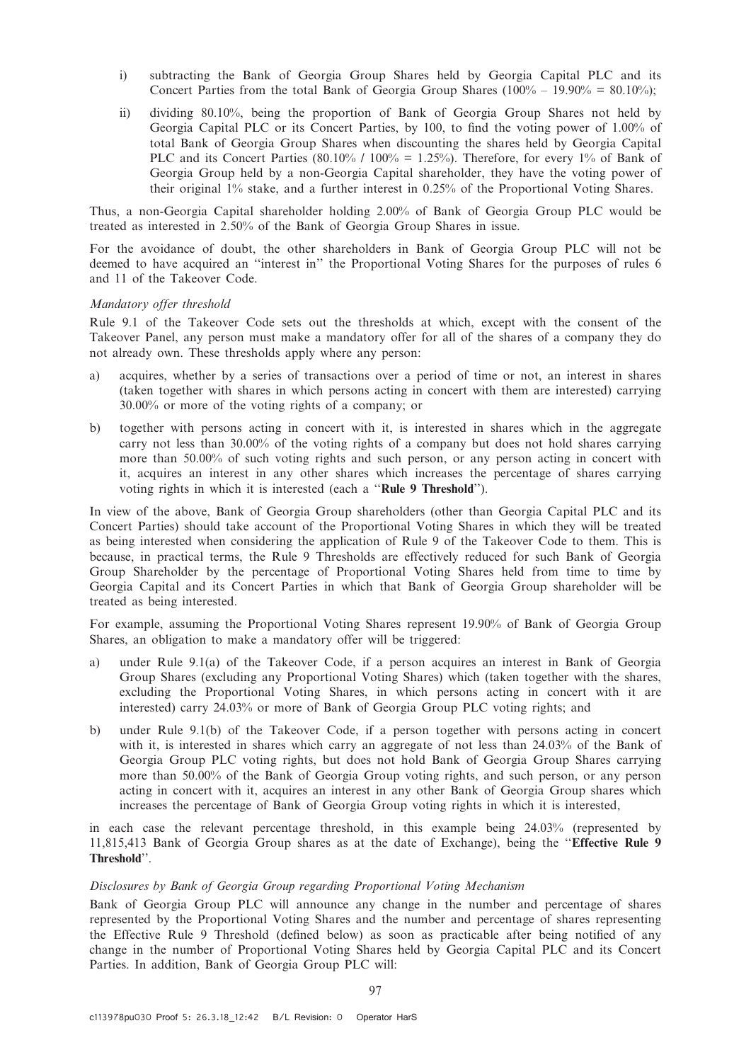i) subtracting the Bank of Georgia Group Shares held by Georgia Capital PLC and its Concert Parties from the total Bank of Georgia Group Shares (100% – 19.90% = 80.10%);

ii) dividing 80.10%, being the proportion of Bank of Georgia Group Shares not held by Georgia Capital PLC or its Concert Parties, by 100, to find the voting power of 1.00% of total Bank of Georgia Group Shares when discounting the shares held by Georgia Capital PLC and its Concert Parties (80.10% / 100% = 1.25%). Therefore, for every 1% of Bank of Georgia Group held by a non-Georgia Capital shareholder, they have the voting power of their original 1% stake, and a further interest in 0.25% of the Proportional Voting Shares.

Thus, a non-Georgia Capital shareholder holding 2.00% of Bank of Georgia Group PLC would be treated as interested in 2.50% of the Bank of Georgia Group Shares in issue.

For the avoidance of doubt, the other shareholders in Bank of Georgia Group PLC will not be deemed to have acquired an "interest in" the Proportional Voting Shares for the purposes of rules 6 and 11 of the Takeover Code.

*Mandatory offer threshold*

Rule 9.1 of the Takeover Code sets out the thresholds at which, except with the consent of the Takeover Panel, any person must make a mandatory offer for all of the shares of a company they do not already own. These thresholds apply where any person:

a) acquires, whether by a series of transactions over a period of time or not, an interest in shares (taken together with shares in which persons acting in concert with them are interested) carrying 30.00% or more of the voting rights of a company; or

b) together with persons acting in concert with it, is interested in shares which in the aggregate carry not less than 30.00% of the voting rights of a company but does not hold shares carrying more than 50.00% of such voting rights and such person, or any person acting in concert with it, acquires an interest in any other shares which increases the percentage of shares carrying voting rights in which it is interested (each a "**Rule 9 Threshold**").

In view of the above, Bank of Georgia Group shareholders (other than Georgia Capital PLC and its Concert Parties) should take account of the Proportional Voting Shares in which they will be treated as being interested when considering the application of Rule 9 of the Takeover Code to them. This is because, in practical terms, the Rule 9 Thresholds are effectively reduced for such Bank of Georgia Group Shareholder by the percentage of Proportional Voting Shares held from time to time by Georgia Capital and its Concert Parties in which that Bank of Georgia Group shareholder will be treated as being interested.

For example, assuming the Proportional Voting Shares represent 19.90% of Bank of Georgia Group Shares, an obligation to make a mandatory offer will be triggered:

a) under Rule 9.1(a) of the Takeover Code, if a person acquires an interest in Bank of Georgia Group Shares (excluding any Proportional Voting Shares) which (taken together with the shares, excluding the Proportional Voting Shares, in which persons acting in concert with it are interested) carry 24.03% or more of Bank of Georgia Group PLC voting rights; and

b) under Rule 9.1(b) of the Takeover Code, if a person together with persons acting in concert with it, is interested in shares which carry an aggregate of not less than 24.03% of the Bank of Georgia Group PLC voting rights, but does not hold Bank of Georgia Group Shares carrying more than 50.00% of the Bank of Georgia Group voting rights, and such person, or any person acting in concert with it, acquires an interest in any other Bank of Georgia Group shares which increases the percentage of Bank of Georgia Group voting rights in which it is interested,

in each case the relevant percentage threshold, in this example being 24.03% (represented by 11,815,413 Bank of Georgia Group shares as at the date of Exchange), being the "**Effective Rule 9 Threshold**".

*Disclosures by Bank of Georgia Group regarding Proportional Voting Mechanism*

Bank of Georgia Group PLC will announce any change in the number and percentage of shares represented by the Proportional Voting Shares and the number and percentage of shares representing the Effective Rule 9 Threshold (defined below) as soon as practicable after being notified of any change in the number of Proportional Voting Shares held by Georgia Capital PLC and its Concert Parties. In addition, Bank of Georgia Group PLC will: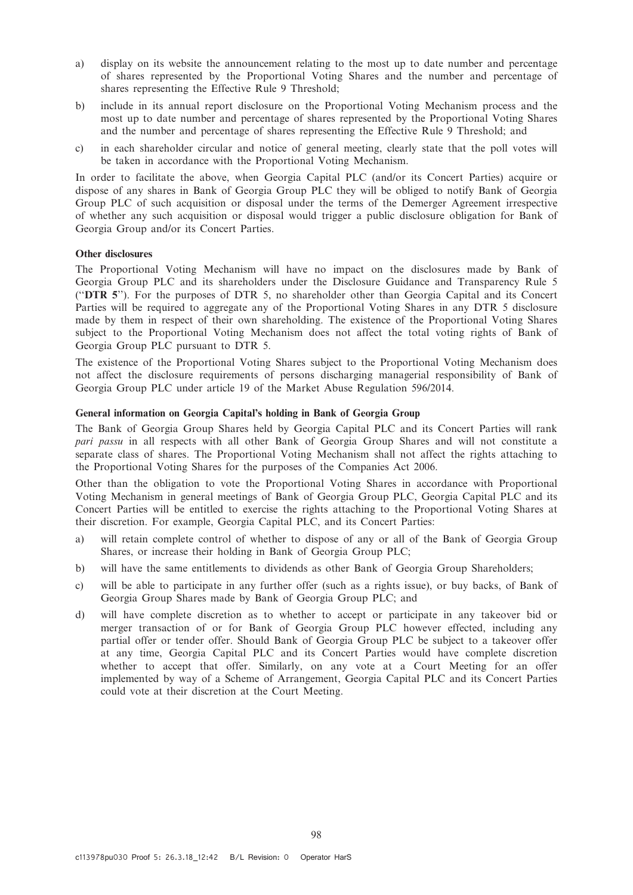a) display on its website the announcement relating to the most up to date number and percentage of shares represented by the Proportional Voting Shares and the number and percentage of shares representing the Effective Rule 9 Threshold;

b) include in its annual report disclosure on the Proportional Voting Mechanism process and the most up to date number and percentage of shares represented by the Proportional Voting Shares and the number and percentage of shares representing the Effective Rule 9 Threshold; and

c) in each shareholder circular and notice of general meeting, clearly state that the poll votes will be taken in accordance with the Proportional Voting Mechanism.

In order to facilitate the above, when Georgia Capital PLC (and/or its Concert Parties) acquire or dispose of any shares in Bank of Georgia Group PLC they will be obliged to notify Bank of Georgia Group PLC of such acquisition or disposal under the terms of the Demerger Agreement irrespective of whether any such acquisition or disposal would trigger a public disclosure obligation for Bank of Georgia Group and/or its Concert Parties.

**Other disclosures**

The Proportional Voting Mechanism will have no impact on the disclosures made by Bank of Georgia Group PLC and its shareholders under the Disclosure Guidance and Transparency Rule 5 ("**DTR 5**"). For the purposes of DTR 5, no shareholder other than Georgia Capital and its Concert Parties will be required to aggregate any of the Proportional Voting Shares in any DTR 5 disclosure made by them in respect of their own shareholding. The existence of the Proportional Voting Shares subject to the Proportional Voting Mechanism does not affect the total voting rights of Bank of Georgia Group PLC pursuant to DTR 5.

The existence of the Proportional Voting Shares subject to the Proportional Voting Mechanism does not affect the disclosure requirements of persons discharging managerial responsibility of Bank of Georgia Group PLC under article 19 of the Market Abuse Regulation 596/2014.

**General information on Georgia Capital's holding in Bank of Georgia Group**

The Bank of Georgia Group Shares held by Georgia Capital PLC and its Concert Parties will rank *pari passu* in all respects with all other Bank of Georgia Group Shares and will not constitute a separate class of shares. The Proportional Voting Mechanism shall not affect the rights attaching to the Proportional Voting Shares for the purposes of the Companies Act 2006.

Other than the obligation to vote the Proportional Voting Shares in accordance with Proportional Voting Mechanism in general meetings of Bank of Georgia Group PLC, Georgia Capital PLC and its Concert Parties will be entitled to exercise the rights attaching to the Proportional Voting Shares at their discretion. For example, Georgia Capital PLC, and its Concert Parties:

a) will retain complete control of whether to dispose of any or all of the Bank of Georgia Group Shares, or increase their holding in Bank of Georgia Group PLC;

b) will have the same entitlements to dividends as other Bank of Georgia Group Shareholders;

c) will be able to participate in any further offer (such as a rights issue), or buy backs, of Bank of Georgia Group Shares made by Bank of Georgia Group PLC; and

d) will have complete discretion as to whether to accept or participate in any takeover bid or merger transaction of or for Bank of Georgia Group PLC however effected, including any partial offer or tender offer. Should Bank of Georgia Group PLC be subject to a takeover offer at any time, Georgia Capital PLC and its Concert Parties would have complete discretion whether to accept that offer. Similarly, on any vote at a Court Meeting for an offer implemented by way of a Scheme of Arrangement, Georgia Capital PLC and its Concert Parties could vote at their discretion at the Court Meeting.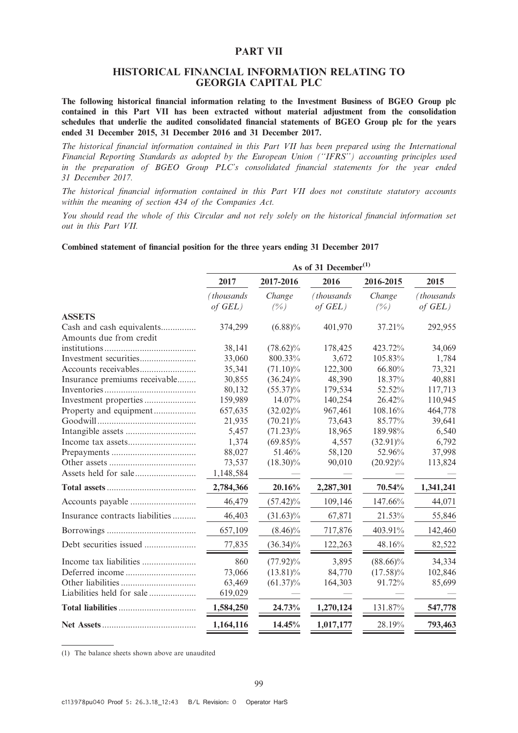# PART VII

## HISTORICAL FINANCIAL INFORMATION RELATING TO GEORGIA CAPITAL PLC

**The following historical financial information relating to the Investment Business of BGEO Group plc contained in this Part VII has been extracted without material adjustment from the consolidation schedules that underlie the audited consolidated financial statements of BGEO Group plc for the years ended 31 December 2015, 31 December 2016 and 31 December 2017.**

*The historical financial information contained in this Part VII has been prepared using the International Financial Reporting Standards as adopted by the European Union ("IFRS") accounting principles used in the preparation of BGEO Group PLC's consolidated financial statements for the year ended 31 December 2017.*

*The historical financial information contained in this Part VII does not constitute statutory accounts within the meaning of section 434 of the Companies Act.*

*You should read the whole of this Circular and not rely solely on the historical financial information set out in this Part VII.*

**Combined statement of financial position for the three years ending 31 December 2017**

| | As of 31 December(1) | | | | |
|---|---|---|---|---|---|
| | **2017** | **2017-2016** | **2016** | **2016-2015** | **2015** |
| | *(thousands of GEL)* | *Change (%)* | *(thousands of GEL)* | *Change (%)* | *(thousands of GEL)* |
| **ASSETS** | | | | | |
| Cash and cash equivalents | 374,299 | (6.88)% | 401,970 | 37.21% | 292,955 |
| Amounts due from credit institutions | 38,141 | (78.62)% | 178,425 | 423.72% | 34,069 |
| Investment securities | 33,060 | 800.33% | 3,672 | 105.83% | 1,784 |
| Accounts receivables | 35,341 | (71.10)% | 122,300 | 66.80% | 73,321 |
| Insurance premiums receivable | 30,855 | (36.24)% | 48,390 | 18.37% | 40,881 |
| Inventories | 80,132 | (55.37)% | 179,534 | 52.52% | 117,713 |
| Investment properties | 159,989 | 14.07% | 140,254 | 26.42% | 110,945 |
| Property and equipment | 657,635 | (32.02)% | 967,461 | 108.16% | 464,778 |
| Goodwill | 21,935 | (70.21)% | 73,643 | 85.77% | 39,641 |
| Intangible assets | 5,457 | (71.23)% | 18,965 | 189.98% | 6,540 |
| Income tax assets | 1,374 | (69.85)% | 4,557 | (32.91)% | 6,792 |
| Prepayments | 88,027 | 51.46% | 58,120 | 52.96% | 37,998 |
| Other assets | 73,537 | (18.30)% | 90,010 | (20.92)% | 113,824 |
| Assets held for sale | 1,148,584 | — | — | — | — |
| **Total assets** | **2,784,366** | **20.16%** | **2,287,301** | **70.54%** | **1,341,241** |
| Accounts payable | 46,479 | (57.42)% | 109,146 | 147.66% | 44,071 |
| Insurance contracts liabilities | 46,403 | (31.63)% | 67,871 | 21.53% | 55,846 |
| Borrowings | 657,109 | (8.46)% | 717,876 | 403.91% | 142,460 |
| Debt securities issued | 77,835 | (36.34)% | 122,263 | 48.16% | 82,522 |
| Income tax liabilities | 860 | (77.92)% | 3,895 | (88.66)% | 34,334 |
| Deferred income | 73,066 | (13.81)% | 84,770 | (17.58)% | 102,846 |
| Other liabilities | 63,469 | (61.37)% | 164,303 | 91.72% | 85,699 |
| Liabilities held for sale | 619,029 | — | — | — | — |
| **Total liabilities** | **1,584,250** | **24.73%** | **1,270,124** | 131.87% | **547,778** |
| **Net Assets** | **1,164,116** | **14.45%** | **1,017,177** | 28.19% | **793,463** |

(1) The balance sheets shown above are unaudited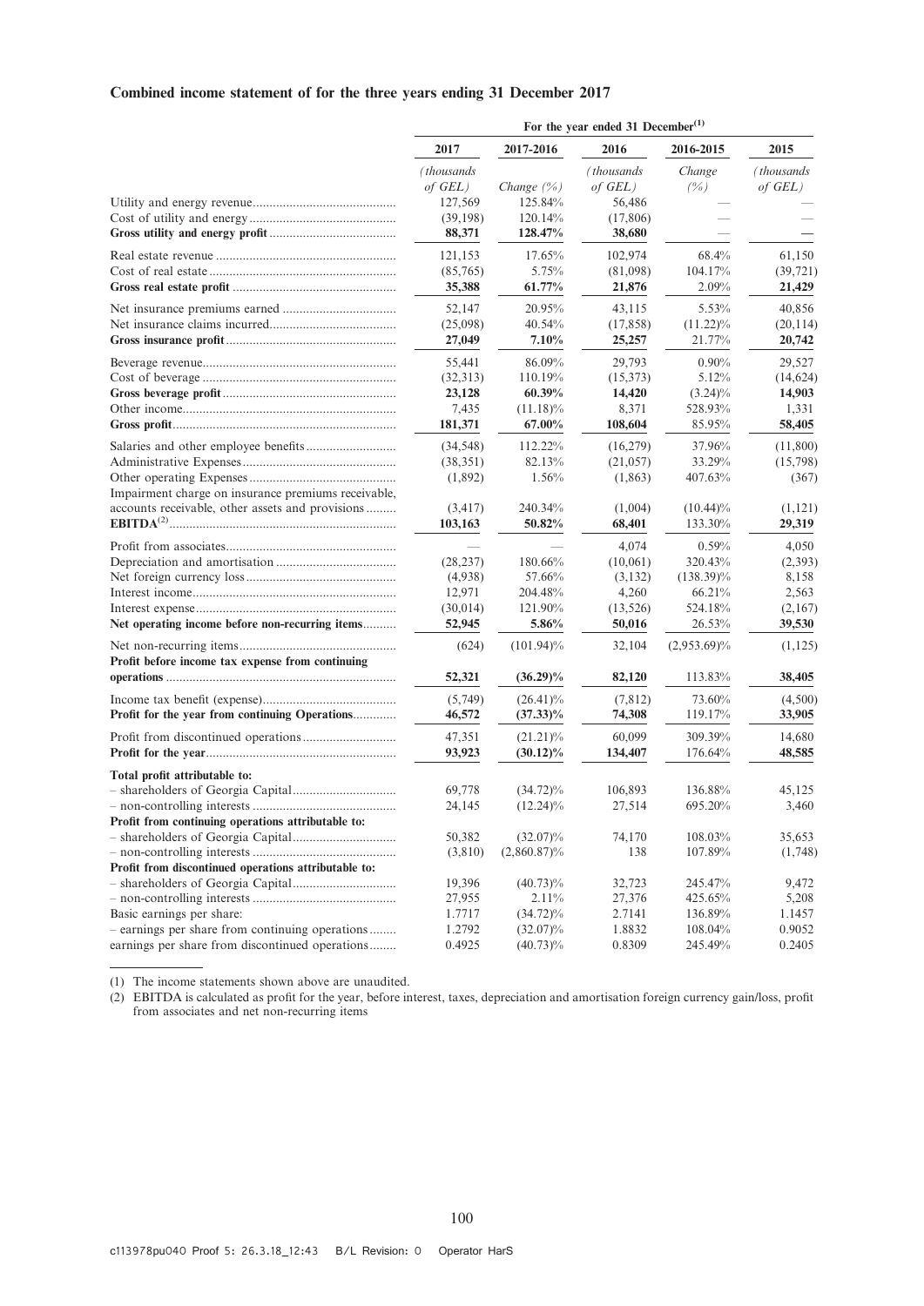### Combined income statement of for the three years ending 31 December 2017

| | For the year ended 31 December(1) | | | | |
|---|---|---|---|---|---|
| | 2017 | 2017-2016 | 2016 | 2016-2015 | 2015 |
| | *(thousands of GEL)* | *Change (%)* | *(thousands of GEL)* | *Change (%)* | *(thousands of GEL)* |
| Utility and energy revenue | 127,569 | 125.84% | 56,486 | — | — |
| Cost of utility and energy | (39,198) | 120.14% | (17,806) | — | — |
| **Gross utility and energy profit** | **88,371** | **128.47%** | **38,680** | — | — |
| Real estate revenue | 121,153 | 17.65% | 102,974 | 68.4% | 61,150 |
| Cost of real estate | (85,765) | 5.75% | (81,098) | 104.17% | (39,721) |
| **Gross real estate profit** | **35,388** | **61.77%** | **21,876** | 2.09% | **21,429** |
| Net insurance premiums earned | 52,147 | 20.95% | 43,115 | 5.53% | 40,856 |
| Net insurance claims incurred | (25,098) | 40.54% | (17,858) | (11.22)% | (20,114) |
| **Gross insurance profit** | **27,049** | **7.10%** | **25,257** | 21.77% | **20,742** |
| Beverage revenue | 55,441 | 86.09% | 29,793 | 0.90% | 29,527 |
| Cost of beverage | (32,313) | 110.19% | (15,373) | 5.12% | (14,624) |
| **Gross beverage profit** | **23,128** | **60.39%** | **14,420** | (3.24)% | **14,903** |
| Other income | 7,435 | (11.18)% | 8,371 | 528.93% | 1,331 |
| **Gross profit** | **181,371** | **67.00%** | **108,604** | 85.95% | **58,405** |
| Salaries and other employee benefits | (34,548) | 112.22% | (16,279) | 37.96% | (11,800) |
| Administrative Expenses | (38,351) | 82.13% | (21,057) | 33.29% | (15,798) |
| Other operating Expenses | (1,892) | 1.56% | (1,863) | 407.63% | (367) |
| Impairment charge on insurance premiums receivable, accounts receivable, other assets and provisions | (3,417) | 240.34% | (1,004) | (10.44)% | (1,121) |
| **EBITDA**(2) | **103,163** | **50.82%** | **68,401** | 133.30% | **29,319** |
| Profit from associates | — | — | 4,074 | 0.59% | 4,050 |
| Depreciation and amortisation | (28,237) | 180.66% | (10,061) | 320.43% | (2,393) |
| Net foreign currency loss | (4,938) | 57.66% | (3,132) | (138.39)% | 8,158 |
| Interest income | 12,971 | 204.48% | 4,260 | 66.21% | 2,563 |
| Interest expense | (30,014) | 121.90% | (13,526) | 524.18% | (2,167) |
| **Net operating income before non-recurring items** | **52,945** | **5.86%** | **50,016** | 26.53% | **39,530** |
| Net non-recurring items | (624) | (101.94)% | 32,104 | (2,953.69)% | (1,125) |
| **Profit before income tax expense from continuing operations** | **52,321** | **(36.29)%** | **82,120** | 113.83% | **38,405** |
| Income tax benefit (expense) | (5,749) | (26.41)% | (7,812) | 73.60% | (4,500) |
| **Profit for the year from continuing Operations** | **46,572** | **(37.33)%** | **74,308** | 119.17% | **33,905** |
| Profit from discontinued operations | 47,351 | (21.21)% | 60,099 | 309.39% | 14,680 |
| **Profit for the year** | **93,923** | **(30.12)%** | **134,407** | 176.64% | **48,585** |
| **Total profit attributable to:** | | | | | |
| – shareholders of Georgia Capital | 69,778 | (34.72)% | 106,893 | 136.88% | 45,125 |
| – non-controlling interests | 24,145 | (12.24)% | 27,514 | 695.20% | 3,460 |
| **Profit from continuing operations attributable to:** | | | | | |
| – shareholders of Georgia Capital | 50,382 | (32.07)% | 74,170 | 108.03% | 35,653 |
| – non-controlling interests | (3,810) | (2,860.87)% | 138 | 107.89% | (1,748) |
| **Profit from discontinued operations attributable to:** | | | | | |
| – shareholders of Georgia Capital | 19,396 | (40.73)% | 32,723 | 245.47% | 9,472 |
| – non-controlling interests | 27,955 | 2.11% | 27,376 | 425.65% | 5,208 |
| Basic earnings per share: | 1.7717 | (34.72)% | 2.7141 | 136.89% | 1.1457 |
| – earnings per share from continuing operations | 1.2792 | (32.07)% | 1.8832 | 108.04% | 0.9052 |
| earnings per share from discontinued operations | 0.4925 | (40.73)% | 0.8309 | 245.49% | 0.2405 |

(1) The income statements shown above are unaudited.

(2) EBITDA is calculated as profit for the year, before interest, taxes, depreciation and amortisation foreign currency gain/loss, profit from associates and net non-recurring items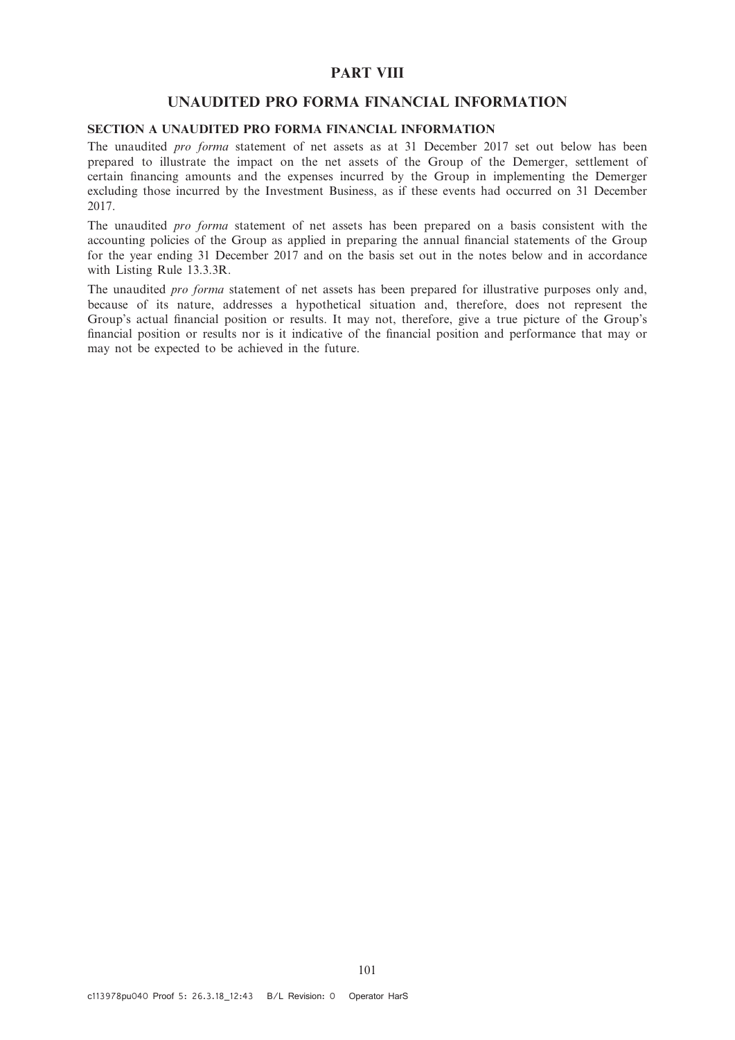# PART VIII

# UNAUDITED PRO FORMA FINANCIAL INFORMATION

## SECTION A UNAUDITED PRO FORMA FINANCIAL INFORMATION

The unaudited *pro forma* statement of net assets as at 31 December 2017 set out below has been prepared to illustrate the impact on the net assets of the Group of the Demerger, settlement of certain financing amounts and the expenses incurred by the Group in implementing the Demerger excluding those incurred by the Investment Business, as if these events had occurred on 31 December 2017.

The unaudited *pro forma* statement of net assets has been prepared on a basis consistent with the accounting policies of the Group as applied in preparing the annual financial statements of the Group for the year ending 31 December 2017 and on the basis set out in the notes below and in accordance with Listing Rule 13.3.3R.

The unaudited *pro forma* statement of net assets has been prepared for illustrative purposes only and, because of its nature, addresses a hypothetical situation and, therefore, does not represent the Group's actual financial position or results. It may not, therefore, give a true picture of the Group's financial position or results nor is it indicative of the financial position and performance that may or may not be expected to be achieved in the future.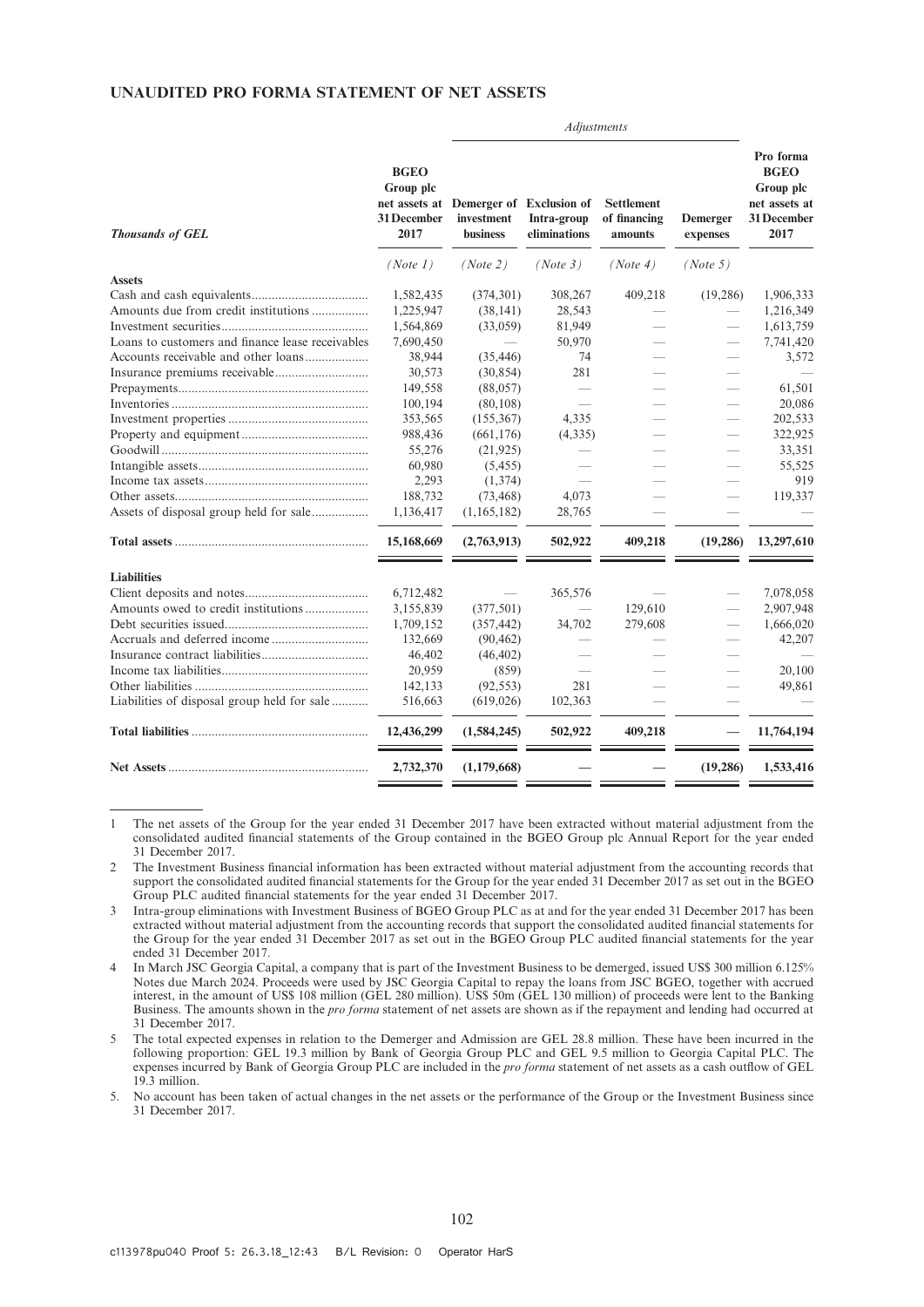## UNAUDITED PRO FORMA STATEMENT OF NET ASSETS

| Thousands of GEL | BGEO Group plc net assets at 31 December 2017 | Adjustments | | | | Pro forma BGEO Group plc net assets at 31 December 2017 |
|---|---|---|---|---|---|---|
| | | Demerger of investment business | Exclusion of Intra-group eliminations | Settlement of financing amounts | Demerger expenses | |
| | *(Note 1)* | *(Note 2)* | *(Note 3)* | *(Note 4)* | *(Note 5)* | |
| **Assets** | | | | | | |
| Cash and cash equivalents | 1,582,435 | (374,301) | 308,267 | 409,218 | (19,286) | 1,906,333 |
| Amounts due from credit institutions | 1,225,947 | (38,141) | 28,543 | — | — | 1,216,349 |
| Investment securities | 1,564,869 | (33,059) | 81,949 | — | — | 1,613,759 |
| Loans to customers and finance lease receivables | 7,690,450 | — | 50,970 | — | — | 7,741,420 |
| Accounts receivable and other loans | 38,944 | (35,446) | 74 | — | — | 3,572 |
| Insurance premiums receivable | 30,573 | (30,854) | 281 | — | — | — |
| Prepayments | 149,558 | (88,057) | — | — | — | 61,501 |
| Inventories | 100,194 | (80,108) | — | — | — | 20,086 |
| Investment properties | 353,565 | (155,367) | 4,335 | — | — | 202,533 |
| Property and equipment | 988,436 | (661,176) | (4,335) | — | — | 322,925 |
| Goodwill | 55,276 | (21,925) | — | — | — | 33,351 |
| Intangible assets | 60,980 | (5,455) | — | — | — | 55,525 |
| Income tax assets | 2,293 | (1,374) | — | — | — | 919 |
| Other assets | 188,732 | (73,468) | 4,073 | — | — | 119,337 |
| Assets of disposal group held for sale | 1,136,417 | (1,165,182) | 28,765 | — | — | — |
| **Total assets** | **15,168,669** | **(2,763,913)** | **502,922** | **409,218** | **(19,286)** | **13,297,610** |
| **Liabilities** | | | | | | |
| Client deposits and notes | 6,712,482 | — | 365,576 | — | — | 7,078,058 |
| Amounts owed to credit institutions | 3,155,839 | (377,501) | — | 129,610 | — | 2,907,948 |
| Debt securities issued | 1,709,152 | (357,442) | 34,702 | 279,608 | — | 1,666,020 |
| Accruals and deferred income | 132,669 | (90,462) | — | — | — | 42,207 |
| Insurance contract liabilities | 46,402 | (46,402) | — | — | — | — |
| Income tax liabilities | 20,959 | (859) | — | — | — | 20,100 |
| Other liabilities | 142,133 | (92,553) | 281 | — | — | 49,861 |
| Liabilities of disposal group held for sale | 516,663 | (619,026) | 102,363 | — | — | — |
| **Total liabilities** | **12,436,299** | **(1,584,245)** | **502,922** | **409,218** | **—** | **11,764,194** |
| **Net Assets** | **2,732,370** | **(1,179,668)** | **—** | **—** | **(19,286)** | **1,533,416** |

1 The net assets of the Group for the year ended 31 December 2017 have been extracted without material adjustment from the consolidated audited financial statements of the Group contained in the BGEO Group plc Annual Report for the year ended 31 December 2017.

2 The Investment Business financial information has been extracted without material adjustment from the accounting records that support the consolidated audited financial statements for the Group for the year ended 31 December 2017 as set out in the BGEO Group PLC audited financial statements for the year ended 31 December 2017.

3 Intra-group eliminations with Investment Business of BGEO Group PLC as at and for the year ended 31 December 2017 has been extracted without material adjustment from the accounting records that support the consolidated audited financial statements for the Group for the year ended 31 December 2017 as set out in the BGEO Group PLC audited financial statements for the year ended 31 December 2017.

4 In March JSC Georgia Capital, a company that is part of the Investment Business to be demerged, issued US$ 300 million 6.125% Notes due March 2024. Proceeds were used by JSC Georgia Capital to repay the loans from JSC BGEO, together with accrued interest, in the amount of US$ 108 million (GEL 280 million). US$ 50m (GEL 130 million) of proceeds were lent to the Banking Business. The amounts shown in the *pro forma* statement of net assets are shown as if the repayment and lending had occurred at 31 December 2017.

5 The total expected expenses in relation to the Demerger and Admission are GEL 28.8 million. These have been incurred in the following proportion: GEL 19.3 million by Bank of Georgia Group PLC and GEL 9.5 million to Georgia Capital PLC. The expenses incurred by Bank of Georgia Group PLC are included in the *pro forma* statement of net assets as a cash outflow of GEL 19.3 million.

5. No account has been taken of actual changes in the net assets or the performance of the Group or the Investment Business since 31 December 2017.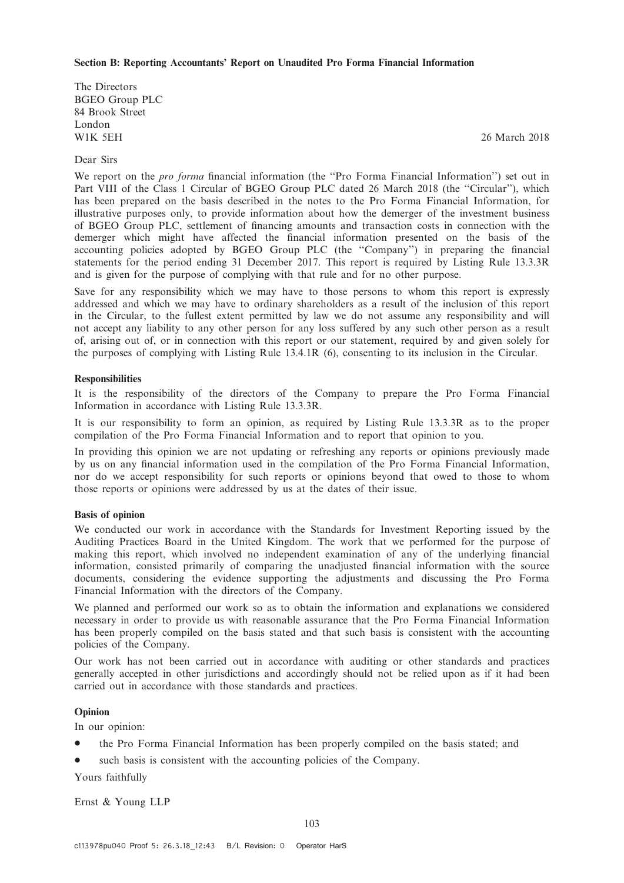**Section B: Reporting Accountants' Report on Unaudited Pro Forma Financial Information**

The Directors
BGEO Group PLC
84 Brook Street
London
W1K 5EH

26 March 2018

Dear Sirs

We report on the *pro forma* financial information (the ''Pro Forma Financial Information'') set out in Part VIII of the Class 1 Circular of BGEO Group PLC dated 26 March 2018 (the ''Circular''), which has been prepared on the basis described in the notes to the Pro Forma Financial Information, for illustrative purposes only, to provide information about how the demerger of the investment business of BGEO Group PLC, settlement of financing amounts and transaction costs in connection with the demerger which might have affected the financial information presented on the basis of the accounting policies adopted by BGEO Group PLC (the ''Company'') in preparing the financial statements for the period ending 31 December 2017. This report is required by Listing Rule 13.3.3R and is given for the purpose of complying with that rule and for no other purpose.

Save for any responsibility which we may have to those persons to whom this report is expressly addressed and which we may have to ordinary shareholders as a result of the inclusion of this report in the Circular, to the fullest extent permitted by law we do not assume any responsibility and will not accept any liability to any other person for any loss suffered by any such other person as a result of, arising out of, or in connection with this report or our statement, required by and given solely for the purposes of complying with Listing Rule 13.4.1R (6), consenting to its inclusion in the Circular.

**Responsibilities**

It is the responsibility of the directors of the Company to prepare the Pro Forma Financial Information in accordance with Listing Rule 13.3.3R.

It is our responsibility to form an opinion, as required by Listing Rule 13.3.3R as to the proper compilation of the Pro Forma Financial Information and to report that opinion to you.

In providing this opinion we are not updating or refreshing any reports or opinions previously made by us on any financial information used in the compilation of the Pro Forma Financial Information, nor do we accept responsibility for such reports or opinions beyond that owed to those to whom those reports or opinions were addressed by us at the dates of their issue.

**Basis of opinion**

We conducted our work in accordance with the Standards for Investment Reporting issued by the Auditing Practices Board in the United Kingdom. The work that we performed for the purpose of making this report, which involved no independent examination of any of the underlying financial information, consisted primarily of comparing the unadjusted financial information with the source documents, considering the evidence supporting the adjustments and discussing the Pro Forma Financial Information with the directors of the Company.

We planned and performed our work so as to obtain the information and explanations we considered necessary in order to provide us with reasonable assurance that the Pro Forma Financial Information has been properly compiled on the basis stated and that such basis is consistent with the accounting policies of the Company.

Our work has not been carried out in accordance with auditing or other standards and practices generally accepted in other jurisdictions and accordingly should not be relied upon as if it had been carried out in accordance with those standards and practices.

**Opinion**

In our opinion:

- the Pro Forma Financial Information has been properly compiled on the basis stated; and
- such basis is consistent with the accounting policies of the Company.

Yours faithfully

Ernst & Young LLP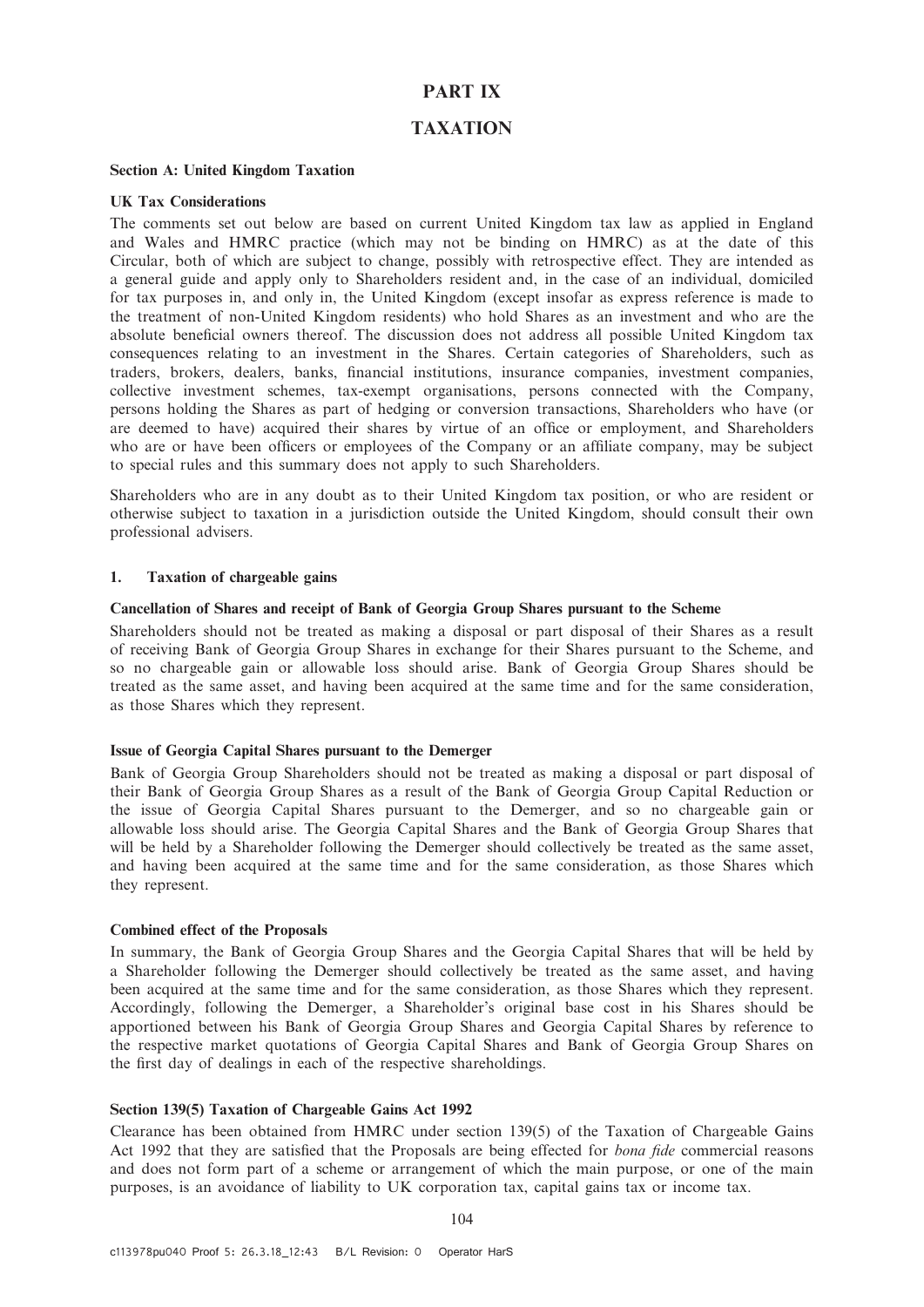# PART IX

# TAXATION

### Section A: United Kingdom Taxation

### UK Tax Considerations

The comments set out below are based on current United Kingdom tax law as applied in England and Wales and HMRC practice (which may not be binding on HMRC) as at the date of this Circular, both of which are subject to change, possibly with retrospective effect. They are intended as a general guide and apply only to Shareholders resident and, in the case of an individual, domiciled for tax purposes in, and only in, the United Kingdom (except insofar as express reference is made to the treatment of non-United Kingdom residents) who hold Shares as an investment and who are the absolute beneficial owners thereof. The discussion does not address all possible United Kingdom tax consequences relating to an investment in the Shares. Certain categories of Shareholders, such as traders, brokers, dealers, banks, financial institutions, insurance companies, investment companies, collective investment schemes, tax-exempt organisations, persons connected with the Company, persons holding the Shares as part of hedging or conversion transactions, Shareholders who have (or are deemed to have) acquired their shares by virtue of an office or employment, and Shareholders who are or have been officers or employees of the Company or an affiliate company, may be subject to special rules and this summary does not apply to such Shareholders.

Shareholders who are in any doubt as to their United Kingdom tax position, or who are resident or otherwise subject to taxation in a jurisdiction outside the United Kingdom, should consult their own professional advisers.

### 1. Taxation of chargeable gains

**Cancellation of Shares and receipt of Bank of Georgia Group Shares pursuant to the Scheme**

Shareholders should not be treated as making a disposal or part disposal of their Shares as a result of receiving Bank of Georgia Group Shares in exchange for their Shares pursuant to the Scheme, and so no chargeable gain or allowable loss should arise. Bank of Georgia Group Shares should be treated as the same asset, and having been acquired at the same time and for the same consideration, as those Shares which they represent.

**Issue of Georgia Capital Shares pursuant to the Demerger**

Bank of Georgia Group Shareholders should not be treated as making a disposal or part disposal of their Bank of Georgia Group Shares as a result of the Bank of Georgia Group Capital Reduction or the issue of Georgia Capital Shares pursuant to the Demerger, and so no chargeable gain or allowable loss should arise. The Georgia Capital Shares and the Bank of Georgia Group Shares that will be held by a Shareholder following the Demerger should collectively be treated as the same asset, and having been acquired at the same time and for the same consideration, as those Shares which they represent.

**Combined effect of the Proposals**

In summary, the Bank of Georgia Group Shares and the Georgia Capital Shares that will be held by a Shareholder following the Demerger should collectively be treated as the same asset, and having been acquired at the same time and for the same consideration, as those Shares which they represent. Accordingly, following the Demerger, a Shareholder's original base cost in his Shares should be apportioned between his Bank of Georgia Group Shares and Georgia Capital Shares by reference to the respective market quotations of Georgia Capital Shares and Bank of Georgia Group Shares on the first day of dealings in each of the respective shareholdings.

**Section 139(5) Taxation of Chargeable Gains Act 1992**

Clearance has been obtained from HMRC under section 139(5) of the Taxation of Chargeable Gains Act 1992 that they are satisfied that the Proposals are being effected for *bona fide* commercial reasons and does not form part of a scheme or arrangement of which the main purpose, or one of the main purposes, is an avoidance of liability to UK corporation tax, capital gains tax or income tax.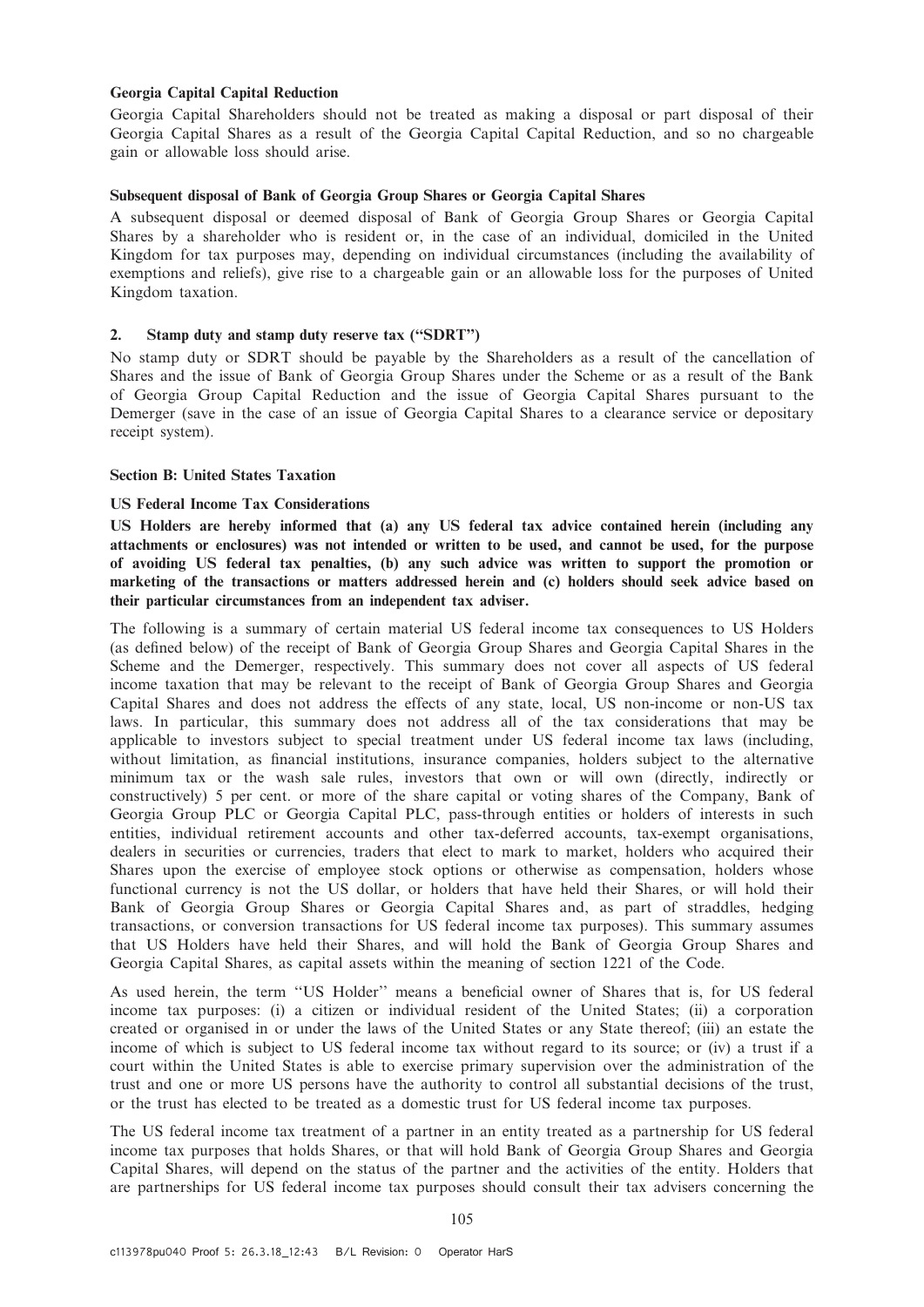**Georgia Capital Capital Reduction**

Georgia Capital Shareholders should not be treated as making a disposal or part disposal of their Georgia Capital Shares as a result of the Georgia Capital Capital Reduction, and so no chargeable gain or allowable loss should arise.

**Subsequent disposal of Bank of Georgia Group Shares or Georgia Capital Shares**

A subsequent disposal or deemed disposal of Bank of Georgia Group Shares or Georgia Capital Shares by a shareholder who is resident or, in the case of an individual, domiciled in the United Kingdom for tax purposes may, depending on individual circumstances (including the availability of exemptions and reliefs), give rise to a chargeable gain or an allowable loss for the purposes of United Kingdom taxation.

## 2. Stamp duty and stamp duty reserve tax ("SDRT")

No stamp duty or SDRT should be payable by the Shareholders as a result of the cancellation of Shares and the issue of Bank of Georgia Group Shares under the Scheme or as a result of the Bank of Georgia Group Capital Reduction and the issue of Georgia Capital Shares pursuant to the Demerger (save in the case of an issue of Georgia Capital Shares to a clearance service or depositary receipt system).

## Section B: United States Taxation

**US Federal Income Tax Considerations**

**US Holders are hereby informed that (a) any US federal tax advice contained herein (including any attachments or enclosures) was not intended or written to be used, and cannot be used, for the purpose of avoiding US federal tax penalties, (b) any such advice was written to support the promotion or marketing of the transactions or matters addressed herein and (c) holders should seek advice based on their particular circumstances from an independent tax adviser.**

The following is a summary of certain material US federal income tax consequences to US Holders (as defined below) of the receipt of Bank of Georgia Group Shares and Georgia Capital Shares in the Scheme and the Demerger, respectively. This summary does not cover all aspects of US federal income taxation that may be relevant to the receipt of Bank of Georgia Group Shares and Georgia Capital Shares and does not address the effects of any state, local, US non-income or non-US tax laws. In particular, this summary does not address all of the tax considerations that may be applicable to investors subject to special treatment under US federal income tax laws (including, without limitation, as financial institutions, insurance companies, holders subject to the alternative minimum tax or the wash sale rules, investors that own or will own (directly, indirectly or constructively) 5 per cent. or more of the share capital or voting shares of the Company, Bank of Georgia Group PLC or Georgia Capital PLC, pass-through entities or holders of interests in such entities, individual retirement accounts and other tax-deferred accounts, tax-exempt organisations, dealers in securities or currencies, traders that elect to mark to market, holders who acquired their Shares upon the exercise of employee stock options or otherwise as compensation, holders whose functional currency is not the US dollar, or holders that have held their Shares, or will hold their Bank of Georgia Group Shares or Georgia Capital Shares and, as part of straddles, hedging transactions, or conversion transactions for US federal income tax purposes). This summary assumes that US Holders have held their Shares, and will hold the Bank of Georgia Group Shares and Georgia Capital Shares, as capital assets within the meaning of section 1221 of the Code.

As used herein, the term ''US Holder'' means a beneficial owner of Shares that is, for US federal income tax purposes: (i) a citizen or individual resident of the United States; (ii) a corporation created or organised in or under the laws of the United States or any State thereof; (iii) an estate the income of which is subject to US federal income tax without regard to its source; or (iv) a trust if a court within the United States is able to exercise primary supervision over the administration of the trust and one or more US persons have the authority to control all substantial decisions of the trust, or the trust has elected to be treated as a domestic trust for US federal income tax purposes.

The US federal income tax treatment of a partner in an entity treated as a partnership for US federal income tax purposes that holds Shares, or that will hold Bank of Georgia Group Shares and Georgia Capital Shares, will depend on the status of the partner and the activities of the entity. Holders that are partnerships for US federal income tax purposes should consult their tax advisers concerning the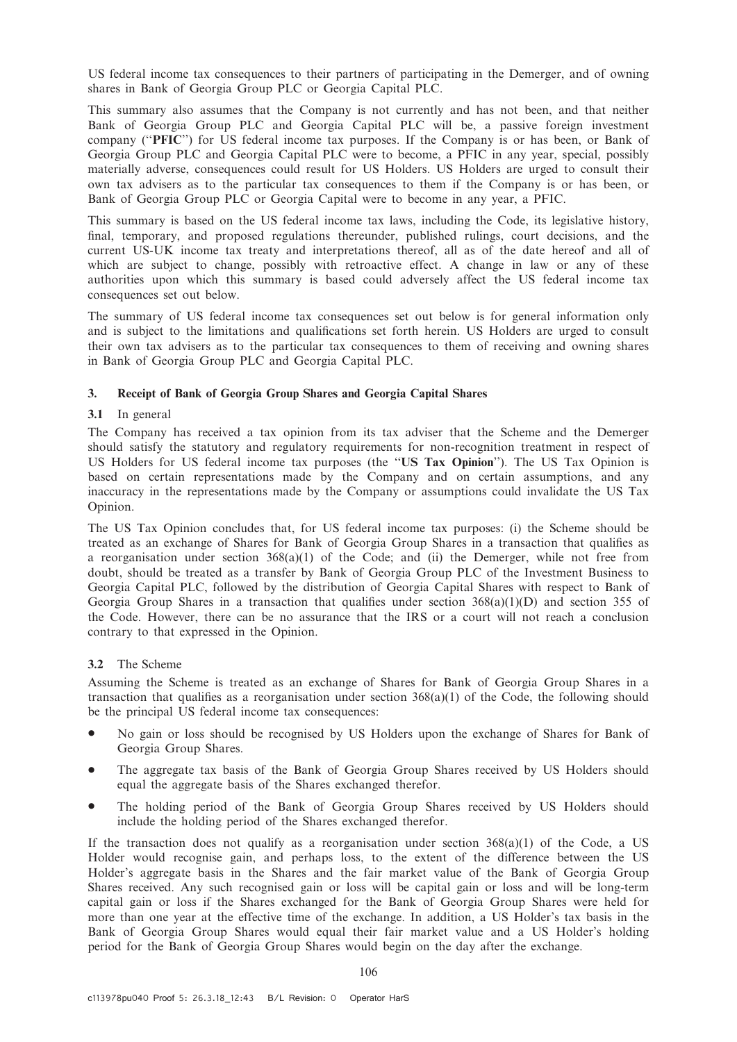US federal income tax consequences to their partners of participating in the Demerger, and of owning shares in Bank of Georgia Group PLC or Georgia Capital PLC.

This summary also assumes that the Company is not currently and has not been, and that neither Bank of Georgia Group PLC and Georgia Capital PLC will be, a passive foreign investment company (''**PFIC**'') for US federal income tax purposes. If the Company is or has been, or Bank of Georgia Group PLC and Georgia Capital PLC were to become, a PFIC in any year, special, possibly materially adverse, consequences could result for US Holders. US Holders are urged to consult their own tax advisers as to the particular tax consequences to them if the Company is or has been, or Bank of Georgia Group PLC or Georgia Capital were to become in any year, a PFIC.

This summary is based on the US federal income tax laws, including the Code, its legislative history, final, temporary, and proposed regulations thereunder, published rulings, court decisions, and the current US-UK income tax treaty and interpretations thereof, all as of the date hereof and all of which are subject to change, possibly with retroactive effect. A change in law or any of these authorities upon which this summary is based could adversely affect the US federal income tax consequences set out below.

The summary of US federal income tax consequences set out below is for general information only and is subject to the limitations and qualifications set forth herein. US Holders are urged to consult their own tax advisers as to the particular tax consequences to them of receiving and owning shares in Bank of Georgia Group PLC and Georgia Capital PLC.

## 3. Receipt of Bank of Georgia Group Shares and Georgia Capital Shares

### 3.1 In general

The Company has received a tax opinion from its tax adviser that the Scheme and the Demerger should satisfy the statutory and regulatory requirements for non-recognition treatment in respect of US Holders for US federal income tax purposes (the ''**US Tax Opinion**''). The US Tax Opinion is based on certain representations made by the Company and on certain assumptions, and any inaccuracy in the representations made by the Company or assumptions could invalidate the US Tax Opinion.

The US Tax Opinion concludes that, for US federal income tax purposes: (i) the Scheme should be treated as an exchange of Shares for Bank of Georgia Group Shares in a transaction that qualifies as a reorganisation under section 368(a)(1) of the Code; and (ii) the Demerger, while not free from doubt, should be treated as a transfer by Bank of Georgia Group PLC of the Investment Business to Georgia Capital PLC, followed by the distribution of Georgia Capital Shares with respect to Bank of Georgia Group Shares in a transaction that qualifies under section 368(a)(1)(D) and section 355 of the Code. However, there can be no assurance that the IRS or a court will not reach a conclusion contrary to that expressed in the Opinion.

### 3.2 The Scheme

Assuming the Scheme is treated as an exchange of Shares for Bank of Georgia Group Shares in a transaction that qualifies as a reorganisation under section 368(a)(1) of the Code, the following should be the principal US federal income tax consequences:

- No gain or loss should be recognised by US Holders upon the exchange of Shares for Bank of Georgia Group Shares.
- The aggregate tax basis of the Bank of Georgia Group Shares received by US Holders should equal the aggregate basis of the Shares exchanged therefor.
- The holding period of the Bank of Georgia Group Shares received by US Holders should include the holding period of the Shares exchanged therefor.

If the transaction does not qualify as a reorganisation under section 368(a)(1) of the Code, a US Holder would recognise gain, and perhaps loss, to the extent of the difference between the US Holder's aggregate basis in the Shares and the fair market value of the Bank of Georgia Group Shares received. Any such recognised gain or loss will be capital gain or loss and will be long-term capital gain or loss if the Shares exchanged for the Bank of Georgia Group Shares were held for more than one year at the effective time of the exchange. In addition, a US Holder's tax basis in the Bank of Georgia Group Shares would equal their fair market value and a US Holder's holding period for the Bank of Georgia Group Shares would begin on the day after the exchange.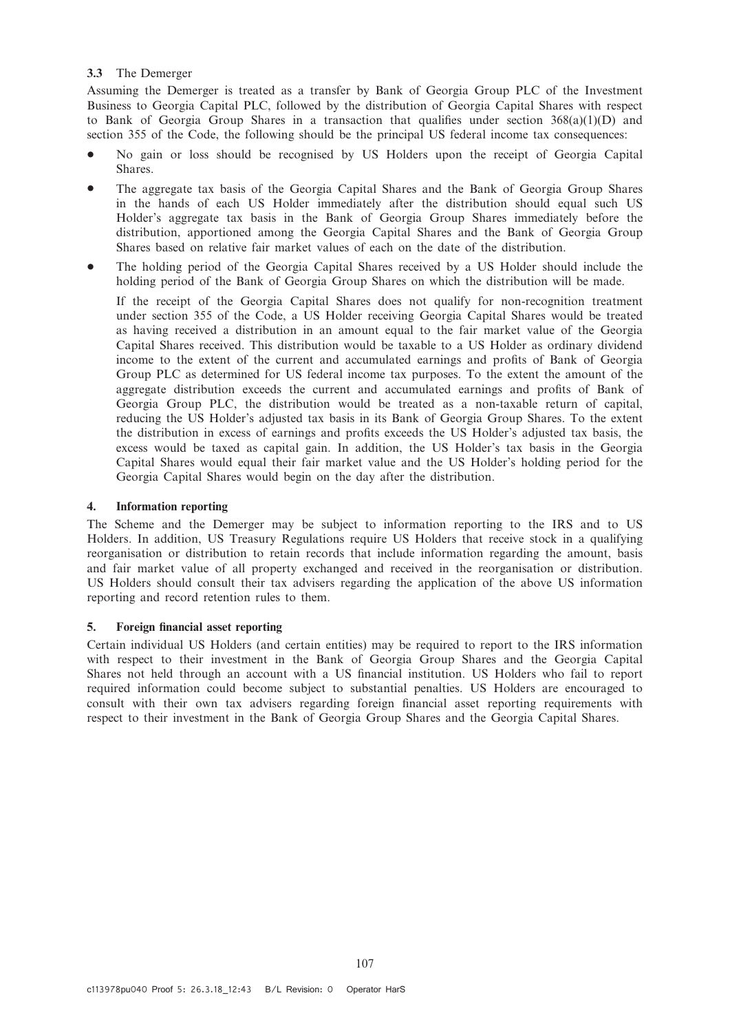### 3.3 The Demerger

Assuming the Demerger is treated as a transfer by Bank of Georgia Group PLC of the Investment Business to Georgia Capital PLC, followed by the distribution of Georgia Capital Shares with respect to Bank of Georgia Group Shares in a transaction that qualifies under section 368(a)(1)(D) and section 355 of the Code, the following should be the principal US federal income tax consequences:

- No gain or loss should be recognised by US Holders upon the receipt of Georgia Capital Shares.
- The aggregate tax basis of the Georgia Capital Shares and the Bank of Georgia Group Shares in the hands of each US Holder immediately after the distribution should equal such US Holder's aggregate tax basis in the Bank of Georgia Group Shares immediately before the distribution, apportioned among the Georgia Capital Shares and the Bank of Georgia Group Shares based on relative fair market values of each on the date of the distribution.
- The holding period of the Georgia Capital Shares received by a US Holder should include the holding period of the Bank of Georgia Group Shares on which the distribution will be made.

  If the receipt of the Georgia Capital Shares does not qualify for non-recognition treatment under section 355 of the Code, a US Holder receiving Georgia Capital Shares would be treated as having received a distribution in an amount equal to the fair market value of the Georgia Capital Shares received. This distribution would be taxable to a US Holder as ordinary dividend income to the extent of the current and accumulated earnings and profits of Bank of Georgia Group PLC as determined for US federal income tax purposes. To the extent the amount of the aggregate distribution exceeds the current and accumulated earnings and profits of Bank of Georgia Group PLC, the distribution would be treated as a non-taxable return of capital, reducing the US Holder's adjusted tax basis in its Bank of Georgia Group Shares. To the extent the distribution in excess of earnings and profits exceeds the US Holder's adjusted tax basis, the excess would be taxed as capital gain. In addition, the US Holder's tax basis in the Georgia Capital Shares would equal their fair market value and the US Holder's holding period for the Georgia Capital Shares would begin on the day after the distribution.

## 4. Information reporting

The Scheme and the Demerger may be subject to information reporting to the IRS and to US Holders. In addition, US Treasury Regulations require US Holders that receive stock in a qualifying reorganisation or distribution to retain records that include information regarding the amount, basis and fair market value of all property exchanged and received in the reorganisation or distribution. US Holders should consult their tax advisers regarding the application of the above US information reporting and record retention rules to them.

## 5. Foreign financial asset reporting

Certain individual US Holders (and certain entities) may be required to report to the IRS information with respect to their investment in the Bank of Georgia Group Shares and the Georgia Capital Shares not held through an account with a US financial institution. US Holders who fail to report required information could become subject to substantial penalties. US Holders are encouraged to consult with their own tax advisers regarding foreign financial asset reporting requirements with respect to their investment in the Bank of Georgia Group Shares and the Georgia Capital Shares.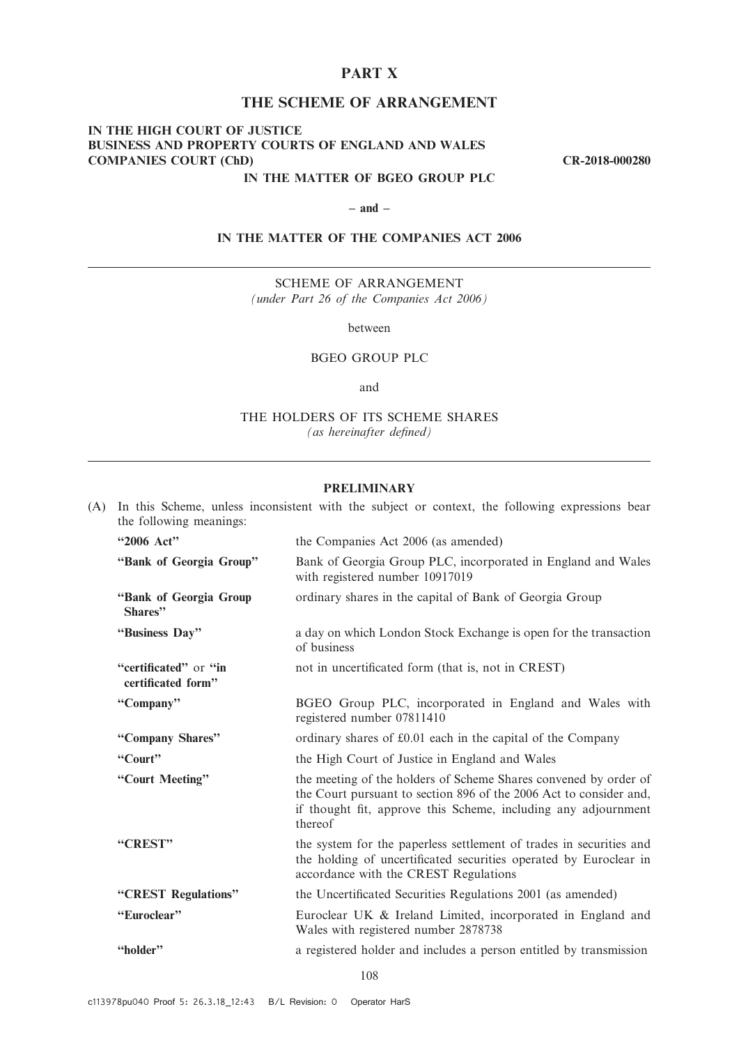# PART X

## THE SCHEME OF ARRANGEMENT

**IN THE HIGH COURT OF JUSTICE**
**BUSINESS AND PROPERTY COURTS OF ENGLAND AND WALES**
**COMPANIES COURT (ChD)** **CR-2018-000280**

**IN THE MATTER OF BGEO GROUP PLC**

**– and –**

**IN THE MATTER OF THE COMPANIES ACT 2006**

---

SCHEME OF ARRANGEMENT
*(under Part 26 of the Companies Act 2006)*

between

BGEO GROUP PLC

and

THE HOLDERS OF ITS SCHEME SHARES
*(as hereinafter defined)*

---

### PRELIMINARY

(A) In this Scheme, unless inconsistent with the subject or context, the following expressions bear the following meanings:

| | |
|---|---|
| **"2006 Act"** | the Companies Act 2006 (as amended) |
| **"Bank of Georgia Group"** | Bank of Georgia Group PLC, incorporated in England and Wales with registered number 10917019 |
| **"Bank of Georgia Group Shares"** | ordinary shares in the capital of Bank of Georgia Group |
| **"Business Day"** | a day on which London Stock Exchange is open for the transaction of business |
| **"certificated"** or **"in certificated form"** | not in uncertificated form (that is, not in CREST) |
| **"Company"** | BGEO Group PLC, incorporated in England and Wales with registered number 07811410 |
| **"Company Shares"** | ordinary shares of £0.01 each in the capital of the Company |
| **"Court"** | the High Court of Justice in England and Wales |
| **"Court Meeting"** | the meeting of the holders of Scheme Shares convened by order of the Court pursuant to section 896 of the 2006 Act to consider and, if thought fit, approve this Scheme, including any adjournment thereof |
| **"CREST"** | the system for the paperless settlement of trades in securities and the holding of uncertificated securities operated by Euroclear in accordance with the CREST Regulations |
| **"CREST Regulations"** | the Uncertificated Securities Regulations 2001 (as amended) |
| **"Euroclear"** | Euroclear UK & Ireland Limited, incorporated in England and Wales with registered number 2878738 |
| **"holder"** | a registered holder and includes a person entitled by transmission |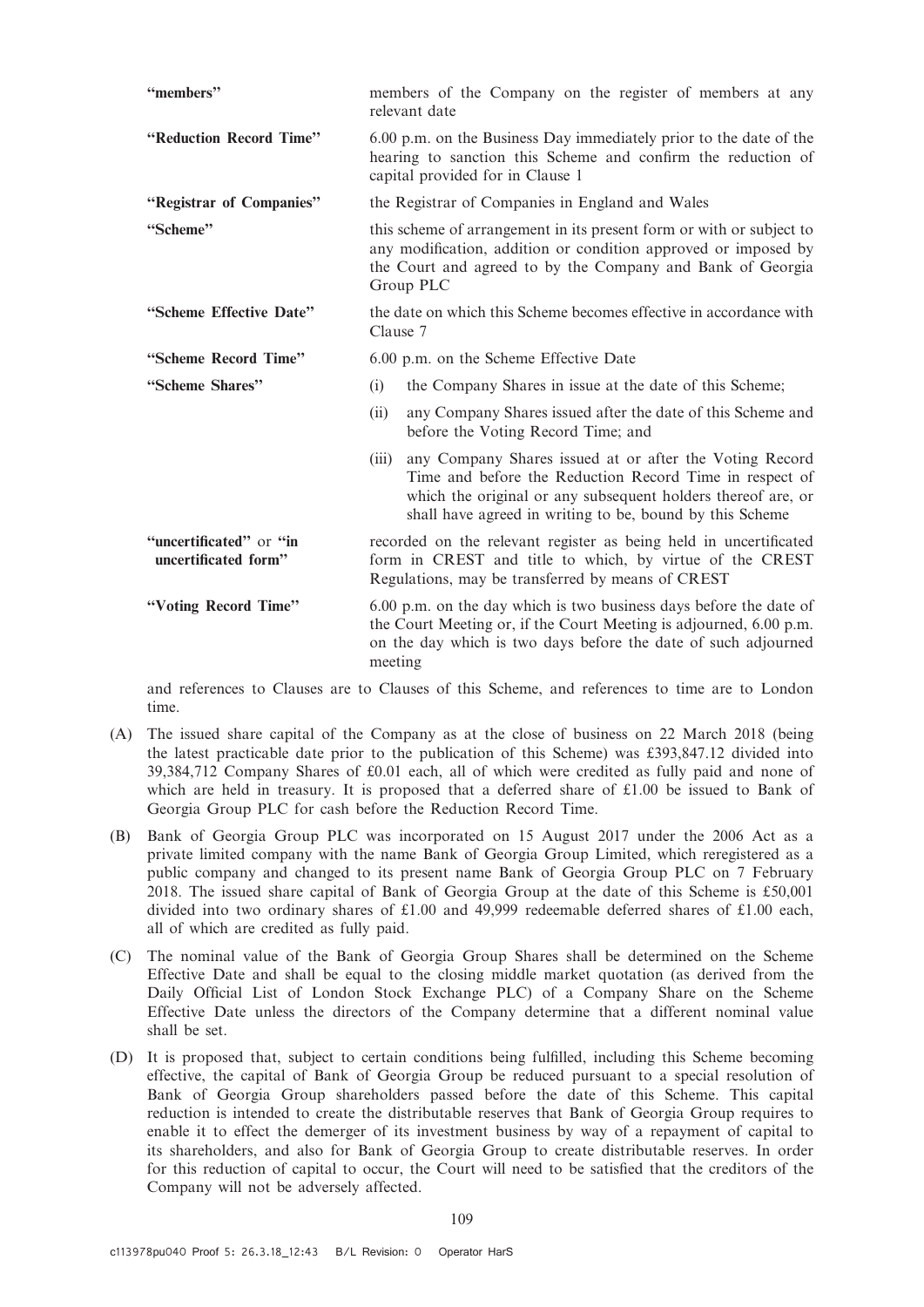| | |
|---|---|
| **"members"** | members of the Company on the register of members at any relevant date |
| **"Reduction Record Time"** | 6.00 p.m. on the Business Day immediately prior to the date of the hearing to sanction this Scheme and confirm the reduction of capital provided for in Clause 1 |
| **"Registrar of Companies"** | the Registrar of Companies in England and Wales |
| **"Scheme"** | this scheme of arrangement in its present form or with or subject to any modification, addition or condition approved or imposed by the Court and agreed to by the Company and Bank of Georgia Group PLC |
| **"Scheme Effective Date"** | the date on which this Scheme becomes effective in accordance with Clause 7 |
| **"Scheme Record Time"** | 6.00 p.m. on the Scheme Effective Date |
| **"Scheme Shares"** | (i) the Company Shares in issue at the date of this Scheme; (ii) any Company Shares issued after the date of this Scheme and before the Voting Record Time; and (iii) any Company Shares issued at or after the Voting Record Time and before the Reduction Record Time in respect of which the original or any subsequent holders thereof are, or shall have agreed in writing to be, bound by this Scheme |
| **"uncertificated"** or **"in uncertificated form"** | recorded on the relevant register as being held in uncertificated form in CREST and title to which, by virtue of the CREST Regulations, may be transferred by means of CREST |
| **"Voting Record Time"** | 6.00 p.m. on the day which is two business days before the date of the Court Meeting or, if the Court Meeting is adjourned, 6.00 p.m. on the day which is two days before the date of such adjourned meeting |

and references to Clauses are to Clauses of this Scheme, and references to time are to London time.

(A) The issued share capital of the Company as at the close of business on 22 March 2018 (being the latest practicable date prior to the publication of this Scheme) was £393,847.12 divided into 39,384,712 Company Shares of £0.01 each, all of which were credited as fully paid and none of which are held in treasury. It is proposed that a deferred share of £1.00 be issued to Bank of Georgia Group PLC for cash before the Reduction Record Time.

(B) Bank of Georgia Group PLC was incorporated on 15 August 2017 under the 2006 Act as a private limited company with the name Bank of Georgia Group Limited, which reregistered as a public company and changed to its present name Bank of Georgia Group PLC on 7 February 2018. The issued share capital of Bank of Georgia Group at the date of this Scheme is £50,001 divided into two ordinary shares of £1.00 and 49,999 redeemable deferred shares of £1.00 each, all of which are credited as fully paid.

(C) The nominal value of the Bank of Georgia Group Shares shall be determined on the Scheme Effective Date and shall be equal to the closing middle market quotation (as derived from the Daily Official List of London Stock Exchange PLC) of a Company Share on the Scheme Effective Date unless the directors of the Company determine that a different nominal value shall be set.

(D) It is proposed that, subject to certain conditions being fulfilled, including this Scheme becoming effective, the capital of Bank of Georgia Group be reduced pursuant to a special resolution of Bank of Georgia Group shareholders passed before the date of this Scheme. This capital reduction is intended to create the distributable reserves that Bank of Georgia Group requires to enable it to effect the demerger of its investment business by way of a repayment of capital to its shareholders, and also for Bank of Georgia Group to create distributable reserves. In order for this reduction of capital to occur, the Court will need to be satisfied that the creditors of the Company will not be adversely affected.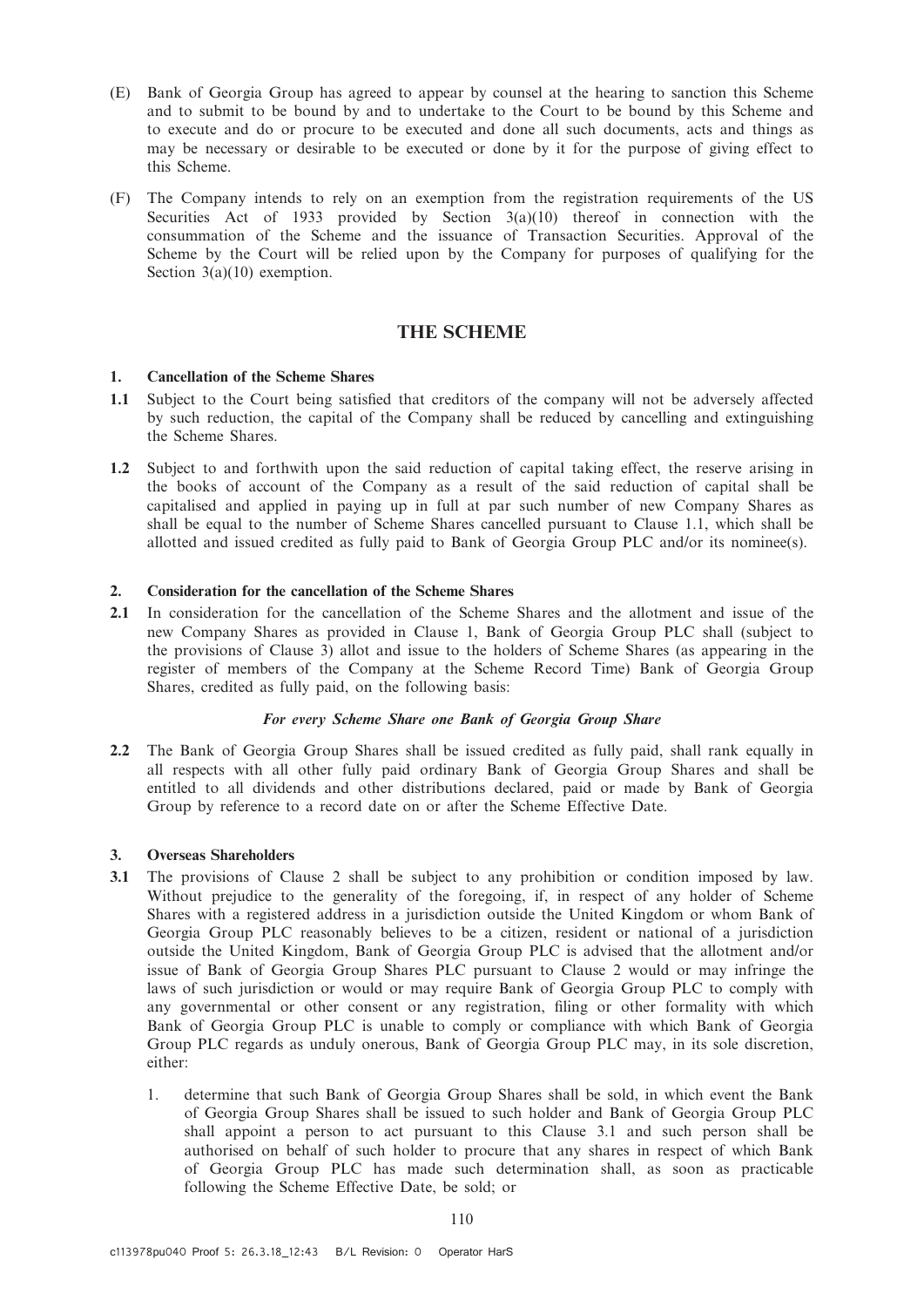(E) Bank of Georgia Group has agreed to appear by counsel at the hearing to sanction this Scheme and to submit to be bound by and to undertake to the Court to be bound by this Scheme and to execute and do or procure to be executed and done all such documents, acts and things as may be necessary or desirable to be executed or done by it for the purpose of giving effect to this Scheme.

(F) The Company intends to rely on an exemption from the registration requirements of the US Securities Act of 1933 provided by Section 3(a)(10) thereof in connection with the consummation of the Scheme and the issuance of Transaction Securities. Approval of the Scheme by the Court will be relied upon by the Company for purposes of qualifying for the Section 3(a)(10) exemption.

## THE SCHEME

### 1. Cancellation of the Scheme Shares

**1.1** Subject to the Court being satisfied that creditors of the company will not be adversely affected by such reduction, the capital of the Company shall be reduced by cancelling and extinguishing the Scheme Shares.

**1.2** Subject to and forthwith upon the said reduction of capital taking effect, the reserve arising in the books of account of the Company as a result of the said reduction of capital shall be capitalised and applied in paying up in full at par such number of new Company Shares as shall be equal to the number of Scheme Shares cancelled pursuant to Clause 1.1, which shall be allotted and issued credited as fully paid to Bank of Georgia Group PLC and/or its nominee(s).

### 2. Consideration for the cancellation of the Scheme Shares

**2.1** In consideration for the cancellation of the Scheme Shares and the allotment and issue of the new Company Shares as provided in Clause 1, Bank of Georgia Group PLC shall (subject to the provisions of Clause 3) allot and issue to the holders of Scheme Shares (as appearing in the register of members of the Company at the Scheme Record Time) Bank of Georgia Group Shares, credited as fully paid, on the following basis:

***For every Scheme Share one Bank of Georgia Group Share***

**2.2** The Bank of Georgia Group Shares shall be issued credited as fully paid, shall rank equally in all respects with all other fully paid ordinary Bank of Georgia Group Shares and shall be entitled to all dividends and other distributions declared, paid or made by Bank of Georgia Group by reference to a record date on or after the Scheme Effective Date.

### 3. Overseas Shareholders

**3.1** The provisions of Clause 2 shall be subject to any prohibition or condition imposed by law. Without prejudice to the generality of the foregoing, if, in respect of any holder of Scheme Shares with a registered address in a jurisdiction outside the United Kingdom or whom Bank of Georgia Group PLC reasonably believes to be a citizen, resident or national of a jurisdiction outside the United Kingdom, Bank of Georgia Group PLC is advised that the allotment and/or issue of Bank of Georgia Group Shares PLC pursuant to Clause 2 would or may infringe the laws of such jurisdiction or would or may require Bank of Georgia Group PLC to comply with any governmental or other consent or any registration, filing or other formality with which Bank of Georgia Group PLC is unable to comply or compliance with which Bank of Georgia Group PLC regards as unduly onerous, Bank of Georgia Group PLC may, in its sole discretion, either:

1. determine that such Bank of Georgia Group Shares shall be sold, in which event the Bank of Georgia Group Shares shall be issued to such holder and Bank of Georgia Group PLC shall appoint a person to act pursuant to this Clause 3.1 and such person shall be authorised on behalf of such holder to procure that any shares in respect of which Bank of Georgia Group PLC has made such determination shall, as soon as practicable following the Scheme Effective Date, be sold; or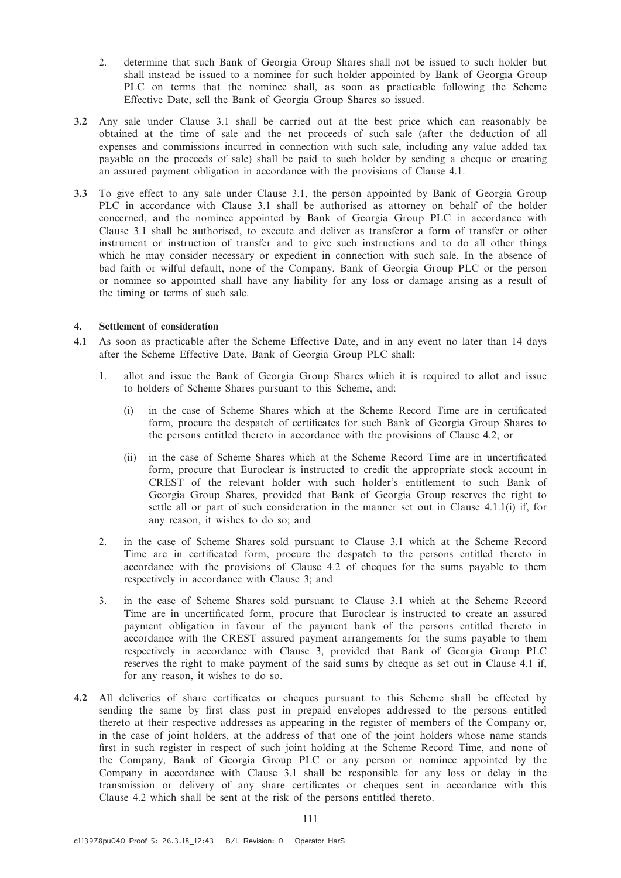2. determine that such Bank of Georgia Group Shares shall not be issued to such holder but shall instead be issued to a nominee for such holder appointed by Bank of Georgia Group PLC on terms that the nominee shall, as soon as practicable following the Scheme Effective Date, sell the Bank of Georgia Group Shares so issued.

**3.2** Any sale under Clause 3.1 shall be carried out at the best price which can reasonably be obtained at the time of sale and the net proceeds of such sale (after the deduction of all expenses and commissions incurred in connection with such sale, including any value added tax payable on the proceeds of sale) shall be paid to such holder by sending a cheque or creating an assured payment obligation in accordance with the provisions of Clause 4.1.

**3.3** To give effect to any sale under Clause 3.1, the person appointed by Bank of Georgia Group PLC in accordance with Clause 3.1 shall be authorised as attorney on behalf of the holder concerned, and the nominee appointed by Bank of Georgia Group PLC in accordance with Clause 3.1 shall be authorised, to execute and deliver as transferor a form of transfer or other instrument or instruction of transfer and to give such instructions and to do all other things which he may consider necessary or expedient in connection with such sale. In the absence of bad faith or wilful default, none of the Company, Bank of Georgia Group PLC or the person or nominee so appointed shall have any liability for any loss or damage arising as a result of the timing or terms of such sale.

**4. Settlement of consideration**

**4.1** As soon as practicable after the Scheme Effective Date, and in any event no later than 14 days after the Scheme Effective Date, Bank of Georgia Group PLC shall:

1. allot and issue the Bank of Georgia Group Shares which it is required to allot and issue to holders of Scheme Shares pursuant to this Scheme, and:

   (i) in the case of Scheme Shares which at the Scheme Record Time are in certificated form, procure the despatch of certificates for such Bank of Georgia Group Shares to the persons entitled thereto in accordance with the provisions of Clause 4.2; or

   (ii) in the case of Scheme Shares which at the Scheme Record Time are in uncertificated form, procure that Euroclear is instructed to credit the appropriate stock account in CREST of the relevant holder with such holder's entitlement to such Bank of Georgia Group Shares, provided that Bank of Georgia Group reserves the right to settle all or part of such consideration in the manner set out in Clause 4.1.1(i) if, for any reason, it wishes to do so; and

2. in the case of Scheme Shares sold pursuant to Clause 3.1 which at the Scheme Record Time are in certificated form, procure the despatch to the persons entitled thereto in accordance with the provisions of Clause 4.2 of cheques for the sums payable to them respectively in accordance with Clause 3; and

3. in the case of Scheme Shares sold pursuant to Clause 3.1 which at the Scheme Record Time are in uncertificated form, procure that Euroclear is instructed to create an assured payment obligation in favour of the payment bank of the persons entitled thereto in accordance with the CREST assured payment arrangements for the sums payable to them respectively in accordance with Clause 3, provided that Bank of Georgia Group PLC reserves the right to make payment of the said sums by cheque as set out in Clause 4.1 if, for any reason, it wishes to do so.

**4.2** All deliveries of share certificates or cheques pursuant to this Scheme shall be effected by sending the same by first class post in prepaid envelopes addressed to the persons entitled thereto at their respective addresses as appearing in the register of members of the Company or, in the case of joint holders, at the address of that one of the joint holders whose name stands first in such register in respect of such joint holding at the Scheme Record Time, and none of the Company, Bank of Georgia Group PLC or any person or nominee appointed by the Company in accordance with Clause 3.1 shall be responsible for any loss or delay in the transmission or delivery of any share certificates or cheques sent in accordance with this Clause 4.2 which shall be sent at the risk of the persons entitled thereto.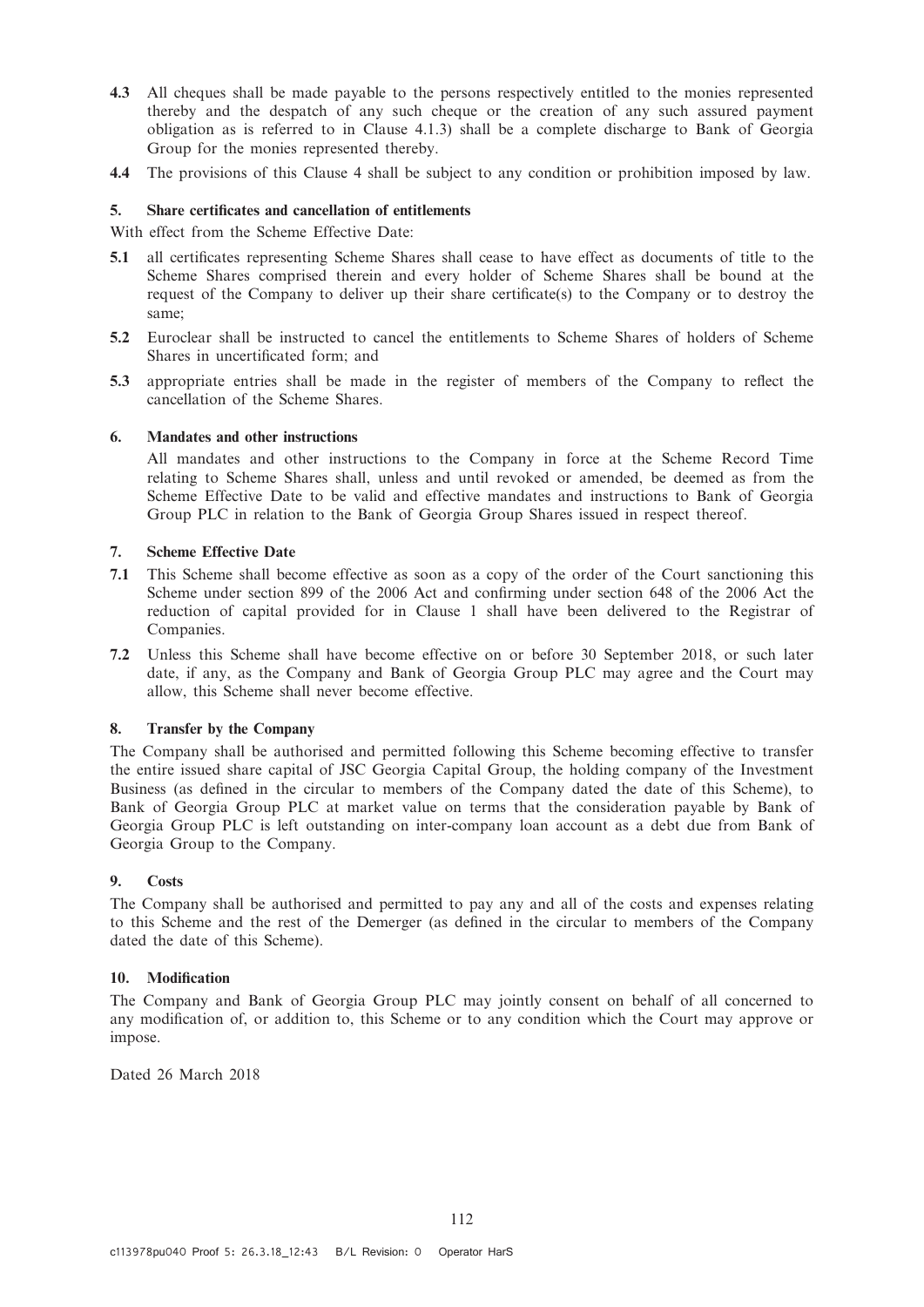**4.3** All cheques shall be made payable to the persons respectively entitled to the monies represented thereby and the despatch of any such cheque or the creation of any such assured payment obligation as is referred to in Clause 4.1.3) shall be a complete discharge to Bank of Georgia Group for the monies represented thereby.

**4.4** The provisions of this Clause 4 shall be subject to any condition or prohibition imposed by law.

### 5. Share certificates and cancellation of entitlements

With effect from the Scheme Effective Date:

**5.1** all certificates representing Scheme Shares shall cease to have effect as documents of title to the Scheme Shares comprised therein and every holder of Scheme Shares shall be bound at the request of the Company to deliver up their share certificate(s) to the Company or to destroy the same;

**5.2** Euroclear shall be instructed to cancel the entitlements to Scheme Shares of holders of Scheme Shares in uncertificated form; and

**5.3** appropriate entries shall be made in the register of members of the Company to reflect the cancellation of the Scheme Shares.

### 6. Mandates and other instructions

All mandates and other instructions to the Company in force at the Scheme Record Time relating to Scheme Shares shall, unless and until revoked or amended, be deemed as from the Scheme Effective Date to be valid and effective mandates and instructions to Bank of Georgia Group PLC in relation to the Bank of Georgia Group Shares issued in respect thereof.

### 7. Scheme Effective Date

**7.1** This Scheme shall become effective as soon as a copy of the order of the Court sanctioning this Scheme under section 899 of the 2006 Act and confirming under section 648 of the 2006 Act the reduction of capital provided for in Clause 1 shall have been delivered to the Registrar of Companies.

**7.2** Unless this Scheme shall have become effective on or before 30 September 2018, or such later date, if any, as the Company and Bank of Georgia Group PLC may agree and the Court may allow, this Scheme shall never become effective.

### 8. Transfer by the Company

The Company shall be authorised and permitted following this Scheme becoming effective to transfer the entire issued share capital of JSC Georgia Capital Group, the holding company of the Investment Business (as defined in the circular to members of the Company dated the date of this Scheme), to Bank of Georgia Group PLC at market value on terms that the consideration payable by Bank of Georgia Group PLC is left outstanding on inter-company loan account as a debt due from Bank of Georgia Group to the Company.

### 9. Costs

The Company shall be authorised and permitted to pay any and all of the costs and expenses relating to this Scheme and the rest of the Demerger (as defined in the circular to members of the Company dated the date of this Scheme).

### 10. Modification

The Company and Bank of Georgia Group PLC may jointly consent on behalf of all concerned to any modification of, or addition to, this Scheme or to any condition which the Court may approve or impose.

Dated 26 March 2018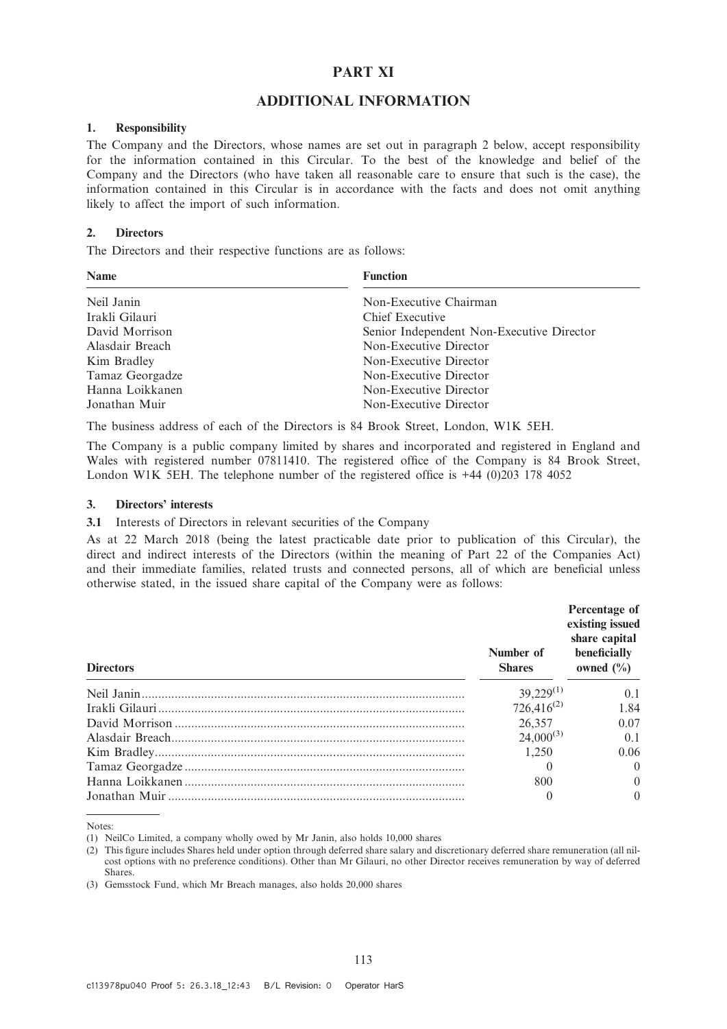# PART XI

## ADDITIONAL INFORMATION

### 1. Responsibility

The Company and the Directors, whose names are set out in paragraph 2 below, accept responsibility for the information contained in this Circular. To the best of the knowledge and belief of the Company and the Directors (who have taken all reasonable care to ensure that such is the case), the information contained in this Circular is in accordance with the facts and does not omit anything likely to affect the import of such information.

### 2. Directors

The Directors and their respective functions are as follows:

| Name | Function |
|---|---|
| Neil Janin | Non-Executive Chairman |
| Irakli Gilauri | Chief Executive |
| David Morrison | Senior Independent Non-Executive Director |
| Alasdair Breach | Non-Executive Director |
| Kim Bradley | Non-Executive Director |
| Tamaz Georgadze | Non-Executive Director |
| Hanna Loikkanen | Non-Executive Director |
| Jonathan Muir | Non-Executive Director |

The business address of each of the Directors is 84 Brook Street, London, W1K 5EH.

The Company is a public company limited by shares and incorporated and registered in England and Wales with registered number 07811410. The registered office of the Company is 84 Brook Street, London W1K 5EH. The telephone number of the registered office is +44 (0)203 178 4052

### 3. Directors' interests

**3.1** Interests of Directors in relevant securities of the Company

As at 22 March 2018 (being the latest practicable date prior to publication of this Circular), the direct and indirect interests of the Directors (within the meaning of Part 22 of the Companies Act) and their immediate families, related trusts and connected persons, all of which are beneficial unless otherwise stated, in the issued share capital of the Company were as follows:

| Directors | Number of Shares | Percentage of existing issued share capital beneficially owned (%) |
|---|---|---|
| Neil Janin | 39,229[(1)] | 0.1 |
| Irakli Gilauri | 726,416[(2)] | 1.84 |
| David Morrison | 26,357 | 0.07 |
| Alasdair Breach | 24,000[(3)] | 0.1 |
| Kim Bradley | 1,250 | 0.06 |
| Tamaz Georgadze | 0 | 0 |
| Hanna Loikkanen | 800 | 0 |
| Jonathan Muir | 0 | 0 |

Notes:

(1) NeilCo Limited, a company wholly owed by Mr Janin, also holds 10,000 shares

(2) This figure includes Shares held under option through deferred share salary and discretionary deferred share remuneration (all nil-cost options with no preference conditions). Other than Mr Gilauri, no other Director receives remuneration by way of deferred Shares.

(3) Gemsstock Fund, which Mr Breach manages, also holds 20,000 shares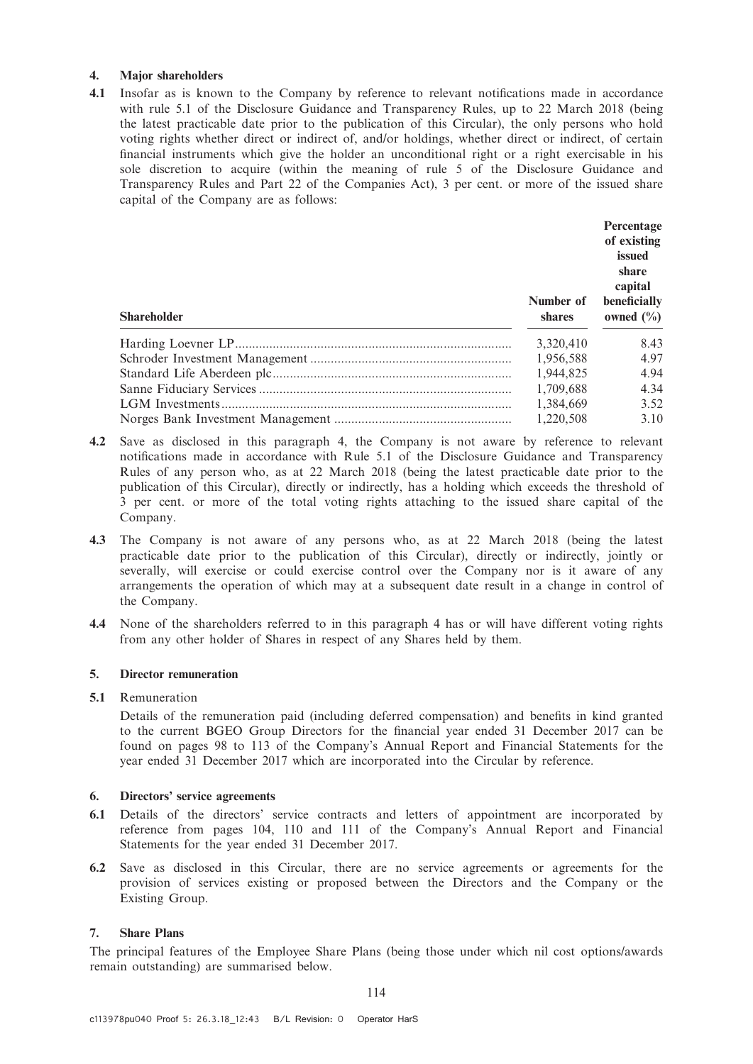## 4. Major shareholders

**4.1** Insofar as is known to the Company by reference to relevant notifications made in accordance with rule 5.1 of the Disclosure Guidance and Transparency Rules, up to 22 March 2018 (being the latest practicable date prior to the publication of this Circular), the only persons who hold voting rights whether direct or indirect of, and/or holdings, whether direct or indirect, of certain financial instruments which give the holder an unconditional right or a right exercisable in his sole discretion to acquire (within the meaning of rule 5 of the Disclosure Guidance and Transparency Rules and Part 22 of the Companies Act), 3 per cent. or more of the issued share capital of the Company are as follows:

| Shareholder | Number of shares | Percentage of existing issued share capital beneficially owned (%) |
|---|---|---|
| Harding Loevner LP | 3,320,410 | 8.43 |
| Schroder Investment Management | 1,956,588 | 4.97 |
| Standard Life Aberdeen plc | 1,944,825 | 4.94 |
| Sanne Fiduciary Services | 1,709,688 | 4.34 |
| LGM Investments | 1,384,669 | 3.52 |
| Norges Bank Investment Management | 1,220,508 | 3.10 |

**4.2** Save as disclosed in this paragraph 4, the Company is not aware by reference to relevant notifications made in accordance with Rule 5.1 of the Disclosure Guidance and Transparency Rules of any person who, as at 22 March 2018 (being the latest practicable date prior to the publication of this Circular), directly or indirectly, has a holding which exceeds the threshold of 3 per cent. or more of the total voting rights attaching to the issued share capital of the Company.

**4.3** The Company is not aware of any persons who, as at 22 March 2018 (being the latest practicable date prior to the publication of this Circular), directly or indirectly, jointly or severally, will exercise or could exercise control over the Company nor is it aware of any arrangements the operation of which may at a subsequent date result in a change in control of the Company.

**4.4** None of the shareholders referred to in this paragraph 4 has or will have different voting rights from any other holder of Shares in respect of any Shares held by them.

## 5. Director remuneration

**5.1** Remuneration

Details of the remuneration paid (including deferred compensation) and benefits in kind granted to the current BGEO Group Directors for the financial year ended 31 December 2017 can be found on pages 98 to 113 of the Company's Annual Report and Financial Statements for the year ended 31 December 2017 which are incorporated into the Circular by reference.

## 6. Directors' service agreements

**6.1** Details of the directors' service contracts and letters of appointment are incorporated by reference from pages 104, 110 and 111 of the Company's Annual Report and Financial Statements for the year ended 31 December 2017.

**6.2** Save as disclosed in this Circular, there are no service agreements or agreements for the provision of services existing or proposed between the Directors and the Company or the Existing Group.

## 7. Share Plans

The principal features of the Employee Share Plans (being those under which nil cost options/awards remain outstanding) are summarised below.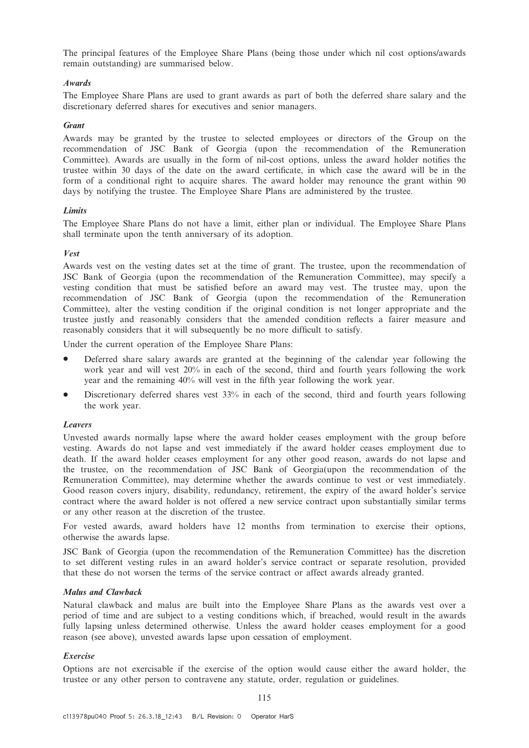The principal features of the Employee Share Plans (being those under which nil cost options/awards remain outstanding) are summarised below.

***Awards***

The Employee Share Plans are used to grant awards as part of both the deferred share salary and the discretionary deferred shares for executives and senior managers.

***Grant***

Awards may be granted by the trustee to selected employees or directors of the Group on the recommendation of JSC Bank of Georgia (upon the recommendation of the Remuneration Committee). Awards are usually in the form of nil-cost options, unless the award holder notifies the trustee within 30 days of the date on the award certificate, in which case the award will be in the form of a conditional right to acquire shares. The award holder may renounce the grant within 90 days by notifying the trustee. The Employee Share Plans are administered by the trustee.

***Limits***

The Employee Share Plans do not have a limit, either plan or individual. The Employee Share Plans shall terminate upon the tenth anniversary of its adoption.

***Vest***

Awards vest on the vesting dates set at the time of grant. The trustee, upon the recommendation of JSC Bank of Georgia (upon the recommendation of the Remuneration Committee), may specify a vesting condition that must be satisfied before an award may vest. The trustee may, upon the recommendation of JSC Bank of Georgia (upon the recommendation of the Remuneration Committee), alter the vesting condition if the original condition is not longer appropriate and the trustee justly and reasonably considers that the amended condition reflects a fairer measure and reasonably considers that it will subsequently be no more difficult to satisfy.

Under the current operation of the Employee Share Plans:

- Deferred share salary awards are granted at the beginning of the calendar year following the work year and will vest 20% in each of the second, third and fourth years following the work year and the remaining 40% will vest in the fifth year following the work year.
- Discretionary deferred shares vest 33% in each of the second, third and fourth years following the work year.

***Leavers***

Unvested awards normally lapse where the award holder ceases employment with the group before vesting. Awards do not lapse and vest immediately if the award holder ceases employment due to death. If the award holder ceases employment for any other good reason, awards do not lapse and the trustee, on the recommendation of JSC Bank of Georgia(upon the recommendation of the Remuneration Committee), may determine whether the awards continue to vest or vest immediately. Good reason covers injury, disability, redundancy, retirement, the expiry of the award holder's service contract where the award holder is not offered a new service contract upon substantially similar terms or any other reason at the discretion of the trustee.

For vested awards, award holders have 12 months from termination to exercise their options, otherwise the awards lapse.

JSC Bank of Georgia (upon the recommendation of the Remuneration Committee) has the discretion to set different vesting rules in an award holder's service contract or separate resolution, provided that these do not worsen the terms of the service contract or affect awards already granted.

***Malus and Clawback***

Natural clawback and malus are built into the Employee Share Plans as the awards vest over a period of time and are subject to a vesting conditions which, if breached, would result in the awards fully lapsing unless determined otherwise. Unless the award holder ceases employment for a good reason (see above), unvested awards lapse upon cessation of employment.

***Exercise***

Options are not exercisable if the exercise of the option would cause either the award holder, the trustee or any other person to contravene any statute, order, regulation or guidelines.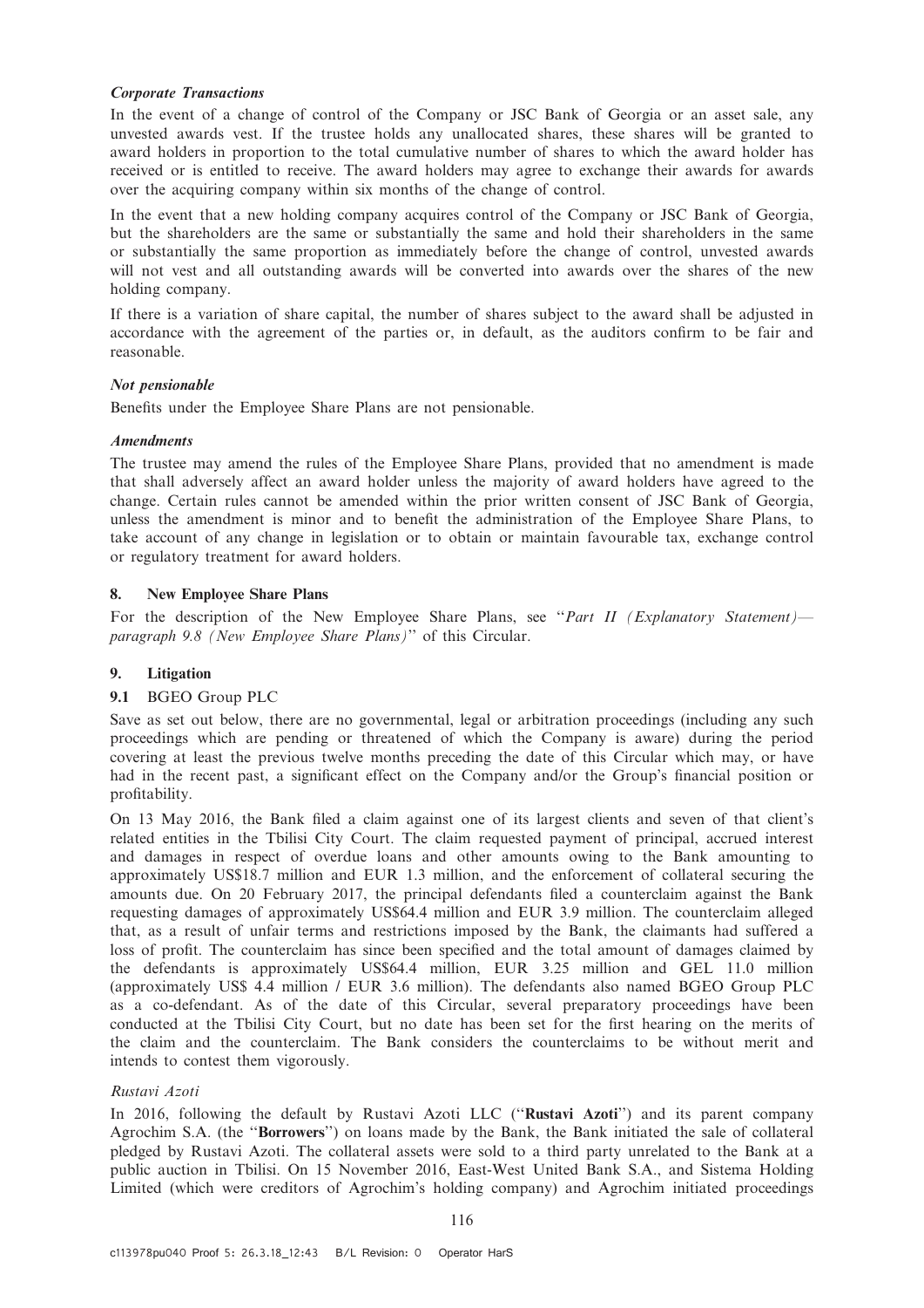***Corporate Transactions***

In the event of a change of control of the Company or JSC Bank of Georgia or an asset sale, any unvested awards vest. If the trustee holds any unallocated shares, these shares will be granted to award holders in proportion to the total cumulative number of shares to which the award holder has received or is entitled to receive. The award holders may agree to exchange their awards for awards over the acquiring company within six months of the change of control.

In the event that a new holding company acquires control of the Company or JSC Bank of Georgia, but the shareholders are the same or substantially the same and hold their shareholders in the same or substantially the same proportion as immediately before the change of control, unvested awards will not vest and all outstanding awards will be converted into awards over the shares of the new holding company.

If there is a variation of share capital, the number of shares subject to the award shall be adjusted in accordance with the agreement of the parties or, in default, as the auditors confirm to be fair and reasonable.

***Not pensionable***

Benefits under the Employee Share Plans are not pensionable.

***Amendments***

The trustee may amend the rules of the Employee Share Plans, provided that no amendment is made that shall adversely affect an award holder unless the majority of award holders have agreed to the change. Certain rules cannot be amended within the prior written consent of JSC Bank of Georgia, unless the amendment is minor and to benefit the administration of the Employee Share Plans, to take account of any change in legislation or to obtain or maintain favourable tax, exchange control or regulatory treatment for award holders.

## 8. New Employee Share Plans

For the description of the New Employee Share Plans, see "*Part II (Explanatory Statement)—paragraph 9.8 (New Employee Share Plans)*" of this Circular.

## 9. Litigation

### 9.1 BGEO Group PLC

Save as set out below, there are no governmental, legal or arbitration proceedings (including any such proceedings which are pending or threatened of which the Company is aware) during the period covering at least the previous twelve months preceding the date of this Circular which may, or have had in the recent past, a significant effect on the Company and/or the Group's financial position or profitability.

On 13 May 2016, the Bank filed a claim against one of its largest clients and seven of that client's related entities in the Tbilisi City Court. The claim requested payment of principal, accrued interest and damages in respect of overdue loans and other amounts owing to the Bank amounting to approximately US$18.7 million and EUR 1.3 million, and the enforcement of collateral securing the amounts due. On 20 February 2017, the principal defendants filed a counterclaim against the Bank requesting damages of approximately US$64.4 million and EUR 3.9 million. The counterclaim alleged that, as a result of unfair terms and restrictions imposed by the Bank, the claimants had suffered a loss of profit. The counterclaim has since been specified and the total amount of damages claimed by the defendants is approximately US$64.4 million, EUR 3.25 million and GEL 11.0 million (approximately US$ 4.4 million / EUR 3.6 million). The defendants also named BGEO Group PLC as a co-defendant. As of the date of this Circular, several preparatory proceedings have been conducted at the Tbilisi City Court, but no date has been set for the first hearing on the merits of the claim and the counterclaim. The Bank considers the counterclaims to be without merit and intends to contest them vigorously.

*Rustavi Azoti*

In 2016, following the default by Rustavi Azoti LLC ("**Rustavi Azoti**") and its parent company Agrochim S.A. (the "**Borrowers**") on loans made by the Bank, the Bank initiated the sale of collateral pledged by Rustavi Azoti. The collateral assets were sold to a third party unrelated to the Bank at a public auction in Tbilisi. On 15 November 2016, East-West United Bank S.A., and Sistema Holding Limited (which were creditors of Agrochim's holding company) and Agrochim initiated proceedings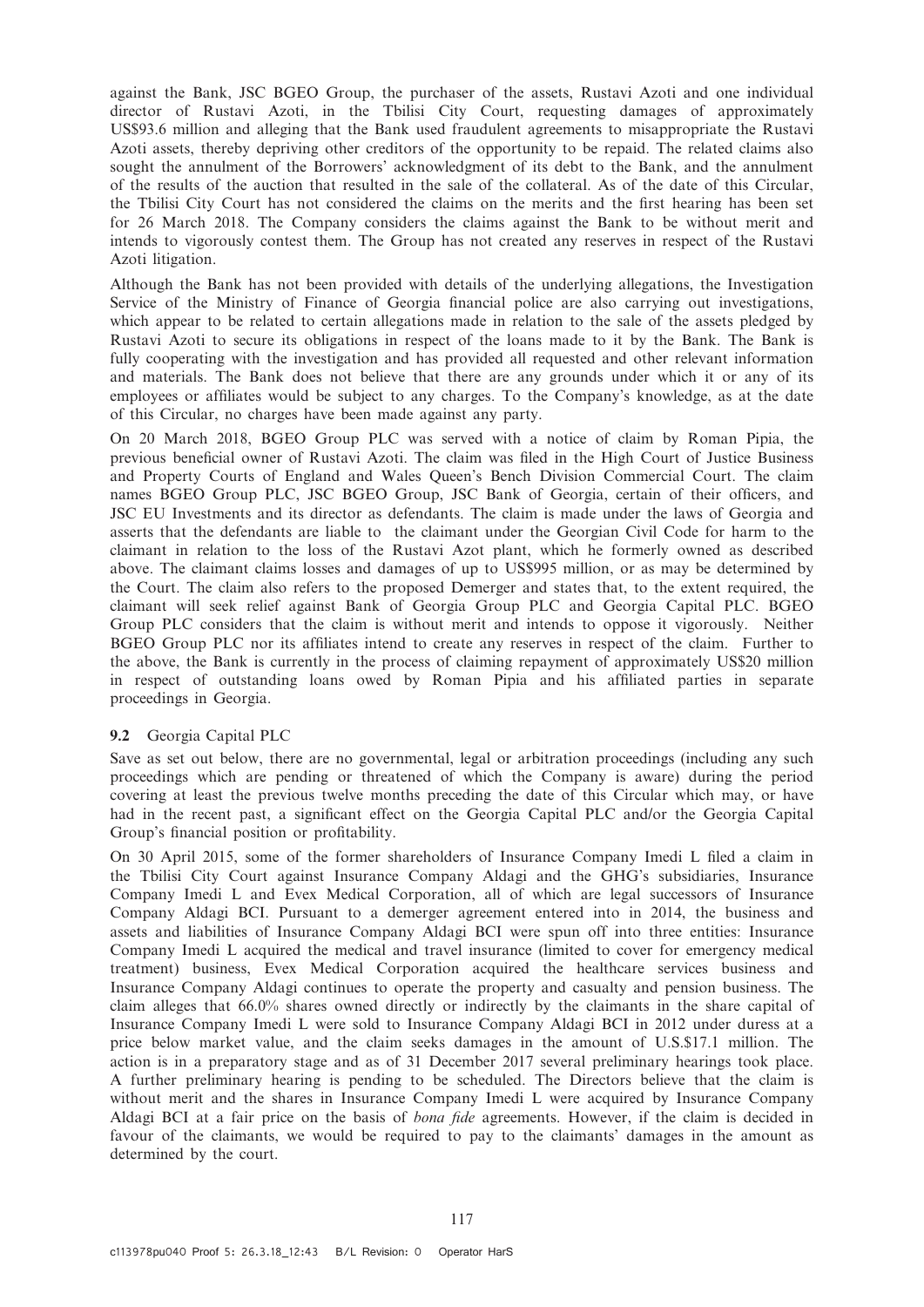against the Bank, JSC BGEO Group, the purchaser of the assets, Rustavi Azoti and one individual director of Rustavi Azoti, in the Tbilisi City Court, requesting damages of approximately US$93.6 million and alleging that the Bank used fraudulent agreements to misappropriate the Rustavi Azoti assets, thereby depriving other creditors of the opportunity to be repaid. The related claims also sought the annulment of the Borrowers' acknowledgment of its debt to the Bank, and the annulment of the results of the auction that resulted in the sale of the collateral. As of the date of this Circular, the Tbilisi City Court has not considered the claims on the merits and the first hearing has been set for 26 March 2018. The Company considers the claims against the Bank to be without merit and intends to vigorously contest them. The Group has not created any reserves in respect of the Rustavi Azoti litigation.

Although the Bank has not been provided with details of the underlying allegations, the Investigation Service of the Ministry of Finance of Georgia financial police are also carrying out investigations, which appear to be related to certain allegations made in relation to the sale of the assets pledged by Rustavi Azoti to secure its obligations in respect of the loans made to it by the Bank. The Bank is fully cooperating with the investigation and has provided all requested and other relevant information and materials. The Bank does not believe that there are any grounds under which it or any of its employees or affiliates would be subject to any charges. To the Company's knowledge, as at the date of this Circular, no charges have been made against any party.

On 20 March 2018, BGEO Group PLC was served with a notice of claim by Roman Pipia, the previous beneficial owner of Rustavi Azoti. The claim was filed in the High Court of Justice Business and Property Courts of England and Wales Queen's Bench Division Commercial Court. The claim names BGEO Group PLC, JSC BGEO Group, JSC Bank of Georgia, certain of their officers, and JSC EU Investments and its director as defendants. The claim is made under the laws of Georgia and asserts that the defendants are liable to the claimant under the Georgian Civil Code for harm to the claimant in relation to the loss of the Rustavi Azot plant, which he formerly owned as described above. The claimant claims losses and damages of up to US$995 million, or as may be determined by the Court. The claim also refers to the proposed Demerger and states that, to the extent required, the claimant will seek relief against Bank of Georgia Group PLC and Georgia Capital PLC. BGEO Group PLC considers that the claim is without merit and intends to oppose it vigorously. Neither BGEO Group PLC nor its affiliates intend to create any reserves in respect of the claim. Further to the above, the Bank is currently in the process of claiming repayment of approximately US$20 million in respect of outstanding loans owed by Roman Pipia and his affiliated parties in separate proceedings in Georgia.

### 9.2 Georgia Capital PLC

Save as set out below, there are no governmental, legal or arbitration proceedings (including any such proceedings which are pending or threatened of which the Company is aware) during the period covering at least the previous twelve months preceding the date of this Circular which may, or have had in the recent past, a significant effect on the Georgia Capital PLC and/or the Georgia Capital Group's financial position or profitability.

On 30 April 2015, some of the former shareholders of Insurance Company Imedi L filed a claim in the Tbilisi City Court against Insurance Company Aldagi and the GHG's subsidiaries, Insurance Company Imedi L and Evex Medical Corporation, all of which are legal successors of Insurance Company Aldagi BCI. Pursuant to a demerger agreement entered into in 2014, the business and assets and liabilities of Insurance Company Aldagi BCI were spun off into three entities: Insurance Company Imedi L acquired the medical and travel insurance (limited to cover for emergency medical treatment) business, Evex Medical Corporation acquired the healthcare services business and Insurance Company Aldagi continues to operate the property and casualty and pension business. The claim alleges that 66.0% shares owned directly or indirectly by the claimants in the share capital of Insurance Company Imedi L were sold to Insurance Company Aldagi BCI in 2012 under duress at a price below market value, and the claim seeks damages in the amount of U.S.$17.1 million. The action is in a preparatory stage and as of 31 December 2017 several preliminary hearings took place. A further preliminary hearing is pending to be scheduled. The Directors believe that the claim is without merit and the shares in Insurance Company Imedi L were acquired by Insurance Company Aldagi BCI at a fair price on the basis of *bona fide* agreements. However, if the claim is decided in favour of the claimants, we would be required to pay to the claimants' damages in the amount as determined by the court.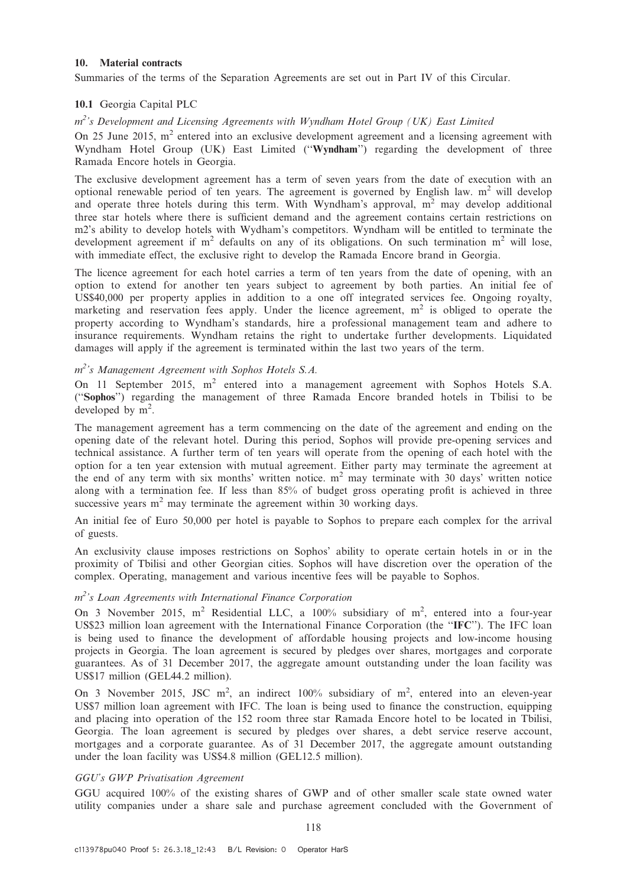## 10. Material contracts

Summaries of the terms of the Separation Agreements are set out in Part IV of this Circular.

### 10.1 Georgia Capital PLC

*$m^2$'s Development and Licensing Agreements with Wyndham Hotel Group (UK) East Limited*

On 25 June 2015, $m^2$ entered into an exclusive development agreement and a licensing agreement with Wyndham Hotel Group (UK) East Limited ("**Wyndham**") regarding the development of three Ramada Encore hotels in Georgia.

The exclusive development agreement has a term of seven years from the date of execution with an optional renewable period of ten years. The agreement is governed by English law. $m^2$ will develop and operate three hotels during this term. With Wyndham's approval, $m^2$ may develop additional three star hotels where there is sufficient demand and the agreement contains certain restrictions on m2's ability to develop hotels with Wydham's competitors. Wyndham will be entitled to terminate the development agreement if $m^2$ defaults on any of its obligations. On such termination $m^2$ will lose, with immediate effect, the exclusive right to develop the Ramada Encore brand in Georgia.

The licence agreement for each hotel carries a term of ten years from the date of opening, with an option to extend for another ten years subject to agreement by both parties. An initial fee of US$40,000 per property applies in addition to a one off integrated services fee. Ongoing royalty, marketing and reservation fees apply. Under the licence agreement, $m^2$ is obliged to operate the property according to Wyndham's standards, hire a professional management team and adhere to insurance requirements. Wyndham retains the right to undertake further developments. Liquidated damages will apply if the agreement is terminated within the last two years of the term.

*$m^2$'s Management Agreement with Sophos Hotels S.A.*

On 11 September 2015, $m^2$ entered into a management agreement with Sophos Hotels S.A. ("**Sophos**") regarding the management of three Ramada Encore branded hotels in Tbilisi to be developed by $m^2$.

The management agreement has a term commencing on the date of the agreement and ending on the opening date of the relevant hotel. During this period, Sophos will provide pre-opening services and technical assistance. A further term of ten years will operate from the opening of each hotel with the option for a ten year extension with mutual agreement. Either party may terminate the agreement at the end of any term with six months' written notice. $m^2$ may terminate with 30 days' written notice along with a termination fee. If less than 85% of budget gross operating profit is achieved in three successive years $m^2$ may terminate the agreement within 30 working days.

An initial fee of Euro 50,000 per hotel is payable to Sophos to prepare each complex for the arrival of guests.

An exclusivity clause imposes restrictions on Sophos' ability to operate certain hotels in or in the proximity of Tbilisi and other Georgian cities. Sophos will have discretion over the operation of the complex. Operating, management and various incentive fees will be payable to Sophos.

*$m^2$'s Loan Agreements with International Finance Corporation*

On 3 November 2015, $m^2$ Residential LLC, a 100% subsidiary of $m^2$, entered into a four-year US$23 million loan agreement with the International Finance Corporation (the "**IFC**"). The IFC loan is being used to finance the development of affordable housing projects and low-income housing projects in Georgia. The loan agreement is secured by pledges over shares, mortgages and corporate guarantees. As of 31 December 2017, the aggregate amount outstanding under the loan facility was US$17 million (GEL44.2 million).

On 3 November 2015, JSC $m^2$, an indirect 100% subsidiary of $m^2$, entered into an eleven-year US$7 million loan agreement with IFC. The loan is being used to finance the construction, equipping and placing into operation of the 152 room three star Ramada Encore hotel to be located in Tbilisi, Georgia. The loan agreement is secured by pledges over shares, a debt service reserve account, mortgages and a corporate guarantee. As of 31 December 2017, the aggregate amount outstanding under the loan facility was US$4.8 million (GEL12.5 million).

*GGU's GWP Privatisation Agreement*

GGU acquired 100% of the existing shares of GWP and of other smaller scale state owned water utility companies under a share sale and purchase agreement concluded with the Government of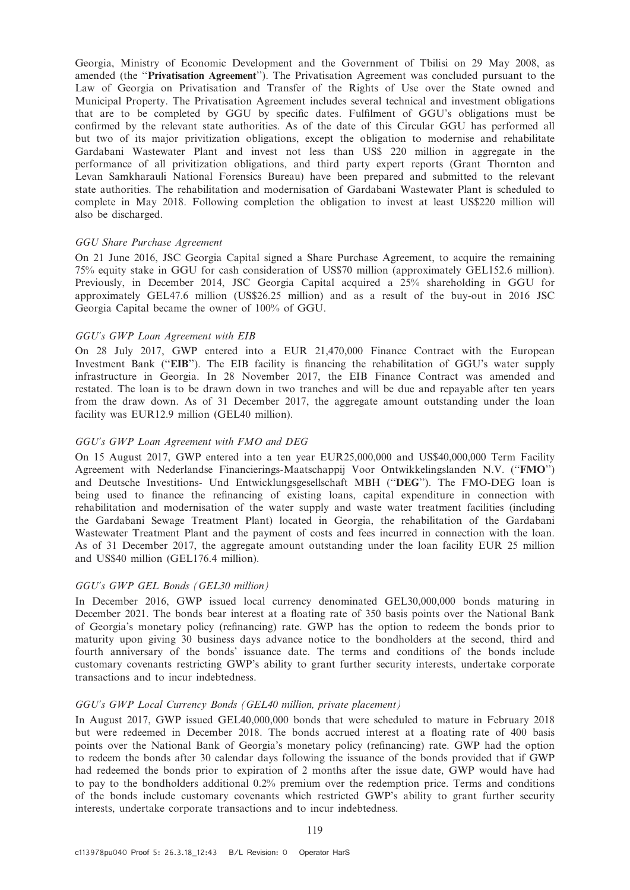Georgia, Ministry of Economic Development and the Government of Tbilisi on 29 May 2008, as amended (the "**Privatisation Agreement**"). The Privatisation Agreement was concluded pursuant to the Law of Georgia on Privatisation and Transfer of the Rights of Use over the State owned and Municipal Property. The Privatisation Agreement includes several technical and investment obligations that are to be completed by GGU by specific dates. Fulfilment of GGU's obligations must be confirmed by the relevant state authorities. As of the date of this Circular GGU has performed all but two of its major privitization obligations, except the obligation to modernise and rehabilitate Gardabani Wastewater Plant and invest not less than US$ 220 million in aggregate in the performance of all privitization obligations, and third party expert reports (Grant Thornton and Levan Samkharauli National Forensics Bureau) have been prepared and submitted to the relevant state authorities. The rehabilitation and modernisation of Gardabani Wastewater Plant is scheduled to complete in May 2018. Following completion the obligation to invest at least US$220 million will also be discharged.

*GGU Share Purchase Agreement*

On 21 June 2016, JSC Georgia Capital signed a Share Purchase Agreement, to acquire the remaining 75% equity stake in GGU for cash consideration of US$70 million (approximately GEL152.6 million). Previously, in December 2014, JSC Georgia Capital acquired a 25% shareholding in GGU for approximately GEL47.6 million (US$26.25 million) and as a result of the buy-out in 2016 JSC Georgia Capital became the owner of 100% of GGU.

*GGU's GWP Loan Agreement with EIB*

On 28 July 2017, GWP entered into a EUR 21,470,000 Finance Contract with the European Investment Bank ("**EIB**"). The EIB facility is financing the rehabilitation of GGU's water supply infrastructure in Georgia. In 28 November 2017, the EIB Finance Contract was amended and restated. The loan is to be drawn down in two tranches and will be due and repayable after ten years from the draw down. As of 31 December 2017, the aggregate amount outstanding under the loan facility was EUR12.9 million (GEL40 million).

*GGU's GWP Loan Agreement with FMO and DEG*

On 15 August 2017, GWP entered into a ten year EUR25,000,000 and US$40,000,000 Term Facility Agreement with Nederlandse Financierings-Maatschappij Voor Ontwikkelingslanden N.V. ("**FMO**") and Deutsche Investitions- Und Entwicklungsgesellschaft MBH ("**DEG**"). The FMO-DEG loan is being used to finance the refinancing of existing loans, capital expenditure in connection with rehabilitation and modernisation of the water supply and waste water treatment facilities (including the Gardabani Sewage Treatment Plant) located in Georgia, the rehabilitation of the Gardabani Wastewater Treatment Plant and the payment of costs and fees incurred in connection with the loan. As of 31 December 2017, the aggregate amount outstanding under the loan facility EUR 25 million and US$40 million (GEL176.4 million).

*GGU's GWP GEL Bonds (GEL30 million)*

In December 2016, GWP issued local currency denominated GEL30,000,000 bonds maturing in December 2021. The bonds bear interest at a floating rate of 350 basis points over the National Bank of Georgia's monetary policy (refinancing) rate. GWP has the option to redeem the bonds prior to maturity upon giving 30 business days advance notice to the bondholders at the second, third and fourth anniversary of the bonds' issuance date. The terms and conditions of the bonds include customary covenants restricting GWP's ability to grant further security interests, undertake corporate transactions and to incur indebtedness.

*GGU's GWP Local Currency Bonds (GEL40 million, private placement)*

In August 2017, GWP issued GEL40,000,000 bonds that were scheduled to mature in February 2018 but were redeemed in December 2018. The bonds accrued interest at a floating rate of 400 basis points over the National Bank of Georgia's monetary policy (refinancing) rate. GWP had the option to redeem the bonds after 30 calendar days following the issuance of the bonds provided that if GWP had redeemed the bonds prior to expiration of 2 months after the issue date, GWP would have had to pay to the bondholders additional 0.2% premium over the redemption price. Terms and conditions of the bonds include customary covenants which restricted GWP's ability to grant further security interests, undertake corporate transactions and to incur indebtedness.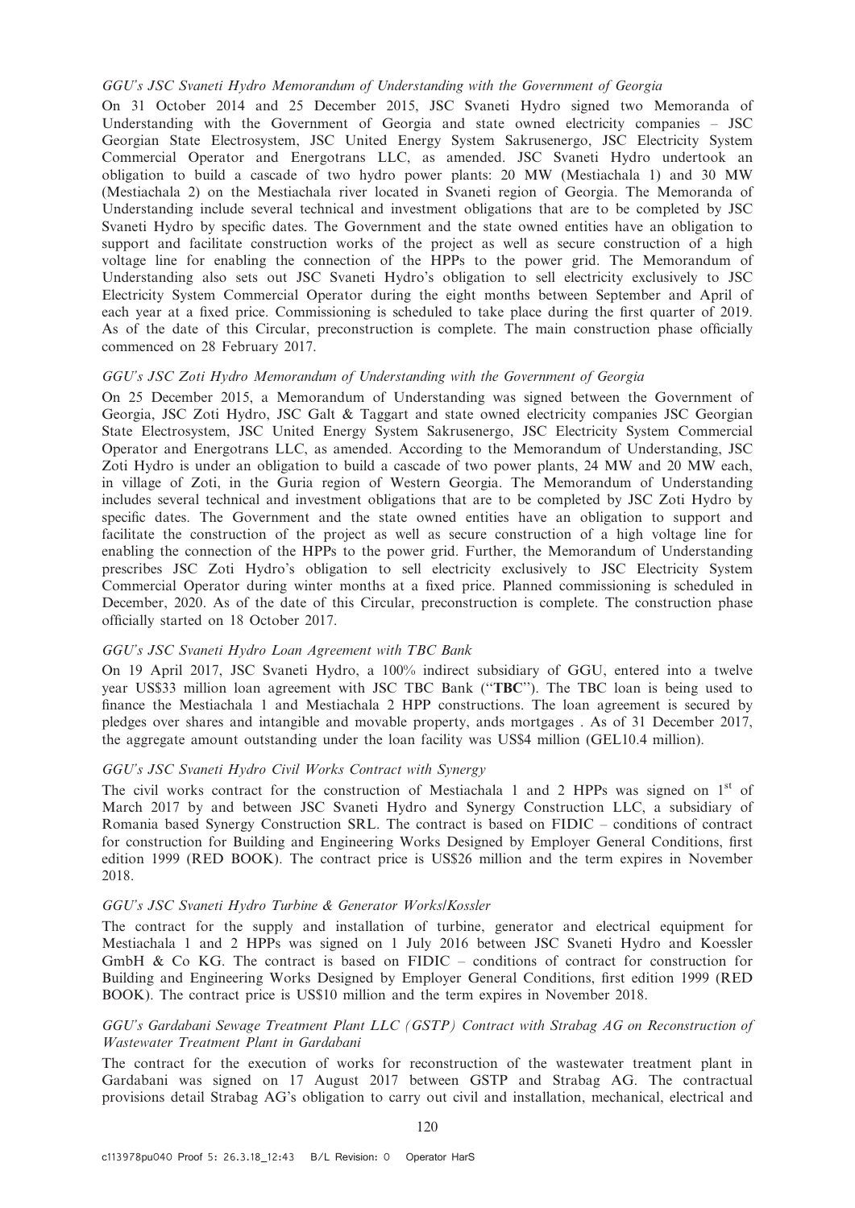*GGU's JSC Svaneti Hydro Memorandum of Understanding with the Government of Georgia*

On 31 October 2014 and 25 December 2015, JSC Svaneti Hydro signed two Memoranda of Understanding with the Government of Georgia and state owned electricity companies – JSC Georgian State Electrosystem, JSC United Energy System Sakrusenergo, JSC Electricity System Commercial Operator and Energotrans LLC, as amended. JSC Svaneti Hydro undertook an obligation to build a cascade of two hydro power plants: 20 MW (Mestiachala 1) and 30 MW (Mestiachala 2) on the Mestiachala river located in Svaneti region of Georgia. The Memoranda of Understanding include several technical and investment obligations that are to be completed by JSC Svaneti Hydro by specific dates. The Government and the state owned entities have an obligation to support and facilitate construction works of the project as well as secure construction of a high voltage line for enabling the connection of the HPPs to the power grid. The Memorandum of Understanding also sets out JSC Svaneti Hydro's obligation to sell electricity exclusively to JSC Electricity System Commercial Operator during the eight months between September and April of each year at a fixed price. Commissioning is scheduled to take place during the first quarter of 2019. As of the date of this Circular, preconstruction is complete. The main construction phase officially commenced on 28 February 2017.

*GGU's JSC Zoti Hydro Memorandum of Understanding with the Government of Georgia*

On 25 December 2015, a Memorandum of Understanding was signed between the Government of Georgia, JSC Zoti Hydro, JSC Galt & Taggart and state owned electricity companies JSC Georgian State Electrosystem, JSC United Energy System Sakrusenergo, JSC Electricity System Commercial Operator and Energotrans LLC, as amended. According to the Memorandum of Understanding, JSC Zoti Hydro is under an obligation to build a cascade of two power plants, 24 MW and 20 MW each, in village of Zoti, in the Guria region of Western Georgia. The Memorandum of Understanding includes several technical and investment obligations that are to be completed by JSC Zoti Hydro by specific dates. The Government and the state owned entities have an obligation to support and facilitate the construction of the project as well as secure construction of a high voltage line for enabling the connection of the HPPs to the power grid. Further, the Memorandum of Understanding prescribes JSC Zoti Hydro's obligation to sell electricity exclusively to JSC Electricity System Commercial Operator during winter months at a fixed price. Planned commissioning is scheduled in December, 2020. As of the date of this Circular, preconstruction is complete. The construction phase officially started on 18 October 2017.

*GGU's JSC Svaneti Hydro Loan Agreement with TBC Bank*

On 19 April 2017, JSC Svaneti Hydro, a 100% indirect subsidiary of GGU, entered into a twelve year US$33 million loan agreement with JSC TBC Bank ("**TBC**"). The TBC loan is being used to finance the Mestiachala 1 and Mestiachala 2 HPP constructions. The loan agreement is secured by pledges over shares and intangible and movable property, ands mortgages . As of 31 December 2017, the aggregate amount outstanding under the loan facility was US$4 million (GEL10.4 million).

*GGU's JSC Svaneti Hydro Civil Works Contract with Synergy*

The civil works contract for the construction of Mestiachala 1 and 2 HPPs was signed on 1st of March 2017 by and between JSC Svaneti Hydro and Synergy Construction LLC, a subsidiary of Romania based Synergy Construction SRL. The contract is based on FIDIC – conditions of contract for construction for Building and Engineering Works Designed by Employer General Conditions, first edition 1999 (RED BOOK). The contract price is US$26 million and the term expires in November 2018.

*GGU's JSC Svaneti Hydro Turbine & Generator Works/Kossler*

The contract for the supply and installation of turbine, generator and electrical equipment for Mestiachala 1 and 2 HPPs was signed on 1 July 2016 between JSC Svaneti Hydro and Koessler GmbH & Co KG. The contract is based on FIDIC – conditions of contract for construction for Building and Engineering Works Designed by Employer General Conditions, first edition 1999 (RED BOOK). The contract price is US$10 million and the term expires in November 2018.

*GGU's Gardabani Sewage Treatment Plant LLC (GSTP) Contract with Strabag AG on Reconstruction of Wastewater Treatment Plant in Gardabani*

The contract for the execution of works for reconstruction of the wastewater treatment plant in Gardabani was signed on 17 August 2017 between GSTP and Strabag AG. The contractual provisions detail Strabag AG's obligation to carry out civil and installation, mechanical, electrical and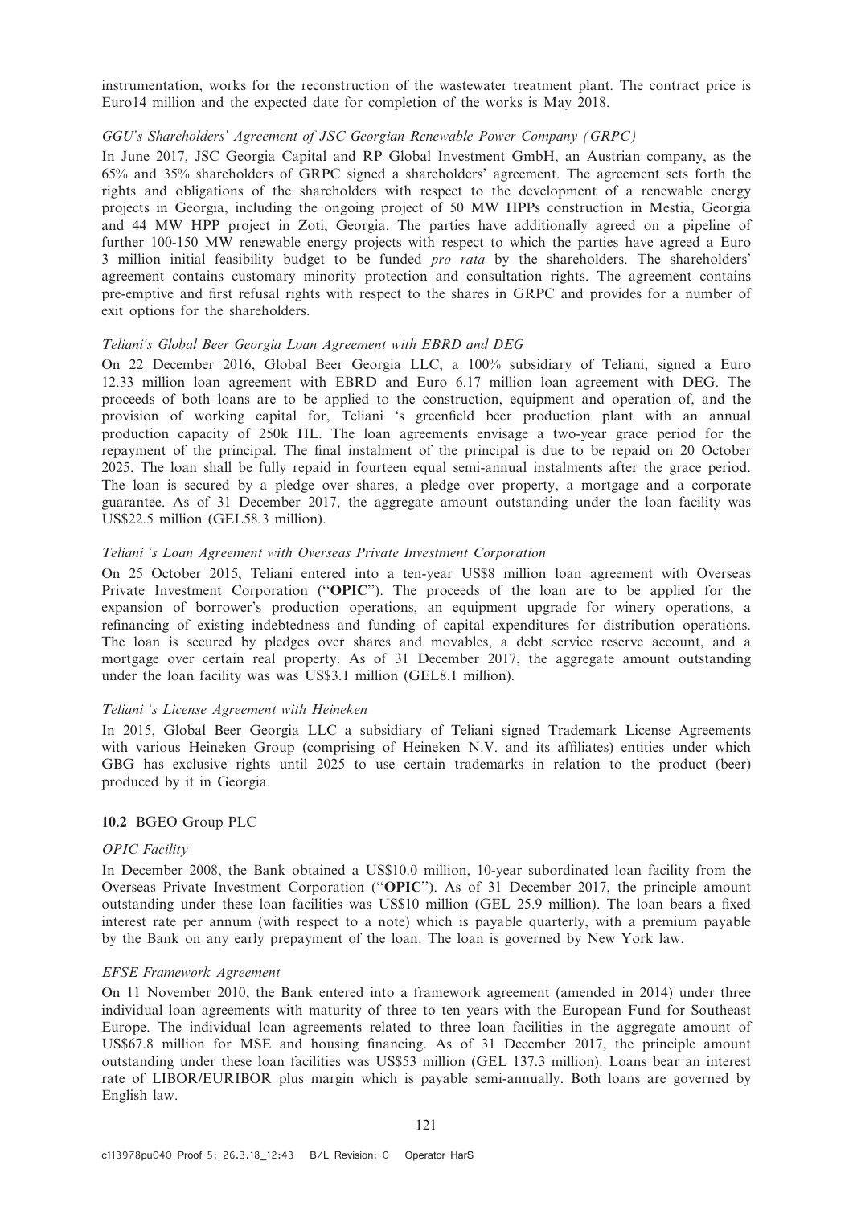instrumentation, works for the reconstruction of the wastewater treatment plant. The contract price is Euro14 million and the expected date for completion of the works is May 2018.

*GGU's Shareholders' Agreement of JSC Georgian Renewable Power Company (GRPC)*

In June 2017, JSC Georgia Capital and RP Global Investment GmbH, an Austrian company, as the 65% and 35% shareholders of GRPC signed a shareholders' agreement. The agreement sets forth the rights and obligations of the shareholders with respect to the development of a renewable energy projects in Georgia, including the ongoing project of 50 MW HPPs construction in Mestia, Georgia and 44 MW HPP project in Zoti, Georgia. The parties have additionally agreed on a pipeline of further 100-150 MW renewable energy projects with respect to which the parties have agreed a Euro 3 million initial feasibility budget to be funded *pro rata* by the shareholders. The shareholders' agreement contains customary minority protection and consultation rights. The agreement contains pre-emptive and first refusal rights with respect to the shares in GRPC and provides for a number of exit options for the shareholders.

*Teliani's Global Beer Georgia Loan Agreement with EBRD and DEG*

On 22 December 2016, Global Beer Georgia LLC, a 100% subsidiary of Teliani, signed a Euro 12.33 million loan agreement with EBRD and Euro 6.17 million loan agreement with DEG. The proceeds of both loans are to be applied to the construction, equipment and operation of, and the provision of working capital for, Teliani 's greenfield beer production plant with an annual production capacity of 250k HL. The loan agreements envisage a two-year grace period for the repayment of the principal. The final instalment of the principal is due to be repaid on 20 October 2025. The loan shall be fully repaid in fourteen equal semi-annual instalments after the grace period. The loan is secured by a pledge over shares, a pledge over property, a mortgage and a corporate guarantee. As of 31 December 2017, the aggregate amount outstanding under the loan facility was US$22.5 million (GEL58.3 million).

*Teliani 's Loan Agreement with Overseas Private Investment Corporation*

On 25 October 2015, Teliani entered into a ten-year US$8 million loan agreement with Overseas Private Investment Corporation ("**OPIC**"). The proceeds of the loan are to be applied for the expansion of borrower's production operations, an equipment upgrade for winery operations, a refinancing of existing indebtedness and funding of capital expenditures for distribution operations. The loan is secured by pledges over shares and movables, a debt service reserve account, and a mortgage over certain real property. As of 31 December 2017, the aggregate amount outstanding under the loan facility was was US$3.1 million (GEL8.1 million).

*Teliani 's License Agreement with Heineken*

In 2015, Global Beer Georgia LLC a subsidiary of Teliani signed Trademark License Agreements with various Heineken Group (comprising of Heineken N.V. and its affiliates) entities under which GBG has exclusive rights until 2025 to use certain trademarks in relation to the product (beer) produced by it in Georgia.

### 10.2 BGEO Group PLC

*OPIC Facility*

In December 2008, the Bank obtained a US$10.0 million, 10-year subordinated loan facility from the Overseas Private Investment Corporation ("**OPIC**"). As of 31 December 2017, the principle amount outstanding under these loan facilities was US$10 million (GEL 25.9 million). The loan bears a fixed interest rate per annum (with respect to a note) which is payable quarterly, with a premium payable by the Bank on any early prepayment of the loan. The loan is governed by New York law.

*EFSE Framework Agreement*

On 11 November 2010, the Bank entered into a framework agreement (amended in 2014) under three individual loan agreements with maturity of three to ten years with the European Fund for Southeast Europe. The individual loan agreements related to three loan facilities in the aggregate amount of US$67.8 million for MSE and housing financing. As of 31 December 2017, the principle amount outstanding under these loan facilities was US$53 million (GEL 137.3 million). Loans bear an interest rate of LIBOR/EURIBOR plus margin which is payable semi-annually. Both loans are governed by English law.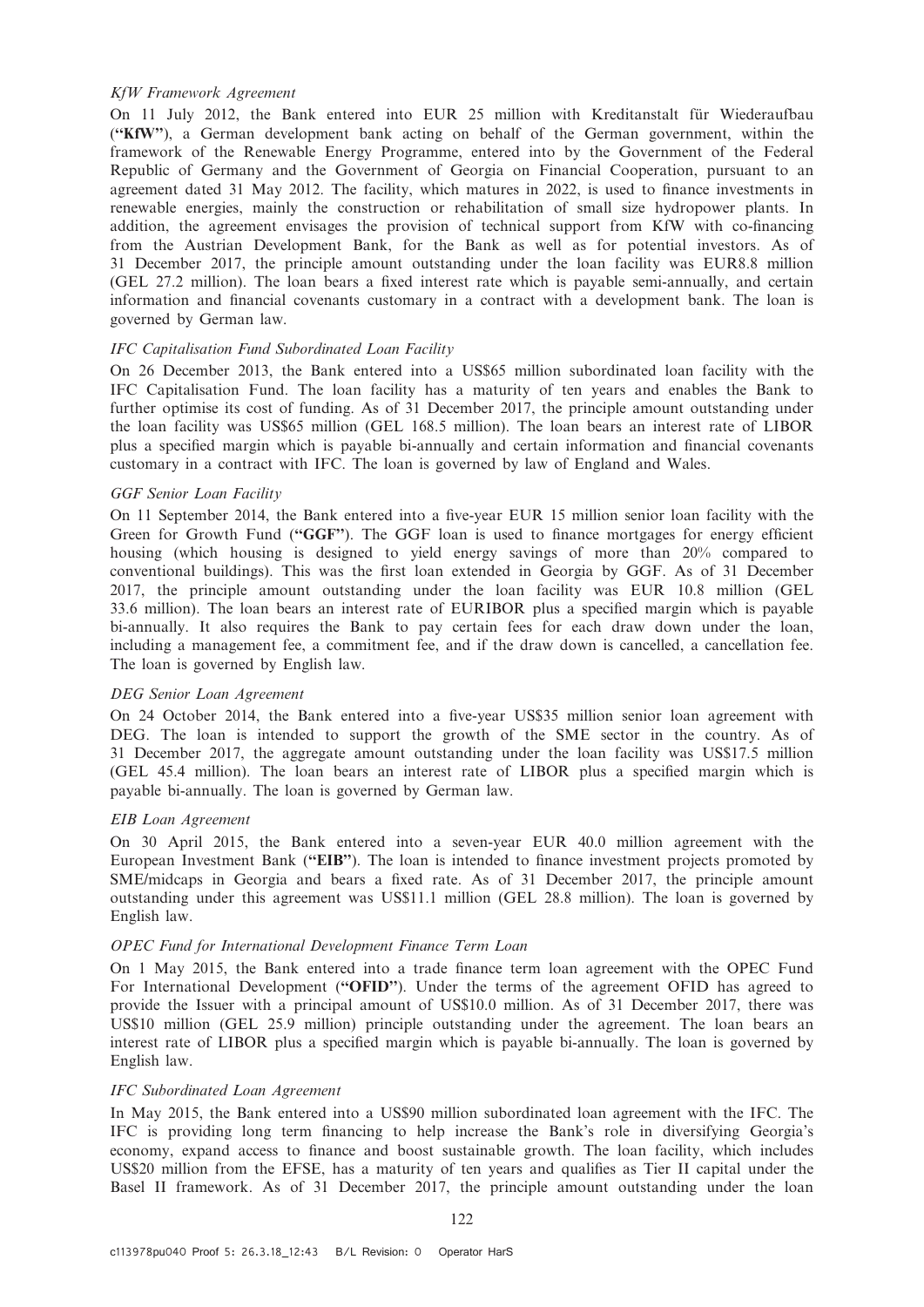*KfW Framework Agreement*

On 11 July 2012, the Bank entered into EUR 25 million with Kreditanstalt für Wiederaufbau (**"KfW"**), a German development bank acting on behalf of the German government, within the framework of the Renewable Energy Programme, entered into by the Government of the Federal Republic of Germany and the Government of Georgia on Financial Cooperation, pursuant to an agreement dated 31 May 2012. The facility, which matures in 2022, is used to finance investments in renewable energies, mainly the construction or rehabilitation of small size hydropower plants. In addition, the agreement envisages the provision of technical support from KfW with co-financing from the Austrian Development Bank, for the Bank as well as for potential investors. As of 31 December 2017, the principle amount outstanding under the loan facility was EUR8.8 million (GEL 27.2 million). The loan bears a fixed interest rate which is payable semi-annually, and certain information and financial covenants customary in a contract with a development bank. The loan is governed by German law.

*IFC Capitalisation Fund Subordinated Loan Facility*

On 26 December 2013, the Bank entered into a US$65 million subordinated loan facility with the IFC Capitalisation Fund. The loan facility has a maturity of ten years and enables the Bank to further optimise its cost of funding. As of 31 December 2017, the principle amount outstanding under the loan facility was US$65 million (GEL 168.5 million). The loan bears an interest rate of LIBOR plus a specified margin which is payable bi-annually and certain information and financial covenants customary in a contract with IFC. The loan is governed by law of England and Wales.

*GGF Senior Loan Facility*

On 11 September 2014, the Bank entered into a five-year EUR 15 million senior loan facility with the Green for Growth Fund (**"GGF"**). The GGF loan is used to finance mortgages for energy efficient housing (which housing is designed to yield energy savings of more than 20% compared to conventional buildings). This was the first loan extended in Georgia by GGF. As of 31 December 2017, the principle amount outstanding under the loan facility was EUR 10.8 million (GEL 33.6 million). The loan bears an interest rate of EURIBOR plus a specified margin which is payable bi-annually. It also requires the Bank to pay certain fees for each draw down under the loan, including a management fee, a commitment fee, and if the draw down is cancelled, a cancellation fee. The loan is governed by English law.

*DEG Senior Loan Agreement*

On 24 October 2014, the Bank entered into a five-year US$35 million senior loan agreement with DEG. The loan is intended to support the growth of the SME sector in the country. As of 31 December 2017, the aggregate amount outstanding under the loan facility was US$17.5 million (GEL 45.4 million). The loan bears an interest rate of LIBOR plus a specified margin which is payable bi-annually. The loan is governed by German law.

*EIB Loan Agreement*

On 30 April 2015, the Bank entered into a seven-year EUR 40.0 million agreement with the European Investment Bank (**"EIB"**). The loan is intended to finance investment projects promoted by SME/midcaps in Georgia and bears a fixed rate. As of 31 December 2017, the principle amount outstanding under this agreement was US$11.1 million (GEL 28.8 million). The loan is governed by English law.

*OPEC Fund for International Development Finance Term Loan*

On 1 May 2015, the Bank entered into a trade finance term loan agreement with the OPEC Fund For International Development (**"OFID"**). Under the terms of the agreement OFID has agreed to provide the Issuer with a principal amount of US$10.0 million. As of 31 December 2017, there was US$10 million (GEL 25.9 million) principle outstanding under the agreement. The loan bears an interest rate of LIBOR plus a specified margin which is payable bi-annually. The loan is governed by English law.

*IFC Subordinated Loan Agreement*

In May 2015, the Bank entered into a US$90 million subordinated loan agreement with the IFC. The IFC is providing long term financing to help increase the Bank's role in diversifying Georgia's economy, expand access to finance and boost sustainable growth. The loan facility, which includes US$20 million from the EFSE, has a maturity of ten years and qualifies as Tier II capital under the Basel II framework. As of 31 December 2017, the principle amount outstanding under the loan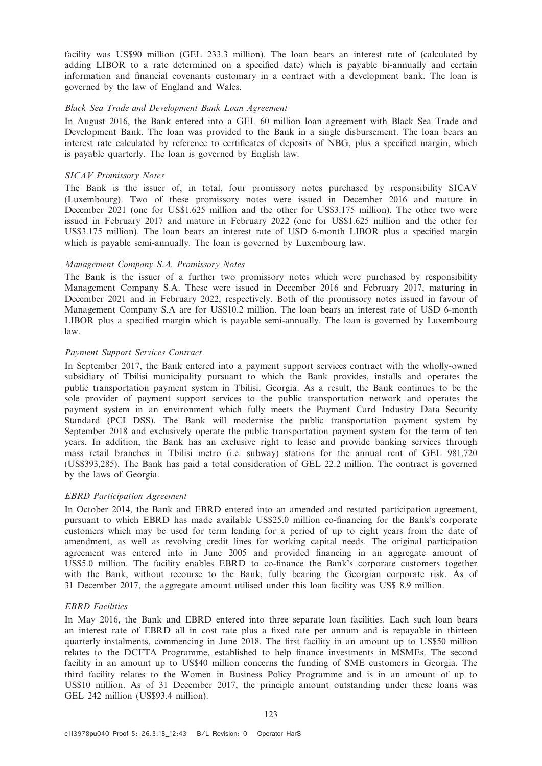facility was US$90 million (GEL 233.3 million). The loan bears an interest rate of (calculated by adding LIBOR to a rate determined on a specified date) which is payable bi-annually and certain information and financial covenants customary in a contract with a development bank. The loan is governed by the law of England and Wales.

*Black Sea Trade and Development Bank Loan Agreement*

In August 2016, the Bank entered into a GEL 60 million loan agreement with Black Sea Trade and Development Bank. The loan was provided to the Bank in a single disbursement. The loan bears an interest rate calculated by reference to certificates of deposits of NBG, plus a specified margin, which is payable quarterly. The loan is governed by English law.

*SICAV Promissory Notes*

The Bank is the issuer of, in total, four promissory notes purchased by responsibility SICAV (Luxembourg). Two of these promissory notes were issued in December 2016 and mature in December 2021 (one for US$1.625 million and the other for US$3.175 million). The other two were issued in February 2017 and mature in February 2022 (one for US$1.625 million and the other for US$3.175 million). The loan bears an interest rate of USD 6-month LIBOR plus a specified margin which is payable semi-annually. The loan is governed by Luxembourg law.

*Management Company S.A. Promissory Notes*

The Bank is the issuer of a further two promissory notes which were purchased by responsibility Management Company S.A. These were issued in December 2016 and February 2017, maturing in December 2021 and in February 2022, respectively. Both of the promissory notes issued in favour of Management Company S.A are for US$10.2 million. The loan bears an interest rate of USD 6-month LIBOR plus a specified margin which is payable semi-annually. The loan is governed by Luxembourg law.

*Payment Support Services Contract*

In September 2017, the Bank entered into a payment support services contract with the wholly-owned subsidiary of Tbilisi municipality pursuant to which the Bank provides, installs and operates the public transportation payment system in Tbilisi, Georgia. As a result, the Bank continues to be the sole provider of payment support services to the public transportation network and operates the payment system in an environment which fully meets the Payment Card Industry Data Security Standard (PCI DSS). The Bank will modernise the public transportation payment system by September 2018 and exclusively operate the public transportation payment system for the term of ten years. In addition, the Bank has an exclusive right to lease and provide banking services through mass retail branches in Tbilisi metro (i.e. subway) stations for the annual rent of GEL 981,720 (US$393,285). The Bank has paid a total consideration of GEL 22.2 million. The contract is governed by the laws of Georgia.

*EBRD Participation Agreement*

In October 2014, the Bank and EBRD entered into an amended and restated participation agreement, pursuant to which EBRD has made available US$25.0 million co-financing for the Bank's corporate customers which may be used for term lending for a period of up to eight years from the date of amendment, as well as revolving credit lines for working capital needs. The original participation agreement was entered into in June 2005 and provided financing in an aggregate amount of US$5.0 million. The facility enables EBRD to co-finance the Bank's corporate customers together with the Bank, without recourse to the Bank, fully bearing the Georgian corporate risk. As of 31 December 2017, the aggregate amount utilised under this loan facility was US$ 8.9 million.

*EBRD Facilities*

In May 2016, the Bank and EBRD entered into three separate loan facilities. Each such loan bears an interest rate of EBRD all in cost rate plus a fixed rate per annum and is repayable in thirteen quarterly instalments, commencing in June 2018. The first facility in an amount up to US$50 million relates to the DCFTA Programme, established to help finance investments in MSMEs. The second facility in an amount up to US$40 million concerns the funding of SME customers in Georgia. The third facility relates to the Women in Business Policy Programme and is in an amount of up to US$10 million. As of 31 December 2017, the principle amount outstanding under these loans was GEL 242 million (US$93.4 million).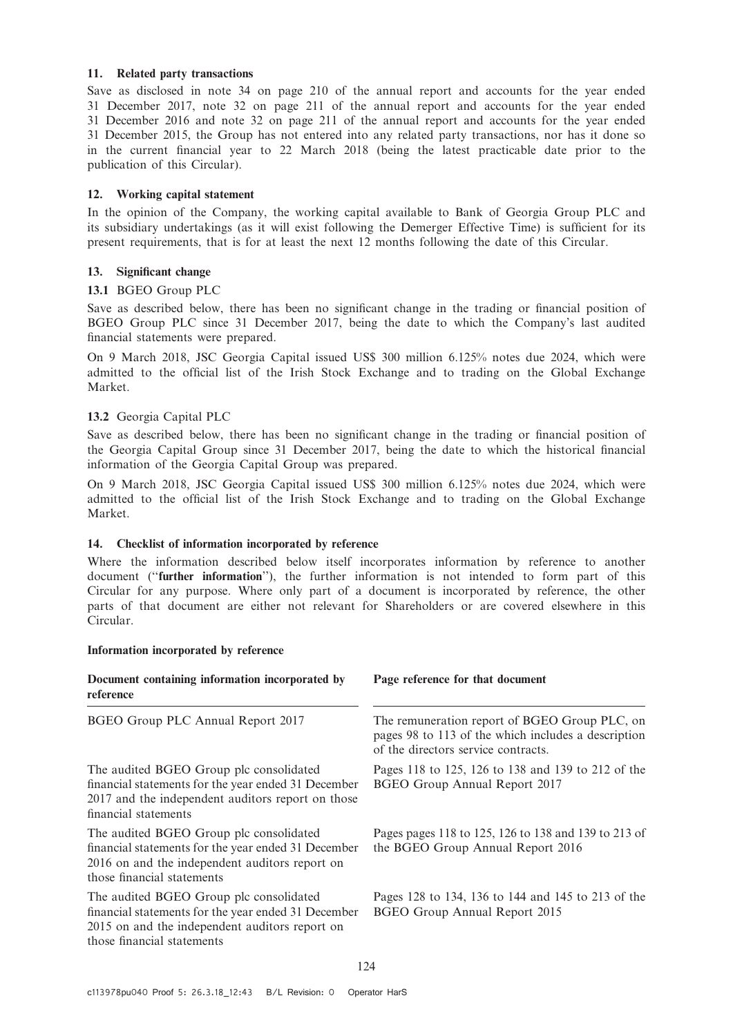## 11. Related party transactions

Save as disclosed in note 34 on page 210 of the annual report and accounts for the year ended 31 December 2017, note 32 on page 211 of the annual report and accounts for the year ended 31 December 2016 and note 32 on page 211 of the annual report and accounts for the year ended 31 December 2015, the Group has not entered into any related party transactions, nor has it done so in the current financial year to 22 March 2018 (being the latest practicable date prior to the publication of this Circular).

## 12. Working capital statement

In the opinion of the Company, the working capital available to Bank of Georgia Group PLC and its subsidiary undertakings (as it will exist following the Demerger Effective Time) is sufficient for its present requirements, that is for at least the next 12 months following the date of this Circular.

## 13. Significant change

### 13.1 BGEO Group PLC

Save as described below, there has been no significant change in the trading or financial position of BGEO Group PLC since 31 December 2017, being the date to which the Company's last audited financial statements were prepared.

On 9 March 2018, JSC Georgia Capital issued US$ 300 million 6.125% notes due 2024, which were admitted to the official list of the Irish Stock Exchange and to trading on the Global Exchange Market.

### 13.2 Georgia Capital PLC

Save as described below, there has been no significant change in the trading or financial position of the Georgia Capital Group since 31 December 2017, being the date to which the historical financial information of the Georgia Capital Group was prepared.

On 9 March 2018, JSC Georgia Capital issued US$ 300 million 6.125% notes due 2024, which were admitted to the official list of the Irish Stock Exchange and to trading on the Global Exchange Market.

## 14. Checklist of information incorporated by reference

Where the information described below itself incorporates information by reference to another document ("**further information**"), the further information is not intended to form part of this Circular for any purpose. Where only part of a document is incorporated by reference, the other parts of that document are either not relevant for Shareholders or are covered elsewhere in this Circular.

**Information incorporated by reference**

| Document containing information incorporated by reference | Page reference for that document |
| --- | --- |
| BGEO Group PLC Annual Report 2017 | The remuneration report of BGEO Group PLC, on pages 98 to 113 of the which includes a description of the directors service contracts. |
| The audited BGEO Group plc consolidated financial statements for the year ended 31 December 2017 and the independent auditors report on those financial statements | Pages 118 to 125, 126 to 138 and 139 to 212 of the BGEO Group Annual Report 2017 |
| The audited BGEO Group plc consolidated financial statements for the year ended 31 December 2016 on and the independent auditors report on those financial statements | Pages pages 118 to 125, 126 to 138 and 139 to 213 of the BGEO Group Annual Report 2016 |
| The audited BGEO Group plc consolidated financial statements for the year ended 31 December 2015 on and the independent auditors report on those financial statements | Pages 128 to 134, 136 to 144 and 145 to 213 of the BGEO Group Annual Report 2015 |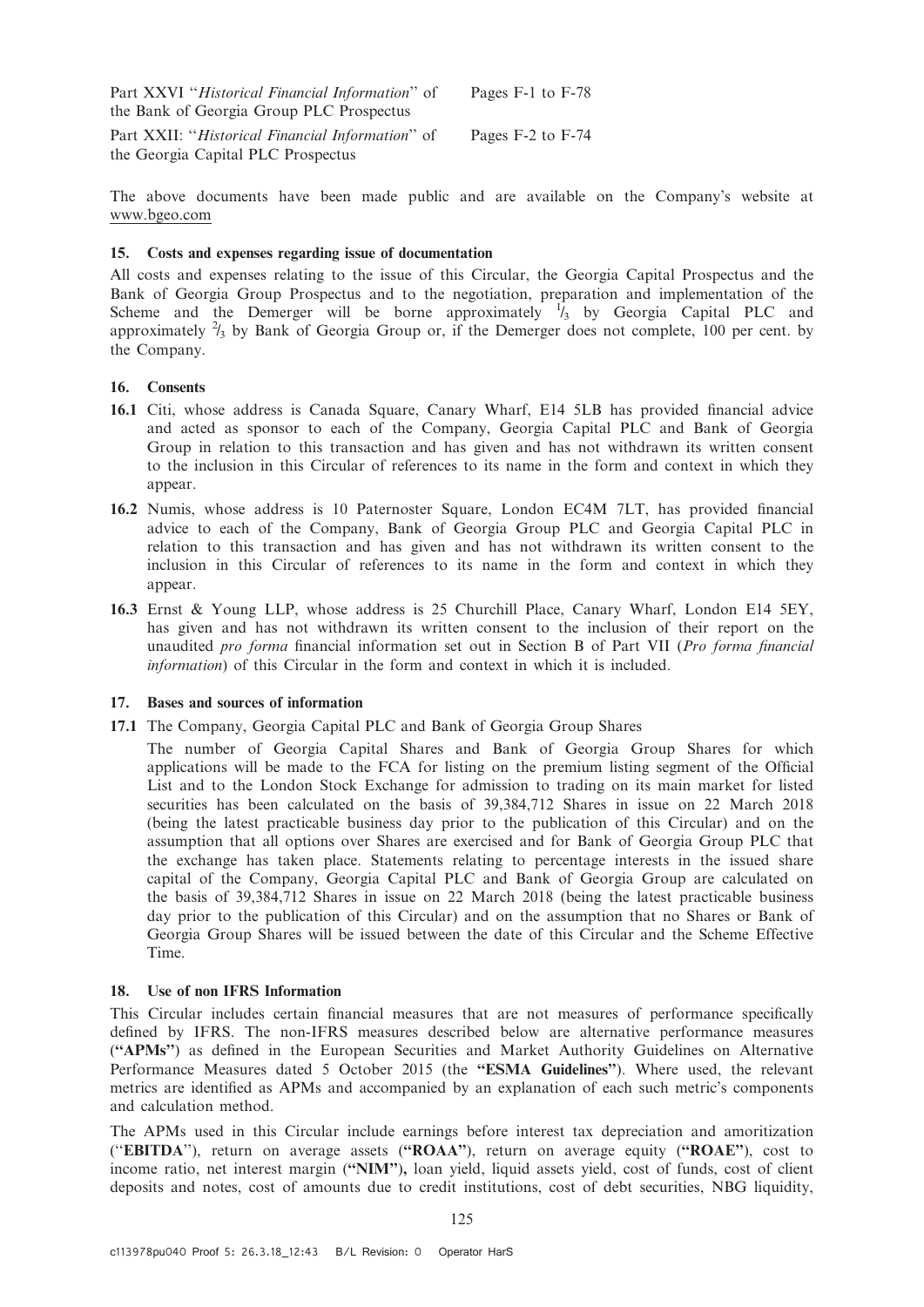| | |
|---|---|
| Part XXVI "*Historical Financial Information*" of the Bank of Georgia Group PLC Prospectus | Pages F-1 to F-78 |
| Part XXII: "*Historical Financial Information*" of the Georgia Capital PLC Prospectus | Pages F-2 to F-74 |

The above documents have been made public and are available on the Company's website at www.bgeo.com

**15. Costs and expenses regarding issue of documentation**

All costs and expenses relating to the issue of this Circular, the Georgia Capital Prospectus and the Bank of Georgia Group Prospectus and to the negotiation, preparation and implementation of the Scheme and the Demerger will be borne approximately $^{1}/_{3}$ by Georgia Capital PLC and approximately $^{2}/_{3}$ by Bank of Georgia Group or, if the Demerger does not complete, 100 per cent. by the Company.

**16. Consents**

**16.1** Citi, whose address is Canada Square, Canary Wharf, E14 5LB has provided financial advice and acted as sponsor to each of the Company, Georgia Capital PLC and Bank of Georgia Group in relation to this transaction and has given and has not withdrawn its written consent to the inclusion in this Circular of references to its name in the form and context in which they appear.

**16.2** Numis, whose address is 10 Paternoster Square, London EC4M 7LT, has provided financial advice to each of the Company, Bank of Georgia Group PLC and Georgia Capital PLC in relation to this transaction and has given and has not withdrawn its written consent to the inclusion in this Circular of references to its name in the form and context in which they appear.

**16.3** Ernst & Young LLP, whose address is 25 Churchill Place, Canary Wharf, London E14 5EY, has given and has not withdrawn its written consent to the inclusion of their report on the unaudited *pro forma* financial information set out in Section B of Part VII (*Pro forma financial information*) of this Circular in the form and context in which it is included.

**17. Bases and sources of information**

**17.1** The Company, Georgia Capital PLC and Bank of Georgia Group Shares

The number of Georgia Capital Shares and Bank of Georgia Group Shares for which applications will be made to the FCA for listing on the premium listing segment of the Official List and to the London Stock Exchange for admission to trading on its main market for listed securities has been calculated on the basis of 39,384,712 Shares in issue on 22 March 2018 (being the latest practicable business day prior to the publication of this Circular) and on the assumption that all options over Shares are exercised and for Bank of Georgia Group PLC that the exchange has taken place. Statements relating to percentage interests in the issued share capital of the Company, Georgia Capital PLC and Bank of Georgia Group are calculated on the basis of 39,384,712 Shares in issue on 22 March 2018 (being the latest practicable business day prior to the publication of this Circular) and on the assumption that no Shares or Bank of Georgia Group Shares will be issued between the date of this Circular and the Scheme Effective Time.

**18. Use of non IFRS Information**

This Circular includes certain financial measures that are not measures of performance specifically defined by IFRS. The non-IFRS measures described below are alternative performance measures (**"APMs"**) as defined in the European Securities and Market Authority Guidelines on Alternative Performance Measures dated 5 October 2015 (the **"ESMA Guidelines"**). Where used, the relevant metrics are identified as APMs and accompanied by an explanation of each such metric's components and calculation method.

The APMs used in this Circular include earnings before interest tax depreciation and amoritization ("**EBITDA**"), return on average assets (**"ROAA"**), return on average equity (**"ROAE"**), cost to income ratio, net interest margin (**"NIM"**), loan yield, liquid assets yield, cost of funds, cost of client deposits and notes, cost of amounts due to credit institutions, cost of debt securities, NBG liquidity,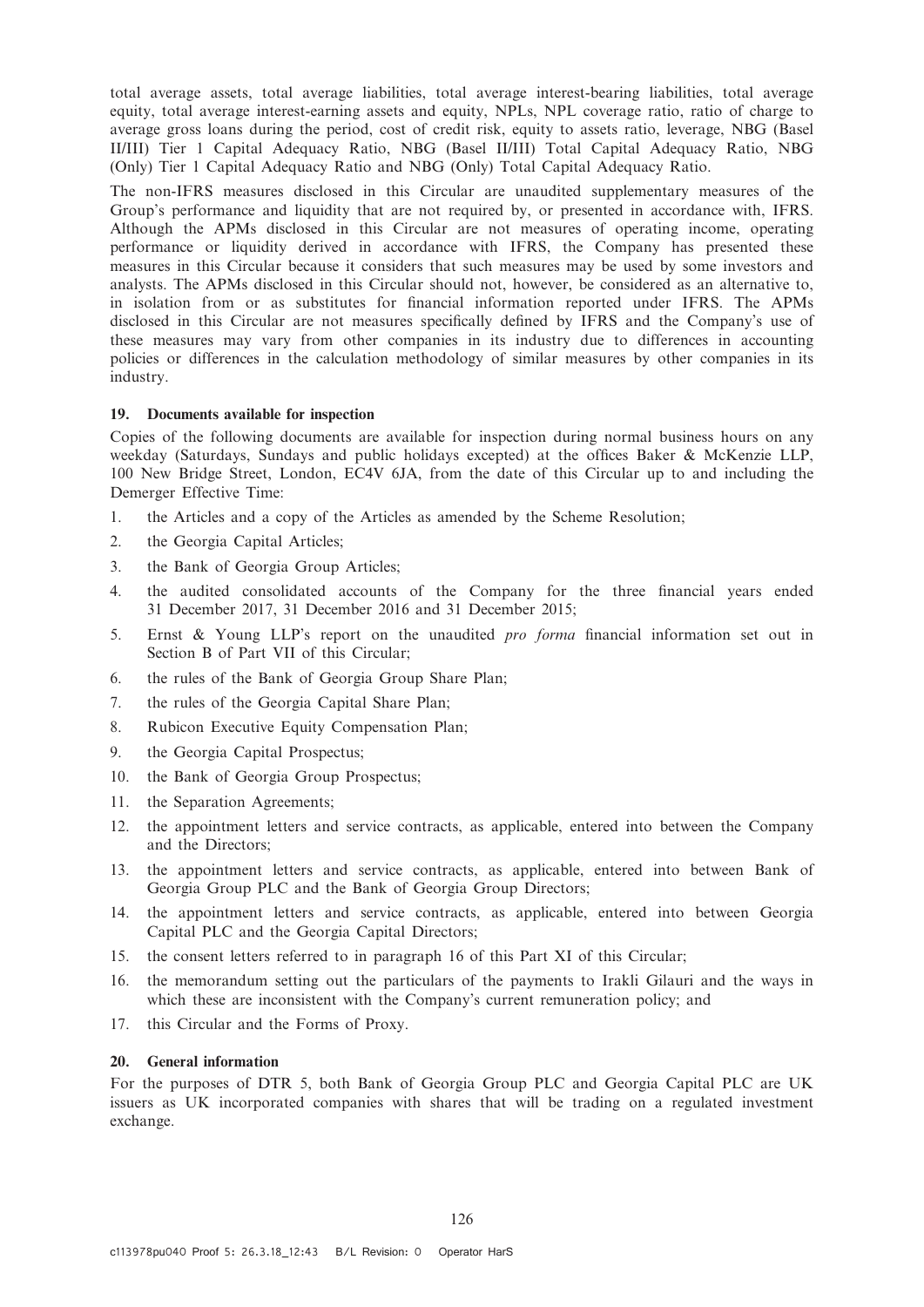total average assets, total average liabilities, total average interest-bearing liabilities, total average equity, total average interest-earning assets and equity, NPLs, NPL coverage ratio, ratio of charge to average gross loans during the period, cost of credit risk, equity to assets ratio, leverage, NBG (Basel II/III) Tier 1 Capital Adequacy Ratio, NBG (Basel II/III) Total Capital Adequacy Ratio, NBG (Only) Tier 1 Capital Adequacy Ratio and NBG (Only) Total Capital Adequacy Ratio.

The non-IFRS measures disclosed in this Circular are unaudited supplementary measures of the Group's performance and liquidity that are not required by, or presented in accordance with, IFRS. Although the APMs disclosed in this Circular are not measures of operating income, operating performance or liquidity derived in accordance with IFRS, the Company has presented these measures in this Circular because it considers that such measures may be used by some investors and analysts. The APMs disclosed in this Circular should not, however, be considered as an alternative to, in isolation from or as substitutes for financial information reported under IFRS. The APMs disclosed in this Circular are not measures specifically defined by IFRS and the Company's use of these measures may vary from other companies in its industry due to differences in accounting policies or differences in the calculation methodology of similar measures by other companies in its industry.

## 19. Documents available for inspection

Copies of the following documents are available for inspection during normal business hours on any weekday (Saturdays, Sundays and public holidays excepted) at the offices Baker & McKenzie LLP, 100 New Bridge Street, London, EC4V 6JA, from the date of this Circular up to and including the Demerger Effective Time:

1. the Articles and a copy of the Articles as amended by the Scheme Resolution;
2. the Georgia Capital Articles;
3. the Bank of Georgia Group Articles;
4. the audited consolidated accounts of the Company for the three financial years ended 31 December 2017, 31 December 2016 and 31 December 2015;
5. Ernst & Young LLP's report on the unaudited *pro forma* financial information set out in Section B of Part VII of this Circular;
6. the rules of the Bank of Georgia Group Share Plan;
7. the rules of the Georgia Capital Share Plan;
8. Rubicon Executive Equity Compensation Plan;
9. the Georgia Capital Prospectus;
10. the Bank of Georgia Group Prospectus;
11. the Separation Agreements;
12. the appointment letters and service contracts, as applicable, entered into between the Company and the Directors;
13. the appointment letters and service contracts, as applicable, entered into between Bank of Georgia Group PLC and the Bank of Georgia Group Directors;
14. the appointment letters and service contracts, as applicable, entered into between Georgia Capital PLC and the Georgia Capital Directors;
15. the consent letters referred to in paragraph 16 of this Part XI of this Circular;
16. the memorandum setting out the particulars of the payments to Irakli Gilauri and the ways in which these are inconsistent with the Company's current remuneration policy; and
17. this Circular and the Forms of Proxy.

## 20. General information

For the purposes of DTR 5, both Bank of Georgia Group PLC and Georgia Capital PLC are UK issuers as UK incorporated companies with shares that will be trading on a regulated investment exchange.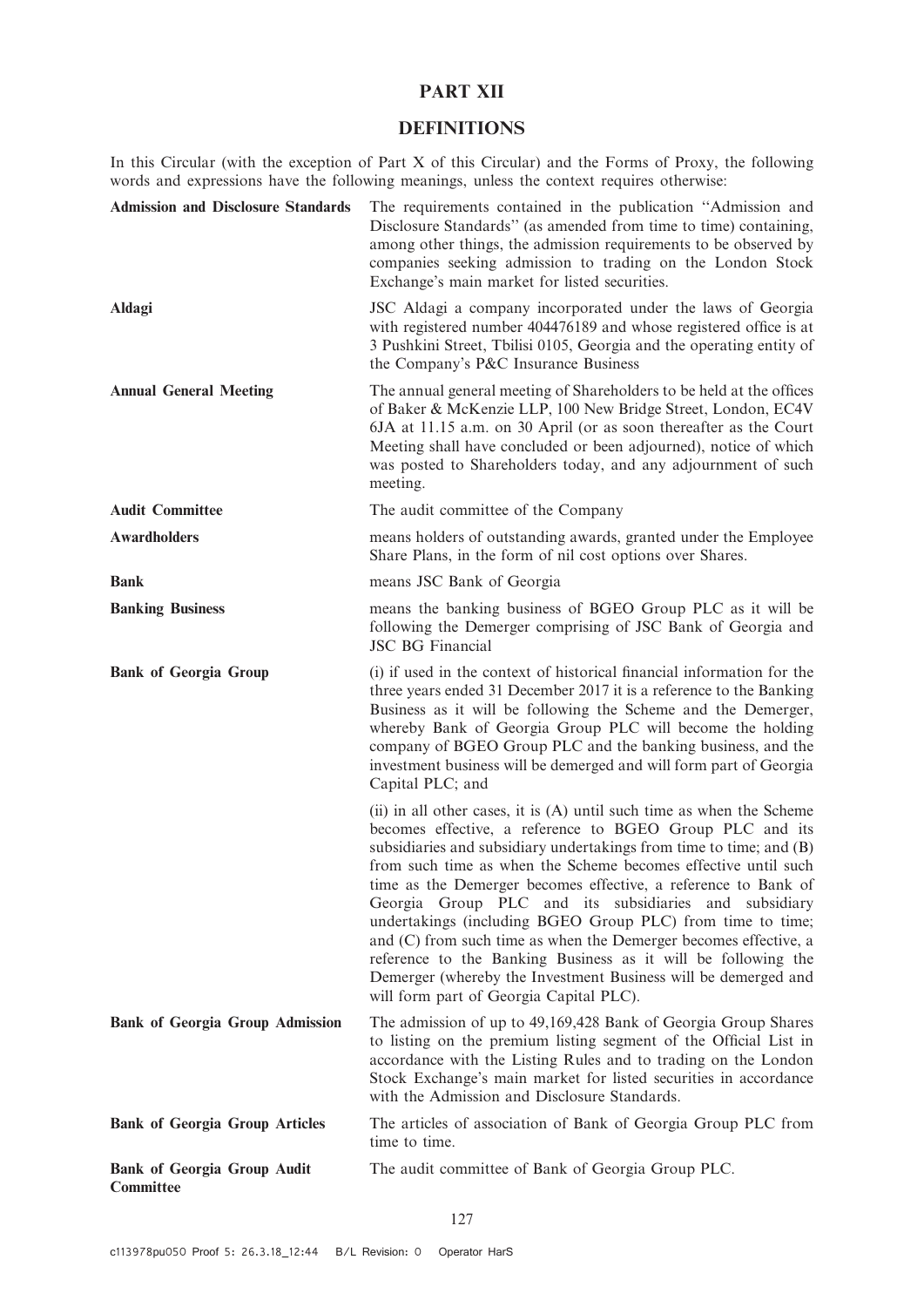# PART XII

# DEFINITIONS

In this Circular (with the exception of Part X of this Circular) and the Forms of Proxy, the following words and expressions have the following meanings, unless the context requires otherwise:

| | |
|---|---|
| **Admission and Disclosure Standards** | The requirements contained in the publication ''Admission and Disclosure Standards'' (as amended from time to time) containing, among other things, the admission requirements to be observed by companies seeking admission to trading on the London Stock Exchange's main market for listed securities. |
| **Aldagi** | JSC Aldagi a company incorporated under the laws of Georgia with registered number 404476189 and whose registered office is at 3 Pushkini Street, Tbilisi 0105, Georgia and the operating entity of the Company's P&C Insurance Business |
| **Annual General Meeting** | The annual general meeting of Shareholders to be held at the offices of Baker & McKenzie LLP, 100 New Bridge Street, London, EC4V 6JA at 11.15 a.m. on 30 April (or as soon thereafter as the Court Meeting shall have concluded or been adjourned), notice of which was posted to Shareholders today, and any adjournment of such meeting. |
| **Audit Committee** | The audit committee of the Company |
| **Awardholders** | means holders of outstanding awards, granted under the Employee Share Plans, in the form of nil cost options over Shares. |
| **Bank** | means JSC Bank of Georgia |
| **Banking Business** | means the banking business of BGEO Group PLC as it will be following the Demerger comprising of JSC Bank of Georgia and JSC BG Financial |
| **Bank of Georgia Group** | (i) if used in the context of historical financial information for the three years ended 31 December 2017 it is a reference to the Banking Business as it will be following the Scheme and the Demerger, whereby Bank of Georgia Group PLC will become the holding company of BGEO Group PLC and the banking business, and the investment business will be demerged and will form part of Georgia Capital PLC; and<br><br>(ii) in all other cases, it is (A) until such time as when the Scheme becomes effective, a reference to BGEO Group PLC and its subsidiaries and subsidiary undertakings from time to time; and (B) from such time as when the Scheme becomes effective until such time as the Demerger becomes effective, a reference to Bank of Georgia Group PLC and its subsidiaries and subsidiary undertakings (including BGEO Group PLC) from time to time; and (C) from such time as when the Demerger becomes effective, a reference to the Banking Business as it will be following the Demerger (whereby the Investment Business will be demerged and will form part of Georgia Capital PLC). |
| **Bank of Georgia Group Admission** | The admission of up to 49,169,428 Bank of Georgia Group Shares to listing on the premium listing segment of the Official List in accordance with the Listing Rules and to trading on the London Stock Exchange's main market for listed securities in accordance with the Admission and Disclosure Standards. |
| **Bank of Georgia Group Articles** | The articles of association of Bank of Georgia Group PLC from time to time. |
| **Bank of Georgia Group Audit Committee** | The audit committee of Bank of Georgia Group PLC. |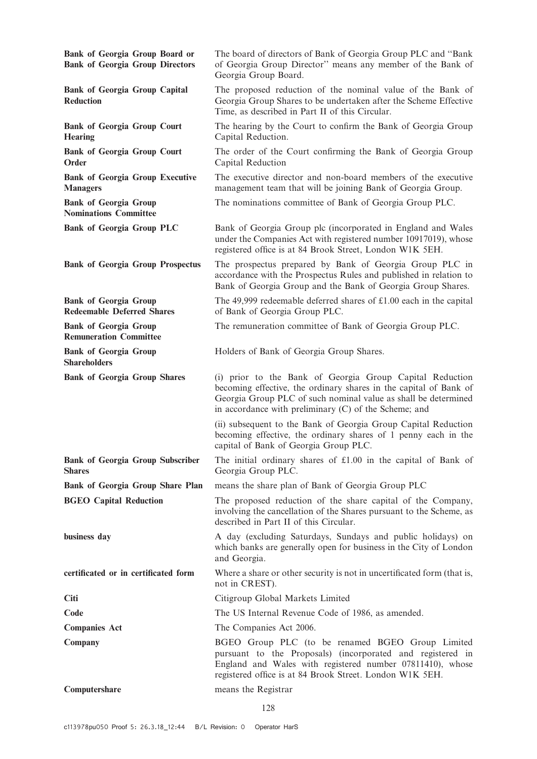| | |
|---|---|
| **Bank of Georgia Group Board or Bank of Georgia Group Directors** | The board of directors of Bank of Georgia Group PLC and "Bank of Georgia Group Director" means any member of the Bank of Georgia Group Board. |
| **Bank of Georgia Group Capital Reduction** | The proposed reduction of the nominal value of the Bank of Georgia Group Shares to be undertaken after the Scheme Effective Time, as described in Part II of this Circular. |
| **Bank of Georgia Group Court Hearing** | The hearing by the Court to confirm the Bank of Georgia Group Capital Reduction. |
| **Bank of Georgia Group Court Order** | The order of the Court confirming the Bank of Georgia Group Capital Reduction |
| **Bank of Georgia Group Executive Managers** | The executive director and non-board members of the executive management team that will be joining Bank of Georgia Group. |
| **Bank of Georgia Group Nominations Committee** | The nominations committee of Bank of Georgia Group PLC. |
| **Bank of Georgia Group PLC** | Bank of Georgia Group plc (incorporated in England and Wales under the Companies Act with registered number 10917019), whose registered office is at 84 Brook Street, London W1K 5EH. |
| **Bank of Georgia Group Prospectus** | The prospectus prepared by Bank of Georgia Group PLC in accordance with the Prospectus Rules and published in relation to Bank of Georgia Group and the Bank of Georgia Group Shares. |
| **Bank of Georgia Group Redeemable Deferred Shares** | The 49,999 redeemable deferred shares of £1.00 each in the capital of Bank of Georgia Group PLC. |
| **Bank of Georgia Group Remuneration Committee** | The remuneration committee of Bank of Georgia Group PLC. |
| **Bank of Georgia Group Shareholders** | Holders of Bank of Georgia Group Shares. |
| **Bank of Georgia Group Shares** | (i) prior to the Bank of Georgia Group Capital Reduction becoming effective, the ordinary shares in the capital of Bank of Georgia Group PLC of such nominal value as shall be determined in accordance with preliminary (C) of the Scheme; and<br><br>(ii) subsequent to the Bank of Georgia Group Capital Reduction becoming effective, the ordinary shares of 1 penny each in the capital of Bank of Georgia Group PLC. |
| **Bank of Georgia Group Subscriber Shares** | The initial ordinary shares of £1.00 in the capital of Bank of Georgia Group PLC. |
| **Bank of Georgia Group Share Plan** | means the share plan of Bank of Georgia Group PLC |
| **BGEO Capital Reduction** | The proposed reduction of the share capital of the Company, involving the cancellation of the Shares pursuant to the Scheme, as described in Part II of this Circular. |
| **business day** | A day (excluding Saturdays, Sundays and public holidays) on which banks are generally open for business in the City of London and Georgia. |
| **certificated or in certificated form** | Where a share or other security is not in uncertificated form (that is, not in CREST). |
| **Citi** | Citigroup Global Markets Limited |
| **Code** | The US Internal Revenue Code of 1986, as amended. |
| **Companies Act** | The Companies Act 2006. |
| **Company** | BGEO Group PLC (to be renamed BGEO Group Limited pursuant to the Proposals) (incorporated and registered in England and Wales with registered number 07811410), whose registered office is at 84 Brook Street. London W1K 5EH. |
| **Computershare** | means the Registrar |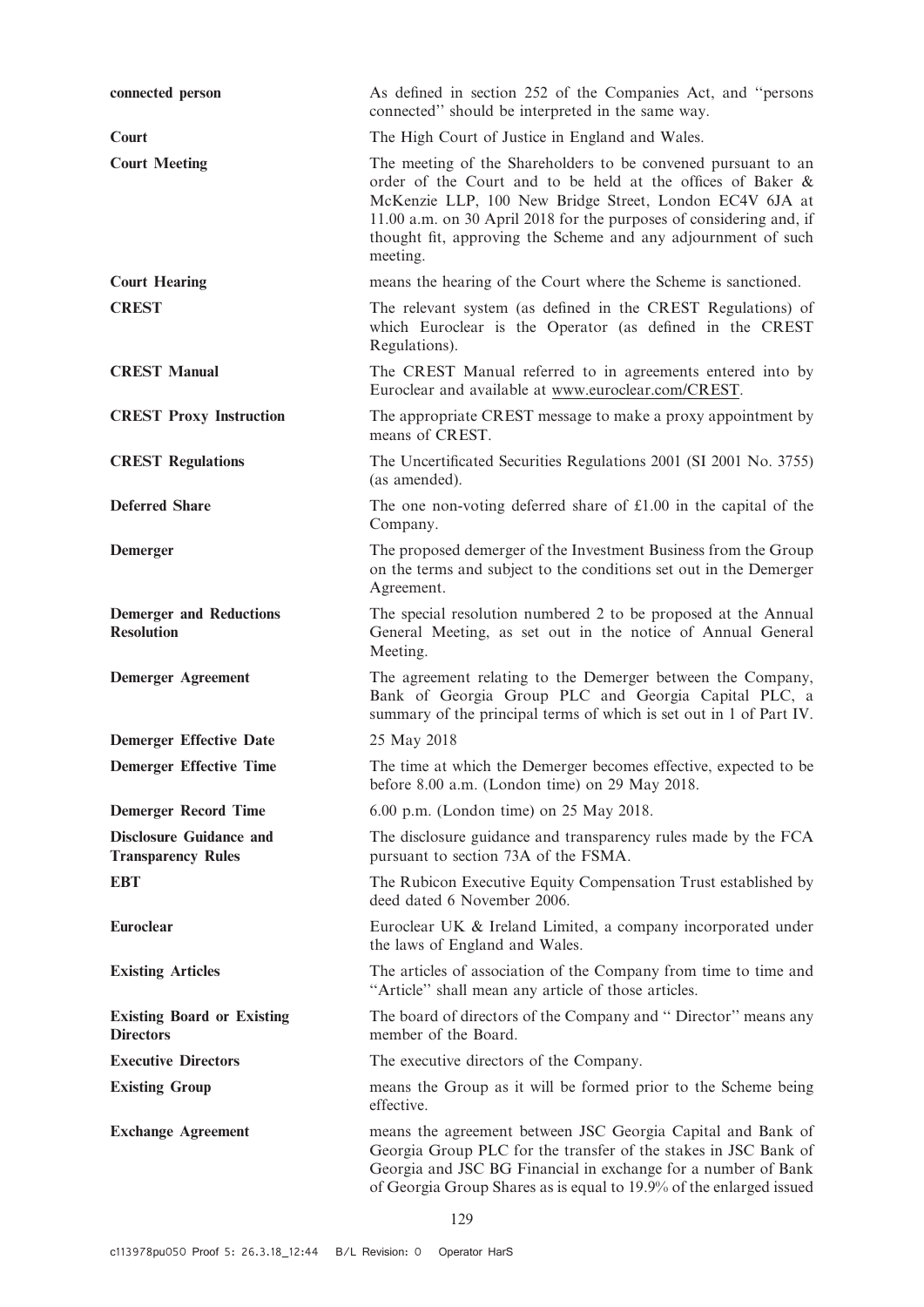| | |
|---|---|
| **connected person** | As defined in section 252 of the Companies Act, and "persons connected" should be interpreted in the same way. |
| **Court** | The High Court of Justice in England and Wales. |
| **Court Meeting** | The meeting of the Shareholders to be convened pursuant to an order of the Court and to be held at the offices of Baker & McKenzie LLP, 100 New Bridge Street, London EC4V 6JA at 11.00 a.m. on 30 April 2018 for the purposes of considering and, if thought fit, approving the Scheme and any adjournment of such meeting. |
| **Court Hearing** | means the hearing of the Court where the Scheme is sanctioned. |
| **CREST** | The relevant system (as defined in the CREST Regulations) of which Euroclear is the Operator (as defined in the CREST Regulations). |
| **CREST Manual** | The CREST Manual referred to in agreements entered into by Euroclear and available at www.euroclear.com/CREST. |
| **CREST Proxy Instruction** | The appropriate CREST message to make a proxy appointment by means of CREST. |
| **CREST Regulations** | The Uncertificated Securities Regulations 2001 (SI 2001 No. 3755) (as amended). |
| **Deferred Share** | The one non-voting deferred share of £1.00 in the capital of the Company. |
| **Demerger** | The proposed demerger of the Investment Business from the Group on the terms and subject to the conditions set out in the Demerger Agreement. |
| **Demerger and Reductions Resolution** | The special resolution numbered 2 to be proposed at the Annual General Meeting, as set out in the notice of Annual General Meeting. |
| **Demerger Agreement** | The agreement relating to the Demerger between the Company, Bank of Georgia Group PLC and Georgia Capital PLC, a summary of the principal terms of which is set out in 1 of Part IV. |
| **Demerger Effective Date** | 25 May 2018 |
| **Demerger Effective Time** | The time at which the Demerger becomes effective, expected to be before 8.00 a.m. (London time) on 29 May 2018. |
| **Demerger Record Time** | 6.00 p.m. (London time) on 25 May 2018. |
| **Disclosure Guidance and Transparency Rules** | The disclosure guidance and transparency rules made by the FCA pursuant to section 73A of the FSMA. |
| **EBT** | The Rubicon Executive Equity Compensation Trust established by deed dated 6 November 2006. |
| **Euroclear** | Euroclear UK & Ireland Limited, a company incorporated under the laws of England and Wales. |
| **Existing Articles** | The articles of association of the Company from time to time and "Article" shall mean any article of those articles. |
| **Existing Board or Existing Directors** | The board of directors of the Company and " Director" means any member of the Board. |
| **Executive Directors** | The executive directors of the Company. |
| **Existing Group** | means the Group as it will be formed prior to the Scheme being effective. |
| **Exchange Agreement** | means the agreement between JSC Georgia Capital and Bank of Georgia Group PLC for the transfer of the stakes in JSC Bank of Georgia and JSC BG Financial in exchange for a number of Bank of Georgia Group Shares as is equal to 19.9% of the enlarged issued |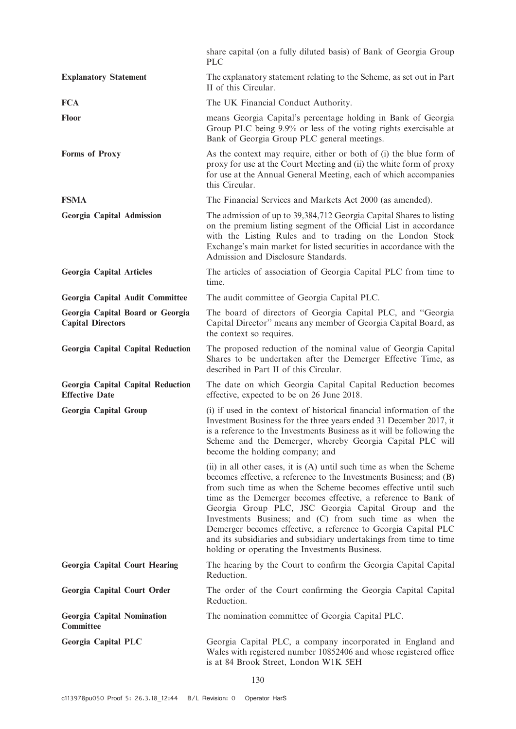| | |
|---|---|
| | share capital (on a fully diluted basis) of Bank of Georgia Group PLC |
| **Explanatory Statement** | The explanatory statement relating to the Scheme, as set out in Part II of this Circular. |
| **FCA** | The UK Financial Conduct Authority. |
| **Floor** | means Georgia Capital's percentage holding in Bank of Georgia Group PLC being 9.9% or less of the voting rights exercisable at Bank of Georgia Group PLC general meetings. |
| **Forms of Proxy** | As the context may require, either or both of (i) the blue form of proxy for use at the Court Meeting and (ii) the white form of proxy for use at the Annual General Meeting, each of which accompanies this Circular. |
| **FSMA** | The Financial Services and Markets Act 2000 (as amended). |
| **Georgia Capital Admission** | The admission of up to 39,384,712 Georgia Capital Shares to listing on the premium listing segment of the Official List in accordance with the Listing Rules and to trading on the London Stock Exchange's main market for listed securities in accordance with the Admission and Disclosure Standards. |
| **Georgia Capital Articles** | The articles of association of Georgia Capital PLC from time to time. |
| **Georgia Capital Audit Committee** | The audit committee of Georgia Capital PLC. |
| **Georgia Capital Board or Georgia Capital Directors** | The board of directors of Georgia Capital PLC, and "Georgia Capital Director" means any member of Georgia Capital Board, as the context so requires. |
| **Georgia Capital Capital Reduction** | The proposed reduction of the nominal value of Georgia Capital Shares to be undertaken after the Demerger Effective Time, as described in Part II of this Circular. |
| **Georgia Capital Capital Reduction Effective Date** | The date on which Georgia Capital Capital Reduction becomes effective, expected to be on 26 June 2018. |
| **Georgia Capital Group** | (i) if used in the context of historical financial information of the Investment Business for the three years ended 31 December 2017, it is a reference to the Investments Business as it will be following the Scheme and the Demerger, whereby Georgia Capital PLC will become the holding company; and<br><br>(ii) in all other cases, it is (A) until such time as when the Scheme becomes effective, a reference to the Investments Business; and (B) from such time as when the Scheme becomes effective until such time as the Demerger becomes effective, a reference to Bank of Georgia Group PLC, JSC Georgia Capital Group and the Investments Business; and (C) from such time as when the Demerger becomes effective, a reference to Georgia Capital PLC and its subsidiaries and subsidiary undertakings from time to time holding or operating the Investments Business. |
| **Georgia Capital Court Hearing** | The hearing by the Court to confirm the Georgia Capital Capital Reduction. |
| **Georgia Capital Court Order** | The order of the Court confirming the Georgia Capital Capital Reduction. |
| **Georgia Capital Nomination Committee** | The nomination committee of Georgia Capital PLC. |
| **Georgia Capital PLC** | Georgia Capital PLC, a company incorporated in England and Wales with registered number 10852406 and whose registered office is at 84 Brook Street, London W1K 5EH |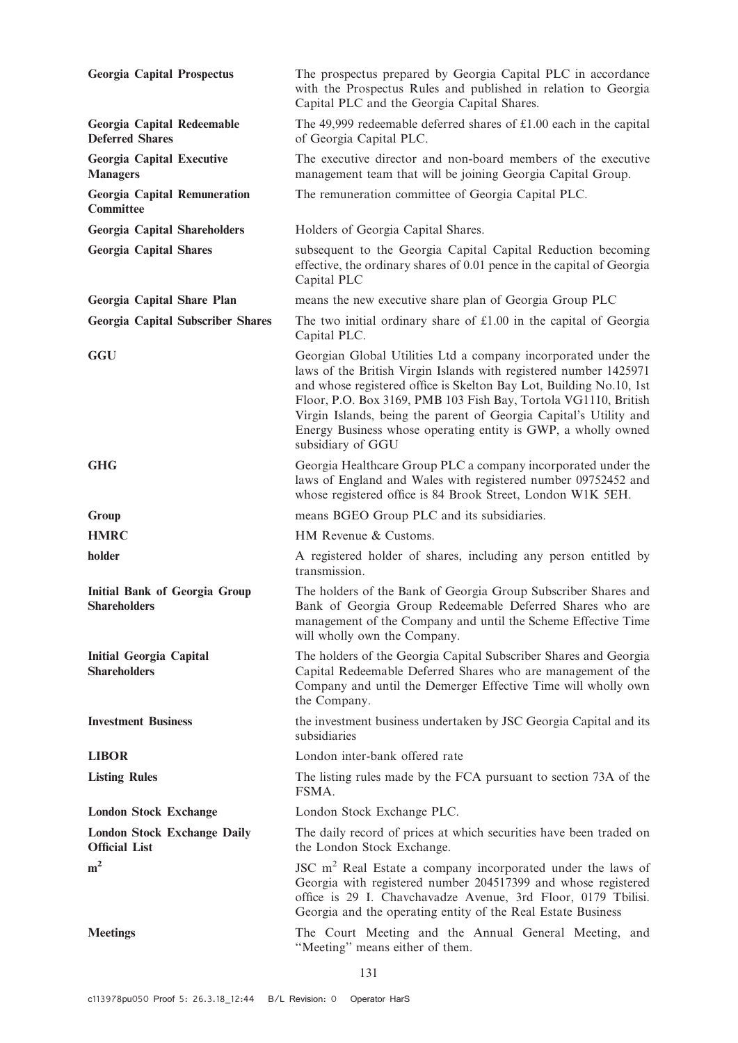| | |
|---|---|
| **Georgia Capital Prospectus** | The prospectus prepared by Georgia Capital PLC in accordance with the Prospectus Rules and published in relation to Georgia Capital PLC and the Georgia Capital Shares. |
| **Georgia Capital Redeemable Deferred Shares** | The 49,999 redeemable deferred shares of £1.00 each in the capital of Georgia Capital PLC. |
| **Georgia Capital Executive Managers** | The executive director and non-board members of the executive management team that will be joining Georgia Capital Group. |
| **Georgia Capital Remuneration Committee** | The remuneration committee of Georgia Capital PLC. |
| **Georgia Capital Shareholders** | Holders of Georgia Capital Shares. |
| **Georgia Capital Shares** | subsequent to the Georgia Capital Capital Reduction becoming effective, the ordinary shares of 0.01 pence in the capital of Georgia Capital PLC |
| **Georgia Capital Share Plan** | means the new executive share plan of Georgia Group PLC |
| **Georgia Capital Subscriber Shares** | The two initial ordinary share of £1.00 in the capital of Georgia Capital PLC. |
| **GGU** | Georgian Global Utilities Ltd a company incorporated under the laws of the British Virgin Islands with registered number 1425971 and whose registered office is Skelton Bay Lot, Building No.10, 1st Floor, P.O. Box 3169, PMB 103 Fish Bay, Tortola VG1110, British Virgin Islands, being the parent of Georgia Capital's Utility and Energy Business whose operating entity is GWP, a wholly owned subsidiary of GGU |
| **GHG** | Georgia Healthcare Group PLC a company incorporated under the laws of England and Wales with registered number 09752452 and whose registered office is 84 Brook Street, London W1K 5EH. |
| **Group** | means BGEO Group PLC and its subsidiaries. |
| **HMRC** | HM Revenue & Customs. |
| **holder** | A registered holder of shares, including any person entitled by transmission. |
| **Initial Bank of Georgia Group Shareholders** | The holders of the Bank of Georgia Group Subscriber Shares and Bank of Georgia Group Redeemable Deferred Shares who are management of the Company and until the Scheme Effective Time will wholly own the Company. |
| **Initial Georgia Capital Shareholders** | The holders of the Georgia Capital Subscriber Shares and Georgia Capital Redeemable Deferred Shares who are management of the Company and until the Demerger Effective Time will wholly own the Company. |
| **Investment Business** | the investment business undertaken by JSC Georgia Capital and its subsidiaries |
| **LIBOR** | London inter-bank offered rate |
| **Listing Rules** | The listing rules made by the FCA pursuant to section 73A of the FSMA. |
| **London Stock Exchange** | London Stock Exchange PLC. |
| **London Stock Exchange Daily Official List** | The daily record of prices at which securities have been traded on the London Stock Exchange. |
| **$m^2$** | JSC $m^2$ Real Estate a company incorporated under the laws of Georgia with registered number 204517399 and whose registered office is 29 I. Chavchavadze Avenue, 3rd Floor, 0179 Tbilisi. Georgia and the operating entity of the Real Estate Business |
| **Meetings** | The Court Meeting and the Annual General Meeting, and "Meeting" means either of them. |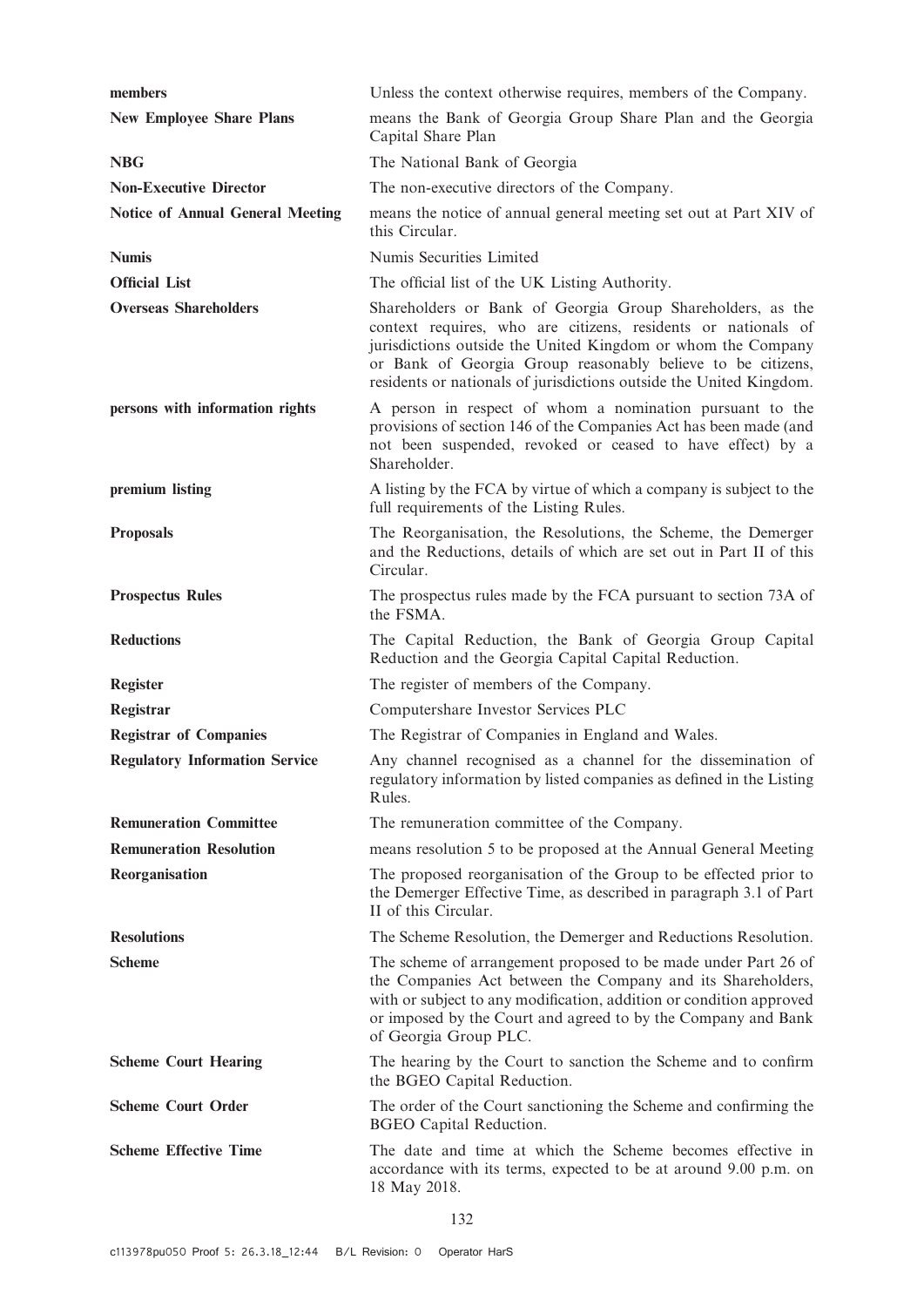| | |
|---|---|
| **members** | Unless the context otherwise requires, members of the Company. |
| **New Employee Share Plans** | means the Bank of Georgia Group Share Plan and the Georgia Capital Share Plan |
| **NBG** | The National Bank of Georgia |
| **Non-Executive Director** | The non-executive directors of the Company. |
| **Notice of Annual General Meeting** | means the notice of annual general meeting set out at Part XIV of this Circular. |
| **Numis** | Numis Securities Limited |
| **Official List** | The official list of the UK Listing Authority. |
| **Overseas Shareholders** | Shareholders or Bank of Georgia Group Shareholders, as the context requires, who are citizens, residents or nationals of jurisdictions outside the United Kingdom or whom the Company or Bank of Georgia Group reasonably believe to be citizens, residents or nationals of jurisdictions outside the United Kingdom. |
| **persons with information rights** | A person in respect of whom a nomination pursuant to the provisions of section 146 of the Companies Act has been made (and not been suspended, revoked or ceased to have effect) by a Shareholder. |
| **premium listing** | A listing by the FCA by virtue of which a company is subject to the full requirements of the Listing Rules. |
| **Proposals** | The Reorganisation, the Resolutions, the Scheme, the Demerger and the Reductions, details of which are set out in Part II of this Circular. |
| **Prospectus Rules** | The prospectus rules made by the FCA pursuant to section 73A of the FSMA. |
| **Reductions** | The Capital Reduction, the Bank of Georgia Group Capital Reduction and the Georgia Capital Capital Reduction. |
| **Register** | The register of members of the Company. |
| **Registrar** | Computershare Investor Services PLC |
| **Registrar of Companies** | The Registrar of Companies in England and Wales. |
| **Regulatory Information Service** | Any channel recognised as a channel for the dissemination of regulatory information by listed companies as defined in the Listing Rules. |
| **Remuneration Committee** | The remuneration committee of the Company. |
| **Remuneration Resolution** | means resolution 5 to be proposed at the Annual General Meeting |
| **Reorganisation** | The proposed reorganisation of the Group to be effected prior to the Demerger Effective Time, as described in paragraph 3.1 of Part II of this Circular. |
| **Resolutions** | The Scheme Resolution, the Demerger and Reductions Resolution. |
| **Scheme** | The scheme of arrangement proposed to be made under Part 26 of the Companies Act between the Company and its Shareholders, with or subject to any modification, addition or condition approved or imposed by the Court and agreed to by the Company and Bank of Georgia Group PLC. |
| **Scheme Court Hearing** | The hearing by the Court to sanction the Scheme and to confirm the BGEO Capital Reduction. |
| **Scheme Court Order** | The order of the Court sanctioning the Scheme and confirming the BGEO Capital Reduction. |
| **Scheme Effective Time** | The date and time at which the Scheme becomes effective in accordance with its terms, expected to be at around 9.00 p.m. on 18 May 2018. |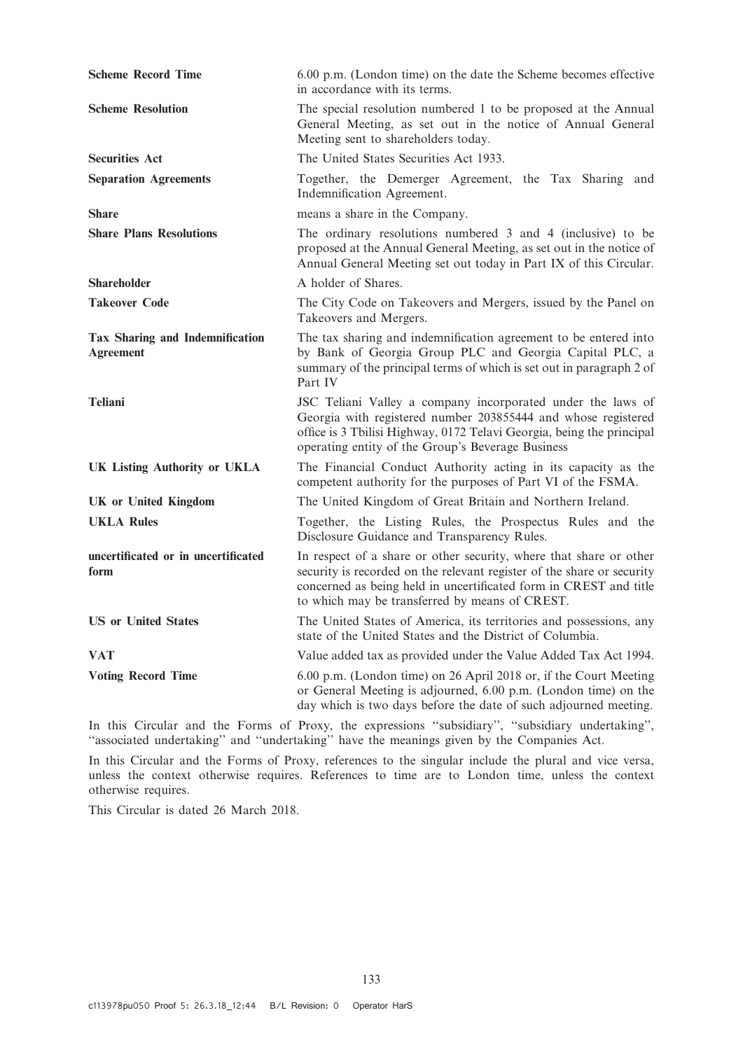| | |
|---|---|
| **Scheme Record Time** | 6.00 p.m. (London time) on the date the Scheme becomes effective in accordance with its terms. |
| **Scheme Resolution** | The special resolution numbered 1 to be proposed at the Annual General Meeting, as set out in the notice of Annual General Meeting sent to shareholders today. |
| **Securities Act** | The United States Securities Act 1933. |
| **Separation Agreements** | Together, the Demerger Agreement, the Tax Sharing and Indemnification Agreement. |
| **Share** | means a share in the Company. |
| **Share Plans Resolutions** | The ordinary resolutions numbered 3 and 4 (inclusive) to be proposed at the Annual General Meeting, as set out in the notice of Annual General Meeting set out today in Part IX of this Circular. |
| **Shareholder** | A holder of Shares. |
| **Takeover Code** | The City Code on Takeovers and Mergers, issued by the Panel on Takeovers and Mergers. |
| **Tax Sharing and Indemnification Agreement** | The tax sharing and indemnification agreement to be entered into by Bank of Georgia Group PLC and Georgia Capital PLC, a summary of the principal terms of which is set out in paragraph 2 of Part IV |
| **Teliani** | JSC Teliani Valley a company incorporated under the laws of Georgia with registered number 203855444 and whose registered office is 3 Tbilisi Highway, 0172 Telavi Georgia, being the principal operating entity of the Group's Beverage Business |
| **UK Listing Authority or UKLA** | The Financial Conduct Authority acting in its capacity as the competent authority for the purposes of Part VI of the FSMA. |
| **UK or United Kingdom** | The United Kingdom of Great Britain and Northern Ireland. |
| **UKLA Rules** | Together, the Listing Rules, the Prospectus Rules and the Disclosure Guidance and Transparency Rules. |
| **uncertificated or in uncertificated form** | In respect of a share or other security, where that share or other security is recorded on the relevant register of the share or security concerned as being held in uncertificated form in CREST and title to which may be transferred by means of CREST. |
| **US or United States** | The United States of America, its territories and possessions, any state of the United States and the District of Columbia. |
| **VAT** | Value added tax as provided under the Value Added Tax Act 1994. |
| **Voting Record Time** | 6.00 p.m. (London time) on 26 April 2018 or, if the Court Meeting or General Meeting is adjourned, 6.00 p.m. (London time) on the day which is two days before the date of such adjourned meeting. |

In this Circular and the Forms of Proxy, the expressions ''subsidiary'', ''subsidiary undertaking'', ''associated undertaking'' and ''undertaking'' have the meanings given by the Companies Act.

In this Circular and the Forms of Proxy, references to the singular include the plural and vice versa, unless the context otherwise requires. References to time are to London time, unless the context otherwise requires.

This Circular is dated 26 March 2018.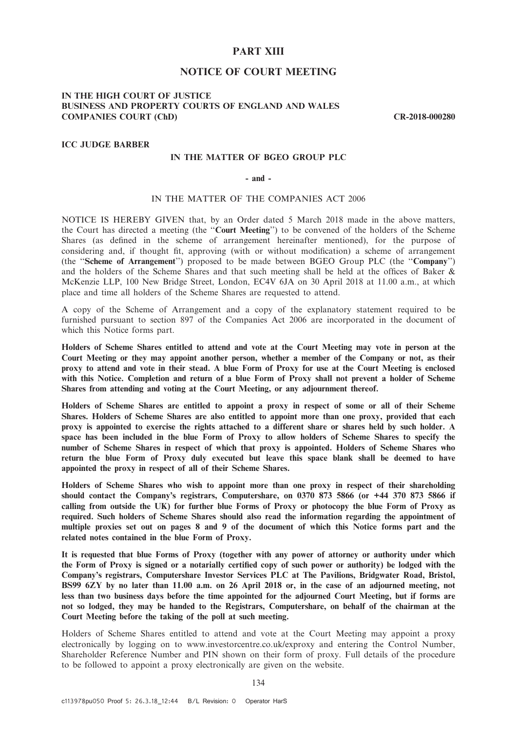# PART XIII

## NOTICE OF COURT MEETING

**IN THE HIGH COURT OF JUSTICE**
**BUSINESS AND PROPERTY COURTS OF ENGLAND AND WALES**
**COMPANIES COURT (ChD)** **CR-2018-000280**

**ICC JUDGE BARBER**

**IN THE MATTER OF BGEO GROUP PLC**

**- and -**

IN THE MATTER OF THE COMPANIES ACT 2006

NOTICE IS HEREBY GIVEN that, by an Order dated 5 March 2018 made in the above matters, the Court has directed a meeting (the "**Court Meeting**") to be convened of the holders of the Scheme Shares (as defined in the scheme of arrangement hereinafter mentioned), for the purpose of considering and, if thought fit, approving (with or without modification) a scheme of arrangement (the "**Scheme of Arrangement**") proposed to be made between BGEO Group PLC (the "**Company**") and the holders of the Scheme Shares and that such meeting shall be held at the offices of Baker & McKenzie LLP, 100 New Bridge Street, London, EC4V 6JA on 30 April 2018 at 11.00 a.m., at which place and time all holders of the Scheme Shares are requested to attend.

A copy of the Scheme of Arrangement and a copy of the explanatory statement required to be furnished pursuant to section 897 of the Companies Act 2006 are incorporated in the document of which this Notice forms part.

**Holders of Scheme Shares entitled to attend and vote at the Court Meeting may vote in person at the Court Meeting or they may appoint another person, whether a member of the Company or not, as their proxy to attend and vote in their stead. A blue Form of Proxy for use at the Court Meeting is enclosed with this Notice. Completion and return of a blue Form of Proxy shall not prevent a holder of Scheme Shares from attending and voting at the Court Meeting, or any adjournment thereof.**

**Holders of Scheme Shares are entitled to appoint a proxy in respect of some or all of their Scheme Shares. Holders of Scheme Shares are also entitled to appoint more than one proxy, provided that each proxy is appointed to exercise the rights attached to a different share or shares held by such holder. A space has been included in the blue Form of Proxy to allow holders of Scheme Shares to specify the number of Scheme Shares in respect of which that proxy is appointed. Holders of Scheme Shares who return the blue Form of Proxy duly executed but leave this space blank shall be deemed to have appointed the proxy in respect of all of their Scheme Shares.**

**Holders of Scheme Shares who wish to appoint more than one proxy in respect of their shareholding should contact the Company's registrars, Computershare, on 0370 873 5866 (or +44 370 873 5866 if calling from outside the UK) for further blue Forms of Proxy or photocopy the blue Form of Proxy as required. Such holders of Scheme Shares should also read the information regarding the appointment of multiple proxies set out on pages 8 and 9 of the document of which this Notice forms part and the related notes contained in the blue Form of Proxy.**

**It is requested that blue Forms of Proxy (together with any power of attorney or authority under which the Form of Proxy is signed or a notarially certified copy of such power or authority) be lodged with the Company's registrars, Computershare Investor Services PLC at The Pavilions, Bridgwater Road, Bristol, BS99 6ZY by no later than 11.00 a.m. on 26 April 2018 or, in the case of an adjourned meeting, not less than two business days before the time appointed for the adjourned Court Meeting, but if forms are not so lodged, they may be handed to the Registrars, Computershare, on behalf of the chairman at the Court Meeting before the taking of the poll at such meeting.**

Holders of Scheme Shares entitled to attend and vote at the Court Meeting may appoint a proxy electronically by logging on to www.investorcentre.co.uk/exproxy and entering the Control Number, Shareholder Reference Number and PIN shown on their form of proxy. Full details of the procedure to be followed to appoint a proxy electronically are given on the website.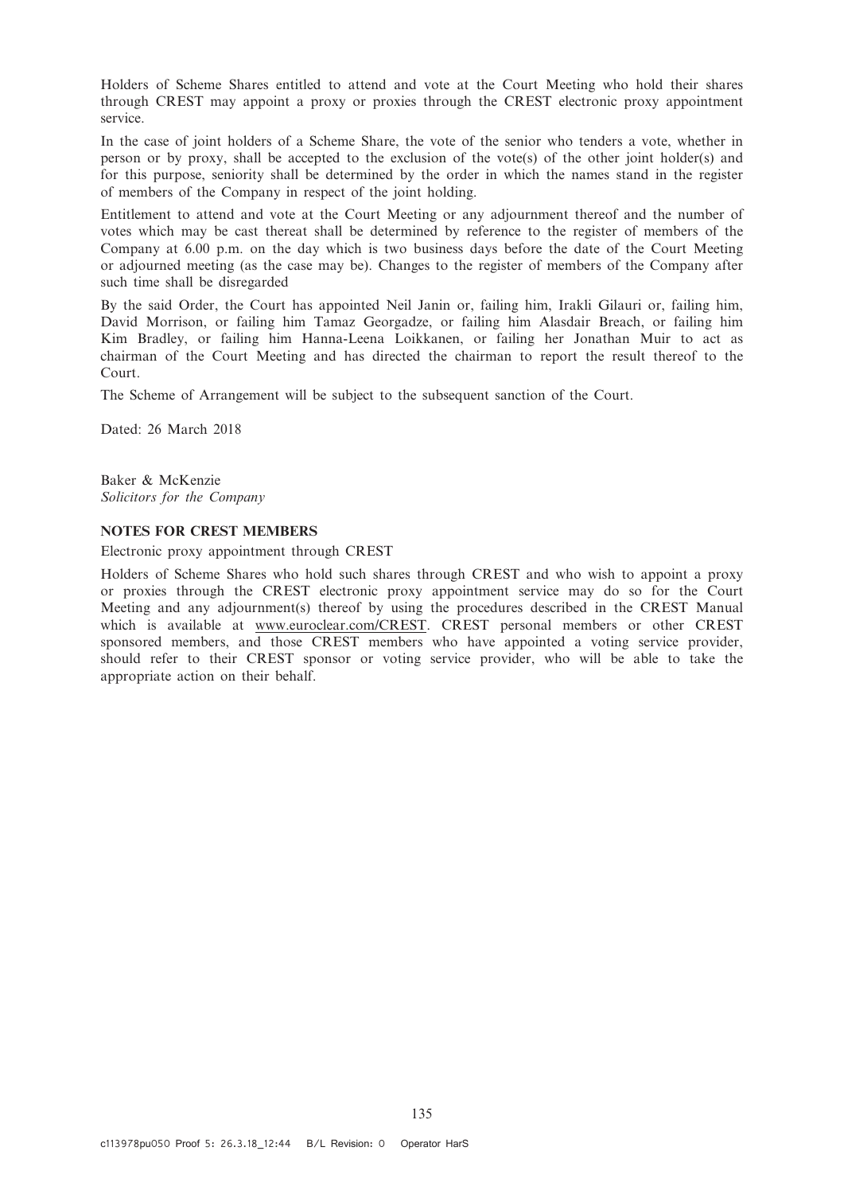Holders of Scheme Shares entitled to attend and vote at the Court Meeting who hold their shares through CREST may appoint a proxy or proxies through the CREST electronic proxy appointment service.

In the case of joint holders of a Scheme Share, the vote of the senior who tenders a vote, whether in person or by proxy, shall be accepted to the exclusion of the vote(s) of the other joint holder(s) and for this purpose, seniority shall be determined by the order in which the names stand in the register of members of the Company in respect of the joint holding.

Entitlement to attend and vote at the Court Meeting or any adjournment thereof and the number of votes which may be cast thereat shall be determined by reference to the register of members of the Company at 6.00 p.m. on the day which is two business days before the date of the Court Meeting or adjourned meeting (as the case may be). Changes to the register of members of the Company after such time shall be disregarded

By the said Order, the Court has appointed Neil Janin or, failing him, Irakli Gilauri or, failing him, David Morrison, or failing him Tamaz Georgadze, or failing him Alasdair Breach, or failing him Kim Bradley, or failing him Hanna-Leena Loikkanen, or failing her Jonathan Muir to act as chairman of the Court Meeting and has directed the chairman to report the result thereof to the Court.

The Scheme of Arrangement will be subject to the subsequent sanction of the Court.

Dated: 26 March 2018

Baker & McKenzie
*Solicitors for the Company*

**NOTES FOR CREST MEMBERS**

Electronic proxy appointment through CREST

Holders of Scheme Shares who hold such shares through CREST and who wish to appoint a proxy or proxies through the CREST electronic proxy appointment service may do so for the Court Meeting and any adjournment(s) thereof by using the procedures described in the CREST Manual which is available at www.euroclear.com/CREST. CREST personal members or other CREST sponsored members, and those CREST members who have appointed a voting service provider, should refer to their CREST sponsor or voting service provider, who will be able to take the appropriate action on their behalf.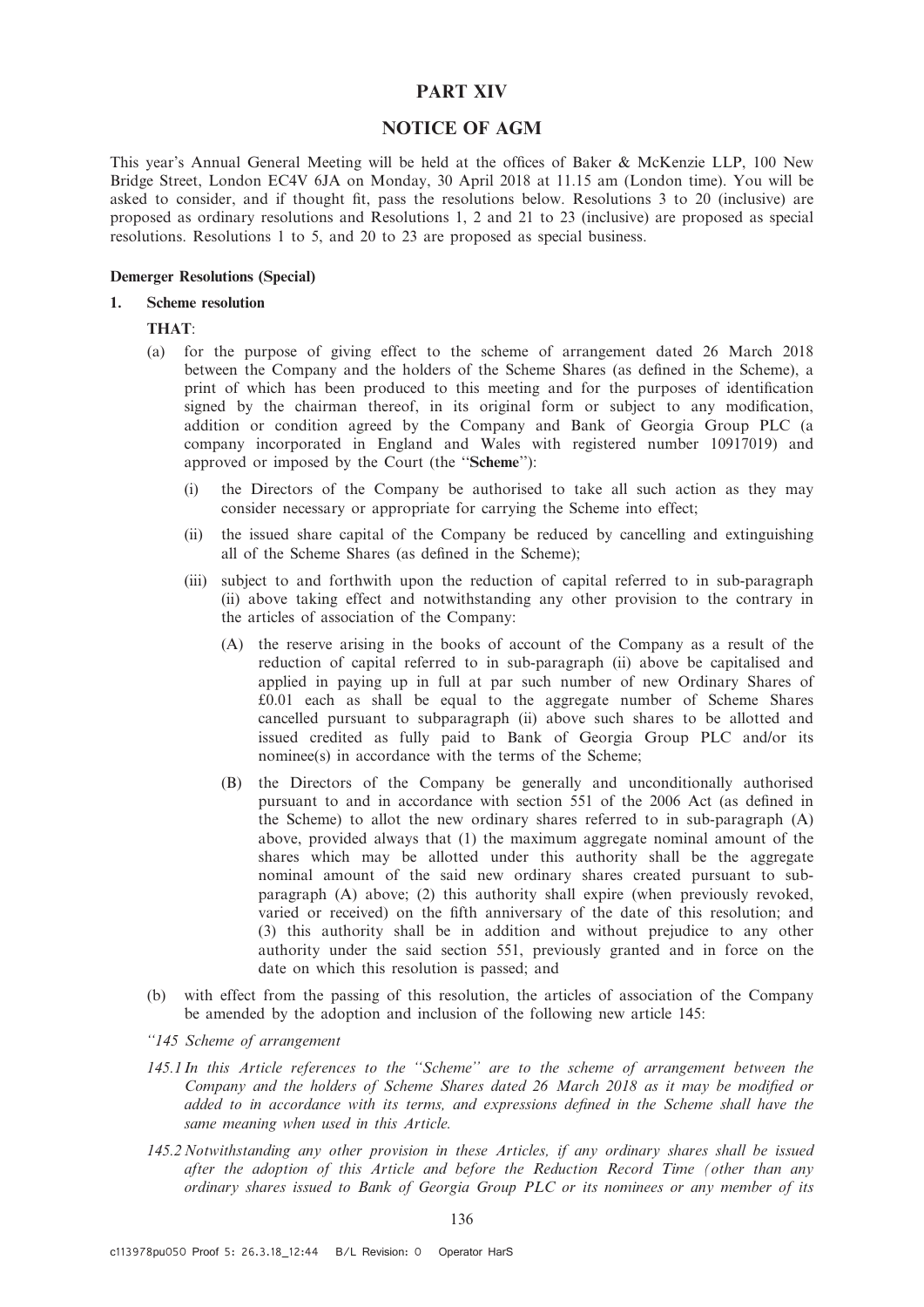# PART XIV

## NOTICE OF AGM

This year's Annual General Meeting will be held at the offices of Baker & McKenzie LLP, 100 New Bridge Street, London EC4V 6JA on Monday, 30 April 2018 at 11.15 am (London time). You will be asked to consider, and if thought fit, pass the resolutions below. Resolutions 3 to 20 (inclusive) are proposed as ordinary resolutions and Resolutions 1, 2 and 21 to 23 (inclusive) are proposed as special resolutions. Resolutions 1 to 5, and 20 to 23 are proposed as special business.

**Demerger Resolutions (Special)**

**1. Scheme resolution**

**THAT**:

(a) for the purpose of giving effect to the scheme of arrangement dated 26 March 2018 between the Company and the holders of the Scheme Shares (as defined in the Scheme), a print of which has been produced to this meeting and for the purposes of identification signed by the chairman thereof, in its original form or subject to any modification, addition or condition agreed by the Company and Bank of Georgia Group PLC (a company incorporated in England and Wales with registered number 10917019) and approved or imposed by the Court (the "**Scheme**"):

   (i) the Directors of the Company be authorised to take all such action as they may consider necessary or appropriate for carrying the Scheme into effect;

   (ii) the issued share capital of the Company be reduced by cancelling and extinguishing all of the Scheme Shares (as defined in the Scheme);

   (iii) subject to and forthwith upon the reduction of capital referred to in sub-paragraph (ii) above taking effect and notwithstanding any other provision to the contrary in the articles of association of the Company:

      (A) the reserve arising in the books of account of the Company as a result of the reduction of capital referred to in sub-paragraph (ii) above be capitalised and applied in paying up in full at par such number of new Ordinary Shares of £0.01 each as shall be equal to the aggregate number of Scheme Shares cancelled pursuant to subparagraph (ii) above such shares to be allotted and issued credited as fully paid to Bank of Georgia Group PLC and/or its nominee(s) in accordance with the terms of the Scheme;

      (B) the Directors of the Company be generally and unconditionally authorised pursuant to and in accordance with section 551 of the 2006 Act (as defined in the Scheme) to allot the new ordinary shares referred to in sub-paragraph (A) above, provided always that (1) the maximum aggregate nominal amount of the shares which may be allotted under this authority shall be the aggregate nominal amount of the said new ordinary shares created pursuant to sub-paragraph (A) above; (2) this authority shall expire (when previously revoked, varied or received) on the fifth anniversary of the date of this resolution; and (3) this authority shall be in addition and without prejudice to any other authority under the said section 551, previously granted and in force on the date on which this resolution is passed; and

(b) with effect from the passing of this resolution, the articles of association of the Company be amended by the adoption and inclusion of the following new article 145:

*"145 Scheme of arrangement*

*145.1 In this Article references to the "Scheme" are to the scheme of arrangement between the Company and the holders of Scheme Shares dated 26 March 2018 as it may be modified or added to in accordance with its terms, and expressions defined in the Scheme shall have the same meaning when used in this Article.*

*145.2 Notwithstanding any other provision in these Articles, if any ordinary shares shall be issued after the adoption of this Article and before the Reduction Record Time (other than any ordinary shares issued to Bank of Georgia Group PLC or its nominees or any member of its*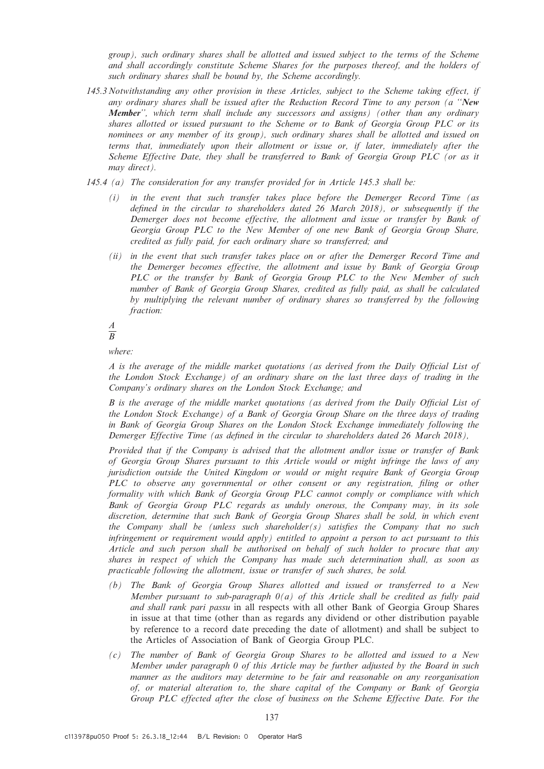*group), such ordinary shares shall be allotted and issued subject to the terms of the Scheme and shall accordingly constitute Scheme Shares for the purposes thereof, and the holders of such ordinary shares shall be bound by, the Scheme accordingly.*

*145.3 Notwithstanding any other provision in these Articles, subject to the Scheme taking effect, if any ordinary shares shall be issued after the Reduction Record Time to any person (a "**New Member**", which term shall include any successors and assigns) (other than any ordinary shares allotted or issued pursuant to the Scheme or to Bank of Georgia Group PLC or its nominees or any member of its group), such ordinary shares shall be allotted and issued on terms that, immediately upon their allotment or issue or, if later, immediately after the Scheme Effective Date, they shall be transferred to Bank of Georgia Group PLC (or as it may direct).*

*145.4 (a) The consideration for any transfer provided for in Article 145.3 shall be:*

*(i) in the event that such transfer takes place before the Demerger Record Time (as defined in the circular to shareholders dated 26 March 2018), or subsequently if the Demerger does not become effective, the allotment and issue or transfer by Bank of Georgia Group PLC to the New Member of one new Bank of Georgia Group Share, credited as fully paid, for each ordinary share so transferred; and*

*(ii) in the event that such transfer takes place on or after the Demerger Record Time and the Demerger becomes effective, the allotment and issue by Bank of Georgia Group PLC or the transfer by Bank of Georgia Group PLC to the New Member of such number of Bank of Georgia Group Shares, credited as fully paid, as shall be calculated by multiplying the relevant number of ordinary shares so transferred by the following fraction:*

$$\frac{A}{B}$$

*where:*

*A is the average of the middle market quotations (as derived from the Daily Official List of the London Stock Exchange) of an ordinary share on the last three days of trading in the Company's ordinary shares on the London Stock Exchange; and*

*B is the average of the middle market quotations (as derived from the Daily Official List of the London Stock Exchange) of a Bank of Georgia Group Share on the three days of trading in Bank of Georgia Group Shares on the London Stock Exchange immediately following the Demerger Effective Time (as defined in the circular to shareholders dated 26 March 2018),*

*Provided that if the Company is advised that the allotment and/or issue or transfer of Bank of Georgia Group Shares pursuant to this Article would or might infringe the laws of any jurisdiction outside the United Kingdom or would or might require Bank of Georgia Group PLC to observe any governmental or other consent or any registration, filing or other formality with which Bank of Georgia Group PLC cannot comply or compliance with which Bank of Georgia Group PLC regards as unduly onerous, the Company may, in its sole discretion, determine that such Bank of Georgia Group Shares shall be sold, in which event the Company shall be (unless such shareholder(s) satisfies the Company that no such infringement or requirement would apply) entitled to appoint a person to act pursuant to this Article and such person shall be authorised on behalf of such holder to procure that any shares in respect of which the Company has made such determination shall, as soon as practicable following the allotment, issue or transfer of such shares, be sold.*

*(b) The Bank of Georgia Group Shares allotted and issued or transferred to a New Member pursuant to sub-paragraph 0(a) of this Article shall be credited as fully paid and shall rank pari passu* in all respects with all other Bank of Georgia Group Shares in issue at that time (other than as regards any dividend or other distribution payable by reference to a record date preceding the date of allotment) and shall be subject to the Articles of Association of Bank of Georgia Group PLC.

*(c) The number of Bank of Georgia Group Shares to be allotted and issued to a New Member under paragraph 0 of this Article may be further adjusted by the Board in such manner as the auditors may determine to be fair and reasonable on any reorganisation of, or material alteration to, the share capital of the Company or Bank of Georgia Group PLC effected after the close of business on the Scheme Effective Date. For the*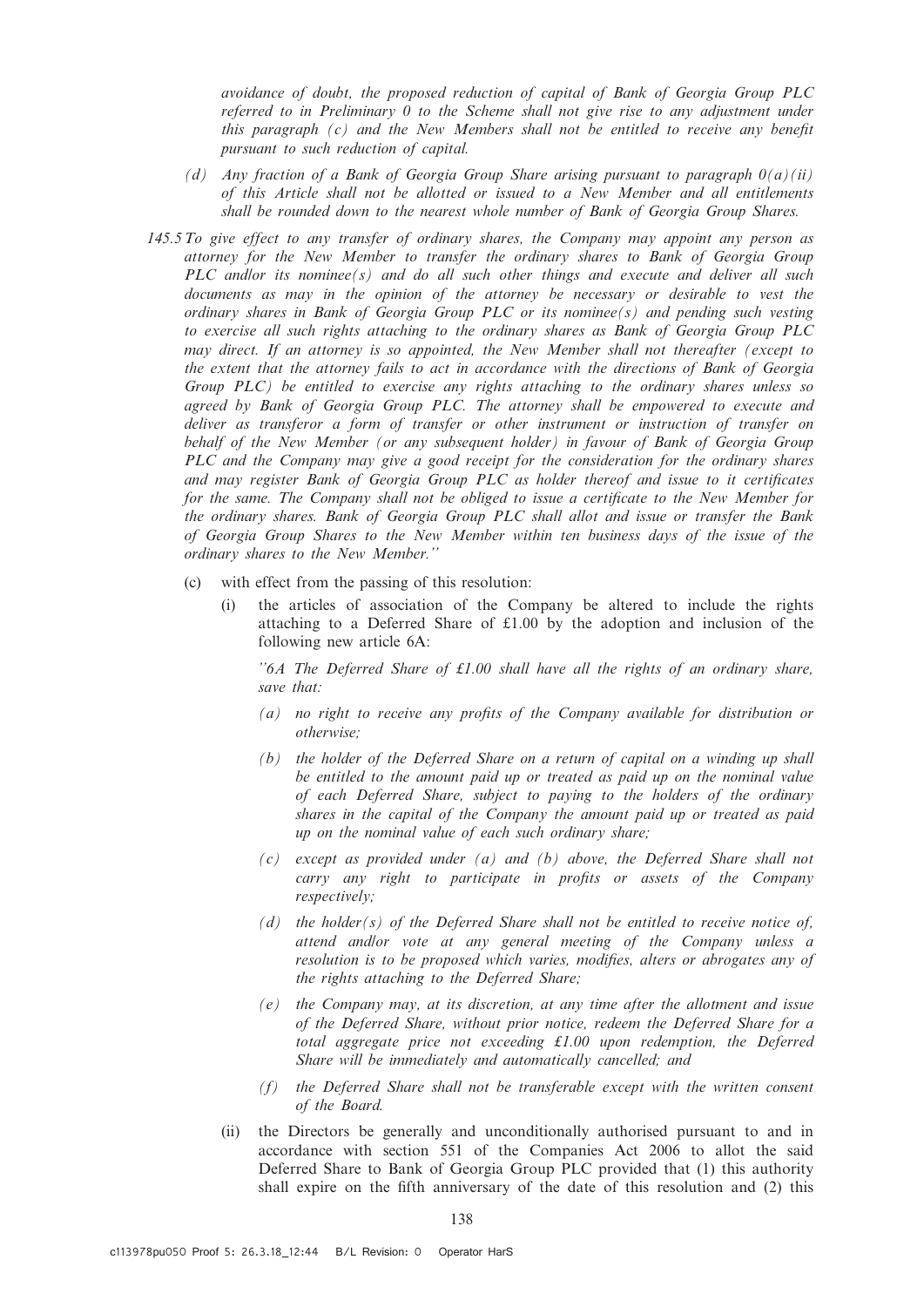*avoidance of doubt, the proposed reduction of capital of Bank of Georgia Group PLC referred to in Preliminary 0 to the Scheme shall not give rise to any adjustment under this paragraph (c) and the New Members shall not be entitled to receive any benefit pursuant to such reduction of capital.*

*(d) Any fraction of a Bank of Georgia Group Share arising pursuant to paragraph 0(a)(ii) of this Article shall not be allotted or issued to a New Member and all entitlements shall be rounded down to the nearest whole number of Bank of Georgia Group Shares.*

*145.5 To give effect to any transfer of ordinary shares, the Company may appoint any person as attorney for the New Member to transfer the ordinary shares to Bank of Georgia Group PLC and/or its nominee(s) and do all such other things and execute and deliver all such documents as may in the opinion of the attorney be necessary or desirable to vest the ordinary shares in Bank of Georgia Group PLC or its nominee(s) and pending such vesting to exercise all such rights attaching to the ordinary shares as Bank of Georgia Group PLC may direct. If an attorney is so appointed, the New Member shall not thereafter (except to the extent that the attorney fails to act in accordance with the directions of Bank of Georgia Group PLC) be entitled to exercise any rights attaching to the ordinary shares unless so agreed by Bank of Georgia Group PLC. The attorney shall be empowered to execute and deliver as transferor a form of transfer or other instrument or instruction of transfer on behalf of the New Member (or any subsequent holder) in favour of Bank of Georgia Group PLC and the Company may give a good receipt for the consideration for the ordinary shares and may register Bank of Georgia Group PLC as holder thereof and issue to it certificates for the same. The Company shall not be obliged to issue a certificate to the New Member for the ordinary shares. Bank of Georgia Group PLC shall allot and issue or transfer the Bank of Georgia Group Shares to the New Member within ten business days of the issue of the ordinary shares to the New Member."*

(c) with effect from the passing of this resolution:

(i) the articles of association of the Company be altered to include the rights attaching to a Deferred Share of £1.00 by the adoption and inclusion of the following new article 6A:

*"6A The Deferred Share of £1.00 shall have all the rights of an ordinary share, save that:*

*(a) no right to receive any profits of the Company available for distribution or otherwise;*

*(b) the holder of the Deferred Share on a return of capital on a winding up shall be entitled to the amount paid up or treated as paid up on the nominal value of each Deferred Share, subject to paying to the holders of the ordinary shares in the capital of the Company the amount paid up or treated as paid up on the nominal value of each such ordinary share;*

*(c) except as provided under (a) and (b) above, the Deferred Share shall not carry any right to participate in profits or assets of the Company respectively;*

*(d) the holder(s) of the Deferred Share shall not be entitled to receive notice of, attend and/or vote at any general meeting of the Company unless a resolution is to be proposed which varies, modifies, alters or abrogates any of the rights attaching to the Deferred Share;*

*(e) the Company may, at its discretion, at any time after the allotment and issue of the Deferred Share, without prior notice, redeem the Deferred Share for a total aggregate price not exceeding £1.00 upon redemption, the Deferred Share will be immediately and automatically cancelled; and*

*(f) the Deferred Share shall not be transferable except with the written consent of the Board.*

(ii) the Directors be generally and unconditionally authorised pursuant to and in accordance with section 551 of the Companies Act 2006 to allot the said Deferred Share to Bank of Georgia Group PLC provided that (1) this authority shall expire on the fifth anniversary of the date of this resolution and (2) this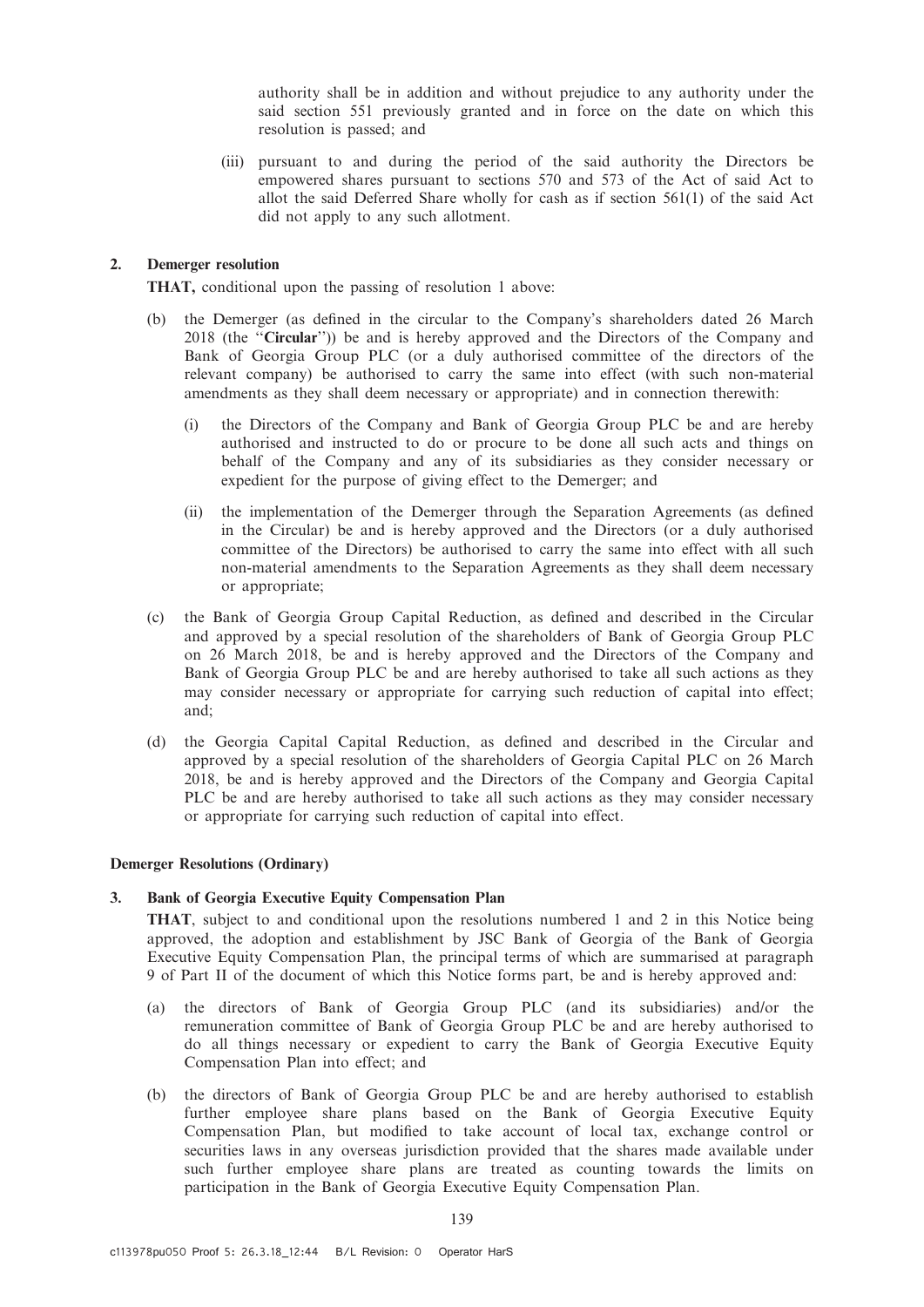authority shall be in addition and without prejudice to any authority under the said section 551 previously granted and in force on the date on which this resolution is passed; and

(iii) pursuant to and during the period of the said authority the Directors be empowered shares pursuant to sections 570 and 573 of the Act of said Act to allot the said Deferred Share wholly for cash as if section 561(1) of the said Act did not apply to any such allotment.

**2. Demerger resolution**

**THAT,** conditional upon the passing of resolution 1 above:

(b) the Demerger (as defined in the circular to the Company's shareholders dated 26 March 2018 (the "**Circular**")) be and is hereby approved and the Directors of the Company and Bank of Georgia Group PLC (or a duly authorised committee of the directors of the relevant company) be authorised to carry the same into effect (with such non-material amendments as they shall deem necessary or appropriate) and in connection therewith:

(i) the Directors of the Company and Bank of Georgia Group PLC be and are hereby authorised and instructed to do or procure to be done all such acts and things on behalf of the Company and any of its subsidiaries as they consider necessary or expedient for the purpose of giving effect to the Demerger; and

(ii) the implementation of the Demerger through the Separation Agreements (as defined in the Circular) be and is hereby approved and the Directors (or a duly authorised committee of the Directors) be authorised to carry the same into effect with all such non-material amendments to the Separation Agreements as they shall deem necessary or appropriate;

(c) the Bank of Georgia Group Capital Reduction, as defined and described in the Circular and approved by a special resolution of the shareholders of Bank of Georgia Group PLC on 26 March 2018, be and is hereby approved and the Directors of the Company and Bank of Georgia Group PLC be and are hereby authorised to take all such actions as they may consider necessary or appropriate for carrying such reduction of capital into effect; and;

(d) the Georgia Capital Capital Reduction, as defined and described in the Circular and approved by a special resolution of the shareholders of Georgia Capital PLC on 26 March 2018, be and is hereby approved and the Directors of the Company and Georgia Capital PLC be and are hereby authorised to take all such actions as they may consider necessary or appropriate for carrying such reduction of capital into effect.

**Demerger Resolutions (Ordinary)**

**3. Bank of Georgia Executive Equity Compensation Plan**

**THAT**, subject to and conditional upon the resolutions numbered 1 and 2 in this Notice being approved, the adoption and establishment by JSC Bank of Georgia of the Bank of Georgia Executive Equity Compensation Plan, the principal terms of which are summarised at paragraph 9 of Part II of the document of which this Notice forms part, be and is hereby approved and:

(a) the directors of Bank of Georgia Group PLC (and its subsidiaries) and/or the remuneration committee of Bank of Georgia Group PLC be and are hereby authorised to do all things necessary or expedient to carry the Bank of Georgia Executive Equity Compensation Plan into effect; and

(b) the directors of Bank of Georgia Group PLC be and are hereby authorised to establish further employee share plans based on the Bank of Georgia Executive Equity Compensation Plan, but modified to take account of local tax, exchange control or securities laws in any overseas jurisdiction provided that the shares made available under such further employee share plans are treated as counting towards the limits on participation in the Bank of Georgia Executive Equity Compensation Plan.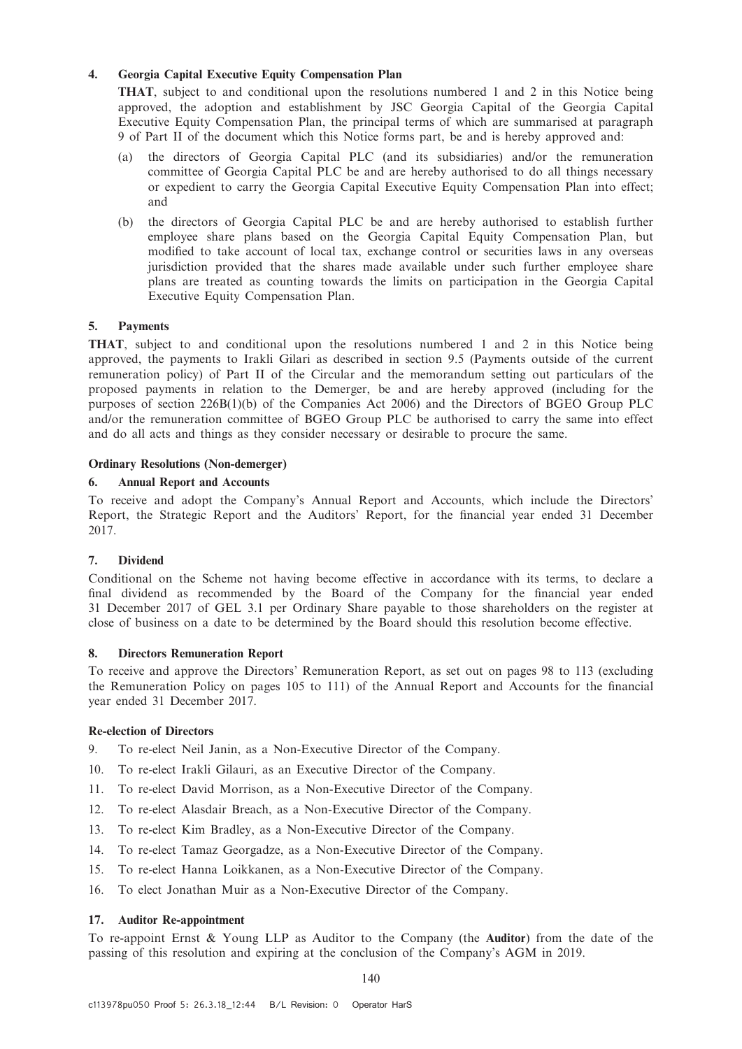## 4. Georgia Capital Executive Equity Compensation Plan

**THAT**, subject to and conditional upon the resolutions numbered 1 and 2 in this Notice being approved, the adoption and establishment by JSC Georgia Capital of the Georgia Capital Executive Equity Compensation Plan, the principal terms of which are summarised at paragraph 9 of Part II of the document which this Notice forms part, be and is hereby approved and:

(a) the directors of Georgia Capital PLC (and its subsidiaries) and/or the remuneration committee of Georgia Capital PLC be and are hereby authorised to do all things necessary or expedient to carry the Georgia Capital Executive Equity Compensation Plan into effect; and

(b) the directors of Georgia Capital PLC be and are hereby authorised to establish further employee share plans based on the Georgia Capital Equity Compensation Plan, but modified to take account of local tax, exchange control or securities laws in any overseas jurisdiction provided that the shares made available under such further employee share plans are treated as counting towards the limits on participation in the Georgia Capital Executive Equity Compensation Plan.

## 5. Payments

**THAT**, subject to and conditional upon the resolutions numbered 1 and 2 in this Notice being approved, the payments to Irakli Gilari as described in section 9.5 (Payments outside of the current remuneration policy) of Part II of the Circular and the memorandum setting out particulars of the proposed payments in relation to the Demerger, be and are hereby approved (including for the purposes of section 226B(1)(b) of the Companies Act 2006) and the Directors of BGEO Group PLC and/or the remuneration committee of BGEO Group PLC be authorised to carry the same into effect and do all acts and things as they consider necessary or desirable to procure the same.

### Ordinary Resolutions (Non-demerger)

## 6. Annual Report and Accounts

To receive and adopt the Company's Annual Report and Accounts, which include the Directors' Report, the Strategic Report and the Auditors' Report, for the financial year ended 31 December 2017.

## 7. Dividend

Conditional on the Scheme not having become effective in accordance with its terms, to declare a final dividend as recommended by the Board of the Company for the financial year ended 31 December 2017 of GEL 3.1 per Ordinary Share payable to those shareholders on the register at close of business on a date to be determined by the Board should this resolution become effective.

## 8. Directors Remuneration Report

To receive and approve the Directors' Remuneration Report, as set out on pages 98 to 113 (excluding the Remuneration Policy on pages 105 to 111) of the Annual Report and Accounts for the financial year ended 31 December 2017.

### Re-election of Directors

9. To re-elect Neil Janin, as a Non-Executive Director of the Company.
10. To re-elect Irakli Gilauri, as an Executive Director of the Company.
11. To re-elect David Morrison, as a Non-Executive Director of the Company.
12. To re-elect Alasdair Breach, as a Non-Executive Director of the Company.
13. To re-elect Kim Bradley, as a Non-Executive Director of the Company.
14. To re-elect Tamaz Georgadze, as a Non-Executive Director of the Company.
15. To re-elect Hanna Loikkanen, as a Non-Executive Director of the Company.
16. To elect Jonathan Muir as a Non-Executive Director of the Company.

## 17. Auditor Re-appointment

To re-appoint Ernst & Young LLP as Auditor to the Company (the **Auditor**) from the date of the passing of this resolution and expiring at the conclusion of the Company's AGM in 2019.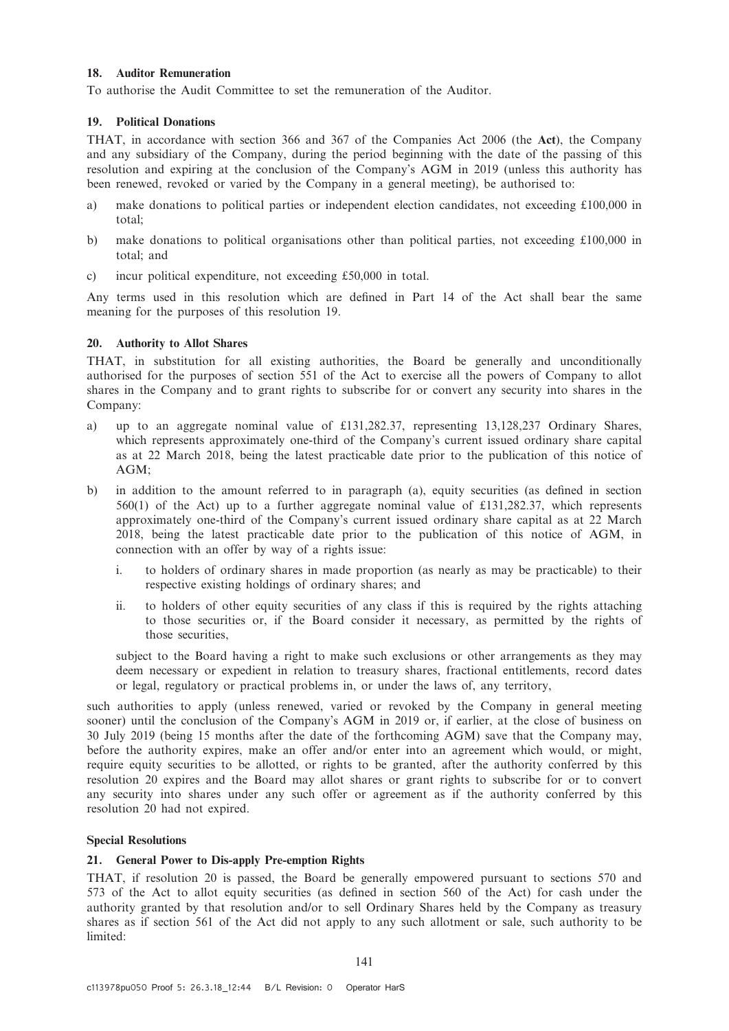### 18. Auditor Remuneration

To authorise the Audit Committee to set the remuneration of the Auditor.

### 19. Political Donations

THAT, in accordance with section 366 and 367 of the Companies Act 2006 (the **Act**), the Company and any subsidiary of the Company, during the period beginning with the date of the passing of this resolution and expiring at the conclusion of the Company's AGM in 2019 (unless this authority has been renewed, revoked or varied by the Company in a general meeting), be authorised to:

a) make donations to political parties or independent election candidates, not exceeding £100,000 in total;

b) make donations to political organisations other than political parties, not exceeding £100,000 in total; and

c) incur political expenditure, not exceeding £50,000 in total.

Any terms used in this resolution which are defined in Part 14 of the Act shall bear the same meaning for the purposes of this resolution 19.

### 20. Authority to Allot Shares

THAT, in substitution for all existing authorities, the Board be generally and unconditionally authorised for the purposes of section 551 of the Act to exercise all the powers of Company to allot shares in the Company and to grant rights to subscribe for or convert any security into shares in the Company:

a) up to an aggregate nominal value of £131,282.37, representing 13,128,237 Ordinary Shares, which represents approximately one-third of the Company's current issued ordinary share capital as at 22 March 2018, being the latest practicable date prior to the publication of this notice of AGM;

b) in addition to the amount referred to in paragraph (a), equity securities (as defined in section 560(1) of the Act) up to a further aggregate nominal value of £131,282.37, which represents approximately one-third of the Company's current issued ordinary share capital as at 22 March 2018, being the latest practicable date prior to the publication of this notice of AGM, in connection with an offer by way of a rights issue:

   i. to holders of ordinary shares in made proportion (as nearly as may be practicable) to their respective existing holdings of ordinary shares; and

   ii. to holders of other equity securities of any class if this is required by the rights attaching to those securities or, if the Board consider it necessary, as permitted by the rights of those securities,

   subject to the Board having a right to make such exclusions or other arrangements as they may deem necessary or expedient in relation to treasury shares, fractional entitlements, record dates or legal, regulatory or practical problems in, or under the laws of, any territory,

such authorities to apply (unless renewed, varied or revoked by the Company in general meeting sooner) until the conclusion of the Company's AGM in 2019 or, if earlier, at the close of business on 30 July 2019 (being 15 months after the date of the forthcoming AGM) save that the Company may, before the authority expires, make an offer and/or enter into an agreement which would, or might, require equity securities to be allotted, or rights to be granted, after the authority conferred by this resolution 20 expires and the Board may allot shares or grant rights to subscribe for or to convert any security into shares under any such offer or agreement as if the authority conferred by this resolution 20 had not expired.

### Special Resolutions

### 21. General Power to Dis-apply Pre-emption Rights

THAT, if resolution 20 is passed, the Board be generally empowered pursuant to sections 570 and 573 of the Act to allot equity securities (as defined in section 560 of the Act) for cash under the authority granted by that resolution and/or to sell Ordinary Shares held by the Company as treasury shares as if section 561 of the Act did not apply to any such allotment or sale, such authority to be limited: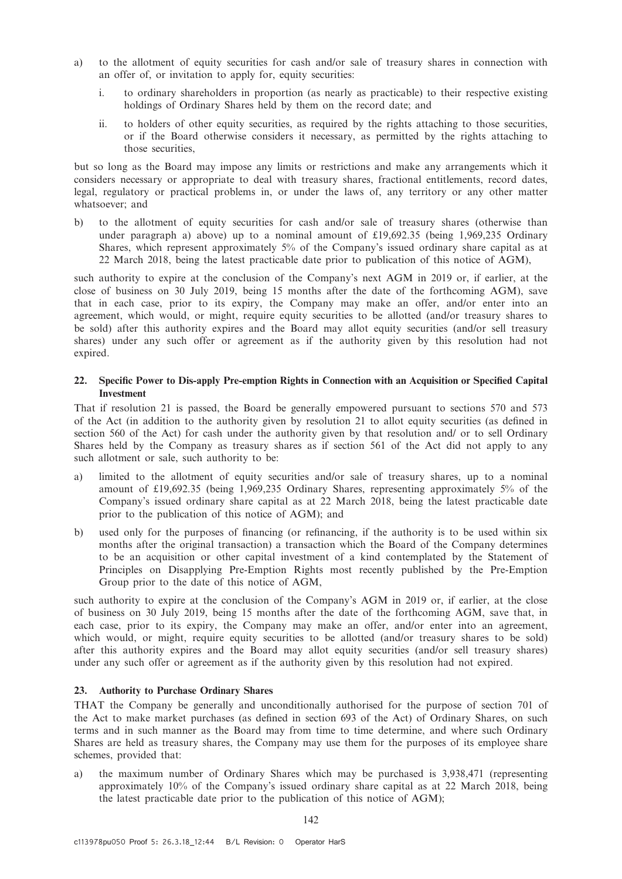a) to the allotment of equity securities for cash and/or sale of treasury shares in connection with an offer of, or invitation to apply for, equity securities:

   i. to ordinary shareholders in proportion (as nearly as practicable) to their respective existing holdings of Ordinary Shares held by them on the record date; and

   ii. to holders of other equity securities, as required by the rights attaching to those securities, or if the Board otherwise considers it necessary, as permitted by the rights attaching to those securities,

but so long as the Board may impose any limits or restrictions and make any arrangements which it considers necessary or appropriate to deal with treasury shares, fractional entitlements, record dates, legal, regulatory or practical problems in, or under the laws of, any territory or any other matter whatsoever; and

b) to the allotment of equity securities for cash and/or sale of treasury shares (otherwise than under paragraph a) above) up to a nominal amount of £19,692.35 (being 1,969,235 Ordinary Shares, which represent approximately 5% of the Company's issued ordinary share capital as at 22 March 2018, being the latest practicable date prior to publication of this notice of AGM),

such authority to expire at the conclusion of the Company's next AGM in 2019 or, if earlier, at the close of business on 30 July 2019, being 15 months after the date of the forthcoming AGM), save that in each case, prior to its expiry, the Company may make an offer, and/or enter into an agreement, which would, or might, require equity securities to be allotted (and/or treasury shares to be sold) after this authority expires and the Board may allot equity securities (and/or sell treasury shares) under any such offer or agreement as if the authority given by this resolution had not expired.

### 22. Specific Power to Dis-apply Pre-emption Rights in Connection with an Acquisition or Specified Capital Investment

That if resolution 21 is passed, the Board be generally empowered pursuant to sections 570 and 573 of the Act (in addition to the authority given by resolution 21 to allot equity securities (as defined in section 560 of the Act) for cash under the authority given by that resolution and/ or to sell Ordinary Shares held by the Company as treasury shares as if section 561 of the Act did not apply to any such allotment or sale, such authority to be:

a) limited to the allotment of equity securities and/or sale of treasury shares, up to a nominal amount of £19,692.35 (being 1,969,235 Ordinary Shares, representing approximately 5% of the Company's issued ordinary share capital as at 22 March 2018, being the latest practicable date prior to the publication of this notice of AGM); and

b) used only for the purposes of financing (or refinancing, if the authority is to be used within six months after the original transaction) a transaction which the Board of the Company determines to be an acquisition or other capital investment of a kind contemplated by the Statement of Principles on Disapplying Pre-Emption Rights most recently published by the Pre-Emption Group prior to the date of this notice of AGM,

such authority to expire at the conclusion of the Company's AGM in 2019 or, if earlier, at the close of business on 30 July 2019, being 15 months after the date of the forthcoming AGM, save that, in each case, prior to its expiry, the Company may make an offer, and/or enter into an agreement, which would, or might, require equity securities to be allotted (and/or treasury shares to be sold) after this authority expires and the Board may allot equity securities (and/or sell treasury shares) under any such offer or agreement as if the authority given by this resolution had not expired.

### 23. Authority to Purchase Ordinary Shares

THAT the Company be generally and unconditionally authorised for the purpose of section 701 of the Act to make market purchases (as defined in section 693 of the Act) of Ordinary Shares, on such terms and in such manner as the Board may from time to time determine, and where such Ordinary Shares are held as treasury shares, the Company may use them for the purposes of its employee share schemes, provided that:

a) the maximum number of Ordinary Shares which may be purchased is 3,938,471 (representing approximately 10% of the Company's issued ordinary share capital as at 22 March 2018, being the latest practicable date prior to the publication of this notice of AGM);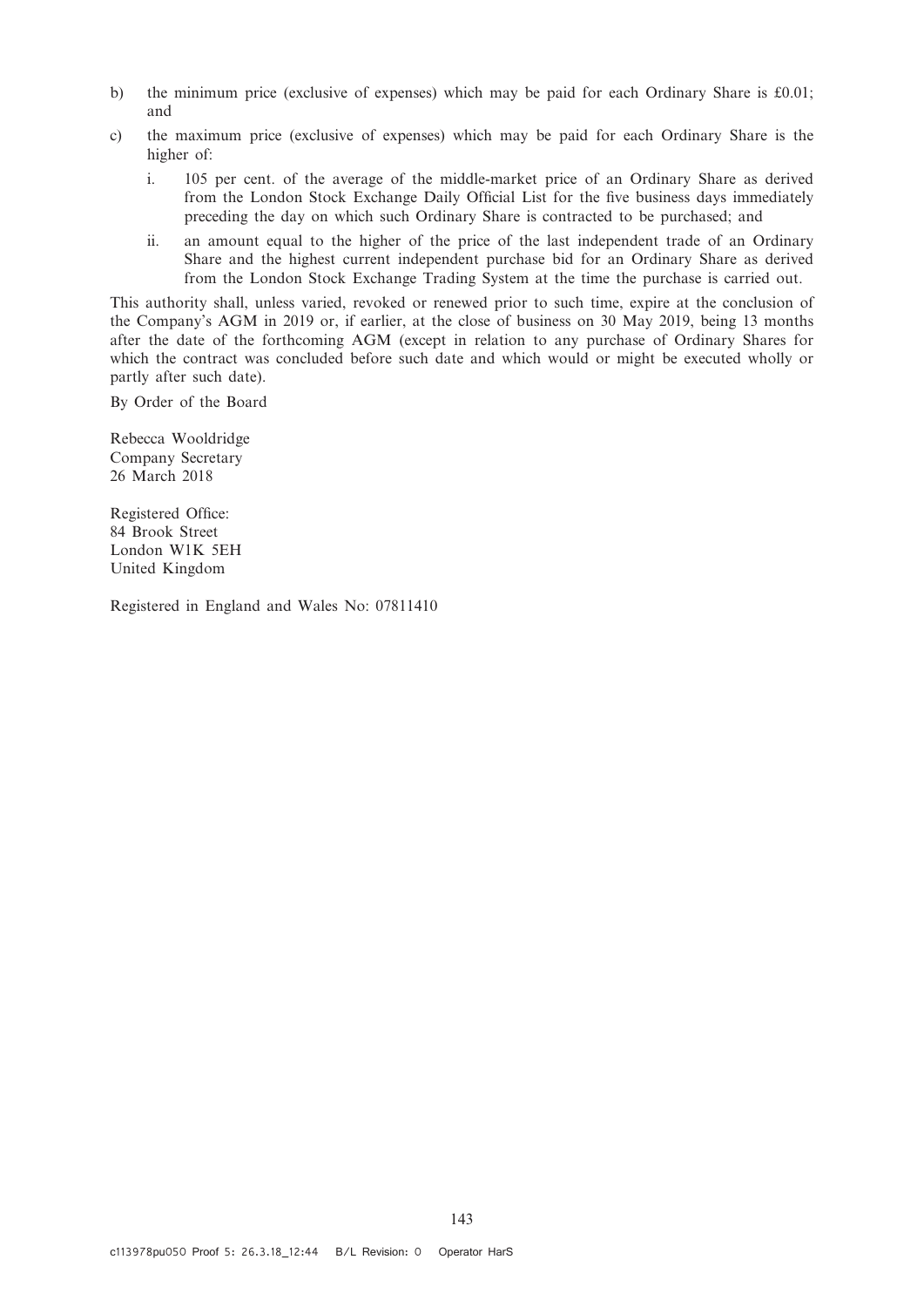b) the minimum price (exclusive of expenses) which may be paid for each Ordinary Share is £0.01; and

c) the maximum price (exclusive of expenses) which may be paid for each Ordinary Share is the higher of:

   i. 105 per cent. of the average of the middle-market price of an Ordinary Share as derived from the London Stock Exchange Daily Official List for the five business days immediately preceding the day on which such Ordinary Share is contracted to be purchased; and

   ii. an amount equal to the higher of the price of the last independent trade of an Ordinary Share and the highest current independent purchase bid for an Ordinary Share as derived from the London Stock Exchange Trading System at the time the purchase is carried out.

This authority shall, unless varied, revoked or renewed prior to such time, expire at the conclusion of the Company's AGM in 2019 or, if earlier, at the close of business on 30 May 2019, being 13 months after the date of the forthcoming AGM (except in relation to any purchase of Ordinary Shares for which the contract was concluded before such date and which would or might be executed wholly or partly after such date).

By Order of the Board

Rebecca Wooldridge
Company Secretary
26 March 2018

Registered Office:
84 Brook Street
London W1K 5EH
United Kingdom

Registered in England and Wales No: 07811410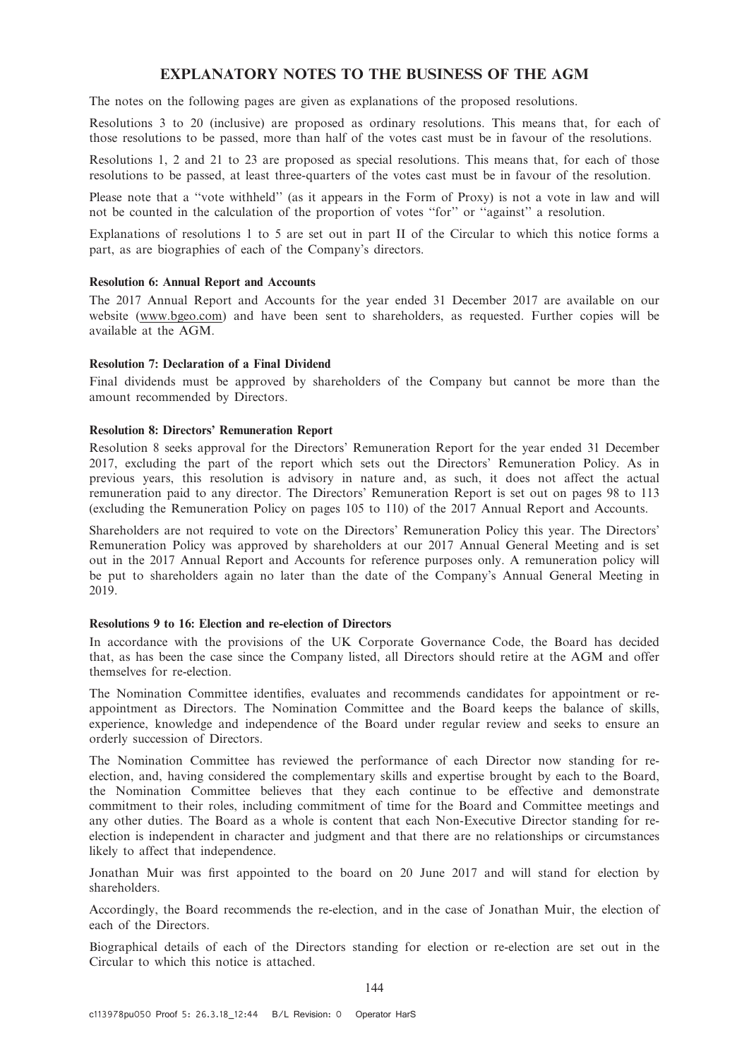# EXPLANATORY NOTES TO THE BUSINESS OF THE AGM

The notes on the following pages are given as explanations of the proposed resolutions.

Resolutions 3 to 20 (inclusive) are proposed as ordinary resolutions. This means that, for each of those resolutions to be passed, more than half of the votes cast must be in favour of the resolutions.

Resolutions 1, 2 and 21 to 23 are proposed as special resolutions. This means that, for each of those resolutions to be passed, at least three-quarters of the votes cast must be in favour of the resolution.

Please note that a "vote withheld" (as it appears in the Form of Proxy) is not a vote in law and will not be counted in the calculation of the proportion of votes "for" or "against" a resolution.

Explanations of resolutions 1 to 5 are set out in part II of the Circular to which this notice forms a part, as are biographies of each of the Company's directors.

**Resolution 6: Annual Report and Accounts**

The 2017 Annual Report and Accounts for the year ended 31 December 2017 are available on our website (www.bgeo.com) and have been sent to shareholders, as requested. Further copies will be available at the AGM.

**Resolution 7: Declaration of a Final Dividend**

Final dividends must be approved by shareholders of the Company but cannot be more than the amount recommended by Directors.

**Resolution 8: Directors' Remuneration Report**

Resolution 8 seeks approval for the Directors' Remuneration Report for the year ended 31 December 2017, excluding the part of the report which sets out the Directors' Remuneration Policy. As in previous years, this resolution is advisory in nature and, as such, it does not affect the actual remuneration paid to any director. The Directors' Remuneration Report is set out on pages 98 to 113 (excluding the Remuneration Policy on pages 105 to 110) of the 2017 Annual Report and Accounts.

Shareholders are not required to vote on the Directors' Remuneration Policy this year. The Directors' Remuneration Policy was approved by shareholders at our 2017 Annual General Meeting and is set out in the 2017 Annual Report and Accounts for reference purposes only. A remuneration policy will be put to shareholders again no later than the date of the Company's Annual General Meeting in 2019.

**Resolutions 9 to 16: Election and re-election of Directors**

In accordance with the provisions of the UK Corporate Governance Code, the Board has decided that, as has been the case since the Company listed, all Directors should retire at the AGM and offer themselves for re-election.

The Nomination Committee identifies, evaluates and recommends candidates for appointment or re-appointment as Directors. The Nomination Committee and the Board keeps the balance of skills, experience, knowledge and independence of the Board under regular review and seeks to ensure an orderly succession of Directors.

The Nomination Committee has reviewed the performance of each Director now standing for re-election, and, having considered the complementary skills and expertise brought by each to the Board, the Nomination Committee believes that they each continue to be effective and demonstrate commitment to their roles, including commitment of time for the Board and Committee meetings and any other duties. The Board as a whole is content that each Non-Executive Director standing for re-election is independent in character and judgment and that there are no relationships or circumstances likely to affect that independence.

Jonathan Muir was first appointed to the board on 20 June 2017 and will stand for election by shareholders.

Accordingly, the Board recommends the re-election, and in the case of Jonathan Muir, the election of each of the Directors.

Biographical details of each of the Directors standing for election or re-election are set out in the Circular to which this notice is attached.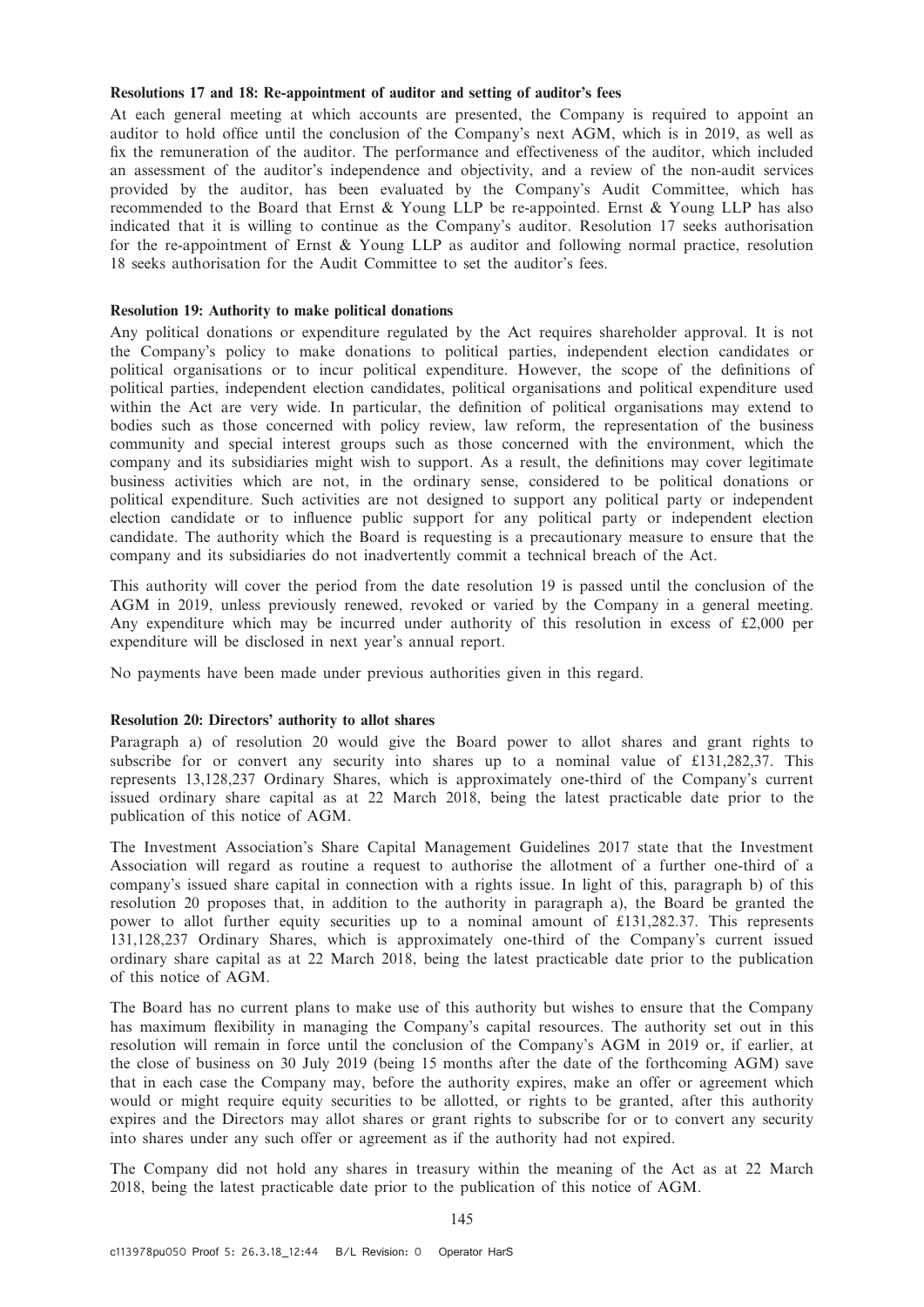**Resolutions 17 and 18: Re-appointment of auditor and setting of auditor's fees**

At each general meeting at which accounts are presented, the Company is required to appoint an auditor to hold office until the conclusion of the Company's next AGM, which is in 2019, as well as fix the remuneration of the auditor. The performance and effectiveness of the auditor, which included an assessment of the auditor's independence and objectivity, and a review of the non-audit services provided by the auditor, has been evaluated by the Company's Audit Committee, which has recommended to the Board that Ernst & Young LLP be re-appointed. Ernst & Young LLP has also indicated that it is willing to continue as the Company's auditor. Resolution 17 seeks authorisation for the re-appointment of Ernst & Young LLP as auditor and following normal practice, resolution 18 seeks authorisation for the Audit Committee to set the auditor's fees.

**Resolution 19: Authority to make political donations**

Any political donations or expenditure regulated by the Act requires shareholder approval. It is not the Company's policy to make donations to political parties, independent election candidates or political organisations or to incur political expenditure. However, the scope of the definitions of political parties, independent election candidates, political organisations and political expenditure used within the Act are very wide. In particular, the definition of political organisations may extend to bodies such as those concerned with policy review, law reform, the representation of the business community and special interest groups such as those concerned with the environment, which the company and its subsidiaries might wish to support. As a result, the definitions may cover legitimate business activities which are not, in the ordinary sense, considered to be political donations or political expenditure. Such activities are not designed to support any political party or independent election candidate or to influence public support for any political party or independent election candidate. The authority which the Board is requesting is a precautionary measure to ensure that the company and its subsidiaries do not inadvertently commit a technical breach of the Act.

This authority will cover the period from the date resolution 19 is passed until the conclusion of the AGM in 2019, unless previously renewed, revoked or varied by the Company in a general meeting. Any expenditure which may be incurred under authority of this resolution in excess of £2,000 per expenditure will be disclosed in next year's annual report.

No payments have been made under previous authorities given in this regard.

**Resolution 20: Directors' authority to allot shares**

Paragraph a) of resolution 20 would give the Board power to allot shares and grant rights to subscribe for or convert any security into shares up to a nominal value of £131,282,37. This represents 13,128,237 Ordinary Shares, which is approximately one-third of the Company's current issued ordinary share capital as at 22 March 2018, being the latest practicable date prior to the publication of this notice of AGM.

The Investment Association's Share Capital Management Guidelines 2017 state that the Investment Association will regard as routine a request to authorise the allotment of a further one-third of a company's issued share capital in connection with a rights issue. In light of this, paragraph b) of this resolution 20 proposes that, in addition to the authority in paragraph a), the Board be granted the power to allot further equity securities up to a nominal amount of £131,282.37. This represents 131,128,237 Ordinary Shares, which is approximately one-third of the Company's current issued ordinary share capital as at 22 March 2018, being the latest practicable date prior to the publication of this notice of AGM.

The Board has no current plans to make use of this authority but wishes to ensure that the Company has maximum flexibility in managing the Company's capital resources. The authority set out in this resolution will remain in force until the conclusion of the Company's AGM in 2019 or, if earlier, at the close of business on 30 July 2019 (being 15 months after the date of the forthcoming AGM) save that in each case the Company may, before the authority expires, make an offer or agreement which would or might require equity securities to be allotted, or rights to be granted, after this authority expires and the Directors may allot shares or grant rights to subscribe for or to convert any security into shares under any such offer or agreement as if the authority had not expired.

The Company did not hold any shares in treasury within the meaning of the Act as at 22 March 2018, being the latest practicable date prior to the publication of this notice of AGM.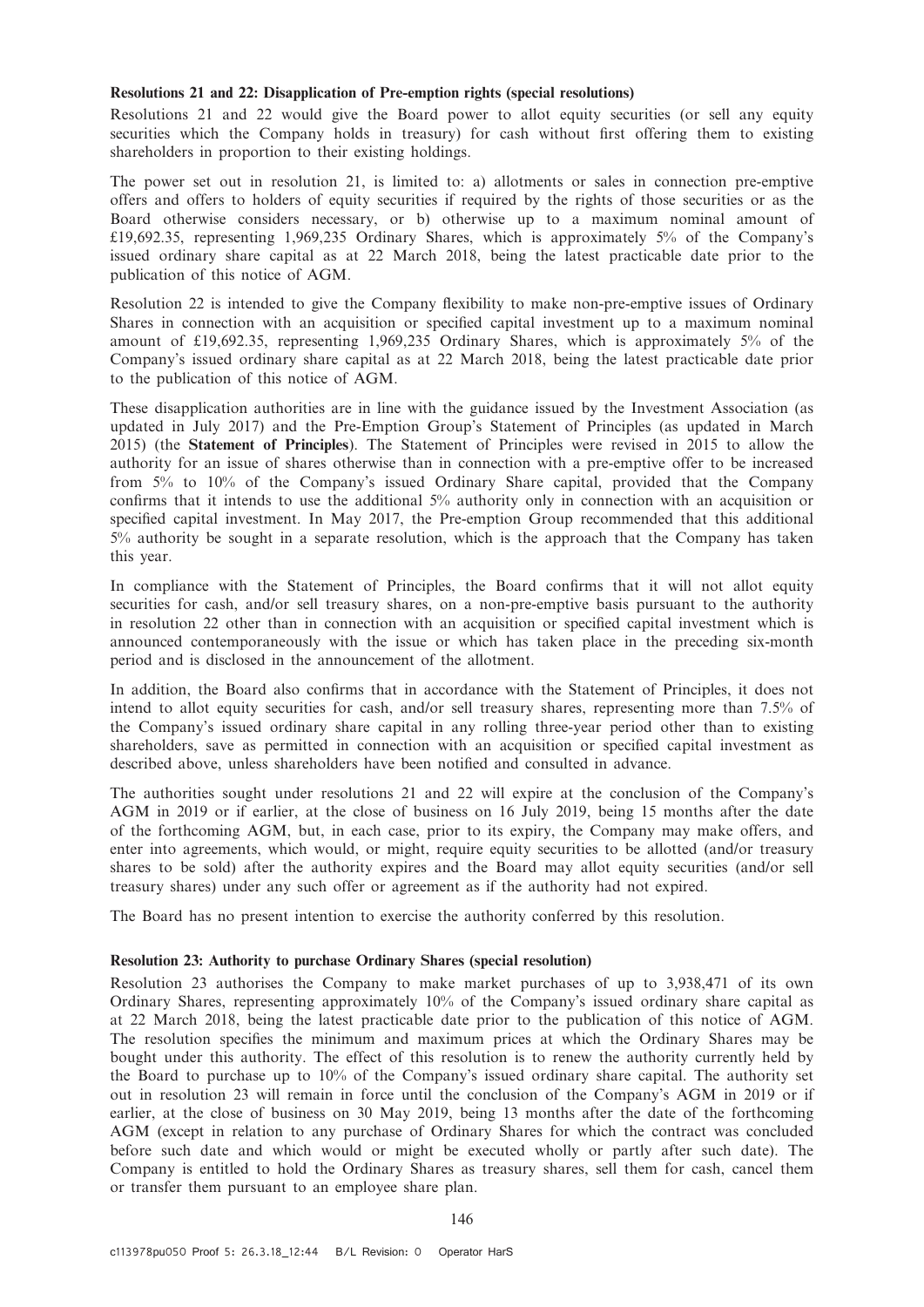**Resolutions 21 and 22: Disapplication of Pre-emption rights (special resolutions)**

Resolutions 21 and 22 would give the Board power to allot equity securities (or sell any equity securities which the Company holds in treasury) for cash without first offering them to existing shareholders in proportion to their existing holdings.

The power set out in resolution 21, is limited to: a) allotments or sales in connection pre-emptive offers and offers to holders of equity securities if required by the rights of those securities or as the Board otherwise considers necessary, or b) otherwise up to a maximum nominal amount of £19,692.35, representing 1,969,235 Ordinary Shares, which is approximately 5% of the Company's issued ordinary share capital as at 22 March 2018, being the latest practicable date prior to the publication of this notice of AGM.

Resolution 22 is intended to give the Company flexibility to make non-pre-emptive issues of Ordinary Shares in connection with an acquisition or specified capital investment up to a maximum nominal amount of £19,692.35, representing 1,969,235 Ordinary Shares, which is approximately 5% of the Company's issued ordinary share capital as at 22 March 2018, being the latest practicable date prior to the publication of this notice of AGM.

These disapplication authorities are in line with the guidance issued by the Investment Association (as updated in July 2017) and the Pre-Emption Group's Statement of Principles (as updated in March 2015) (the **Statement of Principles**). The Statement of Principles were revised in 2015 to allow the authority for an issue of shares otherwise than in connection with a pre-emptive offer to be increased from 5% to 10% of the Company's issued Ordinary Share capital, provided that the Company confirms that it intends to use the additional 5% authority only in connection with an acquisition or specified capital investment. In May 2017, the Pre-emption Group recommended that this additional 5% authority be sought in a separate resolution, which is the approach that the Company has taken this year.

In compliance with the Statement of Principles, the Board confirms that it will not allot equity securities for cash, and/or sell treasury shares, on a non-pre-emptive basis pursuant to the authority in resolution 22 other than in connection with an acquisition or specified capital investment which is announced contemporaneously with the issue or which has taken place in the preceding six-month period and is disclosed in the announcement of the allotment.

In addition, the Board also confirms that in accordance with the Statement of Principles, it does not intend to allot equity securities for cash, and/or sell treasury shares, representing more than 7.5% of the Company's issued ordinary share capital in any rolling three-year period other than to existing shareholders, save as permitted in connection with an acquisition or specified capital investment as described above, unless shareholders have been notified and consulted in advance.

The authorities sought under resolutions 21 and 22 will expire at the conclusion of the Company's AGM in 2019 or if earlier, at the close of business on 16 July 2019, being 15 months after the date of the forthcoming AGM, but, in each case, prior to its expiry, the Company may make offers, and enter into agreements, which would, or might, require equity securities to be allotted (and/or treasury shares to be sold) after the authority expires and the Board may allot equity securities (and/or sell treasury shares) under any such offer or agreement as if the authority had not expired.

The Board has no present intention to exercise the authority conferred by this resolution.

**Resolution 23: Authority to purchase Ordinary Shares (special resolution)**

Resolution 23 authorises the Company to make market purchases of up to 3,938,471 of its own Ordinary Shares, representing approximately 10% of the Company's issued ordinary share capital as at 22 March 2018, being the latest practicable date prior to the publication of this notice of AGM. The resolution specifies the minimum and maximum prices at which the Ordinary Shares may be bought under this authority. The effect of this resolution is to renew the authority currently held by the Board to purchase up to 10% of the Company's issued ordinary share capital. The authority set out in resolution 23 will remain in force until the conclusion of the Company's AGM in 2019 or if earlier, at the close of business on 30 May 2019, being 13 months after the date of the forthcoming AGM (except in relation to any purchase of Ordinary Shares for which the contract was concluded before such date and which would or might be executed wholly or partly after such date). The Company is entitled to hold the Ordinary Shares as treasury shares, sell them for cash, cancel them or transfer them pursuant to an employee share plan.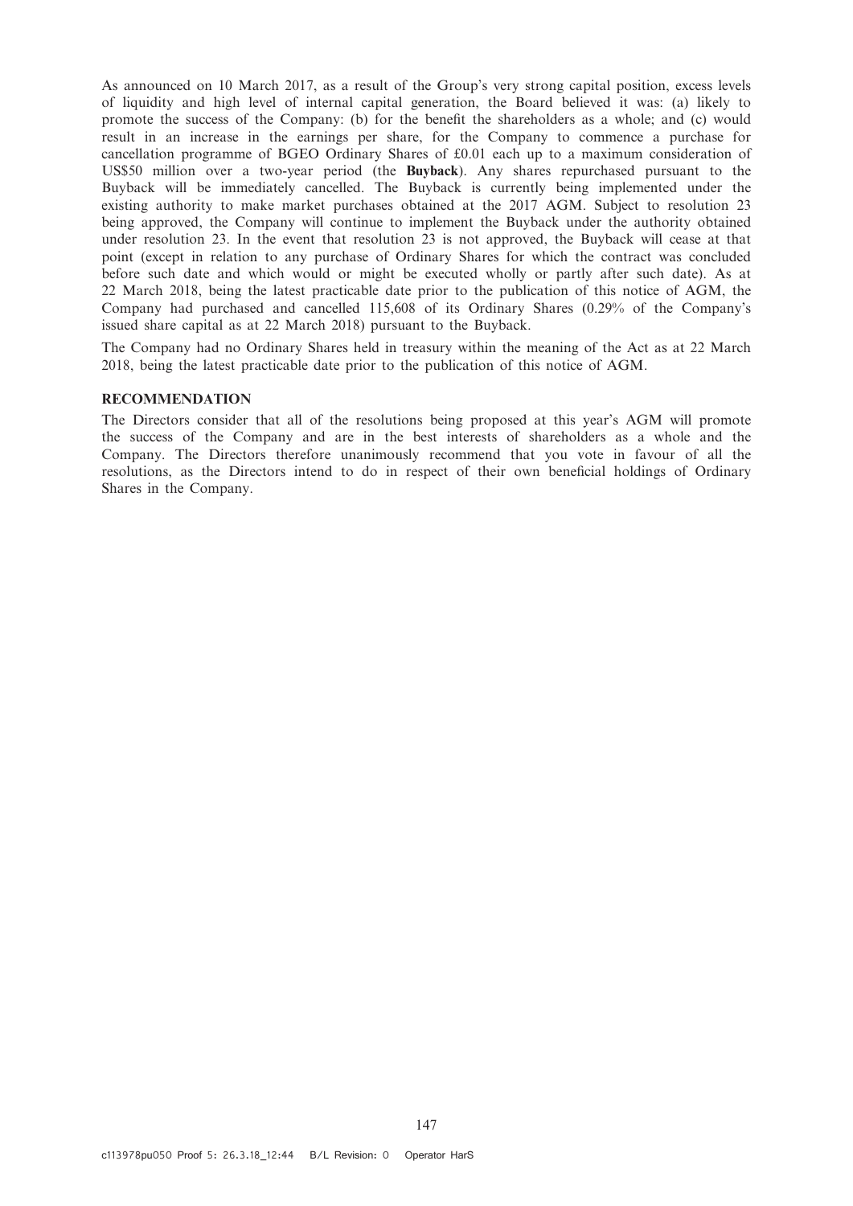As announced on 10 March 2017, as a result of the Group's very strong capital position, excess levels of liquidity and high level of internal capital generation, the Board believed it was: (a) likely to promote the success of the Company: (b) for the benefit the shareholders as a whole; and (c) would result in an increase in the earnings per share, for the Company to commence a purchase for cancellation programme of BGEO Ordinary Shares of £0.01 each up to a maximum consideration of US$50 million over a two-year period (the **Buyback**). Any shares repurchased pursuant to the Buyback will be immediately cancelled. The Buyback is currently being implemented under the existing authority to make market purchases obtained at the 2017 AGM. Subject to resolution 23 being approved, the Company will continue to implement the Buyback under the authority obtained under resolution 23. In the event that resolution 23 is not approved, the Buyback will cease at that point (except in relation to any purchase of Ordinary Shares for which the contract was concluded before such date and which would or might be executed wholly or partly after such date). As at 22 March 2018, being the latest practicable date prior to the publication of this notice of AGM, the Company had purchased and cancelled 115,608 of its Ordinary Shares (0.29% of the Company's issued share capital as at 22 March 2018) pursuant to the Buyback.

The Company had no Ordinary Shares held in treasury within the meaning of the Act as at 22 March 2018, being the latest practicable date prior to the publication of this notice of AGM.

**RECOMMENDATION**

The Directors consider that all of the resolutions being proposed at this year's AGM will promote the success of the Company and are in the best interests of shareholders as a whole and the Company. The Directors therefore unanimously recommend that you vote in favour of all the resolutions, as the Directors intend to do in respect of their own beneficial holdings of Ordinary Shares in the Company.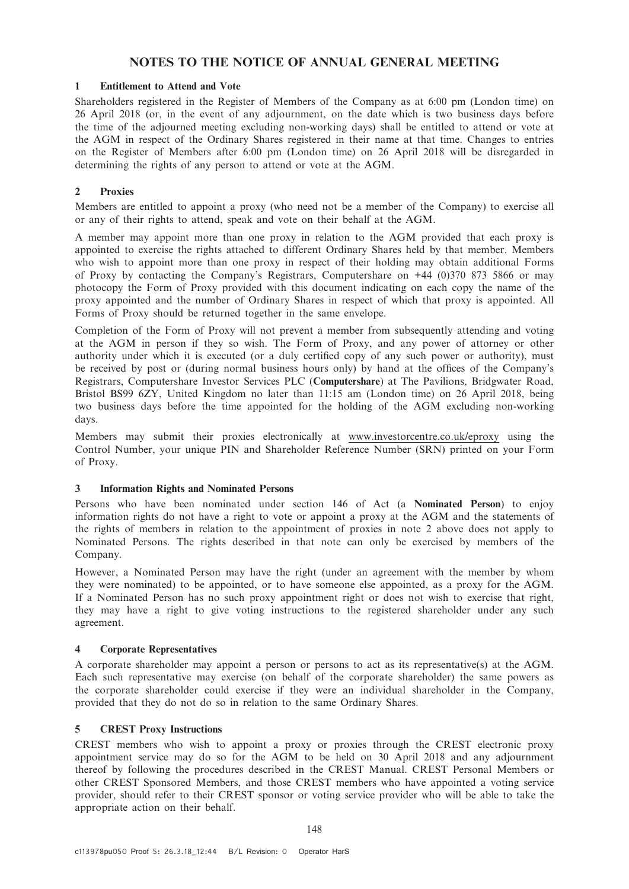# NOTES TO THE NOTICE OF ANNUAL GENERAL MEETING

## 1 Entitlement to Attend and Vote

Shareholders registered in the Register of Members of the Company as at 6:00 pm (London time) on 26 April 2018 (or, in the event of any adjournment, on the date which is two business days before the time of the adjourned meeting excluding non-working days) shall be entitled to attend or vote at the AGM in respect of the Ordinary Shares registered in their name at that time. Changes to entries on the Register of Members after 6:00 pm (London time) on 26 April 2018 will be disregarded in determining the rights of any person to attend or vote at the AGM.

## 2 Proxies

Members are entitled to appoint a proxy (who need not be a member of the Company) to exercise all or any of their rights to attend, speak and vote on their behalf at the AGM.

A member may appoint more than one proxy in relation to the AGM provided that each proxy is appointed to exercise the rights attached to different Ordinary Shares held by that member. Members who wish to appoint more than one proxy in respect of their holding may obtain additional Forms of Proxy by contacting the Company's Registrars, Computershare on +44 (0)370 873 5866 or may photocopy the Form of Proxy provided with this document indicating on each copy the name of the proxy appointed and the number of Ordinary Shares in respect of which that proxy is appointed. All Forms of Proxy should be returned together in the same envelope.

Completion of the Form of Proxy will not prevent a member from subsequently attending and voting at the AGM in person if they so wish. The Form of Proxy, and any power of attorney or other authority under which it is executed (or a duly certified copy of any such power or authority), must be received by post or (during normal business hours only) by hand at the offices of the Company's Registrars, Computershare Investor Services PLC (**Computershare**) at The Pavilions, Bridgwater Road, Bristol BS99 6ZY, United Kingdom no later than 11:15 am (London time) on 26 April 2018, being two business days before the time appointed for the holding of the AGM excluding non-working days.

Members may submit their proxies electronically at www.investorcentre.co.uk/eproxy using the Control Number, your unique PIN and Shareholder Reference Number (SRN) printed on your Form of Proxy.

## 3 Information Rights and Nominated Persons

Persons who have been nominated under section 146 of Act (a **Nominated Person**) to enjoy information rights do not have a right to vote or appoint a proxy at the AGM and the statements of the rights of members in relation to the appointment of proxies in note 2 above does not apply to Nominated Persons. The rights described in that note can only be exercised by members of the Company.

However, a Nominated Person may have the right (under an agreement with the member by whom they were nominated) to be appointed, or to have someone else appointed, as a proxy for the AGM. If a Nominated Person has no such proxy appointment right or does not wish to exercise that right, they may have a right to give voting instructions to the registered shareholder under any such agreement.

## 4 Corporate Representatives

A corporate shareholder may appoint a person or persons to act as its representative(s) at the AGM. Each such representative may exercise (on behalf of the corporate shareholder) the same powers as the corporate shareholder could exercise if they were an individual shareholder in the Company, provided that they do not do so in relation to the same Ordinary Shares.

## 5 CREST Proxy Instructions

CREST members who wish to appoint a proxy or proxies through the CREST electronic proxy appointment service may do so for the AGM to be held on 30 April 2018 and any adjournment thereof by following the procedures described in the CREST Manual. CREST Personal Members or other CREST Sponsored Members, and those CREST members who have appointed a voting service provider, should refer to their CREST sponsor or voting service provider who will be able to take the appropriate action on their behalf.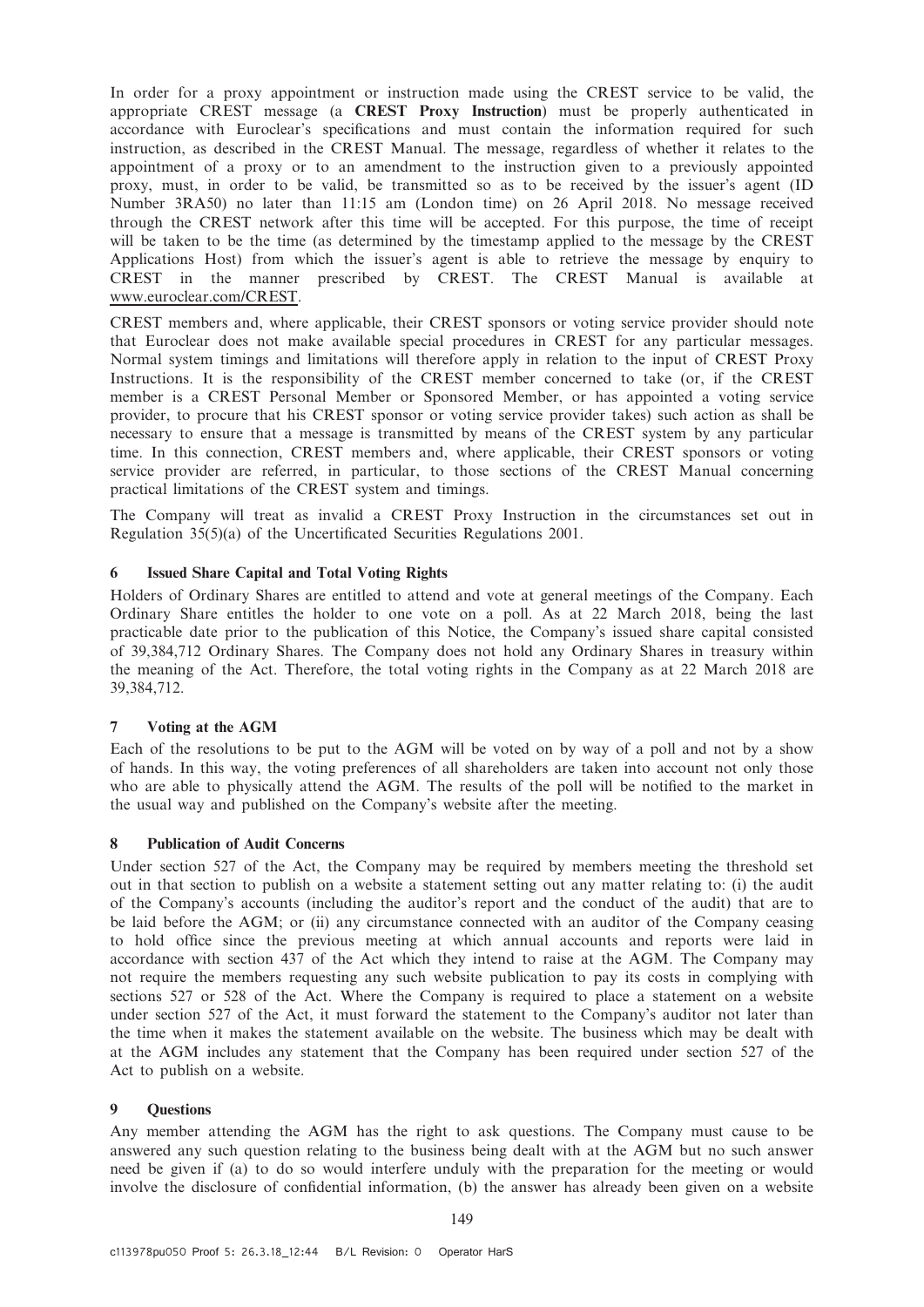In order for a proxy appointment or instruction made using the CREST service to be valid, the appropriate CREST message (a **CREST Proxy Instruction**) must be properly authenticated in accordance with Euroclear's specifications and must contain the information required for such instruction, as described in the CREST Manual. The message, regardless of whether it relates to the appointment of a proxy or to an amendment to the instruction given to a previously appointed proxy, must, in order to be valid, be transmitted so as to be received by the issuer's agent (ID Number 3RA50) no later than 11:15 am (London time) on 26 April 2018. No message received through the CREST network after this time will be accepted. For this purpose, the time of receipt will be taken to be the time (as determined by the timestamp applied to the message by the CREST Applications Host) from which the issuer's agent is able to retrieve the message by enquiry to CREST in the manner prescribed by CREST. The CREST Manual is available at www.euroclear.com/CREST.

CREST members and, where applicable, their CREST sponsors or voting service provider should note that Euroclear does not make available special procedures in CREST for any particular messages. Normal system timings and limitations will therefore apply in relation to the input of CREST Proxy Instructions. It is the responsibility of the CREST member concerned to take (or, if the CREST member is a CREST Personal Member or Sponsored Member, or has appointed a voting service provider, to procure that his CREST sponsor or voting service provider takes) such action as shall be necessary to ensure that a message is transmitted by means of the CREST system by any particular time. In this connection, CREST members and, where applicable, their CREST sponsors or voting service provider are referred, in particular, to those sections of the CREST Manual concerning practical limitations of the CREST system and timings.

The Company will treat as invalid a CREST Proxy Instruction in the circumstances set out in Regulation 35(5)(a) of the Uncertificated Securities Regulations 2001.

### 6 Issued Share Capital and Total Voting Rights

Holders of Ordinary Shares are entitled to attend and vote at general meetings of the Company. Each Ordinary Share entitles the holder to one vote on a poll. As at 22 March 2018, being the last practicable date prior to the publication of this Notice, the Company's issued share capital consisted of 39,384,712 Ordinary Shares. The Company does not hold any Ordinary Shares in treasury within the meaning of the Act. Therefore, the total voting rights in the Company as at 22 March 2018 are 39,384,712.

### 7 Voting at the AGM

Each of the resolutions to be put to the AGM will be voted on by way of a poll and not by a show of hands. In this way, the voting preferences of all shareholders are taken into account not only those who are able to physically attend the AGM. The results of the poll will be notified to the market in the usual way and published on the Company's website after the meeting.

### 8 Publication of Audit Concerns

Under section 527 of the Act, the Company may be required by members meeting the threshold set out in that section to publish on a website a statement setting out any matter relating to: (i) the audit of the Company's accounts (including the auditor's report and the conduct of the audit) that are to be laid before the AGM; or (ii) any circumstance connected with an auditor of the Company ceasing to hold office since the previous meeting at which annual accounts and reports were laid in accordance with section 437 of the Act which they intend to raise at the AGM. The Company may not require the members requesting any such website publication to pay its costs in complying with sections 527 or 528 of the Act. Where the Company is required to place a statement on a website under section 527 of the Act, it must forward the statement to the Company's auditor not later than the time when it makes the statement available on the website. The business which may be dealt with at the AGM includes any statement that the Company has been required under section 527 of the Act to publish on a website.

### 9 Questions

Any member attending the AGM has the right to ask questions. The Company must cause to be answered any such question relating to the business being dealt with at the AGM but no such answer need be given if (a) to do so would interfere unduly with the preparation for the meeting or would involve the disclosure of confidential information, (b) the answer has already been given on a website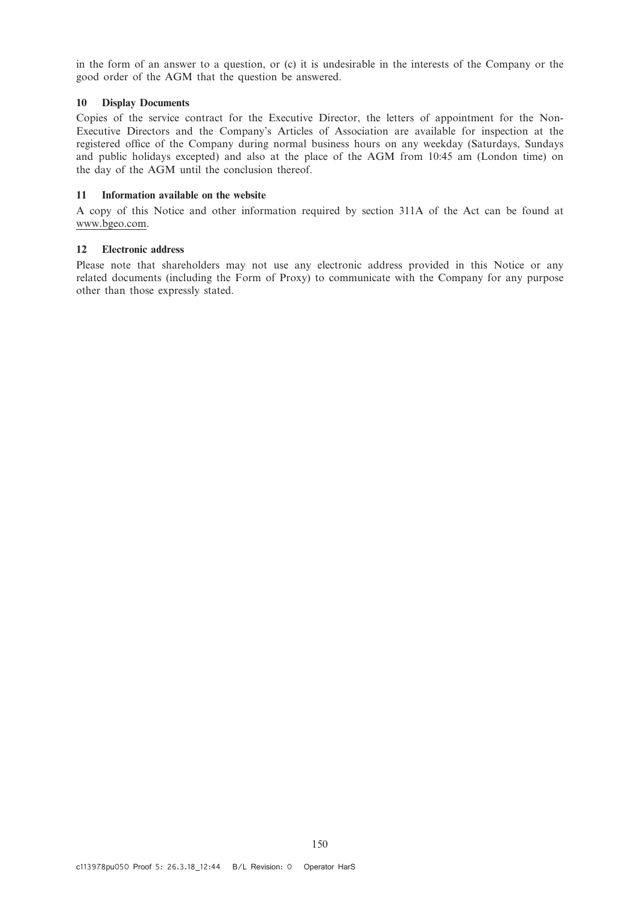in the form of an answer to a question, or (c) it is undesirable in the interests of the Company or the good order of the AGM that the question be answered.

**10 Display Documents**

Copies of the service contract for the Executive Director, the letters of appointment for the Non-Executive Directors and the Company's Articles of Association are available for inspection at the registered office of the Company during normal business hours on any weekday (Saturdays, Sundays and public holidays excepted) and also at the place of the AGM from 10:45 am (London time) on the day of the AGM until the conclusion thereof.

**11 Information available on the website**

A copy of this Notice and other information required by section 311A of the Act can be found at www.bgeo.com.

**12 Electronic address**

Please note that shareholders may not use any electronic address provided in this Notice or any related documents (including the Form of Proxy) to communicate with the Company for any purpose other than those expressly stated.